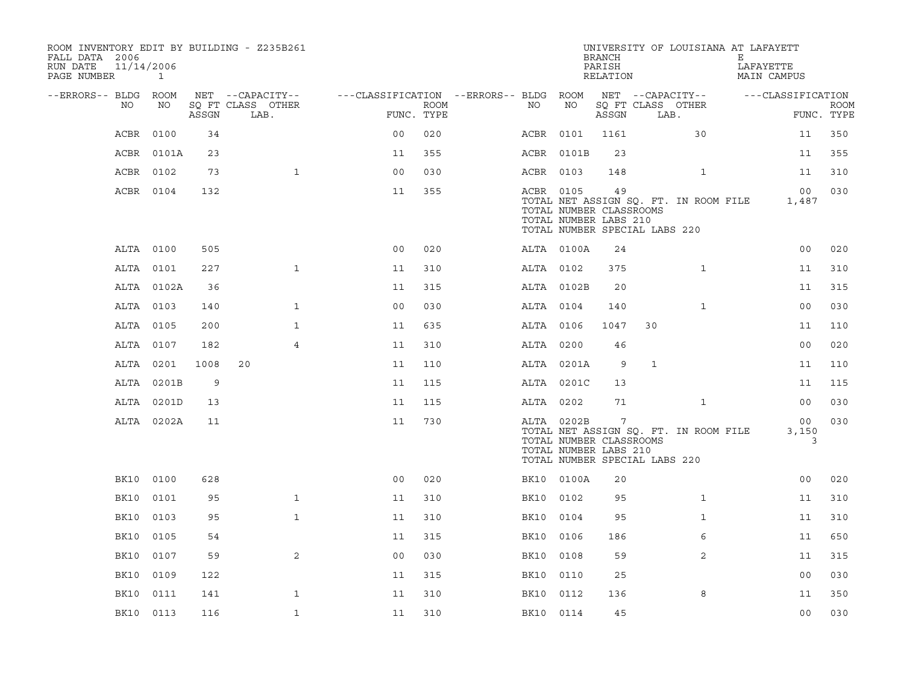ROOM INVENTORY EDIT BY BUILDING - Z235B261
FALL DATA 2006
RUN DATE 11/14/2006

UNIVERSITY OF LOUISIANA AT LAFAYETT
BRANCH E
PARISH LAFAYETTE
RELATION MAIN CAMPUS

| --ERRORS-- | BLDG NO | ROOM NO | NET ASSGN SQ FT | CAPACITY CLASS | CAPACITY LAB. | CAPACITY OTHER | FUNC. | ROOM TYPE | --ERRORS-- | BLDG NO | ROOM NO | NET ASSGN SQ FT | CAPACITY CLASS | CAPACITY LAB. | CAPACITY OTHER | FUNC. | ROOM TYPE |
|---|---|---|---|---|---|---|---|---|---|---|---|---|---|---|---|---|---|
| | ACBR | 0100 | 34 | | | | 00 | 020 | | ACBR | 0101 | 1161 | | | 30 | 11 | 350 |
| | ACBR | 0101A | 23 | | | | 11 | 355 | | ACBR | 0101B | 23 | | | | 11 | 355 |
| | ACBR | 0102 | 73 | | | 1 | 00 | 030 | | ACBR | 0103 | 148 | | | 1 | 11 | 310 |
| | ACBR | 0104 | 132 | | | | 11 | 355 | | ACBR | 0105 | 49 | | | | 00 | 030 |
| | | | | | | | | | | TOTAL NET ASSIGN SQ. FT. IN ROOM FILE | | | | | | 1,487 | |
| | | | | | | | | | | TOTAL NUMBER CLASSROOMS | | | | | | | |
| | | | | | | | | | | TOTAL NUMBER LABS 210 | | | | | | | |
| | | | | | | | | | | TOTAL NUMBER SPECIAL LABS 220 | | | | | | | |
| | ALTA | 0100 | 505 | | | | 00 | 020 | | ALTA | 0100A | 24 | | | | 00 | 020 |
| | ALTA | 0101 | 227 | | | 1 | 11 | 310 | | ALTA | 0102 | 375 | | | 1 | 11 | 310 |
| | ALTA | 0102A | 36 | | | | 11 | 315 | | ALTA | 0102B | 20 | | | | 11 | 315 |
| | ALTA | 0103 | 140 | | | 1 | 00 | 030 | | ALTA | 0104 | 140 | | | 1 | 00 | 030 |
| | ALTA | 0105 | 200 | | | 1 | 11 | 635 | | ALTA | 0106 | 1047 | 30 | | | 11 | 110 |
| | ALTA | 0107 | 182 | | | 4 | 11 | 310 | | ALTA | 0200 | 46 | | | | 00 | 020 |
| | ALTA | 0201 | 1008 | 20 | | | 11 | 110 | | ALTA | 0201A | 9 | 1 | | | 11 | 110 |
| | ALTA | 0201B | 9 | | | | 11 | 115 | | ALTA | 0201C | 13 | | | | 11 | 115 |
| | ALTA | 0201D | 13 | | | | 11 | 115 | | ALTA | 0202 | 71 | | | 1 | 00 | 030 |
| | ALTA | 0202A | 11 | | | | 11 | 730 | | ALTA | 0202B | 7 | | | | 00 | 030 |
| | | | | | | | | | | TOTAL NET ASSIGN SQ. FT. IN ROOM FILE | | | | | | 3,150 | |
| | | | | | | | | | | TOTAL NUMBER CLASSROOMS | | | | | | 3 | |
| | | | | | | | | | | TOTAL NUMBER LABS 210 | | | | | | | |
| | | | | | | | | | | TOTAL NUMBER SPECIAL LABS 220 | | | | | | | |
| | BK10 | 0100 | 628 | | | | 00 | 020 | | BK10 | 0100A | 20 | | | | 00 | 020 |
| | BK10 | 0101 | 95 | | | 1 | 11 | 310 | | BK10 | 0102 | 95 | | | 1 | 11 | 310 |
| | BK10 | 0103 | 95 | | | 1 | 11 | 310 | | BK10 | 0104 | 95 | | | 1 | 11 | 310 |
| | BK10 | 0105 | 54 | | | | 11 | 315 | | BK10 | 0106 | 186 | | | 6 | 11 | 650 |
| | BK10 | 0107 | 59 | | | 2 | 00 | 030 | | BK10 | 0108 | 59 | | | 2 | 11 | 315 |
| | BK10 | 0109 | 122 | | | | 11 | 315 | | BK10 | 0110 | 25 | | | | 00 | 030 |
| | BK10 | 0111 | 141 | | | 1 | 11 | 310 | | BK10 | 0112 | 136 | | | 8 | 11 | 350 |
| | BK10 | 0113 | 116 | | | 1 | 11 | 310 | | BK10 | 0114 | 45 | | | | 00 | 030 |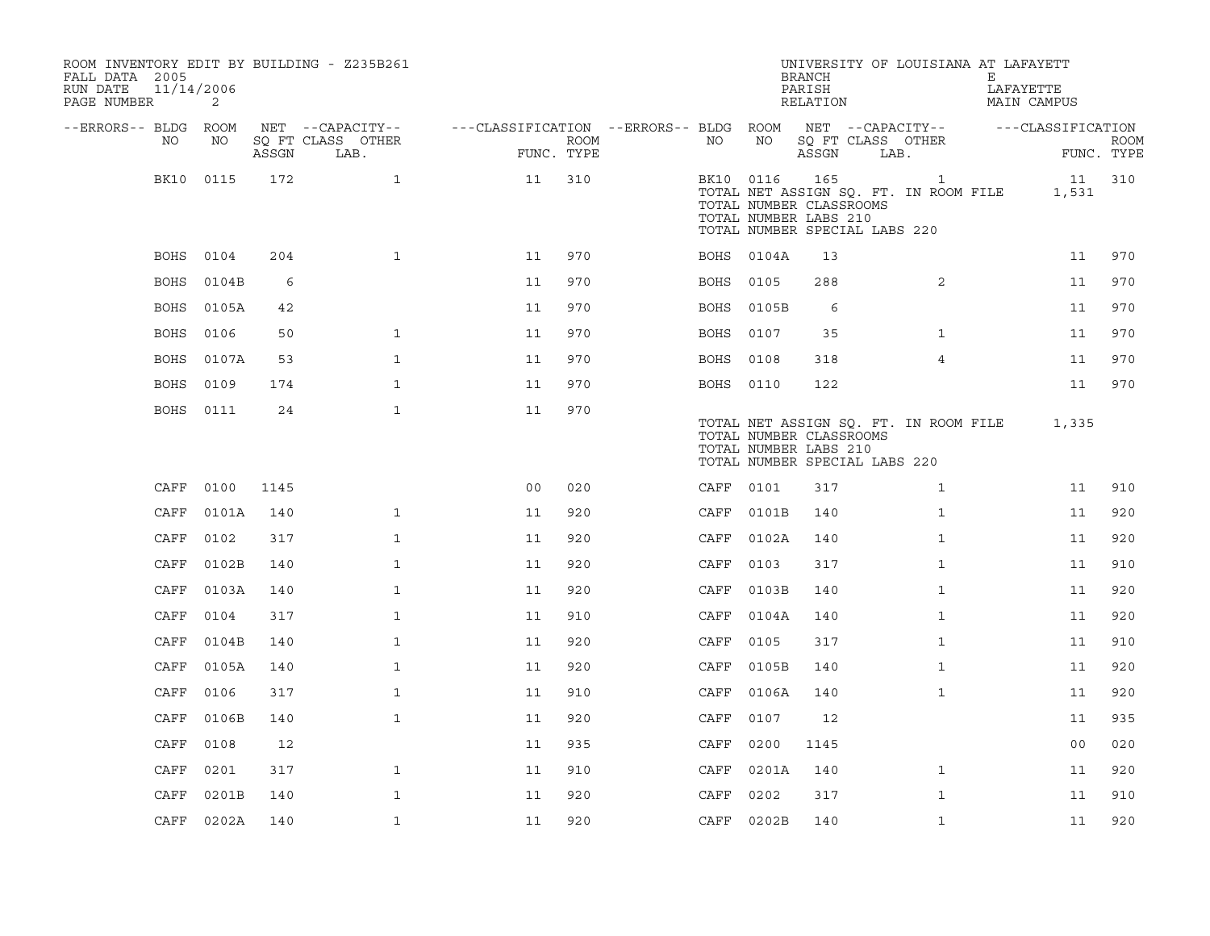ROOM INVENTORY EDIT BY BUILDING - Z235B261
FALL DATA 2005
RUN DATE 11/14/2006
PAGE NUMBER 2

UNIVERSITY OF LOUISIANA AT LAFAYETTE
BRANCH E
PARISH LAFAYETTE
RELATION MAIN CAMPUS

| --ERRORS-- | BLDG NO | ROOM NO | NET SQ FT ASSGN | --CAPACITY-- CLASS LAB. | OTHER | ---CLASSIFICATION FUNC. | ROOM TYPE | --ERRORS-- | BLDG NO | ROOM NO | NET SQ FT ASSGN | --CAPACITY-- CLASS LAB. | OTHER | ---CLASSIFICATION FUNC. | ROOM TYPE |
|---|---|---|---|---|---|---|---|---|---|---|---|---|---|---|---|
| | BK10 | 0115 | 172 | | 1 | 11 | 310 | | BK10 | 0116 | 165 | | 1 | 11 | 310 |

TOTAL NET ASSIGN SQ. FT. IN ROOM FILE 1,531
TOTAL NUMBER CLASSROOMS
TOTAL NUMBER LABS 210
TOTAL NUMBER SPECIAL LABS 220

| --ERRORS-- | BLDG NO | ROOM NO | NET SQ FT ASSGN | --CAPACITY-- CLASS LAB. | OTHER | ---CLASSIFICATION FUNC. | ROOM TYPE | --ERRORS-- | BLDG NO | ROOM NO | NET SQ FT ASSGN | --CAPACITY-- CLASS LAB. | OTHER | ---CLASSIFICATION FUNC. | ROOM TYPE |
|---|---|---|---|---|---|---|---|---|---|---|---|---|---|---|---|
| | BOHS | 0104 | 204 | | 1 | 11 | 970 | | BOHS | 0104A | 13 | | | 11 | 970 |
| | BOHS | 0104B | 6 | | | 11 | 970 | | BOHS | 0105 | 288 | | 2 | 11 | 970 |
| | BOHS | 0105A | 42 | | | 11 | 970 | | BOHS | 0105B | 6 | | | 11 | 970 |
| | BOHS | 0106 | 50 | | 1 | 11 | 970 | | BOHS | 0107 | 35 | | 1 | 11 | 970 |
| | BOHS | 0107A | 53 | | 1 | 11 | 970 | | BOHS | 0108 | 318 | | 4 | 11 | 970 |
| | BOHS | 0109 | 174 | | 1 | 11 | 970 | | BOHS | 0110 | 122 | | | 11 | 970 |
| | BOHS | 0111 | 24 | | 1 | 11 | 970 | | | | | | | | |

TOTAL NET ASSIGN SQ. FT. IN ROOM FILE 1,335
TOTAL NUMBER CLASSROOMS
TOTAL NUMBER LABS 210
TOTAL NUMBER SPECIAL LABS 220

| --ERRORS-- | BLDG NO | ROOM NO | NET SQ FT ASSGN | --CAPACITY-- CLASS LAB. | OTHER | ---CLASSIFICATION FUNC. | ROOM TYPE | --ERRORS-- | BLDG NO | ROOM NO | NET SQ FT ASSGN | --CAPACITY-- CLASS LAB. | OTHER | ---CLASSIFICATION FUNC. | ROOM TYPE |
|---|---|---|---|---|---|---|---|---|---|---|---|---|---|---|---|
| | CAFF | 0100 | 1145 | | | 00 | 020 | | CAFF | 0101 | 317 | | 1 | 11 | 910 |
| | CAFF | 0101A | 140 | | 1 | 11 | 920 | | CAFF | 0101B | 140 | | 1 | 11 | 920 |
| | CAFF | 0102 | 317 | | 1 | 11 | 920 | | CAFF | 0102A | 140 | | 1 | 11 | 920 |
| | CAFF | 0102B | 140 | | 1 | 11 | 920 | | CAFF | 0103 | 317 | | 1 | 11 | 910 |
| | CAFF | 0103A | 140 | | 1 | 11 | 920 | | CAFF | 0103B | 140 | | 1 | 11 | 920 |
| | CAFF | 0104 | 317 | | 1 | 11 | 910 | | CAFF | 0104A | 140 | | 1 | 11 | 920 |
| | CAFF | 0104B | 140 | | 1 | 11 | 920 | | CAFF | 0105 | 317 | | 1 | 11 | 910 |
| | CAFF | 0105A | 140 | | 1 | 11 | 920 | | CAFF | 0105B | 140 | | 1 | 11 | 920 |
| | CAFF | 0106 | 317 | | 1 | 11 | 910 | | CAFF | 0106A | 140 | | 1 | 11 | 920 |
| | CAFF | 0106B | 140 | | 1 | 11 | 920 | | CAFF | 0107 | 12 | | | 11 | 935 |
| | CAFF | 0108 | 12 | | | 11 | 935 | | CAFF | 0200 | 1145 | | | 00 | 020 |
| | CAFF | 0201 | 317 | | 1 | 11 | 910 | | CAFF | 0201A | 140 | | 1 | 11 | 920 |
| | CAFF | 0201B | 140 | | 1 | 11 | 920 | | CAFF | 0202 | 317 | | 1 | 11 | 910 |
| | CAFF | 0202A | 140 | | 1 | 11 | 920 | | CAFF | 0202B | 140 | | 1 | 11 | 920 |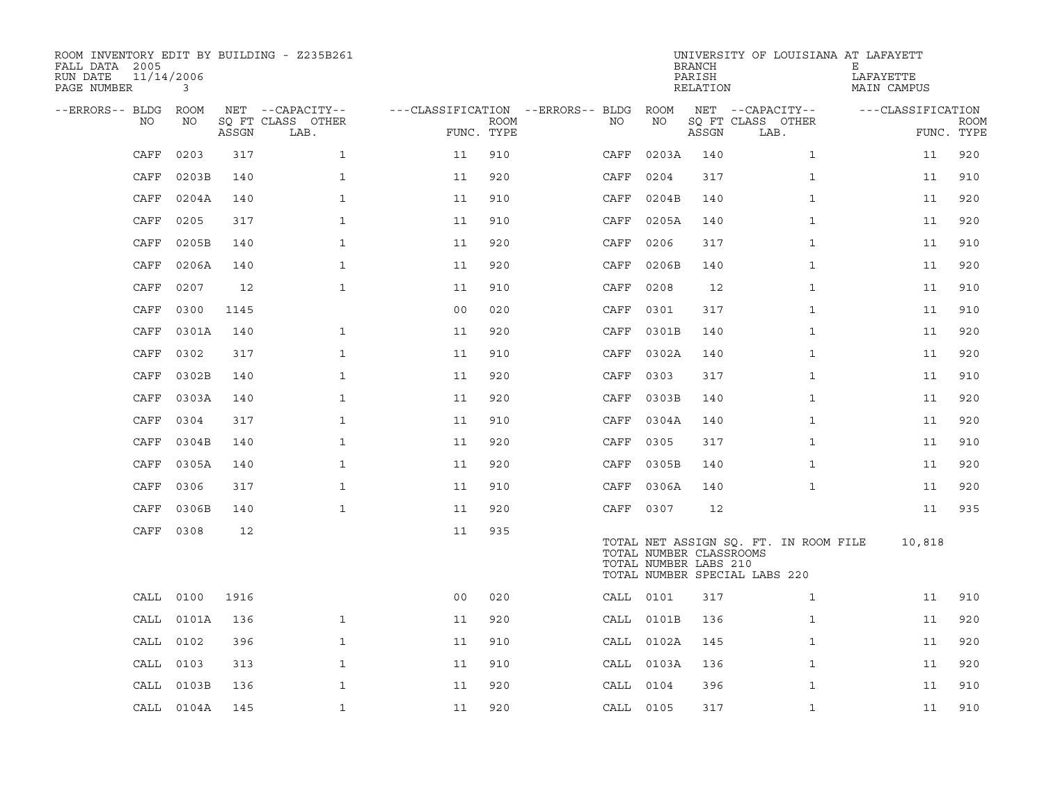ROOM INVENTORY EDIT BY BUILDING - Z235B261
FALL DATA 2005
RUN DATE 11/14/2006
PAGE NUMBER 3

UNIVERSITY OF LOUISIANA AT LAFAYETT
BRANCH E
PARISH LAFAYETTE
RELATION MAIN CAMPUS

| --ERRORS-- | BLDG NO | ROOM NO | NET SQ FT ASSGN | --CAPACITY-- CLASS | LAB. | OTHER | ---CLASSIFICATION FUNC. | ROOM TYPE | --ERRORS-- | BLDG NO | ROOM NO | NET SQ FT ASSGN | --CAPACITY-- CLASS | LAB. | OTHER | ---CLASSIFICATION FUNC. | ROOM TYPE |
|---|---|---|---|---|---|---|---|---|---|---|---|---|---|---|---|---|---|
| | CAFF | 0203 | 317 | | | 1 | 11 | 910 | | CAFF | 0203A | 140 | | | 1 | 11 | 920 |
| | CAFF | 0203B | 140 | | | 1 | 11 | 920 | | CAFF | 0204 | 317 | | | 1 | 11 | 910 |
| | CAFF | 0204A | 140 | | | 1 | 11 | 910 | | CAFF | 0204B | 140 | | | 1 | 11 | 920 |
| | CAFF | 0205 | 317 | | | 1 | 11 | 910 | | CAFF | 0205A | 140 | | | 1 | 11 | 920 |
| | CAFF | 0205B | 140 | | | 1 | 11 | 920 | | CAFF | 0206 | 317 | | | 1 | 11 | 910 |
| | CAFF | 0206A | 140 | | | 1 | 11 | 920 | | CAFF | 0206B | 140 | | | 1 | 11 | 920 |
| | CAFF | 0207 | 12 | | | 1 | 11 | 910 | | CAFF | 0208 | 12 | | | 1 | 11 | 910 |
| | CAFF | 0300 | 1145 | | | | 00 | 020 | | CAFF | 0301 | 317 | | | 1 | 11 | 910 |
| | CAFF | 0301A | 140 | | | 1 | 11 | 920 | | CAFF | 0301B | 140 | | | 1 | 11 | 920 |
| | CAFF | 0302 | 317 | | | 1 | 11 | 910 | | CAFF | 0302A | 140 | | | 1 | 11 | 920 |
| | CAFF | 0302B | 140 | | | 1 | 11 | 920 | | CAFF | 0303 | 317 | | | 1 | 11 | 910 |
| | CAFF | 0303A | 140 | | | 1 | 11 | 920 | | CAFF | 0303B | 140 | | | 1 | 11 | 920 |
| | CAFF | 0304 | 317 | | | 1 | 11 | 910 | | CAFF | 0304A | 140 | | | 1 | 11 | 920 |
| | CAFF | 0304B | 140 | | | 1 | 11 | 920 | | CAFF | 0305 | 317 | | | 1 | 11 | 910 |
| | CAFF | 0305A | 140 | | | 1 | 11 | 920 | | CAFF | 0305B | 140 | | | 1 | 11 | 920 |
| | CAFF | 0306 | 317 | | | 1 | 11 | 910 | | CAFF | 0306A | 140 | | | 1 | 11 | 920 |
| | CAFF | 0306B | 140 | | | 1 | 11 | 920 | | CAFF | 0307 | 12 | | | | 11 | 935 |
| | CAFF | 0308 | 12 | | | | 11 | 935 | | | | | | | | | |

TOTAL NET ASSIGN SQ. FT. IN ROOM FILE 10,818
TOTAL NUMBER CLASSROOMS
TOTAL NUMBER LABS 210
TOTAL NUMBER SPECIAL LABS 220

| --ERRORS-- | BLDG NO | ROOM NO | NET SQ FT ASSGN | --CAPACITY-- CLASS | LAB. | OTHER | ---CLASSIFICATION FUNC. | ROOM TYPE | --ERRORS-- | BLDG NO | ROOM NO | NET SQ FT ASSGN | --CAPACITY-- CLASS | LAB. | OTHER | ---CLASSIFICATION FUNC. | ROOM TYPE |
|---|---|---|---|---|---|---|---|---|---|---|---|---|---|---|---|---|---|
| | CALL | 0100 | 1916 | | | | 00 | 020 | | CALL | 0101 | 317 | | | 1 | 11 | 910 |
| | CALL | 0101A | 136 | | | 1 | 11 | 920 | | CALL | 0101B | 136 | | | 1 | 11 | 920 |
| | CALL | 0102 | 396 | | | 1 | 11 | 910 | | CALL | 0102A | 145 | | | 1 | 11 | 920 |
| | CALL | 0103 | 313 | | | 1 | 11 | 910 | | CALL | 0103A | 136 | | | 1 | 11 | 920 |
| | CALL | 0103B | 136 | | | 1 | 11 | 920 | | CALL | 0104 | 396 | | | 1 | 11 | 910 |
| | CALL | 0104A | 145 | | | 1 | 11 | 920 | | CALL | 0105 | 317 | | | 1 | 11 | 910 |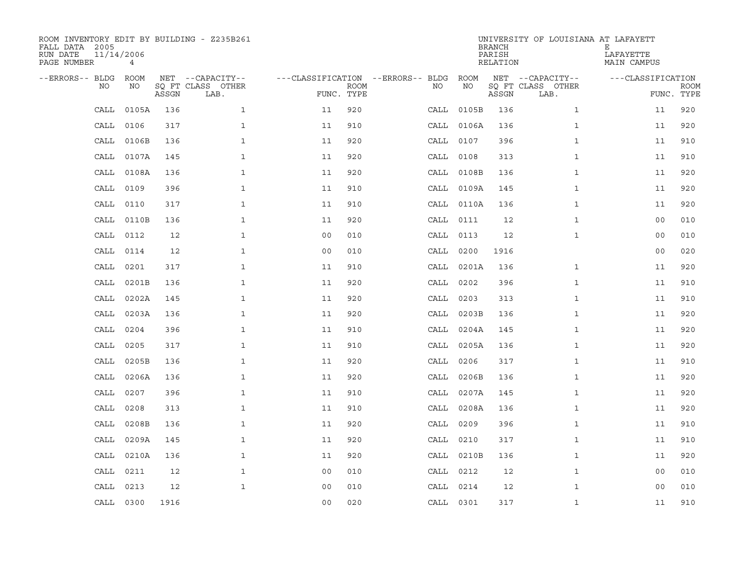ROOM INVENTORY EDIT BY BUILDING - Z235B261
FALL DATA 2005
RUN DATE 11/14/2006
PAGE NUMBER 4

UNIVERSITY OF LOUISIANA AT LAFAYETTE
BRANCH E
PARISH LAFAYETTE
RELATION MAIN CAMPUS

| --ERRORS-- | BLDG NO | ROOM NO | NET SQ FT ASSGN | --CAPACITY-- CLASS LAB. | OTHER | ---CLASSIFICATION FUNC. | ROOM TYPE | --ERRORS-- | BLDG NO | ROOM NO | NET SQ FT ASSGN | --CAPACITY-- CLASS LAB. | OTHER | ---CLASSIFICATION FUNC. | ROOM TYPE |
|---|---|---|---|---|---|---|---|---|---|---|---|---|---|---|---|
| | CALL | 0105A | 136 | | 1 | 11 | 920 | | CALL | 0105B | 136 | | 1 | 11 | 920 |
| | CALL | 0106 | 317 | | 1 | 11 | 910 | | CALL | 0106A | 136 | | 1 | 11 | 920 |
| | CALL | 0106B | 136 | | 1 | 11 | 920 | | CALL | 0107 | 396 | | 1 | 11 | 910 |
| | CALL | 0107A | 145 | | 1 | 11 | 920 | | CALL | 0108 | 313 | | 1 | 11 | 910 |
| | CALL | 0108A | 136 | | 1 | 11 | 920 | | CALL | 0108B | 136 | | 1 | 11 | 920 |
| | CALL | 0109 | 396 | | 1 | 11 | 910 | | CALL | 0109A | 145 | | 1 | 11 | 920 |
| | CALL | 0110 | 317 | | 1 | 11 | 910 | | CALL | 0110A | 136 | | 1 | 11 | 920 |
| | CALL | 0110B | 136 | | 1 | 11 | 920 | | CALL | 0111 | 12 | | 1 | 00 | 010 |
| | CALL | 0112 | 12 | | 1 | 00 | 010 | | CALL | 0113 | 12 | | 1 | 00 | 010 |
| | CALL | 0114 | 12 | | 1 | 00 | 010 | | CALL | 0200 | 1916 | | | 00 | 020 |
| | CALL | 0201 | 317 | | 1 | 11 | 910 | | CALL | 0201A | 136 | | 1 | 11 | 920 |
| | CALL | 0201B | 136 | | 1 | 11 | 920 | | CALL | 0202 | 396 | | 1 | 11 | 910 |
| | CALL | 0202A | 145 | | 1 | 11 | 920 | | CALL | 0203 | 313 | | 1 | 11 | 910 |
| | CALL | 0203A | 136 | | 1 | 11 | 920 | | CALL | 0203B | 136 | | 1 | 11 | 920 |
| | CALL | 0204 | 396 | | 1 | 11 | 910 | | CALL | 0204A | 145 | | 1 | 11 | 920 |
| | CALL | 0205 | 317 | | 1 | 11 | 910 | | CALL | 0205A | 136 | | 1 | 11 | 920 |
| | CALL | 0205B | 136 | | 1 | 11 | 920 | | CALL | 0206 | 317 | | 1 | 11 | 910 |
| | CALL | 0206A | 136 | | 1 | 11 | 920 | | CALL | 0206B | 136 | | 1 | 11 | 920 |
| | CALL | 0207 | 396 | | 1 | 11 | 910 | | CALL | 0207A | 145 | | 1 | 11 | 920 |
| | CALL | 0208 | 313 | | 1 | 11 | 910 | | CALL | 0208A | 136 | | 1 | 11 | 920 |
| | CALL | 0208B | 136 | | 1 | 11 | 920 | | CALL | 0209 | 396 | | 1 | 11 | 910 |
| | CALL | 0209A | 145 | | 1 | 11 | 920 | | CALL | 0210 | 317 | | 1 | 11 | 910 |
| | CALL | 0210A | 136 | | 1 | 11 | 920 | | CALL | 0210B | 136 | | 1 | 11 | 920 |
| | CALL | 0211 | 12 | | 1 | 00 | 010 | | CALL | 0212 | 12 | | 1 | 00 | 010 |
| | CALL | 0213 | 12 | | 1 | 00 | 010 | | CALL | 0214 | 12 | | 1 | 00 | 010 |
| | CALL | 0300 | 1916 | | | 00 | 020 | | CALL | 0301 | 317 | | 1 | 11 | 910 |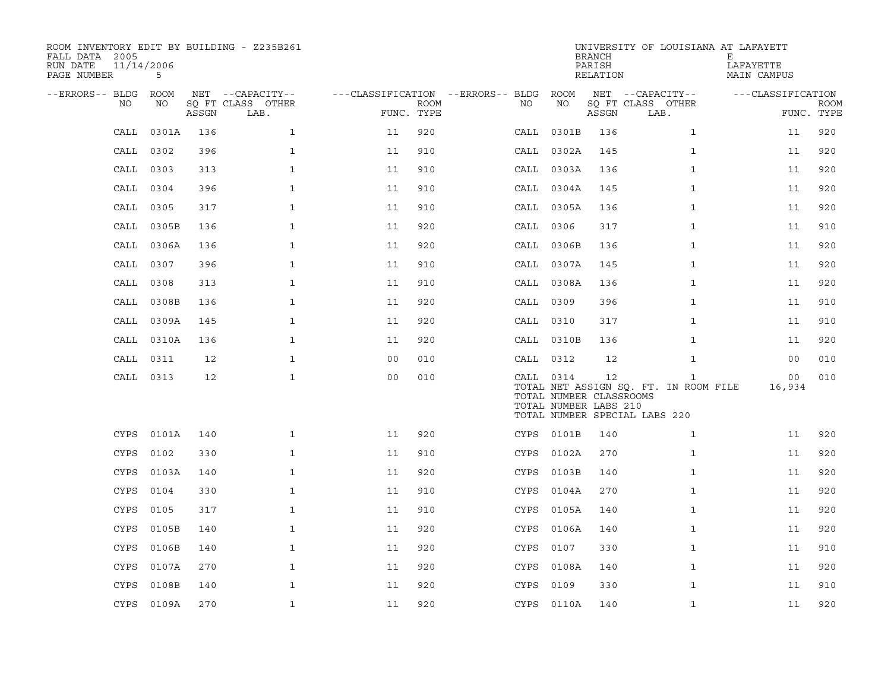ROOM INVENTORY EDIT BY BUILDING - Z235B261
FALL DATA 2005
RUN DATE 11/14/2006
PAGE NUMBER 5

UNIVERSITY OF LOUISIANA AT LAFAYETT
BRANCH E
PARISH LAFAYETTE
RELATION MAIN CAMPUS

| --ERRORS-- | BLDG NO | ROOM NO | NET SQ FT ASSGN | --CAPACITY-- CLASS | OTHER LAB. | ---CLASSIFICATION FUNC. | ROOM TYPE | --ERRORS-- | BLDG NO | ROOM NO | NET SQ FT ASSGN | --CAPACITY-- CLASS | OTHER LAB. | ---CLASSIFICATION FUNC. | ROOM TYPE |
|---|---|---|---|---|---|---|---|---|---|---|---|---|---|---|---|
| | CALL | 0301A | 136 | | 1 | 11 | 920 | | CALL | 0301B | 136 | | 1 | 11 | 920 |
| | CALL | 0302 | 396 | | 1 | 11 | 910 | | CALL | 0302A | 145 | | 1 | 11 | 920 |
| | CALL | 0303 | 313 | | 1 | 11 | 910 | | CALL | 0303A | 136 | | 1 | 11 | 920 |
| | CALL | 0304 | 396 | | 1 | 11 | 910 | | CALL | 0304A | 145 | | 1 | 11 | 920 |
| | CALL | 0305 | 317 | | 1 | 11 | 910 | | CALL | 0305A | 136 | | 1 | 11 | 920 |
| | CALL | 0305B | 136 | | 1 | 11 | 920 | | CALL | 0306 | 317 | | 1 | 11 | 910 |
| | CALL | 0306A | 136 | | 1 | 11 | 920 | | CALL | 0306B | 136 | | 1 | 11 | 920 |
| | CALL | 0307 | 396 | | 1 | 11 | 910 | | CALL | 0307A | 145 | | 1 | 11 | 920 |
| | CALL | 0308 | 313 | | 1 | 11 | 910 | | CALL | 0308A | 136 | | 1 | 11 | 920 |
| | CALL | 0308B | 136 | | 1 | 11 | 920 | | CALL | 0309 | 396 | | 1 | 11 | 910 |
| | CALL | 0309A | 145 | | 1 | 11 | 920 | | CALL | 0310 | 317 | | 1 | 11 | 910 |
| | CALL | 0310A | 136 | | 1 | 11 | 920 | | CALL | 0310B | 136 | | 1 | 11 | 920 |
| | CALL | 0311 | 12 | | 1 | 00 | 010 | | CALL | 0312 | 12 | | 1 | 00 | 010 |
| | CALL | 0313 | 12 | | 1 | 00 | 010 | | CALL | 0314 | 12 | | 1 | 00 | 010 |

TOTAL NET ASSIGN SQ. FT. IN ROOM FILE 16,934
TOTAL NUMBER CLASSROOMS
TOTAL NUMBER LABS 210
TOTAL NUMBER SPECIAL LABS 220

| --ERRORS-- | BLDG NO | ROOM NO | NET SQ FT ASSGN | --CAPACITY-- CLASS | OTHER LAB. | ---CLASSIFICATION FUNC. | ROOM TYPE | --ERRORS-- | BLDG NO | ROOM NO | NET SQ FT ASSGN | --CAPACITY-- CLASS | OTHER LAB. | ---CLASSIFICATION FUNC. | ROOM TYPE |
|---|---|---|---|---|---|---|---|---|---|---|---|---|---|---|---|
| | CYPS | 0101A | 140 | | 1 | 11 | 920 | | CYPS | 0101B | 140 | | 1 | 11 | 920 |
| | CYPS | 0102 | 330 | | 1 | 11 | 910 | | CYPS | 0102A | 270 | | 1 | 11 | 920 |
| | CYPS | 0103A | 140 | | 1 | 11 | 920 | | CYPS | 0103B | 140 | | 1 | 11 | 920 |
| | CYPS | 0104 | 330 | | 1 | 11 | 910 | | CYPS | 0104A | 270 | | 1 | 11 | 920 |
| | CYPS | 0105 | 317 | | 1 | 11 | 910 | | CYPS | 0105A | 140 | | 1 | 11 | 920 |
| | CYPS | 0105B | 140 | | 1 | 11 | 920 | | CYPS | 0106A | 140 | | 1 | 11 | 920 |
| | CYPS | 0106B | 140 | | 1 | 11 | 920 | | CYPS | 0107 | 330 | | 1 | 11 | 910 |
| | CYPS | 0107A | 270 | | 1 | 11 | 920 | | CYPS | 0108A | 140 | | 1 | 11 | 920 |
| | CYPS | 0108B | 140 | | 1 | 11 | 920 | | CYPS | 0109 | 330 | | 1 | 11 | 910 |
| | CYPS | 0109A | 270 | | 1 | 11 | 920 | | CYPS | 0110A | 140 | | 1 | 11 | 920 |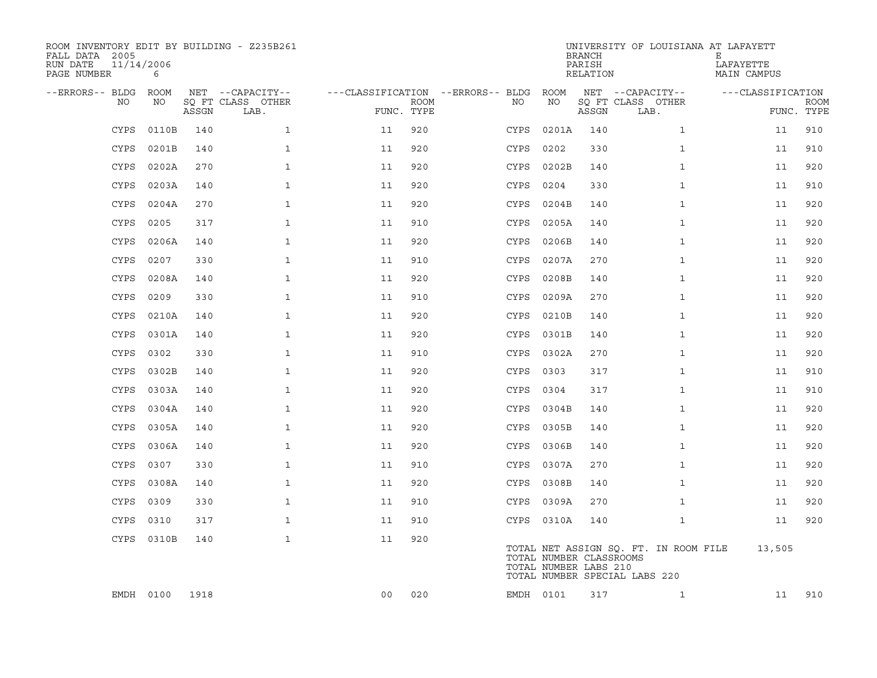ROOM INVENTORY EDIT BY BUILDING - Z235B261
FALL DATA 2005
RUN DATE 11/14/2006
PAGE NUMBER 6

UNIVERSITY OF LOUISIANA AT LAFAYETT
BRANCH E
PARISH LAFAYETTE
RELATION MAIN CAMPUS

| --ERRORS-- | BLDG NO | ROOM NO | NET SQ FT ASSGN | --CAPACITY-- CLASS | LAB. | OTHER | ---CLASSIFICATION FUNC. | ROOM TYPE | --ERRORS-- | BLDG NO | ROOM NO | NET SQ FT ASSGN | --CAPACITY-- CLASS | LAB. | OTHER | ---CLASSIFICATION FUNC. | ROOM TYPE |
|---|---|---|---|---|---|---|---|---|---|---|---|---|---|---|---|---|---|
| | CYPS | 0110B | 140 | | | 1 | 11 | 920 | | CYPS | 0201A | 140 | | | 1 | 11 | 910 |
| | CYPS | 0201B | 140 | | | 1 | 11 | 920 | | CYPS | 0202 | 330 | | | 1 | 11 | 910 |
| | CYPS | 0202A | 270 | | | 1 | 11 | 920 | | CYPS | 0202B | 140 | | | 1 | 11 | 920 |
| | CYPS | 0203A | 140 | | | 1 | 11 | 920 | | CYPS | 0204 | 330 | | | 1 | 11 | 910 |
| | CYPS | 0204A | 270 | | | 1 | 11 | 920 | | CYPS | 0204B | 140 | | | 1 | 11 | 920 |
| | CYPS | 0205 | 317 | | | 1 | 11 | 910 | | CYPS | 0205A | 140 | | | 1 | 11 | 920 |
| | CYPS | 0206A | 140 | | | 1 | 11 | 920 | | CYPS | 0206B | 140 | | | 1 | 11 | 920 |
| | CYPS | 0207 | 330 | | | 1 | 11 | 910 | | CYPS | 0207A | 270 | | | 1 | 11 | 920 |
| | CYPS | 0208A | 140 | | | 1 | 11 | 920 | | CYPS | 0208B | 140 | | | 1 | 11 | 920 |
| | CYPS | 0209 | 330 | | | 1 | 11 | 910 | | CYPS | 0209A | 270 | | | 1 | 11 | 920 |
| | CYPS | 0210A | 140 | | | 1 | 11 | 920 | | CYPS | 0210B | 140 | | | 1 | 11 | 920 |
| | CYPS | 0301A | 140 | | | 1 | 11 | 920 | | CYPS | 0301B | 140 | | | 1 | 11 | 920 |
| | CYPS | 0302 | 330 | | | 1 | 11 | 910 | | CYPS | 0302A | 270 | | | 1 | 11 | 920 |
| | CYPS | 0302B | 140 | | | 1 | 11 | 920 | | CYPS | 0303 | 317 | | | 1 | 11 | 910 |
| | CYPS | 0303A | 140 | | | 1 | 11 | 920 | | CYPS | 0304 | 317 | | | 1 | 11 | 910 |
| | CYPS | 0304A | 140 | | | 1 | 11 | 920 | | CYPS | 0304B | 140 | | | 1 | 11 | 920 |
| | CYPS | 0305A | 140 | | | 1 | 11 | 920 | | CYPS | 0305B | 140 | | | 1 | 11 | 920 |
| | CYPS | 0306A | 140 | | | 1 | 11 | 920 | | CYPS | 0306B | 140 | | | 1 | 11 | 920 |
| | CYPS | 0307 | 330 | | | 1 | 11 | 910 | | CYPS | 0307A | 270 | | | 1 | 11 | 920 |
| | CYPS | 0308A | 140 | | | 1 | 11 | 920 | | CYPS | 0308B | 140 | | | 1 | 11 | 920 |
| | CYPS | 0309 | 330 | | | 1 | 11 | 910 | | CYPS | 0309A | 270 | | | 1 | 11 | 920 |
| | CYPS | 0310 | 317 | | | 1 | 11 | 910 | | CYPS | 0310A | 140 | | | 1 | 11 | 920 |
| | CYPS | 0310B | 140 | | | 1 | 11 | 920 | | | | | | | | | |

TOTAL NET ASSIGN SQ. FT. IN ROOM FILE 13,505
TOTAL NUMBER CLASSROOMS
TOTAL NUMBER LABS 210
TOTAL NUMBER SPECIAL LABS 220

| --ERRORS-- | BLDG NO | ROOM NO | NET SQ FT ASSGN | --CAPACITY-- CLASS | LAB. | OTHER | ---CLASSIFICATION FUNC. | ROOM TYPE | --ERRORS-- | BLDG NO | ROOM NO | NET SQ FT ASSGN | --CAPACITY-- CLASS | LAB. | OTHER | ---CLASSIFICATION FUNC. | ROOM TYPE |
|---|---|---|---|---|---|---|---|---|---|---|---|---|---|---|---|---|---|
| | EMDH | 0100 | 1918 | | | | 00 | 020 | | EMDH | 0101 | 317 | | | 1 | 11 | 910 |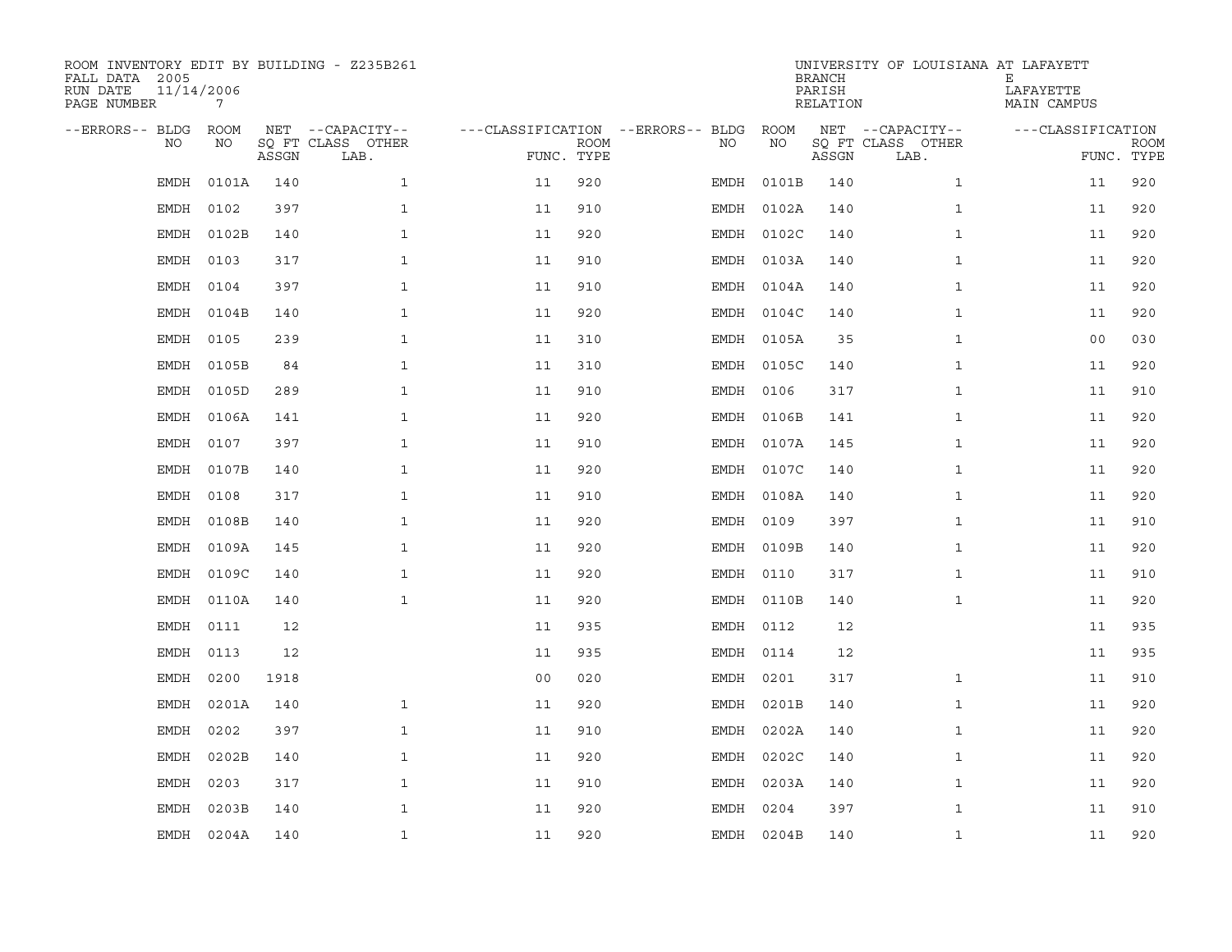ROOM INVENTORY EDIT BY BUILDING - Z235B261
FALL DATA 2005
RUN DATE 11/14/2006
PAGE NUMBER 7

UNIVERSITY OF LOUISIANA AT LAFAYETTE
BRANCH E
PARISH LAFAYETTE
RELATION MAIN CAMPUS

| --ERRORS-- | BLDG NO | ROOM NO | NET SQ FT ASSGN | --CAPACITY-- CLASS LAB. | OTHER | ---CLASSIFICATION FUNC. | ROOM TYPE | --ERRORS-- | BLDG NO | ROOM NO | NET SQ FT ASSGN | --CAPACITY-- CLASS LAB. | OTHER | ---CLASSIFICATION FUNC. | ROOM TYPE |
|---|---|---|---|---|---|---|---|---|---|---|---|---|---|---|---|
| | EMDH | 0101A | 140 | | 1 | 11 | 920 | | EMDH | 0101B | 140 | | 1 | 11 | 920 |
| | EMDH | 0102 | 397 | | 1 | 11 | 910 | | EMDH | 0102A | 140 | | 1 | 11 | 920 |
| | EMDH | 0102B | 140 | | 1 | 11 | 920 | | EMDH | 0102C | 140 | | 1 | 11 | 920 |
| | EMDH | 0103 | 317 | | 1 | 11 | 910 | | EMDH | 0103A | 140 | | 1 | 11 | 920 |
| | EMDH | 0104 | 397 | | 1 | 11 | 910 | | EMDH | 0104A | 140 | | 1 | 11 | 920 |
| | EMDH | 0104B | 140 | | 1 | 11 | 920 | | EMDH | 0104C | 140 | | 1 | 11 | 920 |
| | EMDH | 0105 | 239 | | 1 | 11 | 310 | | EMDH | 0105A | 35 | | 1 | 00 | 030 |
| | EMDH | 0105B | 84 | | 1 | 11 | 310 | | EMDH | 0105C | 140 | | 1 | 11 | 920 |
| | EMDH | 0105D | 289 | | 1 | 11 | 910 | | EMDH | 0106 | 317 | | 1 | 11 | 910 |
| | EMDH | 0106A | 141 | | 1 | 11 | 920 | | EMDH | 0106B | 141 | | 1 | 11 | 920 |
| | EMDH | 0107 | 397 | | 1 | 11 | 910 | | EMDH | 0107A | 145 | | 1 | 11 | 920 |
| | EMDH | 0107B | 140 | | 1 | 11 | 920 | | EMDH | 0107C | 140 | | 1 | 11 | 920 |
| | EMDH | 0108 | 317 | | 1 | 11 | 910 | | EMDH | 0108A | 140 | | 1 | 11 | 920 |
| | EMDH | 0108B | 140 | | 1 | 11 | 920 | | EMDH | 0109 | 397 | | 1 | 11 | 910 |
| | EMDH | 0109A | 145 | | 1 | 11 | 920 | | EMDH | 0109B | 140 | | 1 | 11 | 920 |
| | EMDH | 0109C | 140 | | 1 | 11 | 920 | | EMDH | 0110 | 317 | | 1 | 11 | 910 |
| | EMDH | 0110A | 140 | | 1 | 11 | 920 | | EMDH | 0110B | 140 | | 1 | 11 | 920 |
| | EMDH | 0111 | 12 | | | 11 | 935 | | EMDH | 0112 | 12 | | | 11 | 935 |
| | EMDH | 0113 | 12 | | | 11 | 935 | | EMDH | 0114 | 12 | | | 11 | 935 |
| | EMDH | 0200 | 1918 | | | 00 | 020 | | EMDH | 0201 | 317 | | 1 | 11 | 910 |
| | EMDH | 0201A | 140 | | 1 | 11 | 920 | | EMDH | 0201B | 140 | | 1 | 11 | 920 |
| | EMDH | 0202 | 397 | | 1 | 11 | 910 | | EMDH | 0202A | 140 | | 1 | 11 | 920 |
| | EMDH | 0202B | 140 | | 1 | 11 | 920 | | EMDH | 0202C | 140 | | 1 | 11 | 920 |
| | EMDH | 0203 | 317 | | 1 | 11 | 910 | | EMDH | 0203A | 140 | | 1 | 11 | 920 |
| | EMDH | 0203B | 140 | | 1 | 11 | 920 | | EMDH | 0204 | 397 | | 1 | 11 | 910 |
| | EMDH | 0204A | 140 | | 1 | 11 | 920 | | EMDH | 0204B | 140 | | 1 | 11 | 920 |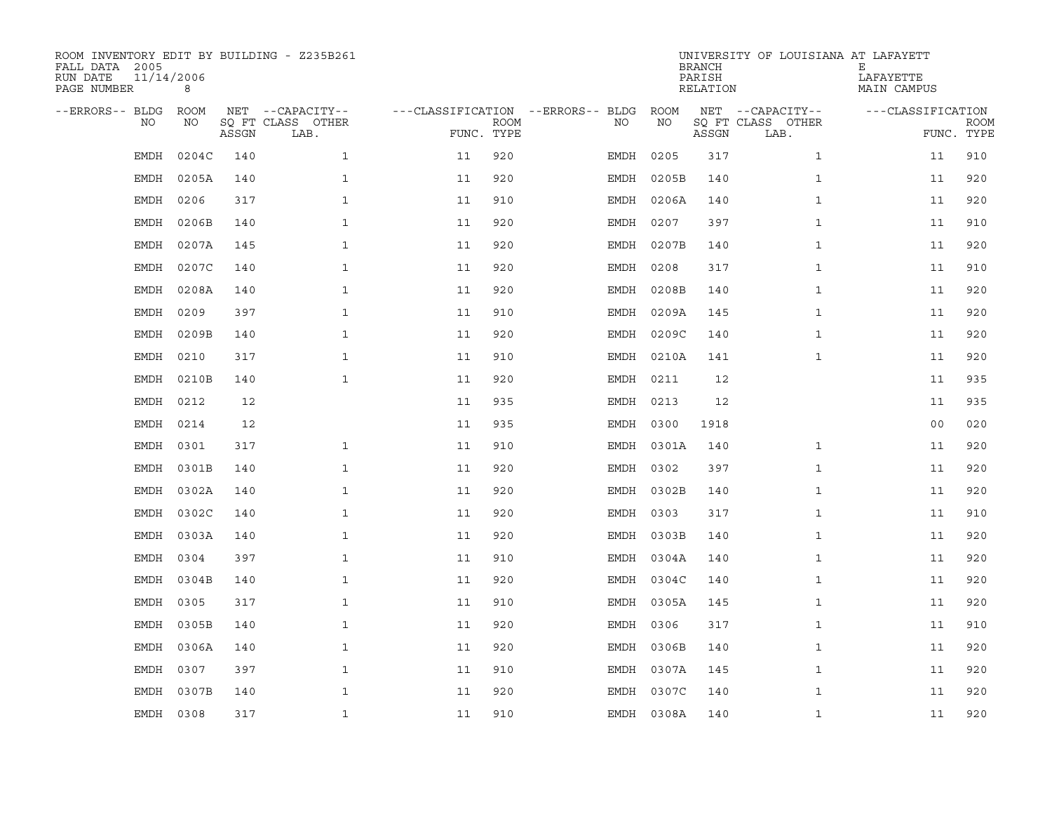ROOM INVENTORY EDIT BY BUILDING - Z235B261
FALL DATA 2005
RUN DATE 11/14/2006
PAGE NUMBER 8

UNIVERSITY OF LOUISIANA AT LAFAYETTE
BRANCH E
PARISH LAFAYETTE
RELATION MAIN CAMPUS

| --ERRORS-- | BLDG NO | ROOM NO | NET SQ FT ASSGN | CAPACITY CLASS LAB. | CAPACITY OTHER | CLASSIFICATION FUNC. | ROOM TYPE | --ERRORS-- | BLDG NO | ROOM NO | NET SQ FT ASSGN | CAPACITY CLASS LAB. | CAPACITY OTHER | CLASSIFICATION FUNC. | ROOM TYPE |
|---|---|---|---|---|---|---|---|---|---|---|---|---|---|---|---|
| | EMDH | 0204C | 140 | | 1 | 11 | 920 | | EMDH | 0205 | 317 | | 1 | 11 | 910 |
| | EMDH | 0205A | 140 | | 1 | 11 | 920 | | EMDH | 0205B | 140 | | 1 | 11 | 920 |
| | EMDH | 0206 | 317 | | 1 | 11 | 910 | | EMDH | 0206A | 140 | | 1 | 11 | 920 |
| | EMDH | 0206B | 140 | | 1 | 11 | 920 | | EMDH | 0207 | 397 | | 1 | 11 | 910 |
| | EMDH | 0207A | 145 | | 1 | 11 | 920 | | EMDH | 0207B | 140 | | 1 | 11 | 920 |
| | EMDH | 0207C | 140 | | 1 | 11 | 920 | | EMDH | 0208 | 317 | | 1 | 11 | 910 |
| | EMDH | 0208A | 140 | | 1 | 11 | 920 | | EMDH | 0208B | 140 | | 1 | 11 | 920 |
| | EMDH | 0209 | 397 | | 1 | 11 | 910 | | EMDH | 0209A | 145 | | 1 | 11 | 920 |
| | EMDH | 0209B | 140 | | 1 | 11 | 920 | | EMDH | 0209C | 140 | | 1 | 11 | 920 |
| | EMDH | 0210 | 317 | | 1 | 11 | 910 | | EMDH | 0210A | 141 | | 1 | 11 | 920 |
| | EMDH | 0210B | 140 | | 1 | 11 | 920 | | EMDH | 0211 | 12 | | | 11 | 935 |
| | EMDH | 0212 | 12 | | | 11 | 935 | | EMDH | 0213 | 12 | | | 11 | 935 |
| | EMDH | 0214 | 12 | | | 11 | 935 | | EMDH | 0300 | 1918 | | | 00 | 020 |
| | EMDH | 0301 | 317 | | 1 | 11 | 910 | | EMDH | 0301A | 140 | | 1 | 11 | 920 |
| | EMDH | 0301B | 140 | | 1 | 11 | 920 | | EMDH | 0302 | 397 | | 1 | 11 | 920 |
| | EMDH | 0302A | 140 | | 1 | 11 | 920 | | EMDH | 0302B | 140 | | 1 | 11 | 920 |
| | EMDH | 0302C | 140 | | 1 | 11 | 920 | | EMDH | 0303 | 317 | | 1 | 11 | 910 |
| | EMDH | 0303A | 140 | | 1 | 11 | 920 | | EMDH | 0303B | 140 | | 1 | 11 | 920 |
| | EMDH | 0304 | 397 | | 1 | 11 | 910 | | EMDH | 0304A | 140 | | 1 | 11 | 920 |
| | EMDH | 0304B | 140 | | 1 | 11 | 920 | | EMDH | 0304C | 140 | | 1 | 11 | 920 |
| | EMDH | 0305 | 317 | | 1 | 11 | 910 | | EMDH | 0305A | 145 | | 1 | 11 | 920 |
| | EMDH | 0305B | 140 | | 1 | 11 | 920 | | EMDH | 0306 | 317 | | 1 | 11 | 910 |
| | EMDH | 0306A | 140 | | 1 | 11 | 920 | | EMDH | 0306B | 140 | | 1 | 11 | 920 |
| | EMDH | 0307 | 397 | | 1 | 11 | 910 | | EMDH | 0307A | 145 | | 1 | 11 | 920 |
| | EMDH | 0307B | 140 | | 1 | 11 | 920 | | EMDH | 0307C | 140 | | 1 | 11 | 920 |
| | EMDH | 0308 | 317 | | 1 | 11 | 910 | | EMDH | 0308A | 140 | | 1 | 11 | 920 |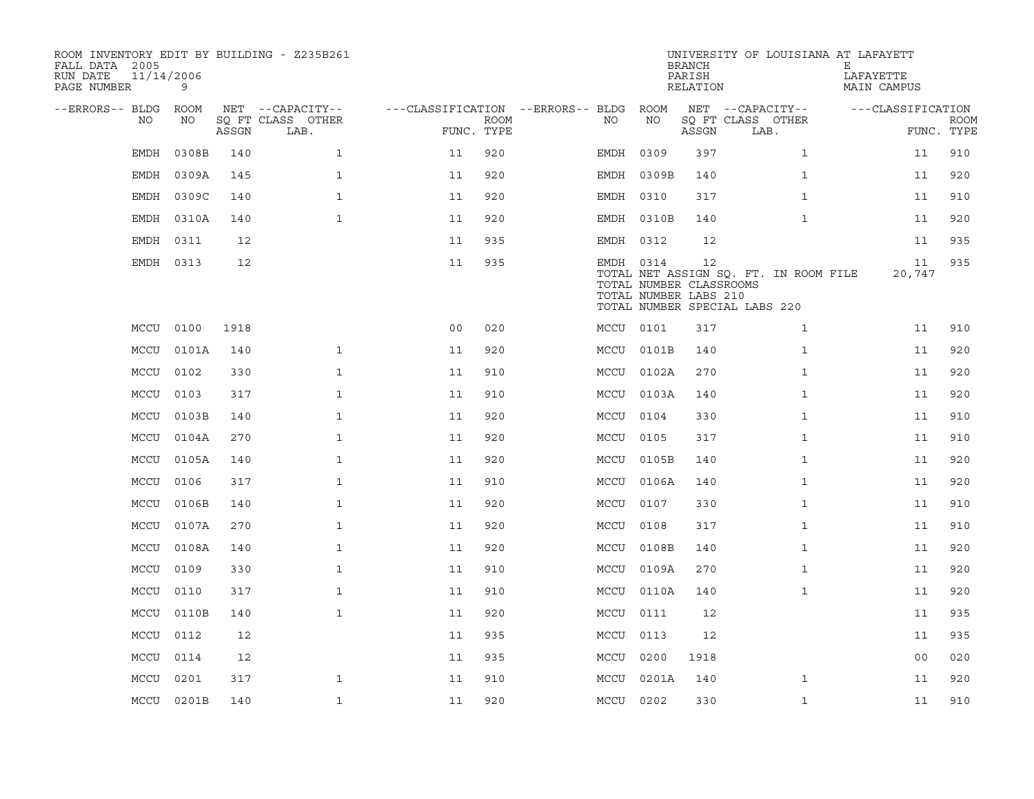ROOM INVENTORY EDIT BY BUILDING - Z235B261
FALL DATA 2005
RUN DATE 11/14/2006
PAGE NUMBER 9

UNIVERSITY OF LOUISIANA AT LAFAYETTE
BRANCH E
PARISH LAFAYETTE
RELATION MAIN CAMPUS

| --ERRORS-- | BLDG NO | ROOM NO | NET SQ FT ASSGN | --CAPACITY-- CLASS LAB. | OTHER | ---CLASSIFICATION FUNC. | ROOM TYPE | --ERRORS-- | BLDG NO | ROOM NO | NET SQ FT ASSGN | --CAPACITY-- CLASS LAB. | OTHER | ---CLASSIFICATION FUNC. | ROOM TYPE |
|---|---|---|---|---|---|---|---|---|---|---|---|---|---|---|---|
| | EMDH | 0308B | 140 | | 1 | 11 | 920 | | EMDH | 0309 | 397 | | 1 | 11 | 910 |
| | EMDH | 0309A | 145 | | 1 | 11 | 920 | | EMDH | 0309B | 140 | | 1 | 11 | 920 |
| | EMDH | 0309C | 140 | | 1 | 11 | 920 | | EMDH | 0310 | 317 | | 1 | 11 | 910 |
| | EMDH | 0310A | 140 | | 1 | 11 | 920 | | EMDH | 0310B | 140 | | 1 | 11 | 920 |
| | EMDH | 0311 | 12 | | | 11 | 935 | | EMDH | 0312 | 12 | | | 11 | 935 |
| | EMDH | 0313 | 12 | | | 11 | 935 | | EMDH | 0314 | 12 | | | 11 | 935 |
| | | | | | | | | | TOTAL NET ASSIGN SQ. FT. IN ROOM FILE | | | | | 20,747 | |
| | | | | | | | | | TOTAL NUMBER CLASSROOMS | | | | | | |
| | | | | | | | | | TOTAL NUMBER LABS 210 | | | | | | |
| | | | | | | | | | TOTAL NUMBER SPECIAL LABS 220 | | | | | | |
| | MCCU | 0100 | 1918 | | | 00 | 020 | | MCCU | 0101 | 317 | | 1 | 11 | 910 |
| | MCCU | 0101A | 140 | | 1 | 11 | 920 | | MCCU | 0101B | 140 | | 1 | 11 | 920 |
| | MCCU | 0102 | 330 | | 1 | 11 | 910 | | MCCU | 0102A | 270 | | 1 | 11 | 920 |
| | MCCU | 0103 | 317 | | 1 | 11 | 910 | | MCCU | 0103A | 140 | | 1 | 11 | 920 |
| | MCCU | 0103B | 140 | | 1 | 11 | 920 | | MCCU | 0104 | 330 | | 1 | 11 | 910 |
| | MCCU | 0104A | 270 | | 1 | 11 | 920 | | MCCU | 0105 | 317 | | 1 | 11 | 910 |
| | MCCU | 0105A | 140 | | 1 | 11 | 920 | | MCCU | 0105B | 140 | | 1 | 11 | 920 |
| | MCCU | 0106 | 317 | | 1 | 11 | 910 | | MCCU | 0106A | 140 | | 1 | 11 | 920 |
| | MCCU | 0106B | 140 | | 1 | 11 | 920 | | MCCU | 0107 | 330 | | 1 | 11 | 910 |
| | MCCU | 0107A | 270 | | 1 | 11 | 920 | | MCCU | 0108 | 317 | | 1 | 11 | 910 |
| | MCCU | 0108A | 140 | | 1 | 11 | 920 | | MCCU | 0108B | 140 | | 1 | 11 | 920 |
| | MCCU | 0109 | 330 | | 1 | 11 | 910 | | MCCU | 0109A | 270 | | 1 | 11 | 920 |
| | MCCU | 0110 | 317 | | 1 | 11 | 910 | | MCCU | 0110A | 140 | | 1 | 11 | 920 |
| | MCCU | 0110B | 140 | | 1 | 11 | 920 | | MCCU | 0111 | 12 | | | 11 | 935 |
| | MCCU | 0112 | 12 | | | 11 | 935 | | MCCU | 0113 | 12 | | | 11 | 935 |
| | MCCU | 0114 | 12 | | | 11 | 935 | | MCCU | 0200 | 1918 | | | 00 | 020 |
| | MCCU | 0201 | 317 | | 1 | 11 | 910 | | MCCU | 0201A | 140 | | 1 | 11 | 920 |
| | MCCU | 0201B | 140 | | 1 | 11 | 920 | | MCCU | 0202 | 330 | | 1 | 11 | 910 |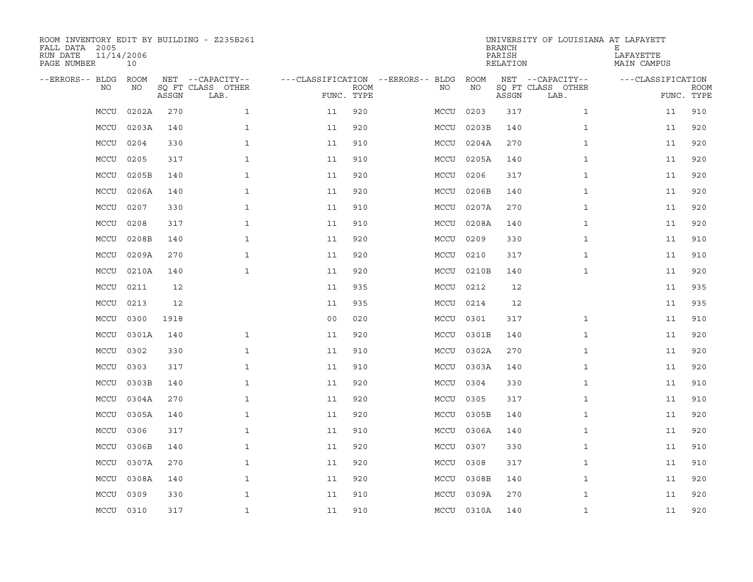ROOM INVENTORY EDIT BY BUILDING - Z235B261
FALL DATA 2005
RUN DATE 11/14/2006
PAGE NUMBER 10

UNIVERSITY OF LOUISIANA AT LAFAYETTE
BRANCH E
PARISH LAFAYETTE
RELATION MAIN CAMPUS

| --ERRORS-- | BLDG NO | ROOM NO | NET SQ FT ASSGN | --CAPACITY-- CLASS | OTHER LAB. | ---CLASSIFICATION FUNC. | ROOM TYPE | --ERRORS-- | BLDG NO | ROOM NO | NET SQ FT ASSGN | --CAPACITY-- CLASS | OTHER LAB. | ---CLASSIFICATION FUNC. | ROOM TYPE |
|---|---|---|---|---|---|---|---|---|---|---|---|---|---|---|---|
| | MCCU | 0202A | 270 | | 1 | 11 | 920 | | MCCU | 0203 | 317 | | 1 | 11 | 910 |
| | MCCU | 0203A | 140 | | 1 | 11 | 920 | | MCCU | 0203B | 140 | | 1 | 11 | 920 |
| | MCCU | 0204 | 330 | | 1 | 11 | 910 | | MCCU | 0204A | 270 | | 1 | 11 | 920 |
| | MCCU | 0205 | 317 | | 1 | 11 | 910 | | MCCU | 0205A | 140 | | 1 | 11 | 920 |
| | MCCU | 0205B | 140 | | 1 | 11 | 920 | | MCCU | 0206 | 317 | | 1 | 11 | 920 |
| | MCCU | 0206A | 140 | | 1 | 11 | 920 | | MCCU | 0206B | 140 | | 1 | 11 | 920 |
| | MCCU | 0207 | 330 | | 1 | 11 | 910 | | MCCU | 0207A | 270 | | 1 | 11 | 920 |
| | MCCU | 0208 | 317 | | 1 | 11 | 910 | | MCCU | 0208A | 140 | | 1 | 11 | 920 |
| | MCCU | 0208B | 140 | | 1 | 11 | 920 | | MCCU | 0209 | 330 | | 1 | 11 | 910 |
| | MCCU | 0209A | 270 | | 1 | 11 | 920 | | MCCU | 0210 | 317 | | 1 | 11 | 910 |
| | MCCU | 0210A | 140 | | 1 | 11 | 920 | | MCCU | 0210B | 140 | | 1 | 11 | 920 |
| | MCCU | 0211 | 12 | | | 11 | 935 | | MCCU | 0212 | 12 | | | 11 | 935 |
| | MCCU | 0213 | 12 | | | 11 | 935 | | MCCU | 0214 | 12 | | | 11 | 935 |
| | MCCU | 0300 | 1918 | | | 00 | 020 | | MCCU | 0301 | 317 | | 1 | 11 | 910 |
| | MCCU | 0301A | 140 | | 1 | 11 | 920 | | MCCU | 0301B | 140 | | 1 | 11 | 920 |
| | MCCU | 0302 | 330 | | 1 | 11 | 910 | | MCCU | 0302A | 270 | | 1 | 11 | 920 |
| | MCCU | 0303 | 317 | | 1 | 11 | 910 | | MCCU | 0303A | 140 | | 1 | 11 | 920 |
| | MCCU | 0303B | 140 | | 1 | 11 | 920 | | MCCU | 0304 | 330 | | 1 | 11 | 910 |
| | MCCU | 0304A | 270 | | 1 | 11 | 920 | | MCCU | 0305 | 317 | | 1 | 11 | 910 |
| | MCCU | 0305A | 140 | | 1 | 11 | 920 | | MCCU | 0305B | 140 | | 1 | 11 | 920 |
| | MCCU | 0306 | 317 | | 1 | 11 | 910 | | MCCU | 0306A | 140 | | 1 | 11 | 920 |
| | MCCU | 0306B | 140 | | 1 | 11 | 920 | | MCCU | 0307 | 330 | | 1 | 11 | 910 |
| | MCCU | 0307A | 270 | | 1 | 11 | 920 | | MCCU | 0308 | 317 | | 1 | 11 | 910 |
| | MCCU | 0308A | 140 | | 1 | 11 | 920 | | MCCU | 0308B | 140 | | 1 | 11 | 920 |
| | MCCU | 0309 | 330 | | 1 | 11 | 910 | | MCCU | 0309A | 270 | | 1 | 11 | 920 |
| | MCCU | 0310 | 317 | | 1 | 11 | 910 | | MCCU | 0310A | 140 | | 1 | 11 | 920 |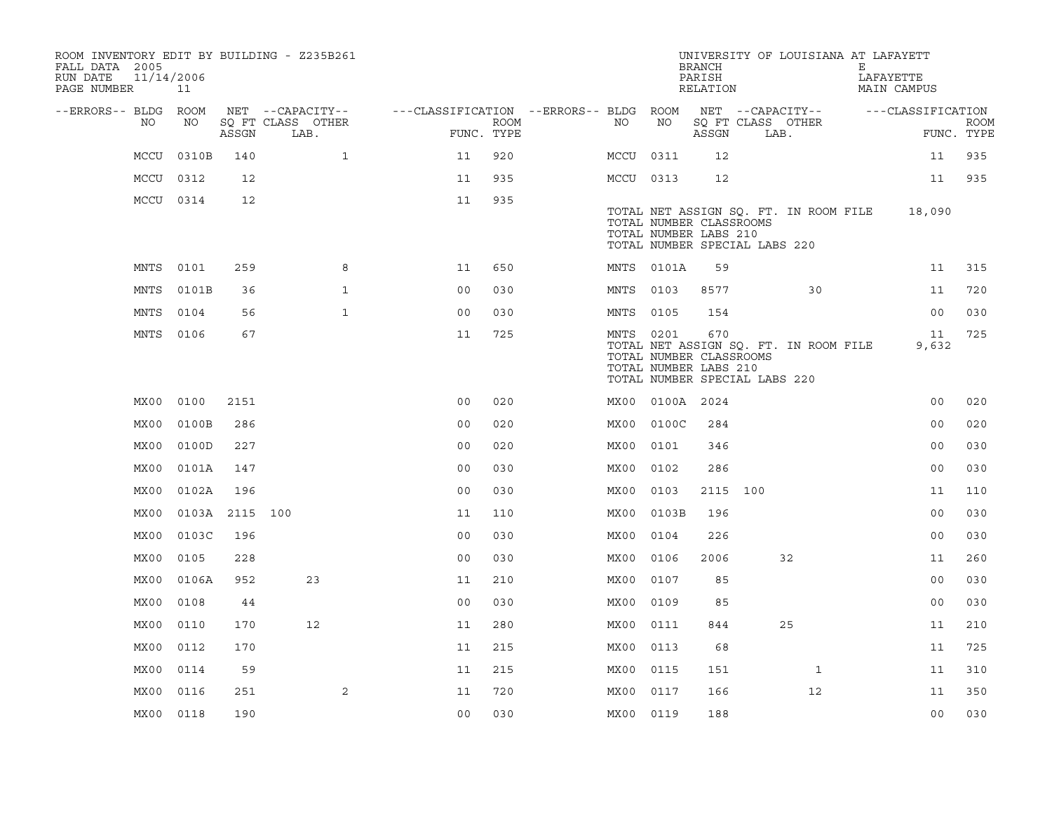ROOM INVENTORY EDIT BY BUILDING - Z235B261
FALL DATA 2005
RUN DATE 11/14/2006
PAGE NUMBER 11

UNIVERSITY OF LOUISIANA AT LAFAYETT
BRANCH E
PARISH LAFAYETTE
RELATION MAIN CAMPUS

| --ERRORS-- | BLDG NO | ROOM NO | NET SQ FT ASSGN | --CAPACITY-- CLASS LAB. | OTHER | ---CLASSIFICATION FUNC. | ROOM TYPE | --ERRORS-- | BLDG NO | ROOM NO | NET SQ FT ASSGN | --CAPACITY-- CLASS LAB. | OTHER | ---CLASSIFICATION FUNC. | ROOM TYPE |
|---|---|---|---|---|---|---|---|---|---|---|---|---|---|---|---|
| | MCCU | 0310B | 140 | | 1 | 11 | 920 | | MCCU | 0311 | 12 | | | 11 | 935 |
| | MCCU | 0312 | 12 | | | 11 | 935 | | MCCU | 0313 | 12 | | | 11 | 935 |
| | MCCU | 0314 | 12 | | | 11 | 935 | | | | | | | | |

TOTAL NET ASSIGN SQ. FT. IN ROOM FILE 18,090
TOTAL NUMBER CLASSROOMS
TOTAL NUMBER LABS 210
TOTAL NUMBER SPECIAL LABS 220

| --ERRORS-- | BLDG NO | ROOM NO | NET SQ FT ASSGN | --CAPACITY-- CLASS LAB. | OTHER | ---CLASSIFICATION FUNC. | ROOM TYPE | --ERRORS-- | BLDG NO | ROOM NO | NET SQ FT ASSGN | --CAPACITY-- CLASS LAB. | OTHER | ---CLASSIFICATION FUNC. | ROOM TYPE |
|---|---|---|---|---|---|---|---|---|---|---|---|---|---|---|---|
| | MNTS | 0101 | 259 | | 8 | 11 | 650 | | MNTS | 0101A | 59 | | | 11 | 315 |
| | MNTS | 0101B | 36 | | 1 | 00 | 030 | | MNTS | 0103 | 8577 | | 30 | 11 | 720 |
| | MNTS | 0104 | 56 | | 1 | 00 | 030 | | MNTS | 0105 | 154 | | | 00 | 030 |
| | MNTS | 0106 | 67 | | | 11 | 725 | | MNTS | 0201 | 670 | | | 11 | 725 |

TOTAL NET ASSIGN SQ. FT. IN ROOM FILE 9,632
TOTAL NUMBER CLASSROOMS
TOTAL NUMBER LABS 210
TOTAL NUMBER SPECIAL LABS 220

| --ERRORS-- | BLDG NO | ROOM NO | NET SQ FT ASSGN | --CAPACITY-- CLASS LAB. | OTHER | ---CLASSIFICATION FUNC. | ROOM TYPE | --ERRORS-- | BLDG NO | ROOM NO | NET SQ FT ASSGN | --CAPACITY-- CLASS LAB. | OTHER | ---CLASSIFICATION FUNC. | ROOM TYPE |
|---|---|---|---|---|---|---|---|---|---|---|---|---|---|---|---|
| | MX00 | 0100 | 2151 | | | 00 | 020 | | MX00 | 0100A | 2024 | | | 00 | 020 |
| | MX00 | 0100B | 286 | | | 00 | 020 | | MX00 | 0100C | 284 | | | 00 | 020 |
| | MX00 | 0100D | 227 | | | 00 | 020 | | MX00 | 0101 | 346 | | | 00 | 030 |
| | MX00 | 0101A | 147 | | | 00 | 030 | | MX00 | 0102 | 286 | | | 00 | 030 |
| | MX00 | 0102A | 196 | | | 00 | 030 | | MX00 | 0103 | 2115 | 100 | | 11 | 110 |
| | MX00 | 0103A | 2115 | 100 | | 11 | 110 | | MX00 | 0103B | 196 | | | 00 | 030 |
| | MX00 | 0103C | 196 | | | 00 | 030 | | MX00 | 0104 | 226 | | | 00 | 030 |
| | MX00 | 0105 | 228 | | | 00 | 030 | | MX00 | 0106 | 2006 | 32 | | 11 | 260 |
| | MX00 | 0106A | 952 | 23 | | 11 | 210 | | MX00 | 0107 | 85 | | | 00 | 030 |
| | MX00 | 0108 | 44 | | | 00 | 030 | | MX00 | 0109 | 85 | | | 00 | 030 |
| | MX00 | 0110 | 170 | 12 | | 11 | 280 | | MX00 | 0111 | 844 | 25 | | 11 | 210 |
| | MX00 | 0112 | 170 | | | 11 | 215 | | MX00 | 0113 | 68 | | | 11 | 725 |
| | MX00 | 0114 | 59 | | | 11 | 215 | | MX00 | 0115 | 151 | | 1 | 11 | 310 |
| | MX00 | 0116 | 251 | | 2 | 11 | 720 | | MX00 | 0117 | 166 | | 12 | 11 | 350 |
| | MX00 | 0118 | 190 | | | 00 | 030 | | MX00 | 0119 | 188 | | | 00 | 030 |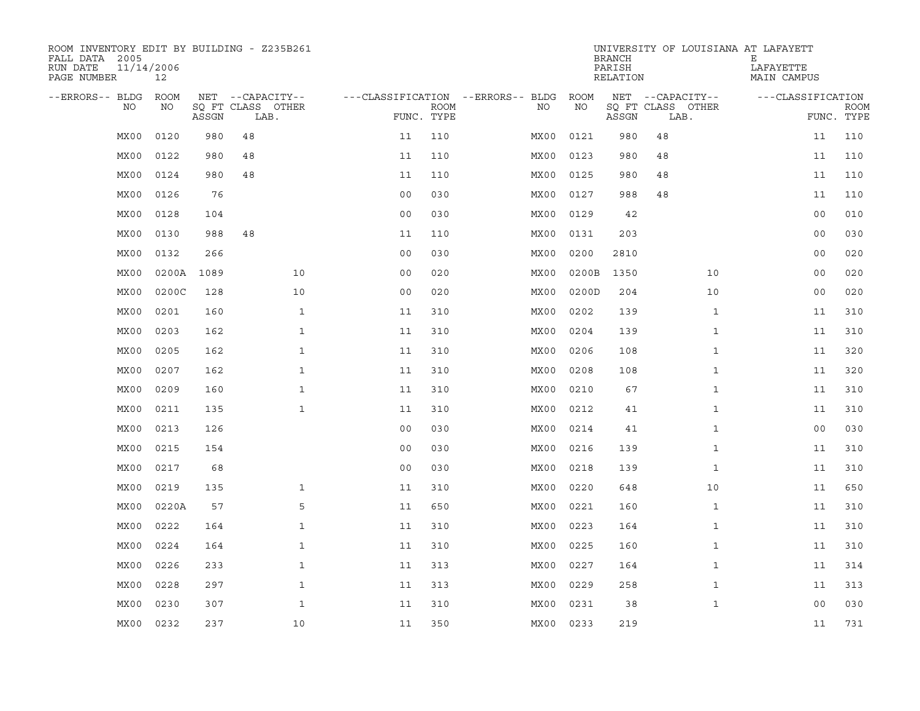ROOM INVENTORY EDIT BY BUILDING - Z235B261
FALL DATA 2005
RUN DATE 11/14/2006
PAGE NUMBER 12

UNIVERSITY OF LOUISIANA AT LAFAYETTE
BRANCH E
PARISH LAFAYETTE
RELATION MAIN CAMPUS

| --ERRORS-- | BLDG NO | ROOM NO | NET SQ FT ASSGN | --CAPACITY-- CLASS LAB. | OTHER | ---CLASSIFICATION FUNC. | ROOM TYPE | --ERRORS-- | BLDG NO | ROOM NO | NET SQ FT ASSGN | --CAPACITY-- CLASS LAB. | OTHER | ---CLASSIFICATION FUNC. | ROOM TYPE |
|---|---|---|---|---|---|---|---|---|---|---|---|---|---|---|---|
| | MX00 | 0120 | 980 | 48 | | 11 | 110 | | MX00 | 0121 | 980 | 48 | | 11 | 110 |
| | MX00 | 0122 | 980 | 48 | | 11 | 110 | | MX00 | 0123 | 980 | 48 | | 11 | 110 |
| | MX00 | 0124 | 980 | 48 | | 11 | 110 | | MX00 | 0125 | 980 | 48 | | 11 | 110 |
| | MX00 | 0126 | 76 | | | 00 | 030 | | MX00 | 0127 | 988 | 48 | | 11 | 110 |
| | MX00 | 0128 | 104 | | | 00 | 030 | | MX00 | 0129 | 42 | | | 00 | 010 |
| | MX00 | 0130 | 988 | 48 | | 11 | 110 | | MX00 | 0131 | 203 | | | 00 | 030 |
| | MX00 | 0132 | 266 | | | 00 | 030 | | MX00 | 0200 | 2810 | | | 00 | 020 |
| | MX00 | 0200A | 1089 | | 10 | 00 | 020 | | MX00 | 0200B | 1350 | | 10 | 00 | 020 |
| | MX00 | 0200C | 128 | | 10 | 00 | 020 | | MX00 | 0200D | 204 | | 10 | 00 | 020 |
| | MX00 | 0201 | 160 | | 1 | 11 | 310 | | MX00 | 0202 | 139 | | 1 | 11 | 310 |
| | MX00 | 0203 | 162 | | 1 | 11 | 310 | | MX00 | 0204 | 139 | | 1 | 11 | 310 |
| | MX00 | 0205 | 162 | | 1 | 11 | 310 | | MX00 | 0206 | 108 | | 1 | 11 | 320 |
| | MX00 | 0207 | 162 | | 1 | 11 | 310 | | MX00 | 0208 | 108 | | 1 | 11 | 320 |
| | MX00 | 0209 | 160 | | 1 | 11 | 310 | | MX00 | 0210 | 67 | | 1 | 11 | 310 |
| | MX00 | 0211 | 135 | | 1 | 11 | 310 | | MX00 | 0212 | 41 | | 1 | 11 | 310 |
| | MX00 | 0213 | 126 | | | 00 | 030 | | MX00 | 0214 | 41 | | 1 | 00 | 030 |
| | MX00 | 0215 | 154 | | | 00 | 030 | | MX00 | 0216 | 139 | | 1 | 11 | 310 |
| | MX00 | 0217 | 68 | | | 00 | 030 | | MX00 | 0218 | 139 | | 1 | 11 | 310 |
| | MX00 | 0219 | 135 | | 1 | 11 | 310 | | MX00 | 0220 | 648 | | 10 | 11 | 650 |
| | MX00 | 0220A | 57 | | 5 | 11 | 650 | | MX00 | 0221 | 160 | | 1 | 11 | 310 |
| | MX00 | 0222 | 164 | | 1 | 11 | 310 | | MX00 | 0223 | 164 | | 1 | 11 | 310 |
| | MX00 | 0224 | 164 | | 1 | 11 | 310 | | MX00 | 0225 | 160 | | 1 | 11 | 310 |
| | MX00 | 0226 | 233 | | 1 | 11 | 313 | | MX00 | 0227 | 164 | | 1 | 11 | 314 |
| | MX00 | 0228 | 297 | | 1 | 11 | 313 | | MX00 | 0229 | 258 | | 1 | 11 | 313 |
| | MX00 | 0230 | 307 | | 1 | 11 | 310 | | MX00 | 0231 | 38 | | 1 | 00 | 030 |
| | MX00 | 0232 | 237 | | 10 | 11 | 350 | | MX00 | 0233 | 219 | | | 11 | 731 |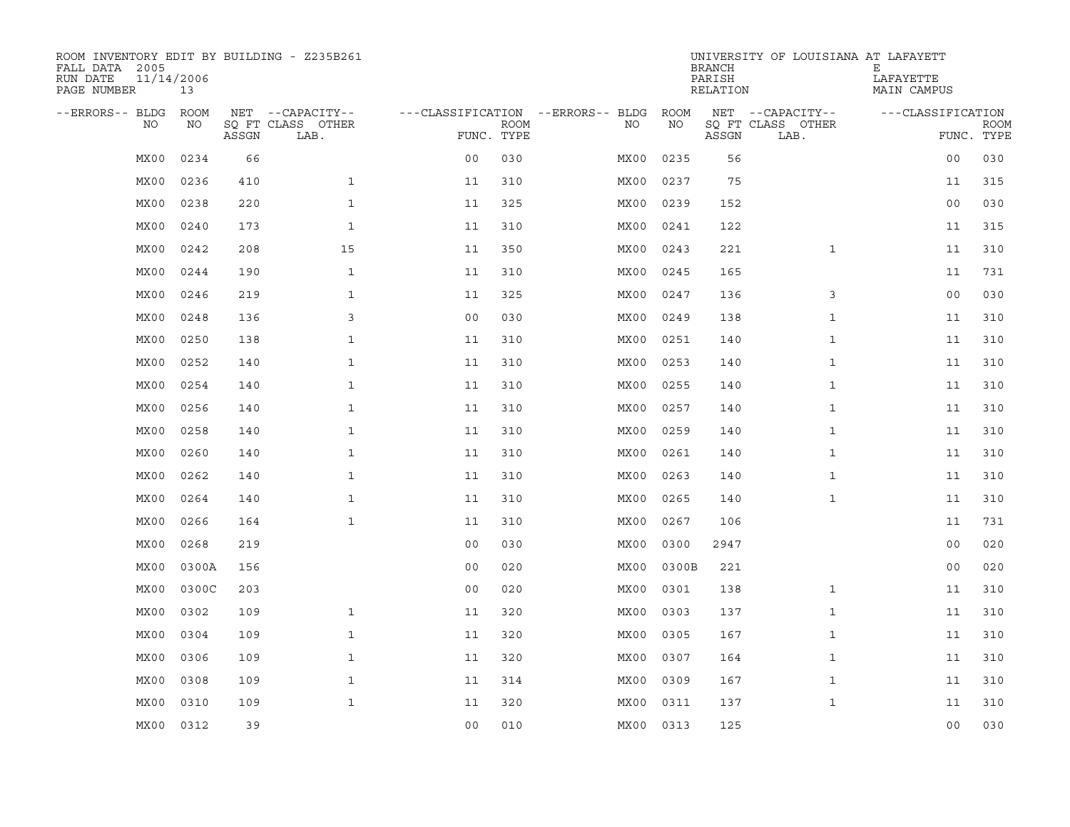ROOM INVENTORY EDIT BY BUILDING - Z235B261
FALL DATA 2005
RUN DATE 11/14/2006
PAGE NUMBER 13

UNIVERSITY OF LOUISIANA AT LAFAYETT
BRANCH E
PARISH LAFAYETTE
RELATION MAIN CAMPUS

| --ERRORS-- | BLDG NO | ROOM NO | NET SQ FT ASSGN | --CAPACITY-- CLASS LAB. | OTHER | ---CLASSIFICATION FUNC. | ROOM TYPE | --ERRORS-- | BLDG NO | ROOM NO | NET SQ FT ASSGN | --CAPACITY-- CLASS LAB. | OTHER | ---CLASSIFICATION FUNC. | ROOM TYPE |
|---|---|---|---|---|---|---|---|---|---|---|---|---|---|---|---|
| | MX00 | 0234 | 66 | | | 00 | 030 | | MX00 | 0235 | 56 | | | 00 | 030 |
| | MX00 | 0236 | 410 | | 1 | 11 | 310 | | MX00 | 0237 | 75 | | | 11 | 315 |
| | MX00 | 0238 | 220 | | 1 | 11 | 325 | | MX00 | 0239 | 152 | | | 00 | 030 |
| | MX00 | 0240 | 173 | | 1 | 11 | 310 | | MX00 | 0241 | 122 | | | 11 | 315 |
| | MX00 | 0242 | 208 | | 15 | 11 | 350 | | MX00 | 0243 | 221 | | 1 | 11 | 310 |
| | MX00 | 0244 | 190 | | 1 | 11 | 310 | | MX00 | 0245 | 165 | | | 11 | 731 |
| | MX00 | 0246 | 219 | | 1 | 11 | 325 | | MX00 | 0247 | 136 | | 3 | 00 | 030 |
| | MX00 | 0248 | 136 | | 3 | 00 | 030 | | MX00 | 0249 | 138 | | 1 | 11 | 310 |
| | MX00 | 0250 | 138 | | 1 | 11 | 310 | | MX00 | 0251 | 140 | | 1 | 11 | 310 |
| | MX00 | 0252 | 140 | | 1 | 11 | 310 | | MX00 | 0253 | 140 | | 1 | 11 | 310 |
| | MX00 | 0254 | 140 | | 1 | 11 | 310 | | MX00 | 0255 | 140 | | 1 | 11 | 310 |
| | MX00 | 0256 | 140 | | 1 | 11 | 310 | | MX00 | 0257 | 140 | | 1 | 11 | 310 |
| | MX00 | 0258 | 140 | | 1 | 11 | 310 | | MX00 | 0259 | 140 | | 1 | 11 | 310 |
| | MX00 | 0260 | 140 | | 1 | 11 | 310 | | MX00 | 0261 | 140 | | 1 | 11 | 310 |
| | MX00 | 0262 | 140 | | 1 | 11 | 310 | | MX00 | 0263 | 140 | | 1 | 11 | 310 |
| | MX00 | 0264 | 140 | | 1 | 11 | 310 | | MX00 | 0265 | 140 | | 1 | 11 | 310 |
| | MX00 | 0266 | 164 | | 1 | 11 | 310 | | MX00 | 0267 | 106 | | | 11 | 731 |
| | MX00 | 0268 | 219 | | | 00 | 030 | | MX00 | 0300 | 2947 | | | 00 | 020 |
| | MX00 | 0300A | 156 | | | 00 | 020 | | MX00 | 0300B | 221 | | | 00 | 020 |
| | MX00 | 0300C | 203 | | | 00 | 020 | | MX00 | 0301 | 138 | | 1 | 11 | 310 |
| | MX00 | 0302 | 109 | | 1 | 11 | 320 | | MX00 | 0303 | 137 | | 1 | 11 | 310 |
| | MX00 | 0304 | 109 | | 1 | 11 | 320 | | MX00 | 0305 | 167 | | 1 | 11 | 310 |
| | MX00 | 0306 | 109 | | 1 | 11 | 320 | | MX00 | 0307 | 164 | | 1 | 11 | 310 |
| | MX00 | 0308 | 109 | | 1 | 11 | 314 | | MX00 | 0309 | 167 | | 1 | 11 | 310 |
| | MX00 | 0310 | 109 | | 1 | 11 | 320 | | MX00 | 0311 | 137 | | 1 | 11 | 310 |
| | MX00 | 0312 | 39 | | | 00 | 010 | | MX00 | 0313 | 125 | | | 00 | 030 |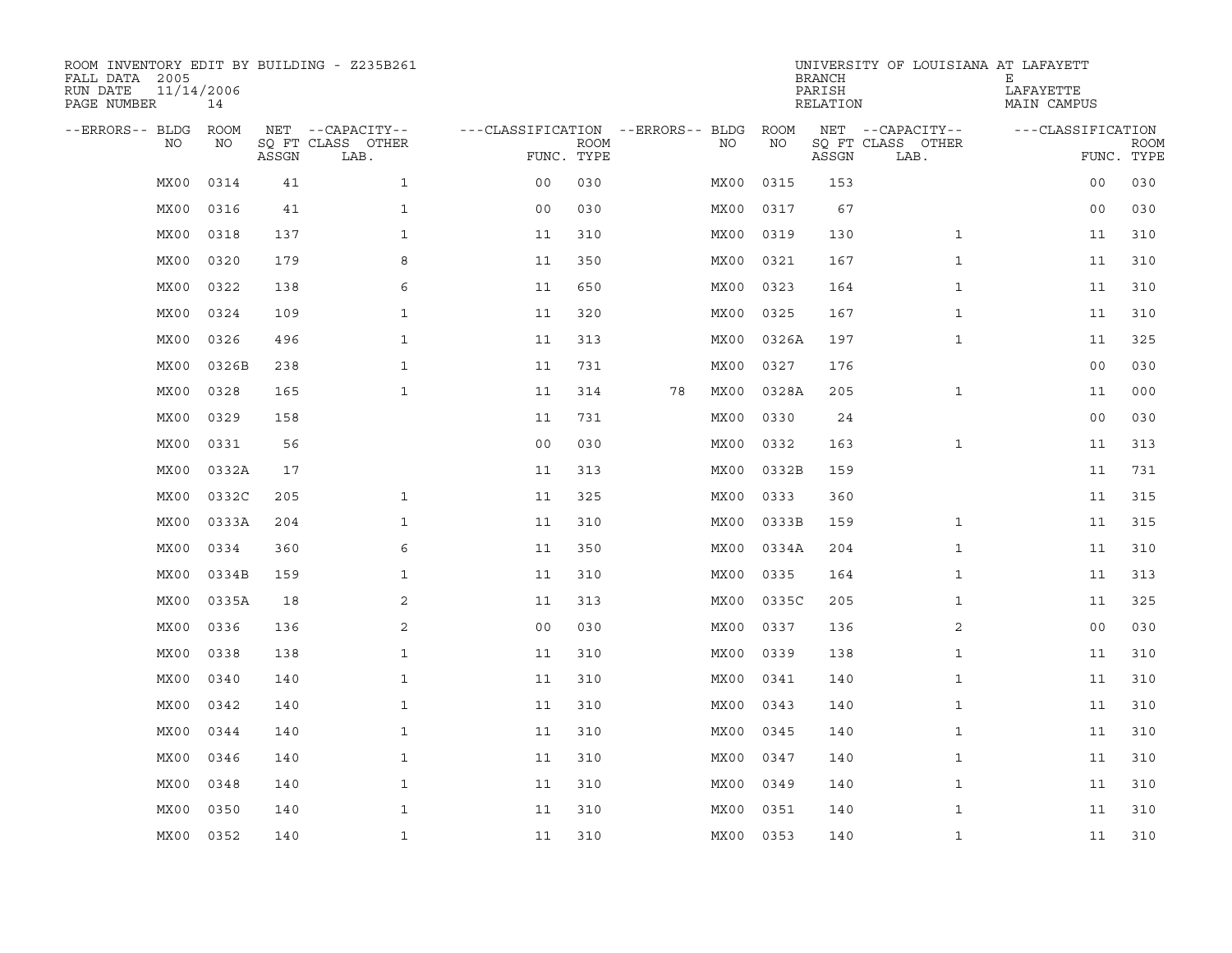ROOM INVENTORY EDIT BY BUILDING - Z235B261
FALL DATA 2005
RUN DATE 11/14/2006
PAGE NUMBER 14

UNIVERSITY OF LOUISIANA AT LAFAYETT
BRANCH E
PARISH LAFAYETTE
RELATION MAIN CAMPUS

| --ERRORS-- | BLDG NO | ROOM NO | NET SQ FT ASSGN | --CAPACITY-- CLASS LAB. | OTHER | ---CLASSIFICATION FUNC. | ROOM TYPE | --ERRORS-- | BLDG NO | ROOM NO | NET SQ FT ASSGN | --CAPACITY-- CLASS LAB. | OTHER | ---CLASSIFICATION FUNC. | ROOM TYPE |
|---|---|---|---|---|---|---|---|---|---|---|---|---|---|---|---|
| | MX00 | 0314 | 41 | | 1 | 00 | 030 | | MX00 | 0315 | 153 | | | 00 | 030 |
| | MX00 | 0316 | 41 | | 1 | 00 | 030 | | MX00 | 0317 | 67 | | | 00 | 030 |
| | MX00 | 0318 | 137 | | 1 | 11 | 310 | | MX00 | 0319 | 130 | | 1 | 11 | 310 |
| | MX00 | 0320 | 179 | | 8 | 11 | 350 | | MX00 | 0321 | 167 | | 1 | 11 | 310 |
| | MX00 | 0322 | 138 | | 6 | 11 | 650 | | MX00 | 0323 | 164 | | 1 | 11 | 310 |
| | MX00 | 0324 | 109 | | 1 | 11 | 320 | | MX00 | 0325 | 167 | | 1 | 11 | 310 |
| | MX00 | 0326 | 496 | | 1 | 11 | 313 | | MX00 | 0326A | 197 | | 1 | 11 | 325 |
| | MX00 | 0326B | 238 | | 1 | 11 | 731 | | MX00 | 0327 | 176 | | | 00 | 030 |
| | MX00 | 0328 | 165 | | 1 | 11 | 314 | 78 | MX00 | 0328A | 205 | | 1 | 11 | 000 |
| | MX00 | 0329 | 158 | | | 11 | 731 | | MX00 | 0330 | 24 | | | 00 | 030 |
| | MX00 | 0331 | 56 | | | 00 | 030 | | MX00 | 0332 | 163 | | 1 | 11 | 313 |
| | MX00 | 0332A | 17 | | | 11 | 313 | | MX00 | 0332B | 159 | | | 11 | 731 |
| | MX00 | 0332C | 205 | | 1 | 11 | 325 | | MX00 | 0333 | 360 | | | 11 | 315 |
| | MX00 | 0333A | 204 | | 1 | 11 | 310 | | MX00 | 0333B | 159 | | 1 | 11 | 315 |
| | MX00 | 0334 | 360 | | 6 | 11 | 350 | | MX00 | 0334A | 204 | | 1 | 11 | 310 |
| | MX00 | 0334B | 159 | | 1 | 11 | 310 | | MX00 | 0335 | 164 | | 1 | 11 | 313 |
| | MX00 | 0335A | 18 | | 2 | 11 | 313 | | MX00 | 0335C | 205 | | 1 | 11 | 325 |
| | MX00 | 0336 | 136 | | 2 | 00 | 030 | | MX00 | 0337 | 136 | | 2 | 00 | 030 |
| | MX00 | 0338 | 138 | | 1 | 11 | 310 | | MX00 | 0339 | 138 | | 1 | 11 | 310 |
| | MX00 | 0340 | 140 | | 1 | 11 | 310 | | MX00 | 0341 | 140 | | 1 | 11 | 310 |
| | MX00 | 0342 | 140 | | 1 | 11 | 310 | | MX00 | 0343 | 140 | | 1 | 11 | 310 |
| | MX00 | 0344 | 140 | | 1 | 11 | 310 | | MX00 | 0345 | 140 | | 1 | 11 | 310 |
| | MX00 | 0346 | 140 | | 1 | 11 | 310 | | MX00 | 0347 | 140 | | 1 | 11 | 310 |
| | MX00 | 0348 | 140 | | 1 | 11 | 310 | | MX00 | 0349 | 140 | | 1 | 11 | 310 |
| | MX00 | 0350 | 140 | | 1 | 11 | 310 | | MX00 | 0351 | 140 | | 1 | 11 | 310 |
| | MX00 | 0352 | 140 | | 1 | 11 | 310 | | MX00 | 0353 | 140 | | 1 | 11 | 310 |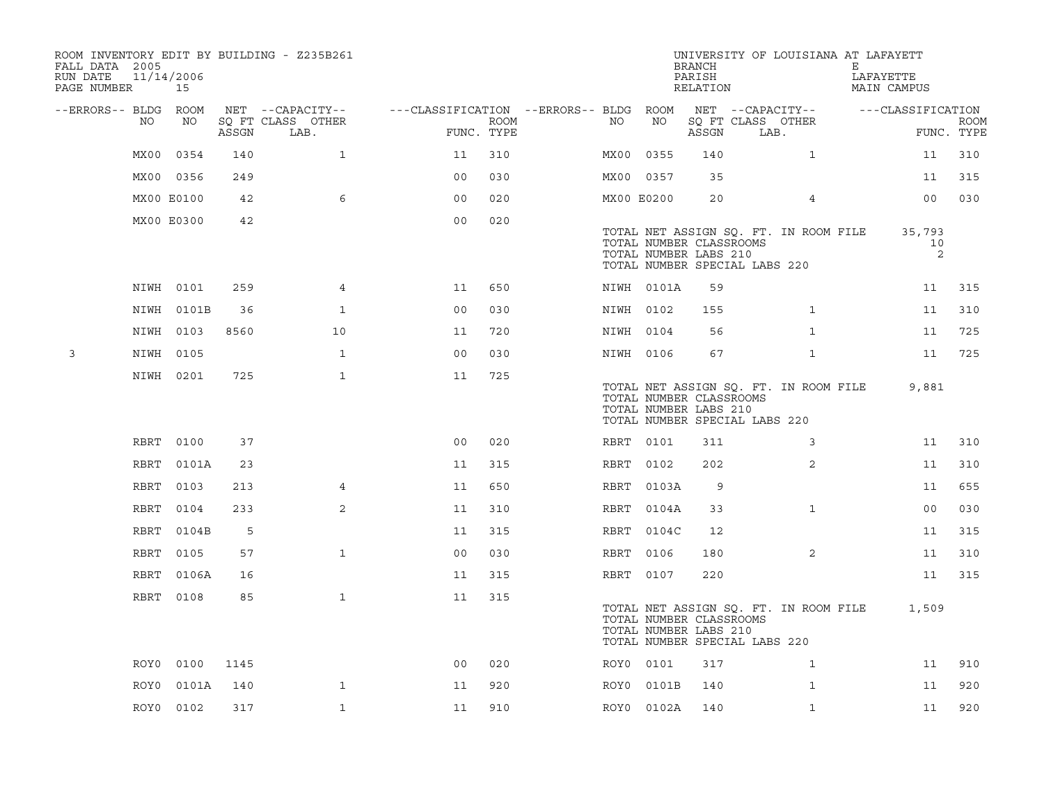ROOM INVENTORY EDIT BY BUILDING - Z235B261
FALL DATA 2005
RUN DATE 11/14/2006

UNIVERSITY OF LOUISIANA AT LAFAYETT
BRANCH E
PARISH LAFAYETTE
RELATION MAIN CAMPUS

| --ERRORS-- | BLDG NO | ROOM NO | NET SQ FT ASSGN | --CAPACITY-- CLASS LAB. | OTHER | ---CLASSIFICATION FUNC. | ROOM TYPE | --ERRORS-- | BLDG NO | ROOM NO | NET SQ FT ASSGN | --CAPACITY-- CLASS LAB. | OTHER | ---CLASSIFICATION FUNC. | ROOM TYPE |
|---|---|---|---|---|---|---|---|---|---|---|---|---|---|---|---|
| | MX00 | 0354 | 140 | | 1 | 11 | 310 | | MX00 | 0355 | 140 | | 1 | 11 | 310 |
| | MX00 | 0356 | 249 | | | 00 | 030 | | MX00 | 0357 | 35 | | | 11 | 315 |
| | MX00 | E0100 | 42 | | 6 | 00 | 020 | | MX00 | E0200 | 20 | | 4 | 00 | 030 |
| | MX00 | E0300 | 42 | | | 00 | 020 | | | | | | | | |
| | | | | | | | | | TOTAL NET ASSIGN SQ. FT. IN ROOM FILE | | | | | 35,793 | |
| | | | | | | | | | TOTAL NUMBER CLASSROOMS | | | | | 10 | |
| | | | | | | | | | TOTAL NUMBER LABS 210 | | | | | 2 | |
| | | | | | | | | | TOTAL NUMBER SPECIAL LABS 220 | | | | | | |
| | NIWH | 0101 | 259 | | 4 | 11 | 650 | | NIWH | 0101A | 59 | | | 11 | 315 |
| | NIWH | 0101B | 36 | | 1 | 00 | 030 | | NIWH | 0102 | 155 | | 1 | 11 | 310 |
| | NIWH | 0103 | 8560 | | 10 | 11 | 720 | | NIWH | 0104 | 56 | | 1 | 11 | 725 |
| 3 | NIWH | 0105 | | | 1 | 00 | 030 | | NIWH | 0106 | 67 | | 1 | 11 | 725 |
| | NIWH | 0201 | 725 | | 1 | 11 | 725 | | | | | | | | |
| | | | | | | | | | TOTAL NET ASSIGN SQ. FT. IN ROOM FILE | | | | | 9,881 | |
| | | | | | | | | | TOTAL NUMBER CLASSROOMS | | | | | | |
| | | | | | | | | | TOTAL NUMBER LABS 210 | | | | | | |
| | | | | | | | | | TOTAL NUMBER SPECIAL LABS 220 | | | | | | |
| | RBRT | 0100 | 37 | | | 00 | 020 | | RBRT | 0101 | 311 | | 3 | 11 | 310 |
| | RBRT | 0101A | 23 | | | 11 | 315 | | RBRT | 0102 | 202 | | 2 | 11 | 310 |
| | RBRT | 0103 | 213 | | 4 | 11 | 650 | | RBRT | 0103A | 9 | | | 11 | 655 |
| | RBRT | 0104 | 233 | | 2 | 11 | 310 | | RBRT | 0104A | 33 | | 1 | 00 | 030 |
| | RBRT | 0104B | 5 | | | 11 | 315 | | RBRT | 0104C | 12 | | | 11 | 315 |
| | RBRT | 0105 | 57 | | 1 | 00 | 030 | | RBRT | 0106 | 180 | | 2 | 11 | 310 |
| | RBRT | 0106A | 16 | | | 11 | 315 | | RBRT | 0107 | 220 | | | 11 | 315 |
| | RBRT | 0108 | 85 | | 1 | 11 | 315 | | | | | | | | |
| | | | | | | | | | TOTAL NET ASSIGN SQ. FT. IN ROOM FILE | | | | | 1,509 | |
| | | | | | | | | | TOTAL NUMBER CLASSROOMS | | | | | | |
| | | | | | | | | | TOTAL NUMBER LABS 210 | | | | | | |
| | | | | | | | | | TOTAL NUMBER SPECIAL LABS 220 | | | | | | |
| | ROY0 | 0100 | 1145 | | | 00 | 020 | | ROY0 | 0101 | 317 | | 1 | 11 | 910 |
| | ROY0 | 0101A | 140 | | 1 | 11 | 920 | | ROY0 | 0101B | 140 | | 1 | 11 | 920 |
| | ROY0 | 0102 | 317 | | 1 | 11 | 910 | | ROY0 | 0102A | 140 | | 1 | 11 | 920 |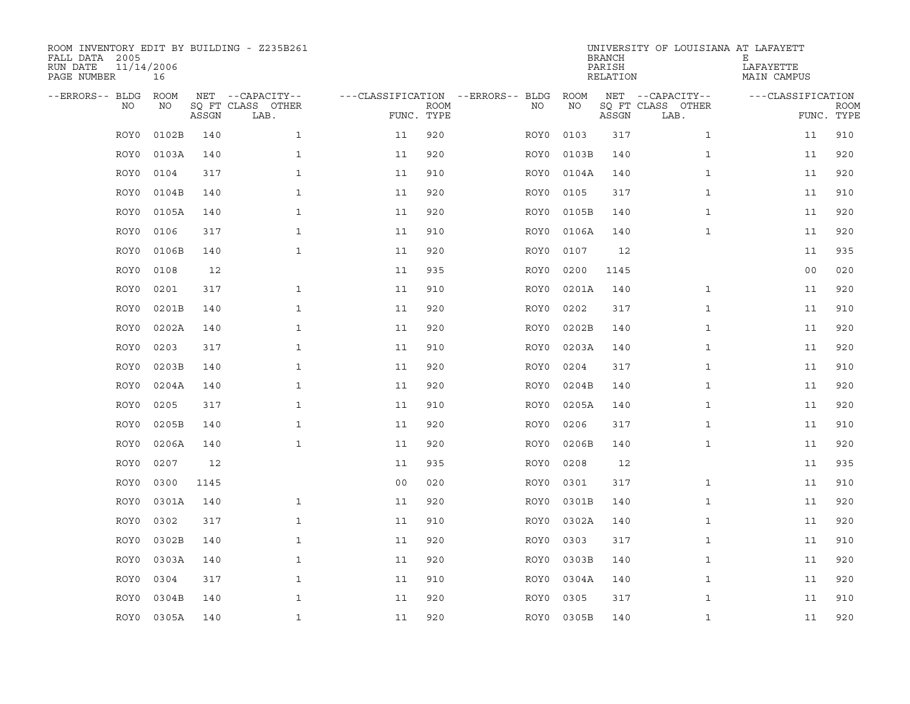ROOM INVENTORY EDIT BY BUILDING - Z235B261
FALL DATA 2005
RUN DATE 11/14/2006
PAGE NUMBER 16

UNIVERSITY OF LOUISIANA AT LAFAYETTE
BRANCH E
PARISH LAFAYETTE
RELATION MAIN CAMPUS

| --ERRORS-- | BLDG NO | ROOM NO | NET SQ FT ASSGN | --CAPACITY-- CLASS LAB. | OTHER | ---CLASSIFICATION FUNC. | ROOM TYPE | --ERRORS-- | BLDG NO | ROOM NO | NET SQ FT ASSGN | --CAPACITY-- CLASS LAB. | OTHER | ---CLASSIFICATION FUNC. | ROOM TYPE |
|---|---|---|---|---|---|---|---|---|---|---|---|---|---|---|---|
| | ROY0 | 0102B | 140 | | 1 | 11 | 920 | | ROY0 | 0103 | 317 | | 1 | 11 | 910 |
| | ROY0 | 0103A | 140 | | 1 | 11 | 920 | | ROY0 | 0103B | 140 | | 1 | 11 | 920 |
| | ROY0 | 0104 | 317 | | 1 | 11 | 910 | | ROY0 | 0104A | 140 | | 1 | 11 | 920 |
| | ROY0 | 0104B | 140 | | 1 | 11 | 920 | | ROY0 | 0105 | 317 | | 1 | 11 | 910 |
| | ROY0 | 0105A | 140 | | 1 | 11 | 920 | | ROY0 | 0105B | 140 | | 1 | 11 | 920 |
| | ROY0 | 0106 | 317 | | 1 | 11 | 910 | | ROY0 | 0106A | 140 | | 1 | 11 | 920 |
| | ROY0 | 0106B | 140 | | 1 | 11 | 920 | | ROY0 | 0107 | 12 | | | 11 | 935 |
| | ROY0 | 0108 | 12 | | | 11 | 935 | | ROY0 | 0200 | 1145 | | | 00 | 020 |
| | ROY0 | 0201 | 317 | | 1 | 11 | 910 | | ROY0 | 0201A | 140 | | 1 | 11 | 920 |
| | ROY0 | 0201B | 140 | | 1 | 11 | 920 | | ROY0 | 0202 | 317 | | 1 | 11 | 910 |
| | ROY0 | 0202A | 140 | | 1 | 11 | 920 | | ROY0 | 0202B | 140 | | 1 | 11 | 920 |
| | ROY0 | 0203 | 317 | | 1 | 11 | 910 | | ROY0 | 0203A | 140 | | 1 | 11 | 920 |
| | ROY0 | 0203B | 140 | | 1 | 11 | 920 | | ROY0 | 0204 | 317 | | 1 | 11 | 910 |
| | ROY0 | 0204A | 140 | | 1 | 11 | 920 | | ROY0 | 0204B | 140 | | 1 | 11 | 920 |
| | ROY0 | 0205 | 317 | | 1 | 11 | 910 | | ROY0 | 0205A | 140 | | 1 | 11 | 920 |
| | ROY0 | 0205B | 140 | | 1 | 11 | 920 | | ROY0 | 0206 | 317 | | 1 | 11 | 910 |
| | ROY0 | 0206A | 140 | | 1 | 11 | 920 | | ROY0 | 0206B | 140 | | 1 | 11 | 920 |
| | ROY0 | 0207 | 12 | | | 11 | 935 | | ROY0 | 0208 | 12 | | | 11 | 935 |
| | ROY0 | 0300 | 1145 | | | 00 | 020 | | ROY0 | 0301 | 317 | | 1 | 11 | 910 |
| | ROY0 | 0301A | 140 | | 1 | 11 | 920 | | ROY0 | 0301B | 140 | | 1 | 11 | 920 |
| | ROY0 | 0302 | 317 | | 1 | 11 | 910 | | ROY0 | 0302A | 140 | | 1 | 11 | 920 |
| | ROY0 | 0302B | 140 | | 1 | 11 | 920 | | ROY0 | 0303 | 317 | | 1 | 11 | 910 |
| | ROY0 | 0303A | 140 | | 1 | 11 | 920 | | ROY0 | 0303B | 140 | | 1 | 11 | 920 |
| | ROY0 | 0304 | 317 | | 1 | 11 | 910 | | ROY0 | 0304A | 140 | | 1 | 11 | 920 |
| | ROY0 | 0304B | 140 | | 1 | 11 | 920 | | ROY0 | 0305 | 317 | | 1 | 11 | 910 |
| | ROY0 | 0305A | 140 | | 1 | 11 | 920 | | ROY0 | 0305B | 140 | | 1 | 11 | 920 |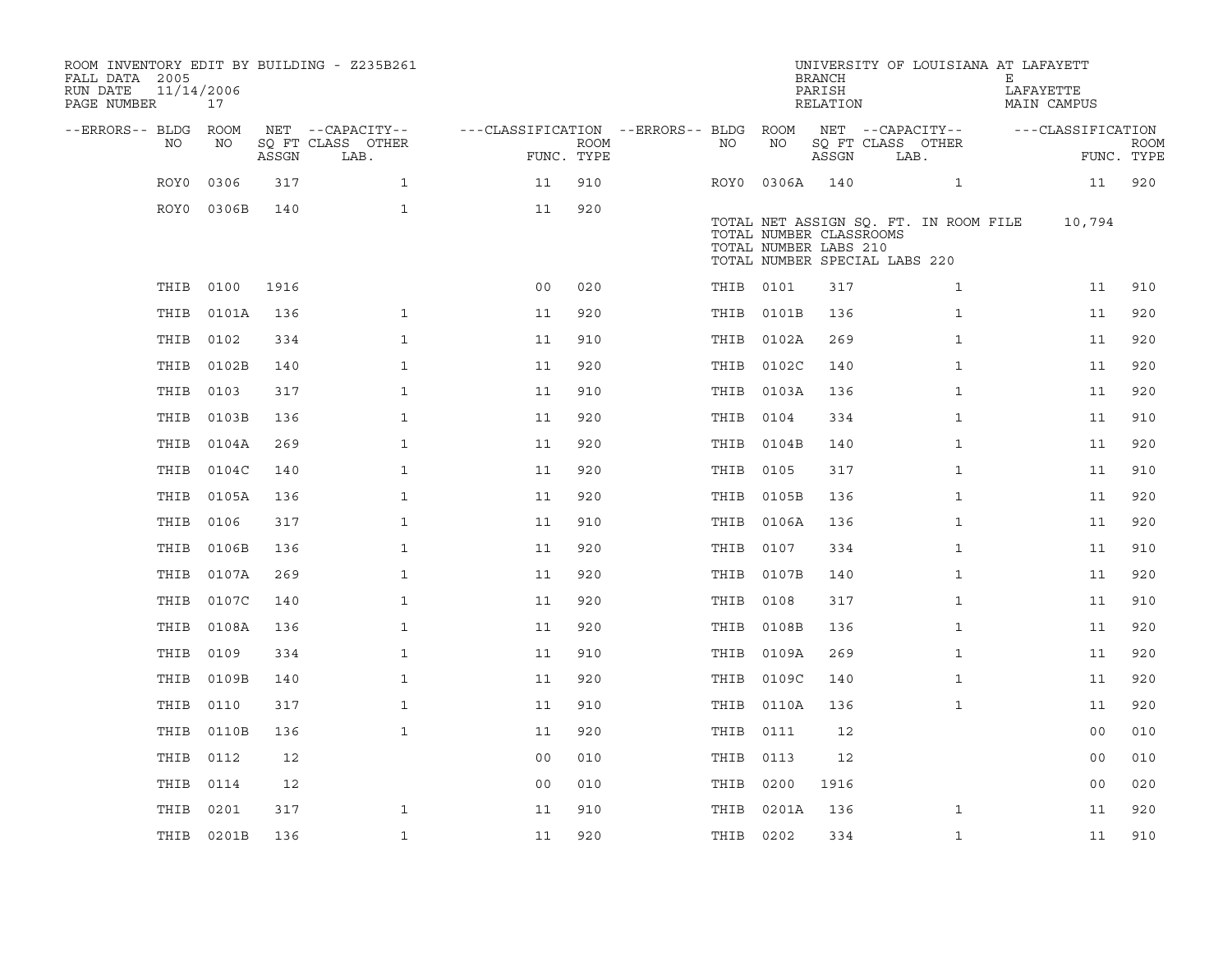ROOM INVENTORY EDIT BY BUILDING - Z235B261
FALL DATA 2005
RUN DATE 11/14/2006
PAGE NUMBER 17

UNIVERSITY OF LOUISIANA AT LAFAYETTE
BRANCH E
PARISH LAFAYETTE
RELATION MAIN CAMPUS

| --ERRORS-- | BLDG NO | ROOM NO | NET SQ FT ASSGN | --CAPACITY-- CLASS LAB. | OTHER | ---CLASSIFICATION FUNC. | ROOM TYPE | --ERRORS-- | BLDG NO | ROOM NO | NET SQ FT ASSGN | --CAPACITY-- CLASS LAB. | OTHER | ---CLASSIFICATION FUNC. | ROOM TYPE |
|---|---|---|---|---|---|---|---|---|---|---|---|---|---|---|---|
| | ROY0 | 0306 | 317 | | 1 | 11 | 910 | | ROY0 | 0306A | 140 | | 1 | 11 | 920 |
| | ROY0 | 0306B | 140 | | 1 | 11 | 920 | | | | | | | | |

TOTAL NET ASSIGN SQ. FT. IN ROOM FILE 10,794
TOTAL NUMBER CLASSROOMS
TOTAL NUMBER LABS 210
TOTAL NUMBER SPECIAL LABS 220

| --ERRORS-- | BLDG NO | ROOM NO | NET SQ FT ASSGN | --CAPACITY-- CLASS LAB. | OTHER | ---CLASSIFICATION FUNC. | ROOM TYPE | --ERRORS-- | BLDG NO | ROOM NO | NET SQ FT ASSGN | --CAPACITY-- CLASS LAB. | OTHER | ---CLASSIFICATION FUNC. | ROOM TYPE |
|---|---|---|---|---|---|---|---|---|---|---|---|---|---|---|---|
| | THIB | 0100 | 1916 | | | 00 | 020 | | THIB | 0101 | 317 | | 1 | 11 | 910 |
| | THIB | 0101A | 136 | | 1 | 11 | 920 | | THIB | 0101B | 136 | | 1 | 11 | 920 |
| | THIB | 0102 | 334 | | 1 | 11 | 910 | | THIB | 0102A | 269 | | 1 | 11 | 920 |
| | THIB | 0102B | 140 | | 1 | 11 | 920 | | THIB | 0102C | 140 | | 1 | 11 | 920 |
| | THIB | 0103 | 317 | | 1 | 11 | 910 | | THIB | 0103A | 136 | | 1 | 11 | 920 |
| | THIB | 0103B | 136 | | 1 | 11 | 920 | | THIB | 0104 | 334 | | 1 | 11 | 910 |
| | THIB | 0104A | 269 | | 1 | 11 | 920 | | THIB | 0104B | 140 | | 1 | 11 | 920 |
| | THIB | 0104C | 140 | | 1 | 11 | 920 | | THIB | 0105 | 317 | | 1 | 11 | 910 |
| | THIB | 0105A | 136 | | 1 | 11 | 920 | | THIB | 0105B | 136 | | 1 | 11 | 920 |
| | THIB | 0106 | 317 | | 1 | 11 | 910 | | THIB | 0106A | 136 | | 1 | 11 | 920 |
| | THIB | 0106B | 136 | | 1 | 11 | 920 | | THIB | 0107 | 334 | | 1 | 11 | 910 |
| | THIB | 0107A | 269 | | 1 | 11 | 920 | | THIB | 0107B | 140 | | 1 | 11 | 920 |
| | THIB | 0107C | 140 | | 1 | 11 | 920 | | THIB | 0108 | 317 | | 1 | 11 | 910 |
| | THIB | 0108A | 136 | | 1 | 11 | 920 | | THIB | 0108B | 136 | | 1 | 11 | 920 |
| | THIB | 0109 | 334 | | 1 | 11 | 910 | | THIB | 0109A | 269 | | 1 | 11 | 920 |
| | THIB | 0109B | 140 | | 1 | 11 | 920 | | THIB | 0109C | 140 | | 1 | 11 | 920 |
| | THIB | 0110 | 317 | | 1 | 11 | 910 | | THIB | 0110A | 136 | | 1 | 11 | 920 |
| | THIB | 0110B | 136 | | 1 | 11 | 920 | | THIB | 0111 | 12 | | | 00 | 010 |
| | THIB | 0112 | 12 | | | 00 | 010 | | THIB | 0113 | 12 | | | 00 | 010 |
| | THIB | 0114 | 12 | | | 00 | 010 | | THIB | 0200 | 1916 | | | 00 | 020 |
| | THIB | 0201 | 317 | | 1 | 11 | 910 | | THIB | 0201A | 136 | | 1 | 11 | 920 |
| | THIB | 0201B | 136 | | 1 | 11 | 920 | | THIB | 0202 | 334 | | 1 | 11 | 910 |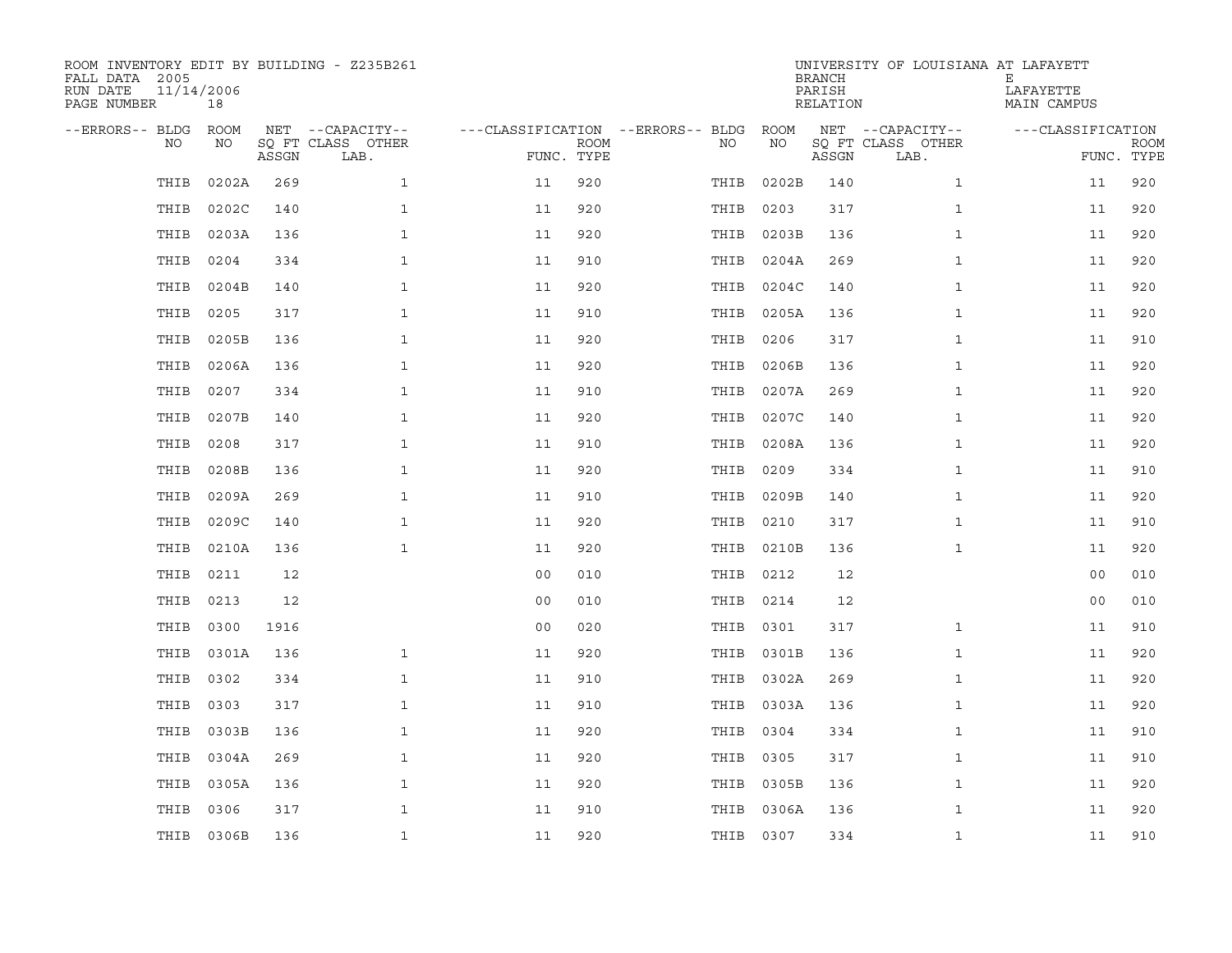ROOM INVENTORY EDIT BY BUILDING - Z235B261
FALL DATA 2005
RUN DATE 11/14/2006
PAGE NUMBER 18

UNIVERSITY OF LOUISIANA AT LAFAYETT
BRANCH E
PARISH LAFAYETTE
RELATION MAIN CAMPUS

| --ERRORS-- | BLDG NO | ROOM NO | NET SQ FT ASSGN | --CAPACITY-- CLASS LAB. | OTHER | ---CLASSIFICATION FUNC. | ROOM TYPE | --ERRORS-- | BLDG NO | ROOM NO | NET SQ FT ASSGN | --CAPACITY-- CLASS LAB. | OTHER | ---CLASSIFICATION FUNC. | ROOM TYPE |
|---|---|---|---|---|---|---|---|---|---|---|---|---|---|---|---|
| | THIB | 0202A | 269 | | 1 | 11 | 920 | | THIB | 0202B | 140 | | 1 | 11 | 920 |
| | THIB | 0202C | 140 | | 1 | 11 | 920 | | THIB | 0203 | 317 | | 1 | 11 | 920 |
| | THIB | 0203A | 136 | | 1 | 11 | 920 | | THIB | 0203B | 136 | | 1 | 11 | 920 |
| | THIB | 0204 | 334 | | 1 | 11 | 910 | | THIB | 0204A | 269 | | 1 | 11 | 920 |
| | THIB | 0204B | 140 | | 1 | 11 | 920 | | THIB | 0204C | 140 | | 1 | 11 | 920 |
| | THIB | 0205 | 317 | | 1 | 11 | 910 | | THIB | 0205A | 136 | | 1 | 11 | 920 |
| | THIB | 0205B | 136 | | 1 | 11 | 920 | | THIB | 0206 | 317 | | 1 | 11 | 910 |
| | THIB | 0206A | 136 | | 1 | 11 | 920 | | THIB | 0206B | 136 | | 1 | 11 | 920 |
| | THIB | 0207 | 334 | | 1 | 11 | 910 | | THIB | 0207A | 269 | | 1 | 11 | 920 |
| | THIB | 0207B | 140 | | 1 | 11 | 920 | | THIB | 0207C | 140 | | 1 | 11 | 920 |
| | THIB | 0208 | 317 | | 1 | 11 | 910 | | THIB | 0208A | 136 | | 1 | 11 | 920 |
| | THIB | 0208B | 136 | | 1 | 11 | 920 | | THIB | 0209 | 334 | | 1 | 11 | 910 |
| | THIB | 0209A | 269 | | 1 | 11 | 910 | | THIB | 0209B | 140 | | 1 | 11 | 920 |
| | THIB | 0209C | 140 | | 1 | 11 | 920 | | THIB | 0210 | 317 | | 1 | 11 | 910 |
| | THIB | 0210A | 136 | | 1 | 11 | 920 | | THIB | 0210B | 136 | | 1 | 11 | 920 |
| | THIB | 0211 | 12 | | | 00 | 010 | | THIB | 0212 | 12 | | | 00 | 010 |
| | THIB | 0213 | 12 | | | 00 | 010 | | THIB | 0214 | 12 | | | 00 | 010 |
| | THIB | 0300 | 1916 | | | 00 | 020 | | THIB | 0301 | 317 | | 1 | 11 | 910 |
| | THIB | 0301A | 136 | | 1 | 11 | 920 | | THIB | 0301B | 136 | | 1 | 11 | 920 |
| | THIB | 0302 | 334 | | 1 | 11 | 910 | | THIB | 0302A | 269 | | 1 | 11 | 920 |
| | THIB | 0303 | 317 | | 1 | 11 | 910 | | THIB | 0303A | 136 | | 1 | 11 | 920 |
| | THIB | 0303B | 136 | | 1 | 11 | 920 | | THIB | 0304 | 334 | | 1 | 11 | 910 |
| | THIB | 0304A | 269 | | 1 | 11 | 920 | | THIB | 0305 | 317 | | 1 | 11 | 910 |
| | THIB | 0305A | 136 | | 1 | 11 | 920 | | THIB | 0305B | 136 | | 1 | 11 | 920 |
| | THIB | 0306 | 317 | | 1 | 11 | 910 | | THIB | 0306A | 136 | | 1 | 11 | 920 |
| | THIB | 0306B | 136 | | 1 | 11 | 920 | | THIB | 0307 | 334 | | 1 | 11 | 910 |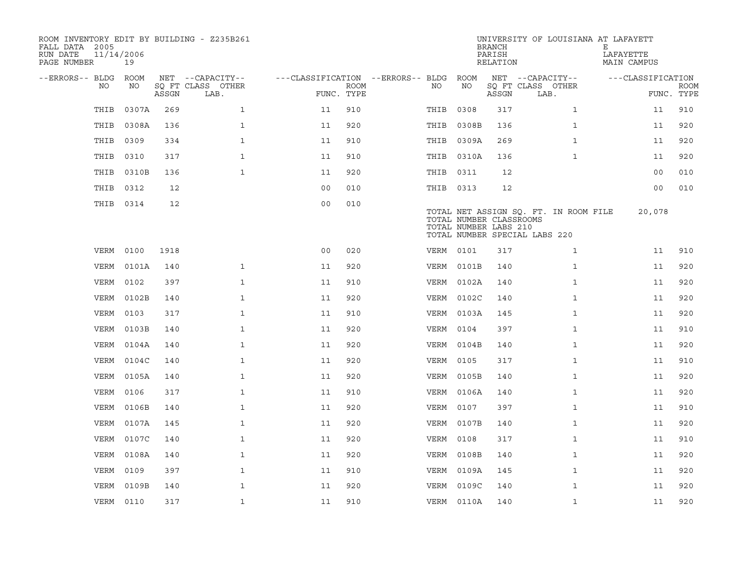ROOM INVENTORY EDIT BY BUILDING - Z235B261
FALL DATA 2005
RUN DATE 11/14/2006

UNIVERSITY OF LOUISIANA AT LAFAYETT
BRANCH E
PARISH LAFAYETTE
RELATION MAIN CAMPUS

| --ERRORS-- | BLDG NO | ROOM NO | NET SQ FT ASSGN | --CAPACITY-- CLASS LAB. | OTHER | ---CLASSIFICATION FUNC. | ROOM TYPE | --ERRORS-- | BLDG NO | ROOM NO | NET SQ FT ASSGN | --CAPACITY-- CLASS LAB. | OTHER | ---CLASSIFICATION FUNC. | ROOM TYPE |
|---|---|---|---|---|---|---|---|---|---|---|---|---|---|---|---|
| | THIB | 0307A | 269 | | 1 | 11 | 910 | | THIB | 0308 | 317 | | 1 | 11 | 910 |
| | THIB | 0308A | 136 | | 1 | 11 | 920 | | THIB | 0308B | 136 | | 1 | 11 | 920 |
| | THIB | 0309 | 334 | | 1 | 11 | 910 | | THIB | 0309A | 269 | | 1 | 11 | 920 |
| | THIB | 0310 | 317 | | 1 | 11 | 910 | | THIB | 0310A | 136 | | 1 | 11 | 920 |
| | THIB | 0310B | 136 | | 1 | 11 | 920 | | THIB | 0311 | 12 | | | 00 | 010 |
| | THIB | 0312 | 12 | | | 00 | 010 | | THIB | 0313 | 12 | | | 00 | 010 |
| | THIB | 0314 | 12 | | | 00 | 010 | | | | | | | | |

TOTAL NET ASSIGN SQ. FT. IN ROOM FILE 20,078
TOTAL NUMBER CLASSROOMS
TOTAL NUMBER LABS 210
TOTAL NUMBER SPECIAL LABS 220

| --ERRORS-- | BLDG NO | ROOM NO | NET SQ FT ASSGN | --CAPACITY-- CLASS LAB. | OTHER | ---CLASSIFICATION FUNC. | ROOM TYPE | --ERRORS-- | BLDG NO | ROOM NO | NET SQ FT ASSGN | --CAPACITY-- CLASS LAB. | OTHER | ---CLASSIFICATION FUNC. | ROOM TYPE |
|---|---|---|---|---|---|---|---|---|---|---|---|---|---|---|---|
| | VERM | 0100 | 1918 | | | 00 | 020 | | VERM | 0101 | 317 | | 1 | 11 | 910 |
| | VERM | 0101A | 140 | | 1 | 11 | 920 | | VERM | 0101B | 140 | | 1 | 11 | 920 |
| | VERM | 0102 | 397 | | 1 | 11 | 910 | | VERM | 0102A | 140 | | 1 | 11 | 920 |
| | VERM | 0102B | 140 | | 1 | 11 | 920 | | VERM | 0102C | 140 | | 1 | 11 | 920 |
| | VERM | 0103 | 317 | | 1 | 11 | 910 | | VERM | 0103A | 145 | | 1 | 11 | 920 |
| | VERM | 0103B | 140 | | 1 | 11 | 920 | | VERM | 0104 | 397 | | 1 | 11 | 910 |
| | VERM | 0104A | 140 | | 1 | 11 | 920 | | VERM | 0104B | 140 | | 1 | 11 | 920 |
| | VERM | 0104C | 140 | | 1 | 11 | 920 | | VERM | 0105 | 317 | | 1 | 11 | 910 |
| | VERM | 0105A | 140 | | 1 | 11 | 920 | | VERM | 0105B | 140 | | 1 | 11 | 920 |
| | VERM | 0106 | 317 | | 1 | 11 | 910 | | VERM | 0106A | 140 | | 1 | 11 | 920 |
| | VERM | 0106B | 140 | | 1 | 11 | 920 | | VERM | 0107 | 397 | | 1 | 11 | 910 |
| | VERM | 0107A | 145 | | 1 | 11 | 920 | | VERM | 0107B | 140 | | 1 | 11 | 920 |
| | VERM | 0107C | 140 | | 1 | 11 | 920 | | VERM | 0108 | 317 | | 1 | 11 | 910 |
| | VERM | 0108A | 140 | | 1 | 11 | 920 | | VERM | 0108B | 140 | | 1 | 11 | 920 |
| | VERM | 0109 | 397 | | 1 | 11 | 910 | | VERM | 0109A | 145 | | 1 | 11 | 920 |
| | VERM | 0109B | 140 | | 1 | 11 | 920 | | VERM | 0109C | 140 | | 1 | 11 | 920 |
| | VERM | 0110 | 317 | | 1 | 11 | 910 | | VERM | 0110A | 140 | | 1 | 11 | 920 |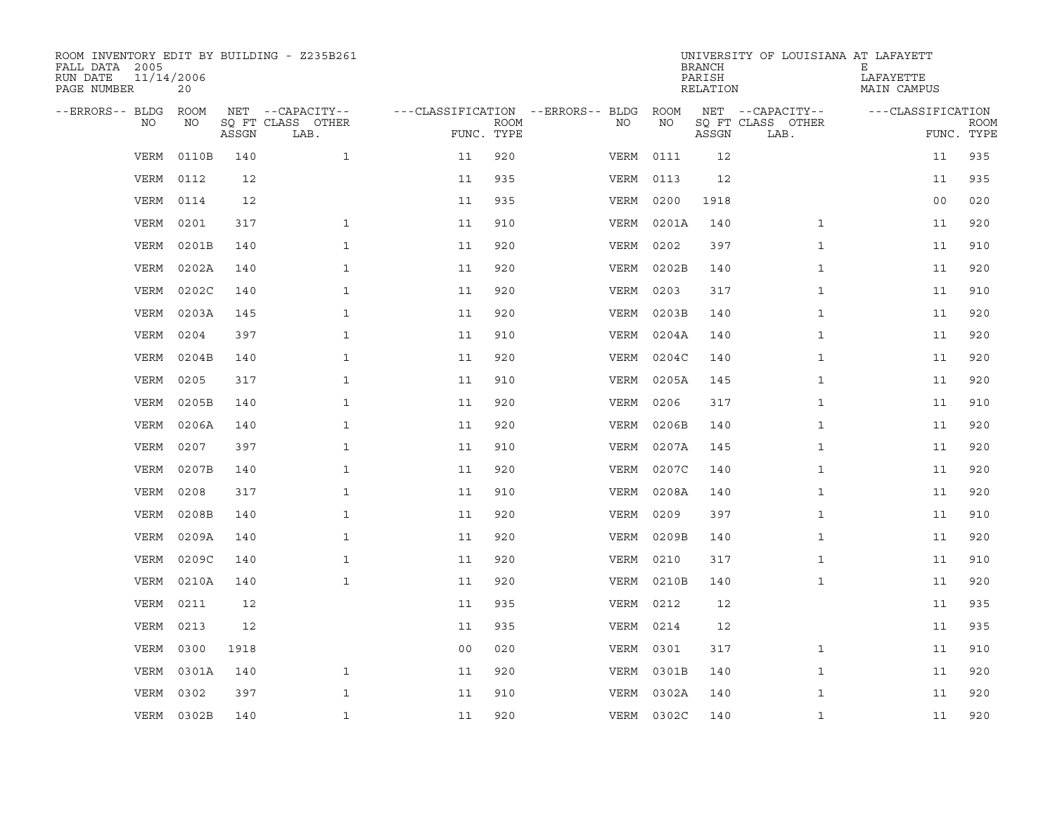ROOM INVENTORY EDIT BY BUILDING - Z235B261
FALL DATA 2005
RUN DATE 11/14/2006

UNIVERSITY OF LOUISIANA AT LAFAYETT
BRANCH E
PARISH LAFAYETTE
RELATION MAIN CAMPUS

| --ERRORS-- | BLDG NO | ROOM NO | NET SQ FT ASSGN | --CAPACITY-- CLASS LAB. | OTHER | ---CLASSIFICATION FUNC. | ROOM TYPE | --ERRORS-- | BLDG NO | ROOM NO | NET SQ FT ASSGN | --CAPACITY-- CLASS LAB. | OTHER | ---CLASSIFICATION FUNC. | ROOM TYPE |
|---|---|---|---|---|---|---|---|---|---|---|---|---|---|---|---|
| | VERM | 0110B | 140 | | 1 | 11 | 920 | | VERM | 0111 | 12 | | | 11 | 935 |
| | VERM | 0112 | 12 | | | 11 | 935 | | VERM | 0113 | 12 | | | 11 | 935 |
| | VERM | 0114 | 12 | | | 11 | 935 | | VERM | 0200 | 1918 | | | 00 | 020 |
| | VERM | 0201 | 317 | | 1 | 11 | 910 | | VERM | 0201A | 140 | | 1 | 11 | 920 |
| | VERM | 0201B | 140 | | 1 | 11 | 920 | | VERM | 0202 | 397 | | 1 | 11 | 910 |
| | VERM | 0202A | 140 | | 1 | 11 | 920 | | VERM | 0202B | 140 | | 1 | 11 | 920 |
| | VERM | 0202C | 140 | | 1 | 11 | 920 | | VERM | 0203 | 317 | | 1 | 11 | 910 |
| | VERM | 0203A | 145 | | 1 | 11 | 920 | | VERM | 0203B | 140 | | 1 | 11 | 920 |
| | VERM | 0204 | 397 | | 1 | 11 | 910 | | VERM | 0204A | 140 | | 1 | 11 | 920 |
| | VERM | 0204B | 140 | | 1 | 11 | 920 | | VERM | 0204C | 140 | | 1 | 11 | 920 |
| | VERM | 0205 | 317 | | 1 | 11 | 910 | | VERM | 0205A | 145 | | 1 | 11 | 920 |
| | VERM | 0205B | 140 | | 1 | 11 | 920 | | VERM | 0206 | 317 | | 1 | 11 | 910 |
| | VERM | 0206A | 140 | | 1 | 11 | 920 | | VERM | 0206B | 140 | | 1 | 11 | 920 |
| | VERM | 0207 | 397 | | 1 | 11 | 910 | | VERM | 0207A | 145 | | 1 | 11 | 920 |
| | VERM | 0207B | 140 | | 1 | 11 | 920 | | VERM | 0207C | 140 | | 1 | 11 | 920 |
| | VERM | 0208 | 317 | | 1 | 11 | 910 | | VERM | 0208A | 140 | | 1 | 11 | 920 |
| | VERM | 0208B | 140 | | 1 | 11 | 920 | | VERM | 0209 | 397 | | 1 | 11 | 910 |
| | VERM | 0209A | 140 | | 1 | 11 | 920 | | VERM | 0209B | 140 | | 1 | 11 | 920 |
| | VERM | 0209C | 140 | | 1 | 11 | 920 | | VERM | 0210 | 317 | | 1 | 11 | 910 |
| | VERM | 0210A | 140 | | 1 | 11 | 920 | | VERM | 0210B | 140 | | 1 | 11 | 920 |
| | VERM | 0211 | 12 | | | 11 | 935 | | VERM | 0212 | 12 | | | 11 | 935 |
| | VERM | 0213 | 12 | | | 11 | 935 | | VERM | 0214 | 12 | | | 11 | 935 |
| | VERM | 0300 | 1918 | | | 00 | 020 | | VERM | 0301 | 317 | | 1 | 11 | 910 |
| | VERM | 0301A | 140 | | 1 | 11 | 920 | | VERM | 0301B | 140 | | 1 | 11 | 920 |
| | VERM | 0302 | 397 | | 1 | 11 | 910 | | VERM | 0302A | 140 | | 1 | 11 | 920 |
| | VERM | 0302B | 140 | | 1 | 11 | 920 | | VERM | 0302C | 140 | | 1 | 11 | 920 |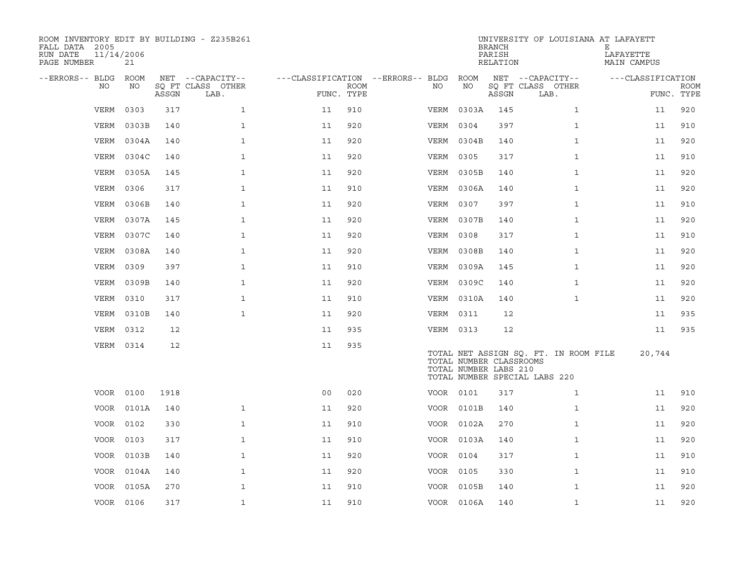ROOM INVENTORY EDIT BY BUILDING - Z235B261
FALL DATA 2005
RUN DATE 11/14/2006
PAGE NUMBER 21

UNIVERSITY OF LOUISIANA AT LAFAYETTE
BRANCH E
PARISH LAFAYETTE
RELATION MAIN CAMPUS

| --ERRORS-- | BLDG NO | ROOM NO | NET SQ FT ASSGN | --CAPACITY-- CLASS LAB. | OTHER | ---CLASSIFICATION FUNC. | ROOM TYPE | --ERRORS-- | BLDG NO | ROOM NO | NET SQ FT ASSGN | --CAPACITY-- CLASS LAB. | OTHER | ---CLASSIFICATION FUNC. | ROOM TYPE |
|---|---|---|---|---|---|---|---|---|---|---|---|---|---|---|---|
| | VERM | 0303 | 317 | | 1 | 11 | 910 | | VERM | 0303A | 145 | | 1 | 11 | 920 |
| | VERM | 0303B | 140 | | 1 | 11 | 920 | | VERM | 0304 | 397 | | 1 | 11 | 910 |
| | VERM | 0304A | 140 | | 1 | 11 | 920 | | VERM | 0304B | 140 | | 1 | 11 | 920 |
| | VERM | 0304C | 140 | | 1 | 11 | 920 | | VERM | 0305 | 317 | | 1 | 11 | 910 |
| | VERM | 0305A | 145 | | 1 | 11 | 920 | | VERM | 0305B | 140 | | 1 | 11 | 920 |
| | VERM | 0306 | 317 | | 1 | 11 | 910 | | VERM | 0306A | 140 | | 1 | 11 | 920 |
| | VERM | 0306B | 140 | | 1 | 11 | 920 | | VERM | 0307 | 397 | | 1 | 11 | 910 |
| | VERM | 0307A | 145 | | 1 | 11 | 920 | | VERM | 0307B | 140 | | 1 | 11 | 920 |
| | VERM | 0307C | 140 | | 1 | 11 | 920 | | VERM | 0308 | 317 | | 1 | 11 | 910 |
| | VERM | 0308A | 140 | | 1 | 11 | 920 | | VERM | 0308B | 140 | | 1 | 11 | 920 |
| | VERM | 0309 | 397 | | 1 | 11 | 910 | | VERM | 0309A | 145 | | 1 | 11 | 920 |
| | VERM | 0309B | 140 | | 1 | 11 | 920 | | VERM | 0309C | 140 | | 1 | 11 | 920 |
| | VERM | 0310 | 317 | | 1 | 11 | 910 | | VERM | 0310A | 140 | | 1 | 11 | 920 |
| | VERM | 0310B | 140 | | 1 | 11 | 920 | | VERM | 0311 | 12 | | | 11 | 935 |
| | VERM | 0312 | 12 | | | 11 | 935 | | VERM | 0313 | 12 | | | 11 | 935 |
| | VERM | 0314 | 12 | | | 11 | 935 | | | | | | | | |

TOTAL NET ASSIGN SQ. FT. IN ROOM FILE 20,744
TOTAL NUMBER CLASSROOMS
TOTAL NUMBER LABS 210
TOTAL NUMBER SPECIAL LABS 220

| --ERRORS-- | BLDG NO | ROOM NO | NET SQ FT ASSGN | --CAPACITY-- CLASS LAB. | OTHER | ---CLASSIFICATION FUNC. | ROOM TYPE | --ERRORS-- | BLDG NO | ROOM NO | NET SQ FT ASSGN | --CAPACITY-- CLASS LAB. | OTHER | ---CLASSIFICATION FUNC. | ROOM TYPE |
|---|---|---|---|---|---|---|---|---|---|---|---|---|---|---|---|
| | VOOR | 0100 | 1918 | | | 00 | 020 | | VOOR | 0101 | 317 | | 1 | 11 | 910 |
| | VOOR | 0101A | 140 | | 1 | 11 | 920 | | VOOR | 0101B | 140 | | 1 | 11 | 920 |
| | VOOR | 0102 | 330 | | 1 | 11 | 910 | | VOOR | 0102A | 270 | | 1 | 11 | 920 |
| | VOOR | 0103 | 317 | | 1 | 11 | 910 | | VOOR | 0103A | 140 | | 1 | 11 | 920 |
| | VOOR | 0103B | 140 | | 1 | 11 | 920 | | VOOR | 0104 | 317 | | 1 | 11 | 910 |
| | VOOR | 0104A | 140 | | 1 | 11 | 920 | | VOOR | 0105 | 330 | | 1 | 11 | 910 |
| | VOOR | 0105A | 270 | | 1 | 11 | 910 | | VOOR | 0105B | 140 | | 1 | 11 | 920 |
| | VOOR | 0106 | 317 | | 1 | 11 | 910 | | VOOR | 0106A | 140 | | 1 | 11 | 920 |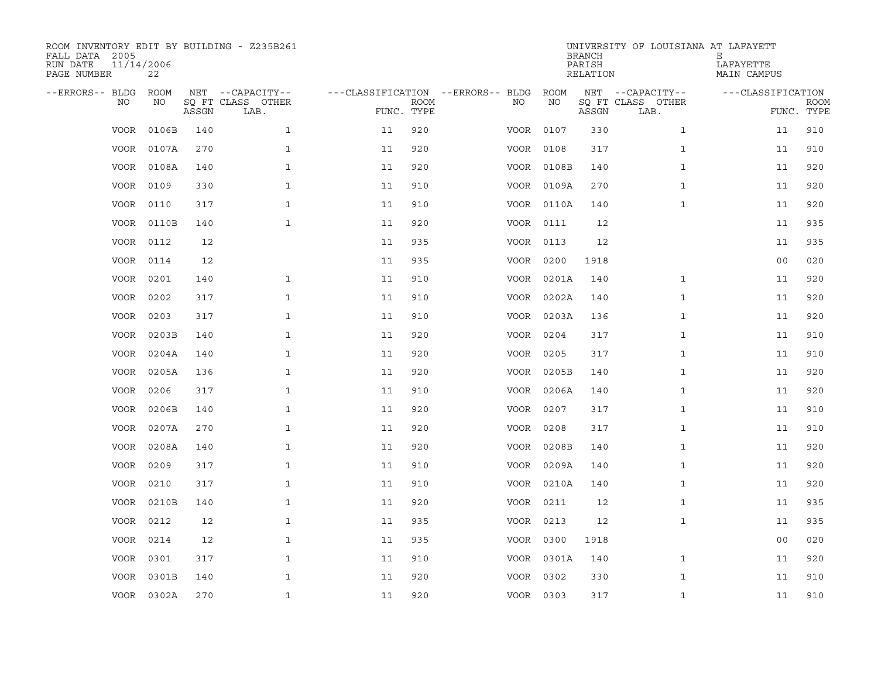ROOM INVENTORY EDIT BY BUILDING - Z235B261
FALL DATA 2005
RUN DATE 11/14/2006
PAGE NUMBER 22

UNIVERSITY OF LOUISIANA AT LAFAYETTE
BRANCH E
PARISH LAFAYETTE
RELATION MAIN CAMPUS

| --ERRORS-- | BLDG NO | ROOM NO | NET SQ FT ASSGN | --CAPACITY-- CLASS LAB. | OTHER | ---CLASSIFICATION FUNC. | ROOM TYPE | --ERRORS-- | BLDG NO | ROOM NO | NET SQ FT ASSGN | --CAPACITY-- CLASS LAB. | OTHER | ---CLASSIFICATION FUNC. | ROOM TYPE |
|---|---|---|---|---|---|---|---|---|---|---|---|---|---|---|---|
| | VOOR | 0106B | 140 | | 1 | 11 | 920 | | VOOR | 0107 | 330 | | 1 | 11 | 910 |
| | VOOR | 0107A | 270 | | 1 | 11 | 920 | | VOOR | 0108 | 317 | | 1 | 11 | 910 |
| | VOOR | 0108A | 140 | | 1 | 11 | 920 | | VOOR | 0108B | 140 | | 1 | 11 | 920 |
| | VOOR | 0109 | 330 | | 1 | 11 | 910 | | VOOR | 0109A | 270 | | 1 | 11 | 920 |
| | VOOR | 0110 | 317 | | 1 | 11 | 910 | | VOOR | 0110A | 140 | | 1 | 11 | 920 |
| | VOOR | 0110B | 140 | | 1 | 11 | 920 | | VOOR | 0111 | 12 | | | 11 | 935 |
| | VOOR | 0112 | 12 | | | 11 | 935 | | VOOR | 0113 | 12 | | | 11 | 935 |
| | VOOR | 0114 | 12 | | | 11 | 935 | | VOOR | 0200 | 1918 | | | 00 | 020 |
| | VOOR | 0201 | 140 | | 1 | 11 | 910 | | VOOR | 0201A | 140 | | 1 | 11 | 920 |
| | VOOR | 0202 | 317 | | 1 | 11 | 910 | | VOOR | 0202A | 140 | | 1 | 11 | 920 |
| | VOOR | 0203 | 317 | | 1 | 11 | 910 | | VOOR | 0203A | 136 | | 1 | 11 | 920 |
| | VOOR | 0203B | 140 | | 1 | 11 | 920 | | VOOR | 0204 | 317 | | 1 | 11 | 910 |
| | VOOR | 0204A | 140 | | 1 | 11 | 920 | | VOOR | 0205 | 317 | | 1 | 11 | 910 |
| | VOOR | 0205A | 136 | | 1 | 11 | 920 | | VOOR | 0205B | 140 | | 1 | 11 | 920 |
| | VOOR | 0206 | 317 | | 1 | 11 | 910 | | VOOR | 0206A | 140 | | 1 | 11 | 920 |
| | VOOR | 0206B | 140 | | 1 | 11 | 920 | | VOOR | 0207 | 317 | | 1 | 11 | 910 |
| | VOOR | 0207A | 270 | | 1 | 11 | 920 | | VOOR | 0208 | 317 | | 1 | 11 | 910 |
| | VOOR | 0208A | 140 | | 1 | 11 | 920 | | VOOR | 0208B | 140 | | 1 | 11 | 920 |
| | VOOR | 0209 | 317 | | 1 | 11 | 910 | | VOOR | 0209A | 140 | | 1 | 11 | 920 |
| | VOOR | 0210 | 317 | | 1 | 11 | 910 | | VOOR | 0210A | 140 | | 1 | 11 | 920 |
| | VOOR | 0210B | 140 | | 1 | 11 | 920 | | VOOR | 0211 | 12 | | 1 | 11 | 935 |
| | VOOR | 0212 | 12 | | 1 | 11 | 935 | | VOOR | 0213 | 12 | | 1 | 11 | 935 |
| | VOOR | 0214 | 12 | | 1 | 11 | 935 | | VOOR | 0300 | 1918 | | | 00 | 020 |
| | VOOR | 0301 | 317 | | 1 | 11 | 910 | | VOOR | 0301A | 140 | | 1 | 11 | 920 |
| | VOOR | 0301B | 140 | | 1 | 11 | 920 | | VOOR | 0302 | 330 | | 1 | 11 | 910 |
| | VOOR | 0302A | 270 | | 1 | 11 | 920 | | VOOR | 0303 | 317 | | 1 | 11 | 910 |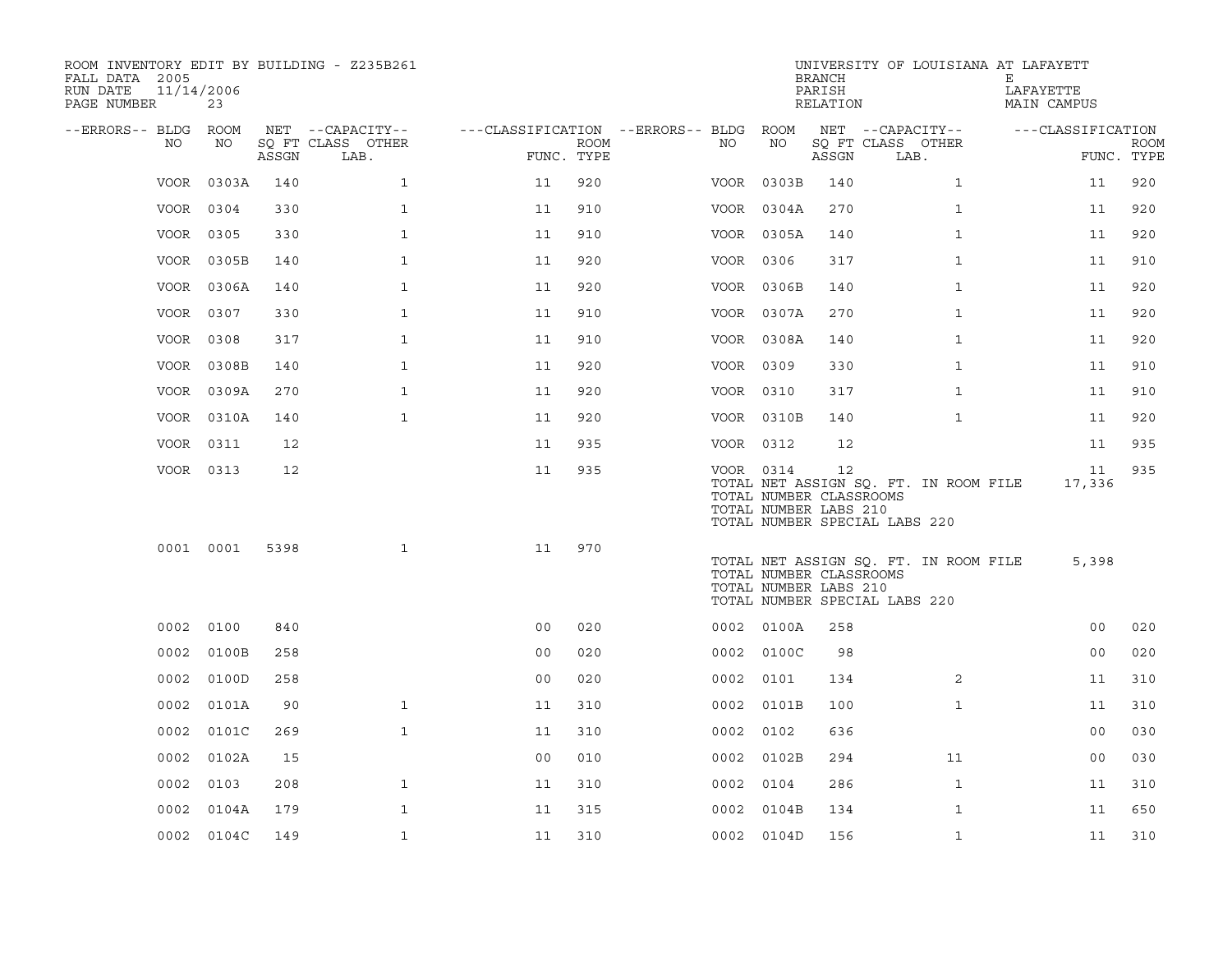ROOM INVENTORY EDIT BY BUILDING - Z235B261
FALL DATA 2005
RUN DATE 11/14/2006
PAGE NUMBER 23

UNIVERSITY OF LOUISIANA AT LAFAYETTE
BRANCH E
PARISH LAFAYETTE
RELATION MAIN CAMPUS

| --ERRORS-- | BLDG NO | ROOM NO | NET SQ FT ASSGN | --CAPACITY-- CLASS | LAB. | OTHER | ---CLASSIFICATION FUNC. | ROOM TYPE | --ERRORS-- | BLDG NO | ROOM NO | NET SQ FT ASSGN | --CAPACITY-- CLASS | LAB. | OTHER | ---CLASSIFICATION FUNC. | ROOM TYPE |
|---|---|---|---|---|---|---|---|---|---|---|---|---|---|---|---|---|---|
| | VOOR | 0303A | 140 | | | 1 | 11 | 920 | | VOOR | 0303B | 140 | | | 1 | 11 | 920 |
| | VOOR | 0304 | 330 | | | 1 | 11 | 910 | | VOOR | 0304A | 270 | | | 1 | 11 | 920 |
| | VOOR | 0305 | 330 | | | 1 | 11 | 910 | | VOOR | 0305A | 140 | | | 1 | 11 | 920 |
| | VOOR | 0305B | 140 | | | 1 | 11 | 920 | | VOOR | 0306 | 317 | | | 1 | 11 | 910 |
| | VOOR | 0306A | 140 | | | 1 | 11 | 920 | | VOOR | 0306B | 140 | | | 1 | 11 | 920 |
| | VOOR | 0307 | 330 | | | 1 | 11 | 910 | | VOOR | 0307A | 270 | | | 1 | 11 | 920 |
| | VOOR | 0308 | 317 | | | 1 | 11 | 910 | | VOOR | 0308A | 140 | | | 1 | 11 | 920 |
| | VOOR | 0308B | 140 | | | 1 | 11 | 920 | | VOOR | 0309 | 330 | | | 1 | 11 | 910 |
| | VOOR | 0309A | 270 | | | 1 | 11 | 920 | | VOOR | 0310 | 317 | | | 1 | 11 | 910 |
| | VOOR | 0310A | 140 | | | 1 | 11 | 920 | | VOOR | 0310B | 140 | | | 1 | 11 | 920 |
| | VOOR | 0311 | 12 | | | | 11 | 935 | | VOOR | 0312 | 12 | | | | 11 | 935 |
| | VOOR | 0313 | 12 | | | | 11 | 935 | | VOOR | 0314 | 12 | | | | 11 | 935 |

TOTAL NET ASSIGN SQ. FT. IN ROOM FILE 17,336
TOTAL NUMBER CLASSROOMS
TOTAL NUMBER LABS 210
TOTAL NUMBER SPECIAL LABS 220

| --ERRORS-- | BLDG NO | ROOM NO | NET SQ FT ASSGN | --CAPACITY-- CLASS | LAB. | OTHER | ---CLASSIFICATION FUNC. | ROOM TYPE |
|---|---|---|---|---|---|---|---|---|
| | 0001 | 0001 | 5398 | | | 1 | 11 | 970 |

TOTAL NET ASSIGN SQ. FT. IN ROOM FILE 5,398
TOTAL NUMBER CLASSROOMS
TOTAL NUMBER LABS 210
TOTAL NUMBER SPECIAL LABS 220

| --ERRORS-- | BLDG NO | ROOM NO | NET SQ FT ASSGN | --CAPACITY-- CLASS | LAB. | OTHER | ---CLASSIFICATION FUNC. | ROOM TYPE | --ERRORS-- | BLDG NO | ROOM NO | NET SQ FT ASSGN | --CAPACITY-- CLASS | LAB. | OTHER | ---CLASSIFICATION FUNC. | ROOM TYPE |
|---|---|---|---|---|---|---|---|---|---|---|---|---|---|---|---|---|---|
| | 0002 | 0100 | 840 | | | | 00 | 020 | | 0002 | 0100A | 258 | | | | 00 | 020 |
| | 0002 | 0100B | 258 | | | | 00 | 020 | | 0002 | 0100C | 98 | | | | 00 | 020 |
| | 0002 | 0100D | 258 | | | | 00 | 020 | | 0002 | 0101 | 134 | | | 2 | 11 | 310 |
| | 0002 | 0101A | 90 | | | 1 | 11 | 310 | | 0002 | 0101B | 100 | | | 1 | 11 | 310 |
| | 0002 | 0101C | 269 | | | 1 | 11 | 310 | | 0002 | 0102 | 636 | | | | 00 | 030 |
| | 0002 | 0102A | 15 | | | | 00 | 010 | | 0002 | 0102B | 294 | | | 11 | 00 | 030 |
| | 0002 | 0103 | 208 | | | 1 | 11 | 310 | | 0002 | 0104 | 286 | | | 1 | 11 | 310 |
| | 0002 | 0104A | 179 | | | 1 | 11 | 315 | | 0002 | 0104B | 134 | | | 1 | 11 | 650 |
| | 0002 | 0104C | 149 | | | 1 | 11 | 310 | | 0002 | 0104D | 156 | | | 1 | 11 | 310 |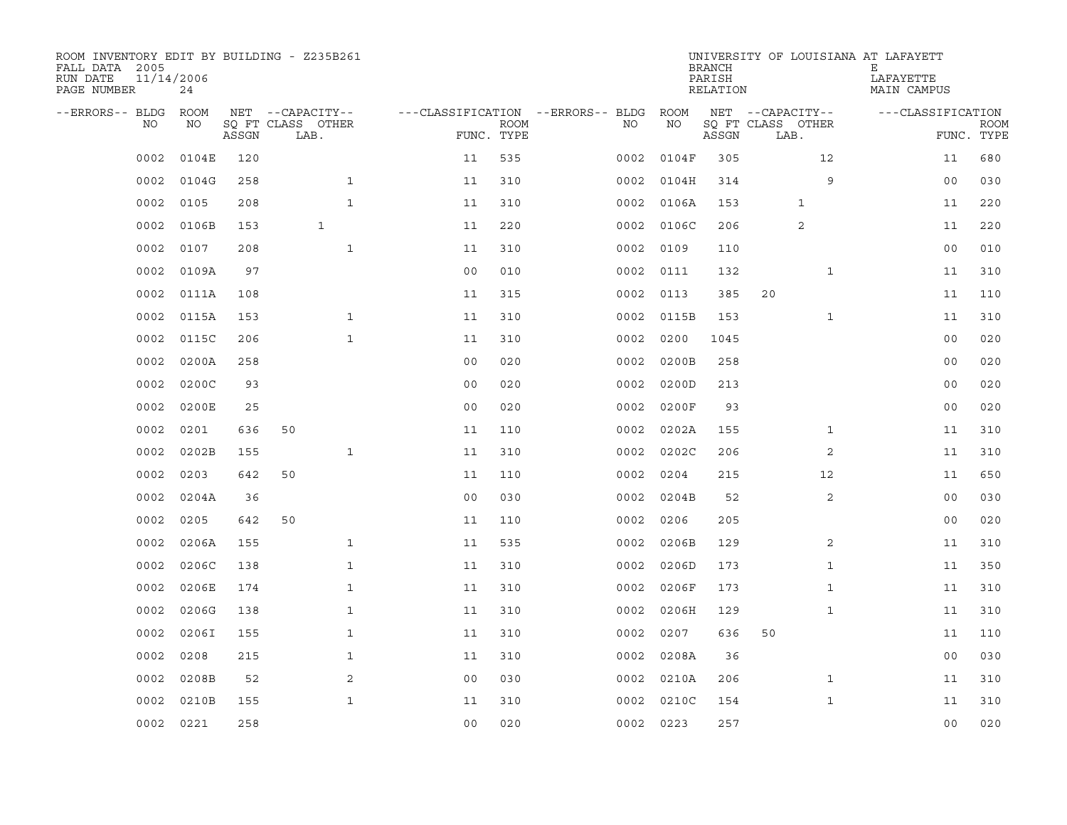ROOM INVENTORY EDIT BY BUILDING - Z235B261
FALL DATA 2005
RUN DATE 11/14/2006
PAGE NUMBER 24

UNIVERSITY OF LOUISIANA AT LAFAYETTE
BRANCH E
PARISH LAFAYETTE
RELATION MAIN CAMPUS

| --ERRORS-- | BLDG NO | ROOM NO | NET SQ FT ASSGN | CAPACITY CLASS | CAPACITY LAB. | CAPACITY OTHER | CLASSIFICATION FUNC. | ROOM TYPE | --ERRORS-- | BLDG NO | ROOM NO | NET SQ FT ASSGN | CAPACITY CLASS | CAPACITY LAB. | CAPACITY OTHER | CLASSIFICATION FUNC. | ROOM TYPE |
|---|---|---|---|---|---|---|---|---|---|---|---|---|---|---|---|---|---|
| | 0002 | 0104E | 120 | | | | 11 | 535 | | 0002 | 0104F | 305 | | | 12 | 11 | 680 |
| | 0002 | 0104G | 258 | | | 1 | 11 | 310 | | 0002 | 0104H | 314 | | | 9 | 00 | 030 |
| | 0002 | 0105 | 208 | | | 1 | 11 | 310 | | 0002 | 0106A | 153 | | 1 | | 11 | 220 |
| | 0002 | 0106B | 153 | | 1 | | 11 | 220 | | 0002 | 0106C | 206 | | 2 | | 11 | 220 |
| | 0002 | 0107 | 208 | | | 1 | 11 | 310 | | 0002 | 0109 | 110 | | | | 00 | 010 |
| | 0002 | 0109A | 97 | | | | 00 | 010 | | 0002 | 0111 | 132 | | | 1 | 11 | 310 |
| | 0002 | 0111A | 108 | | | | 11 | 315 | | 0002 | 0113 | 385 | 20 | | | 11 | 110 |
| | 0002 | 0115A | 153 | | | 1 | 11 | 310 | | 0002 | 0115B | 153 | | | 1 | 11 | 310 |
| | 0002 | 0115C | 206 | | | 1 | 11 | 310 | | 0002 | 0200 | 1045 | | | | 00 | 020 |
| | 0002 | 0200A | 258 | | | | 00 | 020 | | 0002 | 0200B | 258 | | | | 00 | 020 |
| | 0002 | 0200C | 93 | | | | 00 | 020 | | 0002 | 0200D | 213 | | | | 00 | 020 |
| | 0002 | 0200E | 25 | | | | 00 | 020 | | 0002 | 0200F | 93 | | | | 00 | 020 |
| | 0002 | 0201 | 636 | 50 | | | 11 | 110 | | 0002 | 0202A | 155 | | | 1 | 11 | 310 |
| | 0002 | 0202B | 155 | | | 1 | 11 | 310 | | 0002 | 0202C | 206 | | | 2 | 11 | 310 |
| | 0002 | 0203 | 642 | 50 | | | 11 | 110 | | 0002 | 0204 | 215 | | | 12 | 11 | 650 |
| | 0002 | 0204A | 36 | | | | 00 | 030 | | 0002 | 0204B | 52 | | | 2 | 00 | 030 |
| | 0002 | 0205 | 642 | 50 | | | 11 | 110 | | 0002 | 0206 | 205 | | | | 00 | 020 |
| | 0002 | 0206A | 155 | | | 1 | 11 | 535 | | 0002 | 0206B | 129 | | | 2 | 11 | 310 |
| | 0002 | 0206C | 138 | | | 1 | 11 | 310 | | 0002 | 0206D | 173 | | | 1 | 11 | 350 |
| | 0002 | 0206E | 174 | | | 1 | 11 | 310 | | 0002 | 0206F | 173 | | | 1 | 11 | 310 |
| | 0002 | 0206G | 138 | | | 1 | 11 | 310 | | 0002 | 0206H | 129 | | | 1 | 11 | 310 |
| | 0002 | 0206I | 155 | | | 1 | 11 | 310 | | 0002 | 0207 | 636 | 50 | | | 11 | 110 |
| | 0002 | 0208 | 215 | | | 1 | 11 | 310 | | 0002 | 0208A | 36 | | | | 00 | 030 |
| | 0002 | 0208B | 52 | | | 2 | 00 | 030 | | 0002 | 0210A | 206 | | | 1 | 11 | 310 |
| | 0002 | 0210B | 155 | | | 1 | 11 | 310 | | 0002 | 0210C | 154 | | | 1 | 11 | 310 |
| | 0002 | 0221 | 258 | | | | 00 | 020 | | 0002 | 0223 | 257 | | | | 00 | 020 |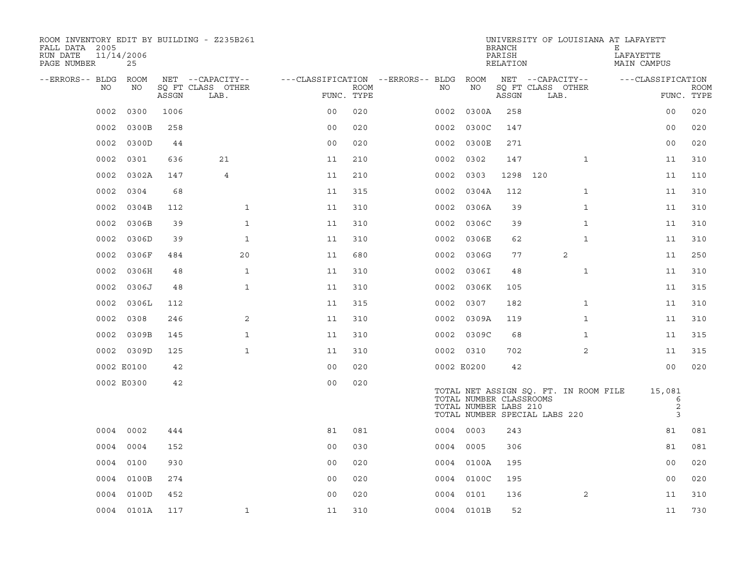ROOM INVENTORY EDIT BY BUILDING - Z235B261
FALL DATA 2005
RUN DATE 11/14/2006
PAGE NUMBER 25

UNIVERSITY OF LOUISIANA AT LAFAYETTE
BRANCH E
PARISH LAFAYETTE
RELATION MAIN CAMPUS

| --ERRORS-- | BLDG NO | ROOM NO | NET SQ FT ASSGN | --CAPACITY-- CLASS LAB. | OTHER | ---CLASSIFICATION FUNC. | ROOM TYPE | --ERRORS-- | BLDG NO | ROOM NO | NET SQ FT ASSGN | --CAPACITY-- CLASS LAB. | OTHER | ---CLASSIFICATION FUNC. | ROOM TYPE |
|---|---|---|---|---|---|---|---|---|---|---|---|---|---|---|---|
| | 0002 | 0300 | 1006 | | | 00 | 020 | | 0002 | 0300A | 258 | | | 00 | 020 |
| | 0002 | 0300B | 258 | | | 00 | 020 | | 0002 | 0300C | 147 | | | 00 | 020 |
| | 0002 | 0300D | 44 | | | 00 | 020 | | 0002 | 0300E | 271 | | | 00 | 020 |
| | 0002 | 0301 | 636 | 21 | | 11 | 210 | | 0002 | 0302 | 147 | | 1 | 11 | 310 |
| | 0002 | 0302A | 147 | 4 | | 11 | 210 | | 0002 | 0303 | 1298 | 120 | | 11 | 110 |
| | 0002 | 0304 | 68 | | | 11 | 315 | | 0002 | 0304A | 112 | | 1 | 11 | 310 |
| | 0002 | 0304B | 112 | | 1 | 11 | 310 | | 0002 | 0306A | 39 | | 1 | 11 | 310 |
| | 0002 | 0306B | 39 | | 1 | 11 | 310 | | 0002 | 0306C | 39 | | 1 | 11 | 310 |
| | 0002 | 0306D | 39 | | 1 | 11 | 310 | | 0002 | 0306E | 62 | | 1 | 11 | 310 |
| | 0002 | 0306F | 484 | | 20 | 11 | 680 | | 0002 | 0306G | 77 | 2 | | 11 | 250 |
| | 0002 | 0306H | 48 | | 1 | 11 | 310 | | 0002 | 0306I | 48 | | 1 | 11 | 310 |
| | 0002 | 0306J | 48 | | 1 | 11 | 310 | | 0002 | 0306K | 105 | | | 11 | 315 |
| | 0002 | 0306L | 112 | | | 11 | 315 | | 0002 | 0307 | 182 | | 1 | 11 | 310 |
| | 0002 | 0308 | 246 | | 2 | 11 | 310 | | 0002 | 0309A | 119 | | 1 | 11 | 310 |
| | 0002 | 0309B | 145 | | 1 | 11 | 310 | | 0002 | 0309C | 68 | | 1 | 11 | 315 |
| | 0002 | 0309D | 125 | | 1 | 11 | 310 | | 0002 | 0310 | 702 | | 2 | 11 | 315 |
| | 0002 | E0100 | 42 | | | 00 | 020 | | 0002 | E0200 | 42 | | | 00 | 020 |
| | 0002 | E0300 | 42 | | | 00 | 020 | | | | | | | | |

TOTAL NET ASSIGN SQ. FT. IN ROOM FILE 15,081
TOTAL NUMBER CLASSROOMS 6
TOTAL NUMBER LABS 210 2
TOTAL NUMBER SPECIAL LABS 220 3

| --ERRORS-- | BLDG NO | ROOM NO | NET SQ FT ASSGN | --CAPACITY-- CLASS LAB. | OTHER | ---CLASSIFICATION FUNC. | ROOM TYPE | --ERRORS-- | BLDG NO | ROOM NO | NET SQ FT ASSGN | --CAPACITY-- CLASS LAB. | OTHER | ---CLASSIFICATION FUNC. | ROOM TYPE |
|---|---|---|---|---|---|---|---|---|---|---|---|---|---|---|---|
| | 0004 | 0002 | 444 | | | 81 | 081 | | 0004 | 0003 | 243 | | | 81 | 081 |
| | 0004 | 0004 | 152 | | | 00 | 030 | | 0004 | 0005 | 306 | | | 81 | 081 |
| | 0004 | 0100 | 930 | | | 00 | 020 | | 0004 | 0100A | 195 | | | 00 | 020 |
| | 0004 | 0100B | 274 | | | 00 | 020 | | 0004 | 0100C | 195 | | | 00 | 020 |
| | 0004 | 0100D | 452 | | | 00 | 020 | | 0004 | 0101 | 136 | | 2 | 11 | 310 |
| | 0004 | 0101A | 117 | | 1 | 11 | 310 | | 0004 | 0101B | 52 | | | 11 | 730 |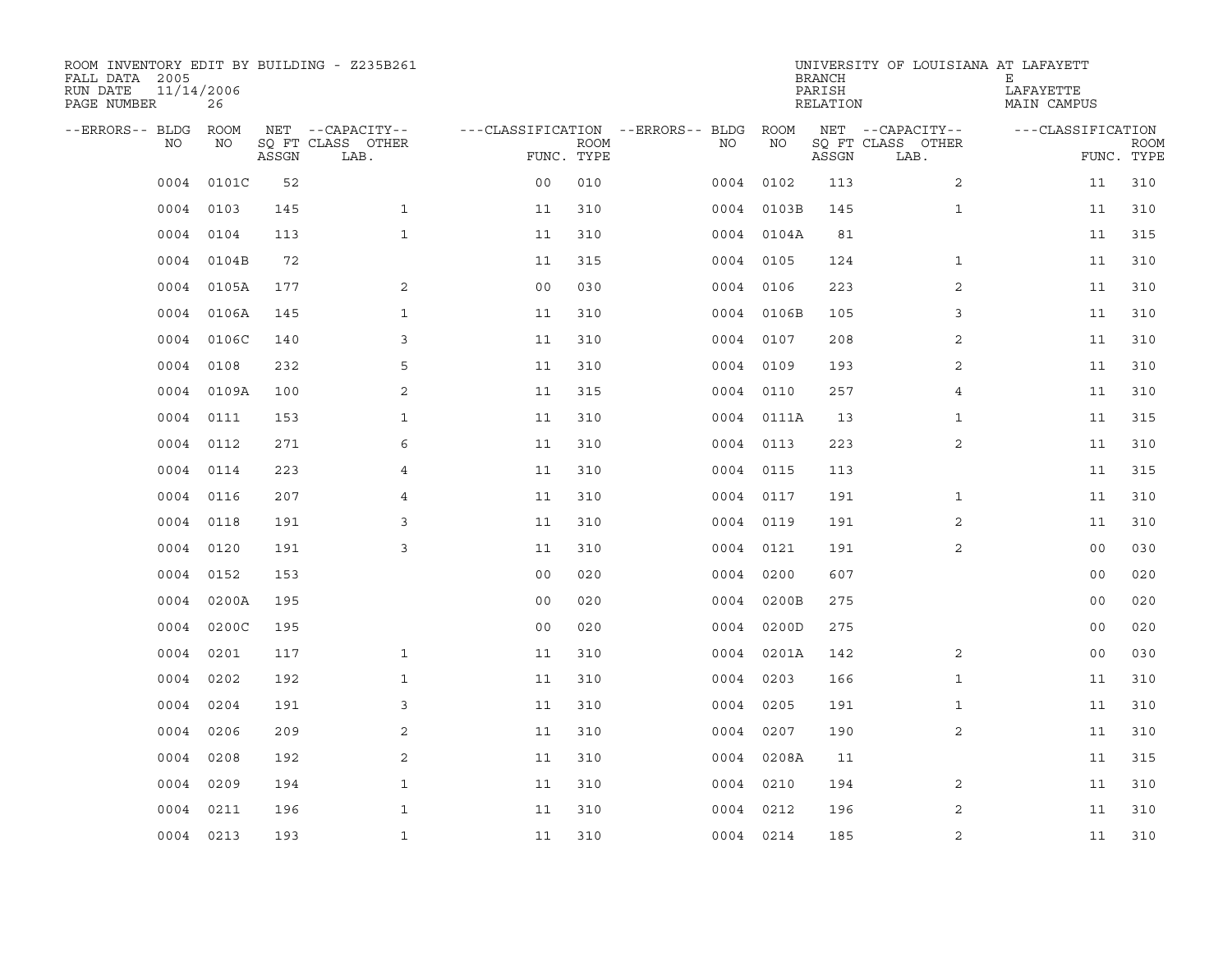ROOM INVENTORY EDIT BY BUILDING - Z235B261
FALL DATA 2005
RUN DATE 11/14/2006
PAGE NUMBER 26

UNIVERSITY OF LOUISIANA AT LAFAYETTE
BRANCH E
PARISH LAFAYETTE
RELATION MAIN CAMPUS

| --ERRORS-- | BLDG NO | ROOM NO | NET SQ FT ASSGN | --CAPACITY-- CLASS LAB. | OTHER | ---CLASSIFICATION FUNC. | ROOM TYPE | --ERRORS-- | BLDG NO | ROOM NO | NET SQ FT ASSGN | --CAPACITY-- CLASS LAB. | OTHER | ---CLASSIFICATION FUNC. | ROOM TYPE |
|---|---|---|---|---|---|---|---|---|---|---|---|---|---|---|---|
| | 0004 | 0101C | 52 | | | 00 | 010 | | 0004 | 0102 | 113 | | 2 | 11 | 310 |
| | 0004 | 0103 | 145 | | 1 | 11 | 310 | | 0004 | 0103B | 145 | | 1 | 11 | 310 |
| | 0004 | 0104 | 113 | | 1 | 11 | 310 | | 0004 | 0104A | 81 | | | 11 | 315 |
| | 0004 | 0104B | 72 | | | 11 | 315 | | 0004 | 0105 | 124 | | 1 | 11 | 310 |
| | 0004 | 0105A | 177 | | 2 | 00 | 030 | | 0004 | 0106 | 223 | | 2 | 11 | 310 |
| | 0004 | 0106A | 145 | | 1 | 11 | 310 | | 0004 | 0106B | 105 | | 3 | 11 | 310 |
| | 0004 | 0106C | 140 | | 3 | 11 | 310 | | 0004 | 0107 | 208 | | 2 | 11 | 310 |
| | 0004 | 0108 | 232 | | 5 | 11 | 310 | | 0004 | 0109 | 193 | | 2 | 11 | 310 |
| | 0004 | 0109A | 100 | | 2 | 11 | 315 | | 0004 | 0110 | 257 | | 4 | 11 | 310 |
| | 0004 | 0111 | 153 | | 1 | 11 | 310 | | 0004 | 0111A | 13 | | 1 | 11 | 315 |
| | 0004 | 0112 | 271 | | 6 | 11 | 310 | | 0004 | 0113 | 223 | | 2 | 11 | 310 |
| | 0004 | 0114 | 223 | | 4 | 11 | 310 | | 0004 | 0115 | 113 | | | 11 | 315 |
| | 0004 | 0116 | 207 | | 4 | 11 | 310 | | 0004 | 0117 | 191 | | 1 | 11 | 310 |
| | 0004 | 0118 | 191 | | 3 | 11 | 310 | | 0004 | 0119 | 191 | | 2 | 11 | 310 |
| | 0004 | 0120 | 191 | | 3 | 11 | 310 | | 0004 | 0121 | 191 | | 2 | 00 | 030 |
| | 0004 | 0152 | 153 | | | 00 | 020 | | 0004 | 0200 | 607 | | | 00 | 020 |
| | 0004 | 0200A | 195 | | | 00 | 020 | | 0004 | 0200B | 275 | | | 00 | 020 |
| | 0004 | 0200C | 195 | | | 00 | 020 | | 0004 | 0200D | 275 | | | 00 | 020 |
| | 0004 | 0201 | 117 | | 1 | 11 | 310 | | 0004 | 0201A | 142 | | 2 | 00 | 030 |
| | 0004 | 0202 | 192 | | 1 | 11 | 310 | | 0004 | 0203 | 166 | | 1 | 11 | 310 |
| | 0004 | 0204 | 191 | | 3 | 11 | 310 | | 0004 | 0205 | 191 | | 1 | 11 | 310 |
| | 0004 | 0206 | 209 | | 2 | 11 | 310 | | 0004 | 0207 | 190 | | 2 | 11 | 310 |
| | 0004 | 0208 | 192 | | 2 | 11 | 310 | | 0004 | 0208A | 11 | | | 11 | 315 |
| | 0004 | 0209 | 194 | | 1 | 11 | 310 | | 0004 | 0210 | 194 | | 2 | 11 | 310 |
| | 0004 | 0211 | 196 | | 1 | 11 | 310 | | 0004 | 0212 | 196 | | 2 | 11 | 310 |
| | 0004 | 0213 | 193 | | 1 | 11 | 310 | | 0004 | 0214 | 185 | | 2 | 11 | 310 |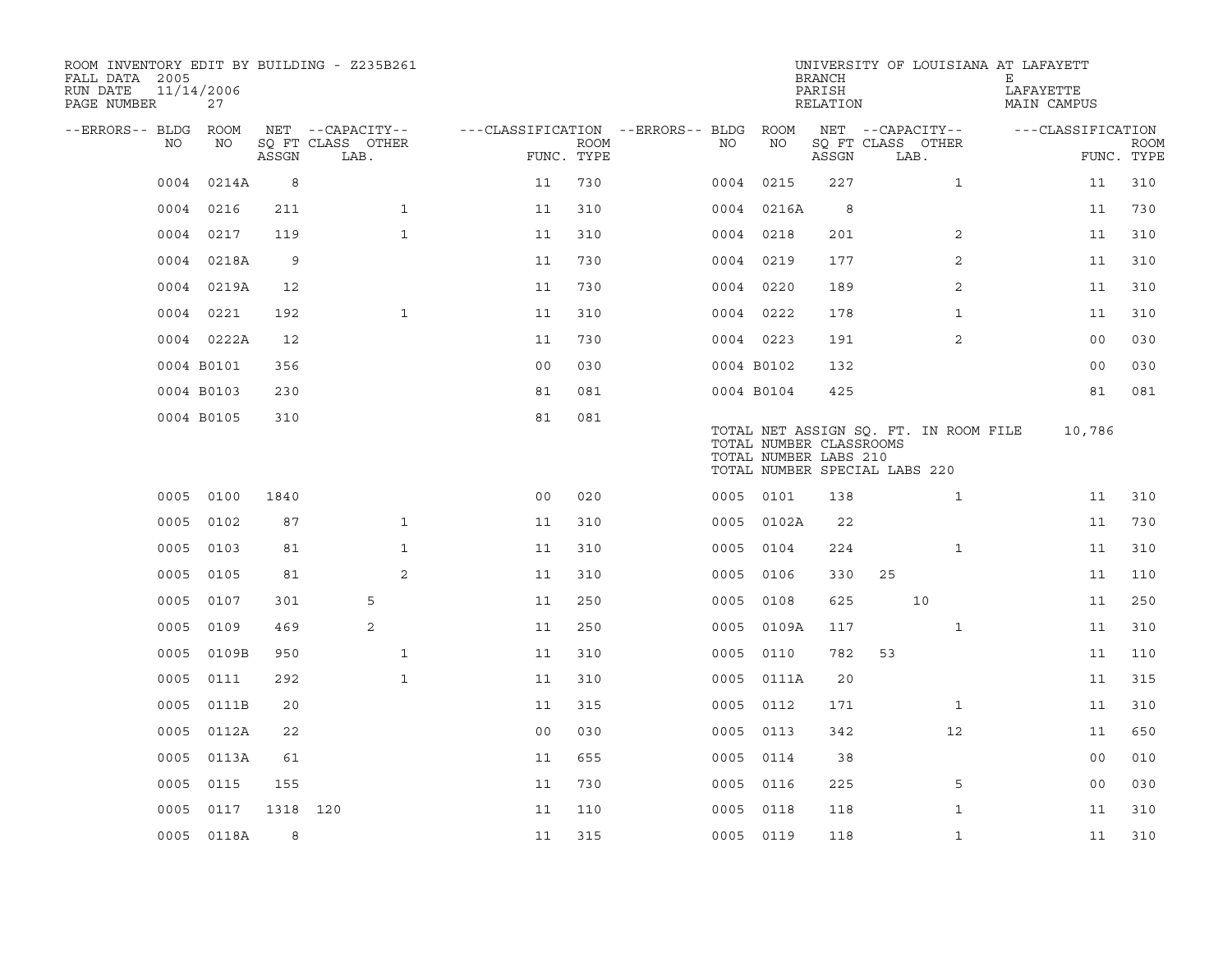ROOM INVENTORY EDIT BY BUILDING - Z235B261
FALL DATA 2005
RUN DATE 11/14/2006
PAGE NUMBER 27

UNIVERSITY OF LOUISIANA AT LAFAYETT
BRANCH E
PARISH LAFAYETTE
RELATION MAIN CAMPUS

| --ERRORS-- | BLDG NO | ROOM NO | NET SQ FT ASSGN | CAPACITY CLASS | CAPACITY OTHER LAB. | CLASSIFICATION FUNC. | ROOM TYPE | --ERRORS-- | BLDG NO | ROOM NO | NET SQ FT ASSGN | CAPACITY CLASS | CAPACITY OTHER LAB. | CLASSIFICATION FUNC. | ROOM TYPE |
|---|---|---|---|---|---|---|---|---|---|---|---|---|---|---|---|
| | 0004 | 0214A | 8 | | | 11 | 730 | | 0004 | 0215 | 227 | | 1 | 11 | 310 |
| | 0004 | 0216 | 211 | | 1 | 11 | 310 | | 0004 | 0216A | 8 | | | 11 | 730 |
| | 0004 | 0217 | 119 | | 1 | 11 | 310 | | 0004 | 0218 | 201 | | 2 | 11 | 310 |
| | 0004 | 0218A | 9 | | | 11 | 730 | | 0004 | 0219 | 177 | | 2 | 11 | 310 |
| | 0004 | 0219A | 12 | | | 11 | 730 | | 0004 | 0220 | 189 | | 2 | 11 | 310 |
| | 0004 | 0221 | 192 | | 1 | 11 | 310 | | 0004 | 0222 | 178 | | 1 | 11 | 310 |
| | 0004 | 0222A | 12 | | | 11 | 730 | | 0004 | 0223 | 191 | | 2 | 00 | 030 |
| | 0004 | B0101 | 356 | | | 00 | 030 | | 0004 | B0102 | 132 | | | 00 | 030 |
| | 0004 | B0103 | 230 | | | 81 | 081 | | 0004 | B0104 | 425 | | | 81 | 081 |
| | 0004 | B0105 | 310 | | | 81 | 081 | | | | | | | | |

TOTAL NET ASSIGN SQ. FT. IN ROOM FILE 10,786
TOTAL NUMBER CLASSROOMS
TOTAL NUMBER LABS 210
TOTAL NUMBER SPECIAL LABS 220

| --ERRORS-- | BLDG NO | ROOM NO | NET SQ FT ASSGN | CAPACITY CLASS | CAPACITY OTHER LAB. | CLASSIFICATION FUNC. | ROOM TYPE | --ERRORS-- | BLDG NO | ROOM NO | NET SQ FT ASSGN | CAPACITY CLASS | CAPACITY OTHER LAB. | CLASSIFICATION FUNC. | ROOM TYPE |
|---|---|---|---|---|---|---|---|---|---|---|---|---|---|---|---|
| | 0005 | 0100 | 1840 | | | 00 | 020 | | 0005 | 0101 | 138 | | 1 | 11 | 310 |
| | 0005 | 0102 | 87 | | 1 | 11 | 310 | | 0005 | 0102A | 22 | | | 11 | 730 |
| | 0005 | 0103 | 81 | | 1 | 11 | 310 | | 0005 | 0104 | 224 | | 1 | 11 | 310 |
| | 0005 | 0105 | 81 | | 2 | 11 | 310 | | 0005 | 0106 | 330 | 25 | | 11 | 110 |
| | 0005 | 0107 | 301 | | 5 | 11 | 250 | | 0005 | 0108 | 625 | | 10 | 11 | 250 |
| | 0005 | 0109 | 469 | | 2 | 11 | 250 | | 0005 | 0109A | 117 | | 1 | 11 | 310 |
| | 0005 | 0109B | 950 | | 1 | 11 | 310 | | 0005 | 0110 | 782 | 53 | | 11 | 110 |
| | 0005 | 0111 | 292 | | 1 | 11 | 310 | | 0005 | 0111A | 20 | | | 11 | 315 |
| | 0005 | 0111B | 20 | | | 11 | 315 | | 0005 | 0112 | 171 | | 1 | 11 | 310 |
| | 0005 | 0112A | 22 | | | 00 | 030 | | 0005 | 0113 | 342 | | 12 | 11 | 650 |
| | 0005 | 0113A | 61 | | | 11 | 655 | | 0005 | 0114 | 38 | | | 00 | 010 |
| | 0005 | 0115 | 155 | | | 11 | 730 | | 0005 | 0116 | 225 | | 5 | 00 | 030 |
| | 0005 | 0117 | 1318 | 120 | | 11 | 110 | | 0005 | 0118 | 118 | | 1 | 11 | 310 |
| | 0005 | 0118A | 8 | | | 11 | 315 | | 0005 | 0119 | 118 | | 1 | 11 | 310 |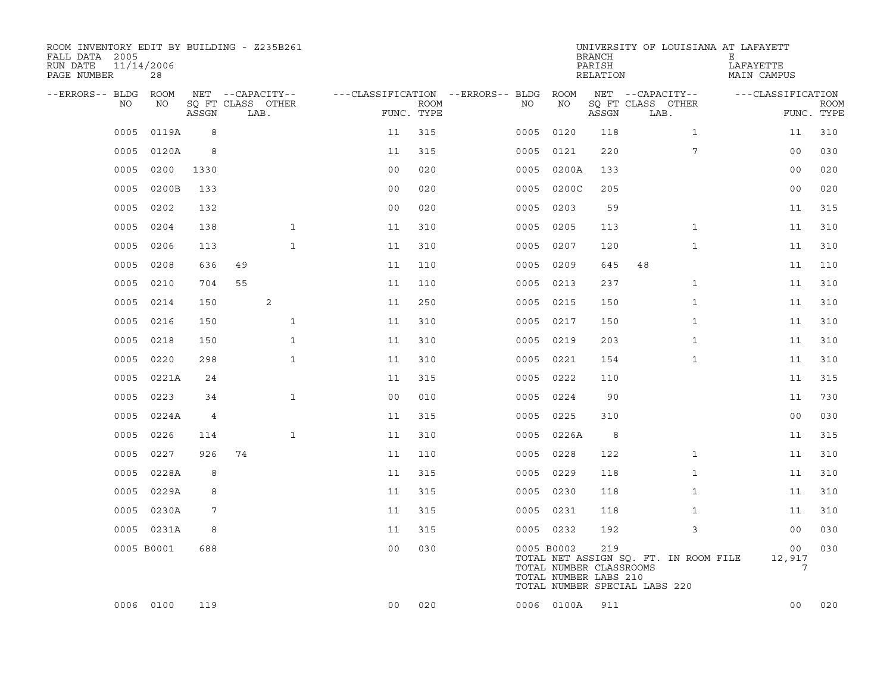ROOM INVENTORY EDIT BY BUILDING - Z235B261
FALL DATA 2005
RUN DATE 11/14/2006
PAGE NUMBER 28

UNIVERSITY OF LOUISIANA AT LAFAYETTE
BRANCH E
PARISH LAFAYETTE
RELATION MAIN CAMPUS

| --ERRORS-- | BLDG NO | ROOM NO | NET SQ FT ASSGN | CAPACITY CLASS | CAPACITY OTHER LAB. | FUNC. | ROOM TYPE | --ERRORS-- | BLDG NO | ROOM NO | NET SQ FT ASSGN | CAPACITY CLASS | CAPACITY OTHER LAB. | FUNC. | ROOM TYPE |
|---|---|---|---|---|---|---|---|---|---|---|---|---|---|---|---|
| | 0005 | 0119A | 8 | | | 11 | 315 | | 0005 | 0120 | 118 | | 1 | 11 | 310 |
| | 0005 | 0120A | 8 | | | 11 | 315 | | 0005 | 0121 | 220 | | 7 | 00 | 030 |
| | 0005 | 0200 | 1330 | | | 00 | 020 | | 0005 | 0200A | 133 | | | 00 | 020 |
| | 0005 | 0200B | 133 | | | 00 | 020 | | 0005 | 0200C | 205 | | | 00 | 020 |
| | 0005 | 0202 | 132 | | | 00 | 020 | | 0005 | 0203 | 59 | | | 11 | 315 |
| | 0005 | 0204 | 138 | | 1 | 11 | 310 | | 0005 | 0205 | 113 | | 1 | 11 | 310 |
| | 0005 | 0206 | 113 | | 1 | 11 | 310 | | 0005 | 0207 | 120 | | 1 | 11 | 310 |
| | 0005 | 0208 | 636 | 49 | | 11 | 110 | | 0005 | 0209 | 645 | 48 | | 11 | 110 |
| | 0005 | 0210 | 704 | 55 | | 11 | 110 | | 0005 | 0213 | 237 | | 1 | 11 | 310 |
| | 0005 | 0214 | 150 | | 2 | 11 | 250 | | 0005 | 0215 | 150 | | 1 | 11 | 310 |
| | 0005 | 0216 | 150 | | 1 | 11 | 310 | | 0005 | 0217 | 150 | | 1 | 11 | 310 |
| | 0005 | 0218 | 150 | | 1 | 11 | 310 | | 0005 | 0219 | 203 | | 1 | 11 | 310 |
| | 0005 | 0220 | 298 | | 1 | 11 | 310 | | 0005 | 0221 | 154 | | 1 | 11 | 310 |
| | 0005 | 0221A | 24 | | | 11 | 315 | | 0005 | 0222 | 110 | | | 11 | 315 |
| | 0005 | 0223 | 34 | | 1 | 00 | 010 | | 0005 | 0224 | 90 | | | 11 | 730 |
| | 0005 | 0224A | 4 | | | 11 | 315 | | 0005 | 0225 | 310 | | | 00 | 030 |
| | 0005 | 0226 | 114 | | 1 | 11 | 310 | | 0005 | 0226A | 8 | | | 11 | 315 |
| | 0005 | 0227 | 926 | 74 | | 11 | 110 | | 0005 | 0228 | 122 | | 1 | 11 | 310 |
| | 0005 | 0228A | 8 | | | 11 | 315 | | 0005 | 0229 | 118 | | 1 | 11 | 310 |
| | 0005 | 0229A | 8 | | | 11 | 315 | | 0005 | 0230 | 118 | | 1 | 11 | 310 |
| | 0005 | 0230A | 7 | | | 11 | 315 | | 0005 | 0231 | 118 | | 1 | 11 | 310 |
| | 0005 | 0231A | 8 | | | 11 | 315 | | 0005 | 0232 | 192 | | 3 | 00 | 030 |
| | 0005 | B0001 | 688 | | | 00 | 030 | | 0005 | B0002 | 219 | | | 00 | 030 |
| | 0006 | 0100 | 119 | | | 00 | 020 | | 0006 | 0100A | 911 | | | 00 | 020 |

TOTAL NET ASSIGN SQ. FT. IN ROOM FILE 12,917
TOTAL NUMBER CLASSROOMS 7
TOTAL NUMBER LABS 210
TOTAL NUMBER SPECIAL LABS 220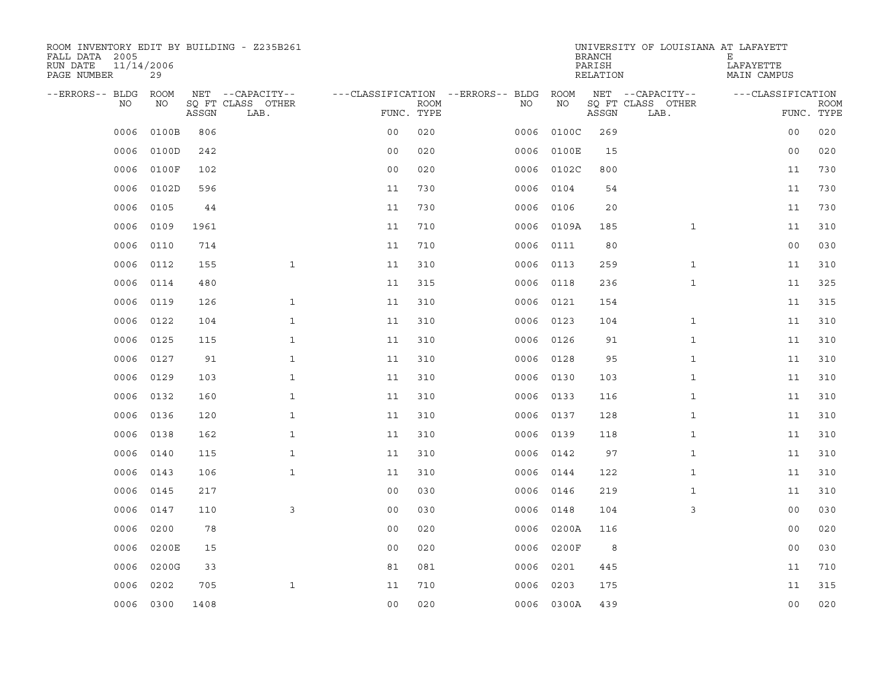ROOM INVENTORY EDIT BY BUILDING - Z235B261
FALL DATA 2005
RUN DATE 11/14/2006
PAGE NUMBER 29

UNIVERSITY OF LOUISIANA AT LAFAYETT
BRANCH E
PARISH LAFAYETTE
RELATION MAIN CAMPUS

| --ERRORS-- | BLDG NO | ROOM NO | NET SQ FT ASSGN | --CAPACITY-- CLASS LAB. | OTHER | ---CLASSIFICATION FUNC. | ROOM TYPE | --ERRORS-- | BLDG NO | ROOM NO | NET SQ FT ASSGN | --CAPACITY-- CLASS LAB. | OTHER | ---CLASSIFICATION FUNC. | ROOM TYPE |
|---|---|---|---|---|---|---|---|---|---|---|---|---|---|---|---|
| | 0006 | 0100B | 806 | | | 00 | 020 | | 0006 | 0100C | 269 | | | 00 | 020 |
| | 0006 | 0100D | 242 | | | 00 | 020 | | 0006 | 0100E | 15 | | | 00 | 020 |
| | 0006 | 0100F | 102 | | | 00 | 020 | | 0006 | 0102C | 800 | | | 11 | 730 |
| | 0006 | 0102D | 596 | | | 11 | 730 | | 0006 | 0104 | 54 | | | 11 | 730 |
| | 0006 | 0105 | 44 | | | 11 | 730 | | 0006 | 0106 | 20 | | | 11 | 730 |
| | 0006 | 0109 | 1961 | | | 11 | 710 | | 0006 | 0109A | 185 | | 1 | 11 | 310 |
| | 0006 | 0110 | 714 | | | 11 | 710 | | 0006 | 0111 | 80 | | | 00 | 030 |
| | 0006 | 0112 | 155 | | 1 | 11 | 310 | | 0006 | 0113 | 259 | | 1 | 11 | 310 |
| | 0006 | 0114 | 480 | | | 11 | 315 | | 0006 | 0118 | 236 | | 1 | 11 | 325 |
| | 0006 | 0119 | 126 | | 1 | 11 | 310 | | 0006 | 0121 | 154 | | | 11 | 315 |
| | 0006 | 0122 | 104 | | 1 | 11 | 310 | | 0006 | 0123 | 104 | | 1 | 11 | 310 |
| | 0006 | 0125 | 115 | | 1 | 11 | 310 | | 0006 | 0126 | 91 | | 1 | 11 | 310 |
| | 0006 | 0127 | 91 | | 1 | 11 | 310 | | 0006 | 0128 | 95 | | 1 | 11 | 310 |
| | 0006 | 0129 | 103 | | 1 | 11 | 310 | | 0006 | 0130 | 103 | | 1 | 11 | 310 |
| | 0006 | 0132 | 160 | | 1 | 11 | 310 | | 0006 | 0133 | 116 | | 1 | 11 | 310 |
| | 0006 | 0136 | 120 | | 1 | 11 | 310 | | 0006 | 0137 | 128 | | 1 | 11 | 310 |
| | 0006 | 0138 | 162 | | 1 | 11 | 310 | | 0006 | 0139 | 118 | | 1 | 11 | 310 |
| | 0006 | 0140 | 115 | | 1 | 11 | 310 | | 0006 | 0142 | 97 | | 1 | 11 | 310 |
| | 0006 | 0143 | 106 | | 1 | 11 | 310 | | 0006 | 0144 | 122 | | 1 | 11 | 310 |
| | 0006 | 0145 | 217 | | | 00 | 030 | | 0006 | 0146 | 219 | | 1 | 11 | 310 |
| | 0006 | 0147 | 110 | | 3 | 00 | 030 | | 0006 | 0148 | 104 | | 3 | 00 | 030 |
| | 0006 | 0200 | 78 | | | 00 | 020 | | 0006 | 0200A | 116 | | | 00 | 020 |
| | 0006 | 0200E | 15 | | | 00 | 020 | | 0006 | 0200F | 8 | | | 00 | 030 |
| | 0006 | 0200G | 33 | | | 81 | 081 | | 0006 | 0201 | 445 | | | 11 | 710 |
| | 0006 | 0202 | 705 | | 1 | 11 | 710 | | 0006 | 0203 | 175 | | | 11 | 315 |
| | 0006 | 0300 | 1408 | | | 00 | 020 | | 0006 | 0300A | 439 | | | 00 | 020 |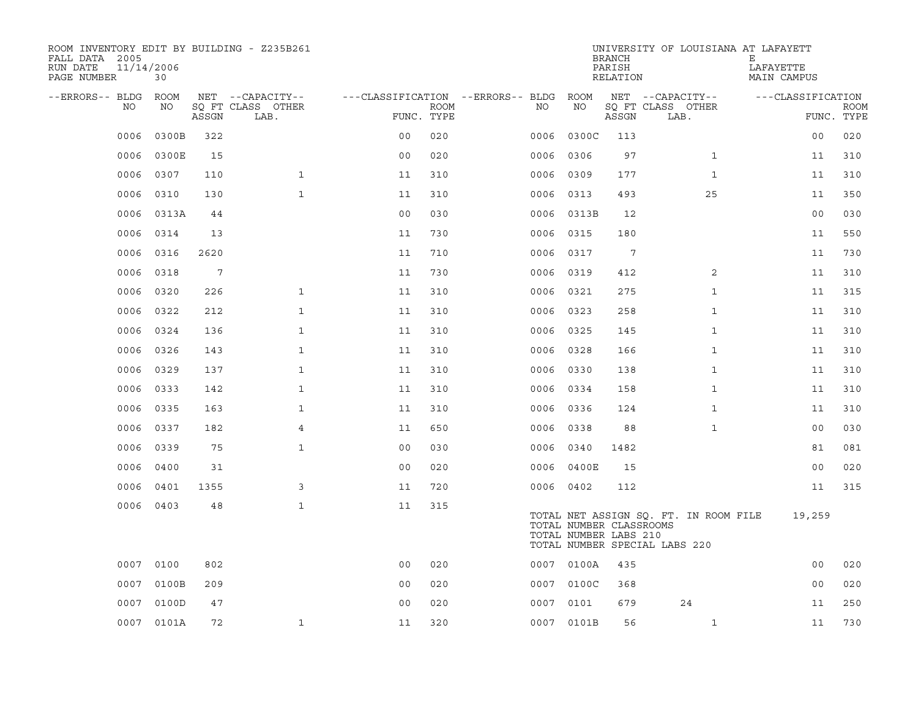ROOM INVENTORY EDIT BY BUILDING - Z235B261
FALL DATA 2005
RUN DATE 11/14/2006
PAGE NUMBER 30

UNIVERSITY OF LOUISIANA AT LAFAYETTE
BRANCH E
PARISH LAFAYETTE
RELATION MAIN CAMPUS

| --ERRORS-- | BLDG NO | ROOM NO | NET SQ FT ASSGN | --CAPACITY-- CLASS LAB. | OTHER | ---CLASSIFICATION FUNC. | ROOM TYPE | --ERRORS-- | BLDG NO | ROOM NO | NET SQ FT ASSGN | --CAPACITY-- CLASS LAB. | OTHER | ---CLASSIFICATION FUNC. | ROOM TYPE |
|---|---|---|---|---|---|---|---|---|---|---|---|---|---|---|---|
| | 0006 | 0300B | 322 | | | 00 | 020 | | 0006 | 0300C | 113 | | | 00 | 020 |
| | 0006 | 0300E | 15 | | | 00 | 020 | | 0006 | 0306 | 97 | | 1 | 11 | 310 |
| | 0006 | 0307 | 110 | | 1 | 11 | 310 | | 0006 | 0309 | 177 | | 1 | 11 | 310 |
| | 0006 | 0310 | 130 | | 1 | 11 | 310 | | 0006 | 0313 | 493 | | 25 | 11 | 350 |
| | 0006 | 0313A | 44 | | | 00 | 030 | | 0006 | 0313B | 12 | | | 00 | 030 |
| | 0006 | 0314 | 13 | | | 11 | 730 | | 0006 | 0315 | 180 | | | 11 | 550 |
| | 0006 | 0316 | 2620 | | | 11 | 710 | | 0006 | 0317 | 7 | | | 11 | 730 |
| | 0006 | 0318 | 7 | | | 11 | 730 | | 0006 | 0319 | 412 | | 2 | 11 | 310 |
| | 0006 | 0320 | 226 | | 1 | 11 | 310 | | 0006 | 0321 | 275 | | 1 | 11 | 315 |
| | 0006 | 0322 | 212 | | 1 | 11 | 310 | | 0006 | 0323 | 258 | | 1 | 11 | 310 |
| | 0006 | 0324 | 136 | | 1 | 11 | 310 | | 0006 | 0325 | 145 | | 1 | 11 | 310 |
| | 0006 | 0326 | 143 | | 1 | 11 | 310 | | 0006 | 0328 | 166 | | 1 | 11 | 310 |
| | 0006 | 0329 | 137 | | 1 | 11 | 310 | | 0006 | 0330 | 138 | | 1 | 11 | 310 |
| | 0006 | 0333 | 142 | | 1 | 11 | 310 | | 0006 | 0334 | 158 | | 1 | 11 | 310 |
| | 0006 | 0335 | 163 | | 1 | 11 | 310 | | 0006 | 0336 | 124 | | 1 | 11 | 310 |
| | 0006 | 0337 | 182 | | 4 | 11 | 650 | | 0006 | 0338 | 88 | | 1 | 00 | 030 |
| | 0006 | 0339 | 75 | | 1 | 00 | 030 | | 0006 | 0340 | 1482 | | | 81 | 081 |
| | 0006 | 0400 | 31 | | | 00 | 020 | | 0006 | 0400E | 15 | | | 00 | 020 |
| | 0006 | 0401 | 1355 | | 3 | 11 | 720 | | 0006 | 0402 | 112 | | | 11 | 315 |
| | 0006 | 0403 | 48 | | 1 | 11 | 315 | | | | | | | | |

TOTAL NET ASSIGN SQ. FT. IN ROOM FILE 19,259
TOTAL NUMBER CLASSROOMS
TOTAL NUMBER LABS 210
TOTAL NUMBER SPECIAL LABS 220

| --ERRORS-- | BLDG NO | ROOM NO | NET SQ FT ASSGN | --CAPACITY-- CLASS LAB. | OTHER | ---CLASSIFICATION FUNC. | ROOM TYPE | --ERRORS-- | BLDG NO | ROOM NO | NET SQ FT ASSGN | --CAPACITY-- CLASS LAB. | OTHER | ---CLASSIFICATION FUNC. | ROOM TYPE |
|---|---|---|---|---|---|---|---|---|---|---|---|---|---|---|---|
| | 0007 | 0100 | 802 | | | 00 | 020 | | 0007 | 0100A | 435 | | | 00 | 020 |
| | 0007 | 0100B | 209 | | | 00 | 020 | | 0007 | 0100C | 368 | | | 00 | 020 |
| | 0007 | 0100D | 47 | | | 00 | 020 | | 0007 | 0101 | 679 | 24 | | 11 | 250 |
| | 0007 | 0101A | 72 | | 1 | 11 | 320 | | 0007 | 0101B | 56 | | 1 | 11 | 730 |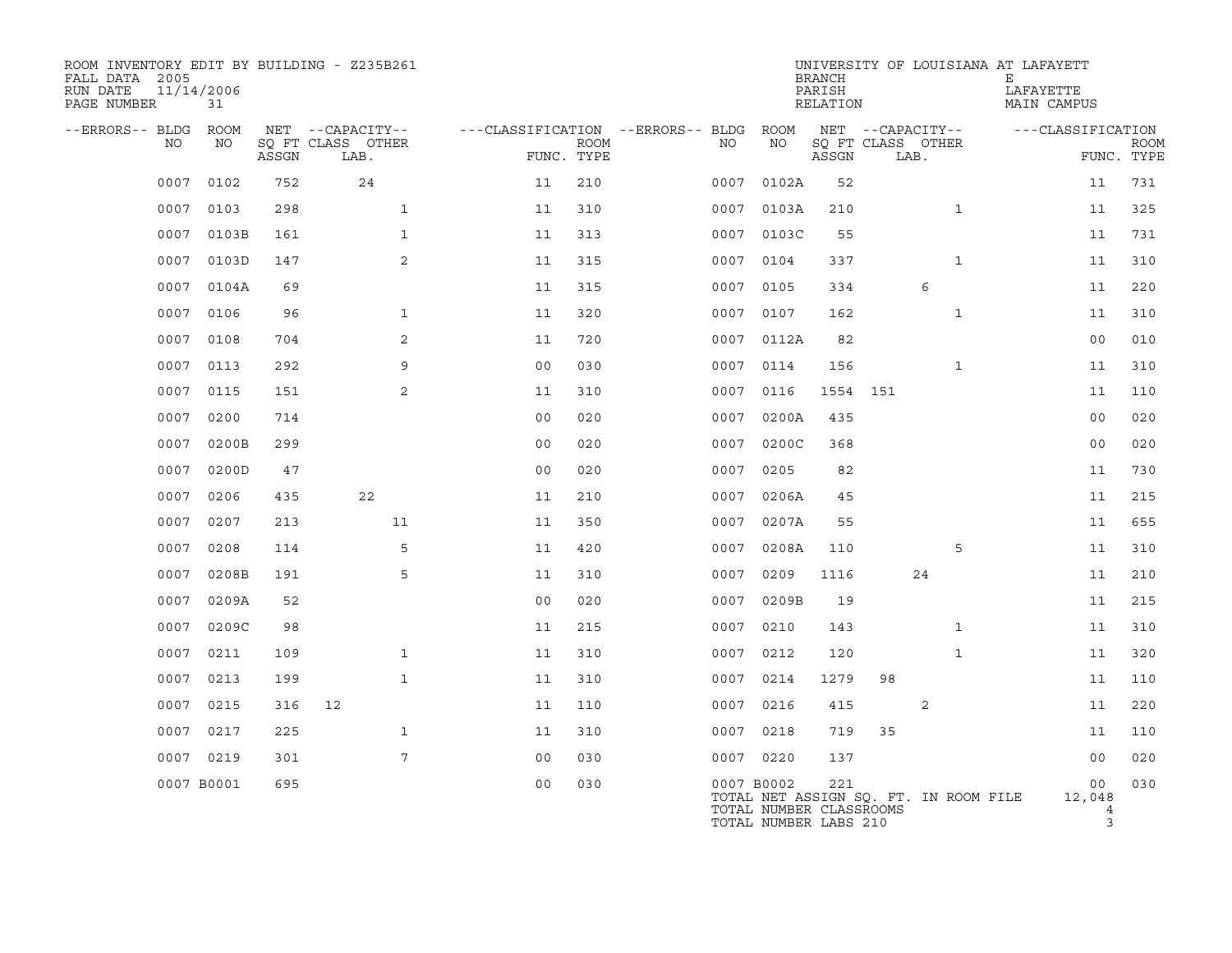ROOM INVENTORY EDIT BY BUILDING - Z235B261
FALL DATA 2005
RUN DATE 11/14/2006
PAGE NUMBER 31

UNIVERSITY OF LOUISIANA AT LAFAYETTE
BRANCH E
PARISH LAFAYETTE
RELATION MAIN CAMPUS

| --ERRORS-- | BLDG NO | ROOM NO | NET SQ FT ASSGN | CAPACITY CLASS | CAPACITY LAB. | CAPACITY OTHER | CLASSIFICATION FUNC. | ROOM TYPE | --ERRORS-- | BLDG NO | ROOM NO | NET SQ FT ASSGN | CAPACITY CLASS | CAPACITY LAB. | CAPACITY OTHER | CLASSIFICATION FUNC. | ROOM TYPE |
|---|---|---|---|---|---|---|---|---|---|---|---|---|---|---|---|---|---|
| | 0007 | 0102 | 752 | | 24 | | 11 | 210 | | 0007 | 0102A | 52 | | | | 11 | 731 |
| | 0007 | 0103 | 298 | | | 1 | 11 | 310 | | 0007 | 0103A | 210 | | | 1 | 11 | 325 |
| | 0007 | 0103B | 161 | | | 1 | 11 | 313 | | 0007 | 0103C | 55 | | | | 11 | 731 |
| | 0007 | 0103D | 147 | | | 2 | 11 | 315 | | 0007 | 0104 | 337 | | | 1 | 11 | 310 |
| | 0007 | 0104A | 69 | | | | 11 | 315 | | 0007 | 0105 | 334 | | 6 | | 11 | 220 |
| | 0007 | 0106 | 96 | | | 1 | 11 | 320 | | 0007 | 0107 | 162 | | | 1 | 11 | 310 |
| | 0007 | 0108 | 704 | | | 2 | 11 | 720 | | 0007 | 0112A | 82 | | | | 00 | 010 |
| | 0007 | 0113 | 292 | | | 9 | 00 | 030 | | 0007 | 0114 | 156 | | | 1 | 11 | 310 |
| | 0007 | 0115 | 151 | | | 2 | 11 | 310 | | 0007 | 0116 | 1554 | 151 | | | 11 | 110 |
| | 0007 | 0200 | 714 | | | | 00 | 020 | | 0007 | 0200A | 435 | | | | 00 | 020 |
| | 0007 | 0200B | 299 | | | | 00 | 020 | | 0007 | 0200C | 368 | | | | 00 | 020 |
| | 0007 | 0200D | 47 | | | | 00 | 020 | | 0007 | 0205 | 82 | | | | 11 | 730 |
| | 0007 | 0206 | 435 | | 22 | | 11 | 210 | | 0007 | 0206A | 45 | | | | 11 | 215 |
| | 0007 | 0207 | 213 | | | 11 | 11 | 350 | | 0007 | 0207A | 55 | | | | 11 | 655 |
| | 0007 | 0208 | 114 | | | 5 | 11 | 420 | | 0007 | 0208A | 110 | | | 5 | 11 | 310 |
| | 0007 | 0208B | 191 | | | 5 | 11 | 310 | | 0007 | 0209 | 1116 | | 24 | | 11 | 210 |
| | 0007 | 0209A | 52 | | | | 00 | 020 | | 0007 | 0209B | 19 | | | | 11 | 215 |
| | 0007 | 0209C | 98 | | | | 11 | 215 | | 0007 | 0210 | 143 | | | 1 | 11 | 310 |
| | 0007 | 0211 | 109 | | | 1 | 11 | 310 | | 0007 | 0212 | 120 | | | 1 | 11 | 320 |
| | 0007 | 0213 | 199 | | | 1 | 11 | 310 | | 0007 | 0214 | 1279 | 98 | | | 11 | 110 |
| | 0007 | 0215 | 316 | 12 | | | 11 | 110 | | 0007 | 0216 | 415 | | 2 | | 11 | 220 |
| | 0007 | 0217 | 225 | | | 1 | 11 | 310 | | 0007 | 0218 | 719 | 35 | | | 11 | 110 |
| | 0007 | 0219 | 301 | | | 7 | 00 | 030 | | 0007 | 0220 | 137 | | | | 00 | 020 |
| | 0007 | B0001 | 695 | | | | 00 | 030 | | 0007 | B0002 | 221 | | | | 00 | 030 |

TOTAL NET ASSIGN SQ. FT. IN ROOM FILE 12,048
TOTAL NUMBER CLASSROOMS 4
TOTAL NUMBER LABS 210 3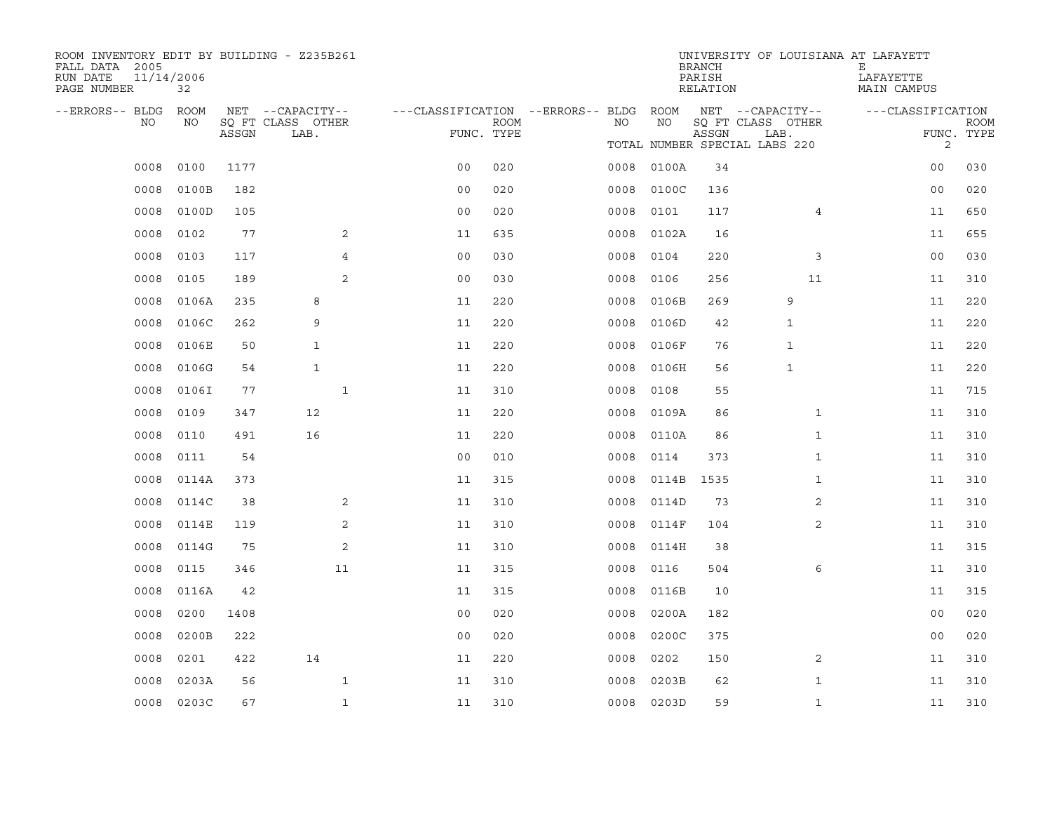ROOM INVENTORY EDIT BY BUILDING - Z235B261
FALL DATA 2005
RUN DATE 11/14/2006
PAGE NUMBER 32

UNIVERSITY OF LOUISIANA AT LAFAYETTE
BRANCH E
PARISH LAFAYETTE
RELATION MAIN CAMPUS

TOTAL NUMBER SPECIAL LABS 220 2

| --ERRORS-- | BLDG NO | ROOM NO | NET SQ FT ASSGN | --CAPACITY-- CLASS LAB. | OTHER | ---CLASSIFICATION FUNC. | ROOM TYPE | --ERRORS-- | BLDG NO | ROOM NO | NET SQ FT ASSGN | --CAPACITY-- CLASS LAB. | OTHER | ---CLASSIFICATION FUNC. | ROOM TYPE |
|---|---|---|---|---|---|---|---|---|---|---|---|---|---|---|---|
| | 0008 | 0100 | 1177 | | | 00 | 020 | | 0008 | 0100A | 34 | | | 00 | 030 |
| | 0008 | 0100B | 182 | | | 00 | 020 | | 0008 | 0100C | 136 | | | 00 | 020 |
| | 0008 | 0100D | 105 | | | 00 | 020 | | 0008 | 0101 | 117 | | 4 | 11 | 650 |
| | 0008 | 0102 | 77 | | 2 | 11 | 635 | | 0008 | 0102A | 16 | | | 11 | 655 |
| | 0008 | 0103 | 117 | | 4 | 00 | 030 | | 0008 | 0104 | 220 | | 3 | 00 | 030 |
| | 0008 | 0105 | 189 | | 2 | 00 | 030 | | 0008 | 0106 | 256 | | 11 | 11 | 310 |
| | 0008 | 0106A | 235 | 8 | | 11 | 220 | | 0008 | 0106B | 269 | 9 | | 11 | 220 |
| | 0008 | 0106C | 262 | 9 | | 11 | 220 | | 0008 | 0106D | 42 | 1 | | 11 | 220 |
| | 0008 | 0106E | 50 | 1 | | 11 | 220 | | 0008 | 0106F | 76 | 1 | | 11 | 220 |
| | 0008 | 0106G | 54 | 1 | | 11 | 220 | | 0008 | 0106H | 56 | 1 | | 11 | 220 |
| | 0008 | 0106I | 77 | | 1 | 11 | 310 | | 0008 | 0108 | 55 | | | 11 | 715 |
| | 0008 | 0109 | 347 | 12 | | 11 | 220 | | 0008 | 0109A | 86 | | 1 | 11 | 310 |
| | 0008 | 0110 | 491 | 16 | | 11 | 220 | | 0008 | 0110A | 86 | | 1 | 11 | 310 |
| | 0008 | 0111 | 54 | | | 00 | 010 | | 0008 | 0114 | 373 | | 1 | 11 | 310 |
| | 0008 | 0114A | 373 | | | 11 | 315 | | 0008 | 0114B | 1535 | | 1 | 11 | 310 |
| | 0008 | 0114C | 38 | | 2 | 11 | 310 | | 0008 | 0114D | 73 | | 2 | 11 | 310 |
| | 0008 | 0114E | 119 | | 2 | 11 | 310 | | 0008 | 0114F | 104 | | 2 | 11 | 310 |
| | 0008 | 0114G | 75 | | 2 | 11 | 310 | | 0008 | 0114H | 38 | | | 11 | 315 |
| | 0008 | 0115 | 346 | | 11 | 11 | 315 | | 0008 | 0116 | 504 | | 6 | 11 | 310 |
| | 0008 | 0116A | 42 | | | 11 | 315 | | 0008 | 0116B | 10 | | | 11 | 315 |
| | 0008 | 0200 | 1408 | | | 00 | 020 | | 0008 | 0200A | 182 | | | 00 | 020 |
| | 0008 | 0200B | 222 | | | 00 | 020 | | 0008 | 0200C | 375 | | | 00 | 020 |
| | 0008 | 0201 | 422 | 14 | | 11 | 220 | | 0008 | 0202 | 150 | | 2 | 11 | 310 |
| | 0008 | 0203A | 56 | | 1 | 11 | 310 | | 0008 | 0203B | 62 | | 1 | 11 | 310 |
| | 0008 | 0203C | 67 | | 1 | 11 | 310 | | 0008 | 0203D | 59 | | 1 | 11 | 310 |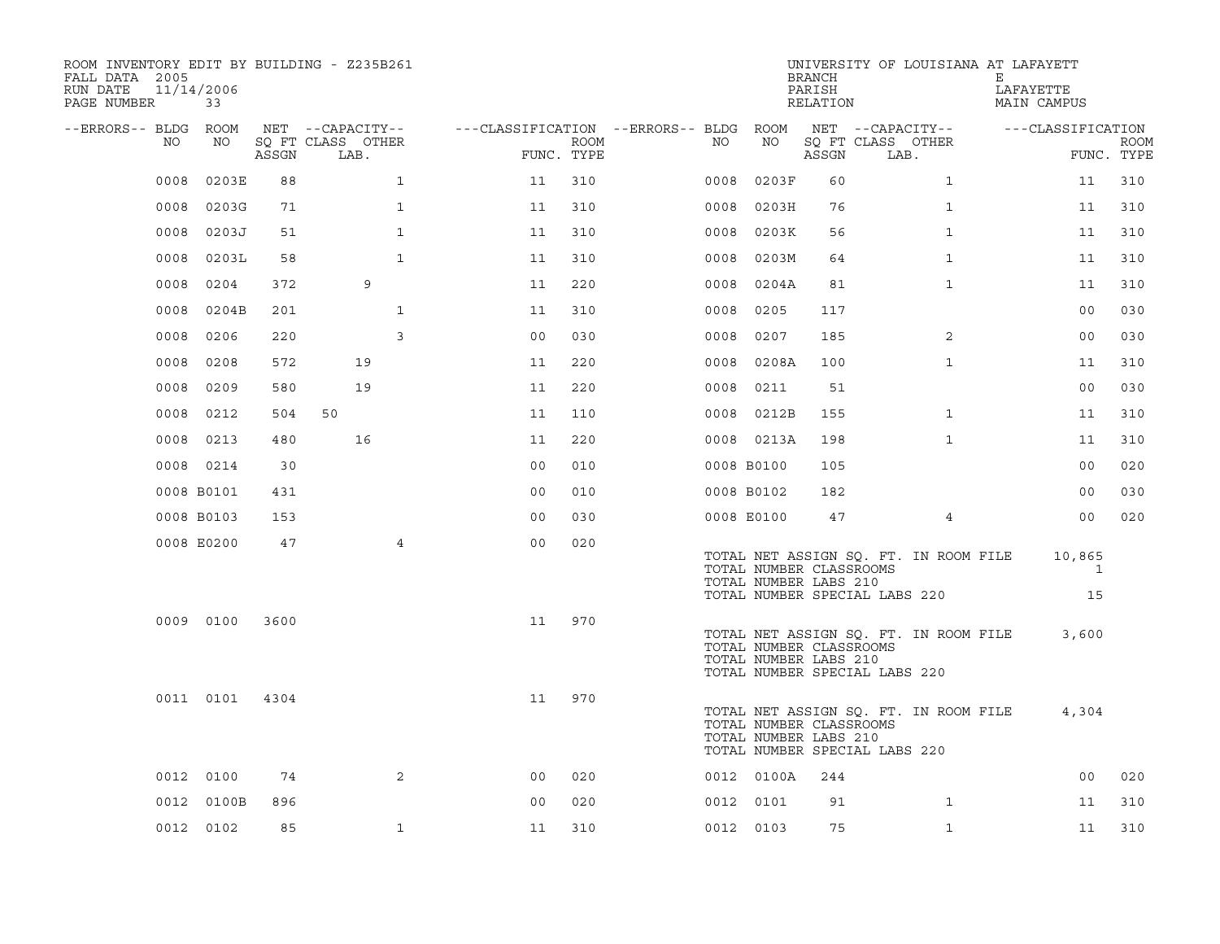ROOM INVENTORY EDIT BY BUILDING - Z235B261

FALL DATA 2005
RUN DATE 11/14/2006
PAGE NUMBER 33

UNIVERSITY OF LOUISIANA AT LAFAYETT
BRANCH E
PARISH LAFAYETTE
RELATION MAIN CAMPUS

| --ERRORS-- | BLDG NO | ROOM NO | NET ASSGN SQ FT | CAPACITY CLASS | CAPACITY OTHER LAB. | CLASSIFICATION FUNC. | ROOM TYPE | --ERRORS-- | BLDG NO | ROOM NO | NET ASSGN SQ FT | CAPACITY CLASS | CAPACITY OTHER LAB. | CLASSIFICATION FUNC. | ROOM TYPE |
|---|---|---|---|---|---|---|---|---|---|---|---|---|---|---|---|
| | 0008 | 0203E | 88 | | 1 | 11 | 310 | | 0008 | 0203F | 60 | | 1 | 11 | 310 |
| | 0008 | 0203G | 71 | | 1 | 11 | 310 | | 0008 | 0203H | 76 | | 1 | 11 | 310 |
| | 0008 | 0203J | 51 | | 1 | 11 | 310 | | 0008 | 0203K | 56 | | 1 | 11 | 310 |
| | 0008 | 0203L | 58 | | 1 | 11 | 310 | | 0008 | 0203M | 64 | | 1 | 11 | 310 |
| | 0008 | 0204 | 372 | | 9 | 11 | 220 | | 0008 | 0204A | 81 | | 1 | 11 | 310 |
| | 0008 | 0204B | 201 | | 1 | 11 | 310 | | 0008 | 0205 | 117 | | | 00 | 030 |
| | 0008 | 0206 | 220 | | 3 | 00 | 030 | | 0008 | 0207 | 185 | | 2 | 00 | 030 |
| | 0008 | 0208 | 572 | | 19 | 11 | 220 | | 0008 | 0208A | 100 | | 1 | 11 | 310 |
| | 0008 | 0209 | 580 | | 19 | 11 | 220 | | 0008 | 0211 | 51 | | | 00 | 030 |
| | 0008 | 0212 | 504 | 50 | | 11 | 110 | | 0008 | 0212B | 155 | | 1 | 11 | 310 |
| | 0008 | 0213 | 480 | | 16 | 11 | 220 | | 0008 | 0213A | 198 | | 1 | 11 | 310 |
| | 0008 | 0214 | 30 | | | 00 | 010 | | 0008 | B0100 | 105 | | | 00 | 020 |
| | 0008 | B0101 | 431 | | | 00 | 010 | | 0008 | B0102 | 182 | | | 00 | 030 |
| | 0008 | B0103 | 153 | | | 00 | 030 | | 0008 | E0100 | 47 | | 4 | 00 | 020 |
| | 0008 | E0200 | 47 | | 4 | 00 | 020 | | | | | | | | |

TOTAL NET ASSIGN SQ. FT. IN ROOM FILE 10,865
TOTAL NUMBER CLASSROOMS 1
TOTAL NUMBER LABS 210
TOTAL NUMBER SPECIAL LABS 220 15

| --ERRORS-- | BLDG NO | ROOM NO | NET ASSGN SQ FT | CAPACITY CLASS | CAPACITY OTHER LAB. | CLASSIFICATION FUNC. | ROOM TYPE |
|---|---|---|---|---|---|---|---|
| | 0009 | 0100 | 3600 | | | 11 | 970 |

TOTAL NET ASSIGN SQ. FT. IN ROOM FILE 3,600
TOTAL NUMBER CLASSROOMS
TOTAL NUMBER LABS 210
TOTAL NUMBER SPECIAL LABS 220

| --ERRORS-- | BLDG NO | ROOM NO | NET ASSGN SQ FT | CAPACITY CLASS | CAPACITY OTHER LAB. | CLASSIFICATION FUNC. | ROOM TYPE |
|---|---|---|---|---|---|---|---|
| | 0011 | 0101 | 4304 | | | 11 | 970 |

TOTAL NET ASSIGN SQ. FT. IN ROOM FILE 4,304
TOTAL NUMBER CLASSROOMS
TOTAL NUMBER LABS 210
TOTAL NUMBER SPECIAL LABS 220

| --ERRORS-- | BLDG NO | ROOM NO | NET ASSGN SQ FT | CAPACITY CLASS | CAPACITY OTHER LAB. | CLASSIFICATION FUNC. | ROOM TYPE | --ERRORS-- | BLDG NO | ROOM NO | NET ASSGN SQ FT | CAPACITY CLASS | CAPACITY OTHER LAB. | CLASSIFICATION FUNC. | ROOM TYPE |
|---|---|---|---|---|---|---|---|---|---|---|---|---|---|---|---|
| | 0012 | 0100 | 74 | | 2 | 00 | 020 | | 0012 | 0100A | 244 | | | 00 | 020 |
| | 0012 | 0100B | 896 | | | 00 | 020 | | 0012 | 0101 | 91 | | 1 | 11 | 310 |
| | 0012 | 0102 | 85 | | 1 | 11 | 310 | | 0012 | 0103 | 75 | | 1 | 11 | 310 |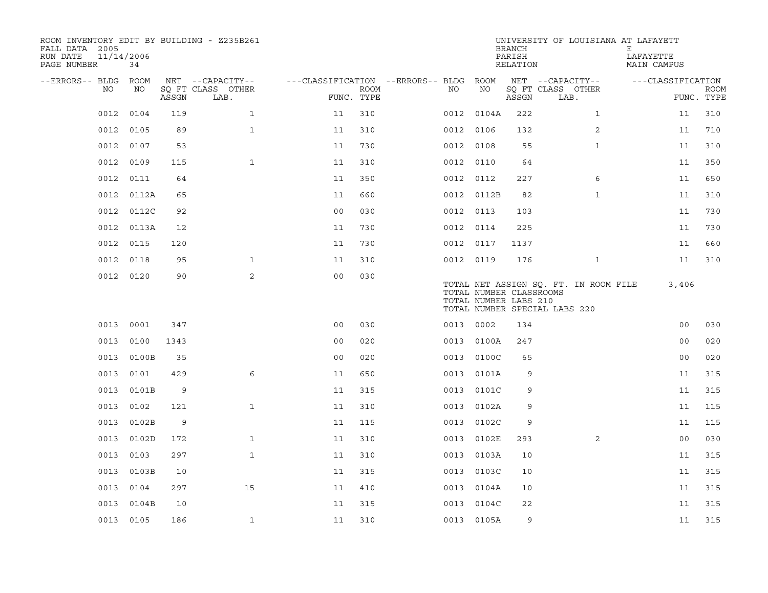ROOM INVENTORY EDIT BY BUILDING - Z235B261
FALL DATA 2005
RUN DATE 11/14/2006
PAGE NUMBER 34

UNIVERSITY OF LOUISIANA AT LAFAYETTE
BRANCH E
PARISH LAFAYETTE
RELATION MAIN CAMPUS

| --ERRORS-- | BLDG NO | ROOM NO | NET SQ FT ASSGN | --CAPACITY-- CLASS LAB. | OTHER | ---CLASSIFICATION FUNC. | ROOM TYPE | --ERRORS-- | BLDG NO | ROOM NO | NET SQ FT ASSGN | --CAPACITY-- CLASS LAB. | OTHER | ---CLASSIFICATION FUNC. | ROOM TYPE |
|---|---|---|---|---|---|---|---|---|---|---|---|---|---|---|---|
| | 0012 | 0104 | 119 | | 1 | 11 | 310 | | 0012 | 0104A | 222 | | 1 | 11 | 310 |
| | 0012 | 0105 | 89 | | 1 | 11 | 310 | | 0012 | 0106 | 132 | | 2 | 11 | 710 |
| | 0012 | 0107 | 53 | | | 11 | 730 | | 0012 | 0108 | 55 | | 1 | 11 | 310 |
| | 0012 | 0109 | 115 | | 1 | 11 | 310 | | 0012 | 0110 | 64 | | | 11 | 350 |
| | 0012 | 0111 | 64 | | | 11 | 350 | | 0012 | 0112 | 227 | | 6 | 11 | 650 |
| | 0012 | 0112A | 65 | | | 11 | 660 | | 0012 | 0112B | 82 | | 1 | 11 | 310 |
| | 0012 | 0112C | 92 | | | 00 | 030 | | 0012 | 0113 | 103 | | | 11 | 730 |
| | 0012 | 0113A | 12 | | | 11 | 730 | | 0012 | 0114 | 225 | | | 11 | 730 |
| | 0012 | 0115 | 120 | | | 11 | 730 | | 0012 | 0117 | 1137 | | | 11 | 660 |
| | 0012 | 0118 | 95 | | 1 | 11 | 310 | | 0012 | 0119 | 176 | | 1 | 11 | 310 |
| | 0012 | 0120 | 90 | | 2 | 00 | 030 | | | | | | | | |

TOTAL NET ASSIGN SQ. FT. IN ROOM FILE 3,406
TOTAL NUMBER CLASSROOMS
TOTAL NUMBER LABS 210
TOTAL NUMBER SPECIAL LABS 220

| --ERRORS-- | BLDG NO | ROOM NO | NET SQ FT ASSGN | --CAPACITY-- CLASS LAB. | OTHER | ---CLASSIFICATION FUNC. | ROOM TYPE | --ERRORS-- | BLDG NO | ROOM NO | NET SQ FT ASSGN | --CAPACITY-- CLASS LAB. | OTHER | ---CLASSIFICATION FUNC. | ROOM TYPE |
|---|---|---|---|---|---|---|---|---|---|---|---|---|---|---|---|
| | 0013 | 0001 | 347 | | | 00 | 030 | | 0013 | 0002 | 134 | | | 00 | 030 |
| | 0013 | 0100 | 1343 | | | 00 | 020 | | 0013 | 0100A | 247 | | | 00 | 020 |
| | 0013 | 0100B | 35 | | | 00 | 020 | | 0013 | 0100C | 65 | | | 00 | 020 |
| | 0013 | 0101 | 429 | | 6 | 11 | 650 | | 0013 | 0101A | 9 | | | 11 | 315 |
| | 0013 | 0101B | 9 | | | 11 | 315 | | 0013 | 0101C | 9 | | | 11 | 315 |
| | 0013 | 0102 | 121 | | 1 | 11 | 310 | | 0013 | 0102A | 9 | | | 11 | 115 |
| | 0013 | 0102B | 9 | | | 11 | 115 | | 0013 | 0102C | 9 | | | 11 | 115 |
| | 0013 | 0102D | 172 | | 1 | 11 | 310 | | 0013 | 0102E | 293 | | 2 | 00 | 030 |
| | 0013 | 0103 | 297 | | 1 | 11 | 310 | | 0013 | 0103A | 10 | | | 11 | 315 |
| | 0013 | 0103B | 10 | | | 11 | 315 | | 0013 | 0103C | 10 | | | 11 | 315 |
| | 0013 | 0104 | 297 | | 15 | 11 | 410 | | 0013 | 0104A | 10 | | | 11 | 315 |
| | 0013 | 0104B | 10 | | | 11 | 315 | | 0013 | 0104C | 22 | | | 11 | 315 |
| | 0013 | 0105 | 186 | | 1 | 11 | 310 | | 0013 | 0105A | 9 | | | 11 | 315 |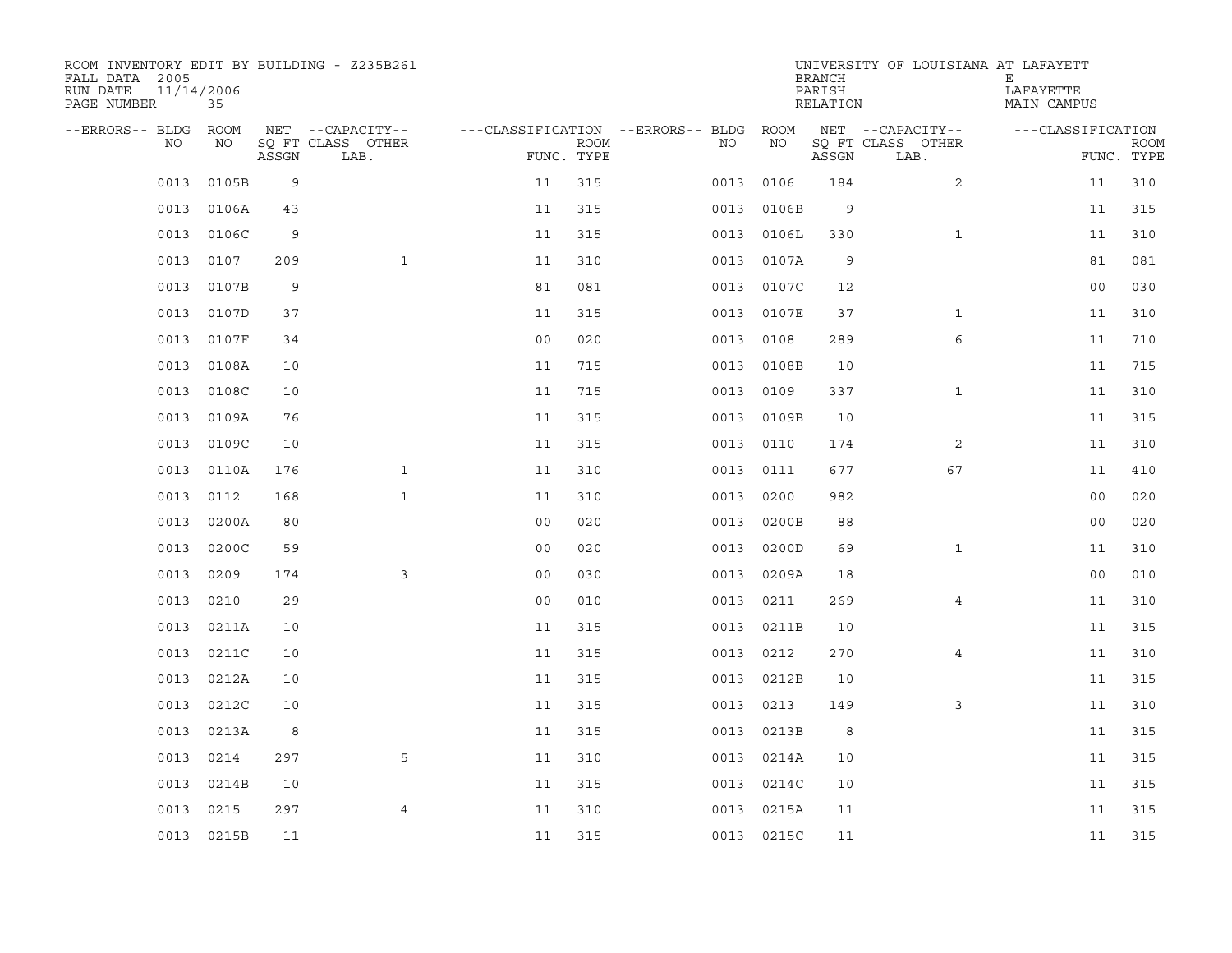ROOM INVENTORY EDIT BY BUILDING - Z235B261
FALL DATA 2005
RUN DATE 11/14/2006
PAGE NUMBER 35

UNIVERSITY OF LOUISIANA AT LAFAYETT
BRANCH E
PARISH LAFAYETTE
RELATION MAIN CAMPUS

| --ERRORS-- | BLDG NO | ROOM NO | NET SQ FT ASSGN | --CAPACITY-- CLASS LAB. | OTHER | ---CLASSIFICATION FUNC. | ROOM TYPE | --ERRORS-- | BLDG NO | ROOM NO | NET SQ FT ASSGN | --CAPACITY-- CLASS LAB. | OTHER | ---CLASSIFICATION FUNC. | ROOM TYPE |
|---|---|---|---|---|---|---|---|---|---|---|---|---|---|---|---|
| | 0013 | 0105B | 9 | | | 11 | 315 | | 0013 | 0106 | 184 | | 2 | 11 | 310 |
| | 0013 | 0106A | 43 | | | 11 | 315 | | 0013 | 0106B | 9 | | | 11 | 315 |
| | 0013 | 0106C | 9 | | | 11 | 315 | | 0013 | 0106L | 330 | | 1 | 11 | 310 |
| | 0013 | 0107 | 209 | | 1 | 11 | 310 | | 0013 | 0107A | 9 | | | 81 | 081 |
| | 0013 | 0107B | 9 | | | 81 | 081 | | 0013 | 0107C | 12 | | | 00 | 030 |
| | 0013 | 0107D | 37 | | | 11 | 315 | | 0013 | 0107E | 37 | | 1 | 11 | 310 |
| | 0013 | 0107F | 34 | | | 00 | 020 | | 0013 | 0108 | 289 | | 6 | 11 | 710 |
| | 0013 | 0108A | 10 | | | 11 | 715 | | 0013 | 0108B | 10 | | | 11 | 715 |
| | 0013 | 0108C | 10 | | | 11 | 715 | | 0013 | 0109 | 337 | | 1 | 11 | 310 |
| | 0013 | 0109A | 76 | | | 11 | 315 | | 0013 | 0109B | 10 | | | 11 | 315 |
| | 0013 | 0109C | 10 | | | 11 | 315 | | 0013 | 0110 | 174 | | 2 | 11 | 310 |
| | 0013 | 0110A | 176 | | 1 | 11 | 310 | | 0013 | 0111 | 677 | | 67 | 11 | 410 |
| | 0013 | 0112 | 168 | | 1 | 11 | 310 | | 0013 | 0200 | 982 | | | 00 | 020 |
| | 0013 | 0200A | 80 | | | 00 | 020 | | 0013 | 0200B | 88 | | | 00 | 020 |
| | 0013 | 0200C | 59 | | | 00 | 020 | | 0013 | 0200D | 69 | | 1 | 11 | 310 |
| | 0013 | 0209 | 174 | | 3 | 00 | 030 | | 0013 | 0209A | 18 | | | 00 | 010 |
| | 0013 | 0210 | 29 | | | 00 | 010 | | 0013 | 0211 | 269 | | 4 | 11 | 310 |
| | 0013 | 0211A | 10 | | | 11 | 315 | | 0013 | 0211B | 10 | | | 11 | 315 |
| | 0013 | 0211C | 10 | | | 11 | 315 | | 0013 | 0212 | 270 | | 4 | 11 | 310 |
| | 0013 | 0212A | 10 | | | 11 | 315 | | 0013 | 0212B | 10 | | | 11 | 315 |
| | 0013 | 0212C | 10 | | | 11 | 315 | | 0013 | 0213 | 149 | | 3 | 11 | 310 |
| | 0013 | 0213A | 8 | | | 11 | 315 | | 0013 | 0213B | 8 | | | 11 | 315 |
| | 0013 | 0214 | 297 | | 5 | 11 | 310 | | 0013 | 0214A | 10 | | | 11 | 315 |
| | 0013 | 0214B | 10 | | | 11 | 315 | | 0013 | 0214C | 10 | | | 11 | 315 |
| | 0013 | 0215 | 297 | | 4 | 11 | 310 | | 0013 | 0215A | 11 | | | 11 | 315 |
| | 0013 | 0215B | 11 | | | 11 | 315 | | 0013 | 0215C | 11 | | | 11 | 315 |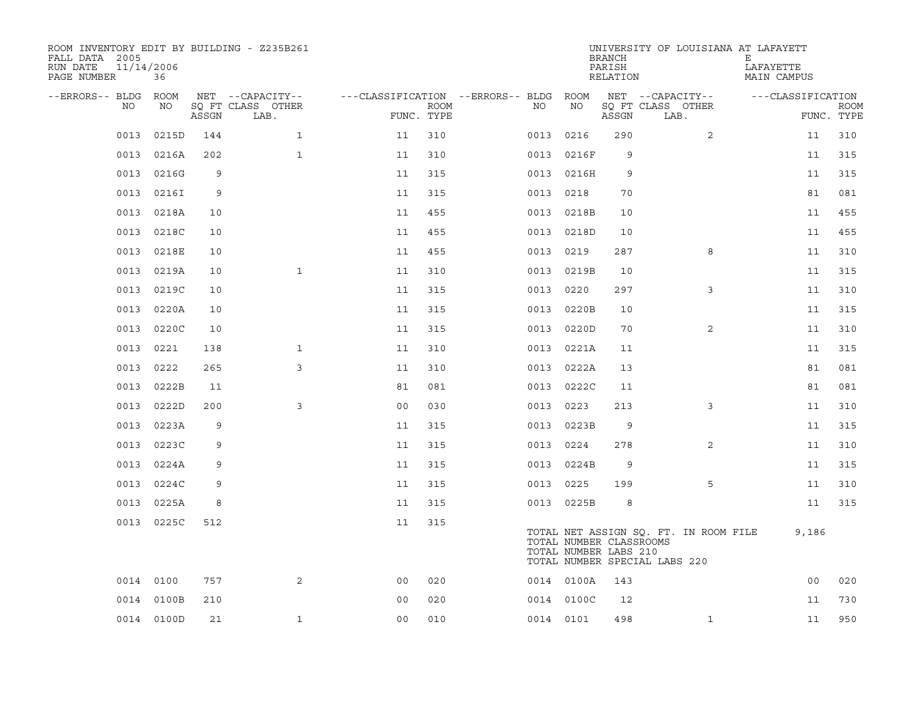ROOM INVENTORY EDIT BY BUILDING - Z235B261
FALL DATA 2005
RUN DATE 11/14/2006
PAGE NUMBER 36

UNIVERSITY OF LOUISIANA AT LAFAYETT
BRANCH E
PARISH LAFAYETTE
RELATION MAIN CAMPUS

| --ERRORS-- | BLDG NO | ROOM NO | NET SQ FT ASSGN | --CAPACITY-- CLASS LAB. | OTHER | ---CLASSIFICATION FUNC. | ROOM TYPE | --ERRORS-- | BLDG NO | ROOM NO | NET SQ FT ASSGN | --CAPACITY-- CLASS LAB. | OTHER | ---CLASSIFICATION FUNC. | ROOM TYPE |
|---|---|---|---|---|---|---|---|---|---|---|---|---|---|---|---|
| | 0013 | 0215D | 144 | | 1 | 11 | 310 | | 0013 | 0216 | 290 | | 2 | 11 | 310 |
| | 0013 | 0216A | 202 | | 1 | 11 | 310 | | 0013 | 0216F | 9 | | | 11 | 315 |
| | 0013 | 0216G | 9 | | | 11 | 315 | | 0013 | 0216H | 9 | | | 11 | 315 |
| | 0013 | 0216I | 9 | | | 11 | 315 | | 0013 | 0218 | 70 | | | 81 | 081 |
| | 0013 | 0218A | 10 | | | 11 | 455 | | 0013 | 0218B | 10 | | | 11 | 455 |
| | 0013 | 0218C | 10 | | | 11 | 455 | | 0013 | 0218D | 10 | | | 11 | 455 |
| | 0013 | 0218E | 10 | | | 11 | 455 | | 0013 | 0219 | 287 | | 8 | 11 | 310 |
| | 0013 | 0219A | 10 | | 1 | 11 | 310 | | 0013 | 0219B | 10 | | | 11 | 315 |
| | 0013 | 0219C | 10 | | | 11 | 315 | | 0013 | 0220 | 297 | | 3 | 11 | 310 |
| | 0013 | 0220A | 10 | | | 11 | 315 | | 0013 | 0220B | 10 | | | 11 | 315 |
| | 0013 | 0220C | 10 | | | 11 | 315 | | 0013 | 0220D | 70 | | 2 | 11 | 310 |
| | 0013 | 0221 | 138 | | 1 | 11 | 310 | | 0013 | 0221A | 11 | | | 11 | 315 |
| | 0013 | 0222 | 265 | | 3 | 11 | 310 | | 0013 | 0222A | 13 | | | 81 | 081 |
| | 0013 | 0222B | 11 | | | 81 | 081 | | 0013 | 0222C | 11 | | | 81 | 081 |
| | 0013 | 0222D | 200 | | 3 | 00 | 030 | | 0013 | 0223 | 213 | | 3 | 11 | 310 |
| | 0013 | 0223A | 9 | | | 11 | 315 | | 0013 | 0223B | 9 | | | 11 | 315 |
| | 0013 | 0223C | 9 | | | 11 | 315 | | 0013 | 0224 | 278 | | 2 | 11 | 310 |
| | 0013 | 0224A | 9 | | | 11 | 315 | | 0013 | 0224B | 9 | | | 11 | 315 |
| | 0013 | 0224C | 9 | | | 11 | 315 | | 0013 | 0225 | 199 | | 5 | 11 | 310 |
| | 0013 | 0225A | 8 | | | 11 | 315 | | 0013 | 0225B | 8 | | | 11 | 315 |
| | 0013 | 0225C | 512 | | | 11 | 315 | | | | | | | | |

TOTAL NET ASSIGN SQ. FT. IN ROOM FILE 9,186
TOTAL NUMBER CLASSROOMS
TOTAL NUMBER LABS 210
TOTAL NUMBER SPECIAL LABS 220

| --ERRORS-- | BLDG NO | ROOM NO | NET SQ FT ASSGN | --CAPACITY-- CLASS LAB. | OTHER | ---CLASSIFICATION FUNC. | ROOM TYPE | --ERRORS-- | BLDG NO | ROOM NO | NET SQ FT ASSGN | --CAPACITY-- CLASS LAB. | OTHER | ---CLASSIFICATION FUNC. | ROOM TYPE |
|---|---|---|---|---|---|---|---|---|---|---|---|---|---|---|---|
| | 0014 | 0100 | 757 | | 2 | 00 | 020 | | 0014 | 0100A | 143 | | | 00 | 020 |
| | 0014 | 0100B | 210 | | | 00 | 020 | | 0014 | 0100C | 12 | | | 11 | 730 |
| | 0014 | 0100D | 21 | | 1 | 00 | 010 | | 0014 | 0101 | 498 | | 1 | 11 | 950 |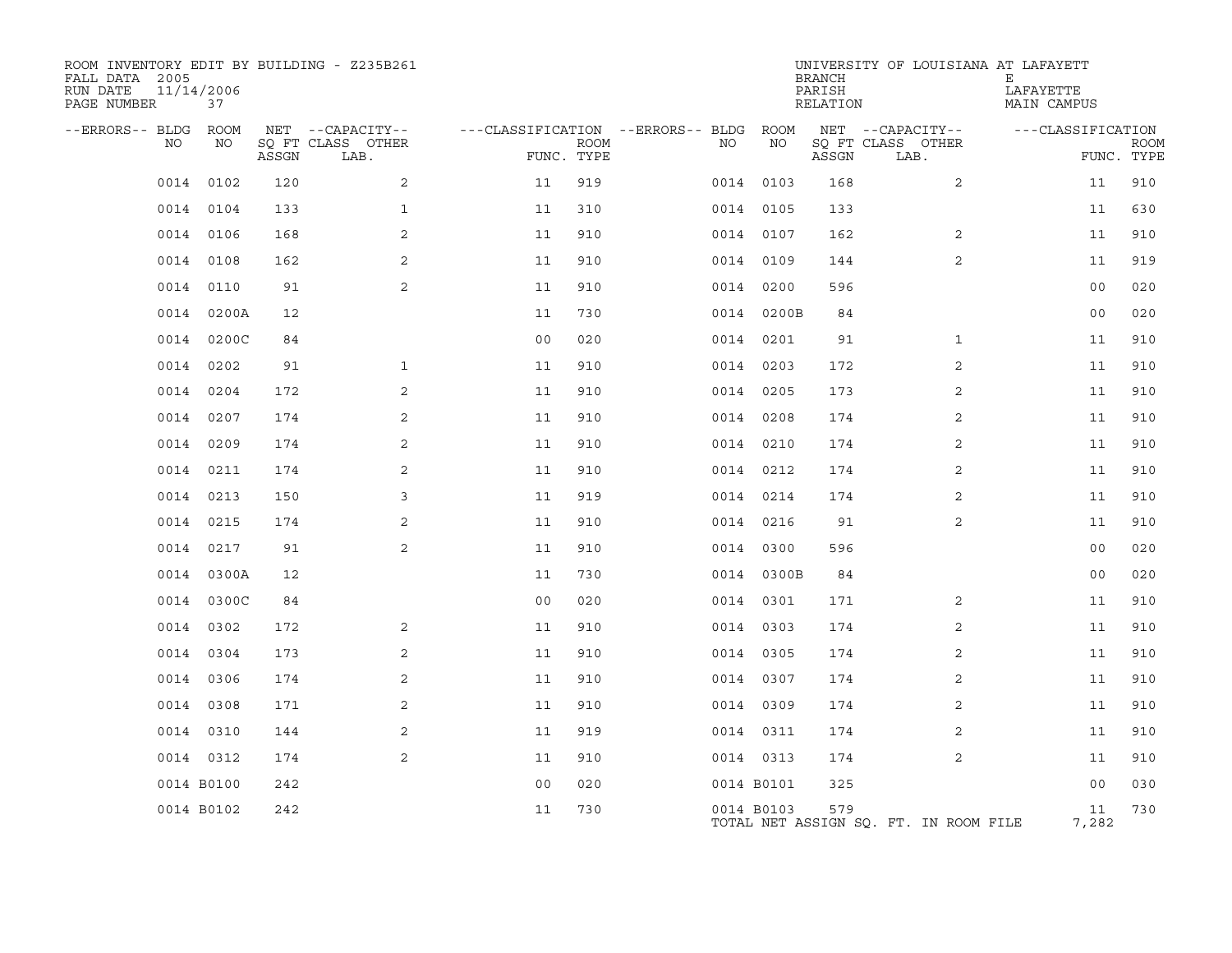ROOM INVENTORY EDIT BY BUILDING - Z235B261
FALL DATA 2005
RUN DATE 11/14/2006
PAGE NUMBER 37

UNIVERSITY OF LOUISIANA AT LAFAYETTE
BRANCH E
PARISH LAFAYETTE
RELATION MAIN CAMPUS

| --ERRORS-- | BLDG NO | ROOM NO | NET SQ FT ASSGN | --CAPACITY-- CLASS LAB. | OTHER | ---CLASSIFICATION FUNC. | ROOM TYPE | --ERRORS-- | BLDG NO | ROOM NO | NET SQ FT ASSGN | --CAPACITY-- CLASS LAB. | OTHER | ---CLASSIFICATION FUNC. | ROOM TYPE |
|---|---|---|---|---|---|---|---|---|---|---|---|---|---|---|---|
| | 0014 | 0102 | 120 | | 2 | 11 | 919 | | 0014 | 0103 | 168 | | 2 | 11 | 910 |
| | 0014 | 0104 | 133 | | 1 | 11 | 310 | | 0014 | 0105 | 133 | | | 11 | 630 |
| | 0014 | 0106 | 168 | | 2 | 11 | 910 | | 0014 | 0107 | 162 | | 2 | 11 | 910 |
| | 0014 | 0108 | 162 | | 2 | 11 | 910 | | 0014 | 0109 | 144 | | 2 | 11 | 919 |
| | 0014 | 0110 | 91 | | 2 | 11 | 910 | | 0014 | 0200 | 596 | | | 00 | 020 |
| | 0014 | 0200A | 12 | | | 11 | 730 | | 0014 | 0200B | 84 | | | 00 | 020 |
| | 0014 | 0200C | 84 | | | 00 | 020 | | 0014 | 0201 | 91 | | 1 | 11 | 910 |
| | 0014 | 0202 | 91 | | 1 | 11 | 910 | | 0014 | 0203 | 172 | | 2 | 11 | 910 |
| | 0014 | 0204 | 172 | | 2 | 11 | 910 | | 0014 | 0205 | 173 | | 2 | 11 | 910 |
| | 0014 | 0207 | 174 | | 2 | 11 | 910 | | 0014 | 0208 | 174 | | 2 | 11 | 910 |
| | 0014 | 0209 | 174 | | 2 | 11 | 910 | | 0014 | 0210 | 174 | | 2 | 11 | 910 |
| | 0014 | 0211 | 174 | | 2 | 11 | 910 | | 0014 | 0212 | 174 | | 2 | 11 | 910 |
| | 0014 | 0213 | 150 | | 3 | 11 | 919 | | 0014 | 0214 | 174 | | 2 | 11 | 910 |
| | 0014 | 0215 | 174 | | 2 | 11 | 910 | | 0014 | 0216 | 91 | | 2 | 11 | 910 |
| | 0014 | 0217 | 91 | | 2 | 11 | 910 | | 0014 | 0300 | 596 | | | 00 | 020 |
| | 0014 | 0300A | 12 | | | 11 | 730 | | 0014 | 0300B | 84 | | | 00 | 020 |
| | 0014 | 0300C | 84 | | | 00 | 020 | | 0014 | 0301 | 171 | | 2 | 11 | 910 |
| | 0014 | 0302 | 172 | | 2 | 11 | 910 | | 0014 | 0303 | 174 | | 2 | 11 | 910 |
| | 0014 | 0304 | 173 | | 2 | 11 | 910 | | 0014 | 0305 | 174 | | 2 | 11 | 910 |
| | 0014 | 0306 | 174 | | 2 | 11 | 910 | | 0014 | 0307 | 174 | | 2 | 11 | 910 |
| | 0014 | 0308 | 171 | | 2 | 11 | 910 | | 0014 | 0309 | 174 | | 2 | 11 | 910 |
| | 0014 | 0310 | 144 | | 2 | 11 | 919 | | 0014 | 0311 | 174 | | 2 | 11 | 910 |
| | 0014 | 0312 | 174 | | 2 | 11 | 910 | | 0014 | 0313 | 174 | | 2 | 11 | 910 |
| | 0014 | B0100 | 242 | | | 00 | 020 | | 0014 | B0101 | 325 | | | 00 | 030 |
| | 0014 | B0102 | 242 | | | 11 | 730 | | 0014 | B0103 | 579 | | | 11 | 730 |

TOTAL NET ASSIGN SQ. FT. IN ROOM FILE 7,282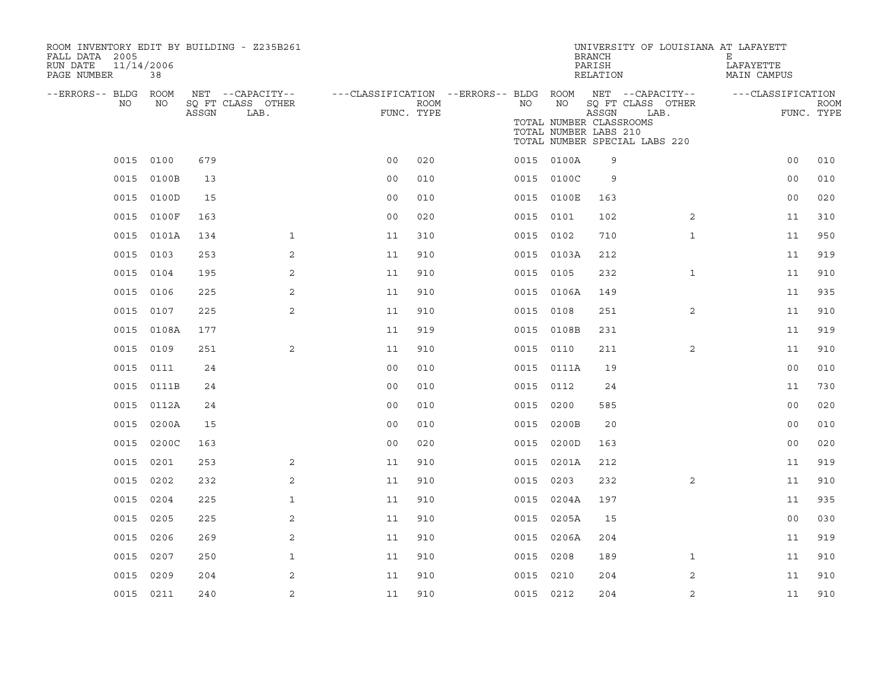ROOM INVENTORY EDIT BY BUILDING - Z235B261
FALL DATA 2005
RUN DATE 11/14/2006
PAGE NUMBER 38

UNIVERSITY OF LOUISIANA AT LAFAYETTE
BRANCH E
PARISH LAFAYETTE
RELATION MAIN CAMPUS

TOTAL NUMBER CLASSROOMS
TOTAL NUMBER LABS 210
TOTAL NUMBER SPECIAL LABS 220

| --ERRORS-- | BLDG NO | ROOM NO | NET SQ FT ASSGN | CAPACITY CLASS LAB. | CAPACITY OTHER | CLASSIFICATION FUNC. | ROOM TYPE | --ERRORS-- | BLDG NO | ROOM NO | NET SQ FT ASSGN | CAPACITY CLASS LAB. | CAPACITY OTHER | CLASSIFICATION FUNC. | ROOM TYPE |
|---|---|---|---|---|---|---|---|---|---|---|---|---|---|---|---|
| | 0015 | 0100 | 679 | | | 00 | 020 | | 0015 | 0100A | 9 | | | 00 | 010 |
| | 0015 | 0100B | 13 | | | 00 | 010 | | 0015 | 0100C | 9 | | | 00 | 010 |
| | 0015 | 0100D | 15 | | | 00 | 010 | | 0015 | 0100E | 163 | | | 00 | 020 |
| | 0015 | 0100F | 163 | | | 00 | 020 | | 0015 | 0101 | 102 | | 2 | 11 | 310 |
| | 0015 | 0101A | 134 | | 1 | 11 | 310 | | 0015 | 0102 | 710 | | 1 | 11 | 950 |
| | 0015 | 0103 | 253 | | 2 | 11 | 910 | | 0015 | 0103A | 212 | | | 11 | 919 |
| | 0015 | 0104 | 195 | | 2 | 11 | 910 | | 0015 | 0105 | 232 | | 1 | 11 | 910 |
| | 0015 | 0106 | 225 | | 2 | 11 | 910 | | 0015 | 0106A | 149 | | | 11 | 935 |
| | 0015 | 0107 | 225 | | 2 | 11 | 910 | | 0015 | 0108 | 251 | | 2 | 11 | 910 |
| | 0015 | 0108A | 177 | | | 11 | 919 | | 0015 | 0108B | 231 | | | 11 | 919 |
| | 0015 | 0109 | 251 | | 2 | 11 | 910 | | 0015 | 0110 | 211 | | 2 | 11 | 910 |
| | 0015 | 0111 | 24 | | | 00 | 010 | | 0015 | 0111A | 19 | | | 00 | 010 |
| | 0015 | 0111B | 24 | | | 00 | 010 | | 0015 | 0112 | 24 | | | 11 | 730 |
| | 0015 | 0112A | 24 | | | 00 | 010 | | 0015 | 0200 | 585 | | | 00 | 020 |
| | 0015 | 0200A | 15 | | | 00 | 010 | | 0015 | 0200B | 20 | | | 00 | 010 |
| | 0015 | 0200C | 163 | | | 00 | 020 | | 0015 | 0200D | 163 | | | 00 | 020 |
| | 0015 | 0201 | 253 | | 2 | 11 | 910 | | 0015 | 0201A | 212 | | | 11 | 919 |
| | 0015 | 0202 | 232 | | 2 | 11 | 910 | | 0015 | 0203 | 232 | | 2 | 11 | 910 |
| | 0015 | 0204 | 225 | | 1 | 11 | 910 | | 0015 | 0204A | 197 | | | 11 | 935 |
| | 0015 | 0205 | 225 | | 2 | 11 | 910 | | 0015 | 0205A | 15 | | | 00 | 030 |
| | 0015 | 0206 | 269 | | 2 | 11 | 910 | | 0015 | 0206A | 204 | | | 11 | 919 |
| | 0015 | 0207 | 250 | | 1 | 11 | 910 | | 0015 | 0208 | 189 | | 1 | 11 | 910 |
| | 0015 | 0209 | 204 | | 2 | 11 | 910 | | 0015 | 0210 | 204 | | 2 | 11 | 910 |
| | 0015 | 0211 | 240 | | 2 | 11 | 910 | | 0015 | 0212 | 204 | | 2 | 11 | 910 |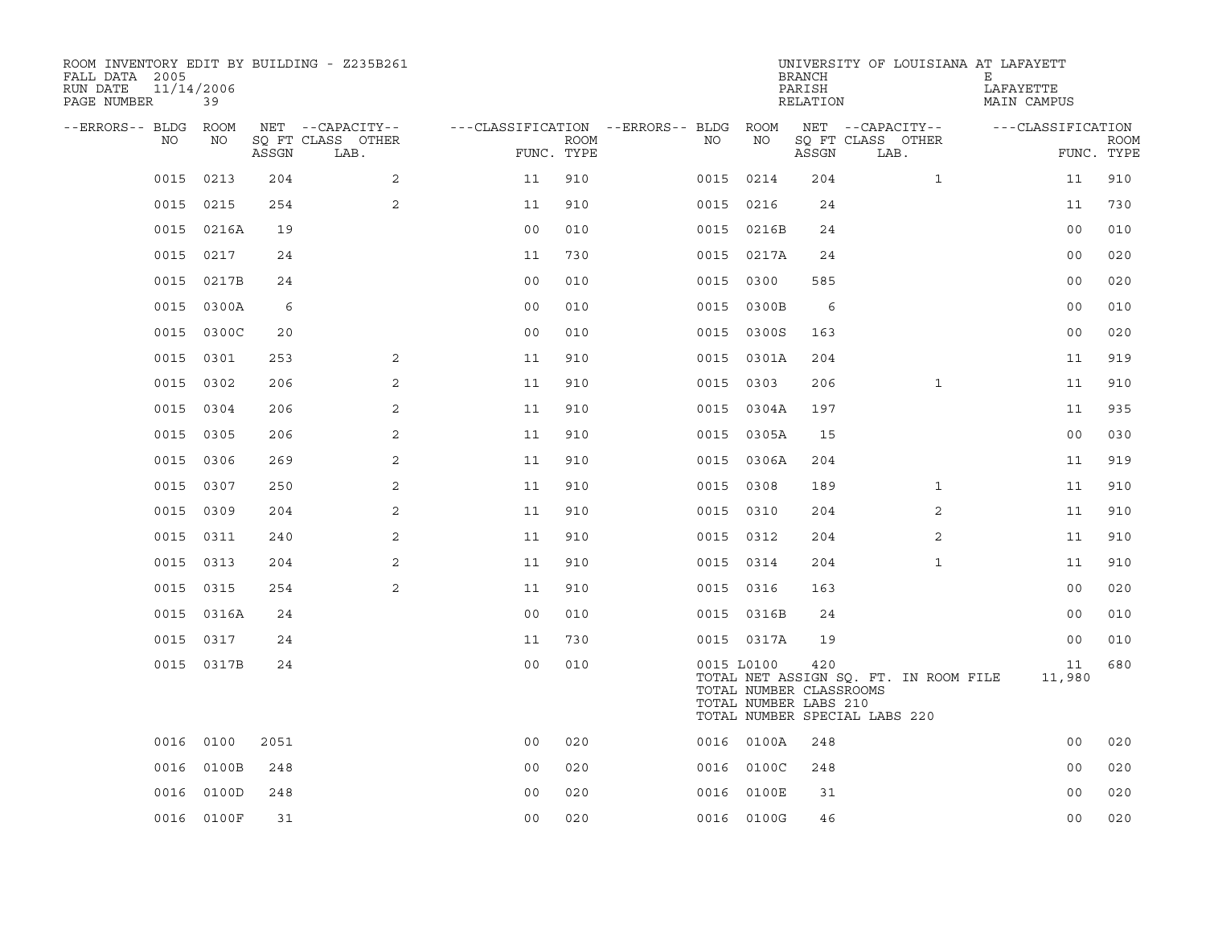ROOM INVENTORY EDIT BY BUILDING - Z235B261
FALL DATA 2005
RUN DATE 11/14/2006
PAGE NUMBER 39

UNIVERSITY OF LOUISIANA AT LAFAYETT
BRANCH E
PARISH LAFAYETTE
RELATION MAIN CAMPUS

| --ERRORS-- | BLDG NO | ROOM NO | NET SQ FT ASSGN | --CAPACITY-- CLASS LAB. | OTHER | ---CLASSIFICATION FUNC. | ROOM TYPE | --ERRORS-- | BLDG NO | ROOM NO | NET SQ FT ASSGN | --CAPACITY-- CLASS LAB. | OTHER | ---CLASSIFICATION FUNC. | ROOM TYPE |
|---|---|---|---|---|---|---|---|---|---|---|---|---|---|---|---|
| | 0015 | 0213 | 204 | | 2 | 11 | 910 | | 0015 | 0214 | 204 | | 1 | 11 | 910 |
| | 0015 | 0215 | 254 | | 2 | 11 | 910 | | 0015 | 0216 | 24 | | | 11 | 730 |
| | 0015 | 0216A | 19 | | | 00 | 010 | | 0015 | 0216B | 24 | | | 00 | 010 |
| | 0015 | 0217 | 24 | | | 11 | 730 | | 0015 | 0217A | 24 | | | 00 | 020 |
| | 0015 | 0217B | 24 | | | 00 | 010 | | 0015 | 0300 | 585 | | | 00 | 020 |
| | 0015 | 0300A | 6 | | | 00 | 010 | | 0015 | 0300B | 6 | | | 00 | 010 |
| | 0015 | 0300C | 20 | | | 00 | 010 | | 0015 | 0300S | 163 | | | 00 | 020 |
| | 0015 | 0301 | 253 | | 2 | 11 | 910 | | 0015 | 0301A | 204 | | | 11 | 919 |
| | 0015 | 0302 | 206 | | 2 | 11 | 910 | | 0015 | 0303 | 206 | | 1 | 11 | 910 |
| | 0015 | 0304 | 206 | | 2 | 11 | 910 | | 0015 | 0304A | 197 | | | 11 | 935 |
| | 0015 | 0305 | 206 | | 2 | 11 | 910 | | 0015 | 0305A | 15 | | | 00 | 030 |
| | 0015 | 0306 | 269 | | 2 | 11 | 910 | | 0015 | 0306A | 204 | | | 11 | 919 |
| | 0015 | 0307 | 250 | | 2 | 11 | 910 | | 0015 | 0308 | 189 | | 1 | 11 | 910 |
| | 0015 | 0309 | 204 | | 2 | 11 | 910 | | 0015 | 0310 | 204 | | 2 | 11 | 910 |
| | 0015 | 0311 | 240 | | 2 | 11 | 910 | | 0015 | 0312 | 204 | | 2 | 11 | 910 |
| | 0015 | 0313 | 204 | | 2 | 11 | 910 | | 0015 | 0314 | 204 | | 1 | 11 | 910 |
| | 0015 | 0315 | 254 | | 2 | 11 | 910 | | 0015 | 0316 | 163 | | | 00 | 020 |
| | 0015 | 0316A | 24 | | | 00 | 010 | | 0015 | 0316B | 24 | | | 00 | 010 |
| | 0015 | 0317 | 24 | | | 11 | 730 | | 0015 | 0317A | 19 | | | 00 | 010 |
| | 0015 | 0317B | 24 | | | 00 | 010 | | 0015 | L0100 | 420 | | | 11 | 680 |
| | | | | | | | | | TOTAL NET ASSIGN SQ. FT. IN ROOM FILE | | | | | 11,980 | |
| | | | | | | | | | TOTAL NUMBER CLASSROOMS | | | | | | |
| | | | | | | | | | TOTAL NUMBER LABS 210 | | | | | | |
| | | | | | | | | | TOTAL NUMBER SPECIAL LABS 220 | | | | | | |
| | 0016 | 0100 | 2051 | | | 00 | 020 | | 0016 | 0100A | 248 | | | 00 | 020 |
| | 0016 | 0100B | 248 | | | 00 | 020 | | 0016 | 0100C | 248 | | | 00 | 020 |
| | 0016 | 0100D | 248 | | | 00 | 020 | | 0016 | 0100E | 31 | | | 00 | 020 |
| | 0016 | 0100F | 31 | | | 00 | 020 | | 0016 | 0100G | 46 | | | 00 | 020 |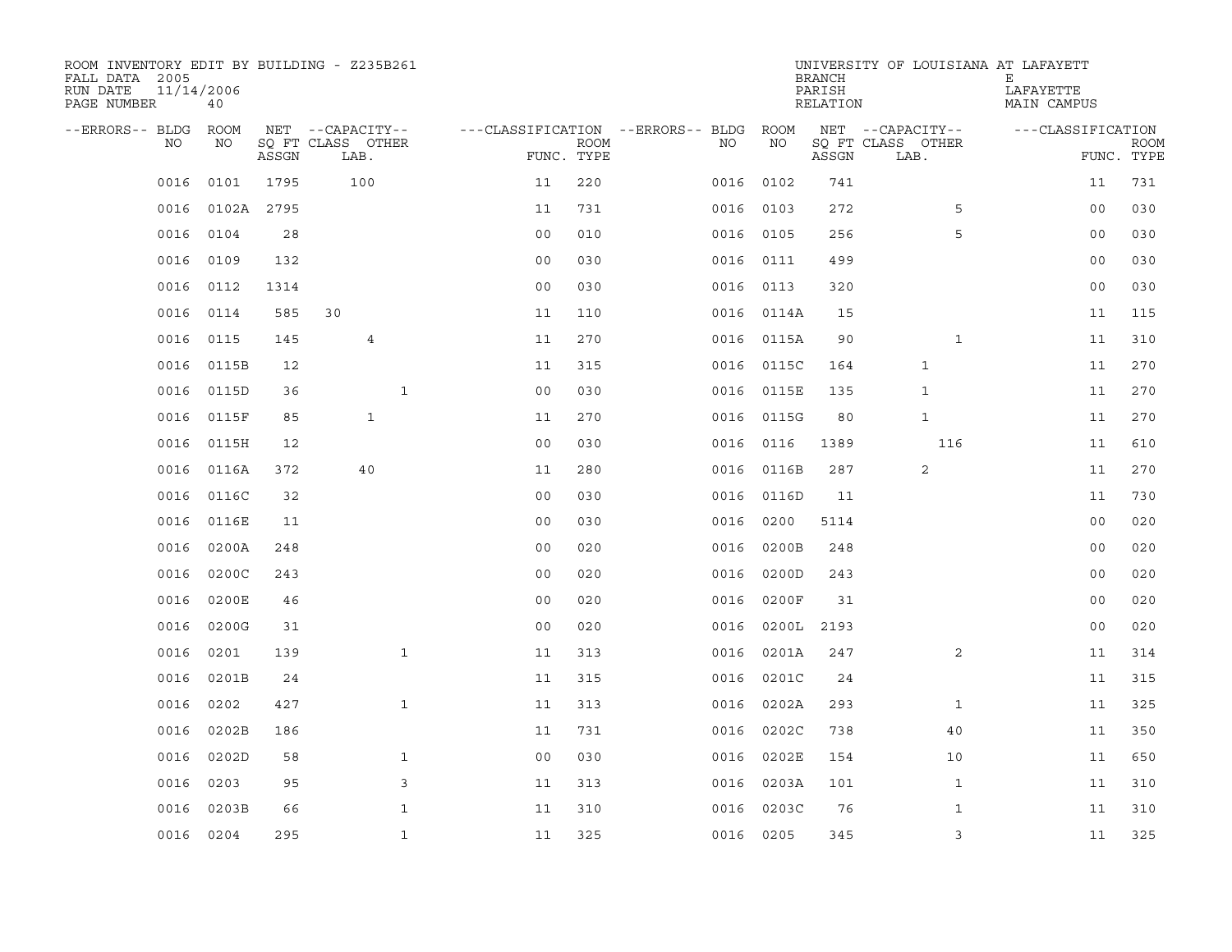ROOM INVENTORY EDIT BY BUILDING - Z235B261
FALL DATA 2005
RUN DATE 11/14/2006
PAGE NUMBER 40

UNIVERSITY OF LOUISIANA AT LAFAYETTE
BRANCH E
PARISH LAFAYETTE
RELATION MAIN CAMPUS

| --ERRORS-- | BLDG NO | ROOM NO | NET SQ FT ASSGN | --CAPACITY-- CLASS | LAB. | OTHER | ---CLASSIFICATION FUNC. | ROOM TYPE | --ERRORS-- | BLDG NO | ROOM NO | NET SQ FT ASSGN | --CAPACITY-- CLASS | LAB. | OTHER | ---CLASSIFICATION FUNC. | ROOM TYPE |
|---|---|---|---|---|---|---|---|---|---|---|---|---|---|---|---|---|---|
| | 0016 | 0101 | 1795 | | 100 | | 11 | 220 | | 0016 | 0102 | 741 | | | | 11 | 731 |
| | 0016 | 0102A | 2795 | | | | 11 | 731 | | 0016 | 0103 | 272 | | | 5 | 00 | 030 |
| | 0016 | 0104 | 28 | | | | 00 | 010 | | 0016 | 0105 | 256 | | | 5 | 00 | 030 |
| | 0016 | 0109 | 132 | | | | 00 | 030 | | 0016 | 0111 | 499 | | | | 00 | 030 |
| | 0016 | 0112 | 1314 | | | | 00 | 030 | | 0016 | 0113 | 320 | | | | 00 | 030 |
| | 0016 | 0114 | 585 | 30 | | | 11 | 110 | | 0016 | 0114A | 15 | | | | 11 | 115 |
| | 0016 | 0115 | 145 | | 4 | | 11 | 270 | | 0016 | 0115A | 90 | | | 1 | 11 | 310 |
| | 0016 | 0115B | 12 | | | | 11 | 315 | | 0016 | 0115C | 164 | | 1 | | 11 | 270 |
| | 0016 | 0115D | 36 | | | 1 | 00 | 030 | | 0016 | 0115E | 135 | | 1 | | 11 | 270 |
| | 0016 | 0115F | 85 | | 1 | | 11 | 270 | | 0016 | 0115G | 80 | | 1 | | 11 | 270 |
| | 0016 | 0115H | 12 | | | | 00 | 030 | | 0016 | 0116 | 1389 | | | 116 | 11 | 610 |
| | 0016 | 0116A | 372 | | 40 | | 11 | 280 | | 0016 | 0116B | 287 | | 2 | | 11 | 270 |
| | 0016 | 0116C | 32 | | | | 00 | 030 | | 0016 | 0116D | 11 | | | | 11 | 730 |
| | 0016 | 0116E | 11 | | | | 00 | 030 | | 0016 | 0200 | 5114 | | | | 00 | 020 |
| | 0016 | 0200A | 248 | | | | 00 | 020 | | 0016 | 0200B | 248 | | | | 00 | 020 |
| | 0016 | 0200C | 243 | | | | 00 | 020 | | 0016 | 0200D | 243 | | | | 00 | 020 |
| | 0016 | 0200E | 46 | | | | 00 | 020 | | 0016 | 0200F | 31 | | | | 00 | 020 |
| | 0016 | 0200G | 31 | | | | 00 | 020 | | 0016 | 0200L | 2193 | | | | 00 | 020 |
| | 0016 | 0201 | 139 | | | 1 | 11 | 313 | | 0016 | 0201A | 247 | | | 2 | 11 | 314 |
| | 0016 | 0201B | 24 | | | | 11 | 315 | | 0016 | 0201C | 24 | | | | 11 | 315 |
| | 0016 | 0202 | 427 | | | 1 | 11 | 313 | | 0016 | 0202A | 293 | | | 1 | 11 | 325 |
| | 0016 | 0202B | 186 | | | | 11 | 731 | | 0016 | 0202C | 738 | | | 40 | 11 | 350 |
| | 0016 | 0202D | 58 | | | 1 | 00 | 030 | | 0016 | 0202E | 154 | | | 10 | 11 | 650 |
| | 0016 | 0203 | 95 | | | 3 | 11 | 313 | | 0016 | 0203A | 101 | | | 1 | 11 | 310 |
| | 0016 | 0203B | 66 | | | 1 | 11 | 310 | | 0016 | 0203C | 76 | | | 1 | 11 | 310 |
| | 0016 | 0204 | 295 | | | 1 | 11 | 325 | | 0016 | 0205 | 345 | | | 3 | 11 | 325 |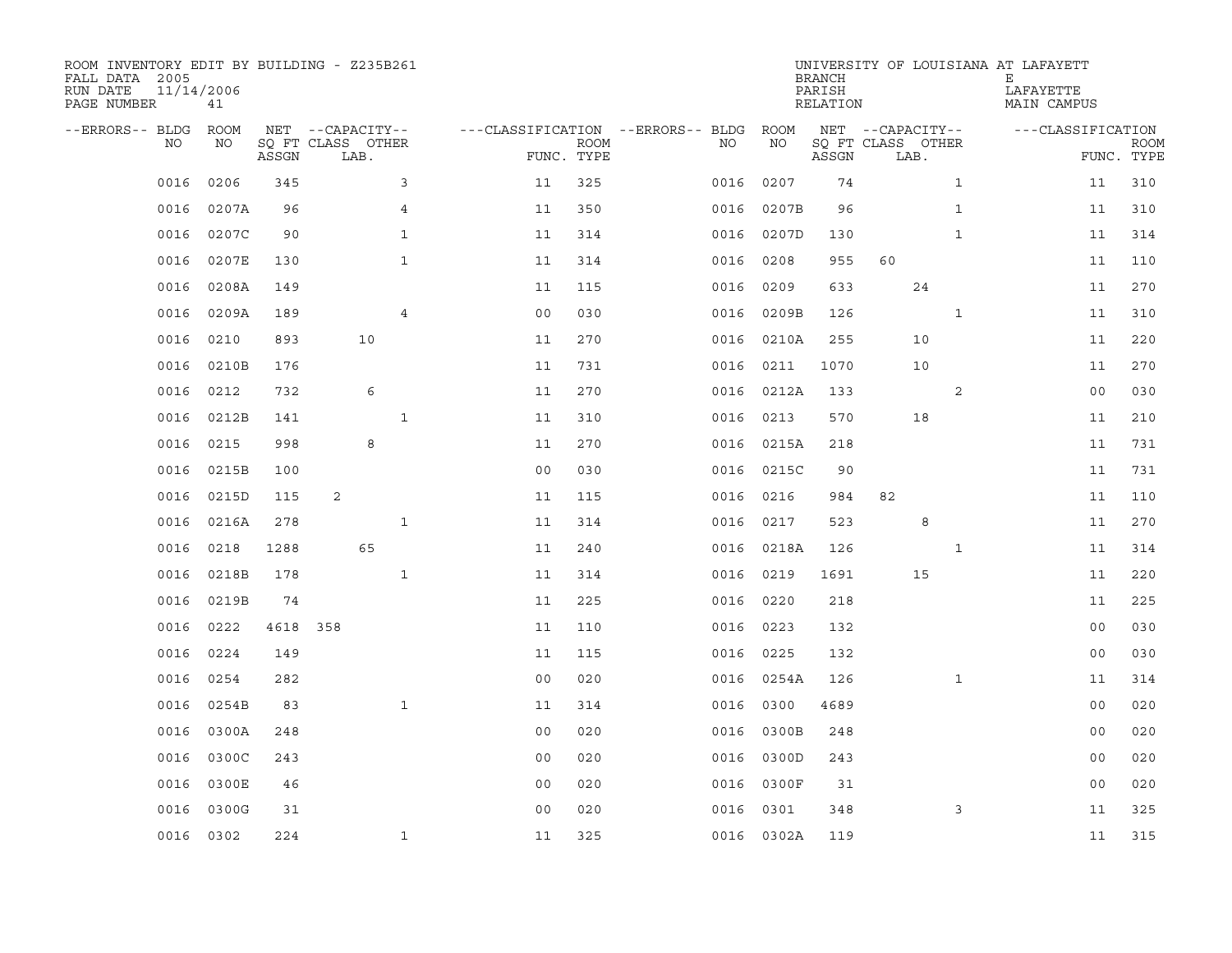ROOM INVENTORY EDIT BY BUILDING - Z235B261
FALL DATA 2005
RUN DATE 11/14/2006
PAGE NUMBER 41

UNIVERSITY OF LOUISIANA AT LAFAYETTE
BRANCH E
PARISH LAFAYETTE
RELATION MAIN CAMPUS

| --ERRORS-- | BLDG NO | ROOM NO | NET SQ FT ASSGN | CAPACITY CLASS | CAPACITY LAB. | CAPACITY OTHER | CLASSIFICATION FUNC. | ROOM TYPE | --ERRORS-- | BLDG NO | ROOM NO | NET SQ FT ASSGN | CAPACITY CLASS | CAPACITY LAB. | CAPACITY OTHER | CLASSIFICATION FUNC. | ROOM TYPE |
|---|---|---|---|---|---|---|---|---|---|---|---|---|---|---|---|---|---|
| | 0016 | 0206 | 345 | | | 3 | 11 | 325 | | 0016 | 0207 | 74 | | | 1 | 11 | 310 |
| | 0016 | 0207A | 96 | | | 4 | 11 | 350 | | 0016 | 0207B | 96 | | | 1 | 11 | 310 |
| | 0016 | 0207C | 90 | | | 1 | 11 | 314 | | 0016 | 0207D | 130 | | | 1 | 11 | 314 |
| | 0016 | 0207E | 130 | | | 1 | 11 | 314 | | 0016 | 0208 | 955 | 60 | | | 11 | 110 |
| | 0016 | 0208A | 149 | | | | 11 | 115 | | 0016 | 0209 | 633 | | 24 | | 11 | 270 |
| | 0016 | 0209A | 189 | | | 4 | 00 | 030 | | 0016 | 0209B | 126 | | | 1 | 11 | 310 |
| | 0016 | 0210 | 893 | | 10 | | 11 | 270 | | 0016 | 0210A | 255 | | 10 | | 11 | 220 |
| | 0016 | 0210B | 176 | | | | 11 | 731 | | 0016 | 0211 | 1070 | | 10 | | 11 | 270 |
| | 0016 | 0212 | 732 | | 6 | | 11 | 270 | | 0016 | 0212A | 133 | | | 2 | 00 | 030 |
| | 0016 | 0212B | 141 | | | 1 | 11 | 310 | | 0016 | 0213 | 570 | | 18 | | 11 | 210 |
| | 0016 | 0215 | 998 | | 8 | | 11 | 270 | | 0016 | 0215A | 218 | | | | 11 | 731 |
| | 0016 | 0215B | 100 | | | | 00 | 030 | | 0016 | 0215C | 90 | | | | 11 | 731 |
| | 0016 | 0215D | 115 | 2 | | | 11 | 115 | | 0016 | 0216 | 984 | 82 | | | 11 | 110 |
| | 0016 | 0216A | 278 | | | 1 | 11 | 314 | | 0016 | 0217 | 523 | | 8 | | 11 | 270 |
| | 0016 | 0218 | 1288 | | 65 | | 11 | 240 | | 0016 | 0218A | 126 | | | 1 | 11 | 314 |
| | 0016 | 0218B | 178 | | | 1 | 11 | 314 | | 0016 | 0219 | 1691 | | 15 | | 11 | 220 |
| | 0016 | 0219B | 74 | | | | 11 | 225 | | 0016 | 0220 | 218 | | | | 11 | 225 |
| | 0016 | 0222 | 4618 | 358 | | | 11 | 110 | | 0016 | 0223 | 132 | | | | 00 | 030 |
| | 0016 | 0224 | 149 | | | | 11 | 115 | | 0016 | 0225 | 132 | | | | 00 | 030 |
| | 0016 | 0254 | 282 | | | | 00 | 020 | | 0016 | 0254A | 126 | | | 1 | 11 | 314 |
| | 0016 | 0254B | 83 | | | 1 | 11 | 314 | | 0016 | 0300 | 4689 | | | | 00 | 020 |
| | 0016 | 0300A | 248 | | | | 00 | 020 | | 0016 | 0300B | 248 | | | | 00 | 020 |
| | 0016 | 0300C | 243 | | | | 00 | 020 | | 0016 | 0300D | 243 | | | | 00 | 020 |
| | 0016 | 0300E | 46 | | | | 00 | 020 | | 0016 | 0300F | 31 | | | | 00 | 020 |
| | 0016 | 0300G | 31 | | | | 00 | 020 | | 0016 | 0301 | 348 | | | 3 | 11 | 325 |
| | 0016 | 0302 | 224 | | | 1 | 11 | 325 | | 0016 | 0302A | 119 | | | | 11 | 315 |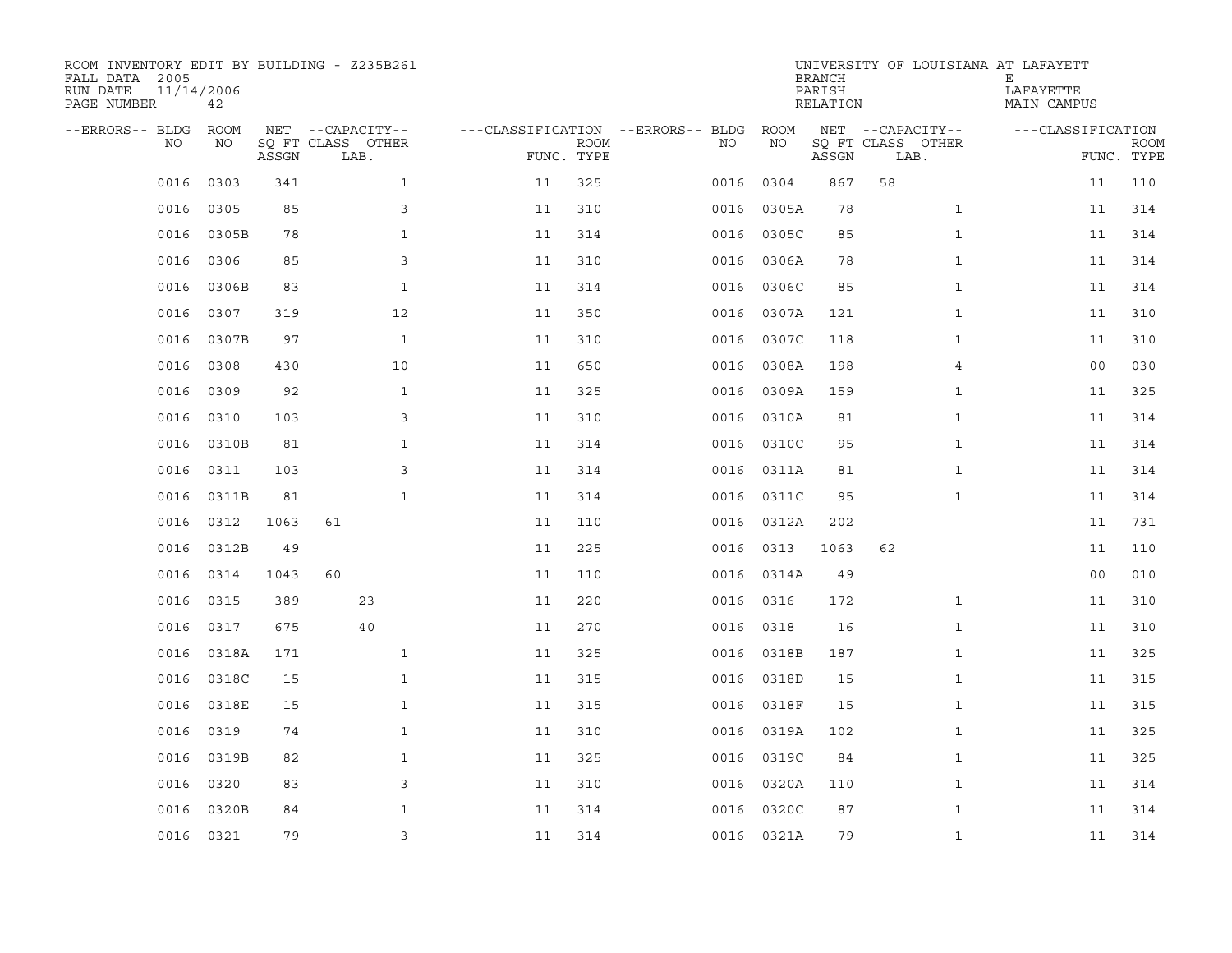ROOM INVENTORY EDIT BY BUILDING - Z235B261
FALL DATA 2005
RUN DATE 11/14/2006
PAGE NUMBER 42

UNIVERSITY OF LOUISIANA AT LAFAYETTE
BRANCH E
PARISH LAFAYETTE
RELATION MAIN CAMPUS

| --ERRORS-- | BLDG NO | ROOM NO | NET SQ FT ASSGN | --CAPACITY-- CLASS | OTHER LAB. | ---CLASSIFICATION FUNC. | ROOM TYPE | --ERRORS-- | BLDG NO | ROOM NO | NET SQ FT ASSGN | --CAPACITY-- CLASS | OTHER LAB. | ---CLASSIFICATION FUNC. | ROOM TYPE |
|---|---|---|---|---|---|---|---|---|---|---|---|---|---|---|---|
| | 0016 | 0303 | 341 | | 1 | 11 | 325 | | 0016 | 0304 | 867 | 58 | | 11 | 110 |
| | 0016 | 0305 | 85 | | 3 | 11 | 310 | | 0016 | 0305A | 78 | | 1 | 11 | 314 |
| | 0016 | 0305B | 78 | | 1 | 11 | 314 | | 0016 | 0305C | 85 | | 1 | 11 | 314 |
| | 0016 | 0306 | 85 | | 3 | 11 | 310 | | 0016 | 0306A | 78 | | 1 | 11 | 314 |
| | 0016 | 0306B | 83 | | 1 | 11 | 314 | | 0016 | 0306C | 85 | | 1 | 11 | 314 |
| | 0016 | 0307 | 319 | | 12 | 11 | 350 | | 0016 | 0307A | 121 | | 1 | 11 | 310 |
| | 0016 | 0307B | 97 | | 1 | 11 | 310 | | 0016 | 0307C | 118 | | 1 | 11 | 310 |
| | 0016 | 0308 | 430 | | 10 | 11 | 650 | | 0016 | 0308A | 198 | | 4 | 00 | 030 |
| | 0016 | 0309 | 92 | | 1 | 11 | 325 | | 0016 | 0309A | 159 | | 1 | 11 | 325 |
| | 0016 | 0310 | 103 | | 3 | 11 | 310 | | 0016 | 0310A | 81 | | 1 | 11 | 314 |
| | 0016 | 0310B | 81 | | 1 | 11 | 314 | | 0016 | 0310C | 95 | | 1 | 11 | 314 |
| | 0016 | 0311 | 103 | | 3 | 11 | 314 | | 0016 | 0311A | 81 | | 1 | 11 | 314 |
| | 0016 | 0311B | 81 | | 1 | 11 | 314 | | 0016 | 0311C | 95 | | 1 | 11 | 314 |
| | 0016 | 0312 | 1063 | 61 | | 11 | 110 | | 0016 | 0312A | 202 | | | 11 | 731 |
| | 0016 | 0312B | 49 | | | 11 | 225 | | 0016 | 0313 | 1063 | 62 | | 11 | 110 |
| | 0016 | 0314 | 1043 | 60 | | 11 | 110 | | 0016 | 0314A | 49 | | | 00 | 010 |
| | 0016 | 0315 | 389 | | 23 | 11 | 220 | | 0016 | 0316 | 172 | | 1 | 11 | 310 |
| | 0016 | 0317 | 675 | | 40 | 11 | 270 | | 0016 | 0318 | 16 | | 1 | 11 | 310 |
| | 0016 | 0318A | 171 | | 1 | 11 | 325 | | 0016 | 0318B | 187 | | 1 | 11 | 325 |
| | 0016 | 0318C | 15 | | 1 | 11 | 315 | | 0016 | 0318D | 15 | | 1 | 11 | 315 |
| | 0016 | 0318E | 15 | | 1 | 11 | 315 | | 0016 | 0318F | 15 | | 1 | 11 | 315 |
| | 0016 | 0319 | 74 | | 1 | 11 | 310 | | 0016 | 0319A | 102 | | 1 | 11 | 325 |
| | 0016 | 0319B | 82 | | 1 | 11 | 325 | | 0016 | 0319C | 84 | | 1 | 11 | 325 |
| | 0016 | 0320 | 83 | | 3 | 11 | 310 | | 0016 | 0320A | 110 | | 1 | 11 | 314 |
| | 0016 | 0320B | 84 | | 1 | 11 | 314 | | 0016 | 0320C | 87 | | 1 | 11 | 314 |
| | 0016 | 0321 | 79 | | 3 | 11 | 314 | | 0016 | 0321A | 79 | | 1 | 11 | 314 |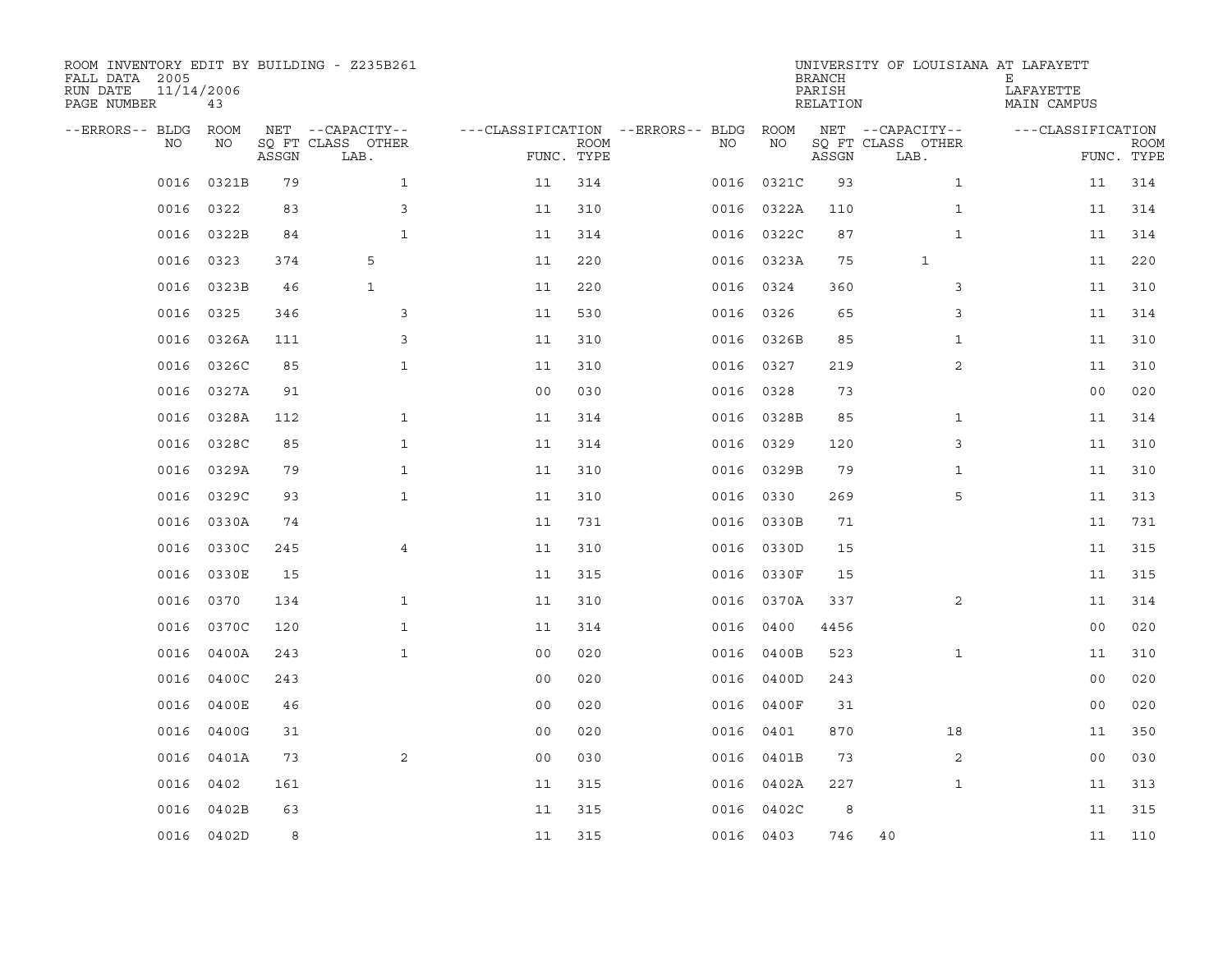ROOM INVENTORY EDIT BY BUILDING - Z235B261
FALL DATA 2005
RUN DATE 11/14/2006
PAGE NUMBER 43

UNIVERSITY OF LOUISIANA AT LAFAYETT
BRANCH E
PARISH LAFAYETTE
RELATION MAIN CAMPUS

| --ERRORS-- | BLDG NO | ROOM NO | NET SQ FT ASSGN | --CAPACITY-- CLASS LAB. | OTHER | ---CLASSIFICATION FUNC. | ROOM TYPE | --ERRORS-- | BLDG NO | ROOM NO | NET SQ FT ASSGN | --CAPACITY-- CLASS LAB. | OTHER | ---CLASSIFICATION FUNC. | ROOM TYPE |
|---|---|---|---|---|---|---|---|---|---|---|---|---|---|---|---|
| | 0016 | 0321B | 79 | | 1 | 11 | 314 | | 0016 | 0321C | 93 | | 1 | 11 | 314 |
| | 0016 | 0322 | 83 | | 3 | 11 | 310 | | 0016 | 0322A | 110 | | 1 | 11 | 314 |
| | 0016 | 0322B | 84 | | 1 | 11 | 314 | | 0016 | 0322C | 87 | | 1 | 11 | 314 |
| | 0016 | 0323 | 374 | 5 | | 11 | 220 | | 0016 | 0323A | 75 | 1 | | 11 | 220 |
| | 0016 | 0323B | 46 | 1 | | 11 | 220 | | 0016 | 0324 | 360 | | 3 | 11 | 310 |
| | 0016 | 0325 | 346 | | 3 | 11 | 530 | | 0016 | 0326 | 65 | | 3 | 11 | 314 |
| | 0016 | 0326A | 111 | | 3 | 11 | 310 | | 0016 | 0326B | 85 | | 1 | 11 | 310 |
| | 0016 | 0326C | 85 | | 1 | 11 | 310 | | 0016 | 0327 | 219 | | 2 | 11 | 310 |
| | 0016 | 0327A | 91 | | | 00 | 030 | | 0016 | 0328 | 73 | | | 00 | 020 |
| | 0016 | 0328A | 112 | | 1 | 11 | 314 | | 0016 | 0328B | 85 | | 1 | 11 | 314 |
| | 0016 | 0328C | 85 | | 1 | 11 | 314 | | 0016 | 0329 | 120 | | 3 | 11 | 310 |
| | 0016 | 0329A | 79 | | 1 | 11 | 310 | | 0016 | 0329B | 79 | | 1 | 11 | 310 |
| | 0016 | 0329C | 93 | | 1 | 11 | 310 | | 0016 | 0330 | 269 | | 5 | 11 | 313 |
| | 0016 | 0330A | 74 | | | 11 | 731 | | 0016 | 0330B | 71 | | | 11 | 731 |
| | 0016 | 0330C | 245 | | 4 | 11 | 310 | | 0016 | 0330D | 15 | | | 11 | 315 |
| | 0016 | 0330E | 15 | | | 11 | 315 | | 0016 | 0330F | 15 | | | 11 | 315 |
| | 0016 | 0370 | 134 | | 1 | 11 | 310 | | 0016 | 0370A | 337 | | 2 | 11 | 314 |
| | 0016 | 0370C | 120 | | 1 | 11 | 314 | | 0016 | 0400 | 4456 | | | 00 | 020 |
| | 0016 | 0400A | 243 | | 1 | 00 | 020 | | 0016 | 0400B | 523 | | 1 | 11 | 310 |
| | 0016 | 0400C | 243 | | | 00 | 020 | | 0016 | 0400D | 243 | | | 00 | 020 |
| | 0016 | 0400E | 46 | | | 00 | 020 | | 0016 | 0400F | 31 | | | 00 | 020 |
| | 0016 | 0400G | 31 | | | 00 | 020 | | 0016 | 0401 | 870 | | 18 | 11 | 350 |
| | 0016 | 0401A | 73 | | 2 | 00 | 030 | | 0016 | 0401B | 73 | | 2 | 00 | 030 |
| | 0016 | 0402 | 161 | | | 11 | 315 | | 0016 | 0402A | 227 | | 1 | 11 | 313 |
| | 0016 | 0402B | 63 | | | 11 | 315 | | 0016 | 0402C | 8 | | | 11 | 315 |
| | 0016 | 0402D | 8 | | | 11 | 315 | | 0016 | 0403 | 746 | 40 | | 11 | 110 |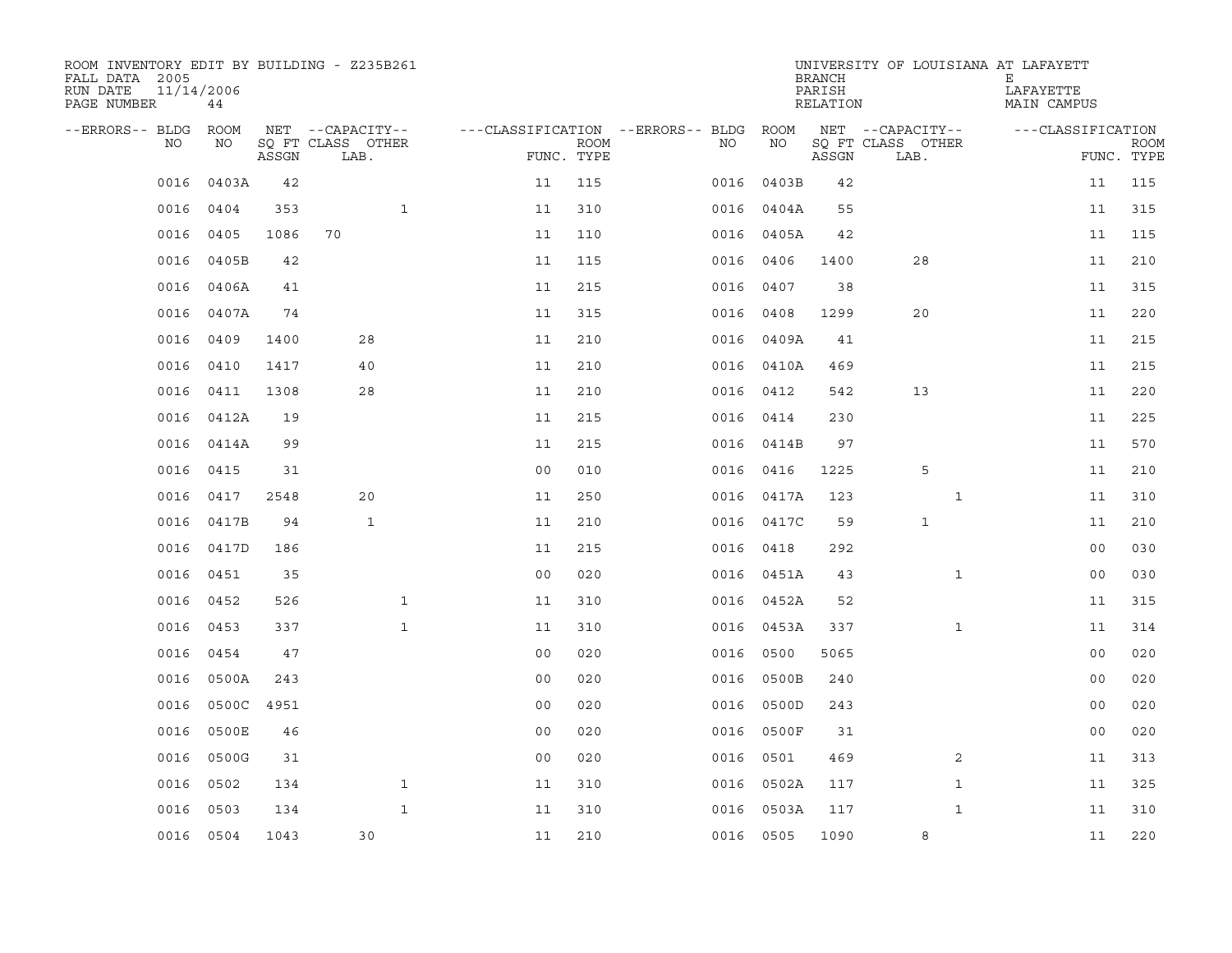ROOM INVENTORY EDIT BY BUILDING - Z235B261

FALL DATA 2005
RUN DATE 11/14/2006
PAGE NUMBER 44

UNIVERSITY OF LOUISIANA AT LAFAYETT
BRANCH E
PARISH LAFAYETTE
RELATION MAIN CAMPUS

| --ERRORS-- | BLDG NO | ROOM NO | NET SQ FT ASSGN | --CAPACITY-- CLASS LAB. | OTHER | ---CLASSIFICATION FUNC. | ROOM TYPE | --ERRORS-- | BLDG NO | ROOM NO | NET SQ FT ASSGN | --CAPACITY-- CLASS LAB. | OTHER | ---CLASSIFICATION FUNC. | ROOM TYPE |
|---|---|---|---|---|---|---|---|---|---|---|---|---|---|---|---|
| | 0016 | 0403A | 42 | | | 11 | 115 | | 0016 | 0403B | 42 | | | 11 | 115 |
| | 0016 | 0404 | 353 | | 1 | 11 | 310 | | 0016 | 0404A | 55 | | | 11 | 315 |
| | 0016 | 0405 | 1086 | 70 | | 11 | 110 | | 0016 | 0405A | 42 | | | 11 | 115 |
| | 0016 | 0405B | 42 | | | 11 | 115 | | 0016 | 0406 | 1400 | 28 | | 11 | 210 |
| | 0016 | 0406A | 41 | | | 11 | 215 | | 0016 | 0407 | 38 | | | 11 | 315 |
| | 0016 | 0407A | 74 | | | 11 | 315 | | 0016 | 0408 | 1299 | 20 | | 11 | 220 |
| | 0016 | 0409 | 1400 | 28 | | 11 | 210 | | 0016 | 0409A | 41 | | | 11 | 215 |
| | 0016 | 0410 | 1417 | 40 | | 11 | 210 | | 0016 | 0410A | 469 | | | 11 | 215 |
| | 0016 | 0411 | 1308 | 28 | | 11 | 210 | | 0016 | 0412 | 542 | 13 | | 11 | 220 |
| | 0016 | 0412A | 19 | | | 11 | 215 | | 0016 | 0414 | 230 | | | 11 | 225 |
| | 0016 | 0414A | 99 | | | 11 | 215 | | 0016 | 0414B | 97 | | | 11 | 570 |
| | 0016 | 0415 | 31 | | | 00 | 010 | | 0016 | 0416 | 1225 | 5 | | 11 | 210 |
| | 0016 | 0417 | 2548 | 20 | | 11 | 250 | | 0016 | 0417A | 123 | | 1 | 11 | 310 |
| | 0016 | 0417B | 94 | 1 | | 11 | 210 | | 0016 | 0417C | 59 | 1 | | 11 | 210 |
| | 0016 | 0417D | 186 | | | 11 | 215 | | 0016 | 0418 | 292 | | | 00 | 030 |
| | 0016 | 0451 | 35 | | | 00 | 020 | | 0016 | 0451A | 43 | | 1 | 00 | 030 |
| | 0016 | 0452 | 526 | | 1 | 11 | 310 | | 0016 | 0452A | 52 | | | 11 | 315 |
| | 0016 | 0453 | 337 | | 1 | 11 | 310 | | 0016 | 0453A | 337 | | 1 | 11 | 314 |
| | 0016 | 0454 | 47 | | | 00 | 020 | | 0016 | 0500 | 5065 | | | 00 | 020 |
| | 0016 | 0500A | 243 | | | 00 | 020 | | 0016 | 0500B | 240 | | | 00 | 020 |
| | 0016 | 0500C | 4951 | | | 00 | 020 | | 0016 | 0500D | 243 | | | 00 | 020 |
| | 0016 | 0500E | 46 | | | 00 | 020 | | 0016 | 0500F | 31 | | | 00 | 020 |
| | 0016 | 0500G | 31 | | | 00 | 020 | | 0016 | 0501 | 469 | | 2 | 11 | 313 |
| | 0016 | 0502 | 134 | | 1 | 11 | 310 | | 0016 | 0502A | 117 | | 1 | 11 | 325 |
| | 0016 | 0503 | 134 | | 1 | 11 | 310 | | 0016 | 0503A | 117 | | 1 | 11 | 310 |
| | 0016 | 0504 | 1043 | 30 | | 11 | 210 | | 0016 | 0505 | 1090 | 8 | | 11 | 220 |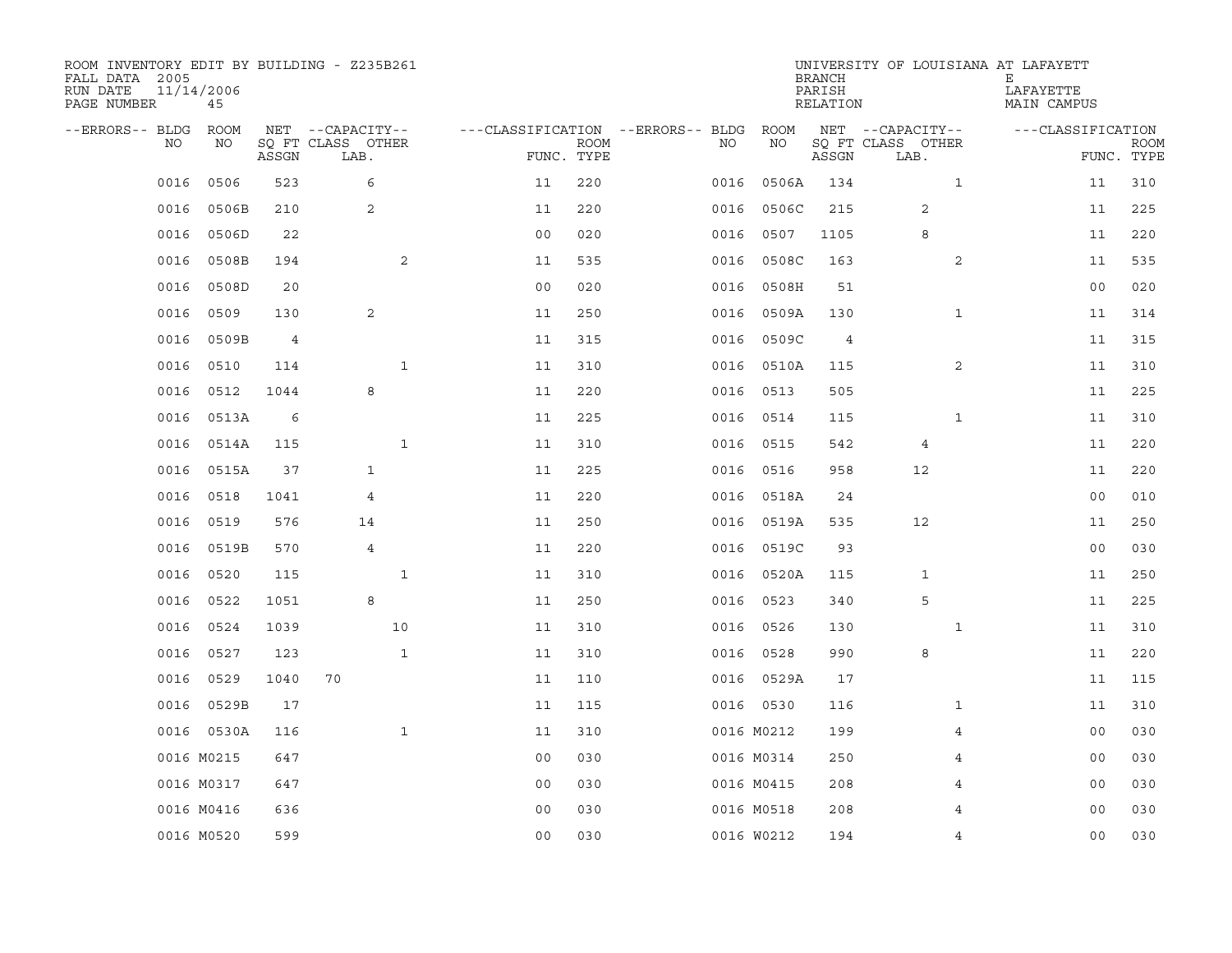ROOM INVENTORY EDIT BY BUILDING - Z235B261
FALL DATA 2005
RUN DATE 11/14/2006
PAGE NUMBER 45

UNIVERSITY OF LOUISIANA AT LAFAYETT
BRANCH E
PARISH LAFAYETTE
RELATION MAIN CAMPUS

| --ERRORS-- | BLDG NO | ROOM NO | NET SQ FT ASSGN | --CAPACITY-- CLASS | OTHER LAB. | ---CLASSIFICATION FUNC. | ROOM TYPE | --ERRORS-- | BLDG NO | ROOM NO | NET SQ FT ASSGN | --CAPACITY-- CLASS | OTHER LAB. | ---CLASSIFICATION FUNC. | ROOM TYPE |
|---|---|---|---|---|---|---|---|---|---|---|---|---|---|---|---|
| | 0016 | 0506 | 523 | 6 | | 11 | 220 | | 0016 | 0506A | 134 | | 1 | 11 | 310 |
| | 0016 | 0506B | 210 | 2 | | 11 | 220 | | 0016 | 0506C | 215 | 2 | | 11 | 225 |
| | 0016 | 0506D | 22 | | | 00 | 020 | | 0016 | 0507 | 1105 | 8 | | 11 | 220 |
| | 0016 | 0508B | 194 | | 2 | 11 | 535 | | 0016 | 0508C | 163 | | 2 | 11 | 535 |
| | 0016 | 0508D | 20 | | | 00 | 020 | | 0016 | 0508H | 51 | | | 00 | 020 |
| | 0016 | 0509 | 130 | 2 | | 11 | 250 | | 0016 | 0509A | 130 | | 1 | 11 | 314 |
| | 0016 | 0509B | 4 | | | 11 | 315 | | 0016 | 0509C | 4 | | | 11 | 315 |
| | 0016 | 0510 | 114 | | 1 | 11 | 310 | | 0016 | 0510A | 115 | | 2 | 11 | 310 |
| | 0016 | 0512 | 1044 | 8 | | 11 | 220 | | 0016 | 0513 | 505 | | | 11 | 225 |
| | 0016 | 0513A | 6 | | | 11 | 225 | | 0016 | 0514 | 115 | | 1 | 11 | 310 |
| | 0016 | 0514A | 115 | | 1 | 11 | 310 | | 0016 | 0515 | 542 | 4 | | 11 | 220 |
| | 0016 | 0515A | 37 | 1 | | 11 | 225 | | 0016 | 0516 | 958 | 12 | | 11 | 220 |
| | 0016 | 0518 | 1041 | 4 | | 11 | 220 | | 0016 | 0518A | 24 | | | 00 | 010 |
| | 0016 | 0519 | 576 | 14 | | 11 | 250 | | 0016 | 0519A | 535 | 12 | | 11 | 250 |
| | 0016 | 0519B | 570 | 4 | | 11 | 220 | | 0016 | 0519C | 93 | | | 00 | 030 |
| | 0016 | 0520 | 115 | | 1 | 11 | 310 | | 0016 | 0520A | 115 | 1 | | 11 | 250 |
| | 0016 | 0522 | 1051 | 8 | | 11 | 250 | | 0016 | 0523 | 340 | 5 | | 11 | 225 |
| | 0016 | 0524 | 1039 | | 10 | 11 | 310 | | 0016 | 0526 | 130 | | 1 | 11 | 310 |
| | 0016 | 0527 | 123 | | 1 | 11 | 310 | | 0016 | 0528 | 990 | 8 | | 11 | 220 |
| | 0016 | 0529 | 1040 | 70 | | 11 | 110 | | 0016 | 0529A | 17 | | | 11 | 115 |
| | 0016 | 0529B | 17 | | | 11 | 115 | | 0016 | 0530 | 116 | | 1 | 11 | 310 |
| | 0016 | 0530A | 116 | | 1 | 11 | 310 | | 0016 | M0212 | 199 | | 4 | 00 | 030 |
| | 0016 | M0215 | 647 | | | 00 | 030 | | 0016 | M0314 | 250 | | 4 | 00 | 030 |
| | 0016 | M0317 | 647 | | | 00 | 030 | | 0016 | M0415 | 208 | | 4 | 00 | 030 |
| | 0016 | M0416 | 636 | | | 00 | 030 | | 0016 | M0518 | 208 | | 4 | 00 | 030 |
| | 0016 | M0520 | 599 | | | 00 | 030 | | 0016 | W0212 | 194 | | 4 | 00 | 030 |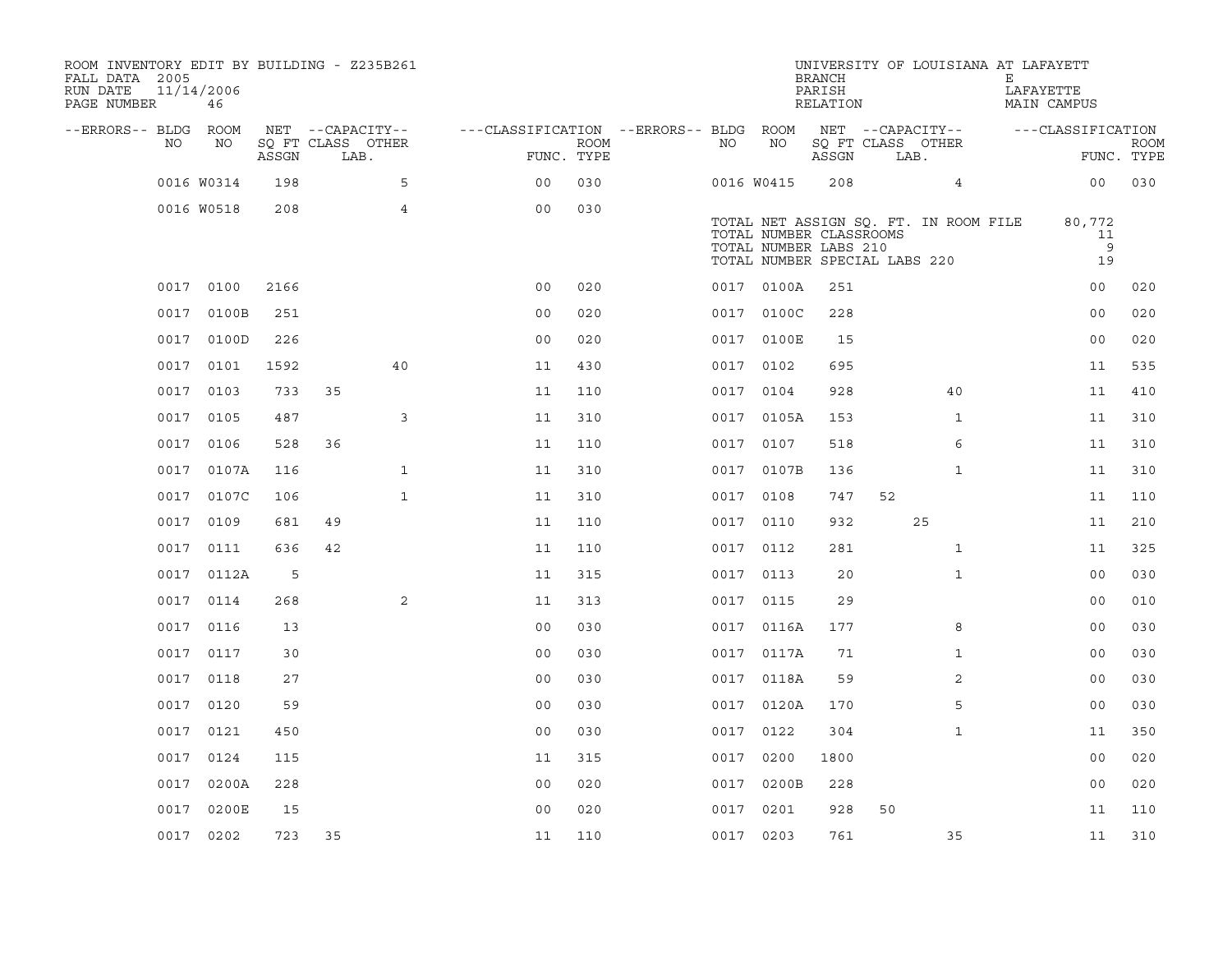ROOM INVENTORY EDIT BY BUILDING - Z235B261
FALL DATA 2005
RUN DATE 11/14/2006
PAGE NUMBER 46

UNIVERSITY OF LOUISIANA AT LAFAYETT
BRANCH E
PARISH LAFAYETTE
RELATION MAIN CAMPUS

| --ERRORS-- | BLDG NO | ROOM NO | NET SQ FT ASSGN | CLASS | LAB. | OTHER | FUNC. | ROOM TYPE | --ERRORS-- | BLDG NO | ROOM NO | NET SQ FT ASSGN | CLASS | LAB. | OTHER | FUNC. | ROOM TYPE |
|---|---|---|---|---|---|---|---|---|---|---|---|---|---|---|---|---|---|
| | 0016 | W0314 | 198 | | | 5 | 00 | 030 | | 0016 | W0415 | 208 | | | 4 | 00 | 030 |
| | 0016 | W0518 | 208 | | | 4 | 00 | 030 | | | | | | | | | |

TOTAL NET ASSIGN SQ. FT. IN ROOM FILE 80,772
TOTAL NUMBER CLASSROOMS 11
TOTAL NUMBER LABS 210 9
TOTAL NUMBER SPECIAL LABS 220 19

| --ERRORS-- | BLDG NO | ROOM NO | NET SQ FT ASSGN | CLASS | LAB. | OTHER | FUNC. | ROOM TYPE | --ERRORS-- | BLDG NO | ROOM NO | NET SQ FT ASSGN | CLASS | LAB. | OTHER | FUNC. | ROOM TYPE |
|---|---|---|---|---|---|---|---|---|---|---|---|---|---|---|---|---|---|
| | 0017 | 0100 | 2166 | | | | 00 | 020 | | 0017 | 0100A | 251 | | | | 00 | 020 |
| | 0017 | 0100B | 251 | | | | 00 | 020 | | 0017 | 0100C | 228 | | | | 00 | 020 |
| | 0017 | 0100D | 226 | | | | 00 | 020 | | 0017 | 0100E | 15 | | | | 00 | 020 |
| | 0017 | 0101 | 1592 | | | 40 | 11 | 430 | | 0017 | 0102 | 695 | | | | 11 | 535 |
| | 0017 | 0103 | 733 | 35 | | | 11 | 110 | | 0017 | 0104 | 928 | | | 40 | 11 | 410 |
| | 0017 | 0105 | 487 | | | 3 | 11 | 310 | | 0017 | 0105A | 153 | | | 1 | 11 | 310 |
| | 0017 | 0106 | 528 | 36 | | | 11 | 110 | | 0017 | 0107 | 518 | | | 6 | 11 | 310 |
| | 0017 | 0107A | 116 | | | 1 | 11 | 310 | | 0017 | 0107B | 136 | | | 1 | 11 | 310 |
| | 0017 | 0107C | 106 | | | 1 | 11 | 310 | | 0017 | 0108 | 747 | 52 | | | 11 | 110 |
| | 0017 | 0109 | 681 | 49 | | | 11 | 110 | | 0017 | 0110 | 932 | | 25 | | 11 | 210 |
| | 0017 | 0111 | 636 | 42 | | | 11 | 110 | | 0017 | 0112 | 281 | | | 1 | 11 | 325 |
| | 0017 | 0112A | 5 | | | | 11 | 315 | | 0017 | 0113 | 20 | | | 1 | 00 | 030 |
| | 0017 | 0114 | 268 | | | 2 | 11 | 313 | | 0017 | 0115 | 29 | | | | 00 | 010 |
| | 0017 | 0116 | 13 | | | | 00 | 030 | | 0017 | 0116A | 177 | | | 8 | 00 | 030 |
| | 0017 | 0117 | 30 | | | | 00 | 030 | | 0017 | 0117A | 71 | | | 1 | 00 | 030 |
| | 0017 | 0118 | 27 | | | | 00 | 030 | | 0017 | 0118A | 59 | | | 2 | 00 | 030 |
| | 0017 | 0120 | 59 | | | | 00 | 030 | | 0017 | 0120A | 170 | | | 5 | 00 | 030 |
| | 0017 | 0121 | 450 | | | | 00 | 030 | | 0017 | 0122 | 304 | | | 1 | 11 | 350 |
| | 0017 | 0124 | 115 | | | | 11 | 315 | | 0017 | 0200 | 1800 | | | | 00 | 020 |
| | 0017 | 0200A | 228 | | | | 00 | 020 | | 0017 | 0200B | 228 | | | | 00 | 020 |
| | 0017 | 0200E | 15 | | | | 00 | 020 | | 0017 | 0201 | 928 | 50 | | | 11 | 110 |
| | 0017 | 0202 | 723 | 35 | | | 11 | 110 | | 0017 | 0203 | 761 | | | 35 | 11 | 310 |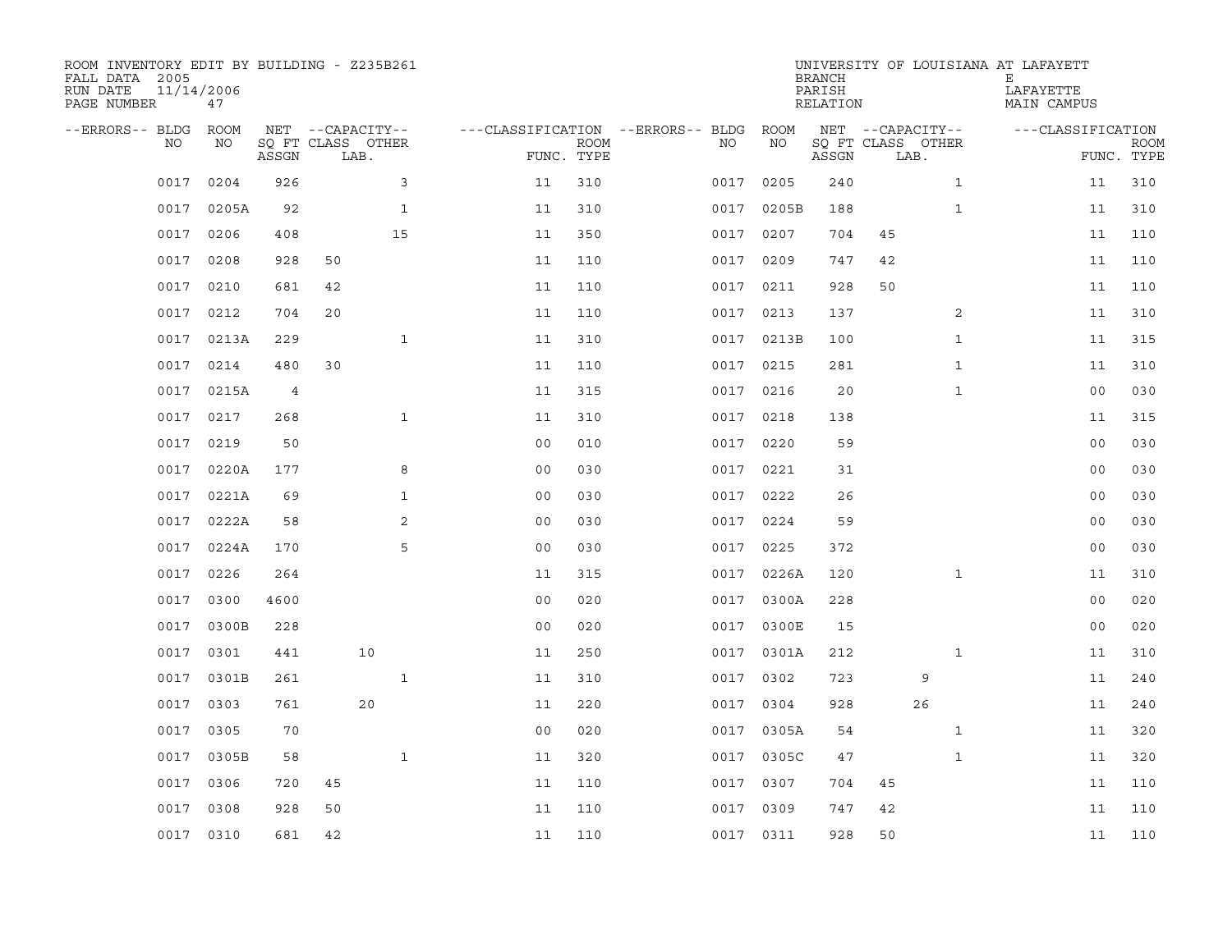ROOM INVENTORY EDIT BY BUILDING - Z235B261
FALL DATA 2005
RUN DATE 11/14/2006
PAGE NUMBER 47

UNIVERSITY OF LOUISIANA AT LAFAYETTE
BRANCH E
PARISH LAFAYETTE
RELATION MAIN CAMPUS

| --ERRORS-- | BLDG NO | ROOM NO | NET SQ FT ASSGN | --CAPACITY-- CLASS | LAB. | OTHER | ---CLASSIFICATION FUNC. | ROOM TYPE | --ERRORS-- | BLDG NO | ROOM NO | NET SQ FT ASSGN | --CAPACITY-- CLASS | LAB. | OTHER | ---CLASSIFICATION FUNC. | ROOM TYPE |
|---|---|---|---|---|---|---|---|---|---|---|---|---|---|---|---|---|---|
| | 0017 | 0204 | 926 | | | 3 | 11 | 310 | | 0017 | 0205 | 240 | | | 1 | 11 | 310 |
| | 0017 | 0205A | 92 | | | 1 | 11 | 310 | | 0017 | 0205B | 188 | | | 1 | 11 | 310 |
| | 0017 | 0206 | 408 | | | 15 | 11 | 350 | | 0017 | 0207 | 704 | 45 | | | 11 | 110 |
| | 0017 | 0208 | 928 | 50 | | | 11 | 110 | | 0017 | 0209 | 747 | 42 | | | 11 | 110 |
| | 0017 | 0210 | 681 | 42 | | | 11 | 110 | | 0017 | 0211 | 928 | 50 | | | 11 | 110 |
| | 0017 | 0212 | 704 | 20 | | | 11 | 110 | | 0017 | 0213 | 137 | | | 2 | 11 | 310 |
| | 0017 | 0213A | 229 | | | 1 | 11 | 310 | | 0017 | 0213B | 100 | | | 1 | 11 | 315 |
| | 0017 | 0214 | 480 | 30 | | | 11 | 110 | | 0017 | 0215 | 281 | | | 1 | 11 | 310 |
| | 0017 | 0215A | 4 | | | | 11 | 315 | | 0017 | 0216 | 20 | | | 1 | 00 | 030 |
| | 0017 | 0217 | 268 | | | 1 | 11 | 310 | | 0017 | 0218 | 138 | | | | 11 | 315 |
| | 0017 | 0219 | 50 | | | | 00 | 010 | | 0017 | 0220 | 59 | | | | 00 | 030 |
| | 0017 | 0220A | 177 | | | 8 | 00 | 030 | | 0017 | 0221 | 31 | | | | 00 | 030 |
| | 0017 | 0221A | 69 | | | 1 | 00 | 030 | | 0017 | 0222 | 26 | | | | 00 | 030 |
| | 0017 | 0222A | 58 | | | 2 | 00 | 030 | | 0017 | 0224 | 59 | | | | 00 | 030 |
| | 0017 | 0224A | 170 | | | 5 | 00 | 030 | | 0017 | 0225 | 372 | | | | 00 | 030 |
| | 0017 | 0226 | 264 | | | | 11 | 315 | | 0017 | 0226A | 120 | | | 1 | 11 | 310 |
| | 0017 | 0300 | 4600 | | | | 00 | 020 | | 0017 | 0300A | 228 | | | | 00 | 020 |
| | 0017 | 0300B | 228 | | | | 00 | 020 | | 0017 | 0300E | 15 | | | | 00 | 020 |
| | 0017 | 0301 | 441 | | 10 | | 11 | 250 | | 0017 | 0301A | 212 | | | 1 | 11 | 310 |
| | 0017 | 0301B | 261 | | | 1 | 11 | 310 | | 0017 | 0302 | 723 | | 9 | | 11 | 240 |
| | 0017 | 0303 | 761 | | 20 | | 11 | 220 | | 0017 | 0304 | 928 | | 26 | | 11 | 240 |
| | 0017 | 0305 | 70 | | | | 00 | 020 | | 0017 | 0305A | 54 | | | 1 | 11 | 320 |
| | 0017 | 0305B | 58 | | | 1 | 11 | 320 | | 0017 | 0305C | 47 | | | 1 | 11 | 320 |
| | 0017 | 0306 | 720 | 45 | | | 11 | 110 | | 0017 | 0307 | 704 | 45 | | | 11 | 110 |
| | 0017 | 0308 | 928 | 50 | | | 11 | 110 | | 0017 | 0309 | 747 | 42 | | | 11 | 110 |
| | 0017 | 0310 | 681 | 42 | | | 11 | 110 | | 0017 | 0311 | 928 | 50 | | | 11 | 110 |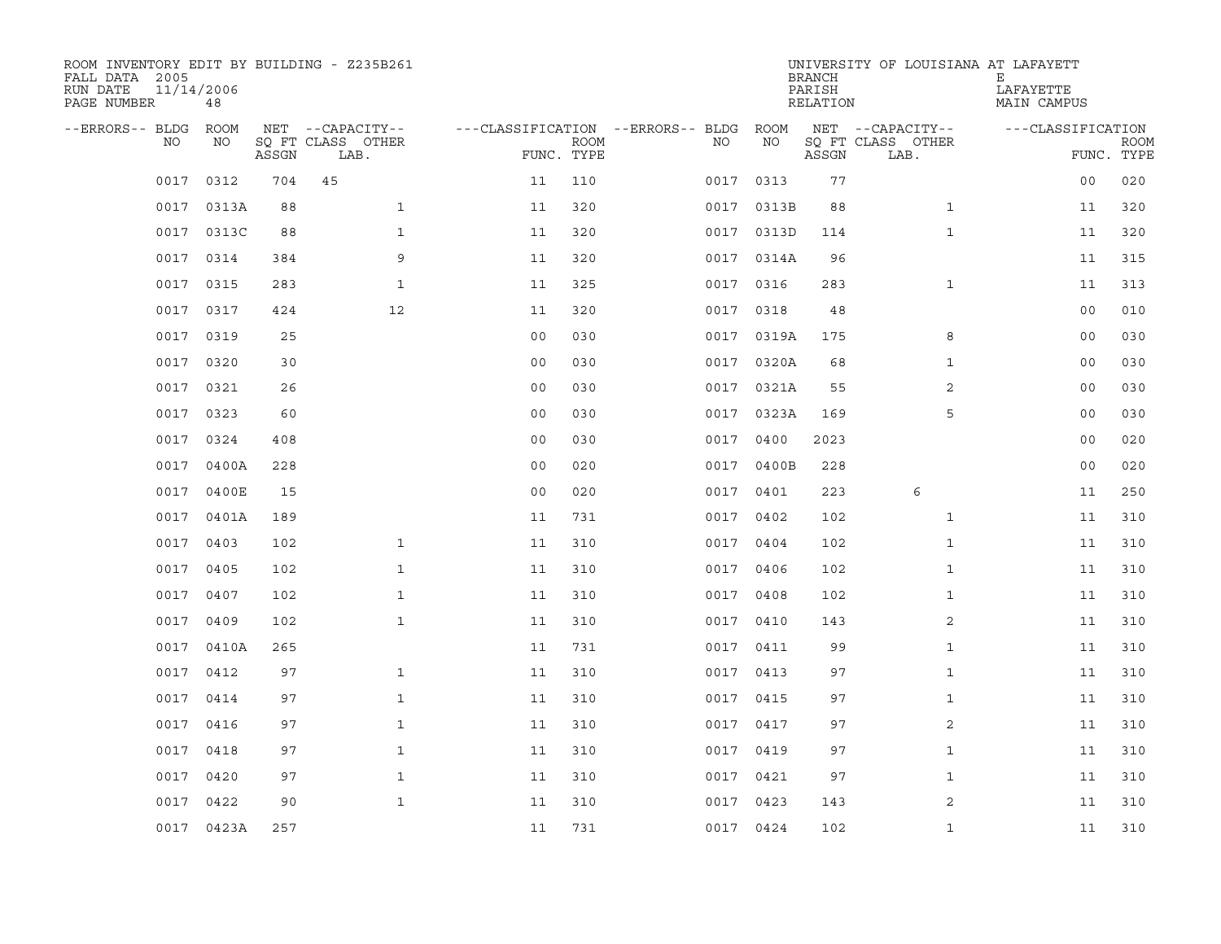ROOM INVENTORY EDIT BY BUILDING - Z235B261
FALL DATA 2005
RUN DATE 11/14/2006
PAGE NUMBER 48

UNIVERSITY OF LOUISIANA AT LAFAYETTE
BRANCH E
PARISH LAFAYETTE
RELATION MAIN CAMPUS

| --ERRORS-- | BLDG NO | ROOM NO | NET SQ FT ASSGN | --CAPACITY-- CLASS LAB. | OTHER | ---CLASSIFICATION FUNC. | ROOM TYPE | --ERRORS-- | BLDG NO | ROOM NO | NET SQ FT ASSGN | --CAPACITY-- CLASS LAB. | OTHER | ---CLASSIFICATION FUNC. | ROOM TYPE |
|---|---|---|---|---|---|---|---|---|---|---|---|---|---|---|---|
| | 0017 | 0312 | 704 | 45 | | 11 | 110 | | 0017 | 0313 | 77 | | | 00 | 020 |
| | 0017 | 0313A | 88 | | 1 | 11 | 320 | | 0017 | 0313B | 88 | | 1 | 11 | 320 |
| | 0017 | 0313C | 88 | | 1 | 11 | 320 | | 0017 | 0313D | 114 | | 1 | 11 | 320 |
| | 0017 | 0314 | 384 | | 9 | 11 | 320 | | 0017 | 0314A | 96 | | | 11 | 315 |
| | 0017 | 0315 | 283 | | 1 | 11 | 325 | | 0017 | 0316 | 283 | | 1 | 11 | 313 |
| | 0017 | 0317 | 424 | | 12 | 11 | 320 | | 0017 | 0318 | 48 | | | 00 | 010 |
| | 0017 | 0319 | 25 | | | 00 | 030 | | 0017 | 0319A | 175 | | 8 | 00 | 030 |
| | 0017 | 0320 | 30 | | | 00 | 030 | | 0017 | 0320A | 68 | | 1 | 00 | 030 |
| | 0017 | 0321 | 26 | | | 00 | 030 | | 0017 | 0321A | 55 | | 2 | 00 | 030 |
| | 0017 | 0323 | 60 | | | 00 | 030 | | 0017 | 0323A | 169 | | 5 | 00 | 030 |
| | 0017 | 0324 | 408 | | | 00 | 030 | | 0017 | 0400 | 2023 | | | 00 | 020 |
| | 0017 | 0400A | 228 | | | 00 | 020 | | 0017 | 0400B | 228 | | | 00 | 020 |
| | 0017 | 0400E | 15 | | | 00 | 020 | | 0017 | 0401 | 223 | 6 | | 11 | 250 |
| | 0017 | 0401A | 189 | | | 11 | 731 | | 0017 | 0402 | 102 | | 1 | 11 | 310 |
| | 0017 | 0403 | 102 | | 1 | 11 | 310 | | 0017 | 0404 | 102 | | 1 | 11 | 310 |
| | 0017 | 0405 | 102 | | 1 | 11 | 310 | | 0017 | 0406 | 102 | | 1 | 11 | 310 |
| | 0017 | 0407 | 102 | | 1 | 11 | 310 | | 0017 | 0408 | 102 | | 1 | 11 | 310 |
| | 0017 | 0409 | 102 | | 1 | 11 | 310 | | 0017 | 0410 | 143 | | 2 | 11 | 310 |
| | 0017 | 0410A | 265 | | | 11 | 731 | | 0017 | 0411 | 99 | | 1 | 11 | 310 |
| | 0017 | 0412 | 97 | | 1 | 11 | 310 | | 0017 | 0413 | 97 | | 1 | 11 | 310 |
| | 0017 | 0414 | 97 | | 1 | 11 | 310 | | 0017 | 0415 | 97 | | 1 | 11 | 310 |
| | 0017 | 0416 | 97 | | 1 | 11 | 310 | | 0017 | 0417 | 97 | | 2 | 11 | 310 |
| | 0017 | 0418 | 97 | | 1 | 11 | 310 | | 0017 | 0419 | 97 | | 1 | 11 | 310 |
| | 0017 | 0420 | 97 | | 1 | 11 | 310 | | 0017 | 0421 | 97 | | 1 | 11 | 310 |
| | 0017 | 0422 | 90 | | 1 | 11 | 310 | | 0017 | 0423 | 143 | | 2 | 11 | 310 |
| | 0017 | 0423A | 257 | | | 11 | 731 | | 0017 | 0424 | 102 | | 1 | 11 | 310 |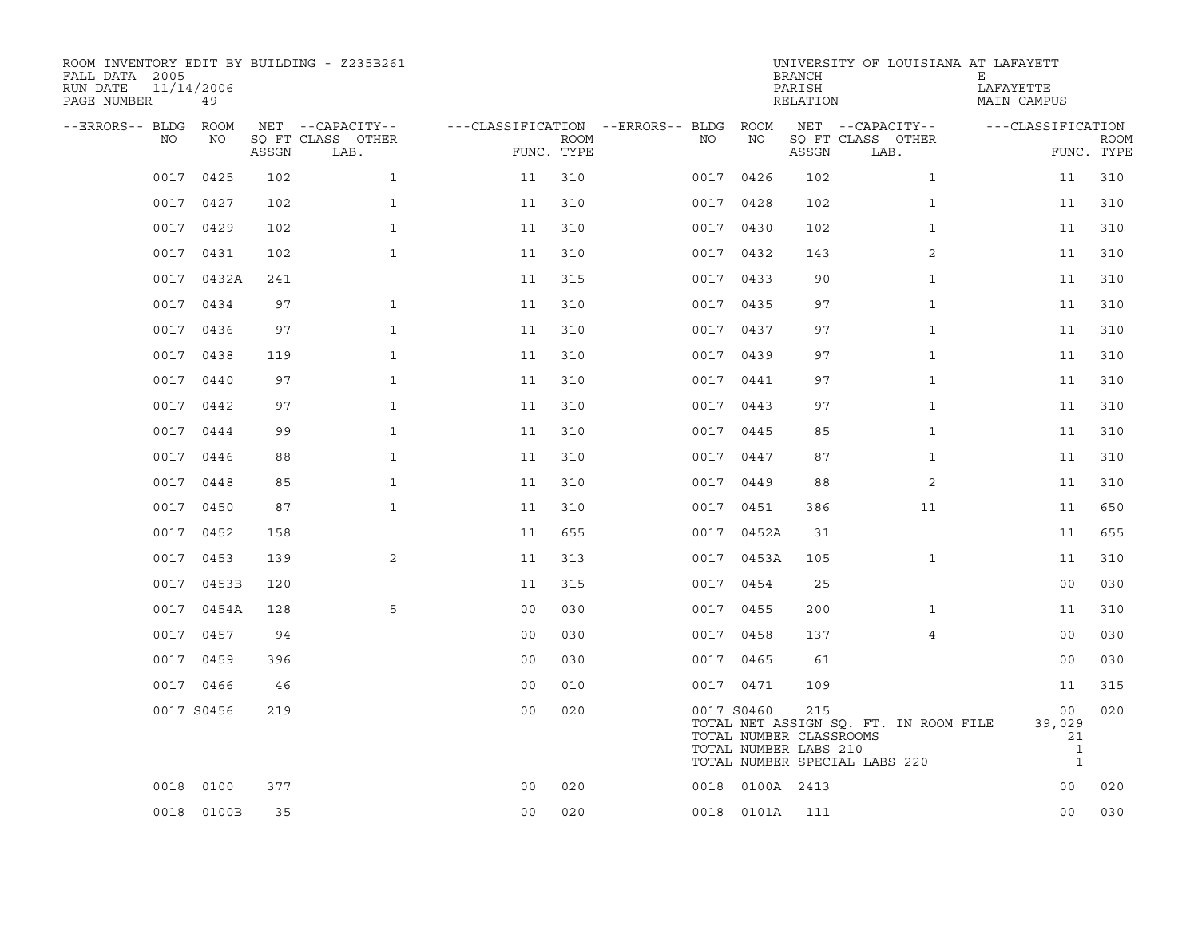ROOM INVENTORY EDIT BY BUILDING - Z235B261
FALL DATA 2005
RUN DATE 11/14/2006
PAGE NUMBER 49

UNIVERSITY OF LOUISIANA AT LAFAYETT
BRANCH E
PARISH LAFAYETTE
RELATION MAIN CAMPUS

| --ERRORS-- | BLDG NO | ROOM NO | NET SQ FT ASSGN | --CAPACITY-- CLASS LAB. | OTHER | ---CLASSIFICATION FUNC. | ROOM TYPE | --ERRORS-- | BLDG NO | ROOM NO | NET SQ FT ASSGN | --CAPACITY-- CLASS LAB. | OTHER | ---CLASSIFICATION FUNC. | ROOM TYPE |
|---|---|---|---|---|---|---|---|---|---|---|---|---|---|---|---|
| | 0017 | 0425 | 102 | | 1 | 11 | 310 | | 0017 | 0426 | 102 | | 1 | 11 | 310 |
| | 0017 | 0427 | 102 | | 1 | 11 | 310 | | 0017 | 0428 | 102 | | 1 | 11 | 310 |
| | 0017 | 0429 | 102 | | 1 | 11 | 310 | | 0017 | 0430 | 102 | | 1 | 11 | 310 |
| | 0017 | 0431 | 102 | | 1 | 11 | 310 | | 0017 | 0432 | 143 | | 2 | 11 | 310 |
| | 0017 | 0432A | 241 | | | 11 | 315 | | 0017 | 0433 | 90 | | 1 | 11 | 310 |
| | 0017 | 0434 | 97 | | 1 | 11 | 310 | | 0017 | 0435 | 97 | | 1 | 11 | 310 |
| | 0017 | 0436 | 97 | | 1 | 11 | 310 | | 0017 | 0437 | 97 | | 1 | 11 | 310 |
| | 0017 | 0438 | 119 | | 1 | 11 | 310 | | 0017 | 0439 | 97 | | 1 | 11 | 310 |
| | 0017 | 0440 | 97 | | 1 | 11 | 310 | | 0017 | 0441 | 97 | | 1 | 11 | 310 |
| | 0017 | 0442 | 97 | | 1 | 11 | 310 | | 0017 | 0443 | 97 | | 1 | 11 | 310 |
| | 0017 | 0444 | 99 | | 1 | 11 | 310 | | 0017 | 0445 | 85 | | 1 | 11 | 310 |
| | 0017 | 0446 | 88 | | 1 | 11 | 310 | | 0017 | 0447 | 87 | | 1 | 11 | 310 |
| | 0017 | 0448 | 85 | | 1 | 11 | 310 | | 0017 | 0449 | 88 | | 2 | 11 | 310 |
| | 0017 | 0450 | 87 | | 1 | 11 | 310 | | 0017 | 0451 | 386 | | 11 | 11 | 650 |
| | 0017 | 0452 | 158 | | | 11 | 655 | | 0017 | 0452A | 31 | | | 11 | 655 |
| | 0017 | 0453 | 139 | | 2 | 11 | 313 | | 0017 | 0453A | 105 | | 1 | 11 | 310 |
| | 0017 | 0453B | 120 | | | 11 | 315 | | 0017 | 0454 | 25 | | | 00 | 030 |
| | 0017 | 0454A | 128 | | 5 | 00 | 030 | | 0017 | 0455 | 200 | | 1 | 11 | 310 |
| | 0017 | 0457 | 94 | | | 00 | 030 | | 0017 | 0458 | 137 | | 4 | 00 | 030 |
| | 0017 | 0459 | 396 | | | 00 | 030 | | 0017 | 0465 | 61 | | | 00 | 030 |
| | 0017 | 0466 | 46 | | | 00 | 010 | | 0017 | 0471 | 109 | | | 11 | 315 |
| | 0017 | S0456 | 219 | | | 00 | 020 | | 0017 | S0460 | 215 | | | 00 | 020 |
| | | | | | | | | | | TOTAL NET ASSIGN SQ. FT. IN ROOM FILE | | | | 39,029 | |
| | | | | | | | | | | TOTAL NUMBER CLASSROOMS | | | | 21 | |
| | | | | | | | | | | TOTAL NUMBER LABS 210 | | | | 1 | |
| | | | | | | | | | | TOTAL NUMBER SPECIAL LABS 220 | | | | 1 | |
| | 0018 | 0100 | 377 | | | 00 | 020 | | 0018 | 0100A | 2413 | | | 00 | 020 |
| | 0018 | 0100B | 35 | | | 00 | 020 | | 0018 | 0101A | 111 | | | 00 | 030 |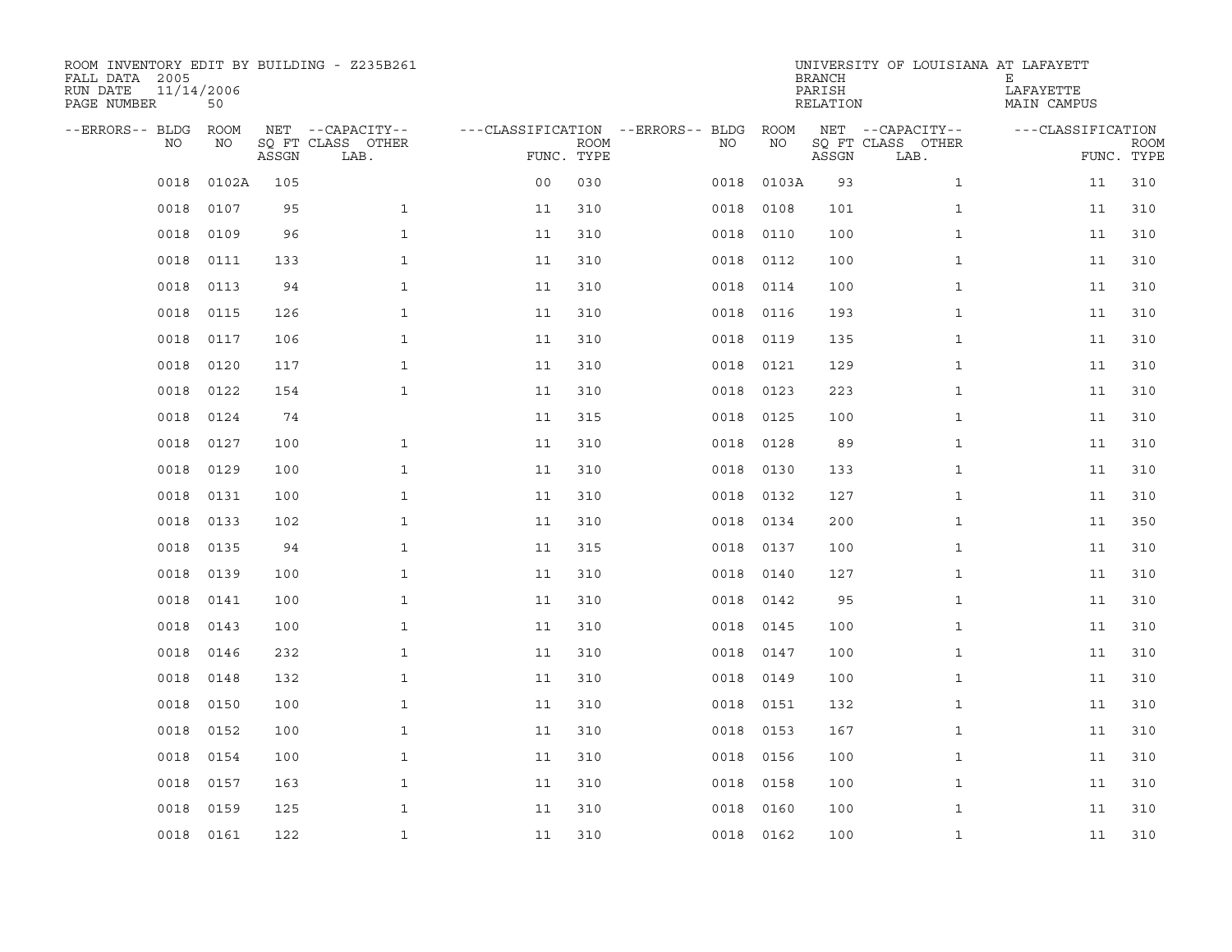ROOM INVENTORY EDIT BY BUILDING - Z235B261
FALL DATA 2005
RUN DATE 11/14/2006
PAGE NUMBER 50

UNIVERSITY OF LOUISIANA AT LAFAYETT
BRANCH E
PARISH LAFAYETTE
RELATION MAIN CAMPUS

| --ERRORS-- | BLDG NO | ROOM NO | NET SQ FT ASSGN | --CAPACITY-- CLASS LAB. | OTHER | ---CLASSIFICATION FUNC. | ROOM TYPE | --ERRORS-- | BLDG NO | ROOM NO | NET SQ FT ASSGN | --CAPACITY-- CLASS LAB. | OTHER | ---CLASSIFICATION FUNC. | ROOM TYPE |
|---|---|---|---|---|---|---|---|---|---|---|---|---|---|---|---|
| | 0018 | 0102A | 105 | | | 00 | 030 | | 0018 | 0103A | 93 | | 1 | 11 | 310 |
| | 0018 | 0107 | 95 | | 1 | 11 | 310 | | 0018 | 0108 | 101 | | 1 | 11 | 310 |
| | 0018 | 0109 | 96 | | 1 | 11 | 310 | | 0018 | 0110 | 100 | | 1 | 11 | 310 |
| | 0018 | 0111 | 133 | | 1 | 11 | 310 | | 0018 | 0112 | 100 | | 1 | 11 | 310 |
| | 0018 | 0113 | 94 | | 1 | 11 | 310 | | 0018 | 0114 | 100 | | 1 | 11 | 310 |
| | 0018 | 0115 | 126 | | 1 | 11 | 310 | | 0018 | 0116 | 193 | | 1 | 11 | 310 |
| | 0018 | 0117 | 106 | | 1 | 11 | 310 | | 0018 | 0119 | 135 | | 1 | 11 | 310 |
| | 0018 | 0120 | 117 | | 1 | 11 | 310 | | 0018 | 0121 | 129 | | 1 | 11 | 310 |
| | 0018 | 0122 | 154 | | 1 | 11 | 310 | | 0018 | 0123 | 223 | | 1 | 11 | 310 |
| | 0018 | 0124 | 74 | | | 11 | 315 | | 0018 | 0125 | 100 | | 1 | 11 | 310 |
| | 0018 | 0127 | 100 | | 1 | 11 | 310 | | 0018 | 0128 | 89 | | 1 | 11 | 310 |
| | 0018 | 0129 | 100 | | 1 | 11 | 310 | | 0018 | 0130 | 133 | | 1 | 11 | 310 |
| | 0018 | 0131 | 100 | | 1 | 11 | 310 | | 0018 | 0132 | 127 | | 1 | 11 | 310 |
| | 0018 | 0133 | 102 | | 1 | 11 | 310 | | 0018 | 0134 | 200 | | 1 | 11 | 350 |
| | 0018 | 0135 | 94 | | 1 | 11 | 315 | | 0018 | 0137 | 100 | | 1 | 11 | 310 |
| | 0018 | 0139 | 100 | | 1 | 11 | 310 | | 0018 | 0140 | 127 | | 1 | 11 | 310 |
| | 0018 | 0141 | 100 | | 1 | 11 | 310 | | 0018 | 0142 | 95 | | 1 | 11 | 310 |
| | 0018 | 0143 | 100 | | 1 | 11 | 310 | | 0018 | 0145 | 100 | | 1 | 11 | 310 |
| | 0018 | 0146 | 232 | | 1 | 11 | 310 | | 0018 | 0147 | 100 | | 1 | 11 | 310 |
| | 0018 | 0148 | 132 | | 1 | 11 | 310 | | 0018 | 0149 | 100 | | 1 | 11 | 310 |
| | 0018 | 0150 | 100 | | 1 | 11 | 310 | | 0018 | 0151 | 132 | | 1 | 11 | 310 |
| | 0018 | 0152 | 100 | | 1 | 11 | 310 | | 0018 | 0153 | 167 | | 1 | 11 | 310 |
| | 0018 | 0154 | 100 | | 1 | 11 | 310 | | 0018 | 0156 | 100 | | 1 | 11 | 310 |
| | 0018 | 0157 | 163 | | 1 | 11 | 310 | | 0018 | 0158 | 100 | | 1 | 11 | 310 |
| | 0018 | 0159 | 125 | | 1 | 11 | 310 | | 0018 | 0160 | 100 | | 1 | 11 | 310 |
| | 0018 | 0161 | 122 | | 1 | 11 | 310 | | 0018 | 0162 | 100 | | 1 | 11 | 310 |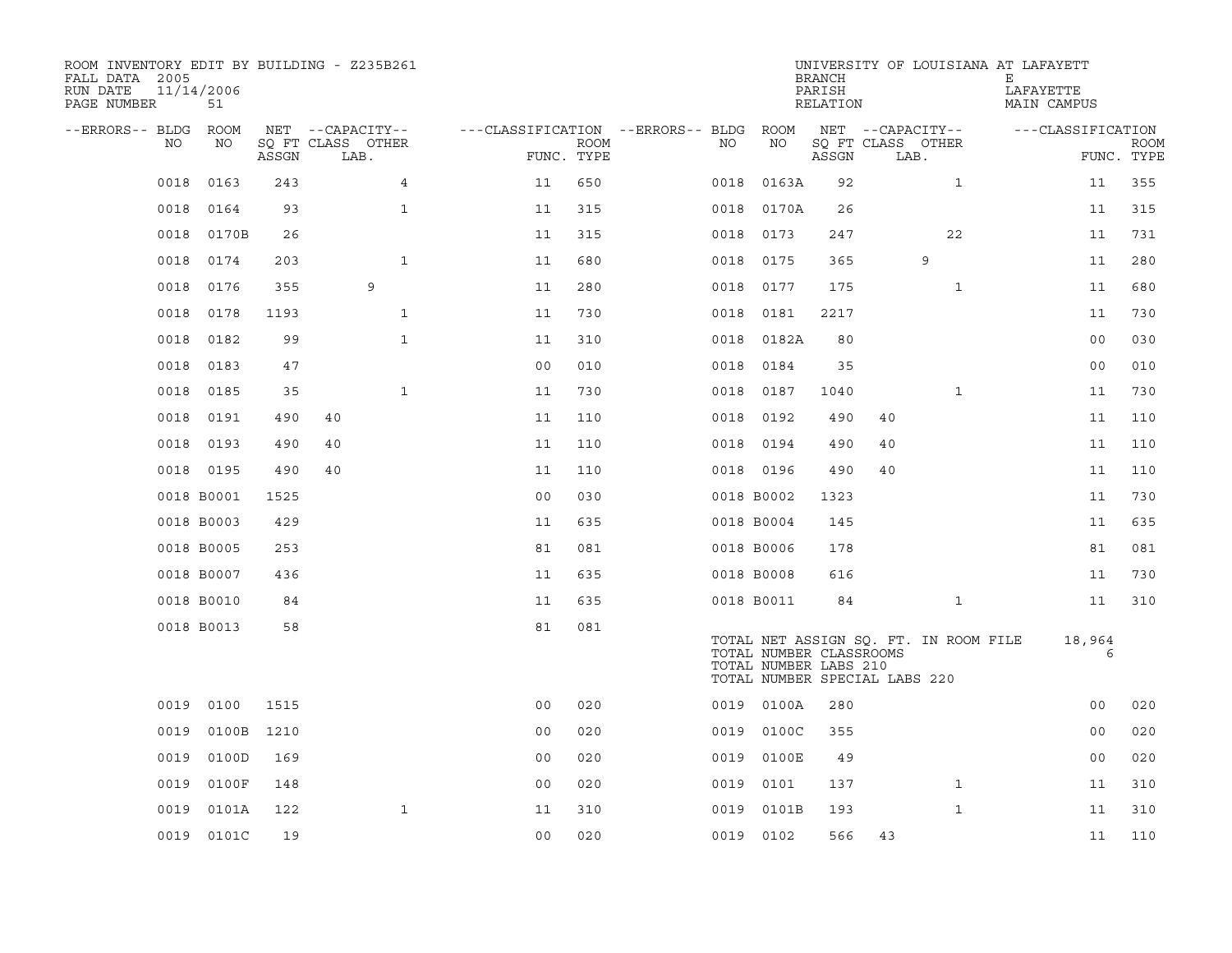ROOM INVENTORY EDIT BY BUILDING - Z235B261
FALL DATA 2005
RUN DATE 11/14/2006
PAGE NUMBER 51

UNIVERSITY OF LOUISIANA AT LAFAYETT
BRANCH E
PARISH LAFAYETTE
RELATION MAIN CAMPUS

| --ERRORS-- | BLDG NO | ROOM NO | NET SQ FT ASSGN | CAPACITY CLASS | CAPACITY LAB. | CAPACITY OTHER | CLASSIFICATION FUNC. | ROOM TYPE | --ERRORS-- | BLDG NO | ROOM NO | NET SQ FT ASSGN | CAPACITY CLASS | CAPACITY LAB. | CAPACITY OTHER | CLASSIFICATION FUNC. | ROOM TYPE |
|---|---|---|---|---|---|---|---|---|---|---|---|---|---|---|---|---|---|
| | 0018 | 0163 | 243 | | | 4 | 11 | 650 | | 0018 | 0163A | 92 | | | 1 | 11 | 355 |
| | 0018 | 0164 | 93 | | | 1 | 11 | 315 | | 0018 | 0170A | 26 | | | | 11 | 315 |
| | 0018 | 0170B | 26 | | | | 11 | 315 | | 0018 | 0173 | 247 | | | 22 | 11 | 731 |
| | 0018 | 0174 | 203 | | | 1 | 11 | 680 | | 0018 | 0175 | 365 | | 9 | | 11 | 280 |
| | 0018 | 0176 | 355 | | 9 | | 11 | 280 | | 0018 | 0177 | 175 | | | 1 | 11 | 680 |
| | 0018 | 0178 | 1193 | | | 1 | 11 | 730 | | 0018 | 0181 | 2217 | | | | 11 | 730 |
| | 0018 | 0182 | 99 | | | 1 | 11 | 310 | | 0018 | 0182A | 80 | | | | 00 | 030 |
| | 0018 | 0183 | 47 | | | | 00 | 010 | | 0018 | 0184 | 35 | | | | 00 | 010 |
| | 0018 | 0185 | 35 | | | 1 | 11 | 730 | | 0018 | 0187 | 1040 | | | 1 | 11 | 730 |
| | 0018 | 0191 | 490 | 40 | | | 11 | 110 | | 0018 | 0192 | 490 | 40 | | | 11 | 110 |
| | 0018 | 0193 | 490 | 40 | | | 11 | 110 | | 0018 | 0194 | 490 | 40 | | | 11 | 110 |
| | 0018 | 0195 | 490 | 40 | | | 11 | 110 | | 0018 | 0196 | 490 | 40 | | | 11 | 110 |
| | 0018 | B0001 | 1525 | | | | 00 | 030 | | 0018 | B0002 | 1323 | | | | 11 | 730 |
| | 0018 | B0003 | 429 | | | | 11 | 635 | | 0018 | B0004 | 145 | | | | 11 | 635 |
| | 0018 | B0005 | 253 | | | | 81 | 081 | | 0018 | B0006 | 178 | | | | 81 | 081 |
| | 0018 | B0007 | 436 | | | | 11 | 635 | | 0018 | B0008 | 616 | | | | 11 | 730 |
| | 0018 | B0010 | 84 | | | | 11 | 635 | | 0018 | B0011 | 84 | | | 1 | 11 | 310 |
| | 0018 | B0013 | 58 | | | | 81 | 081 | | | | | | | | | |

TOTAL NET ASSIGN SQ. FT. IN ROOM FILE 18,964
TOTAL NUMBER CLASSROOMS 6
TOTAL NUMBER LABS 210
TOTAL NUMBER SPECIAL LABS 220

| --ERRORS-- | BLDG NO | ROOM NO | NET SQ FT ASSGN | CAPACITY CLASS | CAPACITY LAB. | CAPACITY OTHER | CLASSIFICATION FUNC. | ROOM TYPE | --ERRORS-- | BLDG NO | ROOM NO | NET SQ FT ASSGN | CAPACITY CLASS | CAPACITY LAB. | CAPACITY OTHER | CLASSIFICATION FUNC. | ROOM TYPE |
|---|---|---|---|---|---|---|---|---|---|---|---|---|---|---|---|---|---|
| | 0019 | 0100 | 1515 | | | | 00 | 020 | | 0019 | 0100A | 280 | | | | 00 | 020 |
| | 0019 | 0100B | 1210 | | | | 00 | 020 | | 0019 | 0100C | 355 | | | | 00 | 020 |
| | 0019 | 0100D | 169 | | | | 00 | 020 | | 0019 | 0100E | 49 | | | | 00 | 020 |
| | 0019 | 0100F | 148 | | | | 00 | 020 | | 0019 | 0101 | 137 | | | 1 | 11 | 310 |
| | 0019 | 0101A | 122 | | | 1 | 11 | 310 | | 0019 | 0101B | 193 | | | 1 | 11 | 310 |
| | 0019 | 0101C | 19 | | | | 00 | 020 | | 0019 | 0102 | 566 | 43 | | | 11 | 110 |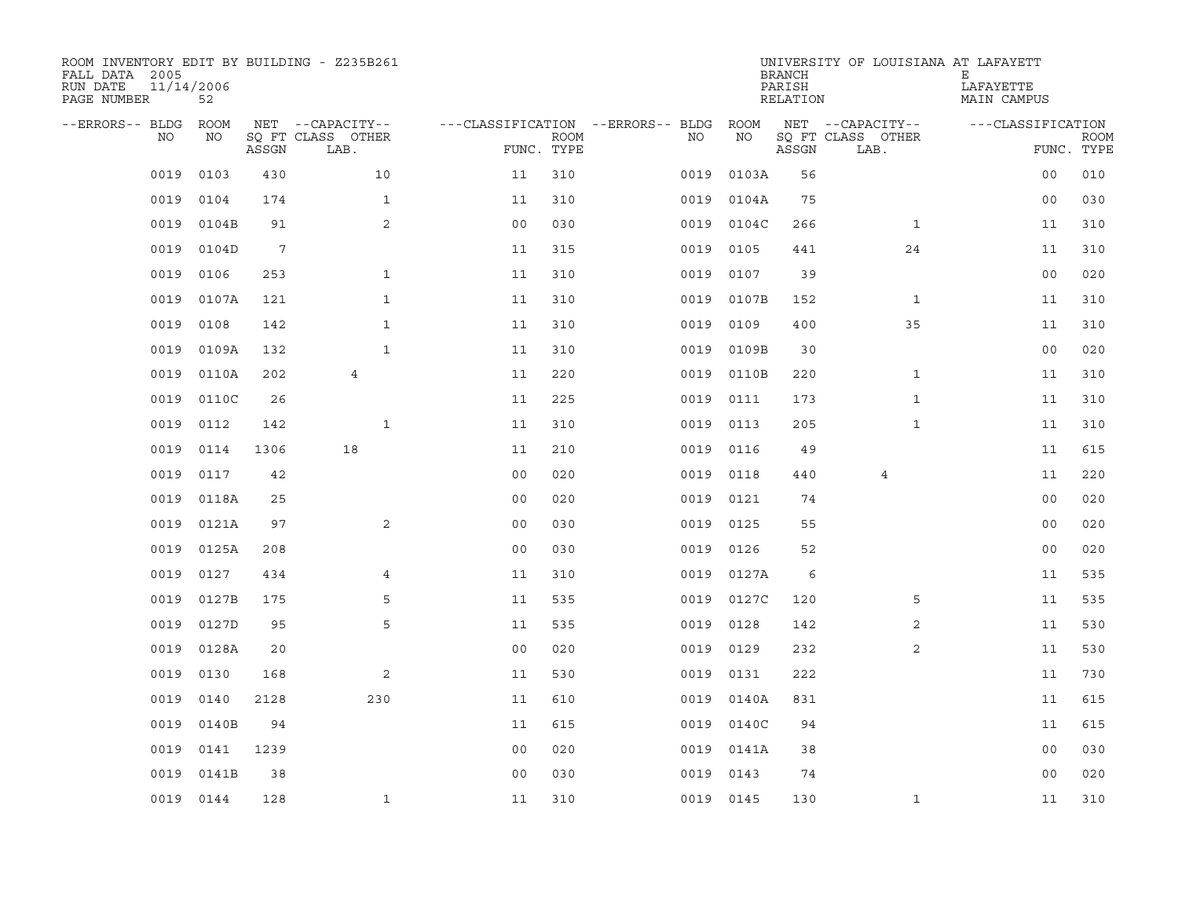ROOM INVENTORY EDIT BY BUILDING - Z235B261
FALL DATA 2005
RUN DATE 11/14/2006
PAGE NUMBER 52

UNIVERSITY OF LOUISIANA AT LAFAYETTE
BRANCH E
PARISH LAFAYETTE
RELATION MAIN CAMPUS

| --ERRORS-- | BLDG NO | ROOM NO | NET SQ FT ASSGN | --CAPACITY-- CLASS LAB. | OTHER | ---CLASSIFICATION FUNC. | ROOM TYPE | --ERRORS-- | BLDG NO | ROOM NO | NET SQ FT ASSGN | --CAPACITY-- CLASS LAB. | OTHER | ---CLASSIFICATION FUNC. | ROOM TYPE |
|---|---|---|---|---|---|---|---|---|---|---|---|---|---|---|---|
| | 0019 | 0103 | 430 | | 10 | 11 | 310 | | 0019 | 0103A | 56 | | | 00 | 010 |
| | 0019 | 0104 | 174 | | 1 | 11 | 310 | | 0019 | 0104A | 75 | | | 00 | 030 |
| | 0019 | 0104B | 91 | | 2 | 00 | 030 | | 0019 | 0104C | 266 | | 1 | 11 | 310 |
| | 0019 | 0104D | 7 | | | 11 | 315 | | 0019 | 0105 | 441 | | 24 | 11 | 310 |
| | 0019 | 0106 | 253 | | 1 | 11 | 310 | | 0019 | 0107 | 39 | | | 00 | 020 |
| | 0019 | 0107A | 121 | | 1 | 11 | 310 | | 0019 | 0107B | 152 | | 1 | 11 | 310 |
| | 0019 | 0108 | 142 | | 1 | 11 | 310 | | 0019 | 0109 | 400 | | 35 | 11 | 310 |
| | 0019 | 0109A | 132 | | 1 | 11 | 310 | | 0019 | 0109B | 30 | | | 00 | 020 |
| | 0019 | 0110A | 202 | 4 | | 11 | 220 | | 0019 | 0110B | 220 | | 1 | 11 | 310 |
| | 0019 | 0110C | 26 | | | 11 | 225 | | 0019 | 0111 | 173 | | 1 | 11 | 310 |
| | 0019 | 0112 | 142 | | 1 | 11 | 310 | | 0019 | 0113 | 205 | | 1 | 11 | 310 |
| | 0019 | 0114 | 1306 | 18 | | 11 | 210 | | 0019 | 0116 | 49 | | | 11 | 615 |
| | 0019 | 0117 | 42 | | | 00 | 020 | | 0019 | 0118 | 440 | 4 | | 11 | 220 |
| | 0019 | 0118A | 25 | | | 00 | 020 | | 0019 | 0121 | 74 | | | 00 | 020 |
| | 0019 | 0121A | 97 | | 2 | 00 | 030 | | 0019 | 0125 | 55 | | | 00 | 020 |
| | 0019 | 0125A | 208 | | | 00 | 030 | | 0019 | 0126 | 52 | | | 00 | 020 |
| | 0019 | 0127 | 434 | | 4 | 11 | 310 | | 0019 | 0127A | 6 | | | 11 | 535 |
| | 0019 | 0127B | 175 | | 5 | 11 | 535 | | 0019 | 0127C | 120 | | 5 | 11 | 535 |
| | 0019 | 0127D | 95 | | 5 | 11 | 535 | | 0019 | 0128 | 142 | | 2 | 11 | 530 |
| | 0019 | 0128A | 20 | | | 00 | 020 | | 0019 | 0129 | 232 | | 2 | 11 | 530 |
| | 0019 | 0130 | 168 | | 2 | 11 | 530 | | 0019 | 0131 | 222 | | | 11 | 730 |
| | 0019 | 0140 | 2128 | | 230 | 11 | 610 | | 0019 | 0140A | 831 | | | 11 | 615 |
| | 0019 | 0140B | 94 | | | 11 | 615 | | 0019 | 0140C | 94 | | | 11 | 615 |
| | 0019 | 0141 | 1239 | | | 00 | 020 | | 0019 | 0141A | 38 | | | 00 | 030 |
| | 0019 | 0141B | 38 | | | 00 | 030 | | 0019 | 0143 | 74 | | | 00 | 020 |
| | 0019 | 0144 | 128 | | 1 | 11 | 310 | | 0019 | 0145 | 130 | | 1 | 11 | 310 |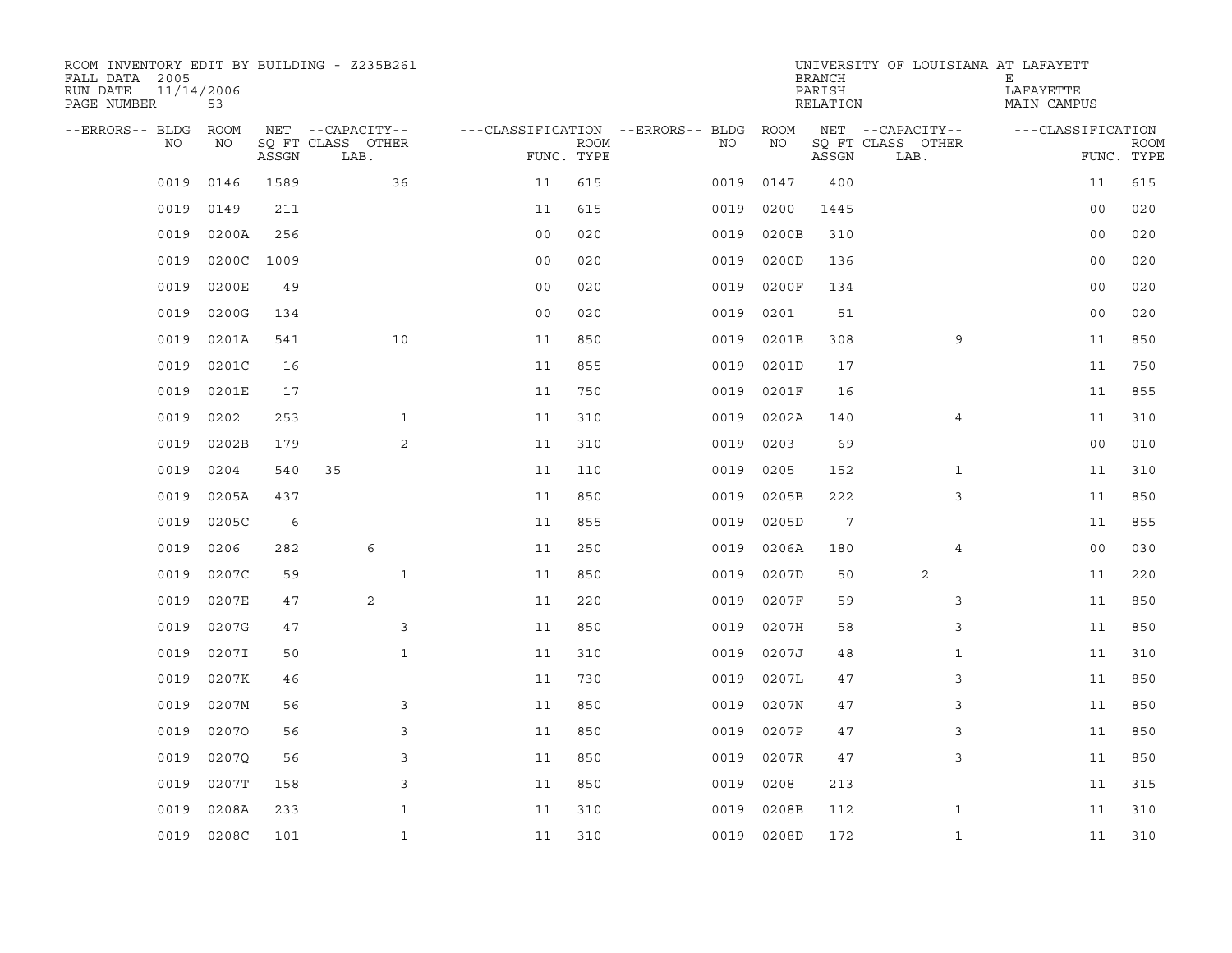ROOM INVENTORY EDIT BY BUILDING - Z235B261
FALL DATA 2005
RUN DATE 11/14/2006
PAGE NUMBER 53

UNIVERSITY OF LOUISIANA AT LAFAYETT
BRANCH E
PARISH LAFAYETTE
RELATION MAIN CAMPUS

| --ERRORS-- | BLDG NO | ROOM NO | NET SQ FT ASSGN | CAPACITY CLASS | CAPACITY LAB. | CAPACITY OTHER | FUNC. | ROOM TYPE | --ERRORS-- | BLDG NO | ROOM NO | NET SQ FT ASSGN | CAPACITY CLASS | CAPACITY LAB. | CAPACITY OTHER | FUNC. | ROOM TYPE |
|---|---|---|---|---|---|---|---|---|---|---|---|---|---|---|---|---|---|
| | 0019 | 0146 | 1589 | | | 36 | 11 | 615 | | 0019 | 0147 | 400 | | | | 11 | 615 |
| | 0019 | 0149 | 211 | | | | 11 | 615 | | 0019 | 0200 | 1445 | | | | 00 | 020 |
| | 0019 | 0200A | 256 | | | | 00 | 020 | | 0019 | 0200B | 310 | | | | 00 | 020 |
| | 0019 | 0200C | 1009 | | | | 00 | 020 | | 0019 | 0200D | 136 | | | | 00 | 020 |
| | 0019 | 0200E | 49 | | | | 00 | 020 | | 0019 | 0200F | 134 | | | | 00 | 020 |
| | 0019 | 0200G | 134 | | | | 00 | 020 | | 0019 | 0201 | 51 | | | | 00 | 020 |
| | 0019 | 0201A | 541 | | | 10 | 11 | 850 | | 0019 | 0201B | 308 | | | 9 | 11 | 850 |
| | 0019 | 0201C | 16 | | | | 11 | 855 | | 0019 | 0201D | 17 | | | | 11 | 750 |
| | 0019 | 0201E | 17 | | | | 11 | 750 | | 0019 | 0201F | 16 | | | | 11 | 855 |
| | 0019 | 0202 | 253 | | | 1 | 11 | 310 | | 0019 | 0202A | 140 | | | 4 | 11 | 310 |
| | 0019 | 0202B | 179 | | | 2 | 11 | 310 | | 0019 | 0203 | 69 | | | | 00 | 010 |
| | 0019 | 0204 | 540 | 35 | | | 11 | 110 | | 0019 | 0205 | 152 | | | 1 | 11 | 310 |
| | 0019 | 0205A | 437 | | | | 11 | 850 | | 0019 | 0205B | 222 | | | 3 | 11 | 850 |
| | 0019 | 0205C | 6 | | | | 11 | 855 | | 0019 | 0205D | 7 | | | | 11 | 855 |
| | 0019 | 0206 | 282 | | 6 | | 11 | 250 | | 0019 | 0206A | 180 | | | 4 | 00 | 030 |
| | 0019 | 0207C | 59 | | | 1 | 11 | 850 | | 0019 | 0207D | 50 | | 2 | | 11 | 220 |
| | 0019 | 0207E | 47 | | 2 | | 11 | 220 | | 0019 | 0207F | 59 | | | 3 | 11 | 850 |
| | 0019 | 0207G | 47 | | | 3 | 11 | 850 | | 0019 | 0207H | 58 | | | 3 | 11 | 850 |
| | 0019 | 0207I | 50 | | | 1 | 11 | 310 | | 0019 | 0207J | 48 | | | 1 | 11 | 310 |
| | 0019 | 0207K | 46 | | | | 11 | 730 | | 0019 | 0207L | 47 | | | 3 | 11 | 850 |
| | 0019 | 0207M | 56 | | | 3 | 11 | 850 | | 0019 | 0207N | 47 | | | 3 | 11 | 850 |
| | 0019 | 0207O | 56 | | | 3 | 11 | 850 | | 0019 | 0207P | 47 | | | 3 | 11 | 850 |
| | 0019 | 0207Q | 56 | | | 3 | 11 | 850 | | 0019 | 0207R | 47 | | | 3 | 11 | 850 |
| | 0019 | 0207T | 158 | | | 3 | 11 | 850 | | 0019 | 0208 | 213 | | | | 11 | 315 |
| | 0019 | 0208A | 233 | | | 1 | 11 | 310 | | 0019 | 0208B | 112 | | | 1 | 11 | 310 |
| | 0019 | 0208C | 101 | | | 1 | 11 | 310 | | 0019 | 0208D | 172 | | | 1 | 11 | 310 |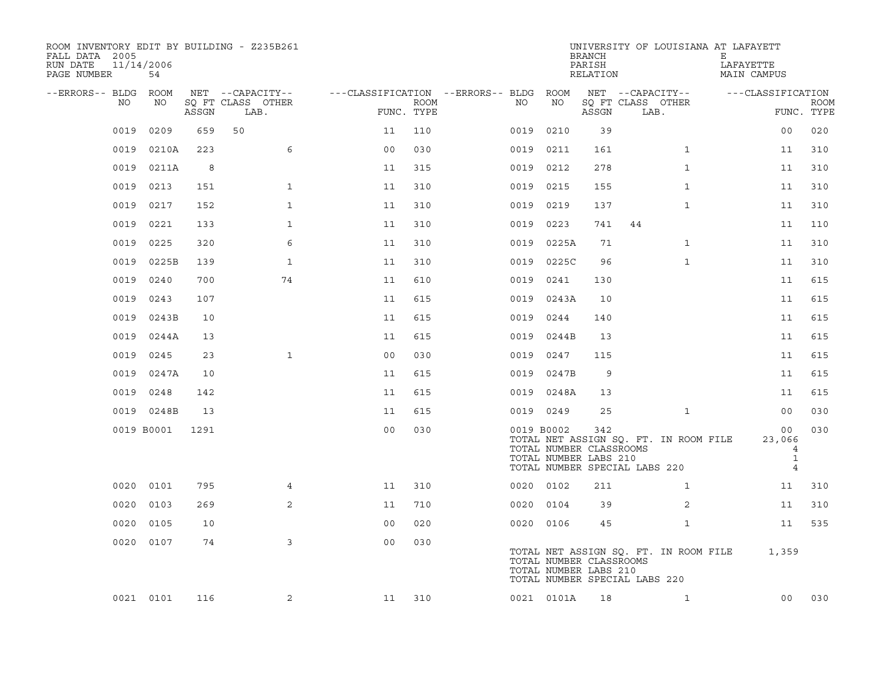ROOM INVENTORY EDIT BY BUILDING - Z235B261
FALL DATA 2005
RUN DATE 11/14/2006
PAGE NUMBER 54

UNIVERSITY OF LOUISIANA AT LAFAYETT
BRANCH E
PARISH LAFAYETTE
RELATION MAIN CAMPUS

| --ERRORS-- | BLDG NO | ROOM NO | NET SQ FT ASSGN | --CAPACITY-- CLASS | LAB. | OTHER | ---CLASSIFICATION FUNC. | ROOM TYPE | --ERRORS-- | BLDG NO | ROOM NO | NET SQ FT ASSGN | --CAPACITY-- CLASS | LAB. | OTHER | ---CLASSIFICATION FUNC. | ROOM TYPE |
|---|---|---|---|---|---|---|---|---|---|---|---|---|---|---|---|---|---|
| | 0019 | 0209 | 659 | 50 | | | 11 | 110 | | 0019 | 0210 | 39 | | | | 00 | 020 |
| | 0019 | 0210A | 223 | | | 6 | 00 | 030 | | 0019 | 0211 | 161 | | | 1 | 11 | 310 |
| | 0019 | 0211A | 8 | | | | 11 | 315 | | 0019 | 0212 | 278 | | | 1 | 11 | 310 |
| | 0019 | 0213 | 151 | | | 1 | 11 | 310 | | 0019 | 0215 | 155 | | | 1 | 11 | 310 |
| | 0019 | 0217 | 152 | | | 1 | 11 | 310 | | 0019 | 0219 | 137 | | | 1 | 11 | 310 |
| | 0019 | 0221 | 133 | | | 1 | 11 | 310 | | 0019 | 0223 | 741 | 44 | | | 11 | 110 |
| | 0019 | 0225 | 320 | | | 6 | 11 | 310 | | 0019 | 0225A | 71 | | | 1 | 11 | 310 |
| | 0019 | 0225B | 139 | | | 1 | 11 | 310 | | 0019 | 0225C | 96 | | | 1 | 11 | 310 |
| | 0019 | 0240 | 700 | | | 74 | 11 | 610 | | 0019 | 0241 | 130 | | | | 11 | 615 |
| | 0019 | 0243 | 107 | | | | 11 | 615 | | 0019 | 0243A | 10 | | | | 11 | 615 |
| | 0019 | 0243B | 10 | | | | 11 | 615 | | 0019 | 0244 | 140 | | | | 11 | 615 |
| | 0019 | 0244A | 13 | | | | 11 | 615 | | 0019 | 0244B | 13 | | | | 11 | 615 |
| | 0019 | 0245 | 23 | | | 1 | 00 | 030 | | 0019 | 0247 | 115 | | | | 11 | 615 |
| | 0019 | 0247A | 10 | | | | 11 | 615 | | 0019 | 0247B | 9 | | | | 11 | 615 |
| | 0019 | 0248 | 142 | | | | 11 | 615 | | 0019 | 0248A | 13 | | | | 11 | 615 |
| | 0019 | 0248B | 13 | | | | 11 | 615 | | 0019 | 0249 | 25 | | | 1 | 00 | 030 |
| | 0019 | B0001 | 1291 | | | | 00 | 030 | | 0019 | B0002 | 342 | | | | 00 | 030 |

TOTAL NET ASSIGN SQ. FT. IN ROOM FILE 23,066
TOTAL NUMBER CLASSROOMS 4
TOTAL NUMBER LABS 210 1
TOTAL NUMBER SPECIAL LABS 220 4

| --ERRORS-- | BLDG NO | ROOM NO | NET SQ FT ASSGN | --CAPACITY-- CLASS | LAB. | OTHER | ---CLASSIFICATION FUNC. | ROOM TYPE | --ERRORS-- | BLDG NO | ROOM NO | NET SQ FT ASSGN | --CAPACITY-- CLASS | LAB. | OTHER | ---CLASSIFICATION FUNC. | ROOM TYPE |
|---|---|---|---|---|---|---|---|---|---|---|---|---|---|---|---|---|---|
| | 0020 | 0101 | 795 | | | 4 | 11 | 310 | | 0020 | 0102 | 211 | | | 1 | 11 | 310 |
| | 0020 | 0103 | 269 | | | 2 | 11 | 710 | | 0020 | 0104 | 39 | | | 2 | 11 | 310 |
| | 0020 | 0105 | 10 | | | | 00 | 020 | | 0020 | 0106 | 45 | | | 1 | 11 | 535 |
| | 0020 | 0107 | 74 | | | 3 | 00 | 030 | | | | | | | | | |

TOTAL NET ASSIGN SQ. FT. IN ROOM FILE 1,359
TOTAL NUMBER CLASSROOMS
TOTAL NUMBER LABS 210
TOTAL NUMBER SPECIAL LABS 220

| --ERRORS-- | BLDG NO | ROOM NO | NET SQ FT ASSGN | --CAPACITY-- CLASS | LAB. | OTHER | ---CLASSIFICATION FUNC. | ROOM TYPE | --ERRORS-- | BLDG NO | ROOM NO | NET SQ FT ASSGN | --CAPACITY-- CLASS | LAB. | OTHER | ---CLASSIFICATION FUNC. | ROOM TYPE |
|---|---|---|---|---|---|---|---|---|---|---|---|---|---|---|---|---|---|
| | 0021 | 0101 | 116 | | | 2 | 11 | 310 | | 0021 | 0101A | 18 | | | 1 | 00 | 030 |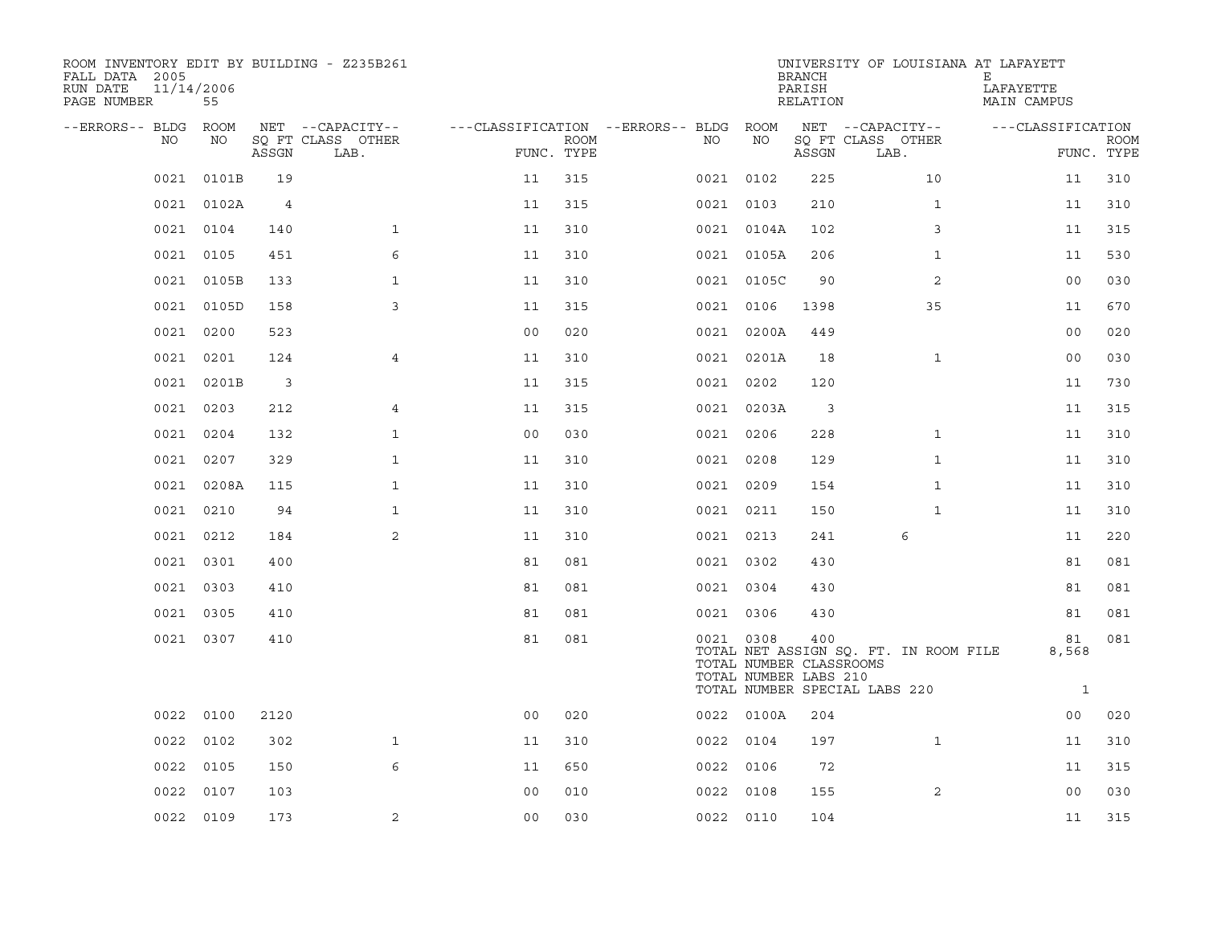ROOM INVENTORY EDIT BY BUILDING - Z235B261

FALL DATA 2005
RUN DATE 11/14/2006
PAGE NUMBER 55

UNIVERSITY OF LOUISIANA AT LAFAYETTE
BRANCH E
PARISH LAFAYETTE
RELATION MAIN CAMPUS

| --ERRORS-- | BLDG NO | ROOM NO | NET SQ FT ASSGN | --CAPACITY-- CLASS LAB. | OTHER | ---CLASSIFICATION FUNC. | ROOM TYPE | --ERRORS-- | BLDG NO | ROOM NO | NET SQ FT ASSGN | --CAPACITY-- CLASS LAB. | OTHER | ---CLASSIFICATION FUNC. | ROOM TYPE |
|---|---|---|---|---|---|---|---|---|---|---|---|---|---|---|---|
| | 0021 | 0101B | 19 | | | 11 | 315 | | 0021 | 0102 | 225 | | 10 | 11 | 310 |
| | 0021 | 0102A | 4 | | | 11 | 315 | | 0021 | 0103 | 210 | | 1 | 11 | 310 |
| | 0021 | 0104 | 140 | | 1 | 11 | 310 | | 0021 | 0104A | 102 | | 3 | 11 | 315 |
| | 0021 | 0105 | 451 | | 6 | 11 | 310 | | 0021 | 0105A | 206 | | 1 | 11 | 530 |
| | 0021 | 0105B | 133 | | 1 | 11 | 310 | | 0021 | 0105C | 90 | | 2 | 00 | 030 |
| | 0021 | 0105D | 158 | | 3 | 11 | 315 | | 0021 | 0106 | 1398 | | 35 | 11 | 670 |
| | 0021 | 0200 | 523 | | | 00 | 020 | | 0021 | 0200A | 449 | | | 00 | 020 |
| | 0021 | 0201 | 124 | | 4 | 11 | 310 | | 0021 | 0201A | 18 | | 1 | 00 | 030 |
| | 0021 | 0201B | 3 | | | 11 | 315 | | 0021 | 0202 | 120 | | | 11 | 730 |
| | 0021 | 0203 | 212 | | 4 | 11 | 315 | | 0021 | 0203A | 3 | | | 11 | 315 |
| | 0021 | 0204 | 132 | | 1 | 00 | 030 | | 0021 | 0206 | 228 | | 1 | 11 | 310 |
| | 0021 | 0207 | 329 | | 1 | 11 | 310 | | 0021 | 0208 | 129 | | 1 | 11 | 310 |
| | 0021 | 0208A | 115 | | 1 | 11 | 310 | | 0021 | 0209 | 154 | | 1 | 11 | 310 |
| | 0021 | 0210 | 94 | | 1 | 11 | 310 | | 0021 | 0211 | 150 | | 1 | 11 | 310 |
| | 0021 | 0212 | 184 | | 2 | 11 | 310 | | 0021 | 0213 | 241 | 6 | | 11 | 220 |
| | 0021 | 0301 | 400 | | | 81 | 081 | | 0021 | 0302 | 430 | | | 81 | 081 |
| | 0021 | 0303 | 410 | | | 81 | 081 | | 0021 | 0304 | 430 | | | 81 | 081 |
| | 0021 | 0305 | 410 | | | 81 | 081 | | 0021 | 0306 | 430 | | | 81 | 081 |
| | 0021 | 0307 | 410 | | | 81 | 081 | | 0021 | 0308 | 400 | | | 81 | 081 |
| | | | | | | | | | TOTAL NET ASSIGN SQ. FT. IN ROOM FILE | | | | | 8,568 | |
| | | | | | | | | | TOTAL NUMBER CLASSROOMS | | | | | | |
| | | | | | | | | | TOTAL NUMBER LABS 210 | | | | | | |
| | | | | | | | | | TOTAL NUMBER SPECIAL LABS 220 | | | | | 1 | |
| | 0022 | 0100 | 2120 | | | 00 | 020 | | 0022 | 0100A | 204 | | | 00 | 020 |
| | 0022 | 0102 | 302 | | 1 | 11 | 310 | | 0022 | 0104 | 197 | | 1 | 11 | 310 |
| | 0022 | 0105 | 150 | | 6 | 11 | 650 | | 0022 | 0106 | 72 | | | 11 | 315 |
| | 0022 | 0107 | 103 | | | 00 | 010 | | 0022 | 0108 | 155 | | 2 | 00 | 030 |
| | 0022 | 0109 | 173 | | 2 | 00 | 030 | | 0022 | 0110 | 104 | | | 11 | 315 |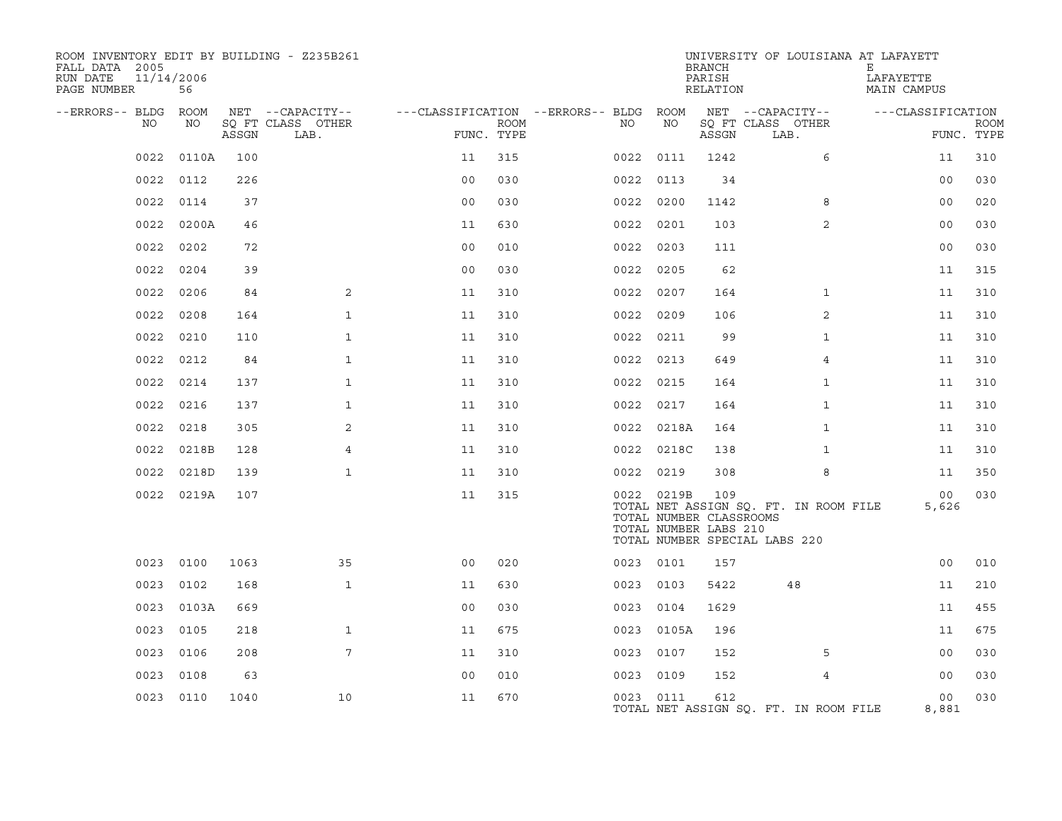ROOM INVENTORY EDIT BY BUILDING - Z235B261
FALL DATA 2005
RUN DATE 11/14/2006
PAGE NUMBER 56

UNIVERSITY OF LOUISIANA AT LAFAYETTE
BRANCH E
PARISH LAFAYETTE
RELATION MAIN CAMPUS

| --ERRORS-- | BLDG NO | ROOM NO | NET SQ FT ASSGN | --CAPACITY-- CLASS | OTHER LAB. | ---CLASSIFICATION FUNC. | ROOM TYPE | --ERRORS-- | BLDG NO | ROOM NO | NET SQ FT ASSGN | --CAPACITY-- CLASS | OTHER LAB. | ---CLASSIFICATION FUNC. | ROOM TYPE |
|---|---|---|---|---|---|---|---|---|---|---|---|---|---|---|---|
| | 0022 | 0110A | 100 | | | 11 | 315 | | 0022 | 0111 | 1242 | | 6 | 11 | 310 |
| | 0022 | 0112 | 226 | | | 00 | 030 | | 0022 | 0113 | 34 | | | 00 | 030 |
| | 0022 | 0114 | 37 | | | 00 | 030 | | 0022 | 0200 | 1142 | | 8 | 00 | 020 |
| | 0022 | 0200A | 46 | | | 11 | 630 | | 0022 | 0201 | 103 | | 2 | 00 | 030 |
| | 0022 | 0202 | 72 | | | 00 | 010 | | 0022 | 0203 | 111 | | | 00 | 030 |
| | 0022 | 0204 | 39 | | | 00 | 030 | | 0022 | 0205 | 62 | | | 11 | 315 |
| | 0022 | 0206 | 84 | | 2 | 11 | 310 | | 0022 | 0207 | 164 | | 1 | 11 | 310 |
| | 0022 | 0208 | 164 | | 1 | 11 | 310 | | 0022 | 0209 | 106 | | 2 | 11 | 310 |
| | 0022 | 0210 | 110 | | 1 | 11 | 310 | | 0022 | 0211 | 99 | | 1 | 11 | 310 |
| | 0022 | 0212 | 84 | | 1 | 11 | 310 | | 0022 | 0213 | 649 | | 4 | 11 | 310 |
| | 0022 | 0214 | 137 | | 1 | 11 | 310 | | 0022 | 0215 | 164 | | 1 | 11 | 310 |
| | 0022 | 0216 | 137 | | 1 | 11 | 310 | | 0022 | 0217 | 164 | | 1 | 11 | 310 |
| | 0022 | 0218 | 305 | | 2 | 11 | 310 | | 0022 | 0218A | 164 | | 1 | 11 | 310 |
| | 0022 | 0218B | 128 | | 4 | 11 | 310 | | 0022 | 0218C | 138 | | 1 | 11 | 310 |
| | 0022 | 0218D | 139 | | 1 | 11 | 310 | | 0022 | 0219 | 308 | | 8 | 11 | 350 |
| | 0022 | 0219A | 107 | | | 11 | 315 | | 0022 | 0219B | 109 | | | 00 | 030 |
| | | | | | | | | | TOTAL NET ASSIGN SQ. FT. IN ROOM FILE | | | | | 5,626 | |
| | | | | | | | | | TOTAL NUMBER CLASSROOMS | | | | | | |
| | | | | | | | | | TOTAL NUMBER LABS 210 | | | | | | |
| | | | | | | | | | TOTAL NUMBER SPECIAL LABS 220 | | | | | | |
| | 0023 | 0100 | 1063 | | 35 | 00 | 020 | | 0023 | 0101 | 157 | | | 00 | 010 |
| | 0023 | 0102 | 168 | | 1 | 11 | 630 | | 0023 | 0103 | 5422 | 48 | | 11 | 210 |
| | 0023 | 0103A | 669 | | | 00 | 030 | | 0023 | 0104 | 1629 | | | 11 | 455 |
| | 0023 | 0105 | 218 | | 1 | 11 | 675 | | 0023 | 0105A | 196 | | | 11 | 675 |
| | 0023 | 0106 | 208 | | 7 | 11 | 310 | | 0023 | 0107 | 152 | | 5 | 00 | 030 |
| | 0023 | 0108 | 63 | | | 00 | 010 | | 0023 | 0109 | 152 | | 4 | 00 | 030 |
| | 0023 | 0110 | 1040 | | 10 | 11 | 670 | | 0023 | 0111 | 612 | | | 00 | 030 |
| | | | | | | | | | TOTAL NET ASSIGN SQ. FT. IN ROOM FILE | | | | | 8,881 | |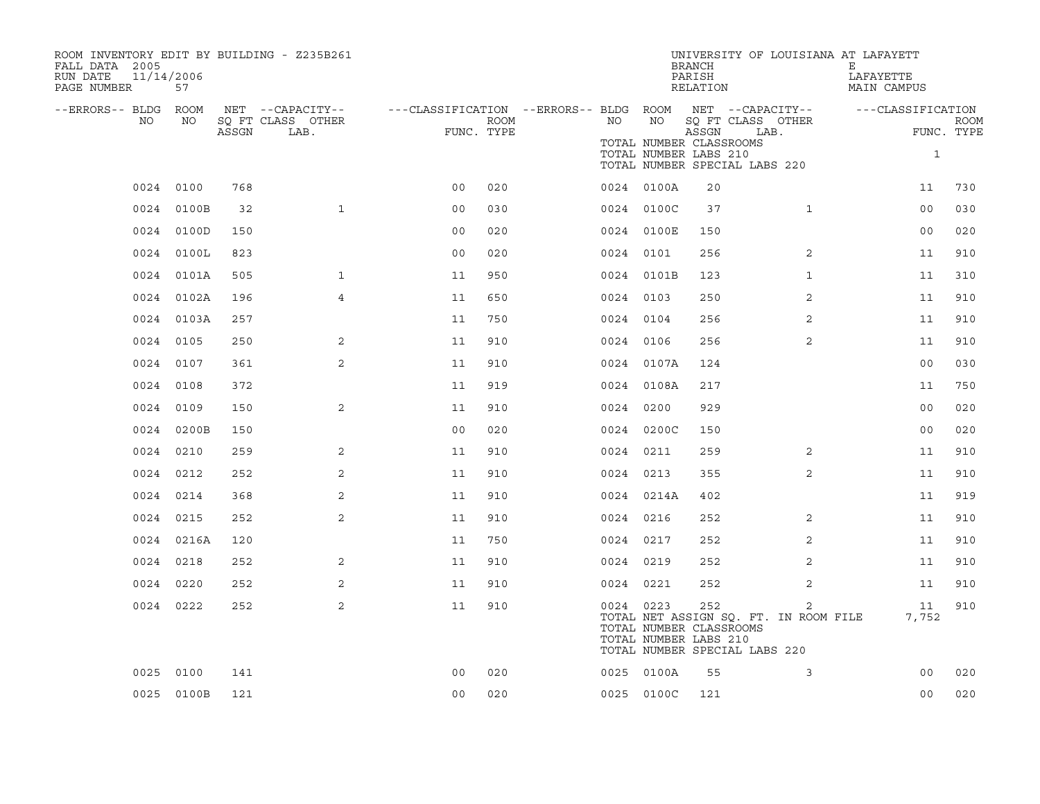ROOM INVENTORY EDIT BY BUILDING - Z235B261
FALL DATA 2005
RUN DATE 11/14/2006
PAGE NUMBER 57

UNIVERSITY OF LOUISIANA AT LAFAYETT
BRANCH E
PARISH LAFAYETTE
RELATION MAIN CAMPUS

TOTAL NUMBER CLASSROOMS
TOTAL NUMBER LABS 210 1
TOTAL NUMBER SPECIAL LABS 220

| --ERRORS-- | BLDG NO | ROOM NO | NET SQ FT ASSGN | --CAPACITY-- CLASS LAB. | OTHER | ---CLASSIFICATION FUNC. | ROOM TYPE | --ERRORS-- | BLDG NO | ROOM NO | NET SQ FT ASSGN | --CAPACITY-- CLASS LAB. | OTHER | ---CLASSIFICATION FUNC. | ROOM TYPE |
|---|---|---|---|---|---|---|---|---|---|---|---|---|---|---|---|
| | 0024 | 0100 | 768 | | | 00 | 020 | | 0024 | 0100A | 20 | | | 11 | 730 |
| | 0024 | 0100B | 32 | | 1 | 00 | 030 | | 0024 | 0100C | 37 | | 1 | 00 | 030 |
| | 0024 | 0100D | 150 | | | 00 | 020 | | 0024 | 0100E | 150 | | | 00 | 020 |
| | 0024 | 0100L | 823 | | | 00 | 020 | | 0024 | 0101 | 256 | | 2 | 11 | 910 |
| | 0024 | 0101A | 505 | | 1 | 11 | 950 | | 0024 | 0101B | 123 | | 1 | 11 | 310 |
| | 0024 | 0102A | 196 | | 4 | 11 | 650 | | 0024 | 0103 | 250 | | 2 | 11 | 910 |
| | 0024 | 0103A | 257 | | | 11 | 750 | | 0024 | 0104 | 256 | | 2 | 11 | 910 |
| | 0024 | 0105 | 250 | | 2 | 11 | 910 | | 0024 | 0106 | 256 | | 2 | 11 | 910 |
| | 0024 | 0107 | 361 | | 2 | 11 | 910 | | 0024 | 0107A | 124 | | | 00 | 030 |
| | 0024 | 0108 | 372 | | | 11 | 919 | | 0024 | 0108A | 217 | | | 11 | 750 |
| | 0024 | 0109 | 150 | | 2 | 11 | 910 | | 0024 | 0200 | 929 | | | 00 | 020 |
| | 0024 | 0200B | 150 | | | 00 | 020 | | 0024 | 0200C | 150 | | | 00 | 020 |
| | 0024 | 0210 | 259 | | 2 | 11 | 910 | | 0024 | 0211 | 259 | | 2 | 11 | 910 |
| | 0024 | 0212 | 252 | | 2 | 11 | 910 | | 0024 | 0213 | 355 | | 2 | 11 | 910 |
| | 0024 | 0214 | 368 | | 2 | 11 | 910 | | 0024 | 0214A | 402 | | | 11 | 919 |
| | 0024 | 0215 | 252 | | 2 | 11 | 910 | | 0024 | 0216 | 252 | | 2 | 11 | 910 |
| | 0024 | 0216A | 120 | | | 11 | 750 | | 0024 | 0217 | 252 | | 2 | 11 | 910 |
| | 0024 | 0218 | 252 | | 2 | 11 | 910 | | 0024 | 0219 | 252 | | 2 | 11 | 910 |
| | 0024 | 0220 | 252 | | 2 | 11 | 910 | | 0024 | 0221 | 252 | | 2 | 11 | 910 |
| | 0024 | 0222 | 252 | | 2 | 11 | 910 | | 0024 | 0223 | 252 | | 2 | 11 | 910 |

TOTAL NET ASSIGN SQ. FT. IN ROOM FILE 7,752
TOTAL NUMBER CLASSROOMS
TOTAL NUMBER LABS 210
TOTAL NUMBER SPECIAL LABS 220

| --ERRORS-- | BLDG NO | ROOM NO | NET SQ FT ASSGN | --CAPACITY-- CLASS LAB. | OTHER | ---CLASSIFICATION FUNC. | ROOM TYPE | --ERRORS-- | BLDG NO | ROOM NO | NET SQ FT ASSGN | --CAPACITY-- CLASS LAB. | OTHER | ---CLASSIFICATION FUNC. | ROOM TYPE |
|---|---|---|---|---|---|---|---|---|---|---|---|---|---|---|---|
| | 0025 | 0100 | 141 | | | 00 | 020 | | 0025 | 0100A | 55 | | 3 | 00 | 020 |
| | 0025 | 0100B | 121 | | | 00 | 020 | | 0025 | 0100C | 121 | | | 00 | 020 |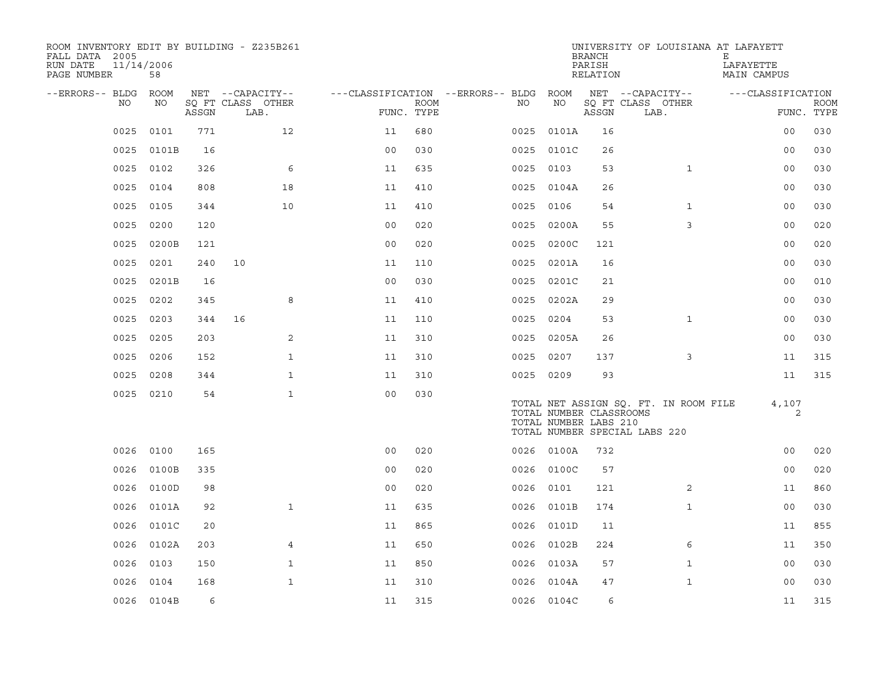ROOM INVENTORY EDIT BY BUILDING - Z235B261
FALL DATA 2005
RUN DATE 11/14/2006
PAGE NUMBER 58

UNIVERSITY OF LOUISIANA AT LAFAYETT
BRANCH E
PARISH LAFAYETTE
RELATION MAIN CAMPUS

| --ERRORS-- | BLDG NO | ROOM NO | NET SQ FT ASSGN | CAPACITY CLASS | CAPACITY OTHER LAB. | CLASSIFICATION FUNC. | ROOM TYPE | --ERRORS-- | BLDG NO | ROOM NO | NET SQ FT ASSGN | CAPACITY CLASS | CAPACITY OTHER LAB. | CLASSIFICATION FUNC. | ROOM TYPE |
|---|---|---|---|---|---|---|---|---|---|---|---|---|---|---|---|
| | 0025 | 0101 | 771 | | 12 | 11 | 680 | | 0025 | 0101A | 16 | | | 00 | 030 |
| | 0025 | 0101B | 16 | | | 00 | 030 | | 0025 | 0101C | 26 | | | 00 | 030 |
| | 0025 | 0102 | 326 | | 6 | 11 | 635 | | 0025 | 0103 | 53 | | 1 | 00 | 030 |
| | 0025 | 0104 | 808 | | 18 | 11 | 410 | | 0025 | 0104A | 26 | | | 00 | 030 |
| | 0025 | 0105 | 344 | | 10 | 11 | 410 | | 0025 | 0106 | 54 | | 1 | 00 | 030 |
| | 0025 | 0200 | 120 | | | 00 | 020 | | 0025 | 0200A | 55 | | 3 | 00 | 020 |
| | 0025 | 0200B | 121 | | | 00 | 020 | | 0025 | 0200C | 121 | | | 00 | 020 |
| | 0025 | 0201 | 240 | 10 | | 11 | 110 | | 0025 | 0201A | 16 | | | 00 | 030 |
| | 0025 | 0201B | 16 | | | 00 | 030 | | 0025 | 0201C | 21 | | | 00 | 010 |
| | 0025 | 0202 | 345 | | 8 | 11 | 410 | | 0025 | 0202A | 29 | | | 00 | 030 |
| | 0025 | 0203 | 344 | 16 | | 11 | 110 | | 0025 | 0204 | 53 | | 1 | 00 | 030 |
| | 0025 | 0205 | 203 | | 2 | 11 | 310 | | 0025 | 0205A | 26 | | | 00 | 030 |
| | 0025 | 0206 | 152 | | 1 | 11 | 310 | | 0025 | 0207 | 137 | | 3 | 11 | 315 |
| | 0025 | 0208 | 344 | | 1 | 11 | 310 | | 0025 | 0209 | 93 | | | 11 | 315 |
| | 0025 | 0210 | 54 | | 1 | 00 | 030 | | | | | | | | |

TOTAL NET ASSIGN SQ. FT. IN ROOM FILE 4,107
TOTAL NUMBER CLASSROOMS 2
TOTAL NUMBER LABS 210
TOTAL NUMBER SPECIAL LABS 220

| --ERRORS-- | BLDG NO | ROOM NO | NET SQ FT ASSGN | CAPACITY CLASS | CAPACITY OTHER LAB. | CLASSIFICATION FUNC. | ROOM TYPE | --ERRORS-- | BLDG NO | ROOM NO | NET SQ FT ASSGN | CAPACITY CLASS | CAPACITY OTHER LAB. | CLASSIFICATION FUNC. | ROOM TYPE |
|---|---|---|---|---|---|---|---|---|---|---|---|---|---|---|---|
| | 0026 | 0100 | 165 | | | 00 | 020 | | 0026 | 0100A | 732 | | | 00 | 020 |
| | 0026 | 0100B | 335 | | | 00 | 020 | | 0026 | 0100C | 57 | | | 00 | 020 |
| | 0026 | 0100D | 98 | | | 00 | 020 | | 0026 | 0101 | 121 | | 2 | 11 | 860 |
| | 0026 | 0101A | 92 | | 1 | 11 | 635 | | 0026 | 0101B | 174 | | 1 | 00 | 030 |
| | 0026 | 0101C | 20 | | | 11 | 865 | | 0026 | 0101D | 11 | | | 11 | 855 |
| | 0026 | 0102A | 203 | | 4 | 11 | 650 | | 0026 | 0102B | 224 | | 6 | 11 | 350 |
| | 0026 | 0103 | 150 | | 1 | 11 | 850 | | 0026 | 0103A | 57 | | 1 | 00 | 030 |
| | 0026 | 0104 | 168 | | 1 | 11 | 310 | | 0026 | 0104A | 47 | | 1 | 00 | 030 |
| | 0026 | 0104B | 6 | | | 11 | 315 | | 0026 | 0104C | 6 | | | 11 | 315 |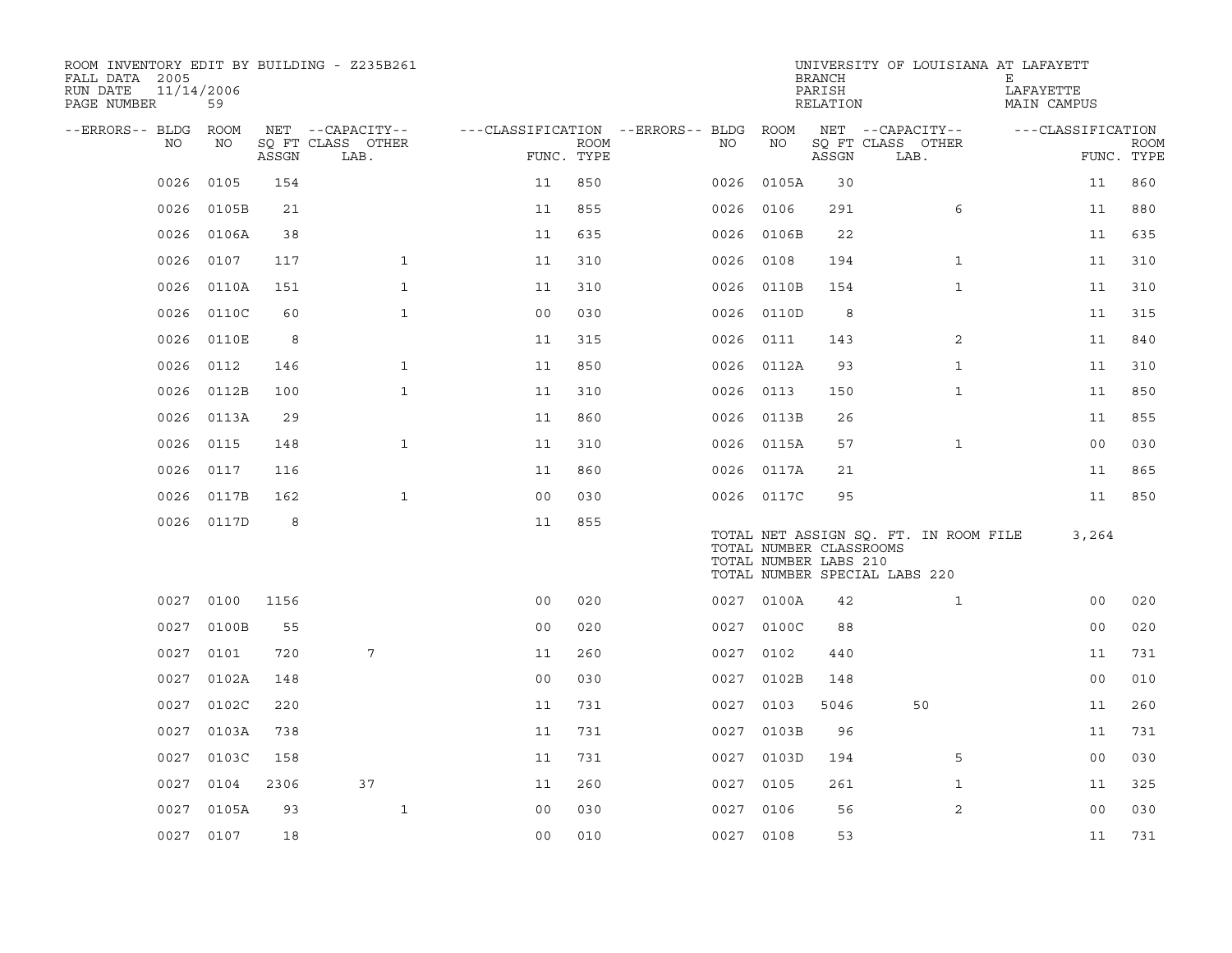ROOM INVENTORY EDIT BY BUILDING - Z235B261
FALL DATA 2005
RUN DATE 11/14/2006
PAGE NUMBER 59

UNIVERSITY OF LOUISIANA AT LAFAYETTE
BRANCH E
PARISH LAFAYETTE
RELATION MAIN CAMPUS

| --ERRORS-- | BLDG NO | ROOM NO | NET SQ FT ASSGN | --CAPACITY-- CLASS | OTHER LAB. | ---CLASSIFICATION FUNC. | ROOM TYPE | --ERRORS-- | BLDG NO | ROOM NO | NET SQ FT ASSGN | --CAPACITY-- CLASS | OTHER LAB. | ---CLASSIFICATION FUNC. | ROOM TYPE |
|---|---|---|---|---|---|---|---|---|---|---|---|---|---|---|---|
| | 0026 | 0105 | 154 | | | 11 | 850 | | 0026 | 0105A | 30 | | | 11 | 860 |
| | 0026 | 0105B | 21 | | | 11 | 855 | | 0026 | 0106 | 291 | | 6 | 11 | 880 |
| | 0026 | 0106A | 38 | | | 11 | 635 | | 0026 | 0106B | 22 | | | 11 | 635 |
| | 0026 | 0107 | 117 | | 1 | 11 | 310 | | 0026 | 0108 | 194 | | 1 | 11 | 310 |
| | 0026 | 0110A | 151 | | 1 | 11 | 310 | | 0026 | 0110B | 154 | | 1 | 11 | 310 |
| | 0026 | 0110C | 60 | | 1 | 00 | 030 | | 0026 | 0110D | 8 | | | 11 | 315 |
| | 0026 | 0110E | 8 | | | 11 | 315 | | 0026 | 0111 | 143 | | 2 | 11 | 840 |
| | 0026 | 0112 | 146 | | 1 | 11 | 850 | | 0026 | 0112A | 93 | | 1 | 11 | 310 |
| | 0026 | 0112B | 100 | | 1 | 11 | 310 | | 0026 | 0113 | 150 | | 1 | 11 | 850 |
| | 0026 | 0113A | 29 | | | 11 | 860 | | 0026 | 0113B | 26 | | | 11 | 855 |
| | 0026 | 0115 | 148 | | 1 | 11 | 310 | | 0026 | 0115A | 57 | | 1 | 00 | 030 |
| | 0026 | 0117 | 116 | | | 11 | 860 | | 0026 | 0117A | 21 | | | 11 | 865 |
| | 0026 | 0117B | 162 | | 1 | 00 | 030 | | 0026 | 0117C | 95 | | | 11 | 850 |
| | 0026 | 0117D | 8 | | | 11 | 855 | | | | | | | | |

TOTAL NET ASSIGN SQ. FT. IN ROOM FILE 3,264
TOTAL NUMBER CLASSROOMS
TOTAL NUMBER LABS 210
TOTAL NUMBER SPECIAL LABS 220

| --ERRORS-- | BLDG NO | ROOM NO | NET SQ FT ASSGN | --CAPACITY-- CLASS | OTHER LAB. | ---CLASSIFICATION FUNC. | ROOM TYPE | --ERRORS-- | BLDG NO | ROOM NO | NET SQ FT ASSGN | --CAPACITY-- CLASS | OTHER LAB. | ---CLASSIFICATION FUNC. | ROOM TYPE |
|---|---|---|---|---|---|---|---|---|---|---|---|---|---|---|---|
| | 0027 | 0100 | 1156 | | | 00 | 020 | | 0027 | 0100A | 42 | | 1 | 00 | 020 |
| | 0027 | 0100B | 55 | | | 00 | 020 | | 0027 | 0100C | 88 | | | 00 | 020 |
| | 0027 | 0101 | 720 | 7 | | 11 | 260 | | 0027 | 0102 | 440 | | | 11 | 731 |
| | 0027 | 0102A | 148 | | | 00 | 030 | | 0027 | 0102B | 148 | | | 00 | 010 |
| | 0027 | 0102C | 220 | | | 11 | 731 | | 0027 | 0103 | 5046 | 50 | | 11 | 260 |
| | 0027 | 0103A | 738 | | | 11 | 731 | | 0027 | 0103B | 96 | | | 11 | 731 |
| | 0027 | 0103C | 158 | | | 11 | 731 | | 0027 | 0103D | 194 | | 5 | 00 | 030 |
| | 0027 | 0104 | 2306 | 37 | | 11 | 260 | | 0027 | 0105 | 261 | | 1 | 11 | 325 |
| | 0027 | 0105A | 93 | | 1 | 00 | 030 | | 0027 | 0106 | 56 | | 2 | 00 | 030 |
| | 0027 | 0107 | 18 | | | 00 | 010 | | 0027 | 0108 | 53 | | | 11 | 731 |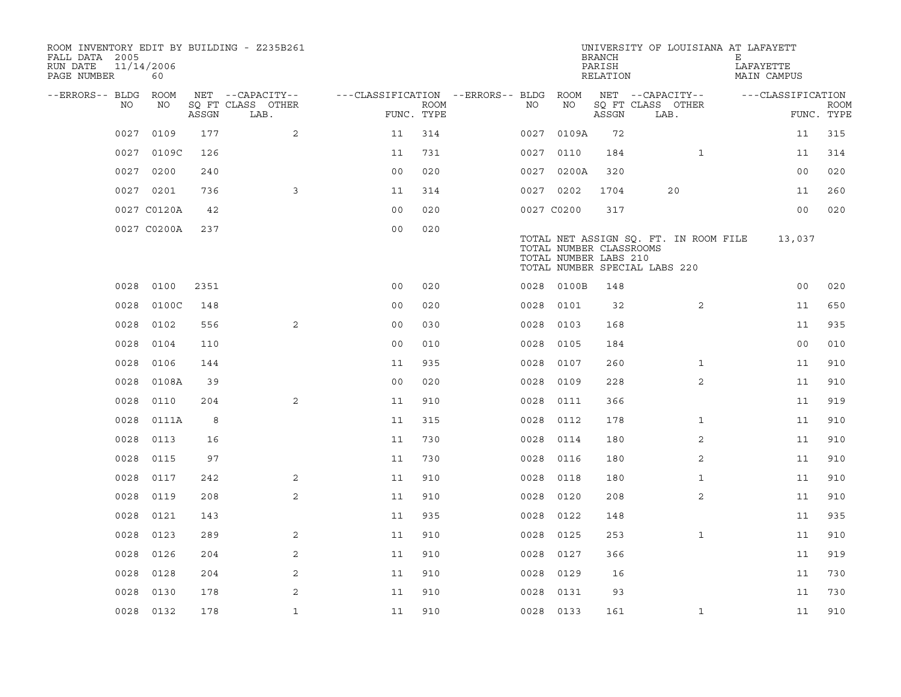ROOM INVENTORY EDIT BY BUILDING - Z235B261
FALL DATA 2005
RUN DATE 11/14/2006
PAGE NUMBER 60

UNIVERSITY OF LOUISIANA AT LAFAYETTE
BRANCH E
PARISH LAFAYETTE
RELATION MAIN CAMPUS

| --ERRORS-- | BLDG NO | ROOM NO | NET SQ FT ASSGN | --CAPACITY-- CLASS LAB. | OTHER | ---CLASSIFICATION FUNC. | ROOM TYPE | --ERRORS-- | BLDG NO | ROOM NO | NET SQ FT ASSGN | --CAPACITY-- CLASS LAB. | OTHER | ---CLASSIFICATION FUNC. | ROOM TYPE |
|---|---|---|---|---|---|---|---|---|---|---|---|---|---|---|---|
| | 0027 | 0109 | 177 | | 2 | 11 | 314 | | 0027 | 0109A | 72 | | | 11 | 315 |
| | 0027 | 0109C | 126 | | | 11 | 731 | | 0027 | 0110 | 184 | | 1 | 11 | 314 |
| | 0027 | 0200 | 240 | | | 00 | 020 | | 0027 | 0200A | 320 | | | 00 | 020 |
| | 0027 | 0201 | 736 | | 3 | 11 | 314 | | 0027 | 0202 | 1704 | 20 | | 11 | 260 |
| | 0027 | C0120A | 42 | | | 00 | 020 | | 0027 | C0200 | 317 | | | 00 | 020 |
| | 0027 | C0200A | 237 | | | 00 | 020 | | | | | | | | |

TOTAL NET ASSIGN SQ. FT. IN ROOM FILE 13,037
TOTAL NUMBER CLASSROOMS
TOTAL NUMBER LABS 210
TOTAL NUMBER SPECIAL LABS 220

| --ERRORS-- | BLDG NO | ROOM NO | NET SQ FT ASSGN | --CAPACITY-- CLASS LAB. | OTHER | ---CLASSIFICATION FUNC. | ROOM TYPE | --ERRORS-- | BLDG NO | ROOM NO | NET SQ FT ASSGN | --CAPACITY-- CLASS LAB. | OTHER | ---CLASSIFICATION FUNC. | ROOM TYPE |
|---|---|---|---|---|---|---|---|---|---|---|---|---|---|---|---|
| | 0028 | 0100 | 2351 | | | 00 | 020 | | 0028 | 0100B | 148 | | | 00 | 020 |
| | 0028 | 0100C | 148 | | | 00 | 020 | | 0028 | 0101 | 32 | | 2 | 11 | 650 |
| | 0028 | 0102 | 556 | | 2 | 00 | 030 | | 0028 | 0103 | 168 | | | 11 | 935 |
| | 0028 | 0104 | 110 | | | 00 | 010 | | 0028 | 0105 | 184 | | | 00 | 010 |
| | 0028 | 0106 | 144 | | | 11 | 935 | | 0028 | 0107 | 260 | | 1 | 11 | 910 |
| | 0028 | 0108A | 39 | | | 00 | 020 | | 0028 | 0109 | 228 | | 2 | 11 | 910 |
| | 0028 | 0110 | 204 | | 2 | 11 | 910 | | 0028 | 0111 | 366 | | | 11 | 919 |
| | 0028 | 0111A | 8 | | | 11 | 315 | | 0028 | 0112 | 178 | | 1 | 11 | 910 |
| | 0028 | 0113 | 16 | | | 11 | 730 | | 0028 | 0114 | 180 | | 2 | 11 | 910 |
| | 0028 | 0115 | 97 | | | 11 | 730 | | 0028 | 0116 | 180 | | 2 | 11 | 910 |
| | 0028 | 0117 | 242 | | 2 | 11 | 910 | | 0028 | 0118 | 180 | | 1 | 11 | 910 |
| | 0028 | 0119 | 208 | | 2 | 11 | 910 | | 0028 | 0120 | 208 | | 2 | 11 | 910 |
| | 0028 | 0121 | 143 | | | 11 | 935 | | 0028 | 0122 | 148 | | | 11 | 935 |
| | 0028 | 0123 | 289 | | 2 | 11 | 910 | | 0028 | 0125 | 253 | | 1 | 11 | 910 |
| | 0028 | 0126 | 204 | | 2 | 11 | 910 | | 0028 | 0127 | 366 | | | 11 | 919 |
| | 0028 | 0128 | 204 | | 2 | 11 | 910 | | 0028 | 0129 | 16 | | | 11 | 730 |
| | 0028 | 0130 | 178 | | 2 | 11 | 910 | | 0028 | 0131 | 93 | | | 11 | 730 |
| | 0028 | 0132 | 178 | | 1 | 11 | 910 | | 0028 | 0133 | 161 | | 1 | 11 | 910 |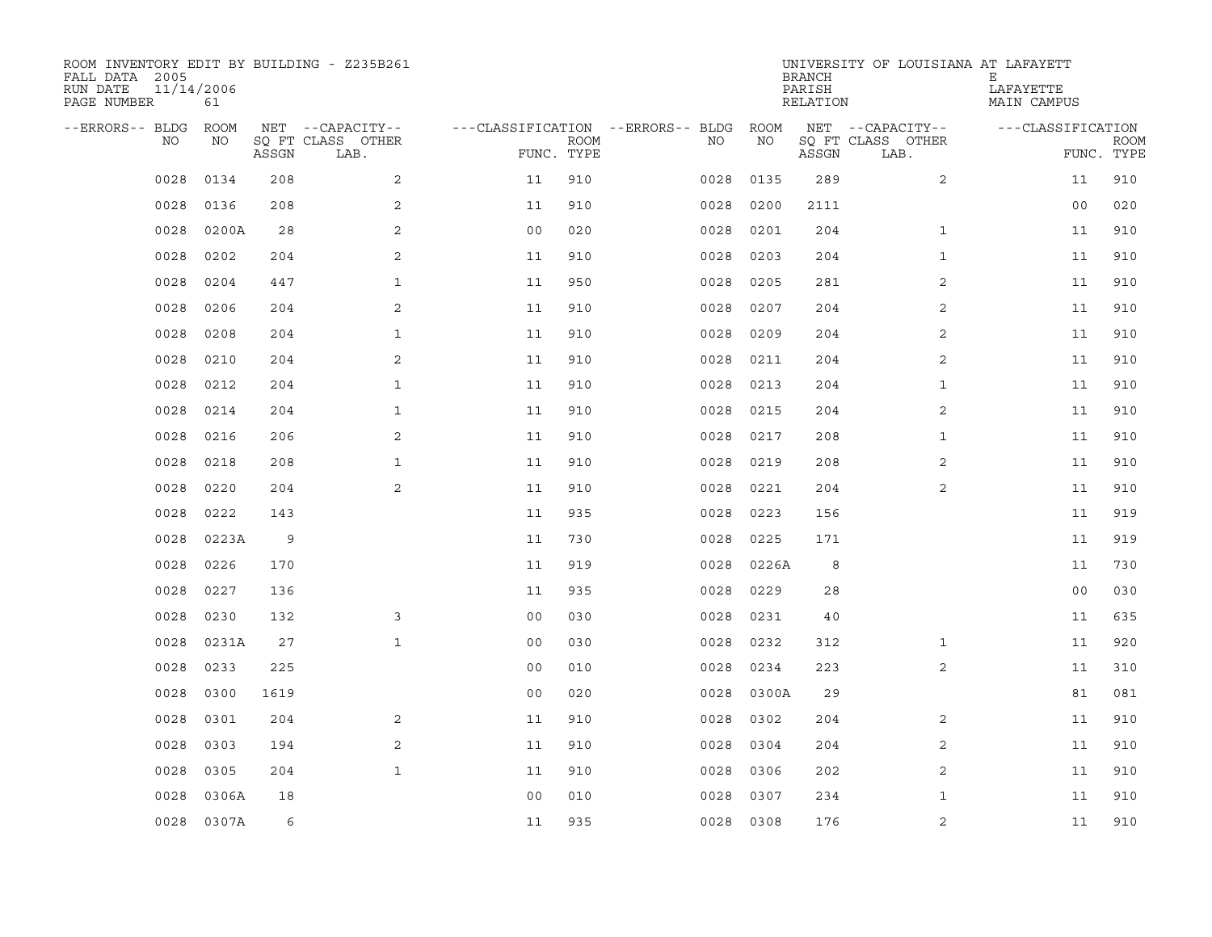ROOM INVENTORY EDIT BY BUILDING - Z235B261
FALL DATA 2005
RUN DATE 11/14/2006
PAGE NUMBER 61

UNIVERSITY OF LOUISIANA AT LAFAYETTE
BRANCH E
PARISH LAFAYETTE
RELATION MAIN CAMPUS

| --ERRORS-- | BLDG NO | ROOM NO | NET SQ FT ASSGN | --CAPACITY-- CLASS LAB. | OTHER | ---CLASSIFICATION FUNC. | ROOM TYPE | --ERRORS-- | BLDG NO | ROOM NO | NET SQ FT ASSGN | --CAPACITY-- CLASS LAB. | OTHER | ---CLASSIFICATION FUNC. | ROOM TYPE |
|---|---|---|---|---|---|---|---|---|---|---|---|---|---|---|---|
| | 0028 | 0134 | 208 | | 2 | 11 | 910 | | 0028 | 0135 | 289 | | 2 | 11 | 910 |
| | 0028 | 0136 | 208 | | 2 | 11 | 910 | | 0028 | 0200 | 2111 | | | 00 | 020 |
| | 0028 | 0200A | 28 | | 2 | 00 | 020 | | 0028 | 0201 | 204 | | 1 | 11 | 910 |
| | 0028 | 0202 | 204 | | 2 | 11 | 910 | | 0028 | 0203 | 204 | | 1 | 11 | 910 |
| | 0028 | 0204 | 447 | | 1 | 11 | 950 | | 0028 | 0205 | 281 | | 2 | 11 | 910 |
| | 0028 | 0206 | 204 | | 2 | 11 | 910 | | 0028 | 0207 | 204 | | 2 | 11 | 910 |
| | 0028 | 0208 | 204 | | 1 | 11 | 910 | | 0028 | 0209 | 204 | | 2 | 11 | 910 |
| | 0028 | 0210 | 204 | | 2 | 11 | 910 | | 0028 | 0211 | 204 | | 2 | 11 | 910 |
| | 0028 | 0212 | 204 | | 1 | 11 | 910 | | 0028 | 0213 | 204 | | 1 | 11 | 910 |
| | 0028 | 0214 | 204 | | 1 | 11 | 910 | | 0028 | 0215 | 204 | | 2 | 11 | 910 |
| | 0028 | 0216 | 206 | | 2 | 11 | 910 | | 0028 | 0217 | 208 | | 1 | 11 | 910 |
| | 0028 | 0218 | 208 | | 1 | 11 | 910 | | 0028 | 0219 | 208 | | 2 | 11 | 910 |
| | 0028 | 0220 | 204 | | 2 | 11 | 910 | | 0028 | 0221 | 204 | | 2 | 11 | 910 |
| | 0028 | 0222 | 143 | | | 11 | 935 | | 0028 | 0223 | 156 | | | 11 | 919 |
| | 0028 | 0223A | 9 | | | 11 | 730 | | 0028 | 0225 | 171 | | | 11 | 919 |
| | 0028 | 0226 | 170 | | | 11 | 919 | | 0028 | 0226A | 8 | | | 11 | 730 |
| | 0028 | 0227 | 136 | | | 11 | 935 | | 0028 | 0229 | 28 | | | 00 | 030 |
| | 0028 | 0230 | 132 | | 3 | 00 | 030 | | 0028 | 0231 | 40 | | | 11 | 635 |
| | 0028 | 0231A | 27 | | 1 | 00 | 030 | | 0028 | 0232 | 312 | | 1 | 11 | 920 |
| | 0028 | 0233 | 225 | | | 00 | 010 | | 0028 | 0234 | 223 | | 2 | 11 | 310 |
| | 0028 | 0300 | 1619 | | | 00 | 020 | | 0028 | 0300A | 29 | | | 81 | 081 |
| | 0028 | 0301 | 204 | | 2 | 11 | 910 | | 0028 | 0302 | 204 | | 2 | 11 | 910 |
| | 0028 | 0303 | 194 | | 2 | 11 | 910 | | 0028 | 0304 | 204 | | 2 | 11 | 910 |
| | 0028 | 0305 | 204 | | 1 | 11 | 910 | | 0028 | 0306 | 202 | | 2 | 11 | 910 |
| | 0028 | 0306A | 18 | | | 00 | 010 | | 0028 | 0307 | 234 | | 1 | 11 | 910 |
| | 0028 | 0307A | 6 | | | 11 | 935 | | 0028 | 0308 | 176 | | 2 | 11 | 910 |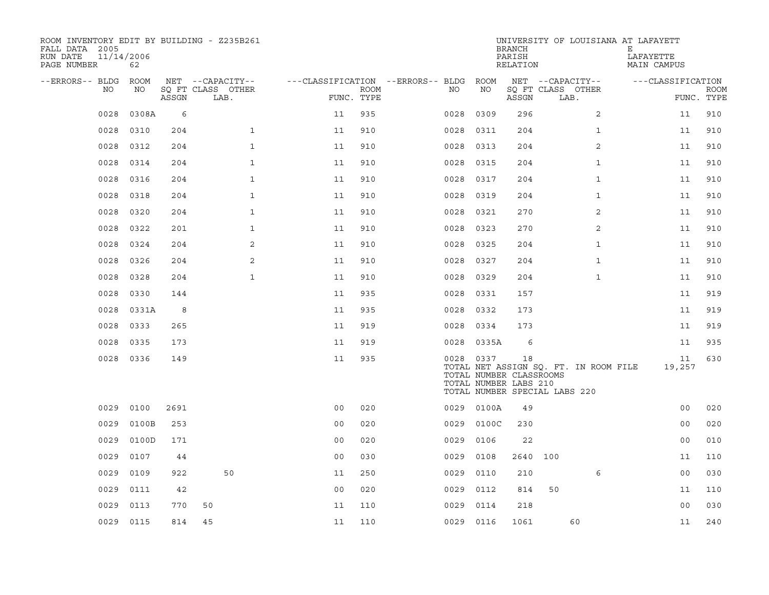ROOM INVENTORY EDIT BY BUILDING - Z235B261
FALL DATA 2005
RUN DATE 11/14/2006
PAGE NUMBER 62

UNIVERSITY OF LOUISIANA AT LAFAYETT
BRANCH E
PARISH LAFAYETTE
RELATION MAIN CAMPUS

| --ERRORS-- | BLDG NO | ROOM NO | NET SQ FT ASSGN | CAPACITY CLASS | CAPACITY LAB. | CAPACITY OTHER | CLASSIFICATION FUNC. | ROOM TYPE | --ERRORS-- | BLDG NO | ROOM NO | NET SQ FT ASSGN | CAPACITY CLASS | CAPACITY LAB. | CAPACITY OTHER | CLASSIFICATION FUNC. | ROOM TYPE |
|---|---|---|---|---|---|---|---|---|---|---|---|---|---|---|---|---|---|
| | 0028 | 0308A | 6 | | | | 11 | 935 | | 0028 | 0309 | 296 | | | 2 | 11 | 910 |
| | 0028 | 0310 | 204 | | | 1 | 11 | 910 | | 0028 | 0311 | 204 | | | 1 | 11 | 910 |
| | 0028 | 0312 | 204 | | | 1 | 11 | 910 | | 0028 | 0313 | 204 | | | 2 | 11 | 910 |
| | 0028 | 0314 | 204 | | | 1 | 11 | 910 | | 0028 | 0315 | 204 | | | 1 | 11 | 910 |
| | 0028 | 0316 | 204 | | | 1 | 11 | 910 | | 0028 | 0317 | 204 | | | 1 | 11 | 910 |
| | 0028 | 0318 | 204 | | | 1 | 11 | 910 | | 0028 | 0319 | 204 | | | 1 | 11 | 910 |
| | 0028 | 0320 | 204 | | | 1 | 11 | 910 | | 0028 | 0321 | 270 | | | 2 | 11 | 910 |
| | 0028 | 0322 | 201 | | | 1 | 11 | 910 | | 0028 | 0323 | 270 | | | 2 | 11 | 910 |
| | 0028 | 0324 | 204 | | | 2 | 11 | 910 | | 0028 | 0325 | 204 | | | 1 | 11 | 910 |
| | 0028 | 0326 | 204 | | | 2 | 11 | 910 | | 0028 | 0327 | 204 | | | 1 | 11 | 910 |
| | 0028 | 0328 | 204 | | | 1 | 11 | 910 | | 0028 | 0329 | 204 | | | 1 | 11 | 910 |
| | 0028 | 0330 | 144 | | | | 11 | 935 | | 0028 | 0331 | 157 | | | | 11 | 919 |
| | 0028 | 0331A | 8 | | | | 11 | 935 | | 0028 | 0332 | 173 | | | | 11 | 919 |
| | 0028 | 0333 | 265 | | | | 11 | 919 | | 0028 | 0334 | 173 | | | | 11 | 919 |
| | 0028 | 0335 | 173 | | | | 11 | 919 | | 0028 | 0335A | 6 | | | | 11 | 935 |
| | 0028 | 0336 | 149 | | | | 11 | 935 | | 0028 | 0337 | 18 | | | | 11 | 630 |
| | | | | | | | | | | TOTAL NET ASSIGN SQ. FT. IN ROOM FILE | | | | | | 19,257 | |
| | | | | | | | | | | TOTAL NUMBER CLASSROOMS | | | | | | | |
| | | | | | | | | | | TOTAL NUMBER LABS 210 | | | | | | | |
| | | | | | | | | | | TOTAL NUMBER SPECIAL LABS 220 | | | | | | | |
| | 0029 | 0100 | 2691 | | | | 00 | 020 | | 0029 | 0100A | 49 | | | | 00 | 020 |
| | 0029 | 0100B | 253 | | | | 00 | 020 | | 0029 | 0100C | 230 | | | | 00 | 020 |
| | 0029 | 0100D | 171 | | | | 00 | 020 | | 0029 | 0106 | 22 | | | | 00 | 010 |
| | 0029 | 0107 | 44 | | | | 00 | 030 | | 0029 | 0108 | 2640 | 100 | | | 11 | 110 |
| | 0029 | 0109 | 922 | | 50 | | 11 | 250 | | 0029 | 0110 | 210 | | | 6 | 00 | 030 |
| | 0029 | 0111 | 42 | | | | 00 | 020 | | 0029 | 0112 | 814 | 50 | | | 11 | 110 |
| | 0029 | 0113 | 770 | 50 | | | 11 | 110 | | 0029 | 0114 | 218 | | | | 00 | 030 |
| | 0029 | 0115 | 814 | 45 | | | 11 | 110 | | 0029 | 0116 | 1061 | | 60 | | 11 | 240 |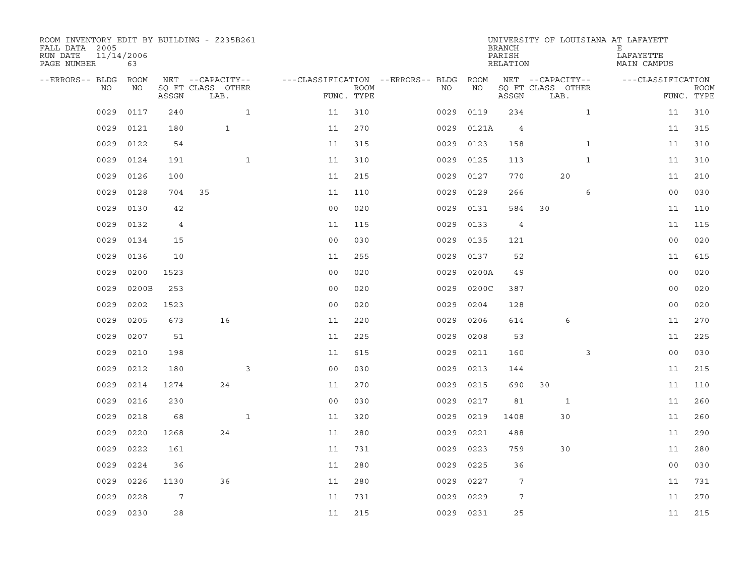ROOM INVENTORY EDIT BY BUILDING - Z235B261
FALL DATA 2005
RUN DATE 11/14/2006
PAGE NUMBER 63

UNIVERSITY OF LOUISIANA AT LAFAYETT
BRANCH E
PARISH LAFAYETTE
RELATION MAIN CAMPUS

| --ERRORS-- | BLDG NO | ROOM NO | NET SQ FT ASSGN | --CAPACITY-- CLASS | LAB. | OTHER | ---CLASSIFICATION FUNC. | ROOM TYPE | --ERRORS-- | BLDG NO | ROOM NO | NET SQ FT ASSGN | --CAPACITY-- CLASS | LAB. | OTHER | ---CLASSIFICATION FUNC. | ROOM TYPE |
|---|---|---|---|---|---|---|---|---|---|---|---|---|---|---|---|---|---|
| | 0029 | 0117 | 240 | | | 1 | 11 | 310 | | 0029 | 0119 | 234 | | | 1 | 11 | 310 |
| | 0029 | 0121 | 180 | | 1 | | 11 | 270 | | 0029 | 0121A | 4 | | | | 11 | 315 |
| | 0029 | 0122 | 54 | | | | 11 | 315 | | 0029 | 0123 | 158 | | | 1 | 11 | 310 |
| | 0029 | 0124 | 191 | | | 1 | 11 | 310 | | 0029 | 0125 | 113 | | | 1 | 11 | 310 |
| | 0029 | 0126 | 100 | | | | 11 | 215 | | 0029 | 0127 | 770 | | 20 | | 11 | 210 |
| | 0029 | 0128 | 704 | 35 | | | 11 | 110 | | 0029 | 0129 | 266 | | | 6 | 00 | 030 |
| | 0029 | 0130 | 42 | | | | 00 | 020 | | 0029 | 0131 | 584 | 30 | | | 11 | 110 |
| | 0029 | 0132 | 4 | | | | 11 | 115 | | 0029 | 0133 | 4 | | | | 11 | 115 |
| | 0029 | 0134 | 15 | | | | 00 | 030 | | 0029 | 0135 | 121 | | | | 00 | 020 |
| | 0029 | 0136 | 10 | | | | 11 | 255 | | 0029 | 0137 | 52 | | | | 11 | 615 |
| | 0029 | 0200 | 1523 | | | | 00 | 020 | | 0029 | 0200A | 49 | | | | 00 | 020 |
| | 0029 | 0200B | 253 | | | | 00 | 020 | | 0029 | 0200C | 387 | | | | 00 | 020 |
| | 0029 | 0202 | 1523 | | | | 00 | 020 | | 0029 | 0204 | 128 | | | | 00 | 020 |
| | 0029 | 0205 | 673 | | 16 | | 11 | 220 | | 0029 | 0206 | 614 | | 6 | | 11 | 270 |
| | 0029 | 0207 | 51 | | | | 11 | 225 | | 0029 | 0208 | 53 | | | | 11 | 225 |
| | 0029 | 0210 | 198 | | | | 11 | 615 | | 0029 | 0211 | 160 | | | 3 | 00 | 030 |
| | 0029 | 0212 | 180 | | | 3 | 00 | 030 | | 0029 | 0213 | 144 | | | | 11 | 215 |
| | 0029 | 0214 | 1274 | | 24 | | 11 | 270 | | 0029 | 0215 | 690 | 30 | | | 11 | 110 |
| | 0029 | 0216 | 230 | | | | 00 | 030 | | 0029 | 0217 | 81 | | 1 | | 11 | 260 |
| | 0029 | 0218 | 68 | | | 1 | 11 | 320 | | 0029 | 0219 | 1408 | | 30 | | 11 | 260 |
| | 0029 | 0220 | 1268 | | 24 | | 11 | 280 | | 0029 | 0221 | 488 | | | | 11 | 290 |
| | 0029 | 0222 | 161 | | | | 11 | 731 | | 0029 | 0223 | 759 | | 30 | | 11 | 280 |
| | 0029 | 0224 | 36 | | | | 11 | 280 | | 0029 | 0225 | 36 | | | | 00 | 030 |
| | 0029 | 0226 | 1130 | | 36 | | 11 | 280 | | 0029 | 0227 | 7 | | | | 11 | 731 |
| | 0029 | 0228 | 7 | | | | 11 | 731 | | 0029 | 0229 | 7 | | | | 11 | 270 |
| | 0029 | 0230 | 28 | | | | 11 | 215 | | 0029 | 0231 | 25 | | | | 11 | 215 |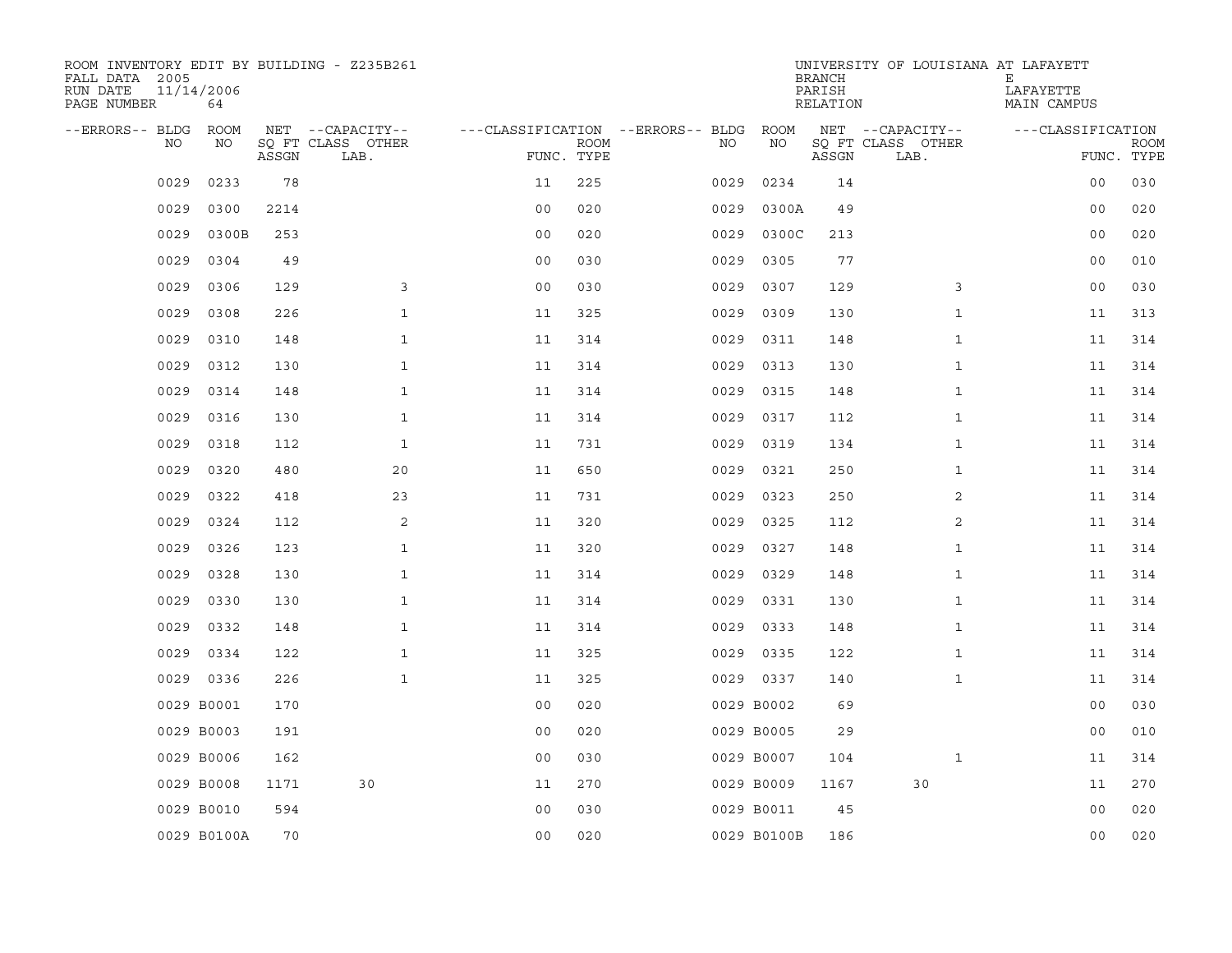ROOM INVENTORY EDIT BY BUILDING - Z235B261
FALL DATA 2005
RUN DATE 11/14/2006
PAGE NUMBER 64

UNIVERSITY OF LOUISIANA AT LAFAYETTE
BRANCH E
PARISH LAFAYETTE
RELATION MAIN CAMPUS

| --ERRORS-- | BLDG NO | ROOM NO | NET SQ FT ASSGN | --CAPACITY-- CLASS LAB. | OTHER | ---CLASSIFICATION FUNC. | ROOM TYPE | --ERRORS-- | BLDG NO | ROOM NO | NET SQ FT ASSGN | --CAPACITY-- CLASS LAB. | OTHER | ---CLASSIFICATION FUNC. | ROOM TYPE |
|---|---|---|---|---|---|---|---|---|---|---|---|---|---|---|---|
| | 0029 | 0233 | 78 | | | 11 | 225 | | 0029 | 0234 | 14 | | | 00 | 030 |
| | 0029 | 0300 | 2214 | | | 00 | 020 | | 0029 | 0300A | 49 | | | 00 | 020 |
| | 0029 | 0300B | 253 | | | 00 | 020 | | 0029 | 0300C | 213 | | | 00 | 020 |
| | 0029 | 0304 | 49 | | | 00 | 030 | | 0029 | 0305 | 77 | | | 00 | 010 |
| | 0029 | 0306 | 129 | | 3 | 00 | 030 | | 0029 | 0307 | 129 | | 3 | 00 | 030 |
| | 0029 | 0308 | 226 | | 1 | 11 | 325 | | 0029 | 0309 | 130 | | 1 | 11 | 313 |
| | 0029 | 0310 | 148 | | 1 | 11 | 314 | | 0029 | 0311 | 148 | | 1 | 11 | 314 |
| | 0029 | 0312 | 130 | | 1 | 11 | 314 | | 0029 | 0313 | 130 | | 1 | 11 | 314 |
| | 0029 | 0314 | 148 | | 1 | 11 | 314 | | 0029 | 0315 | 148 | | 1 | 11 | 314 |
| | 0029 | 0316 | 130 | | 1 | 11 | 314 | | 0029 | 0317 | 112 | | 1 | 11 | 314 |
| | 0029 | 0318 | 112 | | 1 | 11 | 731 | | 0029 | 0319 | 134 | | 1 | 11 | 314 |
| | 0029 | 0320 | 480 | | 20 | 11 | 650 | | 0029 | 0321 | 250 | | 1 | 11 | 314 |
| | 0029 | 0322 | 418 | | 23 | 11 | 731 | | 0029 | 0323 | 250 | | 2 | 11 | 314 |
| | 0029 | 0324 | 112 | | 2 | 11 | 320 | | 0029 | 0325 | 112 | | 2 | 11 | 314 |
| | 0029 | 0326 | 123 | | 1 | 11 | 320 | | 0029 | 0327 | 148 | | 1 | 11 | 314 |
| | 0029 | 0328 | 130 | | 1 | 11 | 314 | | 0029 | 0329 | 148 | | 1 | 11 | 314 |
| | 0029 | 0330 | 130 | | 1 | 11 | 314 | | 0029 | 0331 | 130 | | 1 | 11 | 314 |
| | 0029 | 0332 | 148 | | 1 | 11 | 314 | | 0029 | 0333 | 148 | | 1 | 11 | 314 |
| | 0029 | 0334 | 122 | | 1 | 11 | 325 | | 0029 | 0335 | 122 | | 1 | 11 | 314 |
| | 0029 | 0336 | 226 | | 1 | 11 | 325 | | 0029 | 0337 | 140 | | 1 | 11 | 314 |
| | 0029 | B0001 | 170 | | | 00 | 020 | | 0029 | B0002 | 69 | | | 00 | 030 |
| | 0029 | B0003 | 191 | | | 00 | 020 | | 0029 | B0005 | 29 | | | 00 | 010 |
| | 0029 | B0006 | 162 | | | 00 | 030 | | 0029 | B0007 | 104 | | 1 | 11 | 314 |
| | 0029 | B0008 | 1171 | 30 | | 11 | 270 | | 0029 | B0009 | 1167 | 30 | | 11 | 270 |
| | 0029 | B0010 | 594 | | | 00 | 030 | | 0029 | B0011 | 45 | | | 00 | 020 |
| | 0029 | B0100A | 70 | | | 00 | 020 | | 0029 | B0100B | 186 | | | 00 | 020 |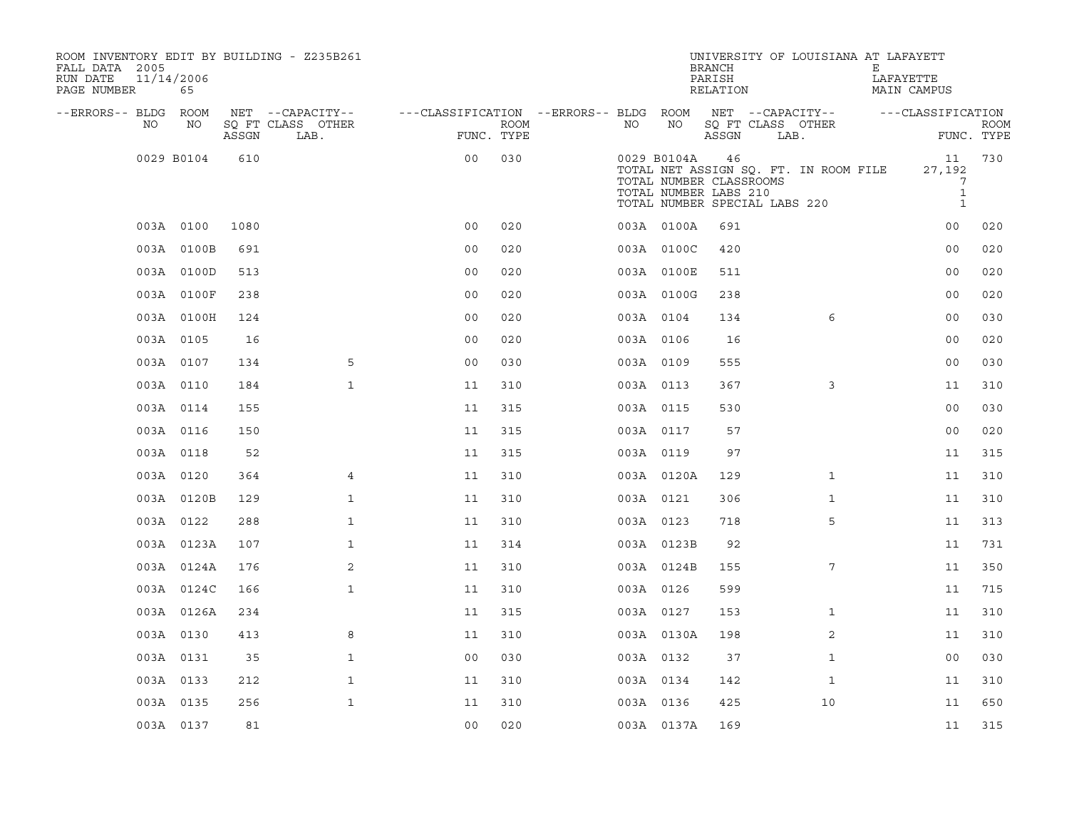ROOM INVENTORY EDIT BY BUILDING - Z235B261
FALL DATA 2005
RUN DATE 11/14/2006
PAGE NUMBER 65

UNIVERSITY OF LOUISIANA AT LAFAYETT
BRANCH E
PARISH LAFAYETTE
RELATION MAIN CAMPUS

| --ERRORS-- | BLDG NO | ROOM NO | NET SQ FT ASSGN | --CAPACITY-- CLASS LAB. | OTHER | ---CLASSIFICATION FUNC. | ROOM TYPE | --ERRORS-- | BLDG NO | ROOM NO | NET SQ FT ASSGN | --CAPACITY-- CLASS LAB. | OTHER | ---CLASSIFICATION FUNC. | ROOM TYPE |
|---|---|---|---|---|---|---|---|---|---|---|---|---|---|---|---|
| | 0029 | B0104 | 610 | | | 00 | 030 | | 0029 | B0104A | 46 | | | 11 | 730 |
| | | | | | | | | | TOTAL NET ASSIGN SQ. FT. IN ROOM FILE | | | | | 27,192 | |
| | | | | | | | | | TOTAL NUMBER CLASSROOMS | | | | | 7 | |
| | | | | | | | | | TOTAL NUMBER LABS 210 | | | | | 1 | |
| | | | | | | | | | TOTAL NUMBER SPECIAL LABS 220 | | | | | 1 | |
| | 003A | 0100 | 1080 | | | 00 | 020 | | 003A | 0100A | 691 | | | 00 | 020 |
| | 003A | 0100B | 691 | | | 00 | 020 | | 003A | 0100C | 420 | | | 00 | 020 |
| | 003A | 0100D | 513 | | | 00 | 020 | | 003A | 0100E | 511 | | | 00 | 020 |
| | 003A | 0100F | 238 | | | 00 | 020 | | 003A | 0100G | 238 | | | 00 | 020 |
| | 003A | 0100H | 124 | | | 00 | 020 | | 003A | 0104 | 134 | | 6 | 00 | 030 |
| | 003A | 0105 | 16 | | | 00 | 020 | | 003A | 0106 | 16 | | | 00 | 020 |
| | 003A | 0107 | 134 | | 5 | 00 | 030 | | 003A | 0109 | 555 | | | 00 | 030 |
| | 003A | 0110 | 184 | | 1 | 11 | 310 | | 003A | 0113 | 367 | | 3 | 11 | 310 |
| | 003A | 0114 | 155 | | | 11 | 315 | | 003A | 0115 | 530 | | | 00 | 030 |
| | 003A | 0116 | 150 | | | 11 | 315 | | 003A | 0117 | 57 | | | 00 | 020 |
| | 003A | 0118 | 52 | | | 11 | 315 | | 003A | 0119 | 97 | | | 11 | 315 |
| | 003A | 0120 | 364 | | 4 | 11 | 310 | | 003A | 0120A | 129 | | 1 | 11 | 310 |
| | 003A | 0120B | 129 | | 1 | 11 | 310 | | 003A | 0121 | 306 | | 1 | 11 | 310 |
| | 003A | 0122 | 288 | | 1 | 11 | 310 | | 003A | 0123 | 718 | | 5 | 11 | 313 |
| | 003A | 0123A | 107 | | 1 | 11 | 314 | | 003A | 0123B | 92 | | | 11 | 731 |
| | 003A | 0124A | 176 | | 2 | 11 | 310 | | 003A | 0124B | 155 | | 7 | 11 | 350 |
| | 003A | 0124C | 166 | | 1 | 11 | 310 | | 003A | 0126 | 599 | | | 11 | 715 |
| | 003A | 0126A | 234 | | | 11 | 315 | | 003A | 0127 | 153 | | 1 | 11 | 310 |
| | 003A | 0130 | 413 | | 8 | 11 | 310 | | 003A | 0130A | 198 | | 2 | 11 | 310 |
| | 003A | 0131 | 35 | | 1 | 00 | 030 | | 003A | 0132 | 37 | | 1 | 00 | 030 |
| | 003A | 0133 | 212 | | 1 | 11 | 310 | | 003A | 0134 | 142 | | 1 | 11 | 310 |
| | 003A | 0135 | 256 | | 1 | 11 | 310 | | 003A | 0136 | 425 | | 10 | 11 | 650 |
| | 003A | 0137 | 81 | | | 00 | 020 | | 003A | 0137A | 169 | | | 11 | 315 |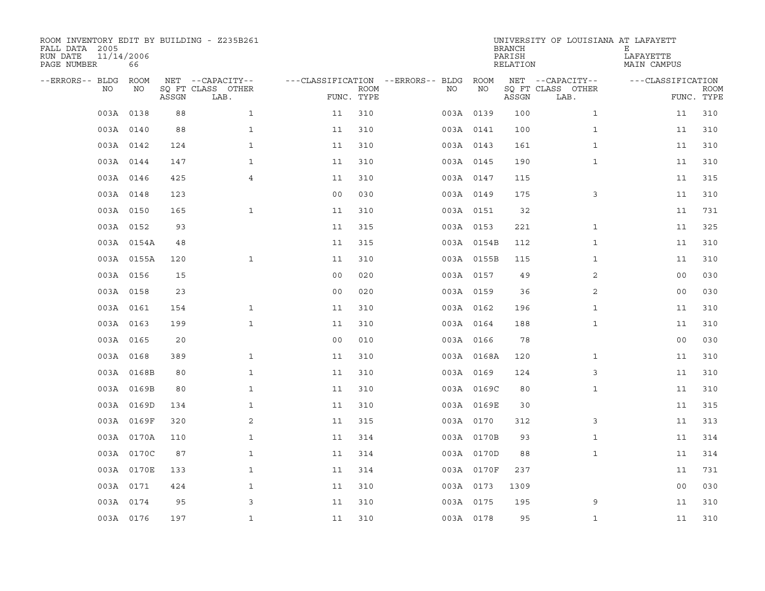ROOM INVENTORY EDIT BY BUILDING - Z235B261
FALL DATA 2005
RUN DATE 11/14/2006
PAGE NUMBER 66

UNIVERSITY OF LOUISIANA AT LAFAYETTE
BRANCH E
PARISH LAFAYETTE
RELATION MAIN CAMPUS

| --ERRORS-- | BLDG NO | ROOM NO | NET SQ FT ASSGN | --CAPACITY-- CLASS LAB. | OTHER | ---CLASSIFICATION FUNC. | ROOM TYPE | --ERRORS-- | BLDG NO | ROOM NO | NET SQ FT ASSGN | --CAPACITY-- CLASS LAB. | OTHER | ---CLASSIFICATION FUNC. | ROOM TYPE |
|---|---|---|---|---|---|---|---|---|---|---|---|---|---|---|---|
| | 003A | 0138 | 88 | | 1 | 11 | 310 | | 003A | 0139 | 100 | | 1 | 11 | 310 |
| | 003A | 0140 | 88 | | 1 | 11 | 310 | | 003A | 0141 | 100 | | 1 | 11 | 310 |
| | 003A | 0142 | 124 | | 1 | 11 | 310 | | 003A | 0143 | 161 | | 1 | 11 | 310 |
| | 003A | 0144 | 147 | | 1 | 11 | 310 | | 003A | 0145 | 190 | | 1 | 11 | 310 |
| | 003A | 0146 | 425 | | 4 | 11 | 310 | | 003A | 0147 | 115 | | | 11 | 315 |
| | 003A | 0148 | 123 | | | 00 | 030 | | 003A | 0149 | 175 | | 3 | 11 | 310 |
| | 003A | 0150 | 165 | | 1 | 11 | 310 | | 003A | 0151 | 32 | | | 11 | 731 |
| | 003A | 0152 | 93 | | | 11 | 315 | | 003A | 0153 | 221 | | 1 | 11 | 325 |
| | 003A | 0154A | 48 | | | 11 | 315 | | 003A | 0154B | 112 | | 1 | 11 | 310 |
| | 003A | 0155A | 120 | | 1 | 11 | 310 | | 003A | 0155B | 115 | | 1 | 11 | 310 |
| | 003A | 0156 | 15 | | | 00 | 020 | | 003A | 0157 | 49 | | 2 | 00 | 030 |
| | 003A | 0158 | 23 | | | 00 | 020 | | 003A | 0159 | 36 | | 2 | 00 | 030 |
| | 003A | 0161 | 154 | | 1 | 11 | 310 | | 003A | 0162 | 196 | | 1 | 11 | 310 |
| | 003A | 0163 | 199 | | 1 | 11 | 310 | | 003A | 0164 | 188 | | 1 | 11 | 310 |
| | 003A | 0165 | 20 | | | 00 | 010 | | 003A | 0166 | 78 | | | 00 | 030 |
| | 003A | 0168 | 389 | | 1 | 11 | 310 | | 003A | 0168A | 120 | | 1 | 11 | 310 |
| | 003A | 0168B | 80 | | 1 | 11 | 310 | | 003A | 0169 | 124 | | 3 | 11 | 310 |
| | 003A | 0169B | 80 | | 1 | 11 | 310 | | 003A | 0169C | 80 | | 1 | 11 | 310 |
| | 003A | 0169D | 134 | | 1 | 11 | 310 | | 003A | 0169E | 30 | | | 11 | 315 |
| | 003A | 0169F | 320 | | 2 | 11 | 315 | | 003A | 0170 | 312 | | 3 | 11 | 313 |
| | 003A | 0170A | 110 | | 1 | 11 | 314 | | 003A | 0170B | 93 | | 1 | 11 | 314 |
| | 003A | 0170C | 87 | | 1 | 11 | 314 | | 003A | 0170D | 88 | | 1 | 11 | 314 |
| | 003A | 0170E | 133 | | 1 | 11 | 314 | | 003A | 0170F | 237 | | | 11 | 731 |
| | 003A | 0171 | 424 | | 1 | 11 | 310 | | 003A | 0173 | 1309 | | | 00 | 030 |
| | 003A | 0174 | 95 | | 3 | 11 | 310 | | 003A | 0175 | 195 | | 9 | 11 | 310 |
| | 003A | 0176 | 197 | | 1 | 11 | 310 | | 003A | 0178 | 95 | | 1 | 11 | 310 |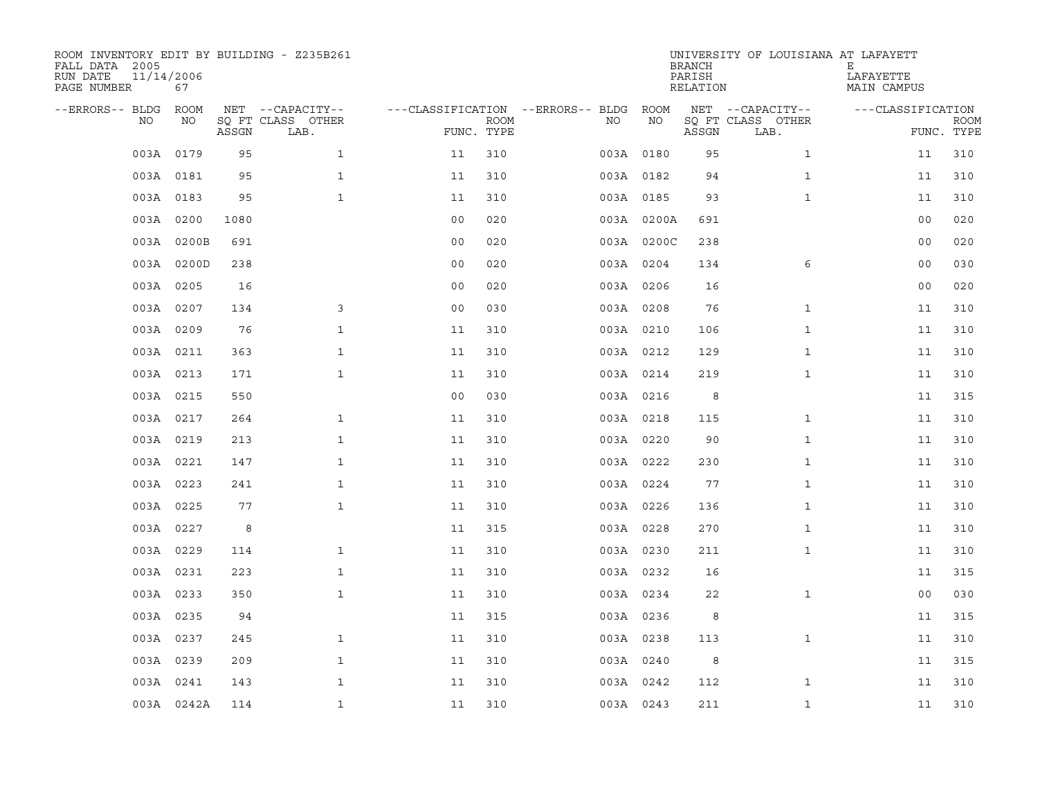ROOM INVENTORY EDIT BY BUILDING - Z235B261
FALL DATA 2005
RUN DATE 11/14/2006
PAGE NUMBER 67

UNIVERSITY OF LOUISIANA AT LAFAYETTE
BRANCH E
PARISH LAFAYETTE
RELATION MAIN CAMPUS

| --ERRORS-- | BLDG NO | ROOM NO | NET SQ FT ASSGN | --CAPACITY-- CLASS LAB. | OTHER | ---CLASSIFICATION FUNC. | ROOM TYPE | --ERRORS-- | BLDG NO | ROOM NO | NET SQ FT ASSGN | --CAPACITY-- CLASS LAB. | OTHER | ---CLASSIFICATION FUNC. | ROOM TYPE |
|---|---|---|---|---|---|---|---|---|---|---|---|---|---|---|---|
| | 003A | 0179 | 95 | | 1 | 11 | 310 | | 003A | 0180 | 95 | | 1 | 11 | 310 |
| | 003A | 0181 | 95 | | 1 | 11 | 310 | | 003A | 0182 | 94 | | 1 | 11 | 310 |
| | 003A | 0183 | 95 | | 1 | 11 | 310 | | 003A | 0185 | 93 | | 1 | 11 | 310 |
| | 003A | 0200 | 1080 | | | 00 | 020 | | 003A | 0200A | 691 | | | 00 | 020 |
| | 003A | 0200B | 691 | | | 00 | 020 | | 003A | 0200C | 238 | | | 00 | 020 |
| | 003A | 0200D | 238 | | | 00 | 020 | | 003A | 0204 | 134 | | 6 | 00 | 030 |
| | 003A | 0205 | 16 | | | 00 | 020 | | 003A | 0206 | 16 | | | 00 | 020 |
| | 003A | 0207 | 134 | | 3 | 00 | 030 | | 003A | 0208 | 76 | | 1 | 11 | 310 |
| | 003A | 0209 | 76 | | 1 | 11 | 310 | | 003A | 0210 | 106 | | 1 | 11 | 310 |
| | 003A | 0211 | 363 | | 1 | 11 | 310 | | 003A | 0212 | 129 | | 1 | 11 | 310 |
| | 003A | 0213 | 171 | | 1 | 11 | 310 | | 003A | 0214 | 219 | | 1 | 11 | 310 |
| | 003A | 0215 | 550 | | | 00 | 030 | | 003A | 0216 | 8 | | | 11 | 315 |
| | 003A | 0217 | 264 | | 1 | 11 | 310 | | 003A | 0218 | 115 | | 1 | 11 | 310 |
| | 003A | 0219 | 213 | | 1 | 11 | 310 | | 003A | 0220 | 90 | | 1 | 11 | 310 |
| | 003A | 0221 | 147 | | 1 | 11 | 310 | | 003A | 0222 | 230 | | 1 | 11 | 310 |
| | 003A | 0223 | 241 | | 1 | 11 | 310 | | 003A | 0224 | 77 | | 1 | 11 | 310 |
| | 003A | 0225 | 77 | | 1 | 11 | 310 | | 003A | 0226 | 136 | | 1 | 11 | 310 |
| | 003A | 0227 | 8 | | | 11 | 315 | | 003A | 0228 | 270 | | 1 | 11 | 310 |
| | 003A | 0229 | 114 | | 1 | 11 | 310 | | 003A | 0230 | 211 | | 1 | 11 | 310 |
| | 003A | 0231 | 223 | | 1 | 11 | 310 | | 003A | 0232 | 16 | | | 11 | 315 |
| | 003A | 0233 | 350 | | 1 | 11 | 310 | | 003A | 0234 | 22 | | 1 | 00 | 030 |
| | 003A | 0235 | 94 | | | 11 | 315 | | 003A | 0236 | 8 | | | 11 | 315 |
| | 003A | 0237 | 245 | | 1 | 11 | 310 | | 003A | 0238 | 113 | | 1 | 11 | 310 |
| | 003A | 0239 | 209 | | 1 | 11 | 310 | | 003A | 0240 | 8 | | | 11 | 315 |
| | 003A | 0241 | 143 | | 1 | 11 | 310 | | 003A | 0242 | 112 | | 1 | 11 | 310 |
| | 003A | 0242A | 114 | | 1 | 11 | 310 | | 003A | 0243 | 211 | | 1 | 11 | 310 |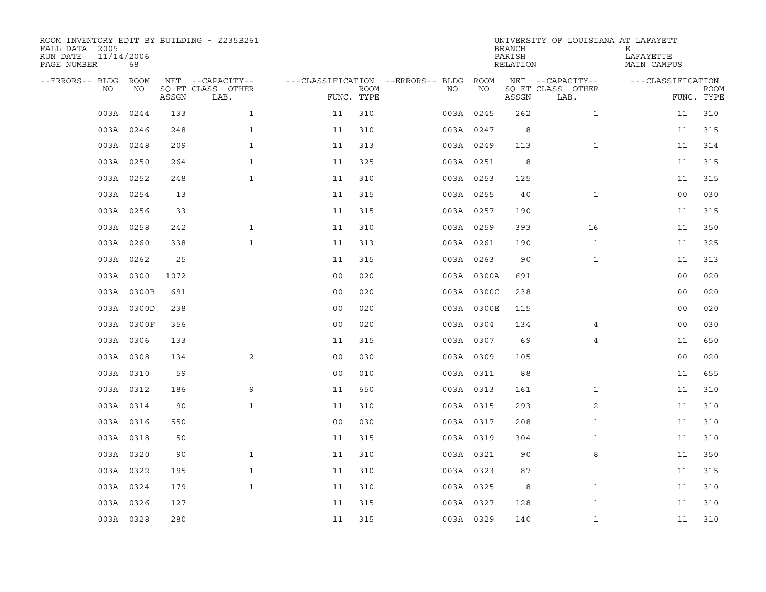ROOM INVENTORY EDIT BY BUILDING - Z235B261
FALL DATA 2005
RUN DATE 11/14/2006
PAGE NUMBER 68

UNIVERSITY OF LOUISIANA AT LAFAYETTE
BRANCH E
PARISH LAFAYETTE
RELATION MAIN CAMPUS

| --ERRORS-- | BLDG NO | ROOM NO | NET SQ FT ASSGN | --CAPACITY-- CLASS LAB. | OTHER | ---CLASSIFICATION FUNC. | ROOM TYPE | --ERRORS-- | BLDG NO | ROOM NO | NET SQ FT ASSGN | --CAPACITY-- CLASS LAB. | OTHER | ---CLASSIFICATION FUNC. | ROOM TYPE |
|---|---|---|---|---|---|---|---|---|---|---|---|---|---|---|---|
| | 003A | 0244 | 133 | | 1 | 11 | 310 | | 003A | 0245 | 262 | | 1 | 11 | 310 |
| | 003A | 0246 | 248 | | 1 | 11 | 310 | | 003A | 0247 | 8 | | | 11 | 315 |
| | 003A | 0248 | 209 | | 1 | 11 | 313 | | 003A | 0249 | 113 | | 1 | 11 | 314 |
| | 003A | 0250 | 264 | | 1 | 11 | 325 | | 003A | 0251 | 8 | | | 11 | 315 |
| | 003A | 0252 | 248 | | 1 | 11 | 310 | | 003A | 0253 | 125 | | | 11 | 315 |
| | 003A | 0254 | 13 | | | 11 | 315 | | 003A | 0255 | 40 | | 1 | 00 | 030 |
| | 003A | 0256 | 33 | | | 11 | 315 | | 003A | 0257 | 190 | | | 11 | 315 |
| | 003A | 0258 | 242 | | 1 | 11 | 310 | | 003A | 0259 | 393 | | 16 | 11 | 350 |
| | 003A | 0260 | 338 | | 1 | 11 | 313 | | 003A | 0261 | 190 | | 1 | 11 | 325 |
| | 003A | 0262 | 25 | | | 11 | 315 | | 003A | 0263 | 90 | | 1 | 11 | 313 |
| | 003A | 0300 | 1072 | | | 00 | 020 | | 003A | 0300A | 691 | | | 00 | 020 |
| | 003A | 0300B | 691 | | | 00 | 020 | | 003A | 0300C | 238 | | | 00 | 020 |
| | 003A | 0300D | 238 | | | 00 | 020 | | 003A | 0300E | 115 | | | 00 | 020 |
| | 003A | 0300F | 356 | | | 00 | 020 | | 003A | 0304 | 134 | | 4 | 00 | 030 |
| | 003A | 0306 | 133 | | | 11 | 315 | | 003A | 0307 | 69 | | 4 | 11 | 650 |
| | 003A | 0308 | 134 | | 2 | 00 | 030 | | 003A | 0309 | 105 | | | 00 | 020 |
| | 003A | 0310 | 59 | | | 00 | 010 | | 003A | 0311 | 88 | | | 11 | 655 |
| | 003A | 0312 | 186 | | 9 | 11 | 650 | | 003A | 0313 | 161 | | 1 | 11 | 310 |
| | 003A | 0314 | 90 | | 1 | 11 | 310 | | 003A | 0315 | 293 | | 2 | 11 | 310 |
| | 003A | 0316 | 550 | | | 00 | 030 | | 003A | 0317 | 208 | | 1 | 11 | 310 |
| | 003A | 0318 | 50 | | | 11 | 315 | | 003A | 0319 | 304 | | 1 | 11 | 310 |
| | 003A | 0320 | 90 | | 1 | 11 | 310 | | 003A | 0321 | 90 | | 8 | 11 | 350 |
| | 003A | 0322 | 195 | | 1 | 11 | 310 | | 003A | 0323 | 87 | | | 11 | 315 |
| | 003A | 0324 | 179 | | 1 | 11 | 310 | | 003A | 0325 | 8 | | 1 | 11 | 310 |
| | 003A | 0326 | 127 | | | 11 | 315 | | 003A | 0327 | 128 | | 1 | 11 | 310 |
| | 003A | 0328 | 280 | | | 11 | 315 | | 003A | 0329 | 140 | | 1 | 11 | 310 |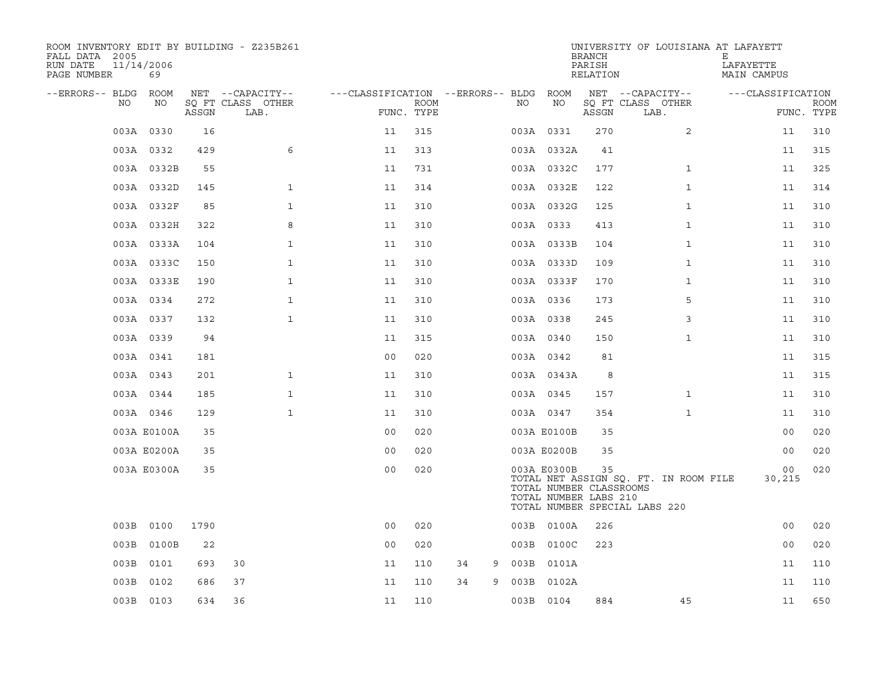ROOM INVENTORY EDIT BY BUILDING - Z235B261
FALL DATA 2005
RUN DATE 11/14/2006
PAGE NUMBER 69

UNIVERSITY OF LOUISIANA AT LAFAYETT
BRANCH E
PARISH LAFAYETTE
RELATION MAIN CAMPUS

| --ERRORS-- | BLDG NO | ROOM NO | NET SQ FT ASSGN | CAPACITY CLASS | CAPACITY LAB. | CAPACITY OTHER | CLASSIFICATION FUNC. | ROOM TYPE | --ERRORS-- | BLDG NO | ROOM NO | NET SQ FT ASSGN | CAPACITY CLASS | CAPACITY LAB. | CAPACITY OTHER | CLASSIFICATION FUNC. | ROOM TYPE |
|---|---|---|---|---|---|---|---|---|---|---|---|---|---|---|---|---|---|
| | 003A | 0330 | 16 | | | | 11 | 315 | | 003A | 0331 | 270 | | | 2 | 11 | 310 |
| | 003A | 0332 | 429 | | | 6 | 11 | 313 | | 003A | 0332A | 41 | | | | 11 | 315 |
| | 003A | 0332B | 55 | | | | 11 | 731 | | 003A | 0332C | 177 | | | 1 | 11 | 325 |
| | 003A | 0332D | 145 | | | 1 | 11 | 314 | | 003A | 0332E | 122 | | | 1 | 11 | 314 |
| | 003A | 0332F | 85 | | | 1 | 11 | 310 | | 003A | 0332G | 125 | | | 1 | 11 | 310 |
| | 003A | 0332H | 322 | | | 8 | 11 | 310 | | 003A | 0333 | 413 | | | 1 | 11 | 310 |
| | 003A | 0333A | 104 | | | 1 | 11 | 310 | | 003A | 0333B | 104 | | | 1 | 11 | 310 |
| | 003A | 0333C | 150 | | | 1 | 11 | 310 | | 003A | 0333D | 109 | | | 1 | 11 | 310 |
| | 003A | 0333E | 190 | | | 1 | 11 | 310 | | 003A | 0333F | 170 | | | 1 | 11 | 310 |
| | 003A | 0334 | 272 | | | 1 | 11 | 310 | | 003A | 0336 | 173 | | | 5 | 11 | 310 |
| | 003A | 0337 | 132 | | | 1 | 11 | 310 | | 003A | 0338 | 245 | | | 3 | 11 | 310 |
| | 003A | 0339 | 94 | | | | 11 | 315 | | 003A | 0340 | 150 | | | 1 | 11 | 310 |
| | 003A | 0341 | 181 | | | | 00 | 020 | | 003A | 0342 | 81 | | | | 11 | 315 |
| | 003A | 0343 | 201 | | | 1 | 11 | 310 | | 003A | 0343A | 8 | | | | 11 | 315 |
| | 003A | 0344 | 185 | | | 1 | 11 | 310 | | 003A | 0345 | 157 | | | 1 | 11 | 310 |
| | 003A | 0346 | 129 | | | 1 | 11 | 310 | | 003A | 0347 | 354 | | | 1 | 11 | 310 |
| | 003A | E0100A | 35 | | | | 00 | 020 | | 003A | E0100B | 35 | | | | 00 | 020 |
| | 003A | E0200A | 35 | | | | 00 | 020 | | 003A | E0200B | 35 | | | | 00 | 020 |
| | 003A | E0300A | 35 | | | | 00 | 020 | | 003A | E0300B | 35 | | | | 00 | 020 |
| | | | | | | | | | | TOTAL NET ASSIGN SQ. FT. IN ROOM FILE | | | | | | 30,215 | |
| | | | | | | | | | | TOTAL NUMBER CLASSROOMS | | | | | | | |
| | | | | | | | | | | TOTAL NUMBER LABS 210 | | | | | | | |
| | | | | | | | | | | TOTAL NUMBER SPECIAL LABS 220 | | | | | | | |
| | 003B | 0100 | 1790 | | | | 00 | 020 | | 003B | 0100A | 226 | | | | 00 | 020 |
| | 003B | 0100B | 22 | | | | 00 | 020 | | 003B | 0100C | 223 | | | | 00 | 020 |
| | 003B | 0101 | 693 | 30 | | | 11 | 110 | 34 9 | 003B | 0101A | | | | | 11 | 110 |
| | 003B | 0102 | 686 | 37 | | | 11 | 110 | 34 9 | 003B | 0102A | | | | | 11 | 110 |
| | 003B | 0103 | 634 | 36 | | | 11 | 110 | | 003B | 0104 | 884 | | | 45 | 11 | 650 |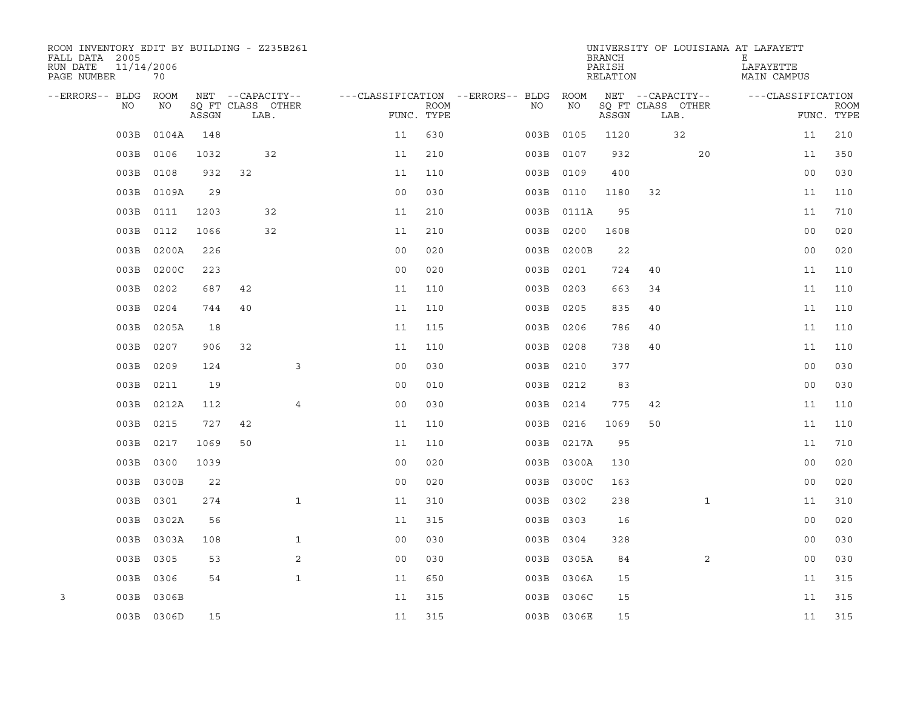ROOM INVENTORY EDIT BY BUILDING - Z235B261
FALL DATA 2005
RUN DATE 11/14/2006
PAGE NUMBER 70

UNIVERSITY OF LOUISIANA AT LAFAYETTE
BRANCH E
PARISH LAFAYETTE
RELATION MAIN CAMPUS

| --ERRORS-- | BLDG NO | ROOM NO | NET SQ FT ASSGN | CAPACITY CLASS | CAPACITY LAB. | CAPACITY OTHER | CLASSIFICATION FUNC. | ROOM TYPE | --ERRORS-- | BLDG NO | ROOM NO | NET SQ FT ASSGN | CAPACITY CLASS | CAPACITY LAB. | CAPACITY OTHER | CLASSIFICATION FUNC. | ROOM TYPE |
|---|---|---|---|---|---|---|---|---|---|---|---|---|---|---|---|---|---|
| | 003B | 0104A | 148 | | | | 11 | 630 | | 003B | 0105 | 1120 | | 32 | | 11 | 210 |
| | 003B | 0106 | 1032 | | 32 | | 11 | 210 | | 003B | 0107 | 932 | | | 20 | 11 | 350 |
| | 003B | 0108 | 932 | 32 | | | 11 | 110 | | 003B | 0109 | 400 | | | | 00 | 030 |
| | 003B | 0109A | 29 | | | | 00 | 030 | | 003B | 0110 | 1180 | 32 | | | 11 | 110 |
| | 003B | 0111 | 1203 | | 32 | | 11 | 210 | | 003B | 0111A | 95 | | | | 11 | 710 |
| | 003B | 0112 | 1066 | | 32 | | 11 | 210 | | 003B | 0200 | 1608 | | | | 00 | 020 |
| | 003B | 0200A | 226 | | | | 00 | 020 | | 003B | 0200B | 22 | | | | 00 | 020 |
| | 003B | 0200C | 223 | | | | 00 | 020 | | 003B | 0201 | 724 | 40 | | | 11 | 110 |
| | 003B | 0202 | 687 | 42 | | | 11 | 110 | | 003B | 0203 | 663 | 34 | | | 11 | 110 |
| | 003B | 0204 | 744 | 40 | | | 11 | 110 | | 003B | 0205 | 835 | 40 | | | 11 | 110 |
| | 003B | 0205A | 18 | | | | 11 | 115 | | 003B | 0206 | 786 | 40 | | | 11 | 110 |
| | 003B | 0207 | 906 | 32 | | | 11 | 110 | | 003B | 0208 | 738 | 40 | | | 11 | 110 |
| | 003B | 0209 | 124 | | | 3 | 00 | 030 | | 003B | 0210 | 377 | | | | 00 | 030 |
| | 003B | 0211 | 19 | | | | 00 | 010 | | 003B | 0212 | 83 | | | | 00 | 030 |
| | 003B | 0212A | 112 | | | 4 | 00 | 030 | | 003B | 0214 | 775 | 42 | | | 11 | 110 |
| | 003B | 0215 | 727 | 42 | | | 11 | 110 | | 003B | 0216 | 1069 | 50 | | | 11 | 110 |
| | 003B | 0217 | 1069 | 50 | | | 11 | 110 | | 003B | 0217A | 95 | | | | 11 | 710 |
| | 003B | 0300 | 1039 | | | | 00 | 020 | | 003B | 0300A | 130 | | | | 00 | 020 |
| | 003B | 0300B | 22 | | | | 00 | 020 | | 003B | 0300C | 163 | | | | 00 | 020 |
| | 003B | 0301 | 274 | | | 1 | 11 | 310 | | 003B | 0302 | 238 | | | 1 | 11 | 310 |
| | 003B | 0302A | 56 | | | | 11 | 315 | | 003B | 0303 | 16 | | | | 00 | 020 |
| | 003B | 0303A | 108 | | | 1 | 00 | 030 | | 003B | 0304 | 328 | | | | 00 | 030 |
| | 003B | 0305 | 53 | | | 2 | 00 | 030 | | 003B | 0305A | 84 | | | 2 | 00 | 030 |
| | 003B | 0306 | 54 | | | 1 | 11 | 650 | | 003B | 0306A | 15 | | | | 11 | 315 |
| 3 | 003B | 0306B | | | | | 11 | 315 | | 003B | 0306C | 15 | | | | 11 | 315 |
| | 003B | 0306D | 15 | | | | 11 | 315 | | 003B | 0306E | 15 | | | | 11 | 315 |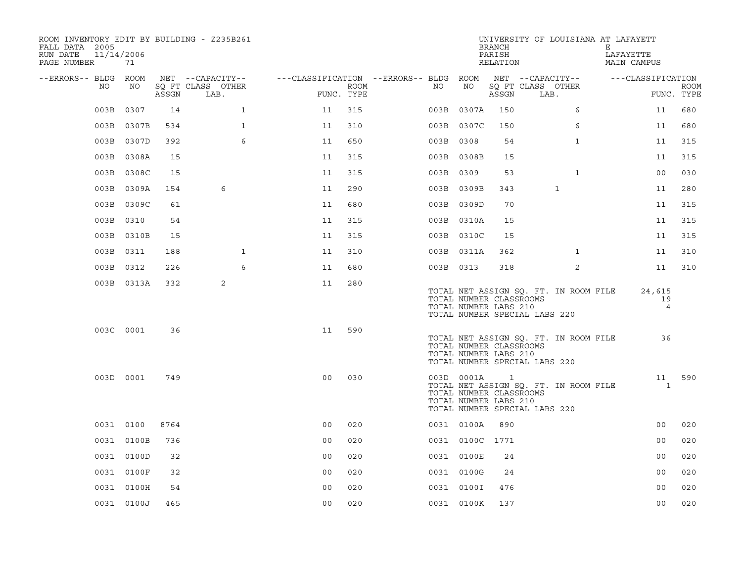ROOM INVENTORY EDIT BY BUILDING - Z235B261

FALL DATA 2005
RUN DATE 11/14/2006
PAGE NUMBER 71

UNIVERSITY OF LOUISIANA AT LAFAYETTE
BRANCH E
PARISH LAFAYETTE
RELATION MAIN CAMPUS

| --ERRORS-- | BLDG NO | ROOM NO | NET SQ FT ASSGN | CAPACITY CLASS LAB. | CAPACITY OTHER | FUNC. | ROOM TYPE | --ERRORS-- | BLDG NO | ROOM NO | NET SQ FT ASSGN | CAPACITY CLASS LAB. | CAPACITY OTHER | FUNC. | ROOM TYPE |
|---|---|---|---|---|---|---|---|---|---|---|---|---|---|---|---|
| | 003B | 0307 | 14 | | 1 | 11 | 315 | | 003B | 0307A | 150 | | 6 | 11 | 680 |
| | 003B | 0307B | 534 | | 1 | 11 | 310 | | 003B | 0307C | 150 | | 6 | 11 | 680 |
| | 003B | 0307D | 392 | | 6 | 11 | 650 | | 003B | 0308 | 54 | | 1 | 11 | 315 |
| | 003B | 0308A | 15 | | | 11 | 315 | | 003B | 0308B | 15 | | | 11 | 315 |
| | 003B | 0308C | 15 | | | 11 | 315 | | 003B | 0309 | 53 | | 1 | 00 | 030 |
| | 003B | 0309A | 154 | 6 | | 11 | 290 | | 003B | 0309B | 343 | 1 | | 11 | 280 |
| | 003B | 0309C | 61 | | | 11 | 680 | | 003B | 0309D | 70 | | | 11 | 315 |
| | 003B | 0310 | 54 | | | 11 | 315 | | 003B | 0310A | 15 | | | 11 | 315 |
| | 003B | 0310B | 15 | | | 11 | 315 | | 003B | 0310C | 15 | | | 11 | 315 |
| | 003B | 0311 | 188 | | 1 | 11 | 310 | | 003B | 0311A | 362 | | 1 | 11 | 310 |
| | 003B | 0312 | 226 | | 6 | 11 | 680 | | 003B | 0313 | 318 | | 2 | 11 | 310 |
| | 003B | 0313A | 332 | 2 | | 11 | 280 | | | | | | | | |

TOTAL NET ASSIGN SQ. FT. IN ROOM FILE 24,615
TOTAL NUMBER CLASSROOMS 19
TOTAL NUMBER LABS 210 4
TOTAL NUMBER SPECIAL LABS 220

| --ERRORS-- | BLDG NO | ROOM NO | NET SQ FT ASSGN | CAPACITY CLASS LAB. | CAPACITY OTHER | FUNC. | ROOM TYPE | --ERRORS-- | BLDG NO | ROOM NO | NET SQ FT ASSGN | CAPACITY CLASS LAB. | CAPACITY OTHER | FUNC. | ROOM TYPE |
|---|---|---|---|---|---|---|---|---|---|---|---|---|---|---|---|
| | 003C | 0001 | 36 | | | 11 | 590 | | | | | | | | |

TOTAL NET ASSIGN SQ. FT. IN ROOM FILE 36
TOTAL NUMBER CLASSROOMS
TOTAL NUMBER LABS 210
TOTAL NUMBER SPECIAL LABS 220

| --ERRORS-- | BLDG NO | ROOM NO | NET SQ FT ASSGN | CAPACITY CLASS LAB. | CAPACITY OTHER | FUNC. | ROOM TYPE | --ERRORS-- | BLDG NO | ROOM NO | NET SQ FT ASSGN | CAPACITY CLASS LAB. | CAPACITY OTHER | FUNC. | ROOM TYPE |
|---|---|---|---|---|---|---|---|---|---|---|---|---|---|---|---|
| | 003D | 0001 | 749 | | | 00 | 030 | | 003D | 0001A | 1 | | | 11 | 590 |

TOTAL NET ASSIGN SQ. FT. IN ROOM FILE 1
TOTAL NUMBER CLASSROOMS
TOTAL NUMBER LABS 210
TOTAL NUMBER SPECIAL LABS 220

| --ERRORS-- | BLDG NO | ROOM NO | NET SQ FT ASSGN | CAPACITY CLASS LAB. | CAPACITY OTHER | FUNC. | ROOM TYPE | --ERRORS-- | BLDG NO | ROOM NO | NET SQ FT ASSGN | CAPACITY CLASS LAB. | CAPACITY OTHER | FUNC. | ROOM TYPE |
|---|---|---|---|---|---|---|---|---|---|---|---|---|---|---|---|
| | 0031 | 0100 | 8764 | | | 00 | 020 | | 0031 | 0100A | 890 | | | 00 | 020 |
| | 0031 | 0100B | 736 | | | 00 | 020 | | 0031 | 0100C | 1771 | | | 00 | 020 |
| | 0031 | 0100D | 32 | | | 00 | 020 | | 0031 | 0100E | 24 | | | 00 | 020 |
| | 0031 | 0100F | 32 | | | 00 | 020 | | 0031 | 0100G | 24 | | | 00 | 020 |
| | 0031 | 0100H | 54 | | | 00 | 020 | | 0031 | 0100I | 476 | | | 00 | 020 |
| | 0031 | 0100J | 465 | | | 00 | 020 | | 0031 | 0100K | 137 | | | 00 | 020 |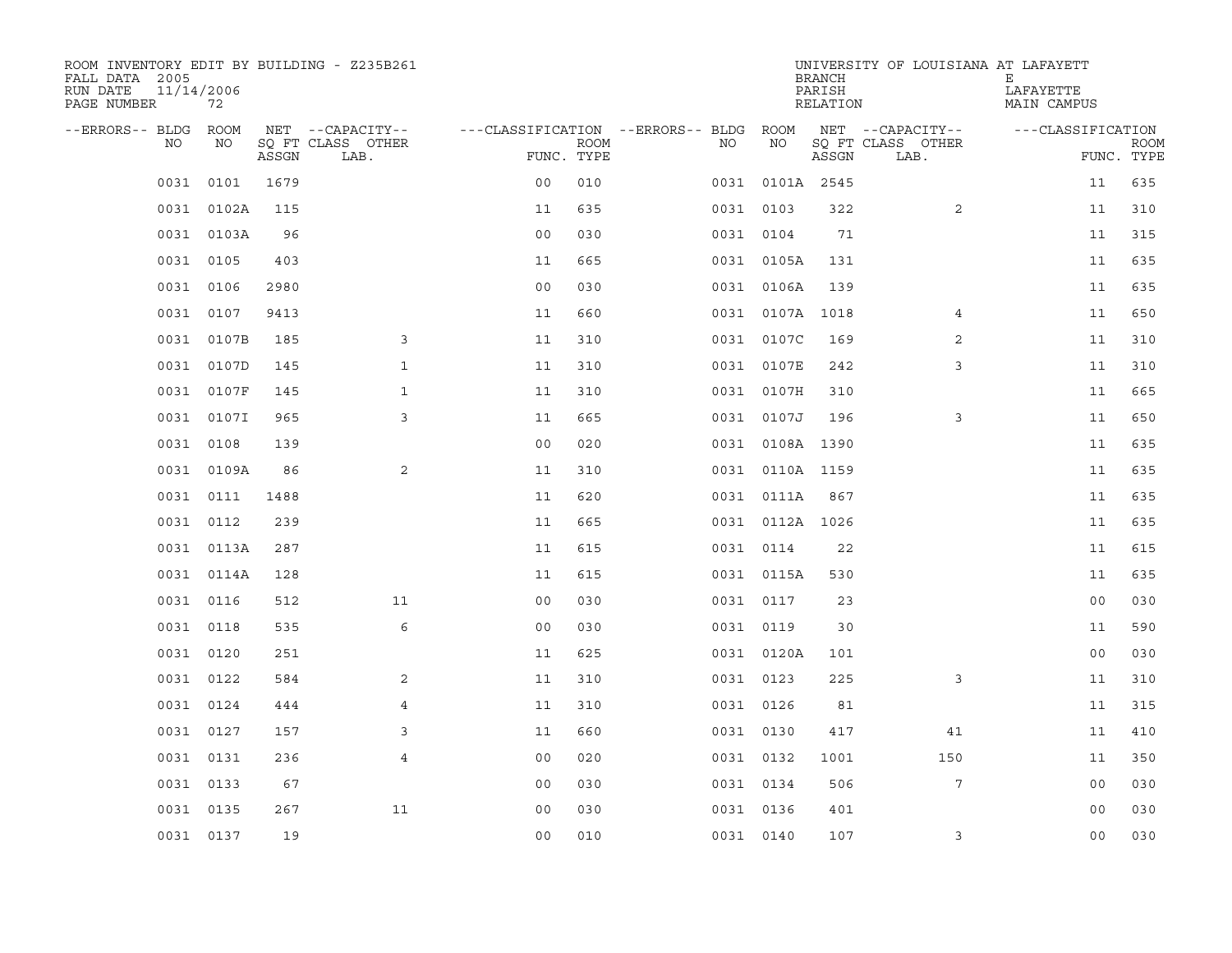ROOM INVENTORY EDIT BY BUILDING - Z235B261

FALL DATA 2005
RUN DATE 11/14/2006
PAGE NUMBER 72

UNIVERSITY OF LOUISIANA AT LAFAYETTE
BRANCH E
PARISH LAFAYETTE
RELATION MAIN CAMPUS

| --ERRORS-- | BLDG NO | ROOM NO | NET SQ FT ASSGN | --CAPACITY-- CLASS LAB. | OTHER | ---CLASSIFICATION FUNC. | ROOM TYPE | --ERRORS-- | BLDG NO | ROOM NO | NET SQ FT ASSGN | --CAPACITY-- CLASS LAB. | OTHER | ---CLASSIFICATION FUNC. | ROOM TYPE |
|---|---|---|---|---|---|---|---|---|---|---|---|---|---|---|---|
| | 0031 | 0101 | 1679 | | | 00 | 010 | | 0031 | 0101A | 2545 | | | 11 | 635 |
| | 0031 | 0102A | 115 | | | 11 | 635 | | 0031 | 0103 | 322 | | 2 | 11 | 310 |
| | 0031 | 0103A | 96 | | | 00 | 030 | | 0031 | 0104 | 71 | | | 11 | 315 |
| | 0031 | 0105 | 403 | | | 11 | 665 | | 0031 | 0105A | 131 | | | 11 | 635 |
| | 0031 | 0106 | 2980 | | | 00 | 030 | | 0031 | 0106A | 139 | | | 11 | 635 |
| | 0031 | 0107 | 9413 | | | 11 | 660 | | 0031 | 0107A | 1018 | | 4 | 11 | 650 |
| | 0031 | 0107B | 185 | | 3 | 11 | 310 | | 0031 | 0107C | 169 | | 2 | 11 | 310 |
| | 0031 | 0107D | 145 | | 1 | 11 | 310 | | 0031 | 0107E | 242 | | 3 | 11 | 310 |
| | 0031 | 0107F | 145 | | 1 | 11 | 310 | | 0031 | 0107H | 310 | | | 11 | 665 |
| | 0031 | 0107I | 965 | | 3 | 11 | 665 | | 0031 | 0107J | 196 | | 3 | 11 | 650 |
| | 0031 | 0108 | 139 | | | 00 | 020 | | 0031 | 0108A | 1390 | | | 11 | 635 |
| | 0031 | 0109A | 86 | | 2 | 11 | 310 | | 0031 | 0110A | 1159 | | | 11 | 635 |
| | 0031 | 0111 | 1488 | | | 11 | 620 | | 0031 | 0111A | 867 | | | 11 | 635 |
| | 0031 | 0112 | 239 | | | 11 | 665 | | 0031 | 0112A | 1026 | | | 11 | 635 |
| | 0031 | 0113A | 287 | | | 11 | 615 | | 0031 | 0114 | 22 | | | 11 | 615 |
| | 0031 | 0114A | 128 | | | 11 | 615 | | 0031 | 0115A | 530 | | | 11 | 635 |
| | 0031 | 0116 | 512 | | 11 | 00 | 030 | | 0031 | 0117 | 23 | | | 00 | 030 |
| | 0031 | 0118 | 535 | | 6 | 00 | 030 | | 0031 | 0119 | 30 | | | 11 | 590 |
| | 0031 | 0120 | 251 | | | 11 | 625 | | 0031 | 0120A | 101 | | | 00 | 030 |
| | 0031 | 0122 | 584 | | 2 | 11 | 310 | | 0031 | 0123 | 225 | | 3 | 11 | 310 |
| | 0031 | 0124 | 444 | | 4 | 11 | 310 | | 0031 | 0126 | 81 | | | 11 | 315 |
| | 0031 | 0127 | 157 | | 3 | 11 | 660 | | 0031 | 0130 | 417 | | 41 | 11 | 410 |
| | 0031 | 0131 | 236 | | 4 | 00 | 020 | | 0031 | 0132 | 1001 | | 150 | 11 | 350 |
| | 0031 | 0133 | 67 | | | 00 | 030 | | 0031 | 0134 | 506 | | 7 | 00 | 030 |
| | 0031 | 0135 | 267 | | 11 | 00 | 030 | | 0031 | 0136 | 401 | | | 00 | 030 |
| | 0031 | 0137 | 19 | | | 00 | 010 | | 0031 | 0140 | 107 | | 3 | 00 | 030 |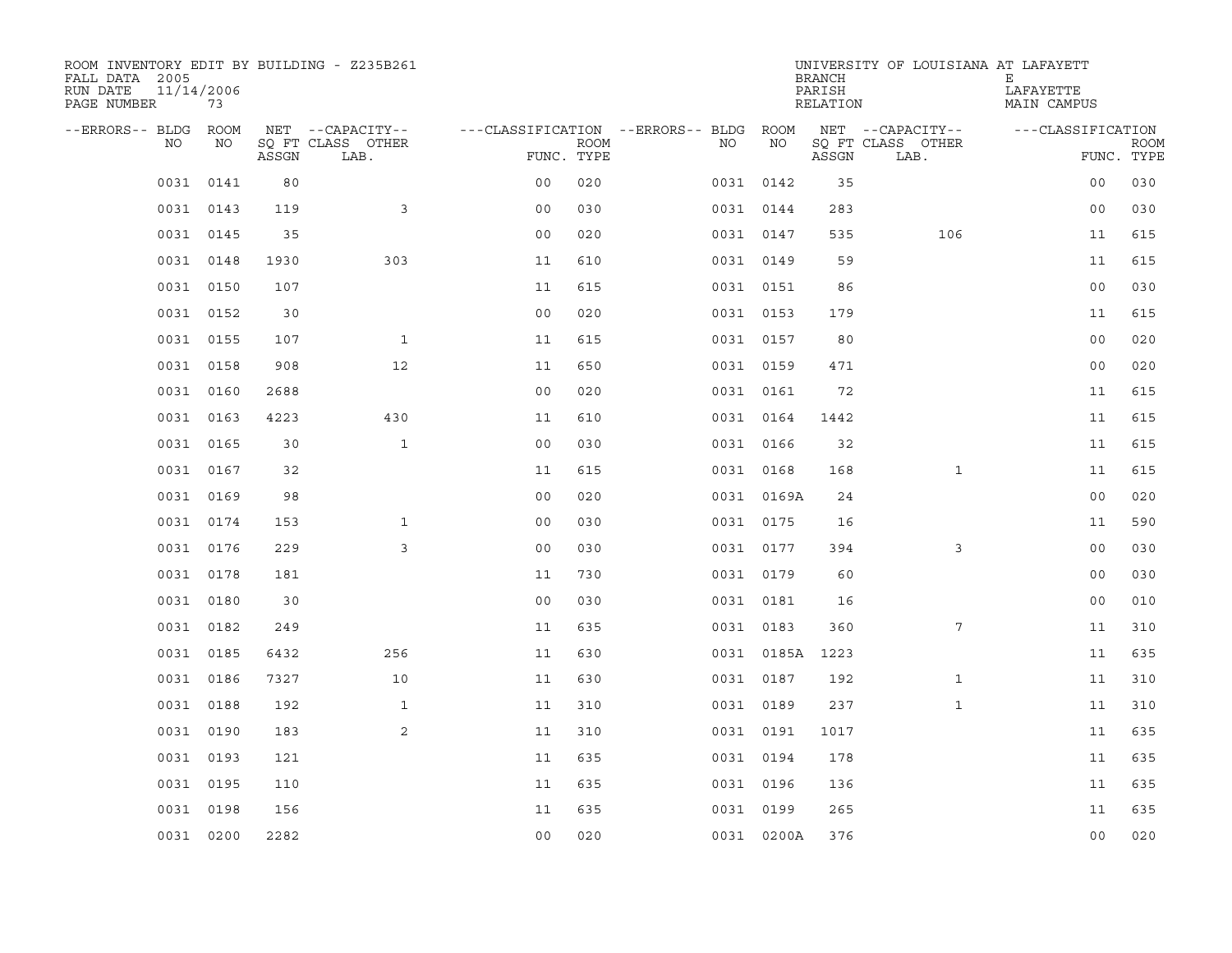ROOM INVENTORY EDIT BY BUILDING - Z235B261
FALL DATA 2005
RUN DATE 11/14/2006
PAGE NUMBER 73

UNIVERSITY OF LOUISIANA AT LAFAYETTE
BRANCH E
PARISH LAFAYETTE
RELATION MAIN CAMPUS

| --ERRORS-- | BLDG NO | ROOM NO | NET SQ FT ASSGN | --CAPACITY-- CLASS LAB. | OTHER | ---CLASSIFICATION FUNC. | ROOM TYPE | --ERRORS-- | BLDG NO | ROOM NO | NET SQ FT ASSGN | --CAPACITY-- CLASS LAB. | OTHER | ---CLASSIFICATION FUNC. | ROOM TYPE |
|---|---|---|---|---|---|---|---|---|---|---|---|---|---|---|---|
| | 0031 | 0141 | 80 | | | 00 | 020 | | 0031 | 0142 | 35 | | | 00 | 030 |
| | 0031 | 0143 | 119 | | 3 | 00 | 030 | | 0031 | 0144 | 283 | | | 00 | 030 |
| | 0031 | 0145 | 35 | | | 00 | 020 | | 0031 | 0147 | 535 | | 106 | 11 | 615 |
| | 0031 | 0148 | 1930 | | 303 | 11 | 610 | | 0031 | 0149 | 59 | | | 11 | 615 |
| | 0031 | 0150 | 107 | | | 11 | 615 | | 0031 | 0151 | 86 | | | 00 | 030 |
| | 0031 | 0152 | 30 | | | 00 | 020 | | 0031 | 0153 | 179 | | | 11 | 615 |
| | 0031 | 0155 | 107 | | 1 | 11 | 615 | | 0031 | 0157 | 80 | | | 00 | 020 |
| | 0031 | 0158 | 908 | | 12 | 11 | 650 | | 0031 | 0159 | 471 | | | 00 | 020 |
| | 0031 | 0160 | 2688 | | | 00 | 020 | | 0031 | 0161 | 72 | | | 11 | 615 |
| | 0031 | 0163 | 4223 | | 430 | 11 | 610 | | 0031 | 0164 | 1442 | | | 11 | 615 |
| | 0031 | 0165 | 30 | | 1 | 00 | 030 | | 0031 | 0166 | 32 | | | 11 | 615 |
| | 0031 | 0167 | 32 | | | 11 | 615 | | 0031 | 0168 | 168 | | 1 | 11 | 615 |
| | 0031 | 0169 | 98 | | | 00 | 020 | | 0031 | 0169A | 24 | | | 00 | 020 |
| | 0031 | 0174 | 153 | | 1 | 00 | 030 | | 0031 | 0175 | 16 | | | 11 | 590 |
| | 0031 | 0176 | 229 | | 3 | 00 | 030 | | 0031 | 0177 | 394 | | 3 | 00 | 030 |
| | 0031 | 0178 | 181 | | | 11 | 730 | | 0031 | 0179 | 60 | | | 00 | 030 |
| | 0031 | 0180 | 30 | | | 00 | 030 | | 0031 | 0181 | 16 | | | 00 | 010 |
| | 0031 | 0182 | 249 | | | 11 | 635 | | 0031 | 0183 | 360 | | 7 | 11 | 310 |
| | 0031 | 0185 | 6432 | | 256 | 11 | 630 | | 0031 | 0185A | 1223 | | | 11 | 635 |
| | 0031 | 0186 | 7327 | | 10 | 11 | 630 | | 0031 | 0187 | 192 | | 1 | 11 | 310 |
| | 0031 | 0188 | 192 | | 1 | 11 | 310 | | 0031 | 0189 | 237 | | 1 | 11 | 310 |
| | 0031 | 0190 | 183 | | 2 | 11 | 310 | | 0031 | 0191 | 1017 | | | 11 | 635 |
| | 0031 | 0193 | 121 | | | 11 | 635 | | 0031 | 0194 | 178 | | | 11 | 635 |
| | 0031 | 0195 | 110 | | | 11 | 635 | | 0031 | 0196 | 136 | | | 11 | 635 |
| | 0031 | 0198 | 156 | | | 11 | 635 | | 0031 | 0199 | 265 | | | 11 | 635 |
| | 0031 | 0200 | 2282 | | | 00 | 020 | | 0031 | 0200A | 376 | | | 00 | 020 |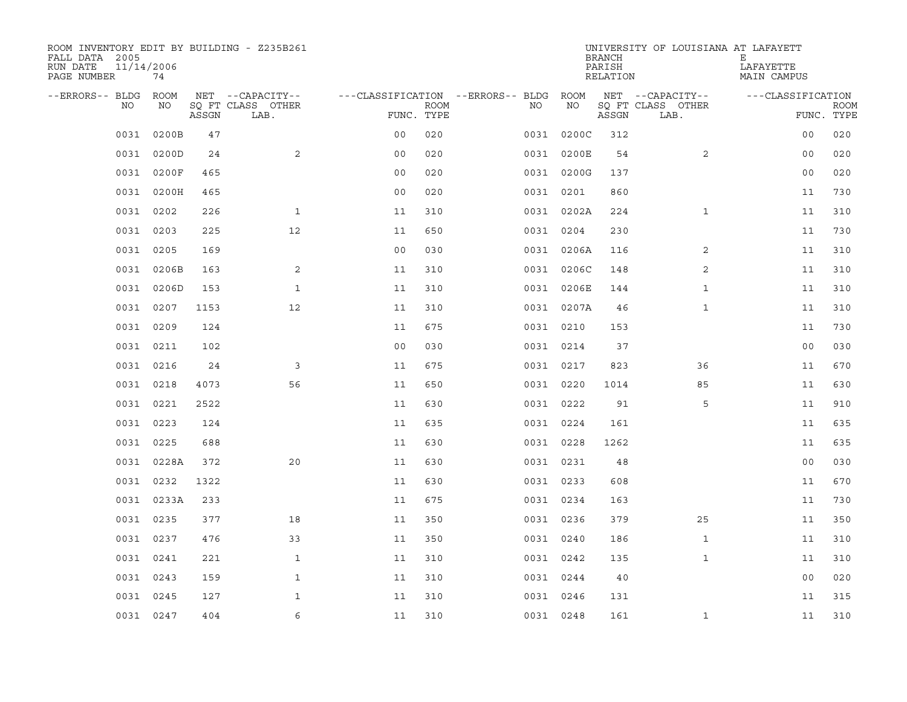ROOM INVENTORY EDIT BY BUILDING - Z235B261
FALL DATA 2005
RUN DATE 11/14/2006
PAGE NUMBER 74

UNIVERSITY OF LOUISIANA AT LAFAYETTE
BRANCH E
PARISH LAFAYETTE
RELATION MAIN CAMPUS

| --ERRORS-- | BLDG NO | ROOM NO | NET SQ FT ASSGN | --CAPACITY-- CLASS LAB. | OTHER | ---CLASSIFICATION FUNC. | ROOM TYPE | --ERRORS-- | BLDG NO | ROOM NO | NET SQ FT ASSGN | --CAPACITY-- CLASS LAB. | OTHER | ---CLASSIFICATION FUNC. | ROOM TYPE |
|---|---|---|---|---|---|---|---|---|---|---|---|---|---|---|---|
| | 0031 | 0200B | 47 | | | 00 | 020 | | 0031 | 0200C | 312 | | | 00 | 020 |
| | 0031 | 0200D | 24 | | 2 | 00 | 020 | | 0031 | 0200E | 54 | | 2 | 00 | 020 |
| | 0031 | 0200F | 465 | | | 00 | 020 | | 0031 | 0200G | 137 | | | 00 | 020 |
| | 0031 | 0200H | 465 | | | 00 | 020 | | 0031 | 0201 | 860 | | | 11 | 730 |
| | 0031 | 0202 | 226 | | 1 | 11 | 310 | | 0031 | 0202A | 224 | | 1 | 11 | 310 |
| | 0031 | 0203 | 225 | | 12 | 11 | 650 | | 0031 | 0204 | 230 | | | 11 | 730 |
| | 0031 | 0205 | 169 | | | 00 | 030 | | 0031 | 0206A | 116 | | 2 | 11 | 310 |
| | 0031 | 0206B | 163 | | 2 | 11 | 310 | | 0031 | 0206C | 148 | | 2 | 11 | 310 |
| | 0031 | 0206D | 153 | | 1 | 11 | 310 | | 0031 | 0206E | 144 | | 1 | 11 | 310 |
| | 0031 | 0207 | 1153 | | 12 | 11 | 310 | | 0031 | 0207A | 46 | | 1 | 11 | 310 |
| | 0031 | 0209 | 124 | | | 11 | 675 | | 0031 | 0210 | 153 | | | 11 | 730 |
| | 0031 | 0211 | 102 | | | 00 | 030 | | 0031 | 0214 | 37 | | | 00 | 030 |
| | 0031 | 0216 | 24 | | 3 | 11 | 675 | | 0031 | 0217 | 823 | | 36 | 11 | 670 |
| | 0031 | 0218 | 4073 | | 56 | 11 | 650 | | 0031 | 0220 | 1014 | | 85 | 11 | 630 |
| | 0031 | 0221 | 2522 | | | 11 | 630 | | 0031 | 0222 | 91 | | 5 | 11 | 910 |
| | 0031 | 0223 | 124 | | | 11 | 635 | | 0031 | 0224 | 161 | | | 11 | 635 |
| | 0031 | 0225 | 688 | | | 11 | 630 | | 0031 | 0228 | 1262 | | | 11 | 635 |
| | 0031 | 0228A | 372 | | 20 | 11 | 630 | | 0031 | 0231 | 48 | | | 00 | 030 |
| | 0031 | 0232 | 1322 | | | 11 | 630 | | 0031 | 0233 | 608 | | | 11 | 670 |
| | 0031 | 0233A | 233 | | | 11 | 675 | | 0031 | 0234 | 163 | | | 11 | 730 |
| | 0031 | 0235 | 377 | | 18 | 11 | 350 | | 0031 | 0236 | 379 | | 25 | 11 | 350 |
| | 0031 | 0237 | 476 | | 33 | 11 | 350 | | 0031 | 0240 | 186 | | 1 | 11 | 310 |
| | 0031 | 0241 | 221 | | 1 | 11 | 310 | | 0031 | 0242 | 135 | | 1 | 11 | 310 |
| | 0031 | 0243 | 159 | | 1 | 11 | 310 | | 0031 | 0244 | 40 | | | 00 | 020 |
| | 0031 | 0245 | 127 | | 1 | 11 | 310 | | 0031 | 0246 | 131 | | | 11 | 315 |
| | 0031 | 0247 | 404 | | 6 | 11 | 310 | | 0031 | 0248 | 161 | | 1 | 11 | 310 |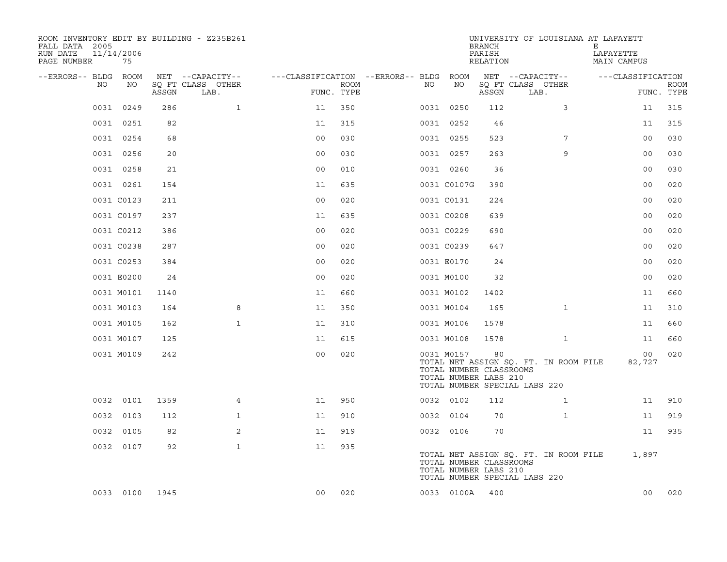ROOM INVENTORY EDIT BY BUILDING - Z235B261
FALL DATA 2005
RUN DATE 11/14/2006

UNIVERSITY OF LOUISIANA AT LAFAYETTE
BRANCH E
PARISH LAFAYETTE
RELATION MAIN CAMPUS

| --ERRORS-- | BLDG NO | ROOM NO | NET ASSGN SQ FT | --CAPACITY-- CLASS LAB. | OTHER | ---CLASSIFICATION FUNC. | ROOM TYPE | --ERRORS-- | BLDG NO | ROOM NO | NET ASSGN SQ FT | --CAPACITY-- CLASS LAB. | OTHER | ---CLASSIFICATION FUNC. | ROOM TYPE |
|---|---|---|---|---|---|---|---|---|---|---|---|---|---|---|---|
| | 0031 | 0249 | 286 | | 1 | 11 | 350 | | 0031 | 0250 | 112 | | 3 | 11 | 315 |
| | 0031 | 0251 | 82 | | | 11 | 315 | | 0031 | 0252 | 46 | | | 11 | 315 |
| | 0031 | 0254 | 68 | | | 00 | 030 | | 0031 | 0255 | 523 | | 7 | 00 | 030 |
| | 0031 | 0256 | 20 | | | 00 | 030 | | 0031 | 0257 | 263 | | 9 | 00 | 030 |
| | 0031 | 0258 | 21 | | | 00 | 010 | | 0031 | 0260 | 36 | | | 00 | 030 |
| | 0031 | 0261 | 154 | | | 11 | 635 | | 0031 | C0107G | 390 | | | 00 | 020 |
| | 0031 | C0123 | 211 | | | 00 | 020 | | 0031 | C0131 | 224 | | | 00 | 020 |
| | 0031 | C0197 | 237 | | | 11 | 635 | | 0031 | C0208 | 639 | | | 00 | 020 |
| | 0031 | C0212 | 386 | | | 00 | 020 | | 0031 | C0229 | 690 | | | 00 | 020 |
| | 0031 | C0238 | 287 | | | 00 | 020 | | 0031 | C0239 | 647 | | | 00 | 020 |
| | 0031 | C0253 | 384 | | | 00 | 020 | | 0031 | E0170 | 24 | | | 00 | 020 |
| | 0031 | E0200 | 24 | | | 00 | 020 | | 0031 | M0100 | 32 | | | 00 | 020 |
| | 0031 | M0101 | 1140 | | | 11 | 660 | | 0031 | M0102 | 1402 | | | 11 | 660 |
| | 0031 | M0103 | 164 | | 8 | 11 | 350 | | 0031 | M0104 | 165 | | 1 | 11 | 310 |
| | 0031 | M0105 | 162 | | 1 | 11 | 310 | | 0031 | M0106 | 1578 | | | 11 | 660 |
| | 0031 | M0107 | 125 | | | 11 | 615 | | 0031 | M0108 | 1578 | | 1 | 11 | 660 |
| | 0031 | M0109 | 242 | | | 00 | 020 | | 0031 | M0157 | 80 | | | 00 | 020 |

TOTAL NET ASSIGN SQ. FT. IN ROOM FILE 82,727
TOTAL NUMBER CLASSROOMS
TOTAL NUMBER LABS 210
TOTAL NUMBER SPECIAL LABS 220

| --ERRORS-- | BLDG NO | ROOM NO | NET ASSGN SQ FT | --CAPACITY-- CLASS LAB. | OTHER | ---CLASSIFICATION FUNC. | ROOM TYPE | --ERRORS-- | BLDG NO | ROOM NO | NET ASSGN SQ FT | --CAPACITY-- CLASS LAB. | OTHER | ---CLASSIFICATION FUNC. | ROOM TYPE |
|---|---|---|---|---|---|---|---|---|---|---|---|---|---|---|---|
| | 0032 | 0101 | 1359 | | 4 | 11 | 950 | | 0032 | 0102 | 112 | | 1 | 11 | 910 |
| | 0032 | 0103 | 112 | | 1 | 11 | 910 | | 0032 | 0104 | 70 | | 1 | 11 | 919 |
| | 0032 | 0105 | 82 | | 2 | 11 | 919 | | 0032 | 0106 | 70 | | | 11 | 935 |
| | 0032 | 0107 | 92 | | 1 | 11 | 935 | | | | | | | | |

TOTAL NET ASSIGN SQ. FT. IN ROOM FILE 1,897
TOTAL NUMBER CLASSROOMS
TOTAL NUMBER LABS 210
TOTAL NUMBER SPECIAL LABS 220

| --ERRORS-- | BLDG NO | ROOM NO | NET ASSGN SQ FT | --CAPACITY-- CLASS LAB. | OTHER | ---CLASSIFICATION FUNC. | ROOM TYPE | --ERRORS-- | BLDG NO | ROOM NO | NET ASSGN SQ FT | --CAPACITY-- CLASS LAB. | OTHER | ---CLASSIFICATION FUNC. | ROOM TYPE |
|---|---|---|---|---|---|---|---|---|---|---|---|---|---|---|---|
| | 0033 | 0100 | 1945 | | | 00 | 020 | | 0033 | 0100A | 400 | | | 00 | 020 |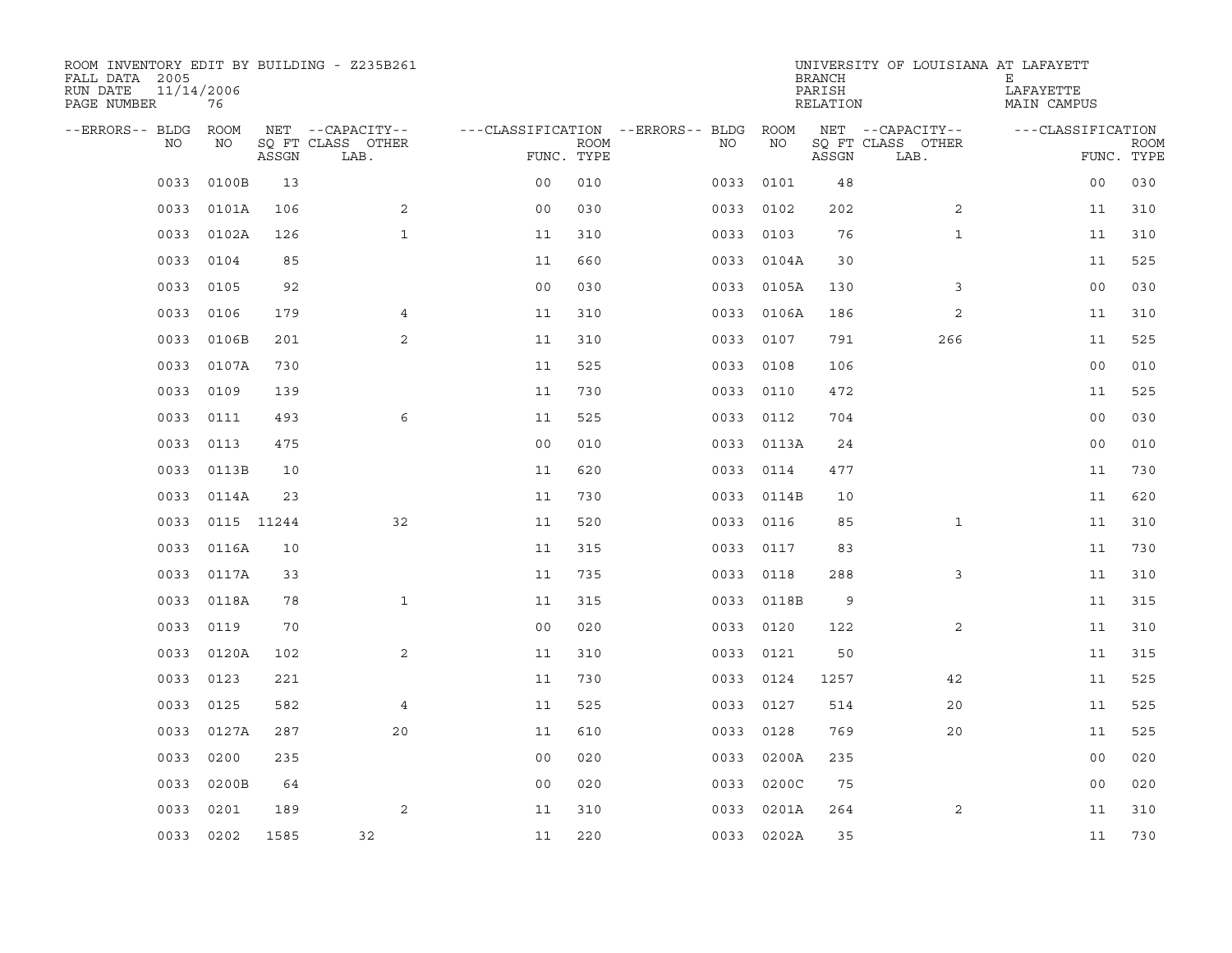ROOM INVENTORY EDIT BY BUILDING - Z235B261
FALL DATA 2005
RUN DATE 11/14/2006
PAGE NUMBER 76

UNIVERSITY OF LOUISIANA AT LAFAYETTE
BRANCH E
PARISH LAFAYETTE
RELATION MAIN CAMPUS

| --ERRORS-- | BLDG NO | ROOM NO | NET SQ FT ASSGN | --CAPACITY-- CLASS LAB. | OTHER | ---CLASSIFICATION FUNC. | ROOM TYPE | --ERRORS-- | BLDG NO | ROOM NO | NET SQ FT ASSGN | --CAPACITY-- CLASS LAB. | OTHER | ---CLASSIFICATION FUNC. | ROOM TYPE |
|---|---|---|---|---|---|---|---|---|---|---|---|---|---|---|---|
| | 0033 | 0100B | 13 | | | 00 | 010 | | 0033 | 0101 | 48 | | | 00 | 030 |
| | 0033 | 0101A | 106 | | 2 | 00 | 030 | | 0033 | 0102 | 202 | | 2 | 11 | 310 |
| | 0033 | 0102A | 126 | | 1 | 11 | 310 | | 0033 | 0103 | 76 | | 1 | 11 | 310 |
| | 0033 | 0104 | 85 | | | 11 | 660 | | 0033 | 0104A | 30 | | | 11 | 525 |
| | 0033 | 0105 | 92 | | | 00 | 030 | | 0033 | 0105A | 130 | | 3 | 00 | 030 |
| | 0033 | 0106 | 179 | | 4 | 11 | 310 | | 0033 | 0106A | 186 | | 2 | 11 | 310 |
| | 0033 | 0106B | 201 | | 2 | 11 | 310 | | 0033 | 0107 | 791 | | 266 | 11 | 525 |
| | 0033 | 0107A | 730 | | | 11 | 525 | | 0033 | 0108 | 106 | | | 00 | 010 |
| | 0033 | 0109 | 139 | | | 11 | 730 | | 0033 | 0110 | 472 | | | 11 | 525 |
| | 0033 | 0111 | 493 | | 6 | 11 | 525 | | 0033 | 0112 | 704 | | | 00 | 030 |
| | 0033 | 0113 | 475 | | | 00 | 010 | | 0033 | 0113A | 24 | | | 00 | 010 |
| | 0033 | 0113B | 10 | | | 11 | 620 | | 0033 | 0114 | 477 | | | 11 | 730 |
| | 0033 | 0114A | 23 | | | 11 | 730 | | 0033 | 0114B | 10 | | | 11 | 620 |
| | 0033 | 0115 | 11244 | | 32 | 11 | 520 | | 0033 | 0116 | 85 | | 1 | 11 | 310 |
| | 0033 | 0116A | 10 | | | 11 | 315 | | 0033 | 0117 | 83 | | | 11 | 730 |
| | 0033 | 0117A | 33 | | | 11 | 735 | | 0033 | 0118 | 288 | | 3 | 11 | 310 |
| | 0033 | 0118A | 78 | | 1 | 11 | 315 | | 0033 | 0118B | 9 | | | 11 | 315 |
| | 0033 | 0119 | 70 | | | 00 | 020 | | 0033 | 0120 | 122 | | 2 | 11 | 310 |
| | 0033 | 0120A | 102 | | 2 | 11 | 310 | | 0033 | 0121 | 50 | | | 11 | 315 |
| | 0033 | 0123 | 221 | | | 11 | 730 | | 0033 | 0124 | 1257 | | 42 | 11 | 525 |
| | 0033 | 0125 | 582 | | 4 | 11 | 525 | | 0033 | 0127 | 514 | | 20 | 11 | 525 |
| | 0033 | 0127A | 287 | | 20 | 11 | 610 | | 0033 | 0128 | 769 | | 20 | 11 | 525 |
| | 0033 | 0200 | 235 | | | 00 | 020 | | 0033 | 0200A | 235 | | | 00 | 020 |
| | 0033 | 0200B | 64 | | | 00 | 020 | | 0033 | 0200C | 75 | | | 00 | 020 |
| | 0033 | 0201 | 189 | | 2 | 11 | 310 | | 0033 | 0201A | 264 | | 2 | 11 | 310 |
| | 0033 | 0202 | 1585 | 32 | | 11 | 220 | | 0033 | 0202A | 35 | | | 11 | 730 |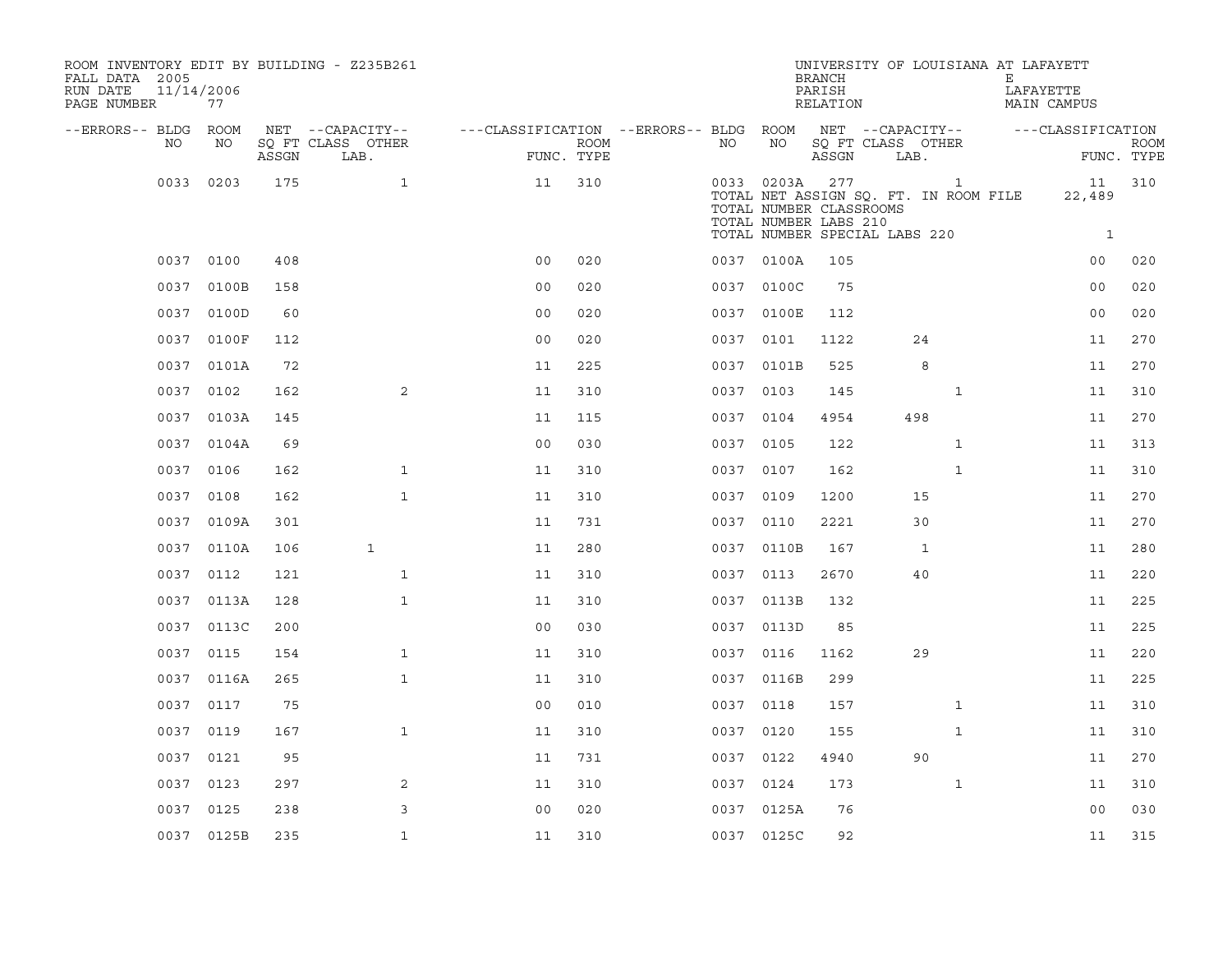ROOM INVENTORY EDIT BY BUILDING - Z235B261
FALL DATA 2005
RUN DATE 11/14/2006
PAGE NUMBER 77

UNIVERSITY OF LOUISIANA AT LAFAYETTE
BRANCH E
PARISH LAFAYETTE
RELATION MAIN CAMPUS

| --ERRORS-- | BLDG NO | ROOM NO | NET SQ FT ASSGN | CAPACITY CLASS LAB. | CAPACITY OTHER | CLASSIFICATION FUNC. | ROOM TYPE | --ERRORS-- | BLDG NO | ROOM NO | NET SQ FT ASSGN | CAPACITY CLASS LAB. | CAPACITY OTHER | CLASSIFICATION FUNC. | ROOM TYPE |
|---|---|---|---|---|---|---|---|---|---|---|---|---|---|---|---|
| | 0033 | 0203 | 175 | | 1 | 11 | 310 | | 0033 | 0203A | 277 | | 1 | 11 | 310 |
| | | | | | | | | | TOTAL NET ASSIGN SQ. FT. IN ROOM FILE | | | | | 22,489 | |
| | | | | | | | | | TOTAL NUMBER CLASSROOMS | | | | | | |
| | | | | | | | | | TOTAL NUMBER LABS 210 | | | | | | |
| | | | | | | | | | TOTAL NUMBER SPECIAL LABS 220 | | | | | 1 | |
| | 0037 | 0100 | 408 | | | 00 | 020 | | 0037 | 0100A | 105 | | | 00 | 020 |
| | 0037 | 0100B | 158 | | | 00 | 020 | | 0037 | 0100C | 75 | | | 00 | 020 |
| | 0037 | 0100D | 60 | | | 00 | 020 | | 0037 | 0100E | 112 | | | 00 | 020 |
| | 0037 | 0100F | 112 | | | 00 | 020 | | 0037 | 0101 | 1122 | 24 | | 11 | 270 |
| | 0037 | 0101A | 72 | | | 11 | 225 | | 0037 | 0101B | 525 | 8 | | 11 | 270 |
| | 0037 | 0102 | 162 | | 2 | 11 | 310 | | 0037 | 0103 | 145 | | 1 | 11 | 310 |
| | 0037 | 0103A | 145 | | | 11 | 115 | | 0037 | 0104 | 4954 | 498 | | 11 | 270 |
| | 0037 | 0104A | 69 | | | 00 | 030 | | 0037 | 0105 | 122 | | 1 | 11 | 313 |
| | 0037 | 0106 | 162 | | 1 | 11 | 310 | | 0037 | 0107 | 162 | | 1 | 11 | 310 |
| | 0037 | 0108 | 162 | | 1 | 11 | 310 | | 0037 | 0109 | 1200 | 15 | | 11 | 270 |
| | 0037 | 0109A | 301 | | | 11 | 731 | | 0037 | 0110 | 2221 | 30 | | 11 | 270 |
| | 0037 | 0110A | 106 | 1 | | 11 | 280 | | 0037 | 0110B | 167 | 1 | | 11 | 280 |
| | 0037 | 0112 | 121 | | 1 | 11 | 310 | | 0037 | 0113 | 2670 | 40 | | 11 | 220 |
| | 0037 | 0113A | 128 | | 1 | 11 | 310 | | 0037 | 0113B | 132 | | | 11 | 225 |
| | 0037 | 0113C | 200 | | | 00 | 030 | | 0037 | 0113D | 85 | | | 11 | 225 |
| | 0037 | 0115 | 154 | | 1 | 11 | 310 | | 0037 | 0116 | 1162 | 29 | | 11 | 220 |
| | 0037 | 0116A | 265 | | 1 | 11 | 310 | | 0037 | 0116B | 299 | | | 11 | 225 |
| | 0037 | 0117 | 75 | | | 00 | 010 | | 0037 | 0118 | 157 | | 1 | 11 | 310 |
| | 0037 | 0119 | 167 | | 1 | 11 | 310 | | 0037 | 0120 | 155 | | 1 | 11 | 310 |
| | 0037 | 0121 | 95 | | | 11 | 731 | | 0037 | 0122 | 4940 | 90 | | 11 | 270 |
| | 0037 | 0123 | 297 | | 2 | 11 | 310 | | 0037 | 0124 | 173 | | 1 | 11 | 310 |
| | 0037 | 0125 | 238 | | 3 | 00 | 020 | | 0037 | 0125A | 76 | | | 00 | 030 |
| | 0037 | 0125B | 235 | | 1 | 11 | 310 | | 0037 | 0125C | 92 | | | 11 | 315 |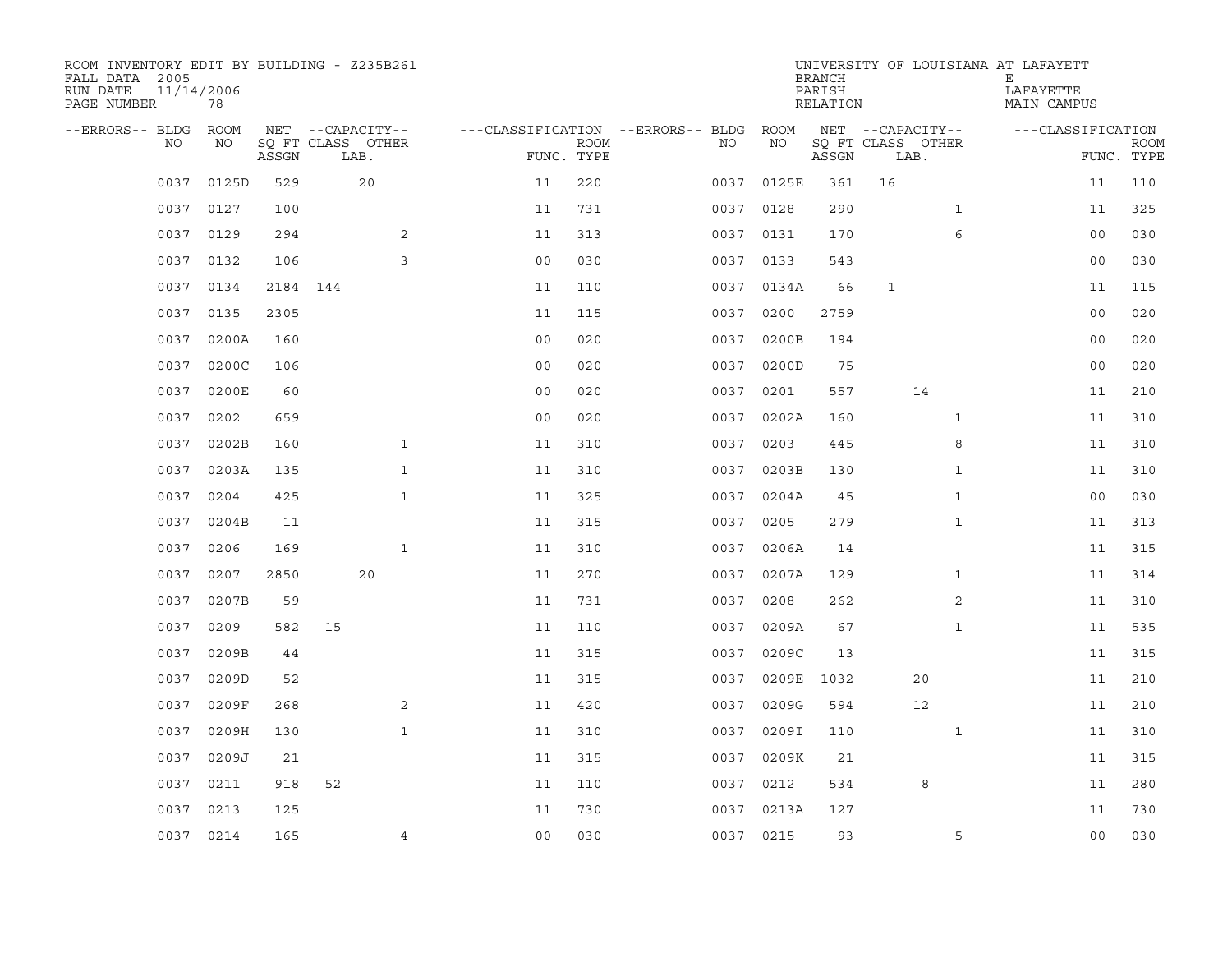ROOM INVENTORY EDIT BY BUILDING - Z235B261
FALL DATA 2005
RUN DATE 11/14/2006
PAGE NUMBER 78

UNIVERSITY OF LOUISIANA AT LAFAYETTE
BRANCH E
PARISH LAFAYETTE
RELATION MAIN CAMPUS

| --ERRORS-- | BLDG NO | ROOM NO | NET SQ FT ASSGN | --CAPACITY-- CLASS | LAB. | OTHER | ---CLASSIFICATION FUNC. | ROOM TYPE | --ERRORS-- | BLDG NO | ROOM NO | NET SQ FT ASSGN | --CAPACITY-- CLASS | LAB. | OTHER | ---CLASSIFICATION FUNC. | ROOM TYPE |
|---|---|---|---|---|---|---|---|---|---|---|---|---|---|---|---|---|---|
| | 0037 | 0125D | 529 | | 20 | | 11 | 220 | | 0037 | 0125E | 361 | 16 | | | 11 | 110 |
| | 0037 | 0127 | 100 | | | | 11 | 731 | | 0037 | 0128 | 290 | | | 1 | 11 | 325 |
| | 0037 | 0129 | 294 | | | 2 | 11 | 313 | | 0037 | 0131 | 170 | | | 6 | 00 | 030 |
| | 0037 | 0132 | 106 | | | 3 | 00 | 030 | | 0037 | 0133 | 543 | | | | 00 | 030 |
| | 0037 | 0134 | 2184 | 144 | | | 11 | 110 | | 0037 | 0134A | 66 | 1 | | | 11 | 115 |
| | 0037 | 0135 | 2305 | | | | 11 | 115 | | 0037 | 0200 | 2759 | | | | 00 | 020 |
| | 0037 | 0200A | 160 | | | | 00 | 020 | | 0037 | 0200B | 194 | | | | 00 | 020 |
| | 0037 | 0200C | 106 | | | | 00 | 020 | | 0037 | 0200D | 75 | | | | 00 | 020 |
| | 0037 | 0200E | 60 | | | | 00 | 020 | | 0037 | 0201 | 557 | | 14 | | 11 | 210 |
| | 0037 | 0202 | 659 | | | | 00 | 020 | | 0037 | 0202A | 160 | | | 1 | 11 | 310 |
| | 0037 | 0202B | 160 | | | 1 | 11 | 310 | | 0037 | 0203 | 445 | | | 8 | 11 | 310 |
| | 0037 | 0203A | 135 | | | 1 | 11 | 310 | | 0037 | 0203B | 130 | | | 1 | 11 | 310 |
| | 0037 | 0204 | 425 | | | 1 | 11 | 325 | | 0037 | 0204A | 45 | | | 1 | 00 | 030 |
| | 0037 | 0204B | 11 | | | | 11 | 315 | | 0037 | 0205 | 279 | | | 1 | 11 | 313 |
| | 0037 | 0206 | 169 | | | 1 | 11 | 310 | | 0037 | 0206A | 14 | | | | 11 | 315 |
| | 0037 | 0207 | 2850 | | 20 | | 11 | 270 | | 0037 | 0207A | 129 | | | 1 | 11 | 314 |
| | 0037 | 0207B | 59 | | | | 11 | 731 | | 0037 | 0208 | 262 | | | 2 | 11 | 310 |
| | 0037 | 0209 | 582 | 15 | | | 11 | 110 | | 0037 | 0209A | 67 | | | 1 | 11 | 535 |
| | 0037 | 0209B | 44 | | | | 11 | 315 | | 0037 | 0209C | 13 | | | | 11 | 315 |
| | 0037 | 0209D | 52 | | | | 11 | 315 | | 0037 | 0209E | 1032 | | 20 | | 11 | 210 |
| | 0037 | 0209F | 268 | | | 2 | 11 | 420 | | 0037 | 0209G | 594 | | 12 | | 11 | 210 |
| | 0037 | 0209H | 130 | | | 1 | 11 | 310 | | 0037 | 0209I | 110 | | | 1 | 11 | 310 |
| | 0037 | 0209J | 21 | | | | 11 | 315 | | 0037 | 0209K | 21 | | | | 11 | 315 |
| | 0037 | 0211 | 918 | 52 | | | 11 | 110 | | 0037 | 0212 | 534 | | 8 | | 11 | 280 |
| | 0037 | 0213 | 125 | | | | 11 | 730 | | 0037 | 0213A | 127 | | | | 11 | 730 |
| | 0037 | 0214 | 165 | | | 4 | 00 | 030 | | 0037 | 0215 | 93 | | | 5 | 00 | 030 |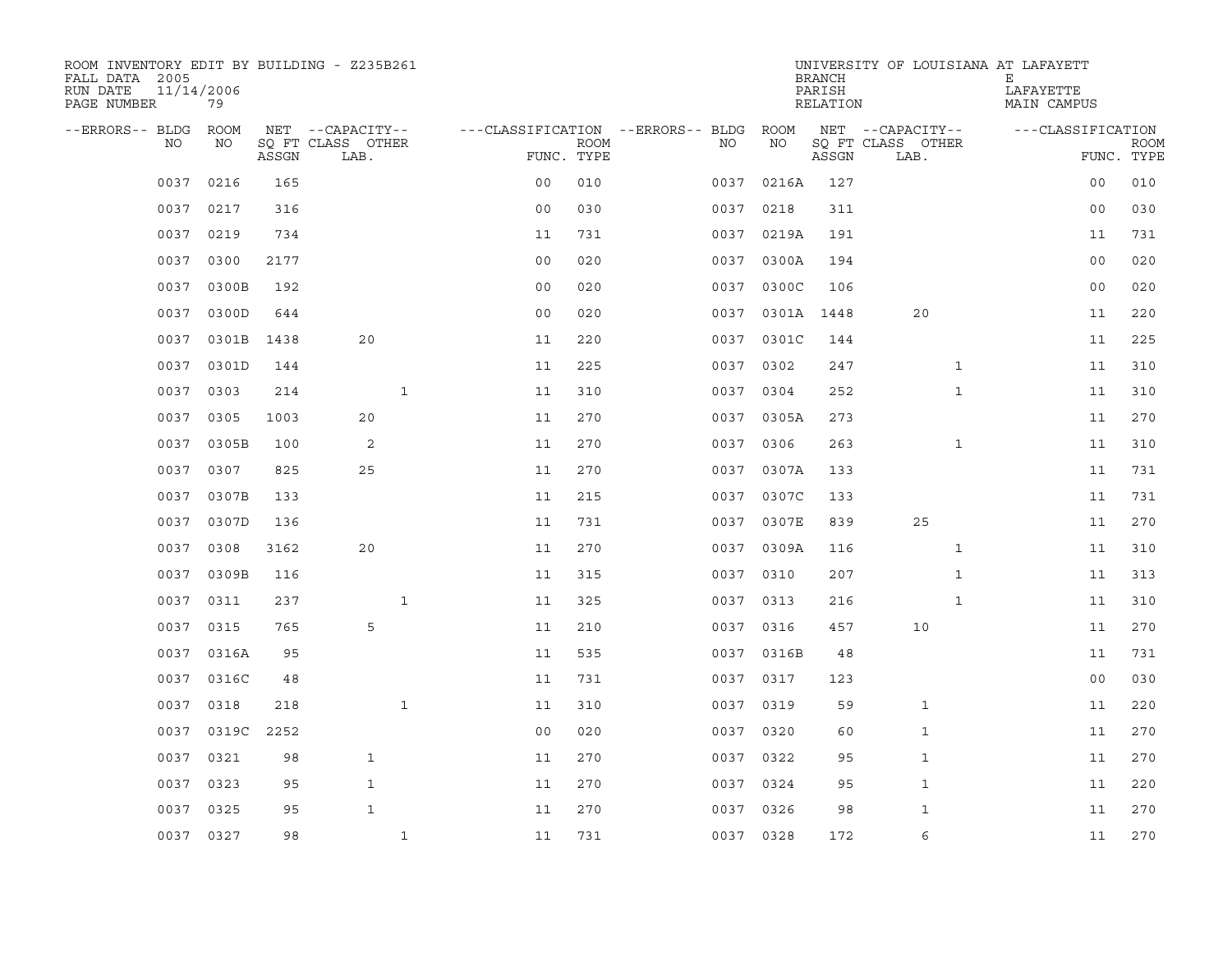ROOM INVENTORY EDIT BY BUILDING - Z235B261
FALL DATA 2005
RUN DATE 11/14/2006
PAGE NUMBER 79

UNIVERSITY OF LOUISIANA AT LAFAYETTE
BRANCH E
PARISH LAFAYETTE
RELATION MAIN CAMPUS

| --ERRORS-- | BLDG NO | ROOM NO | NET SQ FT ASSGN | --CAPACITY-- CLASS LAB. | OTHER | ---CLASSIFICATION FUNC. | ROOM TYPE | --ERRORS-- | BLDG NO | ROOM NO | NET SQ FT ASSGN | --CAPACITY-- CLASS LAB. | OTHER | ---CLASSIFICATION FUNC. | ROOM TYPE |
|---|---|---|---|---|---|---|---|---|---|---|---|---|---|---|---|
| | 0037 | 0216 | 165 | | | 00 | 010 | | 0037 | 0216A | 127 | | | 00 | 010 |
| | 0037 | 0217 | 316 | | | 00 | 030 | | 0037 | 0218 | 311 | | | 00 | 030 |
| | 0037 | 0219 | 734 | | | 11 | 731 | | 0037 | 0219A | 191 | | | 11 | 731 |
| | 0037 | 0300 | 2177 | | | 00 | 020 | | 0037 | 0300A | 194 | | | 00 | 020 |
| | 0037 | 0300B | 192 | | | 00 | 020 | | 0037 | 0300C | 106 | | | 00 | 020 |
| | 0037 | 0300D | 644 | | | 00 | 020 | | 0037 | 0301A | 1448 | 20 | | 11 | 220 |
| | 0037 | 0301B | 1438 | 20 | | 11 | 220 | | 0037 | 0301C | 144 | | | 11 | 225 |
| | 0037 | 0301D | 144 | | | 11 | 225 | | 0037 | 0302 | 247 | | 1 | 11 | 310 |
| | 0037 | 0303 | 214 | | 1 | 11 | 310 | | 0037 | 0304 | 252 | | 1 | 11 | 310 |
| | 0037 | 0305 | 1003 | 20 | | 11 | 270 | | 0037 | 0305A | 273 | | | 11 | 270 |
| | 0037 | 0305B | 100 | 2 | | 11 | 270 | | 0037 | 0306 | 263 | | 1 | 11 | 310 |
| | 0037 | 0307 | 825 | 25 | | 11 | 270 | | 0037 | 0307A | 133 | | | 11 | 731 |
| | 0037 | 0307B | 133 | | | 11 | 215 | | 0037 | 0307C | 133 | | | 11 | 731 |
| | 0037 | 0307D | 136 | | | 11 | 731 | | 0037 | 0307E | 839 | 25 | | 11 | 270 |
| | 0037 | 0308 | 3162 | 20 | | 11 | 270 | | 0037 | 0309A | 116 | | 1 | 11 | 310 |
| | 0037 | 0309B | 116 | | | 11 | 315 | | 0037 | 0310 | 207 | | 1 | 11 | 313 |
| | 0037 | 0311 | 237 | | 1 | 11 | 325 | | 0037 | 0313 | 216 | | 1 | 11 | 310 |
| | 0037 | 0315 | 765 | 5 | | 11 | 210 | | 0037 | 0316 | 457 | 10 | | 11 | 270 |
| | 0037 | 0316A | 95 | | | 11 | 535 | | 0037 | 0316B | 48 | | | 11 | 731 |
| | 0037 | 0316C | 48 | | | 11 | 731 | | 0037 | 0317 | 123 | | | 00 | 030 |
| | 0037 | 0318 | 218 | | 1 | 11 | 310 | | 0037 | 0319 | 59 | 1 | | 11 | 220 |
| | 0037 | 0319C | 2252 | | | 00 | 020 | | 0037 | 0320 | 60 | 1 | | 11 | 270 |
| | 0037 | 0321 | 98 | 1 | | 11 | 270 | | 0037 | 0322 | 95 | 1 | | 11 | 270 |
| | 0037 | 0323 | 95 | 1 | | 11 | 270 | | 0037 | 0324 | 95 | 1 | | 11 | 220 |
| | 0037 | 0325 | 95 | 1 | | 11 | 270 | | 0037 | 0326 | 98 | 1 | | 11 | 270 |
| | 0037 | 0327 | 98 | | 1 | 11 | 731 | | 0037 | 0328 | 172 | 6 | | 11 | 270 |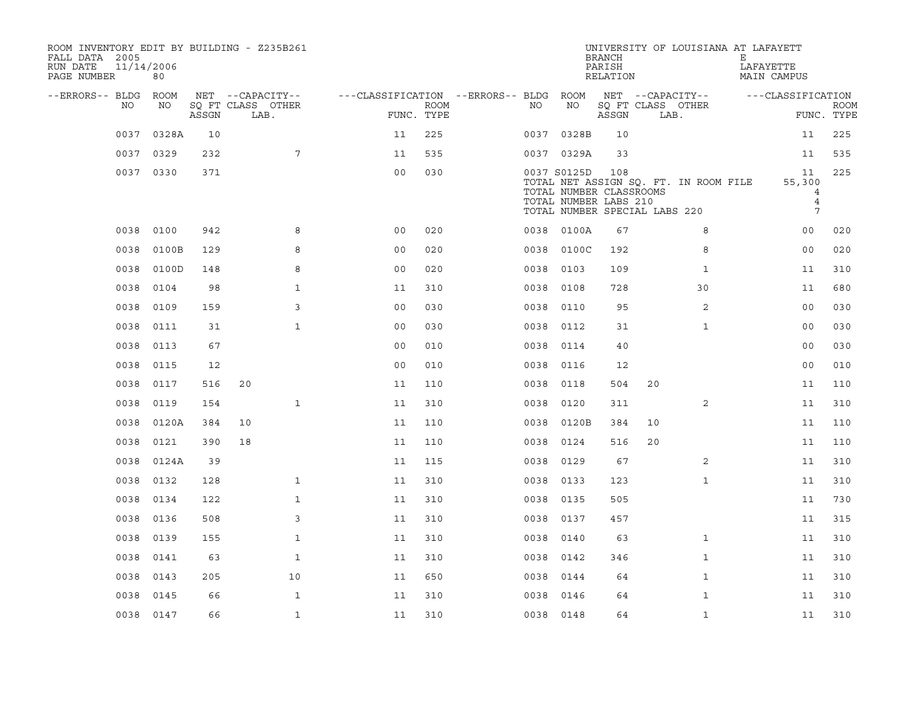ROOM INVENTORY EDIT BY BUILDING - Z235B261
FALL DATA 2005
RUN DATE 11/14/2006
PAGE NUMBER 80

UNIVERSITY OF LOUISIANA AT LAFAYETT
BRANCH E
PARISH LAFAYETTE
RELATION MAIN CAMPUS

| --ERRORS-- | BLDG NO | ROOM NO | NET ASSGN SQ FT | CAPACITY CLASS | CAPACITY OTHER LAB. | FUNC. | ROOM TYPE | --ERRORS-- | BLDG NO | ROOM NO | NET ASSGN SQ FT | CAPACITY CLASS | CAPACITY OTHER LAB. | FUNC. | ROOM TYPE |
|---|---|---|---|---|---|---|---|---|---|---|---|---|---|---|---|
| | 0037 | 0328A | 10 | | | 11 | 225 | | 0037 | 0328B | 10 | | | 11 | 225 |
| | 0037 | 0329 | 232 | | 7 | 11 | 535 | | 0037 | 0329A | 33 | | | 11 | 535 |
| | 0037 | 0330 | 371 | | | 00 | 030 | | 0037 | S0125D | 108 | | | 11 | 225 |
| | | | | | | | | | TOTAL NET ASSIGN SQ. FT. IN ROOM FILE | | | | | 55,300 | |
| | | | | | | | | | TOTAL NUMBER CLASSROOMS | | | | | 4 | |
| | | | | | | | | | TOTAL NUMBER LABS 210 | | | | | 4 | |
| | | | | | | | | | TOTAL NUMBER SPECIAL LABS 220 | | | | | 7 | |
| | 0038 | 0100 | 942 | | 8 | 00 | 020 | | 0038 | 0100A | 67 | | 8 | 00 | 020 |
| | 0038 | 0100B | 129 | | 8 | 00 | 020 | | 0038 | 0100C | 192 | | 8 | 00 | 020 |
| | 0038 | 0100D | 148 | | 8 | 00 | 020 | | 0038 | 0103 | 109 | | 1 | 11 | 310 |
| | 0038 | 0104 | 98 | | 1 | 11 | 310 | | 0038 | 0108 | 728 | | 30 | 11 | 680 |
| | 0038 | 0109 | 159 | | 3 | 00 | 030 | | 0038 | 0110 | 95 | | 2 | 00 | 030 |
| | 0038 | 0111 | 31 | | 1 | 00 | 030 | | 0038 | 0112 | 31 | | 1 | 00 | 030 |
| | 0038 | 0113 | 67 | | | 00 | 010 | | 0038 | 0114 | 40 | | | 00 | 030 |
| | 0038 | 0115 | 12 | | | 00 | 010 | | 0038 | 0116 | 12 | | | 00 | 010 |
| | 0038 | 0117 | 516 | 20 | | 11 | 110 | | 0038 | 0118 | 504 | 20 | | 11 | 110 |
| | 0038 | 0119 | 154 | | 1 | 11 | 310 | | 0038 | 0120 | 311 | | 2 | 11 | 310 |
| | 0038 | 0120A | 384 | 10 | | 11 | 110 | | 0038 | 0120B | 384 | 10 | | 11 | 110 |
| | 0038 | 0121 | 390 | 18 | | 11 | 110 | | 0038 | 0124 | 516 | 20 | | 11 | 110 |
| | 0038 | 0124A | 39 | | | 11 | 115 | | 0038 | 0129 | 67 | | 2 | 11 | 310 |
| | 0038 | 0132 | 128 | | 1 | 11 | 310 | | 0038 | 0133 | 123 | | 1 | 11 | 310 |
| | 0038 | 0134 | 122 | | 1 | 11 | 310 | | 0038 | 0135 | 505 | | | 11 | 730 |
| | 0038 | 0136 | 508 | | 3 | 11 | 310 | | 0038 | 0137 | 457 | | | 11 | 315 |
| | 0038 | 0139 | 155 | | 1 | 11 | 310 | | 0038 | 0140 | 63 | | 1 | 11 | 310 |
| | 0038 | 0141 | 63 | | 1 | 11 | 310 | | 0038 | 0142 | 346 | | 1 | 11 | 310 |
| | 0038 | 0143 | 205 | | 10 | 11 | 650 | | 0038 | 0144 | 64 | | 1 | 11 | 310 |
| | 0038 | 0145 | 66 | | 1 | 11 | 310 | | 0038 | 0146 | 64 | | 1 | 11 | 310 |
| | 0038 | 0147 | 66 | | 1 | 11 | 310 | | 0038 | 0148 | 64 | | 1 | 11 | 310 |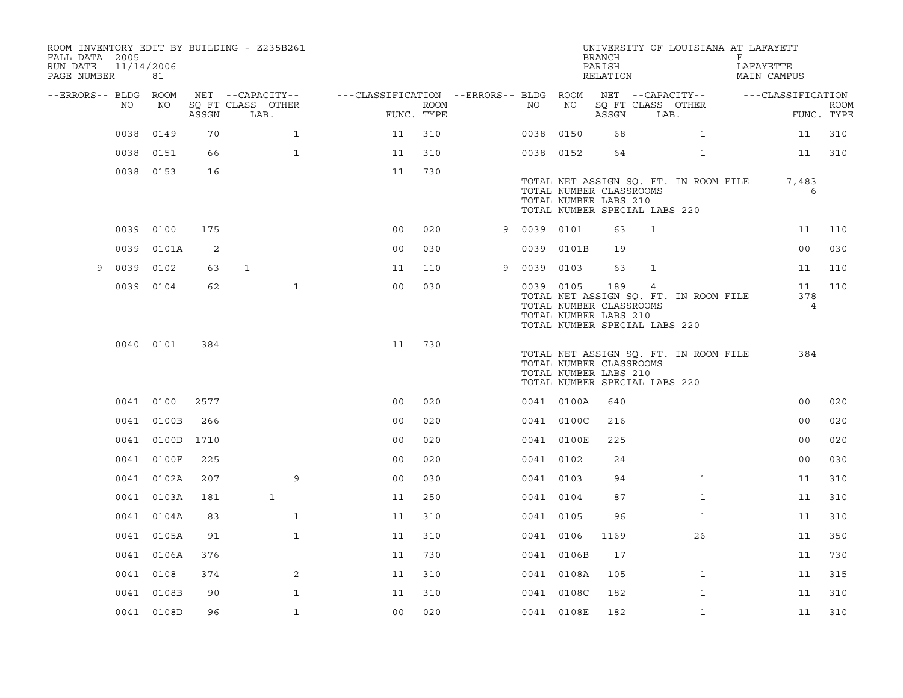ROOM INVENTORY EDIT BY BUILDING - Z235B261
FALL DATA 2005
RUN DATE 11/14/2006
PAGE NUMBER 81

UNIVERSITY OF LOUISIANA AT LAFAYETTE
BRANCH E
PARISH LAFAYETTE
RELATION MAIN CAMPUS

| --ERRORS-- | BLDG NO | ROOM NO | NET SQ FT ASSGN | --CAPACITY-- CLASS | OTHER LAB. | ---CLASSIFICATION FUNC. | ROOM TYPE | --ERRORS-- | BLDG NO | ROOM NO | NET SQ FT ASSGN | --CAPACITY-- CLASS | OTHER LAB. | ---CLASSIFICATION FUNC. | ROOM TYPE |
|---|---|---|---|---|---|---|---|---|---|---|---|---|---|---|---|
| | 0038 | 0149 | 70 | | 1 | 11 | 310 | | 0038 | 0150 | 68 | | 1 | 11 | 310 |
| | 0038 | 0151 | 66 | | 1 | 11 | 310 | | 0038 | 0152 | 64 | | 1 | 11 | 310 |
| | 0038 | 0153 | 16 | | | 11 | 730 | | | | | | | | |
| | | | | | | | | | TOTAL NET ASSIGN SQ. FT. IN ROOM FILE | | | | | 7,483 | |
| | | | | | | | | | TOTAL NUMBER CLASSROOMS | | | | | 6 | |
| | | | | | | | | | TOTAL NUMBER LABS 210 | | | | | | |
| | | | | | | | | | TOTAL NUMBER SPECIAL LABS 220 | | | | | | |
| | 0039 | 0100 | 175 | | | 00 | 020 | 9 | 0039 | 0101 | 63 | 1 | | 11 | 110 |
| | 0039 | 0101A | 2 | | | 00 | 030 | | 0039 | 0101B | 19 | | | 00 | 030 |
| 9 | 0039 | 0102 | 63 | 1 | | 11 | 110 | 9 | 0039 | 0103 | 63 | 1 | | 11 | 110 |
| | 0039 | 0104 | 62 | | 1 | 00 | 030 | | 0039 | 0105 | 189 | 4 | | 11 | 110 |
| | | | | | | | | | TOTAL NET ASSIGN SQ. FT. IN ROOM FILE | | | | | 378 | |
| | | | | | | | | | TOTAL NUMBER CLASSROOMS | | | | | 4 | |
| | | | | | | | | | TOTAL NUMBER LABS 210 | | | | | | |
| | | | | | | | | | TOTAL NUMBER SPECIAL LABS 220 | | | | | | |
| | 0040 | 0101 | 384 | | | 11 | 730 | | | | | | | | |
| | | | | | | | | | TOTAL NET ASSIGN SQ. FT. IN ROOM FILE | | | | | 384 | |
| | | | | | | | | | TOTAL NUMBER CLASSROOMS | | | | | | |
| | | | | | | | | | TOTAL NUMBER LABS 210 | | | | | | |
| | | | | | | | | | TOTAL NUMBER SPECIAL LABS 220 | | | | | | |
| | 0041 | 0100 | 2577 | | | 00 | 020 | | 0041 | 0100A | 640 | | | 00 | 020 |
| | 0041 | 0100B | 266 | | | 00 | 020 | | 0041 | 0100C | 216 | | | 00 | 020 |
| | 0041 | 0100D | 1710 | | | 00 | 020 | | 0041 | 0100E | 225 | | | 00 | 020 |
| | 0041 | 0100F | 225 | | | 00 | 020 | | 0041 | 0102 | 24 | | | 00 | 030 |
| | 0041 | 0102A | 207 | | 9 | 00 | 030 | | 0041 | 0103 | 94 | | 1 | 11 | 310 |
| | 0041 | 0103A | 181 | 1 | | 11 | 250 | | 0041 | 0104 | 87 | | 1 | 11 | 310 |
| | 0041 | 0104A | 83 | | 1 | 11 | 310 | | 0041 | 0105 | 96 | | 1 | 11 | 310 |
| | 0041 | 0105A | 91 | | 1 | 11 | 310 | | 0041 | 0106 | 1169 | | 26 | 11 | 350 |
| | 0041 | 0106A | 376 | | | 11 | 730 | | 0041 | 0106B | 17 | | | 11 | 730 |
| | 0041 | 0108 | 374 | | 2 | 11 | 310 | | 0041 | 0108A | 105 | | 1 | 11 | 315 |
| | 0041 | 0108B | 90 | | 1 | 11 | 310 | | 0041 | 0108C | 182 | | 1 | 11 | 310 |
| | 0041 | 0108D | 96 | | 1 | 00 | 020 | | 0041 | 0108E | 182 | | 1 | 11 | 310 |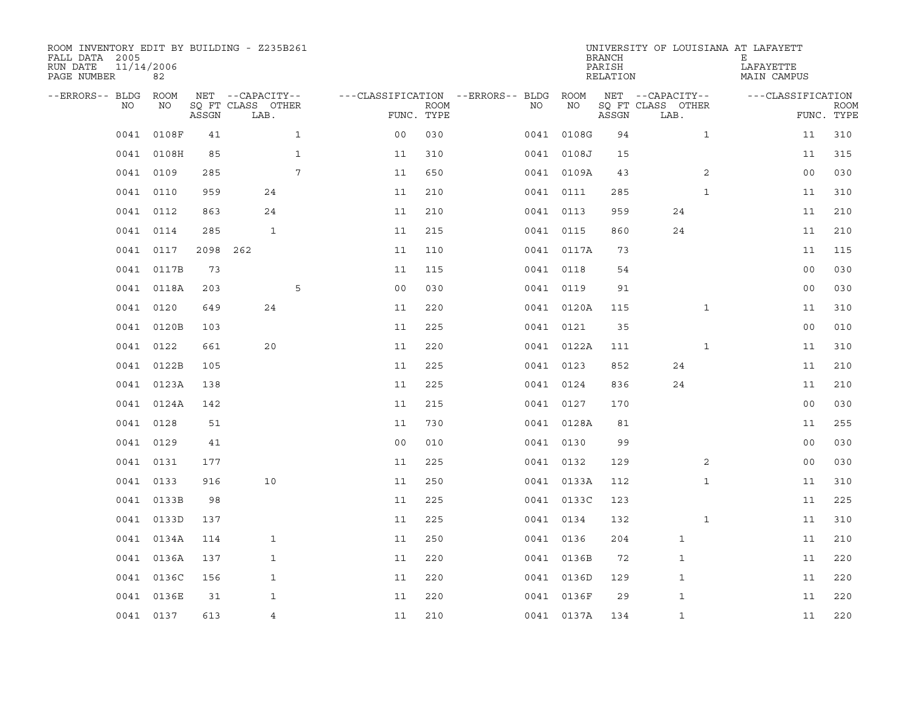ROOM INVENTORY EDIT BY BUILDING - Z235B261
FALL DATA 2005
RUN DATE 11/14/2006
PAGE NUMBER 82

UNIVERSITY OF LOUISIANA AT LAFAYETTE
BRANCH E
PARISH LAFAYETTE
RELATION MAIN CAMPUS

| --ERRORS-- | BLDG NO | ROOM NO | NET SQ FT ASSGN | CAPACITY CLASS LAB. | CAPACITY OTHER | CLASSIFICATION FUNC. | ROOM TYPE | --ERRORS-- | BLDG NO | ROOM NO | NET SQ FT ASSGN | CAPACITY CLASS LAB. | CAPACITY OTHER | CLASSIFICATION FUNC. | ROOM TYPE |
|---|---|---|---|---|---|---|---|---|---|---|---|---|---|---|---|
| | 0041 | 0108F | 41 | | 1 | 00 | 030 | | 0041 | 0108G | 94 | | 1 | 11 | 310 |
| | 0041 | 0108H | 85 | | 1 | 11 | 310 | | 0041 | 0108J | 15 | | | 11 | 315 |
| | 0041 | 0109 | 285 | | 7 | 11 | 650 | | 0041 | 0109A | 43 | | 2 | 00 | 030 |
| | 0041 | 0110 | 959 | 24 | | 11 | 210 | | 0041 | 0111 | 285 | | 1 | 11 | 310 |
| | 0041 | 0112 | 863 | 24 | | 11 | 210 | | 0041 | 0113 | 959 | 24 | | 11 | 210 |
| | 0041 | 0114 | 285 | 1 | | 11 | 215 | | 0041 | 0115 | 860 | 24 | | 11 | 210 |
| | 0041 | 0117 | 2098 | 262 | | 11 | 110 | | 0041 | 0117A | 73 | | | 11 | 115 |
| | 0041 | 0117B | 73 | | | 11 | 115 | | 0041 | 0118 | 54 | | | 00 | 030 |
| | 0041 | 0118A | 203 | | 5 | 00 | 030 | | 0041 | 0119 | 91 | | | 00 | 030 |
| | 0041 | 0120 | 649 | 24 | | 11 | 220 | | 0041 | 0120A | 115 | | 1 | 11 | 310 |
| | 0041 | 0120B | 103 | | | 11 | 225 | | 0041 | 0121 | 35 | | | 00 | 010 |
| | 0041 | 0122 | 661 | 20 | | 11 | 220 | | 0041 | 0122A | 111 | | 1 | 11 | 310 |
| | 0041 | 0122B | 105 | | | 11 | 225 | | 0041 | 0123 | 852 | 24 | | 11 | 210 |
| | 0041 | 0123A | 138 | | | 11 | 225 | | 0041 | 0124 | 836 | 24 | | 11 | 210 |
| | 0041 | 0124A | 142 | | | 11 | 215 | | 0041 | 0127 | 170 | | | 00 | 030 |
| | 0041 | 0128 | 51 | | | 11 | 730 | | 0041 | 0128A | 81 | | | 11 | 255 |
| | 0041 | 0129 | 41 | | | 00 | 010 | | 0041 | 0130 | 99 | | | 00 | 030 |
| | 0041 | 0131 | 177 | | | 11 | 225 | | 0041 | 0132 | 129 | | 2 | 00 | 030 |
| | 0041 | 0133 | 916 | 10 | | 11 | 250 | | 0041 | 0133A | 112 | | 1 | 11 | 310 |
| | 0041 | 0133B | 98 | | | 11 | 225 | | 0041 | 0133C | 123 | | | 11 | 225 |
| | 0041 | 0133D | 137 | | | 11 | 225 | | 0041 | 0134 | 132 | | 1 | 11 | 310 |
| | 0041 | 0134A | 114 | 1 | | 11 | 250 | | 0041 | 0136 | 204 | 1 | | 11 | 210 |
| | 0041 | 0136A | 137 | 1 | | 11 | 220 | | 0041 | 0136B | 72 | 1 | | 11 | 220 |
| | 0041 | 0136C | 156 | 1 | | 11 | 220 | | 0041 | 0136D | 129 | 1 | | 11 | 220 |
| | 0041 | 0136E | 31 | 1 | | 11 | 220 | | 0041 | 0136F | 29 | 1 | | 11 | 220 |
| | 0041 | 0137 | 613 | 4 | | 11 | 210 | | 0041 | 0137A | 134 | 1 | | 11 | 220 |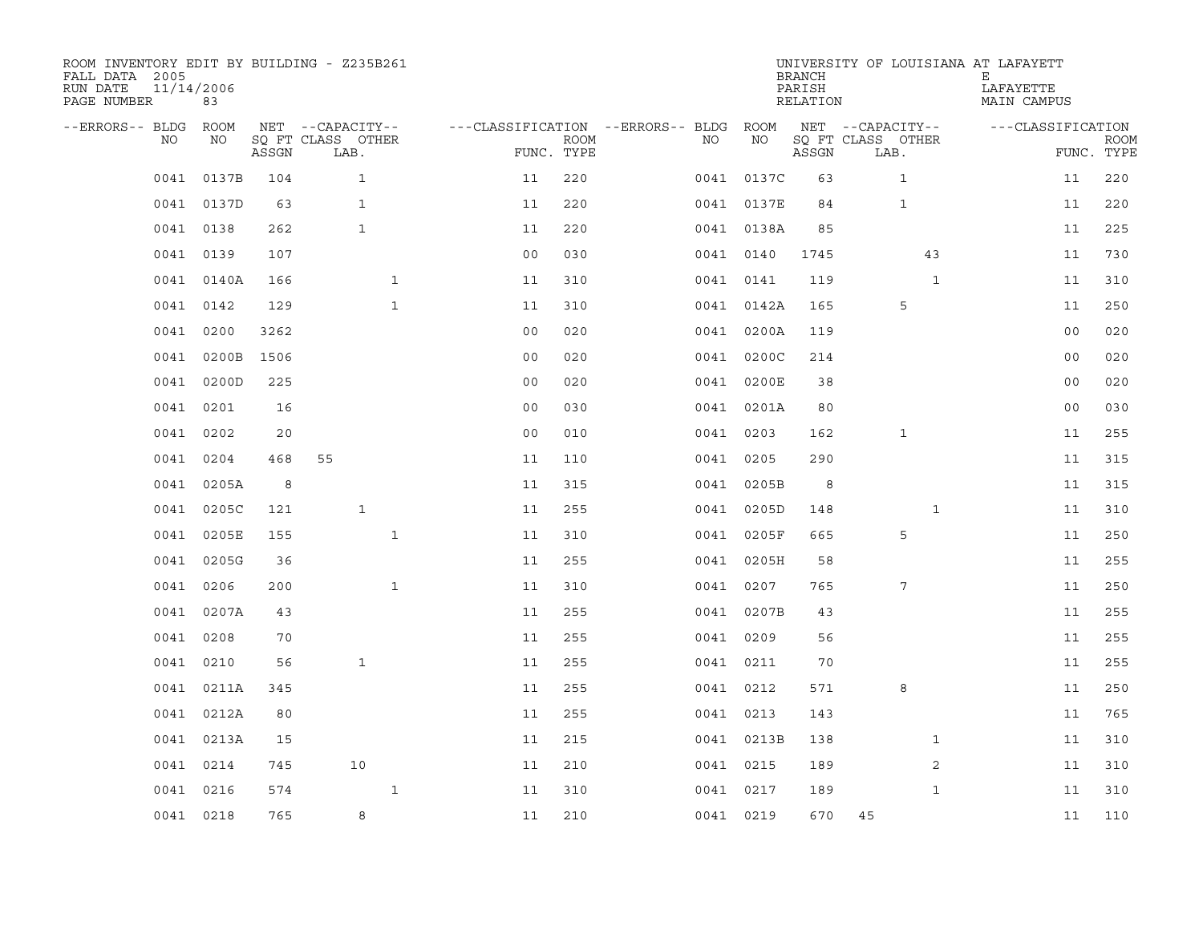ROOM INVENTORY EDIT BY BUILDING - Z235B261
FALL DATA 2005
RUN DATE 11/14/2006
PAGE NUMBER 83

UNIVERSITY OF LOUISIANA AT LAFAYETTE
BRANCH E
PARISH LAFAYETTE
RELATION MAIN CAMPUS

| --ERRORS-- | BLDG NO | ROOM NO | NET SQ FT ASSGN | --CAPACITY-- CLASS | LAB. | OTHER | ---CLASSIFICATION FUNC. | ROOM TYPE | --ERRORS-- | BLDG NO | ROOM NO | NET SQ FT ASSGN | --CAPACITY-- CLASS | LAB. | OTHER | ---CLASSIFICATION FUNC. | ROOM TYPE |
|---|---|---|---|---|---|---|---|---|---|---|---|---|---|---|---|---|---|
| | 0041 | 0137B | 104 | | 1 | | 11 | 220 | | 0041 | 0137C | 63 | | 1 | | 11 | 220 |
| | 0041 | 0137D | 63 | | 1 | | 11 | 220 | | 0041 | 0137E | 84 | | 1 | | 11 | 220 |
| | 0041 | 0138 | 262 | | 1 | | 11 | 220 | | 0041 | 0138A | 85 | | | | 11 | 225 |
| | 0041 | 0139 | 107 | | | | 00 | 030 | | 0041 | 0140 | 1745 | | | 43 | 11 | 730 |
| | 0041 | 0140A | 166 | | | 1 | 11 | 310 | | 0041 | 0141 | 119 | | | 1 | 11 | 310 |
| | 0041 | 0142 | 129 | | | 1 | 11 | 310 | | 0041 | 0142A | 165 | | 5 | | 11 | 250 |
| | 0041 | 0200 | 3262 | | | | 00 | 020 | | 0041 | 0200A | 119 | | | | 00 | 020 |
| | 0041 | 0200B | 1506 | | | | 00 | 020 | | 0041 | 0200C | 214 | | | | 00 | 020 |
| | 0041 | 0200D | 225 | | | | 00 | 020 | | 0041 | 0200E | 38 | | | | 00 | 020 |
| | 0041 | 0201 | 16 | | | | 00 | 030 | | 0041 | 0201A | 80 | | | | 00 | 030 |
| | 0041 | 0202 | 20 | | | | 00 | 010 | | 0041 | 0203 | 162 | | 1 | | 11 | 255 |
| | 0041 | 0204 | 468 | 55 | | | 11 | 110 | | 0041 | 0205 | 290 | | | | 11 | 315 |
| | 0041 | 0205A | 8 | | | | 11 | 315 | | 0041 | 0205B | 8 | | | | 11 | 315 |
| | 0041 | 0205C | 121 | | 1 | | 11 | 255 | | 0041 | 0205D | 148 | | | 1 | 11 | 310 |
| | 0041 | 0205E | 155 | | | 1 | 11 | 310 | | 0041 | 0205F | 665 | | 5 | | 11 | 250 |
| | 0041 | 0205G | 36 | | | | 11 | 255 | | 0041 | 0205H | 58 | | | | 11 | 255 |
| | 0041 | 0206 | 200 | | | 1 | 11 | 310 | | 0041 | 0207 | 765 | | 7 | | 11 | 250 |
| | 0041 | 0207A | 43 | | | | 11 | 255 | | 0041 | 0207B | 43 | | | | 11 | 255 |
| | 0041 | 0208 | 70 | | | | 11 | 255 | | 0041 | 0209 | 56 | | | | 11 | 255 |
| | 0041 | 0210 | 56 | | 1 | | 11 | 255 | | 0041 | 0211 | 70 | | | | 11 | 255 |
| | 0041 | 0211A | 345 | | | | 11 | 255 | | 0041 | 0212 | 571 | | 8 | | 11 | 250 |
| | 0041 | 0212A | 80 | | | | 11 | 255 | | 0041 | 0213 | 143 | | | | 11 | 765 |
| | 0041 | 0213A | 15 | | | | 11 | 215 | | 0041 | 0213B | 138 | | | 1 | 11 | 310 |
| | 0041 | 0214 | 745 | | 10 | | 11 | 210 | | 0041 | 0215 | 189 | | | 2 | 11 | 310 |
| | 0041 | 0216 | 574 | | | 1 | 11 | 310 | | 0041 | 0217 | 189 | | | 1 | 11 | 310 |
| | 0041 | 0218 | 765 | | 8 | | 11 | 210 | | 0041 | 0219 | 670 | 45 | | | 11 | 110 |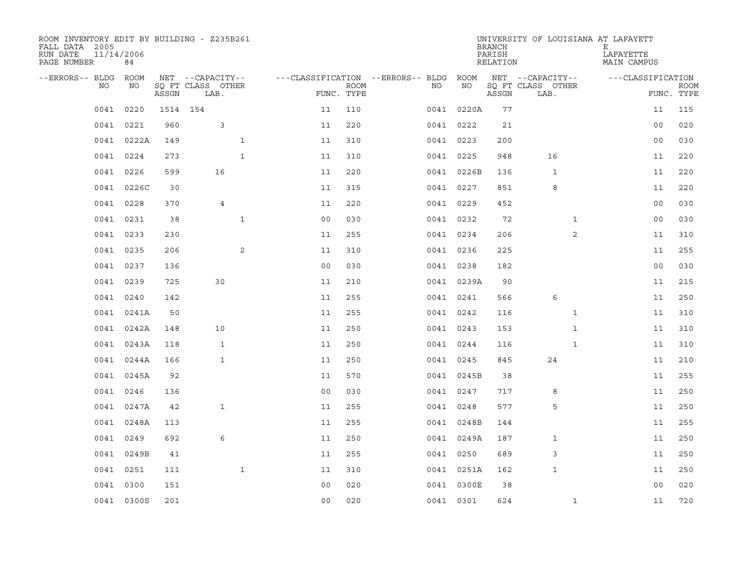ROOM INVENTORY EDIT BY BUILDING - Z235B261
FALL DATA 2005
RUN DATE 11/14/2006
PAGE NUMBER 84

UNIVERSITY OF LOUISIANA AT LAFAYETT
BRANCH E
PARISH LAFAYETTE
RELATION MAIN CAMPUS

| --ERRORS-- | BLDG NO | ROOM NO | NET ASSGN SQ FT | CAPACITY CLASS LAB. | CAPACITY OTHER | CLASSIFICATION FUNC. | ROOM TYPE | --ERRORS-- | BLDG NO | ROOM NO | NET ASSGN SQ FT | CAPACITY CLASS LAB. | CAPACITY OTHER | CLASSIFICATION FUNC. | ROOM TYPE |
|---|---|---|---|---|---|---|---|---|---|---|---|---|---|---|---|
| | 0041 | 0220 | 1514 | 154 | | 11 | 110 | | 0041 | 0220A | 77 | | | 11 | 115 |
| | 0041 | 0221 | 960 | 3 | | 11 | 220 | | 0041 | 0222 | 21 | | | 00 | 020 |
| | 0041 | 0222A | 149 | | 1 | 11 | 310 | | 0041 | 0223 | 200 | | | 00 | 030 |
| | 0041 | 0224 | 273 | | 1 | 11 | 310 | | 0041 | 0225 | 948 | 16 | | 11 | 220 |
| | 0041 | 0226 | 599 | 16 | | 11 | 220 | | 0041 | 0226B | 136 | 1 | | 11 | 220 |
| | 0041 | 0226C | 30 | | | 11 | 315 | | 0041 | 0227 | 851 | 8 | | 11 | 220 |
| | 0041 | 0228 | 370 | 4 | | 11 | 220 | | 0041 | 0229 | 452 | | | 00 | 030 |
| | 0041 | 0231 | 38 | | 1 | 00 | 030 | | 0041 | 0232 | 72 | | 1 | 00 | 030 |
| | 0041 | 0233 | 230 | | | 11 | 255 | | 0041 | 0234 | 206 | | 2 | 11 | 310 |
| | 0041 | 0235 | 206 | | 2 | 11 | 310 | | 0041 | 0236 | 225 | | | 11 | 255 |
| | 0041 | 0237 | 136 | | | 00 | 030 | | 0041 | 0238 | 182 | | | 00 | 030 |
| | 0041 | 0239 | 725 | 30 | | 11 | 210 | | 0041 | 0239A | 90 | | | 11 | 215 |
| | 0041 | 0240 | 142 | | | 11 | 255 | | 0041 | 0241 | 566 | 6 | | 11 | 250 |
| | 0041 | 0241A | 50 | | | 11 | 255 | | 0041 | 0242 | 116 | | 1 | 11 | 310 |
| | 0041 | 0242A | 148 | 10 | | 11 | 250 | | 0041 | 0243 | 153 | | 1 | 11 | 310 |
| | 0041 | 0243A | 118 | 1 | | 11 | 250 | | 0041 | 0244 | 116 | | 1 | 11 | 310 |
| | 0041 | 0244A | 166 | 1 | | 11 | 250 | | 0041 | 0245 | 845 | 24 | | 11 | 210 |
| | 0041 | 0245A | 92 | | | 11 | 570 | | 0041 | 0245B | 38 | | | 11 | 255 |
| | 0041 | 0246 | 136 | | | 00 | 030 | | 0041 | 0247 | 717 | 8 | | 11 | 250 |
| | 0041 | 0247A | 42 | 1 | | 11 | 255 | | 0041 | 0248 | 577 | 5 | | 11 | 250 |
| | 0041 | 0248A | 113 | | | 11 | 255 | | 0041 | 0248B | 144 | | | 11 | 255 |
| | 0041 | 0249 | 692 | 6 | | 11 | 250 | | 0041 | 0249A | 187 | 1 | | 11 | 250 |
| | 0041 | 0249B | 41 | | | 11 | 255 | | 0041 | 0250 | 689 | 3 | | 11 | 250 |
| | 0041 | 0251 | 111 | | 1 | 11 | 310 | | 0041 | 0251A | 162 | 1 | | 11 | 250 |
| | 0041 | 0300 | 151 | | | 00 | 020 | | 0041 | 0300E | 38 | | | 00 | 020 |
| | 0041 | 0300S | 201 | | | 00 | 020 | | 0041 | 0301 | 624 | | 1 | 11 | 720 |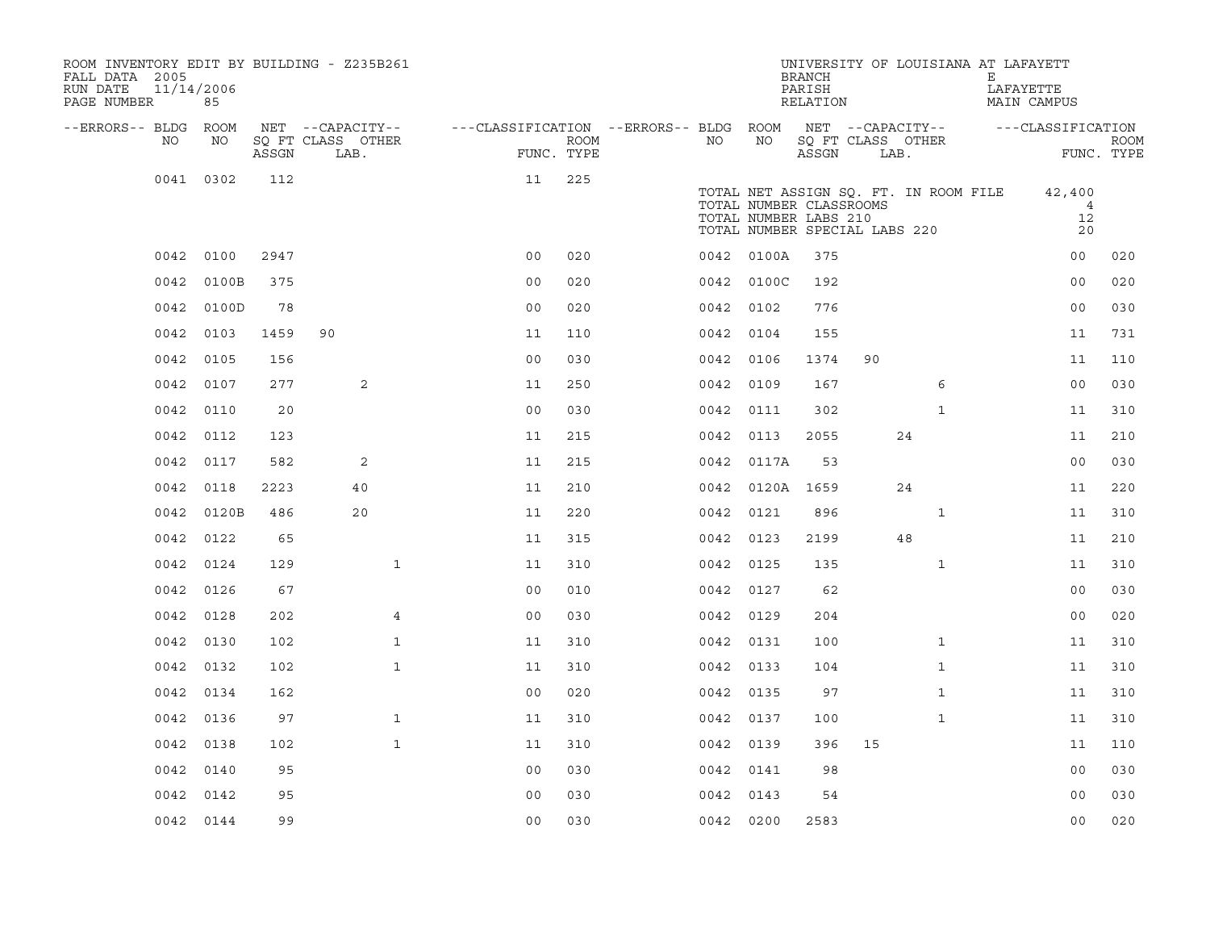ROOM INVENTORY EDIT BY BUILDING - Z235B261
FALL DATA 2005
RUN DATE 11/14/2006
PAGE NUMBER 85

UNIVERSITY OF LOUISIANA AT LAFAYETTE
BRANCH E
PARISH LAFAYETTE
RELATION MAIN CAMPUS

| --ERRORS-- | BLDG NO | ROOM NO | NET SQ FT ASSGN | --CAPACITY-- CLASS | LAB. | OTHER | ---CLASSIFICATION FUNC. | ROOM TYPE | --ERRORS-- | BLDG NO | ROOM NO | NET SQ FT ASSGN | --CAPACITY-- CLASS | LAB. | OTHER | ---CLASSIFICATION FUNC. | ROOM TYPE |
|---|---|---|---|---|---|---|---|---|---|---|---|---|---|---|---|---|---|
| | 0041 | 0302 | 112 | | | | 11 | 225 | | | | | | | | | |
| | | | | | | | | | | TOTAL NET ASSIGN SQ. FT. IN ROOM FILE | | | | | | 42,400 | |
| | | | | | | | | | | TOTAL NUMBER CLASSROOMS | | | | | | 4 | |
| | | | | | | | | | | TOTAL NUMBER LABS 210 | | | | | | 12 | |
| | | | | | | | | | | TOTAL NUMBER SPECIAL LABS 220 | | | | | | 20 | |
| | 0042 | 0100 | 2947 | | | | 00 | 020 | | 0042 | 0100A | 375 | | | | 00 | 020 |
| | 0042 | 0100B | 375 | | | | 00 | 020 | | 0042 | 0100C | 192 | | | | 00 | 020 |
| | 0042 | 0100D | 78 | | | | 00 | 020 | | 0042 | 0102 | 776 | | | | 00 | 030 |
| | 0042 | 0103 | 1459 | 90 | | | 11 | 110 | | 0042 | 0104 | 155 | | | | 11 | 731 |
| | 0042 | 0105 | 156 | | | | 00 | 030 | | 0042 | 0106 | 1374 | 90 | | | 11 | 110 |
| | 0042 | 0107 | 277 | | 2 | | 11 | 250 | | 0042 | 0109 | 167 | | | 6 | 00 | 030 |
| | 0042 | 0110 | 20 | | | | 00 | 030 | | 0042 | 0111 | 302 | | | 1 | 11 | 310 |
| | 0042 | 0112 | 123 | | | | 11 | 215 | | 0042 | 0113 | 2055 | | 24 | | 11 | 210 |
| | 0042 | 0117 | 582 | | 2 | | 11 | 215 | | 0042 | 0117A | 53 | | | | 00 | 030 |
| | 0042 | 0118 | 2223 | | 40 | | 11 | 210 | | 0042 | 0120A | 1659 | | 24 | | 11 | 220 |
| | 0042 | 0120B | 486 | | 20 | | 11 | 220 | | 0042 | 0121 | 896 | | | 1 | 11 | 310 |
| | 0042 | 0122 | 65 | | | | 11 | 315 | | 0042 | 0123 | 2199 | | 48 | | 11 | 210 |
| | 0042 | 0124 | 129 | | | 1 | 11 | 310 | | 0042 | 0125 | 135 | | | 1 | 11 | 310 |
| | 0042 | 0126 | 67 | | | | 00 | 010 | | 0042 | 0127 | 62 | | | | 00 | 030 |
| | 0042 | 0128 | 202 | | | 4 | 00 | 030 | | 0042 | 0129 | 204 | | | | 00 | 020 |
| | 0042 | 0130 | 102 | | | 1 | 11 | 310 | | 0042 | 0131 | 100 | | | 1 | 11 | 310 |
| | 0042 | 0132 | 102 | | | 1 | 11 | 310 | | 0042 | 0133 | 104 | | | 1 | 11 | 310 |
| | 0042 | 0134 | 162 | | | | 00 | 020 | | 0042 | 0135 | 97 | | | 1 | 11 | 310 |
| | 0042 | 0136 | 97 | | | 1 | 11 | 310 | | 0042 | 0137 | 100 | | | 1 | 11 | 310 |
| | 0042 | 0138 | 102 | | | 1 | 11 | 310 | | 0042 | 0139 | 396 | 15 | | | 11 | 110 |
| | 0042 | 0140 | 95 | | | | 00 | 030 | | 0042 | 0141 | 98 | | | | 00 | 030 |
| | 0042 | 0142 | 95 | | | | 00 | 030 | | 0042 | 0143 | 54 | | | | 00 | 030 |
| | 0042 | 0144 | 99 | | | | 00 | 030 | | 0042 | 0200 | 2583 | | | | 00 | 020 |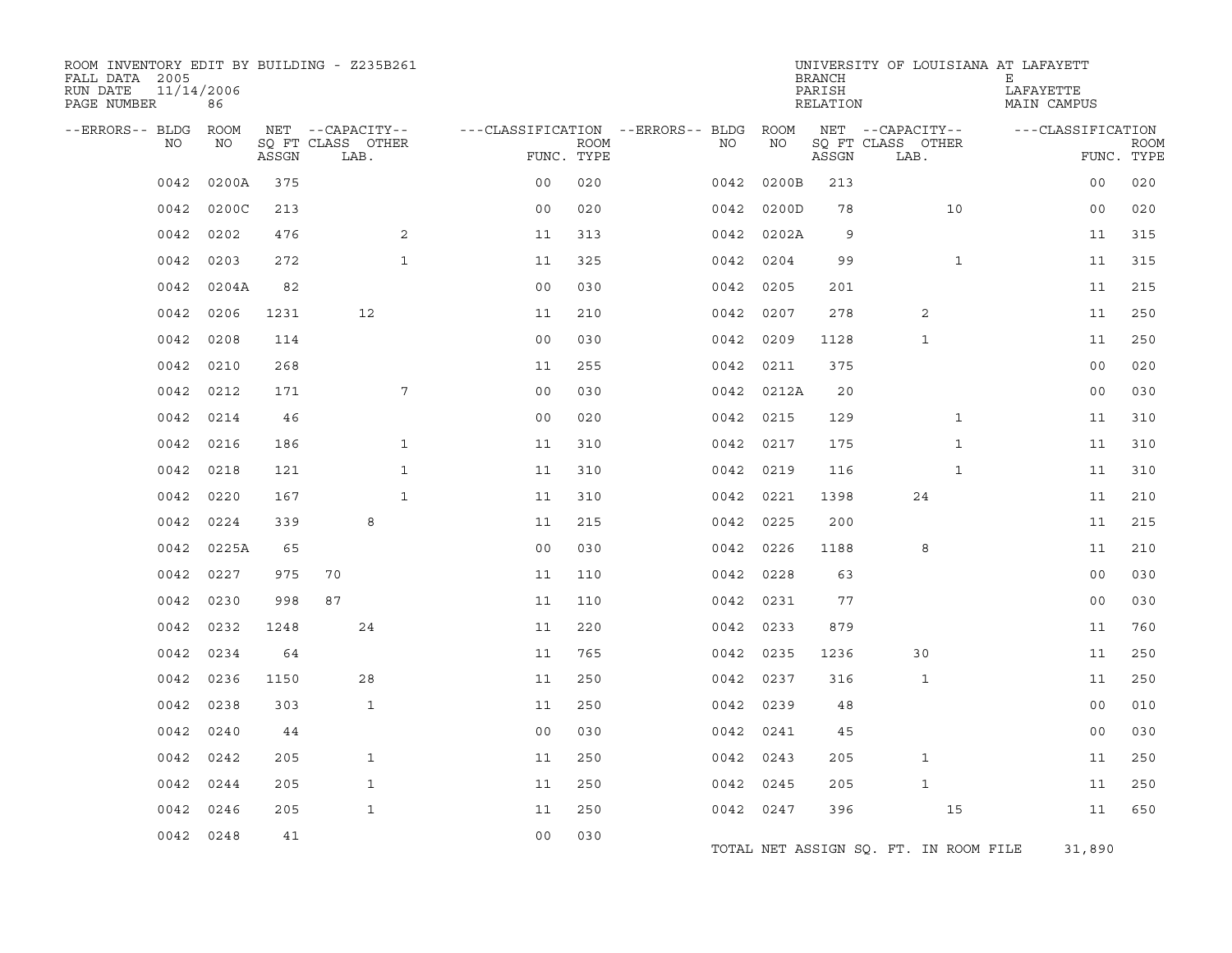ROOM INVENTORY EDIT BY BUILDING - Z235B261
FALL DATA 2005
RUN DATE 11/14/2006
PAGE NUMBER 86

UNIVERSITY OF LOUISIANA AT LAFAYETTE
BRANCH E
PARISH LAFAYETTE
RELATION MAIN CAMPUS

| --ERRORS-- | BLDG NO | ROOM NO | NET SQ FT ASSGN | CAPACITY CLASS | CAPACITY LAB. | CAPACITY OTHER | CLASSIFICATION FUNC. | ROOM TYPE | --ERRORS-- | BLDG NO | ROOM NO | NET SQ FT ASSGN | CAPACITY CLASS | CAPACITY LAB. | CAPACITY OTHER | CLASSIFICATION FUNC. | ROOM TYPE |
|---|---|---|---|---|---|---|---|---|---|---|---|---|---|---|---|---|---|
| | 0042 | 0200A | 375 | | | | 00 | 020 | | 0042 | 0200B | 213 | | | | 00 | 020 |
| | 0042 | 0200C | 213 | | | | 00 | 020 | | 0042 | 0200D | 78 | | | 10 | 00 | 020 |
| | 0042 | 0202 | 476 | | | 2 | 11 | 313 | | 0042 | 0202A | 9 | | | | 11 | 315 |
| | 0042 | 0203 | 272 | | | 1 | 11 | 325 | | 0042 | 0204 | 99 | | | 1 | 11 | 315 |
| | 0042 | 0204A | 82 | | | | 00 | 030 | | 0042 | 0205 | 201 | | | | 11 | 215 |
| | 0042 | 0206 | 1231 | | 12 | | 11 | 210 | | 0042 | 0207 | 278 | | 2 | | 11 | 250 |
| | 0042 | 0208 | 114 | | | | 00 | 030 | | 0042 | 0209 | 1128 | | 1 | | 11 | 250 |
| | 0042 | 0210 | 268 | | | | 11 | 255 | | 0042 | 0211 | 375 | | | | 00 | 020 |
| | 0042 | 0212 | 171 | | | 7 | 00 | 030 | | 0042 | 0212A | 20 | | | | 00 | 030 |
| | 0042 | 0214 | 46 | | | | 00 | 020 | | 0042 | 0215 | 129 | | | 1 | 11 | 310 |
| | 0042 | 0216 | 186 | | | 1 | 11 | 310 | | 0042 | 0217 | 175 | | | 1 | 11 | 310 |
| | 0042 | 0218 | 121 | | | 1 | 11 | 310 | | 0042 | 0219 | 116 | | | 1 | 11 | 310 |
| | 0042 | 0220 | 167 | | | 1 | 11 | 310 | | 0042 | 0221 | 1398 | | 24 | | 11 | 210 |
| | 0042 | 0224 | 339 | | 8 | | 11 | 215 | | 0042 | 0225 | 200 | | | | 11 | 215 |
| | 0042 | 0225A | 65 | | | | 00 | 030 | | 0042 | 0226 | 1188 | | 8 | | 11 | 210 |
| | 0042 | 0227 | 975 | 70 | | | 11 | 110 | | 0042 | 0228 | 63 | | | | 00 | 030 |
| | 0042 | 0230 | 998 | 87 | | | 11 | 110 | | 0042 | 0231 | 77 | | | | 00 | 030 |
| | 0042 | 0232 | 1248 | | 24 | | 11 | 220 | | 0042 | 0233 | 879 | | | | 11 | 760 |
| | 0042 | 0234 | 64 | | | | 11 | 765 | | 0042 | 0235 | 1236 | | 30 | | 11 | 250 |
| | 0042 | 0236 | 1150 | | 28 | | 11 | 250 | | 0042 | 0237 | 316 | | 1 | | 11 | 250 |
| | 0042 | 0238 | 303 | | 1 | | 11 | 250 | | 0042 | 0239 | 48 | | | | 00 | 010 |
| | 0042 | 0240 | 44 | | | | 00 | 030 | | 0042 | 0241 | 45 | | | | 00 | 030 |
| | 0042 | 0242 | 205 | | 1 | | 11 | 250 | | 0042 | 0243 | 205 | | 1 | | 11 | 250 |
| | 0042 | 0244 | 205 | | 1 | | 11 | 250 | | 0042 | 0245 | 205 | | 1 | | 11 | 250 |
| | 0042 | 0246 | 205 | | 1 | | 11 | 250 | | 0042 | 0247 | 396 | | | 15 | 11 | 650 |
| | 0042 | 0248 | 41 | | | | 00 | 030 | | | | | | | | | |

TOTAL NET ASSIGN SQ. FT. IN ROOM FILE 31,890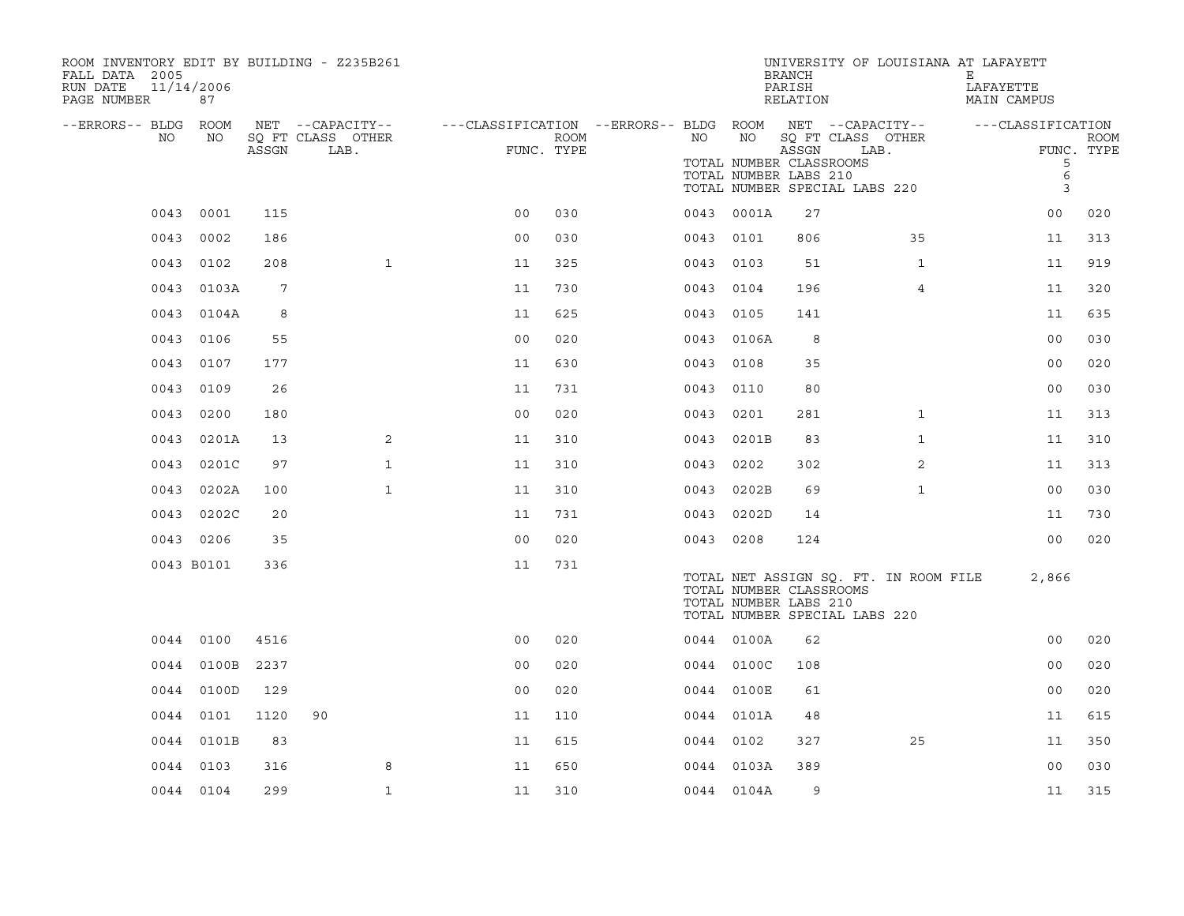ROOM INVENTORY EDIT BY BUILDING - Z235B261
FALL DATA 2005
RUN DATE 11/14/2006
PAGE NUMBER 87

UNIVERSITY OF LOUISIANA AT LAFAYETT
BRANCH E
PARISH LAFAYETTE
RELATION MAIN CAMPUS

TOTAL NUMBER CLASSROOMS 5
TOTAL NUMBER LABS 210 6
TOTAL NUMBER SPECIAL LABS 220 3

| --ERRORS-- | BLDG NO | ROOM NO | NET ASSGN SQ FT | CAPACITY CLASS LAB. | CAPACITY OTHER | CLASSIFICATION FUNC. | ROOM TYPE | --ERRORS-- | BLDG NO | ROOM NO | NET ASSGN SQ FT | CAPACITY CLASS LAB. | CAPACITY OTHER | CLASSIFICATION FUNC. | ROOM TYPE |
|---|---|---|---|---|---|---|---|---|---|---|---|---|---|---|---|
| | 0043 | 0001 | 115 | | | 00 | 030 | | 0043 | 0001A | 27 | | | 00 | 020 |
| | 0043 | 0002 | 186 | | | 00 | 030 | | 0043 | 0101 | 806 | | 35 | 11 | 313 |
| | 0043 | 0102 | 208 | | 1 | 11 | 325 | | 0043 | 0103 | 51 | | 1 | 11 | 919 |
| | 0043 | 0103A | 7 | | | 11 | 730 | | 0043 | 0104 | 196 | | 4 | 11 | 320 |
| | 0043 | 0104A | 8 | | | 11 | 625 | | 0043 | 0105 | 141 | | | 11 | 635 |
| | 0043 | 0106 | 55 | | | 00 | 020 | | 0043 | 0106A | 8 | | | 00 | 030 |
| | 0043 | 0107 | 177 | | | 11 | 630 | | 0043 | 0108 | 35 | | | 00 | 020 |
| | 0043 | 0109 | 26 | | | 11 | 731 | | 0043 | 0110 | 80 | | | 00 | 030 |
| | 0043 | 0200 | 180 | | | 00 | 020 | | 0043 | 0201 | 281 | | 1 | 11 | 313 |
| | 0043 | 0201A | 13 | | 2 | 11 | 310 | | 0043 | 0201B | 83 | | 1 | 11 | 310 |
| | 0043 | 0201C | 97 | | 1 | 11 | 310 | | 0043 | 0202 | 302 | | 2 | 11 | 313 |
| | 0043 | 0202A | 100 | | 1 | 11 | 310 | | 0043 | 0202B | 69 | | 1 | 00 | 030 |
| | 0043 | 0202C | 20 | | | 11 | 731 | | 0043 | 0202D | 14 | | | 11 | 730 |
| | 0043 | 0206 | 35 | | | 00 | 020 | | 0043 | 0208 | 124 | | | 00 | 020 |
| | 0043 | B0101 | 336 | | | 11 | 731 | | | | | | | | |

TOTAL NET ASSIGN SQ. FT. IN ROOM FILE 2,866
TOTAL NUMBER CLASSROOMS
TOTAL NUMBER LABS 210
TOTAL NUMBER SPECIAL LABS 220

| --ERRORS-- | BLDG NO | ROOM NO | NET ASSGN SQ FT | CAPACITY CLASS LAB. | CAPACITY OTHER | CLASSIFICATION FUNC. | ROOM TYPE | --ERRORS-- | BLDG NO | ROOM NO | NET ASSGN SQ FT | CAPACITY CLASS LAB. | CAPACITY OTHER | CLASSIFICATION FUNC. | ROOM TYPE |
|---|---|---|---|---|---|---|---|---|---|---|---|---|---|---|---|
| | 0044 | 0100 | 4516 | | | 00 | 020 | | 0044 | 0100A | 62 | | | 00 | 020 |
| | 0044 | 0100B | 2237 | | | 00 | 020 | | 0044 | 0100C | 108 | | | 00 | 020 |
| | 0044 | 0100D | 129 | | | 00 | 020 | | 0044 | 0100E | 61 | | | 00 | 020 |
| | 0044 | 0101 | 1120 | 90 | | 11 | 110 | | 0044 | 0101A | 48 | | | 11 | 615 |
| | 0044 | 0101B | 83 | | | 11 | 615 | | 0044 | 0102 | 327 | 25 | | 11 | 350 |
| | 0044 | 0103 | 316 | | 8 | 11 | 650 | | 0044 | 0103A | 389 | | | 00 | 030 |
| | 0044 | 0104 | 299 | | 1 | 11 | 310 | | 0044 | 0104A | 9 | | | 11 | 315 |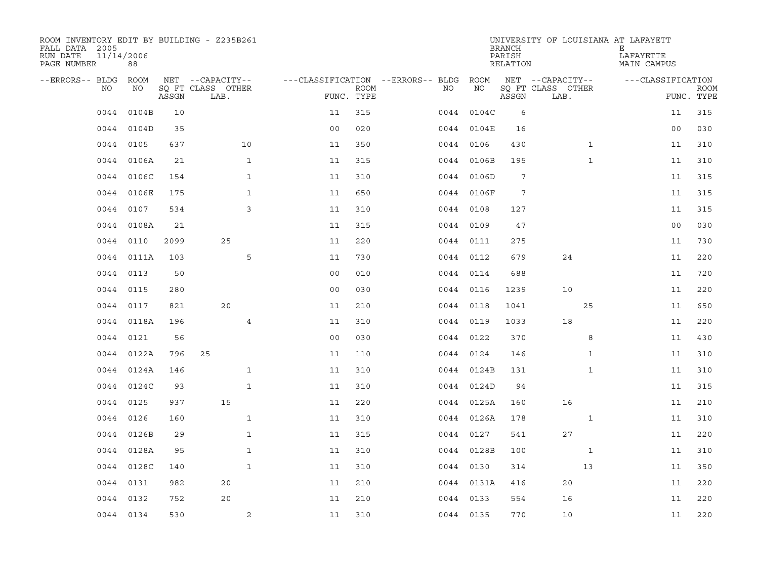ROOM INVENTORY EDIT BY BUILDING - Z235B261
FALL DATA 2005
RUN DATE 11/14/2006
PAGE NUMBER 88

UNIVERSITY OF LOUISIANA AT LAFAYETTE
BRANCH E
PARISH LAFAYETTE
RELATION MAIN CAMPUS

| --ERRORS-- | BLDG NO | ROOM NO | NET SQ FT ASSGN | --CAPACITY-- CLASS | LAB. | OTHER | ---CLASSIFICATION FUNC. | ROOM TYPE | --ERRORS-- | BLDG NO | ROOM NO | NET SQ FT ASSGN | --CAPACITY-- CLASS | LAB. | OTHER | ---CLASSIFICATION FUNC. | ROOM TYPE |
|---|---|---|---|---|---|---|---|---|---|---|---|---|---|---|---|---|---|
| | 0044 | 0104B | 10 | | | | 11 | 315 | | 0044 | 0104C | 6 | | | | 11 | 315 |
| | 0044 | 0104D | 35 | | | | 00 | 020 | | 0044 | 0104E | 16 | | | | 00 | 030 |
| | 0044 | 0105 | 637 | | | 10 | 11 | 350 | | 0044 | 0106 | 430 | | | 1 | 11 | 310 |
| | 0044 | 0106A | 21 | | | 1 | 11 | 315 | | 0044 | 0106B | 195 | | | 1 | 11 | 310 |
| | 0044 | 0106C | 154 | | | 1 | 11 | 310 | | 0044 | 0106D | 7 | | | | 11 | 315 |
| | 0044 | 0106E | 175 | | | 1 | 11 | 650 | | 0044 | 0106F | 7 | | | | 11 | 315 |
| | 0044 | 0107 | 534 | | | 3 | 11 | 310 | | 0044 | 0108 | 127 | | | | 11 | 315 |
| | 0044 | 0108A | 21 | | | | 11 | 315 | | 0044 | 0109 | 47 | | | | 00 | 030 |
| | 0044 | 0110 | 2099 | | 25 | | 11 | 220 | | 0044 | 0111 | 275 | | | | 11 | 730 |
| | 0044 | 0111A | 103 | | | 5 | 11 | 730 | | 0044 | 0112 | 679 | | 24 | | 11 | 220 |
| | 0044 | 0113 | 50 | | | | 00 | 010 | | 0044 | 0114 | 688 | | | | 11 | 720 |
| | 0044 | 0115 | 280 | | | | 00 | 030 | | 0044 | 0116 | 1239 | | 10 | | 11 | 220 |
| | 0044 | 0117 | 821 | | 20 | | 11 | 210 | | 0044 | 0118 | 1041 | | | 25 | 11 | 650 |
| | 0044 | 0118A | 196 | | | 4 | 11 | 310 | | 0044 | 0119 | 1033 | | 18 | | 11 | 220 |
| | 0044 | 0121 | 56 | | | | 00 | 030 | | 0044 | 0122 | 370 | | | 8 | 11 | 430 |
| | 0044 | 0122A | 796 | 25 | | | 11 | 110 | | 0044 | 0124 | 146 | | | 1 | 11 | 310 |
| | 0044 | 0124A | 146 | | | 1 | 11 | 310 | | 0044 | 0124B | 131 | | | 1 | 11 | 310 |
| | 0044 | 0124C | 93 | | | 1 | 11 | 310 | | 0044 | 0124D | 94 | | | | 11 | 315 |
| | 0044 | 0125 | 937 | | 15 | | 11 | 220 | | 0044 | 0125A | 160 | | 16 | | 11 | 210 |
| | 0044 | 0126 | 160 | | | 1 | 11 | 310 | | 0044 | 0126A | 178 | | | 1 | 11 | 310 |
| | 0044 | 0126B | 29 | | | 1 | 11 | 315 | | 0044 | 0127 | 541 | | 27 | | 11 | 220 |
| | 0044 | 0128A | 95 | | | 1 | 11 | 310 | | 0044 | 0128B | 100 | | | 1 | 11 | 310 |
| | 0044 | 0128C | 140 | | | 1 | 11 | 310 | | 0044 | 0130 | 314 | | | 13 | 11 | 350 |
| | 0044 | 0131 | 982 | | 20 | | 11 | 210 | | 0044 | 0131A | 416 | | 20 | | 11 | 220 |
| | 0044 | 0132 | 752 | | 20 | | 11 | 210 | | 0044 | 0133 | 554 | | 16 | | 11 | 220 |
| | 0044 | 0134 | 530 | | | 2 | 11 | 310 | | 0044 | 0135 | 770 | | 10 | | 11 | 220 |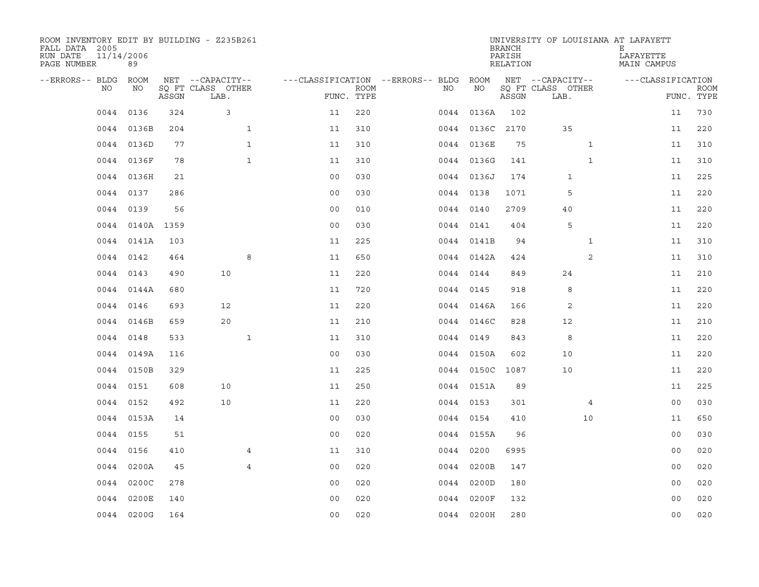ROOM INVENTORY EDIT BY BUILDING - Z235B261
FALL DATA 2005
RUN DATE 11/14/2006

UNIVERSITY OF LOUISIANA AT LAFAYETTE
BRANCH E
PARISH LAFAYETTE
RELATION MAIN CAMPUS

| --ERRORS-- | BLDG NO | ROOM NO | NET ASSGN SQ FT | --CAPACITY-- CLASS LAB. | OTHER | ---CLASSIFICATION FUNC. | ROOM TYPE | --ERRORS-- | BLDG NO | ROOM NO | NET ASSGN SQ FT | --CAPACITY-- CLASS LAB. | OTHER | ---CLASSIFICATION FUNC. | ROOM TYPE |
|---|---|---|---|---|---|---|---|---|---|---|---|---|---|---|---|
| | 0044 | 0136 | 324 | 3 | | 11 | 220 | | 0044 | 0136A | 102 | | | 11 | 730 |
| | 0044 | 0136B | 204 | | 1 | 11 | 310 | | 0044 | 0136C | 2170 | 35 | | 11 | 220 |
| | 0044 | 0136D | 77 | | 1 | 11 | 310 | | 0044 | 0136E | 75 | | 1 | 11 | 310 |
| | 0044 | 0136F | 78 | | 1 | 11 | 310 | | 0044 | 0136G | 141 | | 1 | 11 | 310 |
| | 0044 | 0136H | 21 | | | 00 | 030 | | 0044 | 0136J | 174 | 1 | | 11 | 225 |
| | 0044 | 0137 | 286 | | | 00 | 030 | | 0044 | 0138 | 1071 | 5 | | 11 | 220 |
| | 0044 | 0139 | 56 | | | 00 | 010 | | 0044 | 0140 | 2709 | 40 | | 11 | 220 |
| | 0044 | 0140A | 1359 | | | 00 | 030 | | 0044 | 0141 | 404 | 5 | | 11 | 220 |
| | 0044 | 0141A | 103 | | | 11 | 225 | | 0044 | 0141B | 94 | | 1 | 11 | 310 |
| | 0044 | 0142 | 464 | | 8 | 11 | 650 | | 0044 | 0142A | 424 | | 2 | 11 | 310 |
| | 0044 | 0143 | 490 | 10 | | 11 | 220 | | 0044 | 0144 | 849 | 24 | | 11 | 210 |
| | 0044 | 0144A | 680 | | | 11 | 720 | | 0044 | 0145 | 918 | 8 | | 11 | 220 |
| | 0044 | 0146 | 693 | 12 | | 11 | 220 | | 0044 | 0146A | 166 | 2 | | 11 | 220 |
| | 0044 | 0146B | 659 | 20 | | 11 | 210 | | 0044 | 0146C | 828 | 12 | | 11 | 210 |
| | 0044 | 0148 | 533 | | 1 | 11 | 310 | | 0044 | 0149 | 843 | 8 | | 11 | 220 |
| | 0044 | 0149A | 116 | | | 00 | 030 | | 0044 | 0150A | 602 | 10 | | 11 | 220 |
| | 0044 | 0150B | 329 | | | 11 | 225 | | 0044 | 0150C | 1087 | 10 | | 11 | 220 |
| | 0044 | 0151 | 608 | 10 | | 11 | 250 | | 0044 | 0151A | 89 | | | 11 | 225 |
| | 0044 | 0152 | 492 | 10 | | 11 | 220 | | 0044 | 0153 | 301 | | 4 | 00 | 030 |
| | 0044 | 0153A | 14 | | | 00 | 030 | | 0044 | 0154 | 410 | | 10 | 11 | 650 |
| | 0044 | 0155 | 51 | | | 00 | 020 | | 0044 | 0155A | 96 | | | 00 | 030 |
| | 0044 | 0156 | 410 | | 4 | 11 | 310 | | 0044 | 0200 | 6995 | | | 00 | 020 |
| | 0044 | 0200A | 45 | | 4 | 00 | 020 | | 0044 | 0200B | 147 | | | 00 | 020 |
| | 0044 | 0200C | 278 | | | 00 | 020 | | 0044 | 0200D | 180 | | | 00 | 020 |
| | 0044 | 0200E | 140 | | | 00 | 020 | | 0044 | 0200F | 132 | | | 00 | 020 |
| | 0044 | 0200G | 164 | | | 00 | 020 | | 0044 | 0200H | 280 | | | 00 | 020 |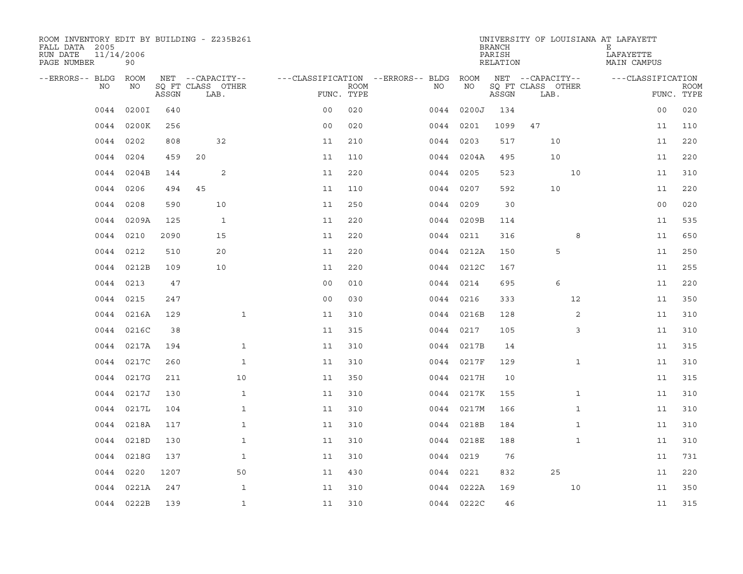ROOM INVENTORY EDIT BY BUILDING - Z235B261
FALL DATA 2005
RUN DATE 11/14/2006
PAGE NUMBER 90

UNIVERSITY OF LOUISIANA AT LAFAYETT
BRANCH E
PARISH LAFAYETTE
RELATION MAIN CAMPUS

| --ERRORS-- | BLDG NO | ROOM NO | NET SQ FT ASSGN | CAPACITY CLASS LAB. | CAPACITY OTHER | CLASSIFICATION FUNC. | ROOM TYPE | --ERRORS-- | BLDG NO | ROOM NO | NET SQ FT ASSGN | CAPACITY CLASS LAB. | CAPACITY OTHER | CLASSIFICATION FUNC. | ROOM TYPE |
|---|---|---|---|---|---|---|---|---|---|---|---|---|---|---|---|
| | 0044 | 0200I | 640 | | | 00 | 020 | | 0044 | 0200J | 134 | | | 00 | 020 |
| | 0044 | 0200K | 256 | | | 00 | 020 | | 0044 | 0201 | 1099 | 47 | | 11 | 110 |
| | 0044 | 0202 | 808 | 32 | | 11 | 210 | | 0044 | 0203 | 517 | 10 | | 11 | 220 |
| | 0044 | 0204 | 459 | 20 | | 11 | 110 | | 0044 | 0204A | 495 | 10 | | 11 | 220 |
| | 0044 | 0204B | 144 | 2 | | 11 | 220 | | 0044 | 0205 | 523 | | 10 | 11 | 310 |
| | 0044 | 0206 | 494 | 45 | | 11 | 110 | | 0044 | 0207 | 592 | 10 | | 11 | 220 |
| | 0044 | 0208 | 590 | 10 | | 11 | 250 | | 0044 | 0209 | 30 | | | 00 | 020 |
| | 0044 | 0209A | 125 | 1 | | 11 | 220 | | 0044 | 0209B | 114 | | | 11 | 535 |
| | 0044 | 0210 | 2090 | 15 | | 11 | 220 | | 0044 | 0211 | 316 | | 8 | 11 | 650 |
| | 0044 | 0212 | 510 | 20 | | 11 | 220 | | 0044 | 0212A | 150 | 5 | | 11 | 250 |
| | 0044 | 0212B | 109 | 10 | | 11 | 220 | | 0044 | 0212C | 167 | | | 11 | 255 |
| | 0044 | 0213 | 47 | | | 00 | 010 | | 0044 | 0214 | 695 | 6 | | 11 | 220 |
| | 0044 | 0215 | 247 | | | 00 | 030 | | 0044 | 0216 | 333 | | 12 | 11 | 350 |
| | 0044 | 0216A | 129 | | 1 | 11 | 310 | | 0044 | 0216B | 128 | | 2 | 11 | 310 |
| | 0044 | 0216C | 38 | | | 11 | 315 | | 0044 | 0217 | 105 | | 3 | 11 | 310 |
| | 0044 | 0217A | 194 | | 1 | 11 | 310 | | 0044 | 0217B | 14 | | | 11 | 315 |
| | 0044 | 0217C | 260 | | 1 | 11 | 310 | | 0044 | 0217F | 129 | | 1 | 11 | 310 |
| | 0044 | 0217G | 211 | | 10 | 11 | 350 | | 0044 | 0217H | 10 | | | 11 | 315 |
| | 0044 | 0217J | 130 | | 1 | 11 | 310 | | 0044 | 0217K | 155 | | 1 | 11 | 310 |
| | 0044 | 0217L | 104 | | 1 | 11 | 310 | | 0044 | 0217M | 166 | | 1 | 11 | 310 |
| | 0044 | 0218A | 117 | | 1 | 11 | 310 | | 0044 | 0218B | 184 | | 1 | 11 | 310 |
| | 0044 | 0218D | 130 | | 1 | 11 | 310 | | 0044 | 0218E | 188 | | 1 | 11 | 310 |
| | 0044 | 0218G | 137 | | 1 | 11 | 310 | | 0044 | 0219 | 76 | | | 11 | 731 |
| | 0044 | 0220 | 1207 | | 50 | 11 | 430 | | 0044 | 0221 | 832 | 25 | | 11 | 220 |
| | 0044 | 0221A | 247 | | 1 | 11 | 310 | | 0044 | 0222A | 169 | | 10 | 11 | 350 |
| | 0044 | 0222B | 139 | | 1 | 11 | 310 | | 0044 | 0222C | 46 | | | 11 | 315 |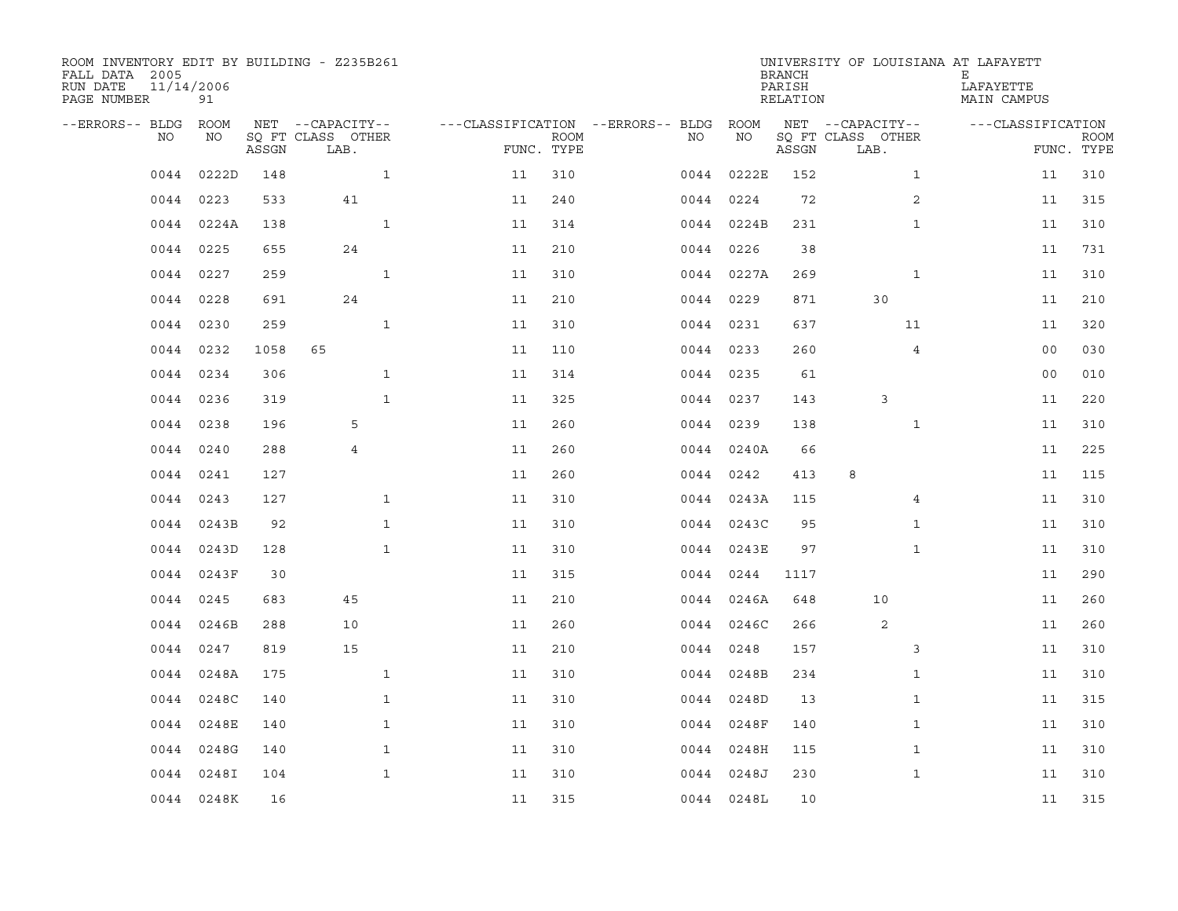ROOM INVENTORY EDIT BY BUILDING - Z235B261
FALL DATA 2005
RUN DATE 11/14/2006
PAGE NUMBER 91

UNIVERSITY OF LOUISIANA AT LAFAYETTE
BRANCH E
PARISH LAFAYETTE
RELATION MAIN CAMPUS

| --ERRORS-- | BLDG NO | ROOM NO | NET SQ FT ASSGN | --CAPACITY-- CLASS | LAB. | OTHER | ---CLASSIFICATION FUNC. | ROOM TYPE | --ERRORS-- | BLDG NO | ROOM NO | NET SQ FT ASSGN | --CAPACITY-- CLASS | LAB. | OTHER | ---CLASSIFICATION FUNC. | ROOM TYPE |
|---|---|---|---|---|---|---|---|---|---|---|---|---|---|---|---|---|---|
| | 0044 | 0222D | 148 | | | 1 | 11 | 310 | | 0044 | 0222E | 152 | | | 1 | 11 | 310 |
| | 0044 | 0223 | 533 | | 41 | | 11 | 240 | | 0044 | 0224 | 72 | | | 2 | 11 | 315 |
| | 0044 | 0224A | 138 | | | 1 | 11 | 314 | | 0044 | 0224B | 231 | | | 1 | 11 | 310 |
| | 0044 | 0225 | 655 | | 24 | | 11 | 210 | | 0044 | 0226 | 38 | | | | 11 | 731 |
| | 0044 | 0227 | 259 | | | 1 | 11 | 310 | | 0044 | 0227A | 269 | | | 1 | 11 | 310 |
| | 0044 | 0228 | 691 | | 24 | | 11 | 210 | | 0044 | 0229 | 871 | | 30 | | 11 | 210 |
| | 0044 | 0230 | 259 | | | 1 | 11 | 310 | | 0044 | 0231 | 637 | | | 11 | 11 | 320 |
| | 0044 | 0232 | 1058 | 65 | | | 11 | 110 | | 0044 | 0233 | 260 | | | 4 | 00 | 030 |
| | 0044 | 0234 | 306 | | | 1 | 11 | 314 | | 0044 | 0235 | 61 | | | | 00 | 010 |
| | 0044 | 0236 | 319 | | | 1 | 11 | 325 | | 0044 | 0237 | 143 | | 3 | | 11 | 220 |
| | 0044 | 0238 | 196 | | 5 | | 11 | 260 | | 0044 | 0239 | 138 | | | 1 | 11 | 310 |
| | 0044 | 0240 | 288 | | 4 | | 11 | 260 | | 0044 | 0240A | 66 | | | | 11 | 225 |
| | 0044 | 0241 | 127 | | | | 11 | 260 | | 0044 | 0242 | 413 | 8 | | | 11 | 115 |
| | 0044 | 0243 | 127 | | | 1 | 11 | 310 | | 0044 | 0243A | 115 | | | 4 | 11 | 310 |
| | 0044 | 0243B | 92 | | | 1 | 11 | 310 | | 0044 | 0243C | 95 | | | 1 | 11 | 310 |
| | 0044 | 0243D | 128 | | | 1 | 11 | 310 | | 0044 | 0243E | 97 | | | 1 | 11 | 310 |
| | 0044 | 0243F | 30 | | | | 11 | 315 | | 0044 | 0244 | 1117 | | | | 11 | 290 |
| | 0044 | 0245 | 683 | | 45 | | 11 | 210 | | 0044 | 0246A | 648 | | 10 | | 11 | 260 |
| | 0044 | 0246B | 288 | | 10 | | 11 | 260 | | 0044 | 0246C | 266 | | 2 | | 11 | 260 |
| | 0044 | 0247 | 819 | | 15 | | 11 | 210 | | 0044 | 0248 | 157 | | | 3 | 11 | 310 |
| | 0044 | 0248A | 175 | | | 1 | 11 | 310 | | 0044 | 0248B | 234 | | | 1 | 11 | 310 |
| | 0044 | 0248C | 140 | | | 1 | 11 | 310 | | 0044 | 0248D | 13 | | | 1 | 11 | 315 |
| | 0044 | 0248E | 140 | | | 1 | 11 | 310 | | 0044 | 0248F | 140 | | | 1 | 11 | 310 |
| | 0044 | 0248G | 140 | | | 1 | 11 | 310 | | 0044 | 0248H | 115 | | | 1 | 11 | 310 |
| | 0044 | 0248I | 104 | | | 1 | 11 | 310 | | 0044 | 0248J | 230 | | | 1 | 11 | 310 |
| | 0044 | 0248K | 16 | | | | 11 | 315 | | 0044 | 0248L | 10 | | | | 11 | 315 |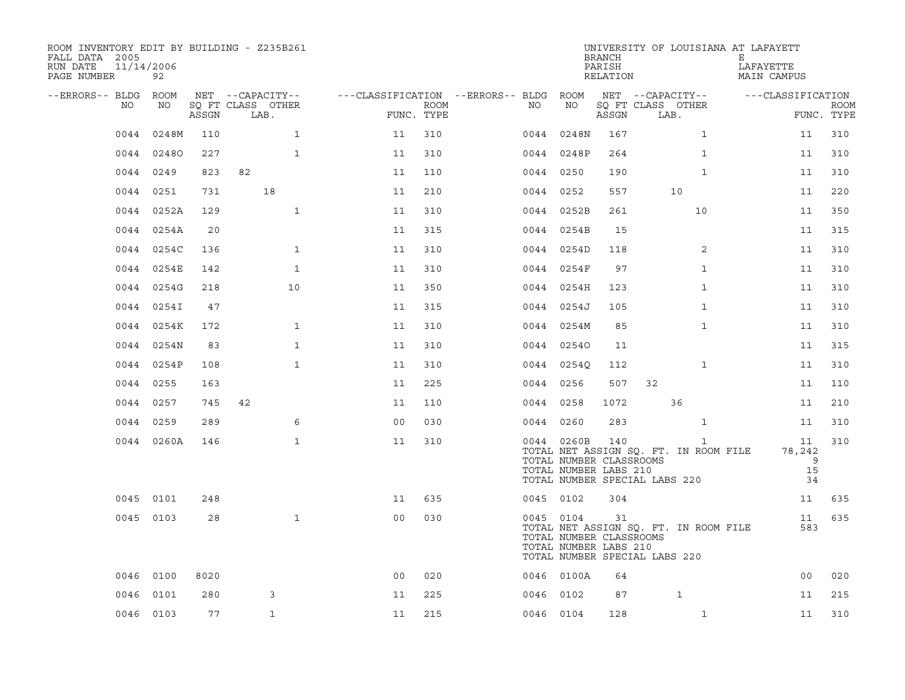ROOM INVENTORY EDIT BY BUILDING - Z235B261
FALL DATA 2005
RUN DATE 11/14/2006
PAGE NUMBER 92

UNIVERSITY OF LOUISIANA AT LAFAYETTE
BRANCH E
PARISH LAFAYETTE
RELATION MAIN CAMPUS

| --ERRORS-- | BLDG NO | ROOM NO | NET SQ FT ASSGN | CAPACITY CLASS | CAPACITY LAB. | CAPACITY OTHER | FUNC. | ROOM TYPE | --ERRORS-- | BLDG NO | ROOM NO | NET SQ FT ASSGN | CAPACITY CLASS | CAPACITY LAB. | CAPACITY OTHER | FUNC. | ROOM TYPE |
|---|---|---|---|---|---|---|---|---|---|---|---|---|---|---|---|---|---|
| | 0044 | 0248M | 110 | | | 1 | 11 | 310 | | 0044 | 0248N | 167 | | | 1 | 11 | 310 |
| | 0044 | 0248O | 227 | | | 1 | 11 | 310 | | 0044 | 0248P | 264 | | | 1 | 11 | 310 |
| | 0044 | 0249 | 823 | 82 | | | 11 | 110 | | 0044 | 0250 | 190 | | | 1 | 11 | 310 |
| | 0044 | 0251 | 731 | | 18 | | 11 | 210 | | 0044 | 0252 | 557 | | 10 | | 11 | 220 |
| | 0044 | 0252A | 129 | | | 1 | 11 | 310 | | 0044 | 0252B | 261 | | | 10 | 11 | 350 |
| | 0044 | 0254A | 20 | | | | 11 | 315 | | 0044 | 0254B | 15 | | | | 11 | 315 |
| | 0044 | 0254C | 136 | | | 1 | 11 | 310 | | 0044 | 0254D | 118 | | | 2 | 11 | 310 |
| | 0044 | 0254E | 142 | | | 1 | 11 | 310 | | 0044 | 0254F | 97 | | | 1 | 11 | 310 |
| | 0044 | 0254G | 218 | | | 10 | 11 | 350 | | 0044 | 0254H | 123 | | | 1 | 11 | 310 |
| | 0044 | 0254I | 47 | | | | 11 | 315 | | 0044 | 0254J | 105 | | | 1 | 11 | 310 |
| | 0044 | 0254K | 172 | | | 1 | 11 | 310 | | 0044 | 0254M | 85 | | | 1 | 11 | 310 |
| | 0044 | 0254N | 83 | | | 1 | 11 | 310 | | 0044 | 0254O | 11 | | | | 11 | 315 |
| | 0044 | 0254P | 108 | | | 1 | 11 | 310 | | 0044 | 0254Q | 112 | | | 1 | 11 | 310 |
| | 0044 | 0255 | 163 | | | | 11 | 225 | | 0044 | 0256 | 507 | 32 | | | 11 | 110 |
| | 0044 | 0257 | 745 | 42 | | | 11 | 110 | | 0044 | 0258 | 1072 | | 36 | | 11 | 210 |
| | 0044 | 0259 | 289 | | | 6 | 00 | 030 | | 0044 | 0260 | 283 | | | 1 | 11 | 310 |
| | 0044 | 0260A | 146 | | | 1 | 11 | 310 | | 0044 | 0260B | 140 | | | 1 | 11 | 310 |
| | | | | | | | | | | TOTAL NET ASSIGN SQ. FT. IN ROOM FILE | | | | | | 78,242 | |
| | | | | | | | | | | TOTAL NUMBER CLASSROOMS | | | | | | 9 | |
| | | | | | | | | | | TOTAL NUMBER LABS 210 | | | | | | 15 | |
| | | | | | | | | | | TOTAL NUMBER SPECIAL LABS 220 | | | | | | 34 | |
| | 0045 | 0101 | 248 | | | | 11 | 635 | | 0045 | 0102 | 304 | | | | 11 | 635 |
| | 0045 | 0103 | 28 | | | 1 | 00 | 030 | | 0045 | 0104 | 31 | | | | 11 | 635 |
| | | | | | | | | | | TOTAL NET ASSIGN SQ. FT. IN ROOM FILE | | | | | | 583 | |
| | | | | | | | | | | TOTAL NUMBER CLASSROOMS | | | | | | | |
| | | | | | | | | | | TOTAL NUMBER LABS 210 | | | | | | | |
| | | | | | | | | | | TOTAL NUMBER SPECIAL LABS 220 | | | | | | | |
| | 0046 | 0100 | 8020 | | | | 00 | 020 | | 0046 | 0100A | 64 | | | | 00 | 020 |
| | 0046 | 0101 | 280 | | 3 | | 11 | 225 | | 0046 | 0102 | 87 | | 1 | | 11 | 215 |
| | 0046 | 0103 | 77 | | 1 | | 11 | 215 | | 0046 | 0104 | 128 | | | 1 | 11 | 310 |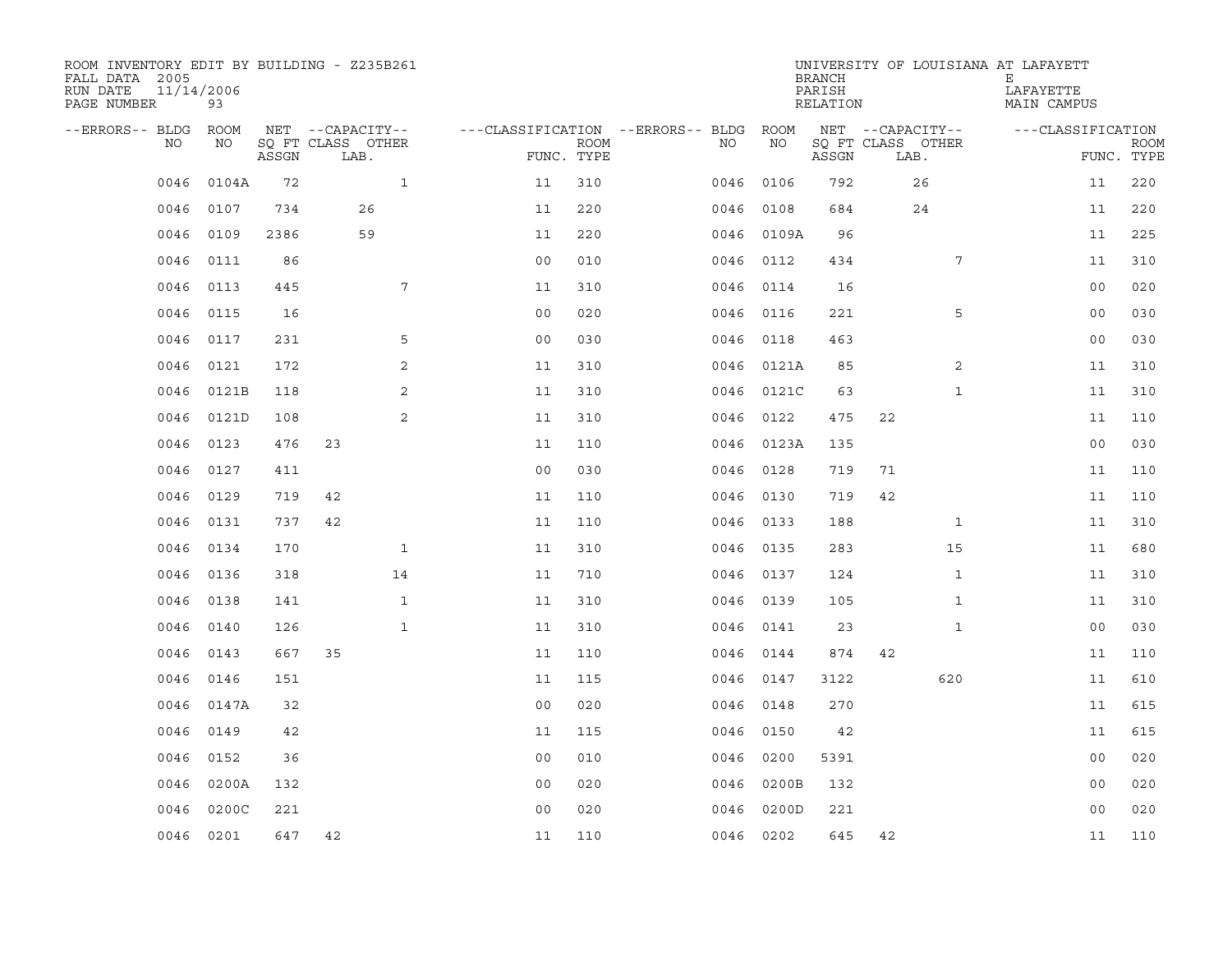ROOM INVENTORY EDIT BY BUILDING - Z235B261
FALL DATA 2005
RUN DATE 11/14/2006
PAGE NUMBER 93

UNIVERSITY OF LOUISIANA AT LAFAYETTE
BRANCH E
PARISH LAFAYETTE
RELATION MAIN CAMPUS

| --ERRORS-- | BLDG NO | ROOM NO | NET SQ FT ASSGN | --CAPACITY-- CLASS | OTHER LAB. | ---CLASSIFICATION FUNC. | ROOM TYPE | --ERRORS-- | BLDG NO | ROOM NO | NET SQ FT ASSGN | --CAPACITY-- CLASS | OTHER LAB. | ---CLASSIFICATION FUNC. | ROOM TYPE |
|---|---|---|---|---|---|---|---|---|---|---|---|---|---|---|---|
| | 0046 | 0104A | 72 | | 1 | 11 | 310 | | 0046 | 0106 | 792 | 26 | | 11 | 220 |
| | 0046 | 0107 | 734 | 26 | | 11 | 220 | | 0046 | 0108 | 684 | 24 | | 11 | 220 |
| | 0046 | 0109 | 2386 | 59 | | 11 | 220 | | 0046 | 0109A | 96 | | | 11 | 225 |
| | 0046 | 0111 | 86 | | | 00 | 010 | | 0046 | 0112 | 434 | | 7 | 11 | 310 |
| | 0046 | 0113 | 445 | | 7 | 11 | 310 | | 0046 | 0114 | 16 | | | 00 | 020 |
| | 0046 | 0115 | 16 | | | 00 | 020 | | 0046 | 0116 | 221 | | 5 | 00 | 030 |
| | 0046 | 0117 | 231 | | 5 | 00 | 030 | | 0046 | 0118 | 463 | | | 00 | 030 |
| | 0046 | 0121 | 172 | | 2 | 11 | 310 | | 0046 | 0121A | 85 | | 2 | 11 | 310 |
| | 0046 | 0121B | 118 | | 2 | 11 | 310 | | 0046 | 0121C | 63 | | 1 | 11 | 310 |
| | 0046 | 0121D | 108 | | 2 | 11 | 310 | | 0046 | 0122 | 475 | 22 | | 11 | 110 |
| | 0046 | 0123 | 476 | 23 | | 11 | 110 | | 0046 | 0123A | 135 | | | 00 | 030 |
| | 0046 | 0127 | 411 | | | 00 | 030 | | 0046 | 0128 | 719 | 71 | | 11 | 110 |
| | 0046 | 0129 | 719 | 42 | | 11 | 110 | | 0046 | 0130 | 719 | 42 | | 11 | 110 |
| | 0046 | 0131 | 737 | 42 | | 11 | 110 | | 0046 | 0133 | 188 | | 1 | 11 | 310 |
| | 0046 | 0134 | 170 | | 1 | 11 | 310 | | 0046 | 0135 | 283 | | 15 | 11 | 680 |
| | 0046 | 0136 | 318 | | 14 | 11 | 710 | | 0046 | 0137 | 124 | | 1 | 11 | 310 |
| | 0046 | 0138 | 141 | | 1 | 11 | 310 | | 0046 | 0139 | 105 | | 1 | 11 | 310 |
| | 0046 | 0140 | 126 | | 1 | 11 | 310 | | 0046 | 0141 | 23 | | 1 | 00 | 030 |
| | 0046 | 0143 | 667 | 35 | | 11 | 110 | | 0046 | 0144 | 874 | 42 | | 11 | 110 |
| | 0046 | 0146 | 151 | | | 11 | 115 | | 0046 | 0147 | 3122 | | 620 | 11 | 610 |
| | 0046 | 0147A | 32 | | | 00 | 020 | | 0046 | 0148 | 270 | | | 11 | 615 |
| | 0046 | 0149 | 42 | | | 11 | 115 | | 0046 | 0150 | 42 | | | 11 | 615 |
| | 0046 | 0152 | 36 | | | 00 | 010 | | 0046 | 0200 | 5391 | | | 00 | 020 |
| | 0046 | 0200A | 132 | | | 00 | 020 | | 0046 | 0200B | 132 | | | 00 | 020 |
| | 0046 | 0200C | 221 | | | 00 | 020 | | 0046 | 0200D | 221 | | | 00 | 020 |
| | 0046 | 0201 | 647 | 42 | | 11 | 110 | | 0046 | 0202 | 645 | 42 | | 11 | 110 |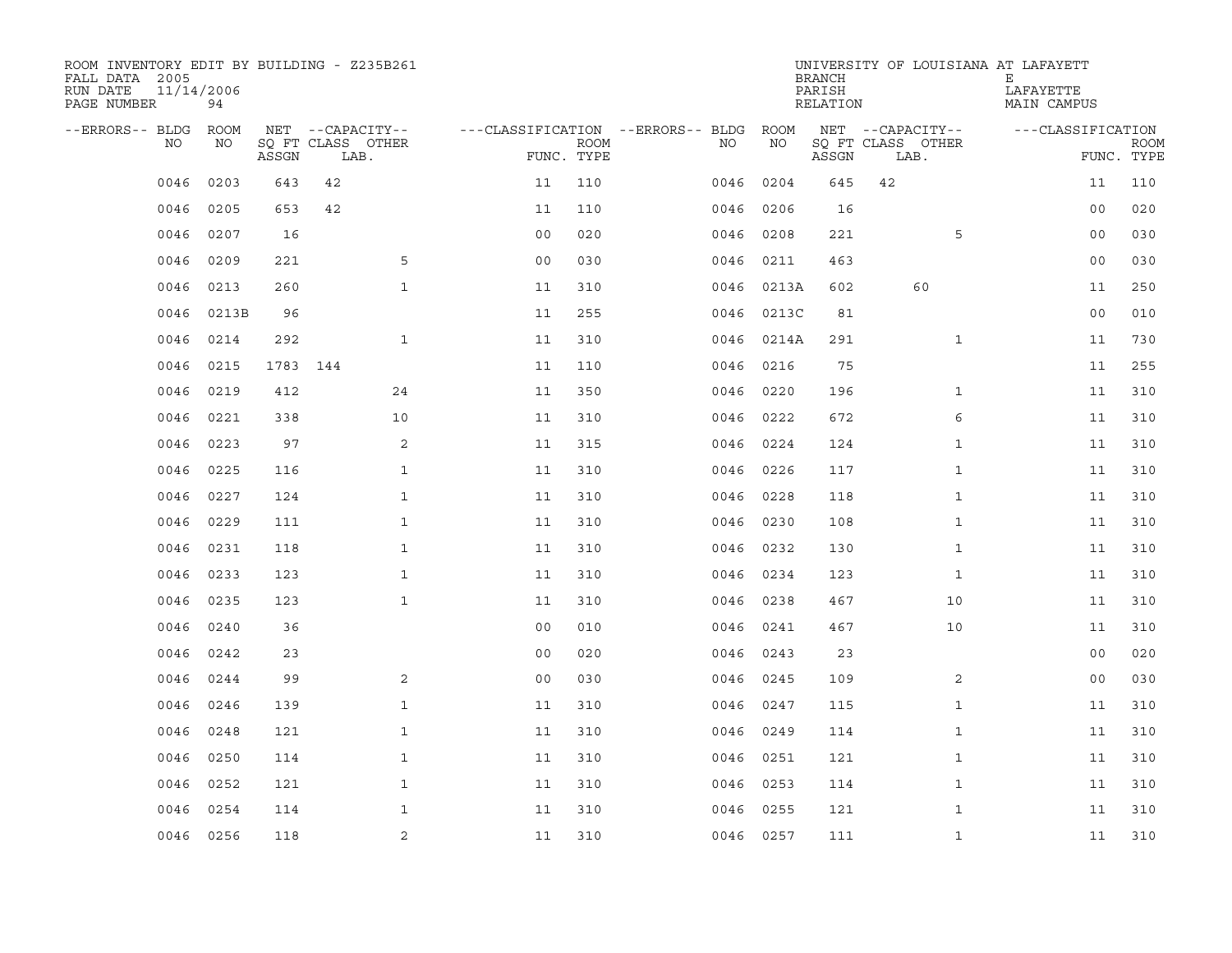ROOM INVENTORY EDIT BY BUILDING - Z235B261
FALL DATA 2005
RUN DATE 11/14/2006
PAGE NUMBER 94

UNIVERSITY OF LOUISIANA AT LAFAYETT
BRANCH E
PARISH LAFAYETTE
RELATION MAIN CAMPUS

| --ERRORS-- | BLDG NO | ROOM NO | NET SQ FT ASSGN | --CAPACITY-- CLASS LAB. | OTHER | ---CLASSIFICATION FUNC. | ROOM TYPE | --ERRORS-- | BLDG NO | ROOM NO | NET SQ FT ASSGN | --CAPACITY-- CLASS LAB. | OTHER | ---CLASSIFICATION FUNC. | ROOM TYPE |
|---|---|---|---|---|---|---|---|---|---|---|---|---|---|---|---|
| | 0046 | 0203 | 643 | 42 | | 11 | 110 | | 0046 | 0204 | 645 | 42 | | 11 | 110 |
| | 0046 | 0205 | 653 | 42 | | 11 | 110 | | 0046 | 0206 | 16 | | | 00 | 020 |
| | 0046 | 0207 | 16 | | | 00 | 020 | | 0046 | 0208 | 221 | | 5 | 00 | 030 |
| | 0046 | 0209 | 221 | | 5 | 00 | 030 | | 0046 | 0211 | 463 | | | 00 | 030 |
| | 0046 | 0213 | 260 | | 1 | 11 | 310 | | 0046 | 0213A | 602 | 60 | | 11 | 250 |
| | 0046 | 0213B | 96 | | | 11 | 255 | | 0046 | 0213C | 81 | | | 00 | 010 |
| | 0046 | 0214 | 292 | | 1 | 11 | 310 | | 0046 | 0214A | 291 | | 1 | 11 | 730 |
| | 0046 | 0215 | 1783 | 144 | | 11 | 110 | | 0046 | 0216 | 75 | | | 11 | 255 |
| | 0046 | 0219 | 412 | | 24 | 11 | 350 | | 0046 | 0220 | 196 | | 1 | 11 | 310 |
| | 0046 | 0221 | 338 | | 10 | 11 | 310 | | 0046 | 0222 | 672 | | 6 | 11 | 310 |
| | 0046 | 0223 | 97 | | 2 | 11 | 315 | | 0046 | 0224 | 124 | | 1 | 11 | 310 |
| | 0046 | 0225 | 116 | | 1 | 11 | 310 | | 0046 | 0226 | 117 | | 1 | 11 | 310 |
| | 0046 | 0227 | 124 | | 1 | 11 | 310 | | 0046 | 0228 | 118 | | 1 | 11 | 310 |
| | 0046 | 0229 | 111 | | 1 | 11 | 310 | | 0046 | 0230 | 108 | | 1 | 11 | 310 |
| | 0046 | 0231 | 118 | | 1 | 11 | 310 | | 0046 | 0232 | 130 | | 1 | 11 | 310 |
| | 0046 | 0233 | 123 | | 1 | 11 | 310 | | 0046 | 0234 | 123 | | 1 | 11 | 310 |
| | 0046 | 0235 | 123 | | 1 | 11 | 310 | | 0046 | 0238 | 467 | | 10 | 11 | 310 |
| | 0046 | 0240 | 36 | | | 00 | 010 | | 0046 | 0241 | 467 | | 10 | 11 | 310 |
| | 0046 | 0242 | 23 | | | 00 | 020 | | 0046 | 0243 | 23 | | | 00 | 020 |
| | 0046 | 0244 | 99 | | 2 | 00 | 030 | | 0046 | 0245 | 109 | | 2 | 00 | 030 |
| | 0046 | 0246 | 139 | | 1 | 11 | 310 | | 0046 | 0247 | 115 | | 1 | 11 | 310 |
| | 0046 | 0248 | 121 | | 1 | 11 | 310 | | 0046 | 0249 | 114 | | 1 | 11 | 310 |
| | 0046 | 0250 | 114 | | 1 | 11 | 310 | | 0046 | 0251 | 121 | | 1 | 11 | 310 |
| | 0046 | 0252 | 121 | | 1 | 11 | 310 | | 0046 | 0253 | 114 | | 1 | 11 | 310 |
| | 0046 | 0254 | 114 | | 1 | 11 | 310 | | 0046 | 0255 | 121 | | 1 | 11 | 310 |
| | 0046 | 0256 | 118 | | 2 | 11 | 310 | | 0046 | 0257 | 111 | | 1 | 11 | 310 |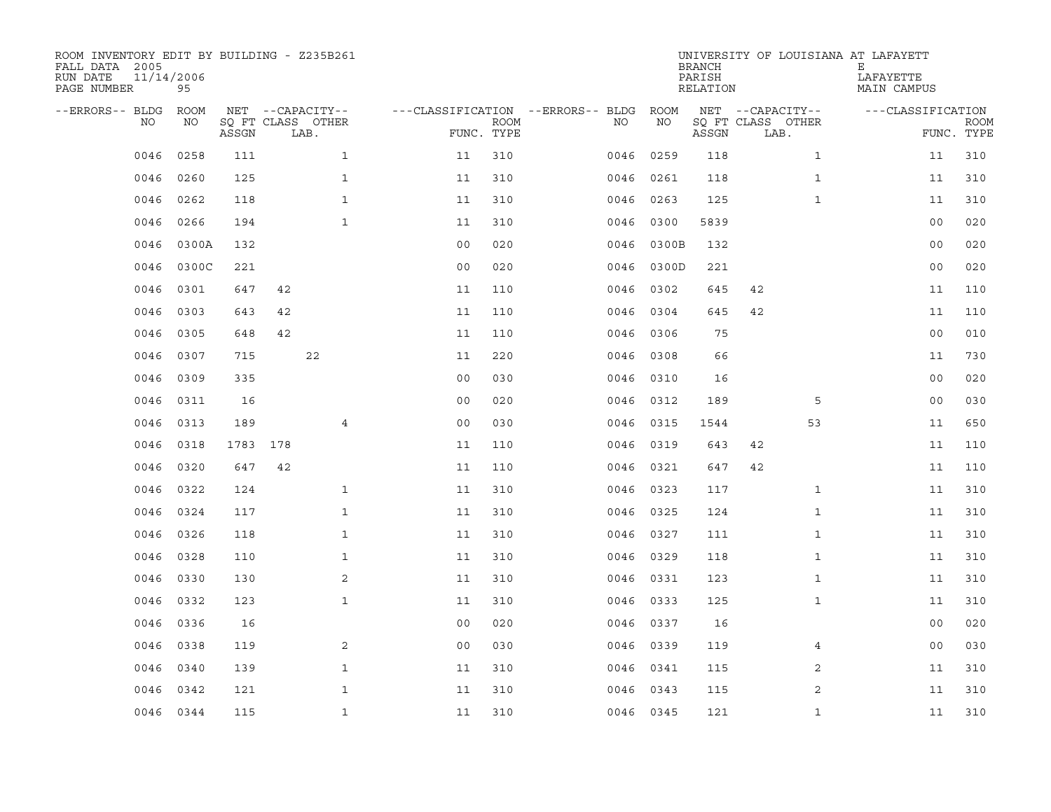ROOM INVENTORY EDIT BY BUILDING - Z235B261
FALL DATA 2005
RUN DATE 11/14/2006
PAGE NUMBER 95

UNIVERSITY OF LOUISIANA AT LAFAYETT
BRANCH E
PARISH LAFAYETTE
RELATION MAIN CAMPUS

| --ERRORS-- | BLDG NO | ROOM NO | NET SQ FT ASSGN | --CAPACITY-- CLASS | LAB. | OTHER | ---CLASSIFICATION FUNC. | ROOM TYPE | --ERRORS-- | BLDG NO | ROOM NO | NET SQ FT ASSGN | --CAPACITY-- CLASS | LAB. | OTHER | ---CLASSIFICATION FUNC. | ROOM TYPE |
|---|---|---|---|---|---|---|---|---|---|---|---|---|---|---|---|---|---|
| | 0046 | 0258 | 111 | | | 1 | 11 | 310 | | 0046 | 0259 | 118 | | | 1 | 11 | 310 |
| | 0046 | 0260 | 125 | | | 1 | 11 | 310 | | 0046 | 0261 | 118 | | | 1 | 11 | 310 |
| | 0046 | 0262 | 118 | | | 1 | 11 | 310 | | 0046 | 0263 | 125 | | | 1 | 11 | 310 |
| | 0046 | 0266 | 194 | | | 1 | 11 | 310 | | 0046 | 0300 | 5839 | | | | 00 | 020 |
| | 0046 | 0300A | 132 | | | | 00 | 020 | | 0046 | 0300B | 132 | | | | 00 | 020 |
| | 0046 | 0300C | 221 | | | | 00 | 020 | | 0046 | 0300D | 221 | | | | 00 | 020 |
| | 0046 | 0301 | 647 | 42 | | | 11 | 110 | | 0046 | 0302 | 645 | 42 | | | 11 | 110 |
| | 0046 | 0303 | 643 | 42 | | | 11 | 110 | | 0046 | 0304 | 645 | 42 | | | 11 | 110 |
| | 0046 | 0305 | 648 | 42 | | | 11 | 110 | | 0046 | 0306 | 75 | | | | 00 | 010 |
| | 0046 | 0307 | 715 | | 22 | | 11 | 220 | | 0046 | 0308 | 66 | | | | 11 | 730 |
| | 0046 | 0309 | 335 | | | | 00 | 030 | | 0046 | 0310 | 16 | | | | 00 | 020 |
| | 0046 | 0311 | 16 | | | | 00 | 020 | | 0046 | 0312 | 189 | | | 5 | 00 | 030 |
| | 0046 | 0313 | 189 | | | 4 | 00 | 030 | | 0046 | 0315 | 1544 | | | 53 | 11 | 650 |
| | 0046 | 0318 | 1783 | 178 | | | 11 | 110 | | 0046 | 0319 | 643 | 42 | | | 11 | 110 |
| | 0046 | 0320 | 647 | 42 | | | 11 | 110 | | 0046 | 0321 | 647 | 42 | | | 11 | 110 |
| | 0046 | 0322 | 124 | | | 1 | 11 | 310 | | 0046 | 0323 | 117 | | | 1 | 11 | 310 |
| | 0046 | 0324 | 117 | | | 1 | 11 | 310 | | 0046 | 0325 | 124 | | | 1 | 11 | 310 |
| | 0046 | 0326 | 118 | | | 1 | 11 | 310 | | 0046 | 0327 | 111 | | | 1 | 11 | 310 |
| | 0046 | 0328 | 110 | | | 1 | 11 | 310 | | 0046 | 0329 | 118 | | | 1 | 11 | 310 |
| | 0046 | 0330 | 130 | | | 2 | 11 | 310 | | 0046 | 0331 | 123 | | | 1 | 11 | 310 |
| | 0046 | 0332 | 123 | | | 1 | 11 | 310 | | 0046 | 0333 | 125 | | | 1 | 11 | 310 |
| | 0046 | 0336 | 16 | | | | 00 | 020 | | 0046 | 0337 | 16 | | | | 00 | 020 |
| | 0046 | 0338 | 119 | | | 2 | 00 | 030 | | 0046 | 0339 | 119 | | | 4 | 00 | 030 |
| | 0046 | 0340 | 139 | | | 1 | 11 | 310 | | 0046 | 0341 | 115 | | | 2 | 11 | 310 |
| | 0046 | 0342 | 121 | | | 1 | 11 | 310 | | 0046 | 0343 | 115 | | | 2 | 11 | 310 |
| | 0046 | 0344 | 115 | | | 1 | 11 | 310 | | 0046 | 0345 | 121 | | | 1 | 11 | 310 |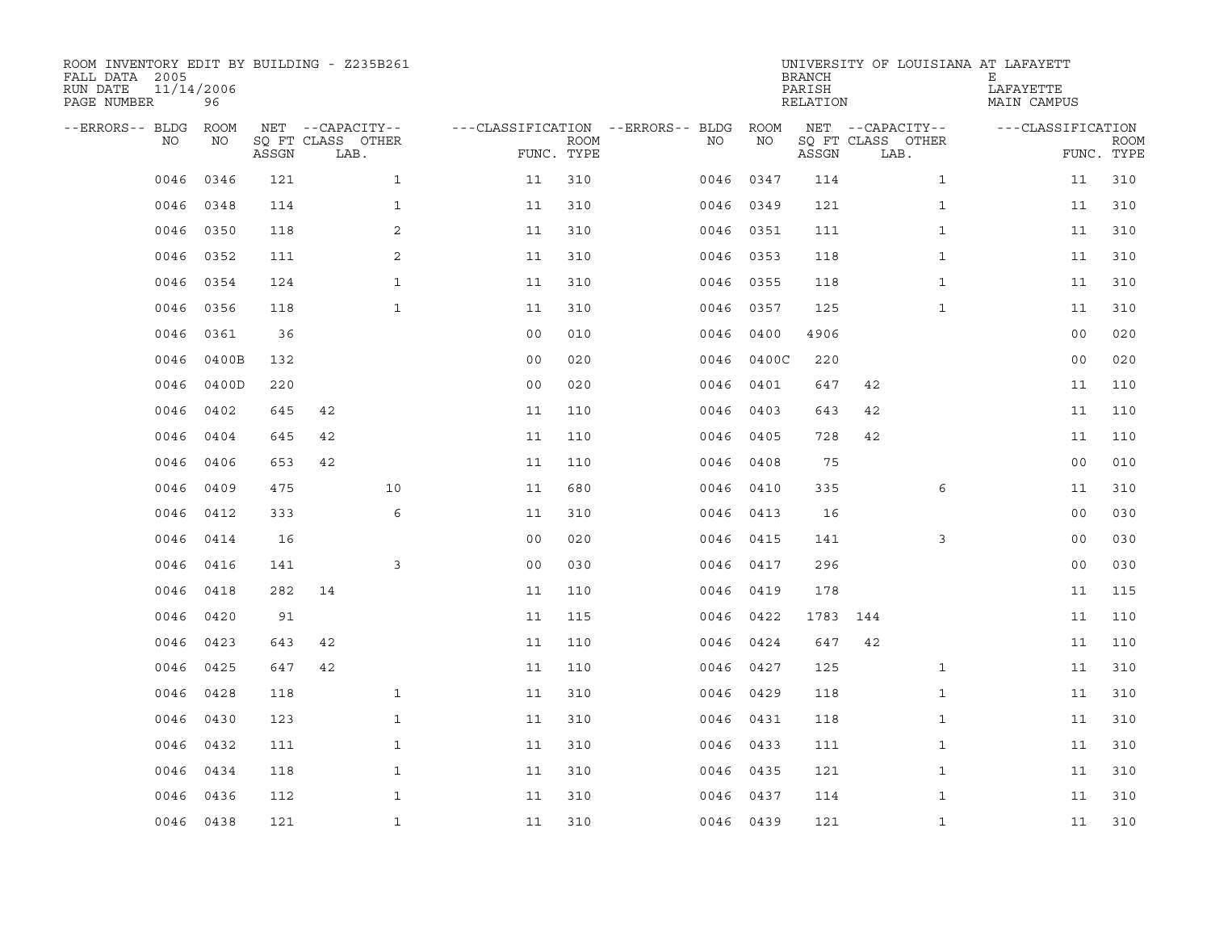ROOM INVENTORY EDIT BY BUILDING - Z235B261
FALL DATA 2005
RUN DATE 11/14/2006
PAGE NUMBER 96

UNIVERSITY OF LOUISIANA AT LAFAYETTE
BRANCH E
PARISH LAFAYETTE
RELATION MAIN CAMPUS

| --ERRORS-- | BLDG NO | ROOM NO | NET SQ FT ASSGN | CAPACITY CLASS LAB. | CAPACITY OTHER | CLASSIFICATION FUNC. | ROOM TYPE | --ERRORS-- | BLDG NO | ROOM NO | NET SQ FT ASSGN | CAPACITY CLASS LAB. | CAPACITY OTHER | CLASSIFICATION FUNC. | ROOM TYPE |
|---|---|---|---|---|---|---|---|---|---|---|---|---|---|---|---|
| | 0046 | 0346 | 121 | | 1 | 11 | 310 | | 0046 | 0347 | 114 | | 1 | 11 | 310 |
| | 0046 | 0348 | 114 | | 1 | 11 | 310 | | 0046 | 0349 | 121 | | 1 | 11 | 310 |
| | 0046 | 0350 | 118 | | 2 | 11 | 310 | | 0046 | 0351 | 111 | | 1 | 11 | 310 |
| | 0046 | 0352 | 111 | | 2 | 11 | 310 | | 0046 | 0353 | 118 | | 1 | 11 | 310 |
| | 0046 | 0354 | 124 | | 1 | 11 | 310 | | 0046 | 0355 | 118 | | 1 | 11 | 310 |
| | 0046 | 0356 | 118 | | 1 | 11 | 310 | | 0046 | 0357 | 125 | | 1 | 11 | 310 |
| | 0046 | 0361 | 36 | | | 00 | 010 | | 0046 | 0400 | 4906 | | | 00 | 020 |
| | 0046 | 0400B | 132 | | | 00 | 020 | | 0046 | 0400C | 220 | | | 00 | 020 |
| | 0046 | 0400D | 220 | | | 00 | 020 | | 0046 | 0401 | 647 | 42 | | 11 | 110 |
| | 0046 | 0402 | 645 | 42 | | 11 | 110 | | 0046 | 0403 | 643 | 42 | | 11 | 110 |
| | 0046 | 0404 | 645 | 42 | | 11 | 110 | | 0046 | 0405 | 728 | 42 | | 11 | 110 |
| | 0046 | 0406 | 653 | 42 | | 11 | 110 | | 0046 | 0408 | 75 | | | 00 | 010 |
| | 0046 | 0409 | 475 | | 10 | 11 | 680 | | 0046 | 0410 | 335 | | 6 | 11 | 310 |
| | 0046 | 0412 | 333 | | 6 | 11 | 310 | | 0046 | 0413 | 16 | | | 00 | 030 |
| | 0046 | 0414 | 16 | | | 00 | 020 | | 0046 | 0415 | 141 | | 3 | 00 | 030 |
| | 0046 | 0416 | 141 | | 3 | 00 | 030 | | 0046 | 0417 | 296 | | | 00 | 030 |
| | 0046 | 0418 | 282 | 14 | | 11 | 110 | | 0046 | 0419 | 178 | | | 11 | 115 |
| | 0046 | 0420 | 91 | | | 11 | 115 | | 0046 | 0422 | 1783 | 144 | | 11 | 110 |
| | 0046 | 0423 | 643 | 42 | | 11 | 110 | | 0046 | 0424 | 647 | 42 | | 11 | 110 |
| | 0046 | 0425 | 647 | 42 | | 11 | 110 | | 0046 | 0427 | 125 | | 1 | 11 | 310 |
| | 0046 | 0428 | 118 | | 1 | 11 | 310 | | 0046 | 0429 | 118 | | 1 | 11 | 310 |
| | 0046 | 0430 | 123 | | 1 | 11 | 310 | | 0046 | 0431 | 118 | | 1 | 11 | 310 |
| | 0046 | 0432 | 111 | | 1 | 11 | 310 | | 0046 | 0433 | 111 | | 1 | 11 | 310 |
| | 0046 | 0434 | 118 | | 1 | 11 | 310 | | 0046 | 0435 | 121 | | 1 | 11 | 310 |
| | 0046 | 0436 | 112 | | 1 | 11 | 310 | | 0046 | 0437 | 114 | | 1 | 11 | 310 |
| | 0046 | 0438 | 121 | | 1 | 11 | 310 | | 0046 | 0439 | 121 | | 1 | 11 | 310 |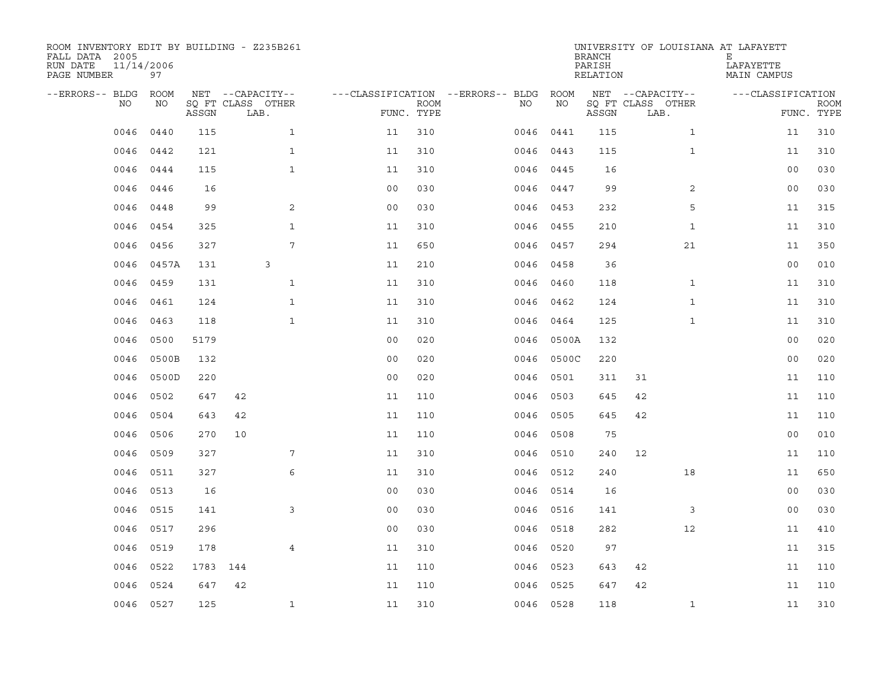ROOM INVENTORY EDIT BY BUILDING - Z235B261
FALL DATA 2005
RUN DATE 11/14/2006
PAGE NUMBER 97

UNIVERSITY OF LOUISIANA AT LAFAYETTE
BRANCH E
PARISH LAFAYETTE
RELATION MAIN CAMPUS

| --ERRORS-- | BLDG NO | ROOM NO | NET SQ FT ASSGN | CAPACITY CLASS | CAPACITY OTHER LAB. | CLASSIFICATION FUNC. | ROOM TYPE | --ERRORS-- | BLDG NO | ROOM NO | NET SQ FT ASSGN | CAPACITY CLASS | CAPACITY OTHER LAB. | CLASSIFICATION FUNC. | ROOM TYPE |
|---|---|---|---|---|---|---|---|---|---|---|---|---|---|---|---|
| | 0046 | 0440 | 115 | | 1 | 11 | 310 | | 0046 | 0441 | 115 | | 1 | 11 | 310 |
| | 0046 | 0442 | 121 | | 1 | 11 | 310 | | 0046 | 0443 | 115 | | 1 | 11 | 310 |
| | 0046 | 0444 | 115 | | 1 | 11 | 310 | | 0046 | 0445 | 16 | | | 00 | 030 |
| | 0046 | 0446 | 16 | | | 00 | 030 | | 0046 | 0447 | 99 | | 2 | 00 | 030 |
| | 0046 | 0448 | 99 | | 2 | 00 | 030 | | 0046 | 0453 | 232 | | 5 | 11 | 315 |
| | 0046 | 0454 | 325 | | 1 | 11 | 310 | | 0046 | 0455 | 210 | | 1 | 11 | 310 |
| | 0046 | 0456 | 327 | | 7 | 11 | 650 | | 0046 | 0457 | 294 | | 21 | 11 | 350 |
| | 0046 | 0457A | 131 | 3 | | 11 | 210 | | 0046 | 0458 | 36 | | | 00 | 010 |
| | 0046 | 0459 | 131 | | 1 | 11 | 310 | | 0046 | 0460 | 118 | | 1 | 11 | 310 |
| | 0046 | 0461 | 124 | | 1 | 11 | 310 | | 0046 | 0462 | 124 | | 1 | 11 | 310 |
| | 0046 | 0463 | 118 | | 1 | 11 | 310 | | 0046 | 0464 | 125 | | 1 | 11 | 310 |
| | 0046 | 0500 | 5179 | | | 00 | 020 | | 0046 | 0500A | 132 | | | 00 | 020 |
| | 0046 | 0500B | 132 | | | 00 | 020 | | 0046 | 0500C | 220 | | | 00 | 020 |
| | 0046 | 0500D | 220 | | | 00 | 020 | | 0046 | 0501 | 311 | 31 | | 11 | 110 |
| | 0046 | 0502 | 647 | 42 | | 11 | 110 | | 0046 | 0503 | 645 | 42 | | 11 | 110 |
| | 0046 | 0504 | 643 | 42 | | 11 | 110 | | 0046 | 0505 | 645 | 42 | | 11 | 110 |
| | 0046 | 0506 | 270 | 10 | | 11 | 110 | | 0046 | 0508 | 75 | | | 00 | 010 |
| | 0046 | 0509 | 327 | | 7 | 11 | 310 | | 0046 | 0510 | 240 | 12 | | 11 | 110 |
| | 0046 | 0511 | 327 | | 6 | 11 | 310 | | 0046 | 0512 | 240 | | 18 | 11 | 650 |
| | 0046 | 0513 | 16 | | | 00 | 030 | | 0046 | 0514 | 16 | | | 00 | 030 |
| | 0046 | 0515 | 141 | | 3 | 00 | 030 | | 0046 | 0516 | 141 | | 3 | 00 | 030 |
| | 0046 | 0517 | 296 | | | 00 | 030 | | 0046 | 0518 | 282 | | 12 | 11 | 410 |
| | 0046 | 0519 | 178 | | 4 | 11 | 310 | | 0046 | 0520 | 97 | | | 11 | 315 |
| | 0046 | 0522 | 1783 | 144 | | 11 | 110 | | 0046 | 0523 | 643 | 42 | | 11 | 110 |
| | 0046 | 0524 | 647 | 42 | | 11 | 110 | | 0046 | 0525 | 647 | 42 | | 11 | 110 |
| | 0046 | 0527 | 125 | | 1 | 11 | 310 | | 0046 | 0528 | 118 | | 1 | 11 | 310 |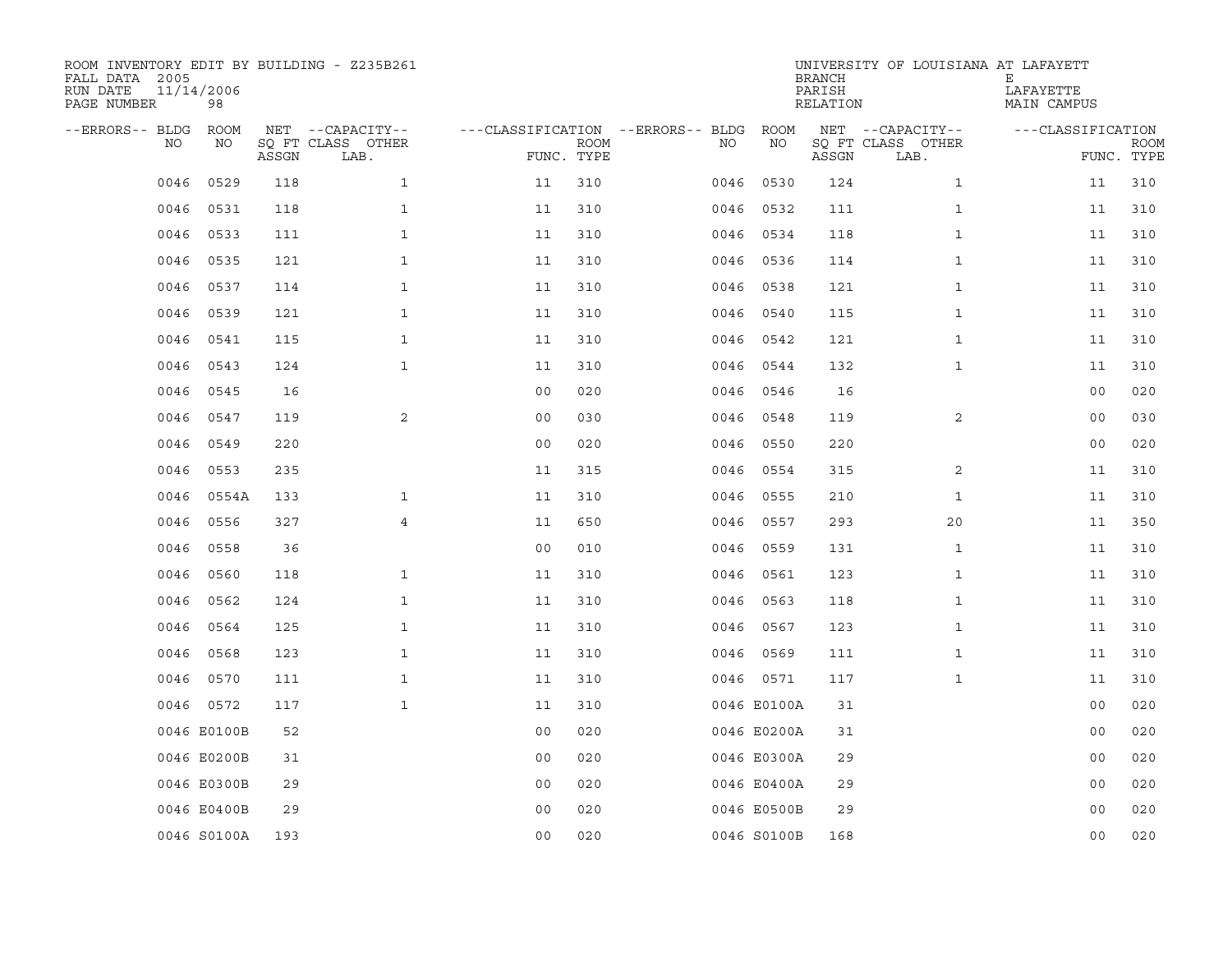ROOM INVENTORY EDIT BY BUILDING - Z235B261
FALL DATA 2005
RUN DATE 11/14/2006
PAGE NUMBER 98

UNIVERSITY OF LOUISIANA AT LAFAYETT
BRANCH E
PARISH LAFAYETTE
RELATION MAIN CAMPUS

| --ERRORS-- | BLDG NO | ROOM NO | NET SQ FT ASSGN | --CAPACITY-- CLASS LAB. | OTHER | ---CLASSIFICATION FUNC. | ROOM TYPE | --ERRORS-- | BLDG NO | ROOM NO | NET SQ FT ASSGN | --CAPACITY-- CLASS LAB. | OTHER | ---CLASSIFICATION FUNC. | ROOM TYPE |
|---|---|---|---|---|---|---|---|---|---|---|---|---|---|---|---|
| | 0046 | 0529 | 118 | | 1 | 11 | 310 | | 0046 | 0530 | 124 | | 1 | 11 | 310 |
| | 0046 | 0531 | 118 | | 1 | 11 | 310 | | 0046 | 0532 | 111 | | 1 | 11 | 310 |
| | 0046 | 0533 | 111 | | 1 | 11 | 310 | | 0046 | 0534 | 118 | | 1 | 11 | 310 |
| | 0046 | 0535 | 121 | | 1 | 11 | 310 | | 0046 | 0536 | 114 | | 1 | 11 | 310 |
| | 0046 | 0537 | 114 | | 1 | 11 | 310 | | 0046 | 0538 | 121 | | 1 | 11 | 310 |
| | 0046 | 0539 | 121 | | 1 | 11 | 310 | | 0046 | 0540 | 115 | | 1 | 11 | 310 |
| | 0046 | 0541 | 115 | | 1 | 11 | 310 | | 0046 | 0542 | 121 | | 1 | 11 | 310 |
| | 0046 | 0543 | 124 | | 1 | 11 | 310 | | 0046 | 0544 | 132 | | 1 | 11 | 310 |
| | 0046 | 0545 | 16 | | | 00 | 020 | | 0046 | 0546 | 16 | | | 00 | 020 |
| | 0046 | 0547 | 119 | | 2 | 00 | 030 | | 0046 | 0548 | 119 | | 2 | 00 | 030 |
| | 0046 | 0549 | 220 | | | 00 | 020 | | 0046 | 0550 | 220 | | | 00 | 020 |
| | 0046 | 0553 | 235 | | | 11 | 315 | | 0046 | 0554 | 315 | | 2 | 11 | 310 |
| | 0046 | 0554A | 133 | | 1 | 11 | 310 | | 0046 | 0555 | 210 | | 1 | 11 | 310 |
| | 0046 | 0556 | 327 | | 4 | 11 | 650 | | 0046 | 0557 | 293 | | 20 | 11 | 350 |
| | 0046 | 0558 | 36 | | | 00 | 010 | | 0046 | 0559 | 131 | | 1 | 11 | 310 |
| | 0046 | 0560 | 118 | | 1 | 11 | 310 | | 0046 | 0561 | 123 | | 1 | 11 | 310 |
| | 0046 | 0562 | 124 | | 1 | 11 | 310 | | 0046 | 0563 | 118 | | 1 | 11 | 310 |
| | 0046 | 0564 | 125 | | 1 | 11 | 310 | | 0046 | 0567 | 123 | | 1 | 11 | 310 |
| | 0046 | 0568 | 123 | | 1 | 11 | 310 | | 0046 | 0569 | 111 | | 1 | 11 | 310 |
| | 0046 | 0570 | 111 | | 1 | 11 | 310 | | 0046 | 0571 | 117 | | 1 | 11 | 310 |
| | 0046 | 0572 | 117 | | 1 | 11 | 310 | | 0046 | E0100A | 31 | | | 00 | 020 |
| | 0046 | E0100B | 52 | | | 00 | 020 | | 0046 | E0200A | 31 | | | 00 | 020 |
| | 0046 | E0200B | 31 | | | 00 | 020 | | 0046 | E0300A | 29 | | | 00 | 020 |
| | 0046 | E0300B | 29 | | | 00 | 020 | | 0046 | E0400A | 29 | | | 00 | 020 |
| | 0046 | E0400B | 29 | | | 00 | 020 | | 0046 | E0500B | 29 | | | 00 | 020 |
| | 0046 | S0100A | 193 | | | 00 | 020 | | 0046 | S0100B | 168 | | | 00 | 020 |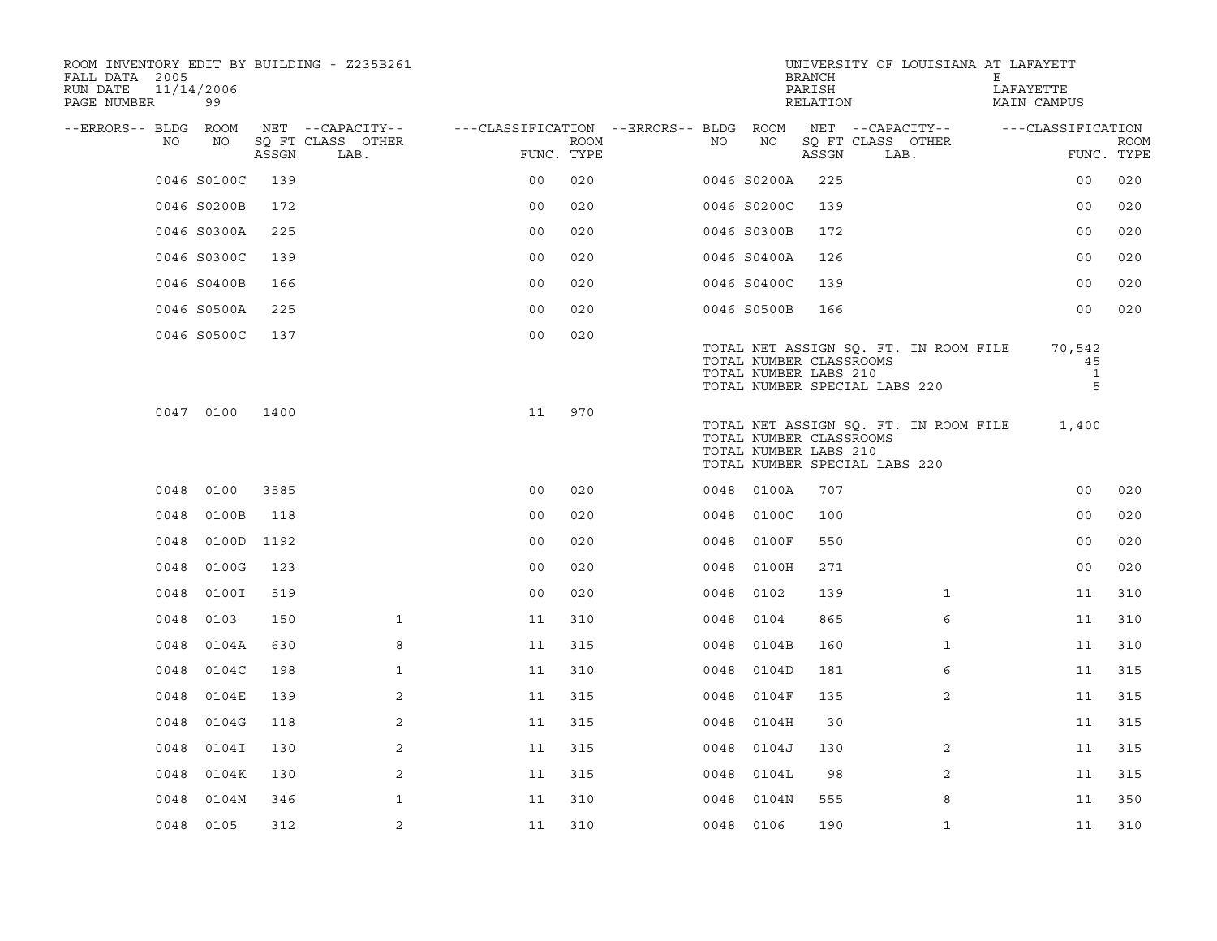ROOM INVENTORY EDIT BY BUILDING - Z235B261
FALL DATA 2005
RUN DATE 11/14/2006

UNIVERSITY OF LOUISIANA AT LAFAYETTE
BRANCH E
PARISH LAFAYETTE
RELATION MAIN CAMPUS

| --ERRORS-- | BLDG NO | ROOM NO | NET SQ FT ASSGN | --CAPACITY-- CLASS LAB. | OTHER | ---CLASSIFICATION FUNC. | ROOM TYPE | --ERRORS-- | BLDG NO | ROOM NO | NET SQ FT ASSGN | --CAPACITY-- CLASS LAB. | OTHER | ---CLASSIFICATION FUNC. | ROOM TYPE |
|---|---|---|---|---|---|---|---|---|---|---|---|---|---|---|---|
| | 0046 | S0100C | 139 | | | 00 | 020 | | 0046 | S0200A | 225 | | | 00 | 020 |
| | 0046 | S0200B | 172 | | | 00 | 020 | | 0046 | S0200C | 139 | | | 00 | 020 |
| | 0046 | S0300A | 225 | | | 00 | 020 | | 0046 | S0300B | 172 | | | 00 | 020 |
| | 0046 | S0300C | 139 | | | 00 | 020 | | 0046 | S0400A | 126 | | | 00 | 020 |
| | 0046 | S0400B | 166 | | | 00 | 020 | | 0046 | S0400C | 139 | | | 00 | 020 |
| | 0046 | S0500A | 225 | | | 00 | 020 | | 0046 | S0500B | 166 | | | 00 | 020 |
| | 0046 | S0500C | 137 | | | 00 | 020 | | | | | | | | |

TOTAL NET ASSIGN SQ. FT. IN ROOM FILE 70,542
TOTAL NUMBER CLASSROOMS 45
TOTAL NUMBER LABS 210 1
TOTAL NUMBER SPECIAL LABS 220 5

| --ERRORS-- | BLDG NO | ROOM NO | NET SQ FT ASSGN | --CAPACITY-- CLASS LAB. | OTHER | ---CLASSIFICATION FUNC. | ROOM TYPE |
|---|---|---|---|---|---|---|---|
| | 0047 | 0100 | 1400 | | | 11 | 970 |

TOTAL NET ASSIGN SQ. FT. IN ROOM FILE 1,400
TOTAL NUMBER CLASSROOMS
TOTAL NUMBER LABS 210
TOTAL NUMBER SPECIAL LABS 220

| --ERRORS-- | BLDG NO | ROOM NO | NET SQ FT ASSGN | --CAPACITY-- CLASS LAB. | OTHER | ---CLASSIFICATION FUNC. | ROOM TYPE | --ERRORS-- | BLDG NO | ROOM NO | NET SQ FT ASSGN | --CAPACITY-- CLASS LAB. | OTHER | ---CLASSIFICATION FUNC. | ROOM TYPE |
|---|---|---|---|---|---|---|---|---|---|---|---|---|---|---|---|
| | 0048 | 0100 | 3585 | | | 00 | 020 | | 0048 | 0100A | 707 | | | 00 | 020 |
| | 0048 | 0100B | 118 | | | 00 | 020 | | 0048 | 0100C | 100 | | | 00 | 020 |
| | 0048 | 0100D | 1192 | | | 00 | 020 | | 0048 | 0100F | 550 | | | 00 | 020 |
| | 0048 | 0100G | 123 | | | 00 | 020 | | 0048 | 0100H | 271 | | | 00 | 020 |
| | 0048 | 0100I | 519 | | | 00 | 020 | | 0048 | 0102 | 139 | | 1 | 11 | 310 |
| | 0048 | 0103 | 150 | | 1 | 11 | 310 | | 0048 | 0104 | 865 | | 6 | 11 | 310 |
| | 0048 | 0104A | 630 | | 8 | 11 | 315 | | 0048 | 0104B | 160 | | 1 | 11 | 310 |
| | 0048 | 0104C | 198 | | 1 | 11 | 310 | | 0048 | 0104D | 181 | | 6 | 11 | 315 |
| | 0048 | 0104E | 139 | | 2 | 11 | 315 | | 0048 | 0104F | 135 | | 2 | 11 | 315 |
| | 0048 | 0104G | 118 | | 2 | 11 | 315 | | 0048 | 0104H | 30 | | | 11 | 315 |
| | 0048 | 0104I | 130 | | 2 | 11 | 315 | | 0048 | 0104J | 130 | | 2 | 11 | 315 |
| | 0048 | 0104K | 130 | | 2 | 11 | 315 | | 0048 | 0104L | 98 | | 2 | 11 | 315 |
| | 0048 | 0104M | 346 | | 1 | 11 | 310 | | 0048 | 0104N | 555 | | 8 | 11 | 350 |
| | 0048 | 0105 | 312 | | 2 | 11 | 310 | | 0048 | 0106 | 190 | | 1 | 11 | 310 |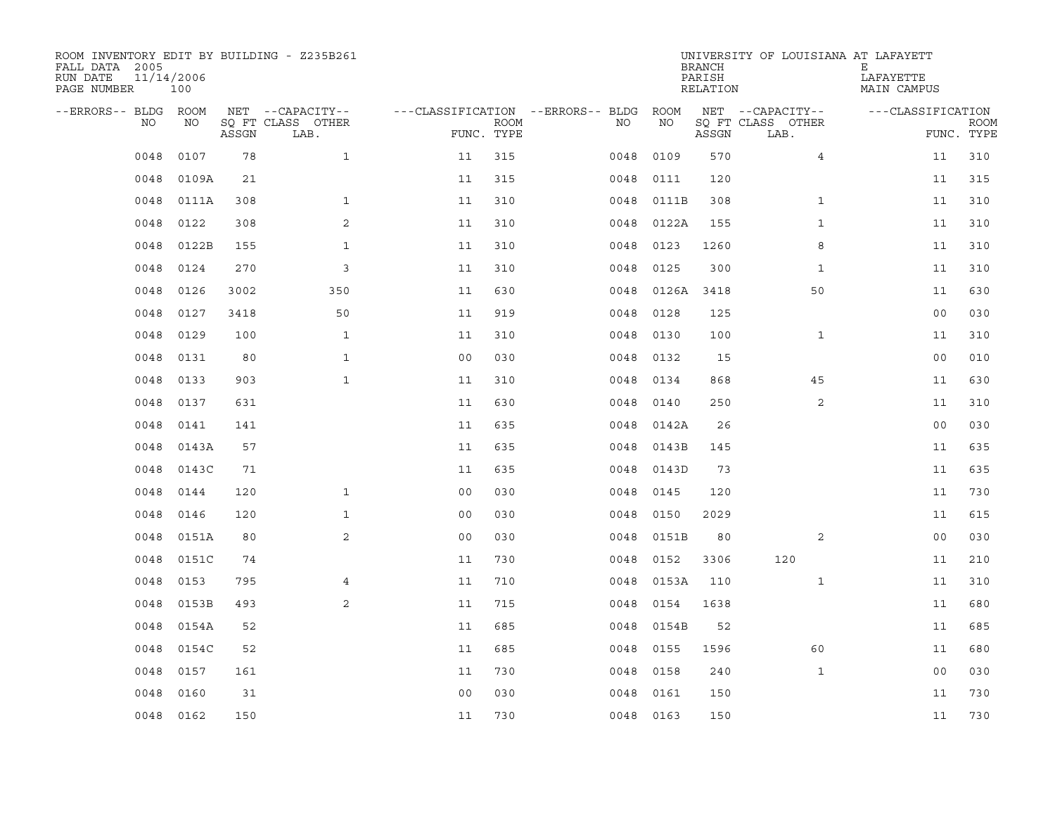ROOM INVENTORY EDIT BY BUILDING - Z235B261
FALL DATA 2005
RUN DATE 11/14/2006
PAGE NUMBER 100

UNIVERSITY OF LOUISIANA AT LAFAYETT
BRANCH E
PARISH LAFAYETTE
RELATION MAIN CAMPUS

| --ERRORS-- | BLDG NO | ROOM NO | NET SQ FT ASSGN | --CAPACITY-- CLASS LAB. | OTHER | ---CLASSIFICATION FUNC. | ROOM TYPE | --ERRORS-- | BLDG NO | ROOM NO | NET SQ FT ASSGN | --CAPACITY-- CLASS LAB. | OTHER | ---CLASSIFICATION FUNC. | ROOM TYPE |
|---|---|---|---|---|---|---|---|---|---|---|---|---|---|---|---|
| | 0048 | 0107 | 78 | | 1 | 11 | 315 | | 0048 | 0109 | 570 | | 4 | 11 | 310 |
| | 0048 | 0109A | 21 | | | 11 | 315 | | 0048 | 0111 | 120 | | | 11 | 315 |
| | 0048 | 0111A | 308 | | 1 | 11 | 310 | | 0048 | 0111B | 308 | | 1 | 11 | 310 |
| | 0048 | 0122 | 308 | | 2 | 11 | 310 | | 0048 | 0122A | 155 | | 1 | 11 | 310 |
| | 0048 | 0122B | 155 | | 1 | 11 | 310 | | 0048 | 0123 | 1260 | | 8 | 11 | 310 |
| | 0048 | 0124 | 270 | | 3 | 11 | 310 | | 0048 | 0125 | 300 | | 1 | 11 | 310 |
| | 0048 | 0126 | 3002 | | 350 | 11 | 630 | | 0048 | 0126A | 3418 | | 50 | 11 | 630 |
| | 0048 | 0127 | 3418 | | 50 | 11 | 919 | | 0048 | 0128 | 125 | | | 00 | 030 |
| | 0048 | 0129 | 100 | | 1 | 11 | 310 | | 0048 | 0130 | 100 | | 1 | 11 | 310 |
| | 0048 | 0131 | 80 | | 1 | 00 | 030 | | 0048 | 0132 | 15 | | | 00 | 010 |
| | 0048 | 0133 | 903 | | 1 | 11 | 310 | | 0048 | 0134 | 868 | | 45 | 11 | 630 |
| | 0048 | 0137 | 631 | | | 11 | 630 | | 0048 | 0140 | 250 | | 2 | 11 | 310 |
| | 0048 | 0141 | 141 | | | 11 | 635 | | 0048 | 0142A | 26 | | | 00 | 030 |
| | 0048 | 0143A | 57 | | | 11 | 635 | | 0048 | 0143B | 145 | | | 11 | 635 |
| | 0048 | 0143C | 71 | | | 11 | 635 | | 0048 | 0143D | 73 | | | 11 | 635 |
| | 0048 | 0144 | 120 | | 1 | 00 | 030 | | 0048 | 0145 | 120 | | | 11 | 730 |
| | 0048 | 0146 | 120 | | 1 | 00 | 030 | | 0048 | 0150 | 2029 | | | 11 | 615 |
| | 0048 | 0151A | 80 | | 2 | 00 | 030 | | 0048 | 0151B | 80 | | 2 | 00 | 030 |
| | 0048 | 0151C | 74 | | | 11 | 730 | | 0048 | 0152 | 3306 | 120 | | 11 | 210 |
| | 0048 | 0153 | 795 | | 4 | 11 | 710 | | 0048 | 0153A | 110 | | 1 | 11 | 310 |
| | 0048 | 0153B | 493 | | 2 | 11 | 715 | | 0048 | 0154 | 1638 | | | 11 | 680 |
| | 0048 | 0154A | 52 | | | 11 | 685 | | 0048 | 0154B | 52 | | | 11 | 685 |
| | 0048 | 0154C | 52 | | | 11 | 685 | | 0048 | 0155 | 1596 | | 60 | 11 | 680 |
| | 0048 | 0157 | 161 | | | 11 | 730 | | 0048 | 0158 | 240 | | 1 | 00 | 030 |
| | 0048 | 0160 | 31 | | | 00 | 030 | | 0048 | 0161 | 150 | | | 11 | 730 |
| | 0048 | 0162 | 150 | | | 11 | 730 | | 0048 | 0163 | 150 | | | 11 | 730 |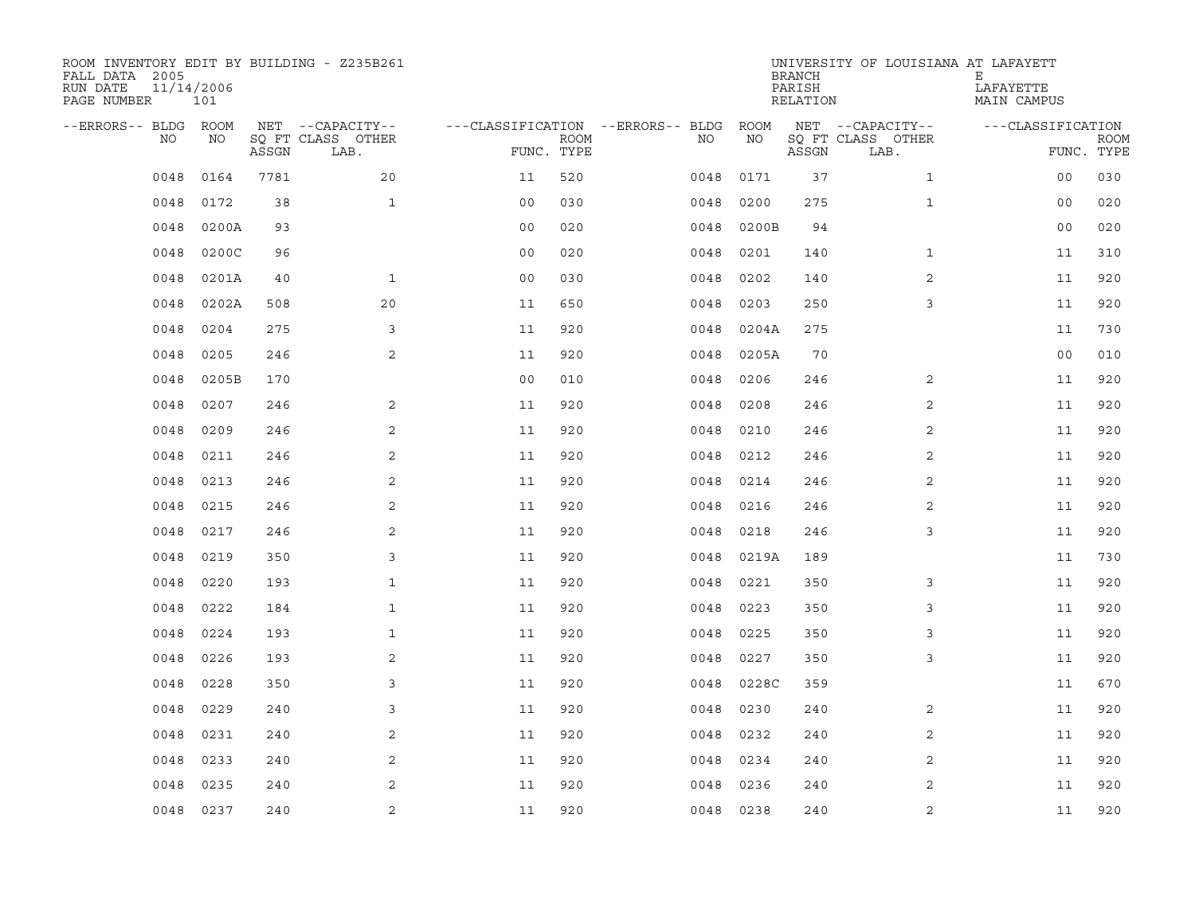ROOM INVENTORY EDIT BY BUILDING - Z235B261
FALL DATA 2005
RUN DATE 11/14/2006
PAGE NUMBER 101

UNIVERSITY OF LOUISIANA AT LAFAYETTE
BRANCH E
PARISH LAFAYETTE
RELATION MAIN CAMPUS

| --ERRORS-- | BLDG NO | ROOM NO | NET SQ FT ASSGN | --CAPACITY-- CLASS LAB. | OTHER | ---CLASSIFICATION FUNC. | ROOM TYPE | --ERRORS-- | BLDG NO | ROOM NO | NET SQ FT ASSGN | --CAPACITY-- CLASS LAB. | OTHER | ---CLASSIFICATION FUNC. | ROOM TYPE |
|---|---|---|---|---|---|---|---|---|---|---|---|---|---|---|---|
| | 0048 | 0164 | 7781 | | 20 | 11 | 520 | | 0048 | 0171 | 37 | | 1 | 00 | 030 |
| | 0048 | 0172 | 38 | | 1 | 00 | 030 | | 0048 | 0200 | 275 | | 1 | 00 | 020 |
| | 0048 | 0200A | 93 | | | 00 | 020 | | 0048 | 0200B | 94 | | | 00 | 020 |
| | 0048 | 0200C | 96 | | | 00 | 020 | | 0048 | 0201 | 140 | | 1 | 11 | 310 |
| | 0048 | 0201A | 40 | | 1 | 00 | 030 | | 0048 | 0202 | 140 | | 2 | 11 | 920 |
| | 0048 | 0202A | 508 | | 20 | 11 | 650 | | 0048 | 0203 | 250 | | 3 | 11 | 920 |
| | 0048 | 0204 | 275 | | 3 | 11 | 920 | | 0048 | 0204A | 275 | | | 11 | 730 |
| | 0048 | 0205 | 246 | | 2 | 11 | 920 | | 0048 | 0205A | 70 | | | 00 | 010 |
| | 0048 | 0205B | 170 | | | 00 | 010 | | 0048 | 0206 | 246 | | 2 | 11 | 920 |
| | 0048 | 0207 | 246 | | 2 | 11 | 920 | | 0048 | 0208 | 246 | | 2 | 11 | 920 |
| | 0048 | 0209 | 246 | | 2 | 11 | 920 | | 0048 | 0210 | 246 | | 2 | 11 | 920 |
| | 0048 | 0211 | 246 | | 2 | 11 | 920 | | 0048 | 0212 | 246 | | 2 | 11 | 920 |
| | 0048 | 0213 | 246 | | 2 | 11 | 920 | | 0048 | 0214 | 246 | | 2 | 11 | 920 |
| | 0048 | 0215 | 246 | | 2 | 11 | 920 | | 0048 | 0216 | 246 | | 2 | 11 | 920 |
| | 0048 | 0217 | 246 | | 2 | 11 | 920 | | 0048 | 0218 | 246 | | 3 | 11 | 920 |
| | 0048 | 0219 | 350 | | 3 | 11 | 920 | | 0048 | 0219A | 189 | | | 11 | 730 |
| | 0048 | 0220 | 193 | | 1 | 11 | 920 | | 0048 | 0221 | 350 | | 3 | 11 | 920 |
| | 0048 | 0222 | 184 | | 1 | 11 | 920 | | 0048 | 0223 | 350 | | 3 | 11 | 920 |
| | 0048 | 0224 | 193 | | 1 | 11 | 920 | | 0048 | 0225 | 350 | | 3 | 11 | 920 |
| | 0048 | 0226 | 193 | | 2 | 11 | 920 | | 0048 | 0227 | 350 | | 3 | 11 | 920 |
| | 0048 | 0228 | 350 | | 3 | 11 | 920 | | 0048 | 0228C | 359 | | | 11 | 670 |
| | 0048 | 0229 | 240 | | 3 | 11 | 920 | | 0048 | 0230 | 240 | | 2 | 11 | 920 |
| | 0048 | 0231 | 240 | | 2 | 11 | 920 | | 0048 | 0232 | 240 | | 2 | 11 | 920 |
| | 0048 | 0233 | 240 | | 2 | 11 | 920 | | 0048 | 0234 | 240 | | 2 | 11 | 920 |
| | 0048 | 0235 | 240 | | 2 | 11 | 920 | | 0048 | 0236 | 240 | | 2 | 11 | 920 |
| | 0048 | 0237 | 240 | | 2 | 11 | 920 | | 0048 | 0238 | 240 | | 2 | 11 | 920 |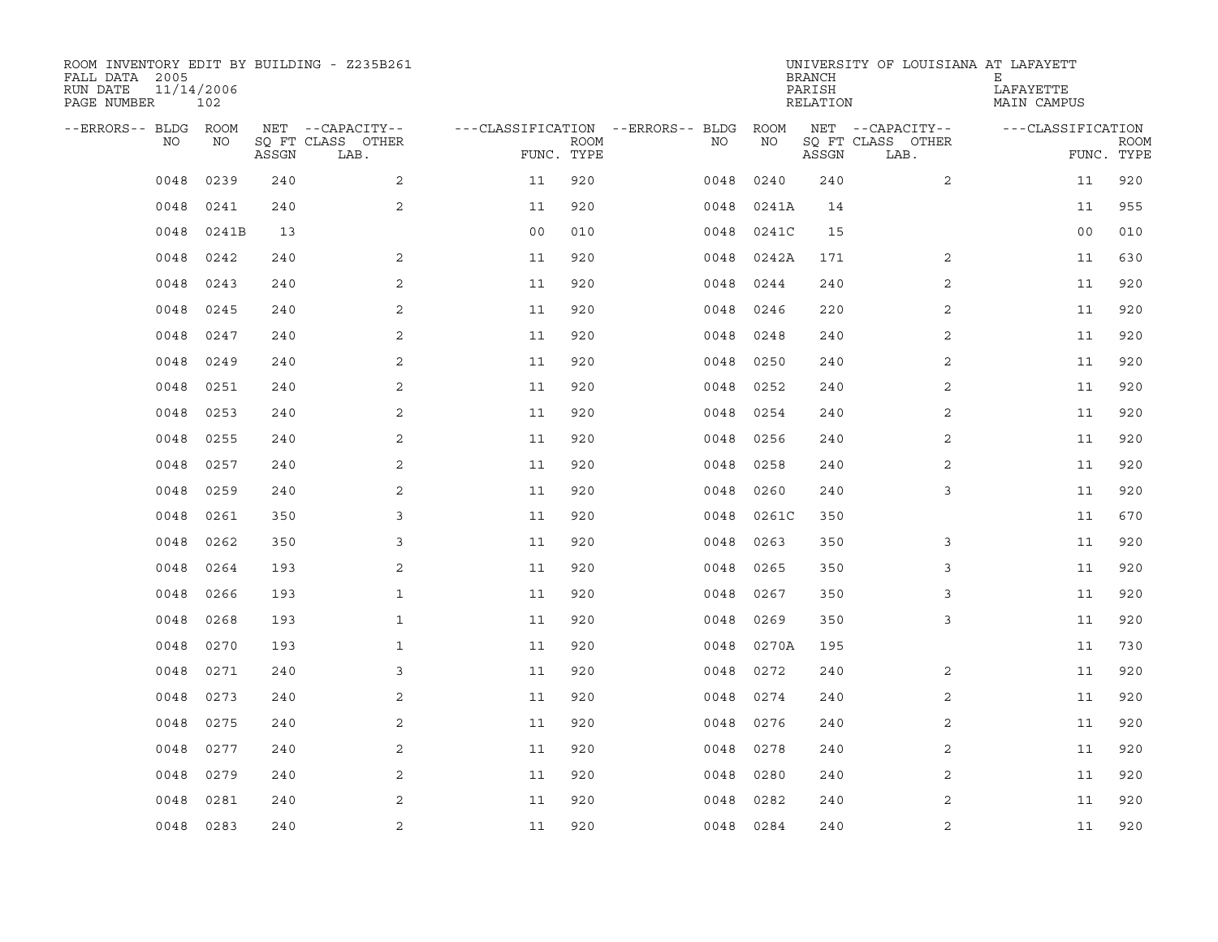ROOM INVENTORY EDIT BY BUILDING - Z235B261
FALL DATA 2005
RUN DATE 11/14/2006

UNIVERSITY OF LOUISIANA AT LAFAYETTE
BRANCH E
PARISH LAFAYETTE
RELATION MAIN CAMPUS

| --ERRORS-- | BLDG NO | ROOM NO | NET SQ FT ASSGN | --CAPACITY-- CLASS LAB. | OTHER | ---CLASSIFICATION FUNC. | ROOM TYPE | --ERRORS-- | BLDG NO | ROOM NO | NET SQ FT ASSGN | --CAPACITY-- CLASS LAB. | OTHER | ---CLASSIFICATION FUNC. | ROOM TYPE |
|---|---|---|---|---|---|---|---|---|---|---|---|---|---|---|---|
| | 0048 | 0239 | 240 | | 2 | 11 | 920 | | 0048 | 0240 | 240 | | 2 | 11 | 920 |
| | 0048 | 0241 | 240 | | 2 | 11 | 920 | | 0048 | 0241A | 14 | | | 11 | 955 |
| | 0048 | 0241B | 13 | | | 00 | 010 | | 0048 | 0241C | 15 | | | 00 | 010 |
| | 0048 | 0242 | 240 | | 2 | 11 | 920 | | 0048 | 0242A | 171 | | 2 | 11 | 630 |
| | 0048 | 0243 | 240 | | 2 | 11 | 920 | | 0048 | 0244 | 240 | | 2 | 11 | 920 |
| | 0048 | 0245 | 240 | | 2 | 11 | 920 | | 0048 | 0246 | 220 | | 2 | 11 | 920 |
| | 0048 | 0247 | 240 | | 2 | 11 | 920 | | 0048 | 0248 | 240 | | 2 | 11 | 920 |
| | 0048 | 0249 | 240 | | 2 | 11 | 920 | | 0048 | 0250 | 240 | | 2 | 11 | 920 |
| | 0048 | 0251 | 240 | | 2 | 11 | 920 | | 0048 | 0252 | 240 | | 2 | 11 | 920 |
| | 0048 | 0253 | 240 | | 2 | 11 | 920 | | 0048 | 0254 | 240 | | 2 | 11 | 920 |
| | 0048 | 0255 | 240 | | 2 | 11 | 920 | | 0048 | 0256 | 240 | | 2 | 11 | 920 |
| | 0048 | 0257 | 240 | | 2 | 11 | 920 | | 0048 | 0258 | 240 | | 2 | 11 | 920 |
| | 0048 | 0259 | 240 | | 2 | 11 | 920 | | 0048 | 0260 | 240 | | 3 | 11 | 920 |
| | 0048 | 0261 | 350 | | 3 | 11 | 920 | | 0048 | 0261C | 350 | | | 11 | 670 |
| | 0048 | 0262 | 350 | | 3 | 11 | 920 | | 0048 | 0263 | 350 | | 3 | 11 | 920 |
| | 0048 | 0264 | 193 | | 2 | 11 | 920 | | 0048 | 0265 | 350 | | 3 | 11 | 920 |
| | 0048 | 0266 | 193 | | 1 | 11 | 920 | | 0048 | 0267 | 350 | | 3 | 11 | 920 |
| | 0048 | 0268 | 193 | | 1 | 11 | 920 | | 0048 | 0269 | 350 | | 3 | 11 | 920 |
| | 0048 | 0270 | 193 | | 1 | 11 | 920 | | 0048 | 0270A | 195 | | | 11 | 730 |
| | 0048 | 0271 | 240 | | 3 | 11 | 920 | | 0048 | 0272 | 240 | | 2 | 11 | 920 |
| | 0048 | 0273 | 240 | | 2 | 11 | 920 | | 0048 | 0274 | 240 | | 2 | 11 | 920 |
| | 0048 | 0275 | 240 | | 2 | 11 | 920 | | 0048 | 0276 | 240 | | 2 | 11 | 920 |
| | 0048 | 0277 | 240 | | 2 | 11 | 920 | | 0048 | 0278 | 240 | | 2 | 11 | 920 |
| | 0048 | 0279 | 240 | | 2 | 11 | 920 | | 0048 | 0280 | 240 | | 2 | 11 | 920 |
| | 0048 | 0281 | 240 | | 2 | 11 | 920 | | 0048 | 0282 | 240 | | 2 | 11 | 920 |
| | 0048 | 0283 | 240 | | 2 | 11 | 920 | | 0048 | 0284 | 240 | | 2 | 11 | 920 |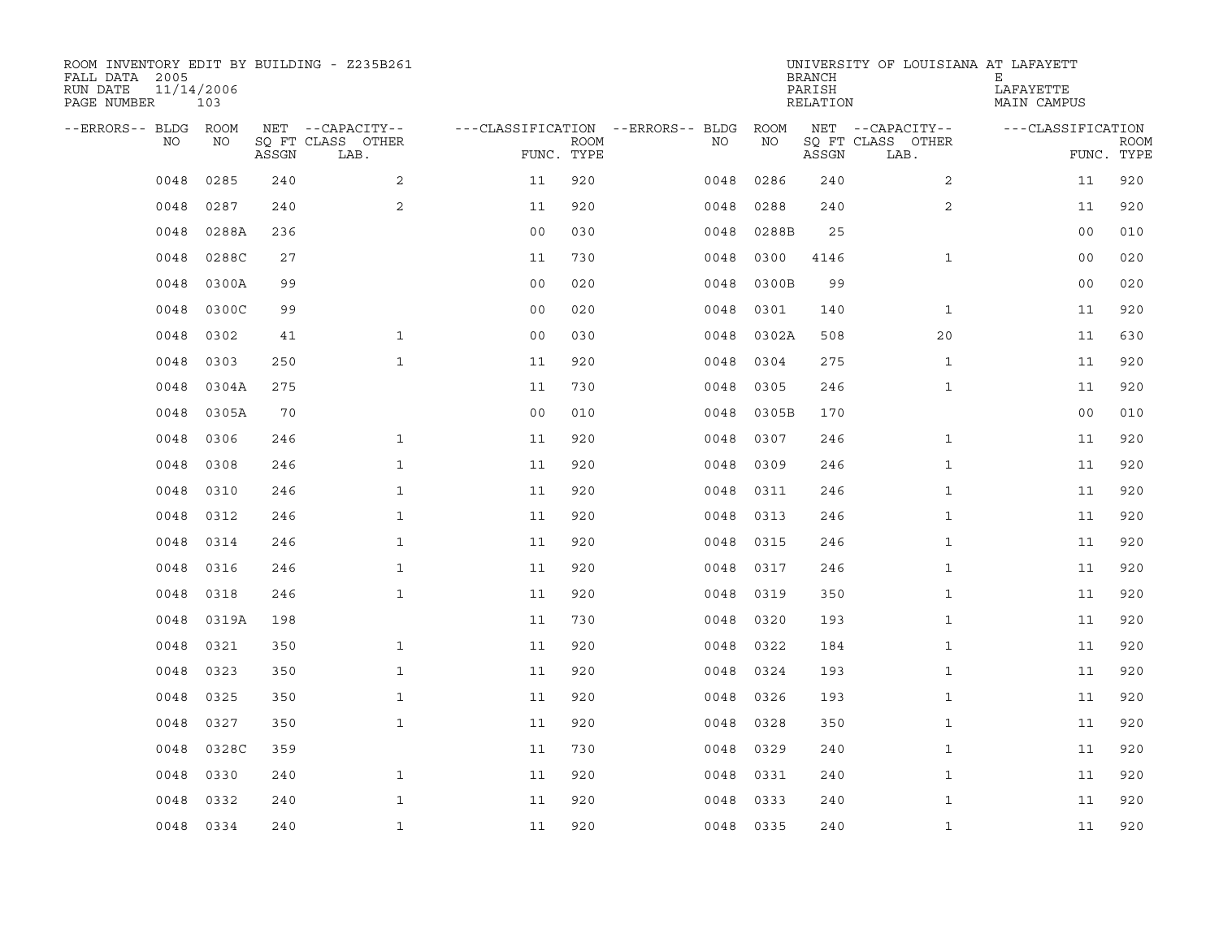ROOM INVENTORY EDIT BY BUILDING - Z235B261
FALL DATA 2005
RUN DATE 11/14/2006
PAGE NUMBER 103

UNIVERSITY OF LOUISIANA AT LAFAYETTE
BRANCH E
PARISH LAFAYETTE
RELATION MAIN CAMPUS

| --ERRORS-- | BLDG NO | ROOM NO | NET SQ FT ASSGN | --CAPACITY-- CLASS LAB. | OTHER | ---CLASSIFICATION FUNC. | ROOM TYPE | --ERRORS-- | BLDG NO | ROOM NO | NET SQ FT ASSGN | --CAPACITY-- CLASS LAB. | OTHER | ---CLASSIFICATION FUNC. | ROOM TYPE |
|---|---|---|---|---|---|---|---|---|---|---|---|---|---|---|---|
| | 0048 | 0285 | 240 | | 2 | 11 | 920 | | 0048 | 0286 | 240 | | 2 | 11 | 920 |
| | 0048 | 0287 | 240 | | 2 | 11 | 920 | | 0048 | 0288 | 240 | | 2 | 11 | 920 |
| | 0048 | 0288A | 236 | | | 00 | 030 | | 0048 | 0288B | 25 | | | 00 | 010 |
| | 0048 | 0288C | 27 | | | 11 | 730 | | 0048 | 0300 | 4146 | | 1 | 00 | 020 |
| | 0048 | 0300A | 99 | | | 00 | 020 | | 0048 | 0300B | 99 | | | 00 | 020 |
| | 0048 | 0300C | 99 | | | 00 | 020 | | 0048 | 0301 | 140 | | 1 | 11 | 920 |
| | 0048 | 0302 | 41 | | 1 | 00 | 030 | | 0048 | 0302A | 508 | | 20 | 11 | 630 |
| | 0048 | 0303 | 250 | | 1 | 11 | 920 | | 0048 | 0304 | 275 | | 1 | 11 | 920 |
| | 0048 | 0304A | 275 | | | 11 | 730 | | 0048 | 0305 | 246 | | 1 | 11 | 920 |
| | 0048 | 0305A | 70 | | | 00 | 010 | | 0048 | 0305B | 170 | | | 00 | 010 |
| | 0048 | 0306 | 246 | | 1 | 11 | 920 | | 0048 | 0307 | 246 | | 1 | 11 | 920 |
| | 0048 | 0308 | 246 | | 1 | 11 | 920 | | 0048 | 0309 | 246 | | 1 | 11 | 920 |
| | 0048 | 0310 | 246 | | 1 | 11 | 920 | | 0048 | 0311 | 246 | | 1 | 11 | 920 |
| | 0048 | 0312 | 246 | | 1 | 11 | 920 | | 0048 | 0313 | 246 | | 1 | 11 | 920 |
| | 0048 | 0314 | 246 | | 1 | 11 | 920 | | 0048 | 0315 | 246 | | 1 | 11 | 920 |
| | 0048 | 0316 | 246 | | 1 | 11 | 920 | | 0048 | 0317 | 246 | | 1 | 11 | 920 |
| | 0048 | 0318 | 246 | | 1 | 11 | 920 | | 0048 | 0319 | 350 | | 1 | 11 | 920 |
| | 0048 | 0319A | 198 | | | 11 | 730 | | 0048 | 0320 | 193 | | 1 | 11 | 920 |
| | 0048 | 0321 | 350 | | 1 | 11 | 920 | | 0048 | 0322 | 184 | | 1 | 11 | 920 |
| | 0048 | 0323 | 350 | | 1 | 11 | 920 | | 0048 | 0324 | 193 | | 1 | 11 | 920 |
| | 0048 | 0325 | 350 | | 1 | 11 | 920 | | 0048 | 0326 | 193 | | 1 | 11 | 920 |
| | 0048 | 0327 | 350 | | 1 | 11 | 920 | | 0048 | 0328 | 350 | | 1 | 11 | 920 |
| | 0048 | 0328C | 359 | | | 11 | 730 | | 0048 | 0329 | 240 | | 1 | 11 | 920 |
| | 0048 | 0330 | 240 | | 1 | 11 | 920 | | 0048 | 0331 | 240 | | 1 | 11 | 920 |
| | 0048 | 0332 | 240 | | 1 | 11 | 920 | | 0048 | 0333 | 240 | | 1 | 11 | 920 |
| | 0048 | 0334 | 240 | | 1 | 11 | 920 | | 0048 | 0335 | 240 | | 1 | 11 | 920 |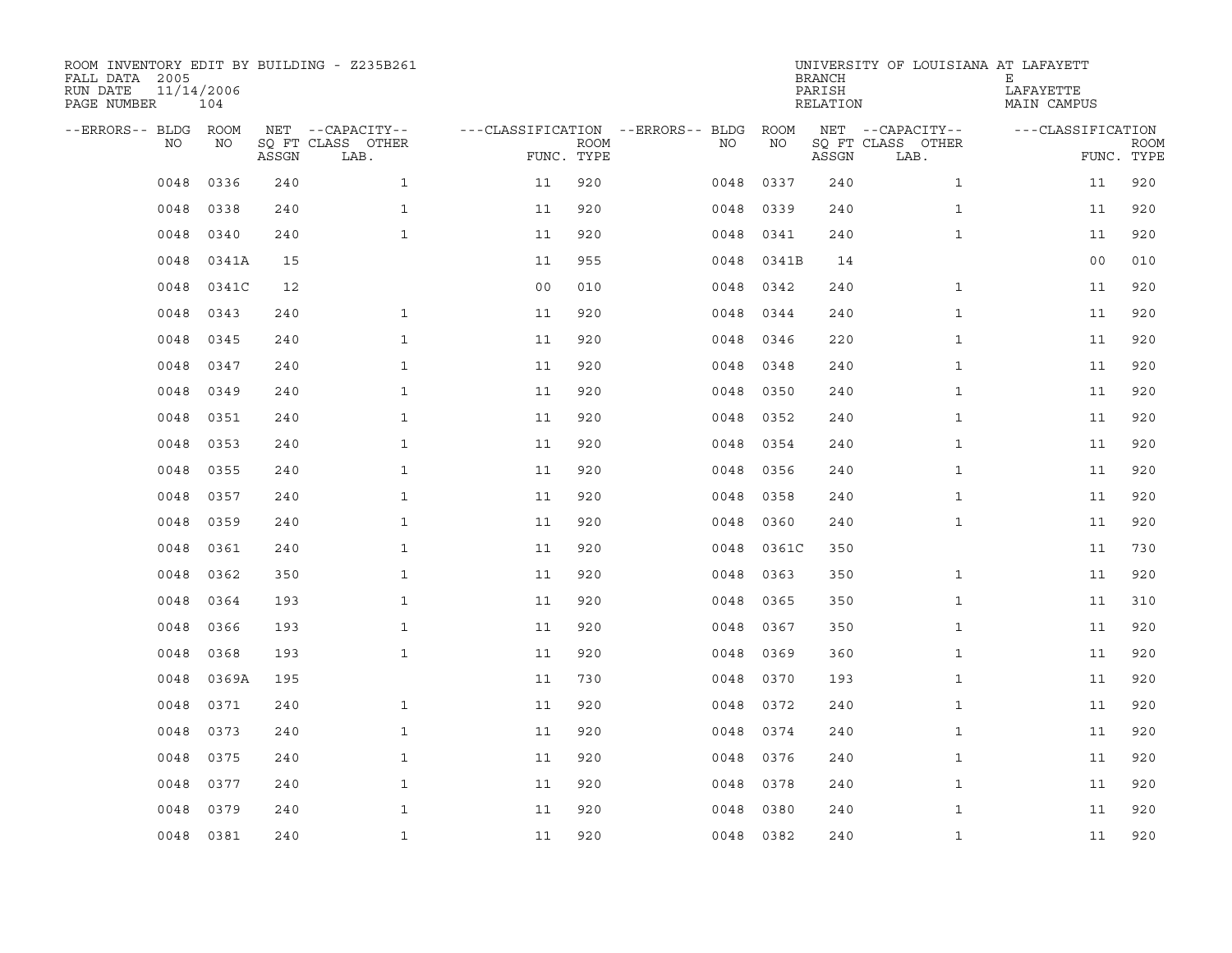ROOM INVENTORY EDIT BY BUILDING - Z235B261
FALL DATA 2005
RUN DATE 11/14/2006
PAGE NUMBER 104

UNIVERSITY OF LOUISIANA AT LAFAYETTE
BRANCH E
PARISH LAFAYETTE
RELATION MAIN CAMPUS

| --ERRORS-- | BLDG NO | ROOM NO | NET SQ FT ASSGN | --CAPACITY-- CLASS LAB. | OTHER | ---CLASSIFICATION FUNC. | ROOM TYPE | --ERRORS-- | BLDG NO | ROOM NO | NET SQ FT ASSGN | --CAPACITY-- CLASS LAB. | OTHER | ---CLASSIFICATION FUNC. | ROOM TYPE |
|---|---|---|---|---|---|---|---|---|---|---|---|---|---|---|---|
| | 0048 | 0336 | 240 | | 1 | 11 | 920 | | 0048 | 0337 | 240 | | 1 | 11 | 920 |
| | 0048 | 0338 | 240 | | 1 | 11 | 920 | | 0048 | 0339 | 240 | | 1 | 11 | 920 |
| | 0048 | 0340 | 240 | | 1 | 11 | 920 | | 0048 | 0341 | 240 | | 1 | 11 | 920 |
| | 0048 | 0341A | 15 | | | 11 | 955 | | 0048 | 0341B | 14 | | | 00 | 010 |
| | 0048 | 0341C | 12 | | | 00 | 010 | | 0048 | 0342 | 240 | | 1 | 11 | 920 |
| | 0048 | 0343 | 240 | | 1 | 11 | 920 | | 0048 | 0344 | 240 | | 1 | 11 | 920 |
| | 0048 | 0345 | 240 | | 1 | 11 | 920 | | 0048 | 0346 | 220 | | 1 | 11 | 920 |
| | 0048 | 0347 | 240 | | 1 | 11 | 920 | | 0048 | 0348 | 240 | | 1 | 11 | 920 |
| | 0048 | 0349 | 240 | | 1 | 11 | 920 | | 0048 | 0350 | 240 | | 1 | 11 | 920 |
| | 0048 | 0351 | 240 | | 1 | 11 | 920 | | 0048 | 0352 | 240 | | 1 | 11 | 920 |
| | 0048 | 0353 | 240 | | 1 | 11 | 920 | | 0048 | 0354 | 240 | | 1 | 11 | 920 |
| | 0048 | 0355 | 240 | | 1 | 11 | 920 | | 0048 | 0356 | 240 | | 1 | 11 | 920 |
| | 0048 | 0357 | 240 | | 1 | 11 | 920 | | 0048 | 0358 | 240 | | 1 | 11 | 920 |
| | 0048 | 0359 | 240 | | 1 | 11 | 920 | | 0048 | 0360 | 240 | | 1 | 11 | 920 |
| | 0048 | 0361 | 240 | | 1 | 11 | 920 | | 0048 | 0361C | 350 | | | 11 | 730 |
| | 0048 | 0362 | 350 | | 1 | 11 | 920 | | 0048 | 0363 | 350 | | 1 | 11 | 920 |
| | 0048 | 0364 | 193 | | 1 | 11 | 920 | | 0048 | 0365 | 350 | | 1 | 11 | 310 |
| | 0048 | 0366 | 193 | | 1 | 11 | 920 | | 0048 | 0367 | 350 | | 1 | 11 | 920 |
| | 0048 | 0368 | 193 | | 1 | 11 | 920 | | 0048 | 0369 | 360 | | 1 | 11 | 920 |
| | 0048 | 0369A | 195 | | | 11 | 730 | | 0048 | 0370 | 193 | | 1 | 11 | 920 |
| | 0048 | 0371 | 240 | | 1 | 11 | 920 | | 0048 | 0372 | 240 | | 1 | 11 | 920 |
| | 0048 | 0373 | 240 | | 1 | 11 | 920 | | 0048 | 0374 | 240 | | 1 | 11 | 920 |
| | 0048 | 0375 | 240 | | 1 | 11 | 920 | | 0048 | 0376 | 240 | | 1 | 11 | 920 |
| | 0048 | 0377 | 240 | | 1 | 11 | 920 | | 0048 | 0378 | 240 | | 1 | 11 | 920 |
| | 0048 | 0379 | 240 | | 1 | 11 | 920 | | 0048 | 0380 | 240 | | 1 | 11 | 920 |
| | 0048 | 0381 | 240 | | 1 | 11 | 920 | | 0048 | 0382 | 240 | | 1 | 11 | 920 |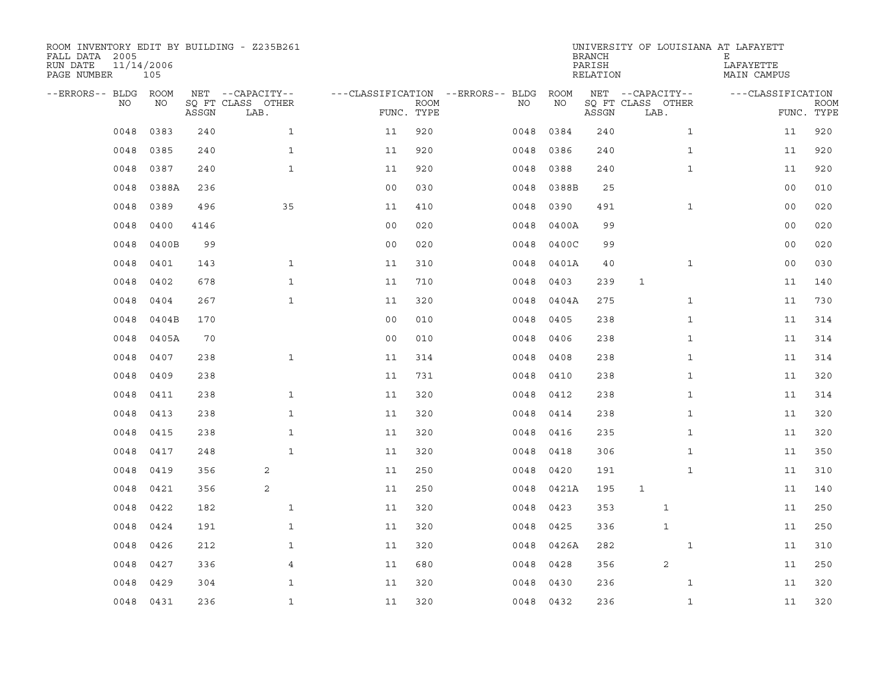ROOM INVENTORY EDIT BY BUILDING - Z235B261
FALL DATA 2005
RUN DATE 11/14/2006
PAGE NUMBER 105

UNIVERSITY OF LOUISIANA AT LAFAYETTE
BRANCH
PARISH LAFAYETTE
RELATION MAIN CAMPUS

| --ERRORS-- | BLDG NO | ROOM NO | NET SQ FT ASSGN | CAPACITY CLASS | CAPACITY LAB. | CAPACITY OTHER | CLASSIFICATION FUNC. | ROOM TYPE | --ERRORS-- | BLDG NO | ROOM NO | NET SQ FT ASSGN | CAPACITY CLASS | CAPACITY LAB. | CAPACITY OTHER | CLASSIFICATION FUNC. | ROOM TYPE |
|---|---|---|---|---|---|---|---|---|---|---|---|---|---|---|---|---|---|
| | 0048 | 0383 | 240 | | | 1 | 11 | 920 | | 0048 | 0384 | 240 | | | 1 | 11 | 920 |
| | 0048 | 0385 | 240 | | | 1 | 11 | 920 | | 0048 | 0386 | 240 | | | 1 | 11 | 920 |
| | 0048 | 0387 | 240 | | | 1 | 11 | 920 | | 0048 | 0388 | 240 | | | 1 | 11 | 920 |
| | 0048 | 0388A | 236 | | | | 00 | 030 | | 0048 | 0388B | 25 | | | | 00 | 010 |
| | 0048 | 0389 | 496 | | | 35 | 11 | 410 | | 0048 | 0390 | 491 | | | 1 | 00 | 020 |
| | 0048 | 0400 | 4146 | | | | 00 | 020 | | 0048 | 0400A | 99 | | | | 00 | 020 |
| | 0048 | 0400B | 99 | | | | 00 | 020 | | 0048 | 0400C | 99 | | | | 00 | 020 |
| | 0048 | 0401 | 143 | | | 1 | 11 | 310 | | 0048 | 0401A | 40 | | | 1 | 00 | 030 |
| | 0048 | 0402 | 678 | | | 1 | 11 | 710 | | 0048 | 0403 | 239 | 1 | | | 11 | 140 |
| | 0048 | 0404 | 267 | | | 1 | 11 | 320 | | 0048 | 0404A | 275 | | | 1 | 11 | 730 |
| | 0048 | 0404B | 170 | | | | 00 | 010 | | 0048 | 0405 | 238 | | | 1 | 11 | 314 |
| | 0048 | 0405A | 70 | | | | 00 | 010 | | 0048 | 0406 | 238 | | | 1 | 11 | 314 |
| | 0048 | 0407 | 238 | | | 1 | 11 | 314 | | 0048 | 0408 | 238 | | | 1 | 11 | 314 |
| | 0048 | 0409 | 238 | | | | 11 | 731 | | 0048 | 0410 | 238 | | | 1 | 11 | 320 |
| | 0048 | 0411 | 238 | | | 1 | 11 | 320 | | 0048 | 0412 | 238 | | | 1 | 11 | 314 |
| | 0048 | 0413 | 238 | | | 1 | 11 | 320 | | 0048 | 0414 | 238 | | | 1 | 11 | 320 |
| | 0048 | 0415 | 238 | | | 1 | 11 | 320 | | 0048 | 0416 | 235 | | | 1 | 11 | 320 |
| | 0048 | 0417 | 248 | | | 1 | 11 | 320 | | 0048 | 0418 | 306 | | | 1 | 11 | 350 |
| | 0048 | 0419 | 356 | | 2 | | 11 | 250 | | 0048 | 0420 | 191 | | | 1 | 11 | 310 |
| | 0048 | 0421 | 356 | | 2 | | 11 | 250 | | 0048 | 0421A | 195 | 1 | | | 11 | 140 |
| | 0048 | 0422 | 182 | | | 1 | 11 | 320 | | 0048 | 0423 | 353 | | 1 | | 11 | 250 |
| | 0048 | 0424 | 191 | | | 1 | 11 | 320 | | 0048 | 0425 | 336 | | 1 | | 11 | 250 |
| | 0048 | 0426 | 212 | | | 1 | 11 | 320 | | 0048 | 0426A | 282 | | | 1 | 11 | 310 |
| | 0048 | 0427 | 336 | | | 4 | 11 | 680 | | 0048 | 0428 | 356 | | 2 | | 11 | 250 |
| | 0048 | 0429 | 304 | | | 1 | 11 | 320 | | 0048 | 0430 | 236 | | | 1 | 11 | 320 |
| | 0048 | 0431 | 236 | | | 1 | 11 | 320 | | 0048 | 0432 | 236 | | | 1 | 11 | 320 |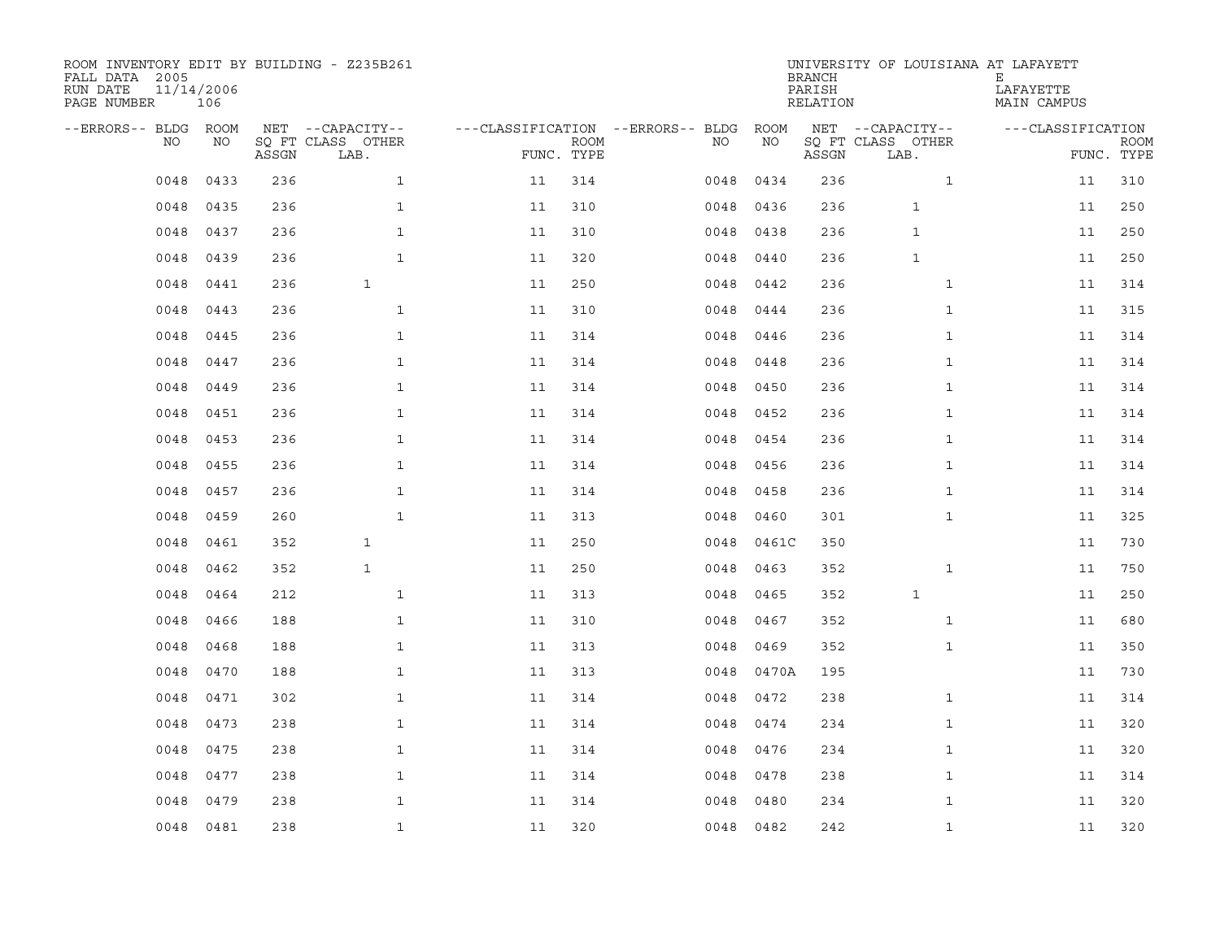ROOM INVENTORY EDIT BY BUILDING - Z235B261
FALL DATA 2005
RUN DATE 11/14/2006
PAGE NUMBER 106

UNIVERSITY OF LOUISIANA AT LAFAYETTE
BRANCH E
PARISH LAFAYETTE
RELATION MAIN CAMPUS

| --ERRORS-- | BLDG NO | ROOM NO | NET SQ FT ASSGN | CAPACITY CLASS LAB. | CAPACITY OTHER | CLASSIFICATION FUNC. | ROOM TYPE | --ERRORS-- | BLDG NO | ROOM NO | NET SQ FT ASSGN | CAPACITY CLASS LAB. | CAPACITY OTHER | CLASSIFICATION FUNC. | ROOM TYPE |
|---|---|---|---|---|---|---|---|---|---|---|---|---|---|---|---|
| | 0048 | 0433 | 236 | | 1 | 11 | 314 | | 0048 | 0434 | 236 | | 1 | 11 | 310 |
| | 0048 | 0435 | 236 | | 1 | 11 | 310 | | 0048 | 0436 | 236 | 1 | | 11 | 250 |
| | 0048 | 0437 | 236 | | 1 | 11 | 310 | | 0048 | 0438 | 236 | 1 | | 11 | 250 |
| | 0048 | 0439 | 236 | | 1 | 11 | 320 | | 0048 | 0440 | 236 | 1 | | 11 | 250 |
| | 0048 | 0441 | 236 | 1 | | 11 | 250 | | 0048 | 0442 | 236 | | 1 | 11 | 314 |
| | 0048 | 0443 | 236 | | 1 | 11 | 310 | | 0048 | 0444 | 236 | | 1 | 11 | 315 |
| | 0048 | 0445 | 236 | | 1 | 11 | 314 | | 0048 | 0446 | 236 | | 1 | 11 | 314 |
| | 0048 | 0447 | 236 | | 1 | 11 | 314 | | 0048 | 0448 | 236 | | 1 | 11 | 314 |
| | 0048 | 0449 | 236 | | 1 | 11 | 314 | | 0048 | 0450 | 236 | | 1 | 11 | 314 |
| | 0048 | 0451 | 236 | | 1 | 11 | 314 | | 0048 | 0452 | 236 | | 1 | 11 | 314 |
| | 0048 | 0453 | 236 | | 1 | 11 | 314 | | 0048 | 0454 | 236 | | 1 | 11 | 314 |
| | 0048 | 0455 | 236 | | 1 | 11 | 314 | | 0048 | 0456 | 236 | | 1 | 11 | 314 |
| | 0048 | 0457 | 236 | | 1 | 11 | 314 | | 0048 | 0458 | 236 | | 1 | 11 | 314 |
| | 0048 | 0459 | 260 | | 1 | 11 | 313 | | 0048 | 0460 | 301 | | 1 | 11 | 325 |
| | 0048 | 0461 | 352 | 1 | | 11 | 250 | | 0048 | 0461C | 350 | | | 11 | 730 |
| | 0048 | 0462 | 352 | 1 | | 11 | 250 | | 0048 | 0463 | 352 | | 1 | 11 | 750 |
| | 0048 | 0464 | 212 | | 1 | 11 | 313 | | 0048 | 0465 | 352 | 1 | | 11 | 250 |
| | 0048 | 0466 | 188 | | 1 | 11 | 310 | | 0048 | 0467 | 352 | | 1 | 11 | 680 |
| | 0048 | 0468 | 188 | | 1 | 11 | 313 | | 0048 | 0469 | 352 | | 1 | 11 | 350 |
| | 0048 | 0470 | 188 | | 1 | 11 | 313 | | 0048 | 0470A | 195 | | | 11 | 730 |
| | 0048 | 0471 | 302 | | 1 | 11 | 314 | | 0048 | 0472 | 238 | | 1 | 11 | 314 |
| | 0048 | 0473 | 238 | | 1 | 11 | 314 | | 0048 | 0474 | 234 | | 1 | 11 | 320 |
| | 0048 | 0475 | 238 | | 1 | 11 | 314 | | 0048 | 0476 | 234 | | 1 | 11 | 320 |
| | 0048 | 0477 | 238 | | 1 | 11 | 314 | | 0048 | 0478 | 238 | | 1 | 11 | 314 |
| | 0048 | 0479 | 238 | | 1 | 11 | 314 | | 0048 | 0480 | 234 | | 1 | 11 | 320 |
| | 0048 | 0481 | 238 | | 1 | 11 | 320 | | 0048 | 0482 | 242 | | 1 | 11 | 320 |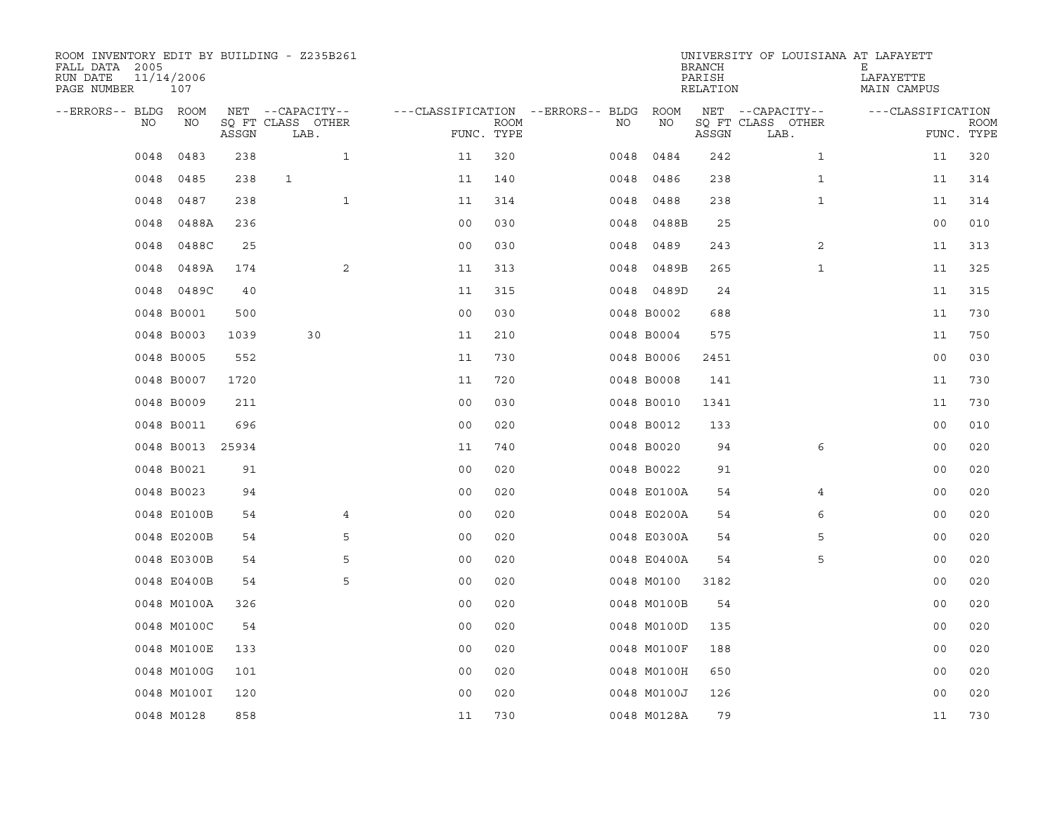ROOM INVENTORY EDIT BY BUILDING - Z235B261
FALL DATA 2005
RUN DATE 11/14/2006
PAGE NUMBER 107

UNIVERSITY OF LOUISIANA AT LAFAYETTE
BRANCH E
PARISH LAFAYETTE
RELATION MAIN CAMPUS

| --ERRORS-- | BLDG NO | ROOM NO | NET SQ FT ASSGN | --CAPACITY-- CLASS LAB. | OTHER | ---CLASSIFICATION FUNC. | ROOM TYPE | --ERRORS-- | BLDG NO | ROOM NO | NET SQ FT ASSGN | --CAPACITY-- CLASS LAB. | OTHER | ---CLASSIFICATION FUNC. | ROOM TYPE |
|---|---|---|---|---|---|---|---|---|---|---|---|---|---|---|---|
| | 0048 | 0483 | 238 | | 1 | 11 | 320 | | 0048 | 0484 | 242 | | 1 | 11 | 320 |
| | 0048 | 0485 | 238 | 1 | | 11 | 140 | | 0048 | 0486 | 238 | | 1 | 11 | 314 |
| | 0048 | 0487 | 238 | | 1 | 11 | 314 | | 0048 | 0488 | 238 | | 1 | 11 | 314 |
| | 0048 | 0488A | 236 | | | 00 | 030 | | 0048 | 0488B | 25 | | | 00 | 010 |
| | 0048 | 0488C | 25 | | | 00 | 030 | | 0048 | 0489 | 243 | | 2 | 11 | 313 |
| | 0048 | 0489A | 174 | | 2 | 11 | 313 | | 0048 | 0489B | 265 | | 1 | 11 | 325 |
| | 0048 | 0489C | 40 | | | 11 | 315 | | 0048 | 0489D | 24 | | | 11 | 315 |
| | 0048 | B0001 | 500 | | | 00 | 030 | | 0048 | B0002 | 688 | | | 11 | 730 |
| | 0048 | B0003 | 1039 | 30 | | 11 | 210 | | 0048 | B0004 | 575 | | | 11 | 750 |
| | 0048 | B0005 | 552 | | | 11 | 730 | | 0048 | B0006 | 2451 | | | 00 | 030 |
| | 0048 | B0007 | 1720 | | | 11 | 720 | | 0048 | B0008 | 141 | | | 11 | 730 |
| | 0048 | B0009 | 211 | | | 00 | 030 | | 0048 | B0010 | 1341 | | | 11 | 730 |
| | 0048 | B0011 | 696 | | | 00 | 020 | | 0048 | B0012 | 133 | | | 00 | 010 |
| | 0048 | B0013 | 25934 | | | 11 | 740 | | 0048 | B0020 | 94 | | 6 | 00 | 020 |
| | 0048 | B0021 | 91 | | | 00 | 020 | | 0048 | B0022 | 91 | | | 00 | 020 |
| | 0048 | B0023 | 94 | | | 00 | 020 | | 0048 | E0100A | 54 | | 4 | 00 | 020 |
| | 0048 | E0100B | 54 | | 4 | 00 | 020 | | 0048 | E0200A | 54 | | 6 | 00 | 020 |
| | 0048 | E0200B | 54 | | 5 | 00 | 020 | | 0048 | E0300A | 54 | | 5 | 00 | 020 |
| | 0048 | E0300B | 54 | | 5 | 00 | 020 | | 0048 | E0400A | 54 | | 5 | 00 | 020 |
| | 0048 | E0400B | 54 | | 5 | 00 | 020 | | 0048 | M0100 | 3182 | | | 00 | 020 |
| | 0048 | M0100A | 326 | | | 00 | 020 | | 0048 | M0100B | 54 | | | 00 | 020 |
| | 0048 | M0100C | 54 | | | 00 | 020 | | 0048 | M0100D | 135 | | | 00 | 020 |
| | 0048 | M0100E | 133 | | | 00 | 020 | | 0048 | M0100F | 188 | | | 00 | 020 |
| | 0048 | M0100G | 101 | | | 00 | 020 | | 0048 | M0100H | 650 | | | 00 | 020 |
| | 0048 | M0100I | 120 | | | 00 | 020 | | 0048 | M0100J | 126 | | | 00 | 020 |
| | 0048 | M0128 | 858 | | | 11 | 730 | | 0048 | M0128A | 79 | | | 11 | 730 |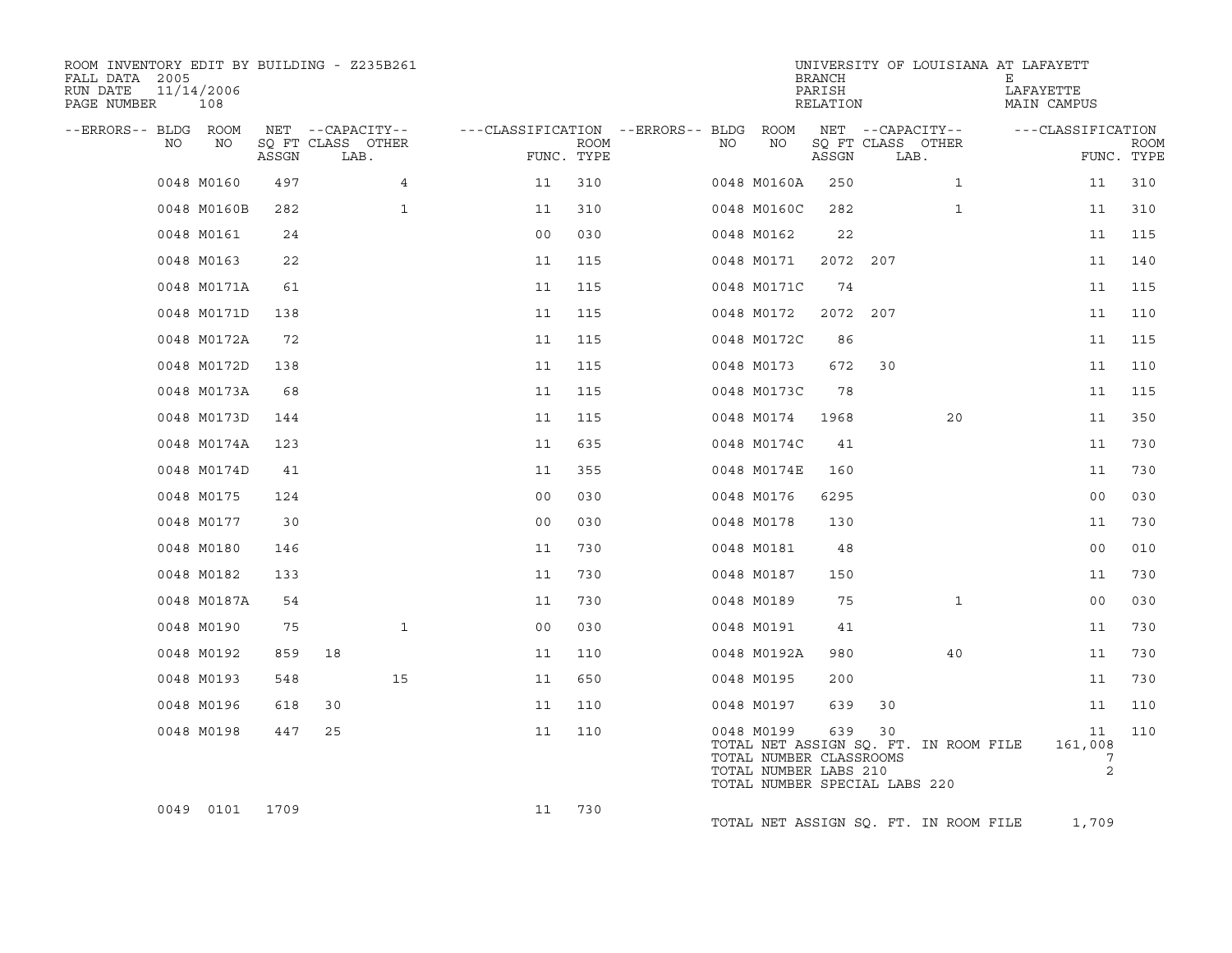ROOM INVENTORY EDIT BY BUILDING - Z235B261
FALL DATA 2005
RUN DATE 11/14/2006
PAGE NUMBER 108

UNIVERSITY OF LOUISIANA AT LAFAYETTE
BRANCH E
PARISH LAFAYETTE
RELATION MAIN CAMPUS

| --ERRORS-- | BLDG NO | ROOM NO | NET SQ FT ASSGN | CAPACITY CLASS | CAPACITY OTHER LAB. | FUNC. | ROOM TYPE | --ERRORS-- | BLDG NO | ROOM NO | NET SQ FT ASSGN | CAPACITY CLASS | CAPACITY OTHER LAB. | FUNC. | ROOM TYPE |
|---|---|---|---|---|---|---|---|---|---|---|---|---|---|---|---|
| | 0048 | M0160 | 497 | | 4 | 11 | 310 | | 0048 | M0160A | 250 | | 1 | 11 | 310 |
| | 0048 | M0160B | 282 | | 1 | 11 | 310 | | 0048 | M0160C | 282 | | 1 | 11 | 310 |
| | 0048 | M0161 | 24 | | | 00 | 030 | | 0048 | M0162 | 22 | | | 11 | 115 |
| | 0048 | M0163 | 22 | | | 11 | 115 | | 0048 | M0171 | 2072 | 207 | | 11 | 140 |
| | 0048 | M0171A | 61 | | | 11 | 115 | | 0048 | M0171C | 74 | | | 11 | 115 |
| | 0048 | M0171D | 138 | | | 11 | 115 | | 0048 | M0172 | 2072 | 207 | | 11 | 110 |
| | 0048 | M0172A | 72 | | | 11 | 115 | | 0048 | M0172C | 86 | | | 11 | 115 |
| | 0048 | M0172D | 138 | | | 11 | 115 | | 0048 | M0173 | 672 | 30 | | 11 | 110 |
| | 0048 | M0173A | 68 | | | 11 | 115 | | 0048 | M0173C | 78 | | | 11 | 115 |
| | 0048 | M0173D | 144 | | | 11 | 115 | | 0048 | M0174 | 1968 | | 20 | 11 | 350 |
| | 0048 | M0174A | 123 | | | 11 | 635 | | 0048 | M0174C | 41 | | | 11 | 730 |
| | 0048 | M0174D | 41 | | | 11 | 355 | | 0048 | M0174E | 160 | | | 11 | 730 |
| | 0048 | M0175 | 124 | | | 00 | 030 | | 0048 | M0176 | 6295 | | | 00 | 030 |
| | 0048 | M0177 | 30 | | | 00 | 030 | | 0048 | M0178 | 130 | | | 11 | 730 |
| | 0048 | M0180 | 146 | | | 11 | 730 | | 0048 | M0181 | 48 | | | 00 | 010 |
| | 0048 | M0182 | 133 | | | 11 | 730 | | 0048 | M0187 | 150 | | | 11 | 730 |
| | 0048 | M0187A | 54 | | | 11 | 730 | | 0048 | M0189 | 75 | | 1 | 00 | 030 |
| | 0048 | M0190 | 75 | | 1 | 00 | 030 | | 0048 | M0191 | 41 | | | 11 | 730 |
| | 0048 | M0192 | 859 | 18 | | 11 | 110 | | 0048 | M0192A | 980 | | 40 | 11 | 730 |
| | 0048 | M0193 | 548 | | 15 | 11 | 650 | | 0048 | M0195 | 200 | | | 11 | 730 |
| | 0048 | M0196 | 618 | 30 | | 11 | 110 | | 0048 | M0197 | 639 | 30 | | 11 | 110 |
| | 0048 | M0198 | 447 | 25 | | 11 | 110 | | 0048 | M0199 | 639 | 30 | | 11 | 110 |

TOTAL NET ASSIGN SQ. FT. IN ROOM FILE 161,008
TOTAL NUMBER CLASSROOMS 7
TOTAL NUMBER LABS 210 2
TOTAL NUMBER SPECIAL LABS 220

| --ERRORS-- | BLDG NO | ROOM NO | NET SQ FT ASSGN | CAPACITY CLASS | CAPACITY OTHER LAB. | FUNC. | ROOM TYPE |
|---|---|---|---|---|---|---|---|
| | 0049 | 0101 | 1709 | | | 11 | 730 |

TOTAL NET ASSIGN SQ. FT. IN ROOM FILE 1,709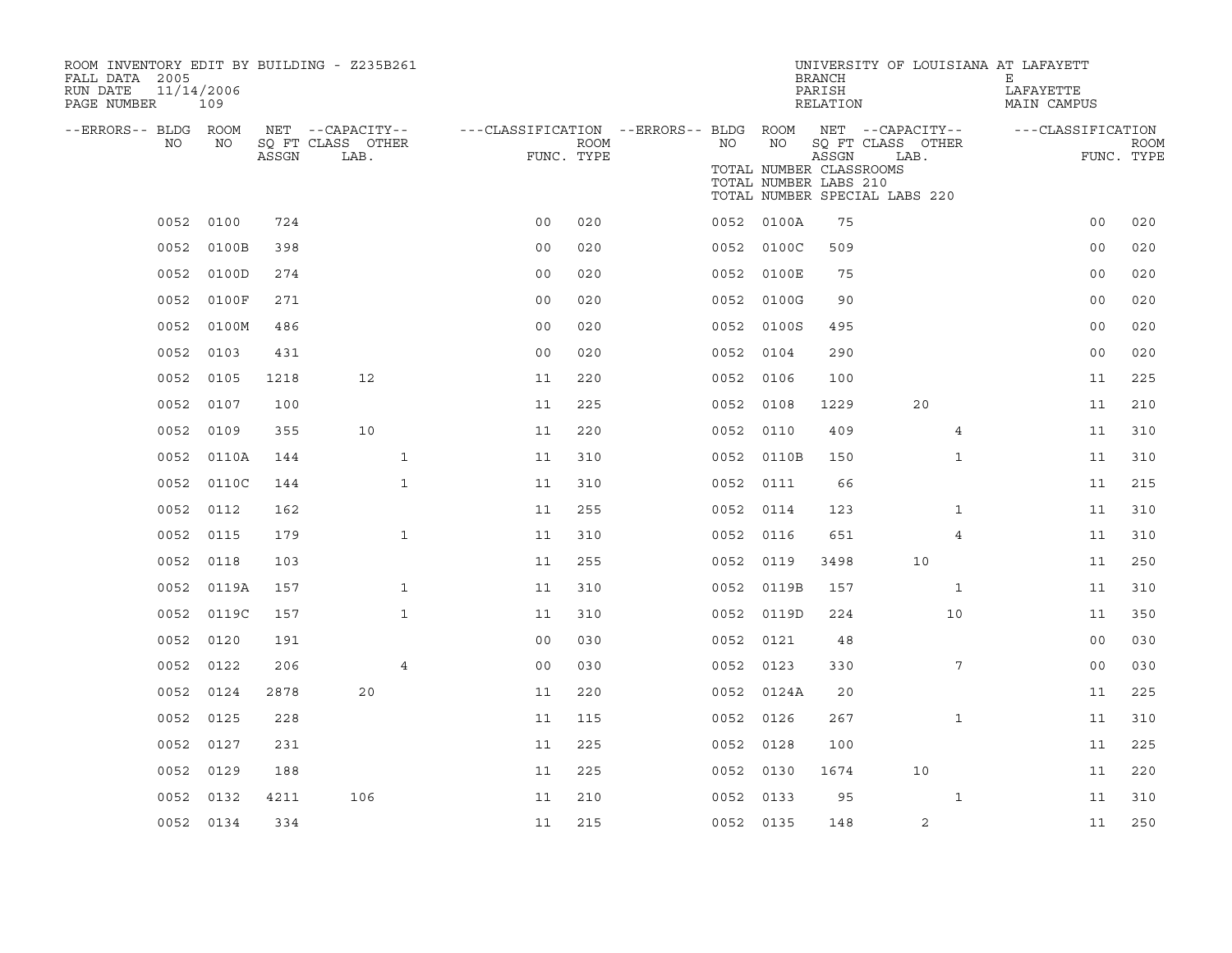ROOM INVENTORY EDIT BY BUILDING - Z235B261
FALL DATA 2005
RUN DATE 11/14/2006
PAGE NUMBER 109

UNIVERSITY OF LOUISIANA AT LAFAYETTE
BRANCH E
PARISH LAFAYETTE
RELATION MAIN CAMPUS

TOTAL NUMBER CLASSROOMS
TOTAL NUMBER LABS 210
TOTAL NUMBER SPECIAL LABS 220

| --ERRORS-- | BLDG NO | ROOM NO | NET SQ FT ASSGN | --CAPACITY-- CLASS LAB. | OTHER | ---CLASSIFICATION FUNC. | ROOM TYPE | --ERRORS-- | BLDG NO | ROOM NO | NET SQ FT ASSGN | --CAPACITY-- CLASS LAB. | OTHER | ---CLASSIFICATION FUNC. | ROOM TYPE |
|---|---|---|---|---|---|---|---|---|---|---|---|---|---|---|---|
| | 0052 | 0100 | 724 | | | 00 | 020 | | 0052 | 0100A | 75 | | | 00 | 020 |
| | 0052 | 0100B | 398 | | | 00 | 020 | | 0052 | 0100C | 509 | | | 00 | 020 |
| | 0052 | 0100D | 274 | | | 00 | 020 | | 0052 | 0100E | 75 | | | 00 | 020 |
| | 0052 | 0100F | 271 | | | 00 | 020 | | 0052 | 0100G | 90 | | | 00 | 020 |
| | 0052 | 0100M | 486 | | | 00 | 020 | | 0052 | 0100S | 495 | | | 00 | 020 |
| | 0052 | 0103 | 431 | | | 00 | 020 | | 0052 | 0104 | 290 | | | 00 | 020 |
| | 0052 | 0105 | 1218 | 12 | | 11 | 220 | | 0052 | 0106 | 100 | | | 11 | 225 |
| | 0052 | 0107 | 100 | | | 11 | 225 | | 0052 | 0108 | 1229 | 20 | | 11 | 210 |
| | 0052 | 0109 | 355 | 10 | | 11 | 220 | | 0052 | 0110 | 409 | | 4 | 11 | 310 |
| | 0052 | 0110A | 144 | | 1 | 11 | 310 | | 0052 | 0110B | 150 | | 1 | 11 | 310 |
| | 0052 | 0110C | 144 | | 1 | 11 | 310 | | 0052 | 0111 | 66 | | | 11 | 215 |
| | 0052 | 0112 | 162 | | | 11 | 255 | | 0052 | 0114 | 123 | | 1 | 11 | 310 |
| | 0052 | 0115 | 179 | | 1 | 11 | 310 | | 0052 | 0116 | 651 | | 4 | 11 | 310 |
| | 0052 | 0118 | 103 | | | 11 | 255 | | 0052 | 0119 | 3498 | 10 | | 11 | 250 |
| | 0052 | 0119A | 157 | | 1 | 11 | 310 | | 0052 | 0119B | 157 | | 1 | 11 | 310 |
| | 0052 | 0119C | 157 | | 1 | 11 | 310 | | 0052 | 0119D | 224 | | 10 | 11 | 350 |
| | 0052 | 0120 | 191 | | | 00 | 030 | | 0052 | 0121 | 48 | | | 00 | 030 |
| | 0052 | 0122 | 206 | | 4 | 00 | 030 | | 0052 | 0123 | 330 | | 7 | 00 | 030 |
| | 0052 | 0124 | 2878 | 20 | | 11 | 220 | | 0052 | 0124A | 20 | | | 11 | 225 |
| | 0052 | 0125 | 228 | | | 11 | 115 | | 0052 | 0126 | 267 | | 1 | 11 | 310 |
| | 0052 | 0127 | 231 | | | 11 | 225 | | 0052 | 0128 | 100 | | | 11 | 225 |
| | 0052 | 0129 | 188 | | | 11 | 225 | | 0052 | 0130 | 1674 | 10 | | 11 | 220 |
| | 0052 | 0132 | 4211 | 106 | | 11 | 210 | | 0052 | 0133 | 95 | | 1 | 11 | 310 |
| | 0052 | 0134 | 334 | | | 11 | 215 | | 0052 | 0135 | 148 | 2 | | 11 | 250 |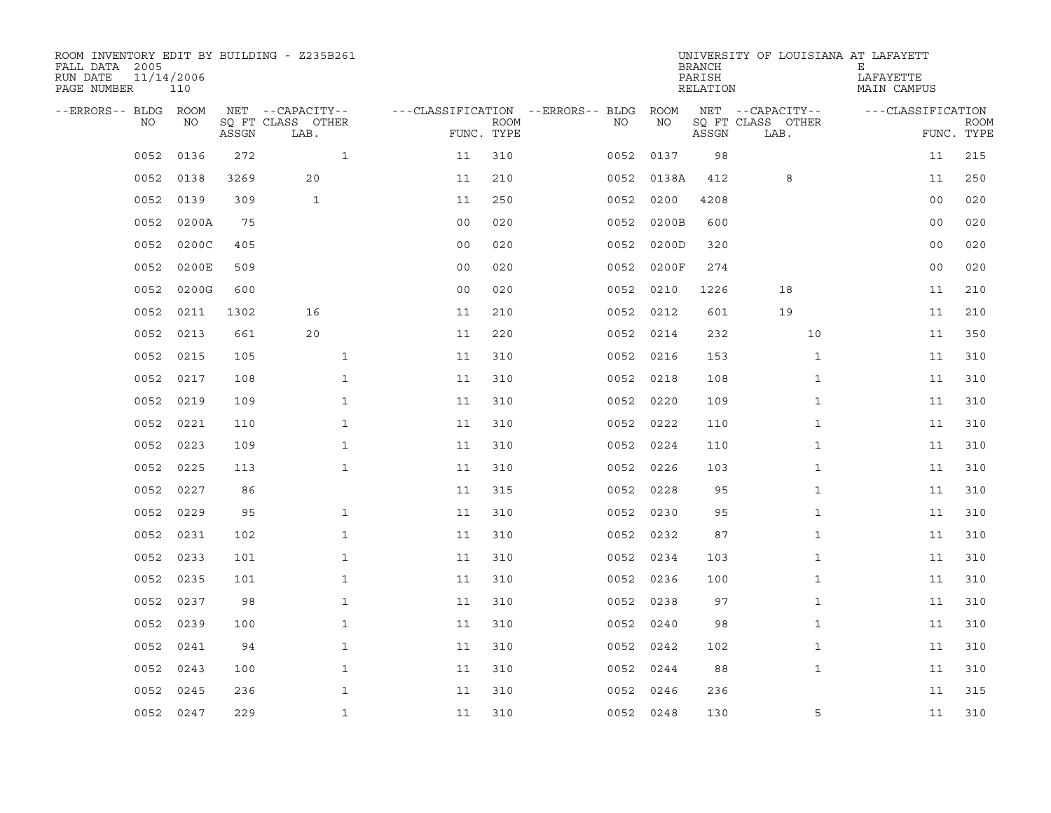ROOM INVENTORY EDIT BY BUILDING - Z235B261
FALL DATA 2005
RUN DATE 11/14/2006
PAGE NUMBER 110

UNIVERSITY OF LOUISIANA AT LAFAYETTE
BRANCH E
PARISH LAFAYETTE
RELATION MAIN CAMPUS

| --ERRORS-- | BLDG NO | ROOM NO | NET SQ FT ASSGN | --CAPACITY-- CLASS LAB. | OTHER | ---CLASSIFICATION FUNC. | ROOM TYPE | --ERRORS-- | BLDG NO | ROOM NO | NET SQ FT ASSGN | --CAPACITY-- CLASS LAB. | OTHER | ---CLASSIFICATION FUNC. | ROOM TYPE |
|---|---|---|---|---|---|---|---|---|---|---|---|---|---|---|---|
| | 0052 | 0136 | 272 | | 1 | 11 | 310 | | 0052 | 0137 | 98 | | | 11 | 215 |
| | 0052 | 0138 | 3269 | 20 | | 11 | 210 | | 0052 | 0138A | 412 | 8 | | 11 | 250 |
| | 0052 | 0139 | 309 | 1 | | 11 | 250 | | 0052 | 0200 | 4208 | | | 00 | 020 |
| | 0052 | 0200A | 75 | | | 00 | 020 | | 0052 | 0200B | 600 | | | 00 | 020 |
| | 0052 | 0200C | 405 | | | 00 | 020 | | 0052 | 0200D | 320 | | | 00 | 020 |
| | 0052 | 0200E | 509 | | | 00 | 020 | | 0052 | 0200F | 274 | | | 00 | 020 |
| | 0052 | 0200G | 600 | | | 00 | 020 | | 0052 | 0210 | 1226 | 18 | | 11 | 210 |
| | 0052 | 0211 | 1302 | 16 | | 11 | 210 | | 0052 | 0212 | 601 | 19 | | 11 | 210 |
| | 0052 | 0213 | 661 | 20 | | 11 | 220 | | 0052 | 0214 | 232 | | 10 | 11 | 350 |
| | 0052 | 0215 | 105 | | 1 | 11 | 310 | | 0052 | 0216 | 153 | | 1 | 11 | 310 |
| | 0052 | 0217 | 108 | | 1 | 11 | 310 | | 0052 | 0218 | 108 | | 1 | 11 | 310 |
| | 0052 | 0219 | 109 | | 1 | 11 | 310 | | 0052 | 0220 | 109 | | 1 | 11 | 310 |
| | 0052 | 0221 | 110 | | 1 | 11 | 310 | | 0052 | 0222 | 110 | | 1 | 11 | 310 |
| | 0052 | 0223 | 109 | | 1 | 11 | 310 | | 0052 | 0224 | 110 | | 1 | 11 | 310 |
| | 0052 | 0225 | 113 | | 1 | 11 | 310 | | 0052 | 0226 | 103 | | 1 | 11 | 310 |
| | 0052 | 0227 | 86 | | | 11 | 315 | | 0052 | 0228 | 95 | | 1 | 11 | 310 |
| | 0052 | 0229 | 95 | | 1 | 11 | 310 | | 0052 | 0230 | 95 | | 1 | 11 | 310 |
| | 0052 | 0231 | 102 | | 1 | 11 | 310 | | 0052 | 0232 | 87 | | 1 | 11 | 310 |
| | 0052 | 0233 | 101 | | 1 | 11 | 310 | | 0052 | 0234 | 103 | | 1 | 11 | 310 |
| | 0052 | 0235 | 101 | | 1 | 11 | 310 | | 0052 | 0236 | 100 | | 1 | 11 | 310 |
| | 0052 | 0237 | 98 | | 1 | 11 | 310 | | 0052 | 0238 | 97 | | 1 | 11 | 310 |
| | 0052 | 0239 | 100 | | 1 | 11 | 310 | | 0052 | 0240 | 98 | | 1 | 11 | 310 |
| | 0052 | 0241 | 94 | | 1 | 11 | 310 | | 0052 | 0242 | 102 | | 1 | 11 | 310 |
| | 0052 | 0243 | 100 | | 1 | 11 | 310 | | 0052 | 0244 | 88 | | 1 | 11 | 310 |
| | 0052 | 0245 | 236 | | 1 | 11 | 310 | | 0052 | 0246 | 236 | | | 11 | 315 |
| | 0052 | 0247 | 229 | | 1 | 11 | 310 | | 0052 | 0248 | 130 | | 5 | 11 | 310 |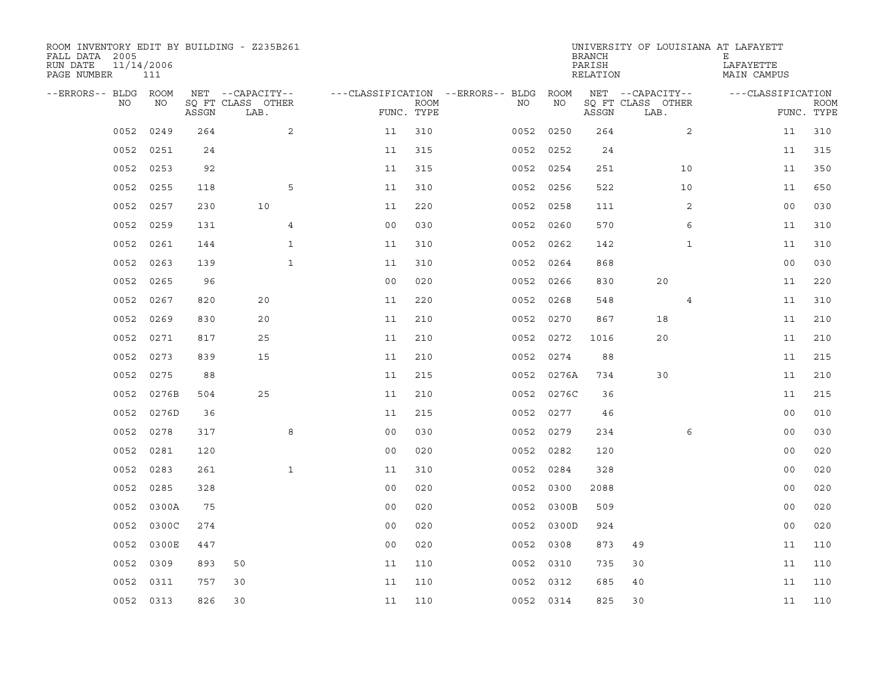ROOM INVENTORY EDIT BY BUILDING - Z235B261
FALL DATA 2005
RUN DATE 11/14/2006
PAGE NUMBER 111

UNIVERSITY OF LOUISIANA AT LAFAYETTE
BRANCH E
PARISH LAFAYETTE
RELATION MAIN CAMPUS

| --ERRORS-- | BLDG NO | ROOM NO | NET SQ FT ASSGN | --CAPACITY-- CLASS | LAB. | OTHER | ---CLASSIFICATION FUNC. | ROOM TYPE | --ERRORS-- | BLDG NO | ROOM NO | NET SQ FT ASSGN | --CAPACITY-- CLASS | LAB. | OTHER | ---CLASSIFICATION FUNC. | ROOM TYPE |
|---|---|---|---|---|---|---|---|---|---|---|---|---|---|---|---|---|---|
| | 0052 | 0249 | 264 | | | 2 | 11 | 310 | | 0052 | 0250 | 264 | | | 2 | 11 | 310 |
| | 0052 | 0251 | 24 | | | | 11 | 315 | | 0052 | 0252 | 24 | | | | 11 | 315 |
| | 0052 | 0253 | 92 | | | | 11 | 315 | | 0052 | 0254 | 251 | | | 10 | 11 | 350 |
| | 0052 | 0255 | 118 | | | 5 | 11 | 310 | | 0052 | 0256 | 522 | | | 10 | 11 | 650 |
| | 0052 | 0257 | 230 | | 10 | | 11 | 220 | | 0052 | 0258 | 111 | | | 2 | 00 | 030 |
| | 0052 | 0259 | 131 | | | 4 | 00 | 030 | | 0052 | 0260 | 570 | | | 6 | 11 | 310 |
| | 0052 | 0261 | 144 | | | 1 | 11 | 310 | | 0052 | 0262 | 142 | | | 1 | 11 | 310 |
| | 0052 | 0263 | 139 | | | 1 | 11 | 310 | | 0052 | 0264 | 868 | | | | 00 | 030 |
| | 0052 | 0265 | 96 | | | | 00 | 020 | | 0052 | 0266 | 830 | | 20 | | 11 | 220 |
| | 0052 | 0267 | 820 | | 20 | | 11 | 220 | | 0052 | 0268 | 548 | | | 4 | 11 | 310 |
| | 0052 | 0269 | 830 | | 20 | | 11 | 210 | | 0052 | 0270 | 867 | | 18 | | 11 | 210 |
| | 0052 | 0271 | 817 | | 25 | | 11 | 210 | | 0052 | 0272 | 1016 | | 20 | | 11 | 210 |
| | 0052 | 0273 | 839 | | 15 | | 11 | 210 | | 0052 | 0274 | 88 | | | | 11 | 215 |
| | 0052 | 0275 | 88 | | | | 11 | 215 | | 0052 | 0276A | 734 | | 30 | | 11 | 210 |
| | 0052 | 0276B | 504 | | 25 | | 11 | 210 | | 0052 | 0276C | 36 | | | | 11 | 215 |
| | 0052 | 0276D | 36 | | | | 11 | 215 | | 0052 | 0277 | 46 | | | | 00 | 010 |
| | 0052 | 0278 | 317 | | | 8 | 00 | 030 | | 0052 | 0279 | 234 | | | 6 | 00 | 030 |
| | 0052 | 0281 | 120 | | | | 00 | 020 | | 0052 | 0282 | 120 | | | | 00 | 020 |
| | 0052 | 0283 | 261 | | | 1 | 11 | 310 | | 0052 | 0284 | 328 | | | | 00 | 020 |
| | 0052 | 0285 | 328 | | | | 00 | 020 | | 0052 | 0300 | 2088 | | | | 00 | 020 |
| | 0052 | 0300A | 75 | | | | 00 | 020 | | 0052 | 0300B | 509 | | | | 00 | 020 |
| | 0052 | 0300C | 274 | | | | 00 | 020 | | 0052 | 0300D | 924 | | | | 00 | 020 |
| | 0052 | 0300E | 447 | | | | 00 | 020 | | 0052 | 0308 | 873 | 49 | | | 11 | 110 |
| | 0052 | 0309 | 893 | 50 | | | 11 | 110 | | 0052 | 0310 | 735 | 30 | | | 11 | 110 |
| | 0052 | 0311 | 757 | 30 | | | 11 | 110 | | 0052 | 0312 | 685 | 40 | | | 11 | 110 |
| | 0052 | 0313 | 826 | 30 | | | 11 | 110 | | 0052 | 0314 | 825 | 30 | | | 11 | 110 |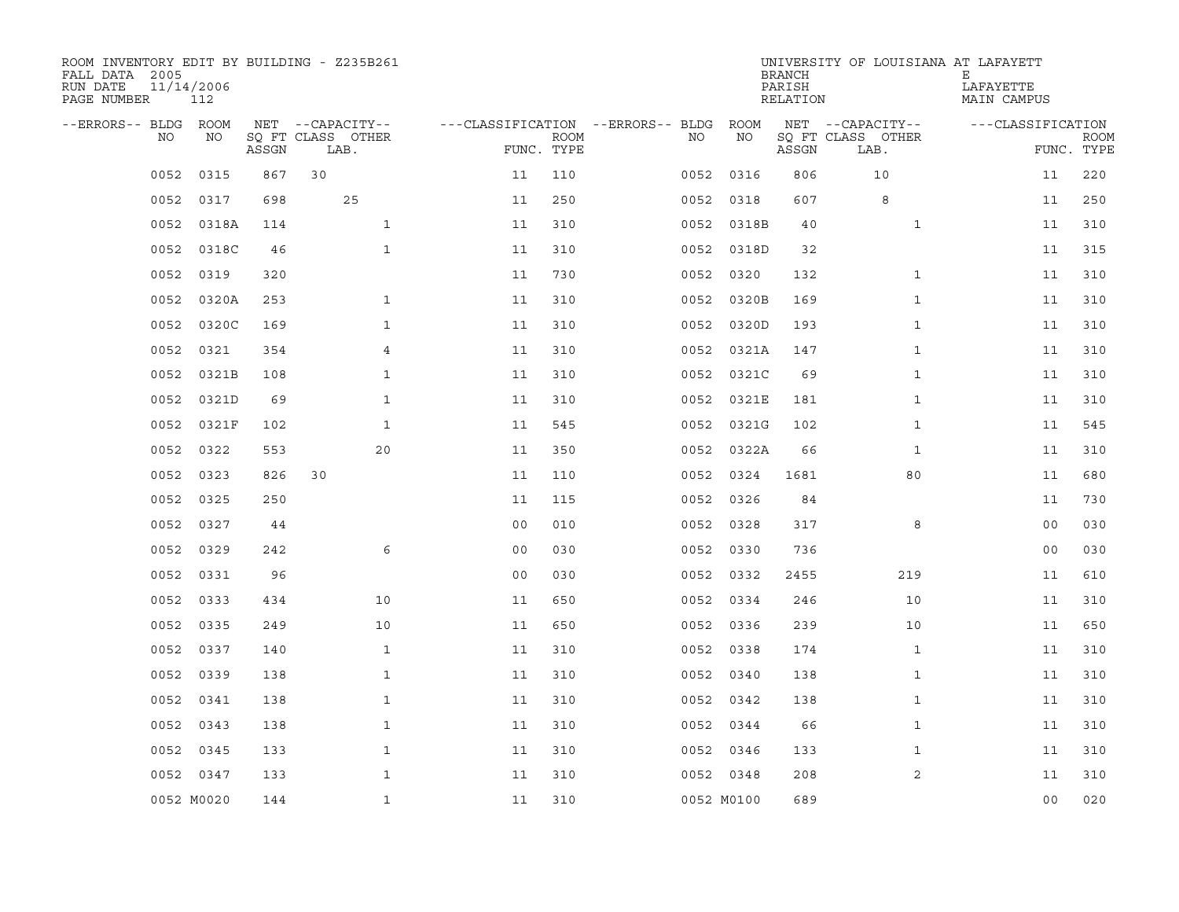ROOM INVENTORY EDIT BY BUILDING - Z235B261
FALL DATA 2005
RUN DATE 11/14/2006
PAGE NUMBER 112

UNIVERSITY OF LOUISIANA AT LAFAYETTE
BRANCH E
PARISH LAFAYETTE
RELATION MAIN CAMPUS

| --ERRORS-- | BLDG NO | ROOM NO | NET SQ FT ASSGN | --CAPACITY-- CLASS | LAB. | OTHER | ---CLASSIFICATION FUNC. | ROOM TYPE | --ERRORS-- | BLDG NO | ROOM NO | NET SQ FT ASSGN | --CAPACITY-- CLASS | LAB. | OTHER | ---CLASSIFICATION FUNC. | ROOM TYPE |
|---|---|---|---|---|---|---|---|---|---|---|---|---|---|---|---|---|---|
| | 0052 | 0315 | 867 | 30 | | | 11 | 110 | | 0052 | 0316 | 806 | | 10 | | 11 | 220 |
| | 0052 | 0317 | 698 | | 25 | | 11 | 250 | | 0052 | 0318 | 607 | | 8 | | 11 | 250 |
| | 0052 | 0318A | 114 | | | 1 | 11 | 310 | | 0052 | 0318B | 40 | | | 1 | 11 | 310 |
| | 0052 | 0318C | 46 | | | 1 | 11 | 310 | | 0052 | 0318D | 32 | | | | 11 | 315 |
| | 0052 | 0319 | 320 | | | | 11 | 730 | | 0052 | 0320 | 132 | | | 1 | 11 | 310 |
| | 0052 | 0320A | 253 | | | 1 | 11 | 310 | | 0052 | 0320B | 169 | | | 1 | 11 | 310 |
| | 0052 | 0320C | 169 | | | 1 | 11 | 310 | | 0052 | 0320D | 193 | | | 1 | 11 | 310 |
| | 0052 | 0321 | 354 | | | 4 | 11 | 310 | | 0052 | 0321A | 147 | | | 1 | 11 | 310 |
| | 0052 | 0321B | 108 | | | 1 | 11 | 310 | | 0052 | 0321C | 69 | | | 1 | 11 | 310 |
| | 0052 | 0321D | 69 | | | 1 | 11 | 310 | | 0052 | 0321E | 181 | | | 1 | 11 | 310 |
| | 0052 | 0321F | 102 | | | 1 | 11 | 545 | | 0052 | 0321G | 102 | | | 1 | 11 | 545 |
| | 0052 | 0322 | 553 | | | 20 | 11 | 350 | | 0052 | 0322A | 66 | | | 1 | 11 | 310 |
| | 0052 | 0323 | 826 | 30 | | | 11 | 110 | | 0052 | 0324 | 1681 | | | 80 | 11 | 680 |
| | 0052 | 0325 | 250 | | | | 11 | 115 | | 0052 | 0326 | 84 | | | | 11 | 730 |
| | 0052 | 0327 | 44 | | | | 00 | 010 | | 0052 | 0328 | 317 | | | 8 | 00 | 030 |
| | 0052 | 0329 | 242 | | | 6 | 00 | 030 | | 0052 | 0330 | 736 | | | | 00 | 030 |
| | 0052 | 0331 | 96 | | | | 00 | 030 | | 0052 | 0332 | 2455 | | | 219 | 11 | 610 |
| | 0052 | 0333 | 434 | | | 10 | 11 | 650 | | 0052 | 0334 | 246 | | | 10 | 11 | 310 |
| | 0052 | 0335 | 249 | | | 10 | 11 | 650 | | 0052 | 0336 | 239 | | | 10 | 11 | 650 |
| | 0052 | 0337 | 140 | | | 1 | 11 | 310 | | 0052 | 0338 | 174 | | | 1 | 11 | 310 |
| | 0052 | 0339 | 138 | | | 1 | 11 | 310 | | 0052 | 0340 | 138 | | | 1 | 11 | 310 |
| | 0052 | 0341 | 138 | | | 1 | 11 | 310 | | 0052 | 0342 | 138 | | | 1 | 11 | 310 |
| | 0052 | 0343 | 138 | | | 1 | 11 | 310 | | 0052 | 0344 | 66 | | | 1 | 11 | 310 |
| | 0052 | 0345 | 133 | | | 1 | 11 | 310 | | 0052 | 0346 | 133 | | | 1 | 11 | 310 |
| | 0052 | 0347 | 133 | | | 1 | 11 | 310 | | 0052 | 0348 | 208 | | | 2 | 11 | 310 |
| | 0052 | M0020 | 144 | | | 1 | 11 | 310 | | 0052 | M0100 | 689 | | | | 00 | 020 |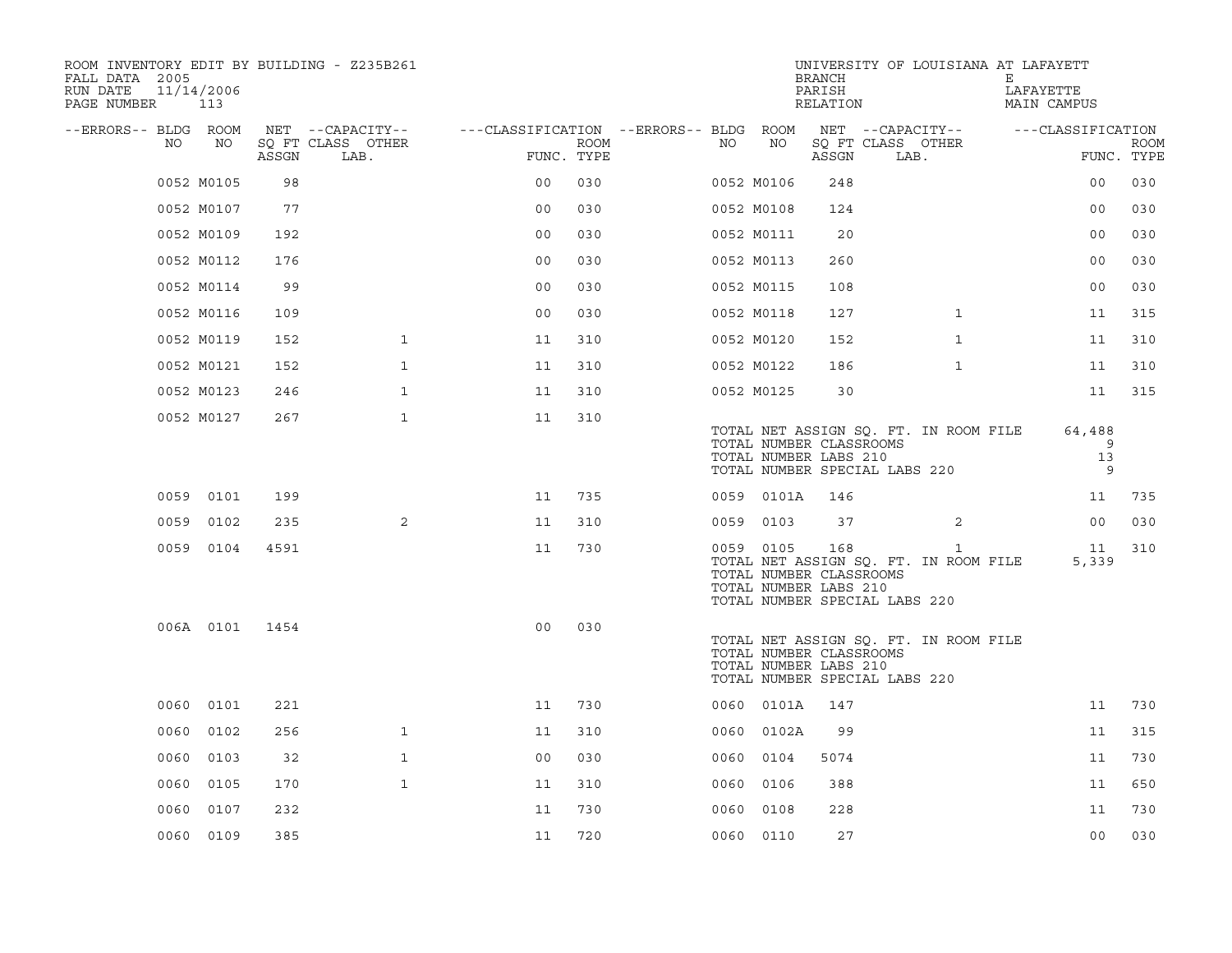ROOM INVENTORY EDIT BY BUILDING - Z235B261
FALL DATA 2005
RUN DATE 11/14/2006
PAGE NUMBER 113

UNIVERSITY OF LOUISIANA AT LAFAYETT
BRANCH E
PARISH LAFAYETTE
RELATION MAIN CAMPUS

| --ERRORS-- | BLDG NO | ROOM NO | NET SQ FT ASSGN | --CAPACITY-- CLASS | OTHER LAB. | ---CLASSIFICATION FUNC. | ROOM TYPE | --ERRORS-- | BLDG NO | ROOM NO | NET SQ FT ASSGN | --CAPACITY-- CLASS | OTHER LAB. | ---CLASSIFICATION FUNC. | ROOM TYPE |
|---|---|---|---|---|---|---|---|---|---|---|---|---|---|---|---|
| | 0052 | M0105 | 98 | | | 00 | 030 | | 0052 | M0106 | 248 | | | 00 | 030 |
| | 0052 | M0107 | 77 | | | 00 | 030 | | 0052 | M0108 | 124 | | | 00 | 030 |
| | 0052 | M0109 | 192 | | | 00 | 030 | | 0052 | M0111 | 20 | | | 00 | 030 |
| | 0052 | M0112 | 176 | | | 00 | 030 | | 0052 | M0113 | 260 | | | 00 | 030 |
| | 0052 | M0114 | 99 | | | 00 | 030 | | 0052 | M0115 | 108 | | | 00 | 030 |
| | 0052 | M0116 | 109 | | | 00 | 030 | | 0052 | M0118 | 127 | | 1 | 11 | 315 |
| | 0052 | M0119 | 152 | | 1 | 11 | 310 | | 0052 | M0120 | 152 | | 1 | 11 | 310 |
| | 0052 | M0121 | 152 | | 1 | 11 | 310 | | 0052 | M0122 | 186 | | 1 | 11 | 310 |
| | 0052 | M0123 | 246 | | 1 | 11 | 310 | | 0052 | M0125 | 30 | | | 11 | 315 |
| | 0052 | M0127 | 267 | | 1 | 11 | 310 | | | | | | | | |

TOTAL NET ASSIGN SQ. FT. IN ROOM FILE 64,488
TOTAL NUMBER CLASSROOMS 9
TOTAL NUMBER LABS 210 13
TOTAL NUMBER SPECIAL LABS 220 9

| --ERRORS-- | BLDG NO | ROOM NO | NET SQ FT ASSGN | --CAPACITY-- CLASS | OTHER LAB. | ---CLASSIFICATION FUNC. | ROOM TYPE | --ERRORS-- | BLDG NO | ROOM NO | NET SQ FT ASSGN | --CAPACITY-- CLASS | OTHER LAB. | ---CLASSIFICATION FUNC. | ROOM TYPE |
|---|---|---|---|---|---|---|---|---|---|---|---|---|---|---|---|
| | 0059 | 0101 | 199 | | | 11 | 735 | | 0059 | 0101A | 146 | | | 11 | 735 |
| | 0059 | 0102 | 235 | | 2 | 11 | 310 | | 0059 | 0103 | 37 | | 2 | 00 | 030 |
| | 0059 | 0104 | 4591 | | | 11 | 730 | | 0059 | 0105 | 168 | | 1 | 11 | 310 |

TOTAL NET ASSIGN SQ. FT. IN ROOM FILE 5,339
TOTAL NUMBER CLASSROOMS
TOTAL NUMBER LABS 210
TOTAL NUMBER SPECIAL LABS 220

| --ERRORS-- | BLDG NO | ROOM NO | NET SQ FT ASSGN | --CAPACITY-- CLASS | OTHER LAB. | ---CLASSIFICATION FUNC. | ROOM TYPE |
|---|---|---|---|---|---|---|---|
| | 006A | 0101 | 1454 | | | 00 | 030 |

TOTAL NET ASSIGN SQ. FT. IN ROOM FILE
TOTAL NUMBER CLASSROOMS
TOTAL NUMBER LABS 210
TOTAL NUMBER SPECIAL LABS 220

| --ERRORS-- | BLDG NO | ROOM NO | NET SQ FT ASSGN | --CAPACITY-- CLASS | OTHER LAB. | ---CLASSIFICATION FUNC. | ROOM TYPE | --ERRORS-- | BLDG NO | ROOM NO | NET SQ FT ASSGN | --CAPACITY-- CLASS | OTHER LAB. | ---CLASSIFICATION FUNC. | ROOM TYPE |
|---|---|---|---|---|---|---|---|---|---|---|---|---|---|---|---|
| | 0060 | 0101 | 221 | | | 11 | 730 | | 0060 | 0101A | 147 | | | 11 | 730 |
| | 0060 | 0102 | 256 | | 1 | 11 | 310 | | 0060 | 0102A | 99 | | | 11 | 315 |
| | 0060 | 0103 | 32 | | 1 | 00 | 030 | | 0060 | 0104 | 5074 | | | 11 | 730 |
| | 0060 | 0105 | 170 | | 1 | 11 | 310 | | 0060 | 0106 | 388 | | | 11 | 650 |
| | 0060 | 0107 | 232 | | | 11 | 730 | | 0060 | 0108 | 228 | | | 11 | 730 |
| | 0060 | 0109 | 385 | | | 11 | 720 | | 0060 | 0110 | 27 | | | 00 | 030 |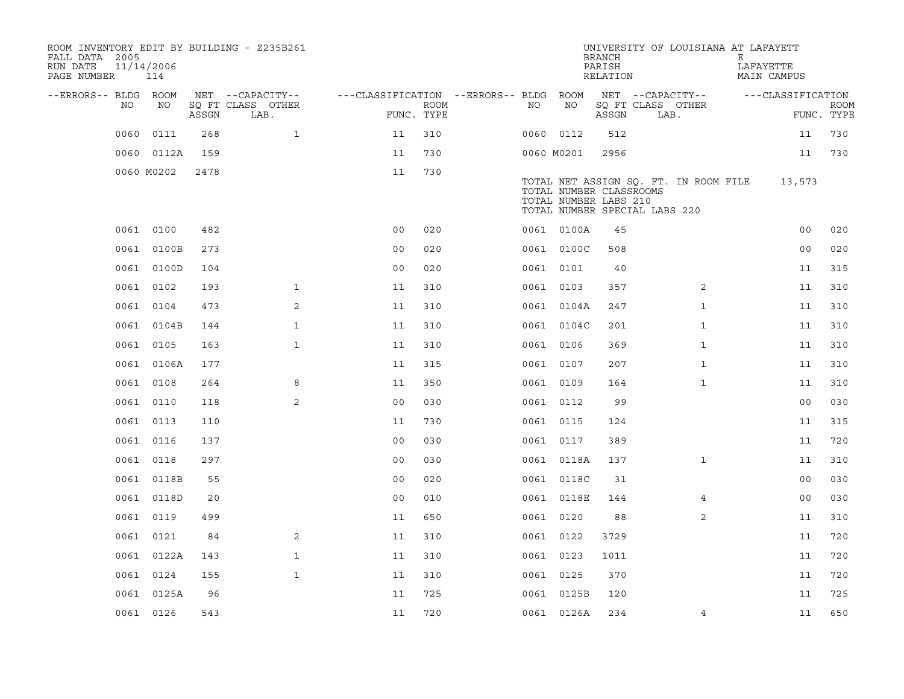ROOM INVENTORY EDIT BY BUILDING - Z235B261
FALL DATA 2005
RUN DATE 11/14/2006
PAGE NUMBER 114

UNIVERSITY OF LOUISIANA AT LAFAYETTE
BRANCH E
PARISH LAFAYETTE
RELATION MAIN CAMPUS

| --ERRORS-- | BLDG NO | ROOM NO | NET SQ FT ASSGN | --CAPACITY-- CLASS LAB. | OTHER | ---CLASSIFICATION FUNC. | ROOM TYPE | --ERRORS-- | BLDG NO | ROOM NO | NET SQ FT ASSGN | --CAPACITY-- CLASS LAB. | OTHER | ---CLASSIFICATION FUNC. | ROOM TYPE |
|---|---|---|---|---|---|---|---|---|---|---|---|---|---|---|---|
| | 0060 | 0111 | 268 | | 1 | 11 | 310 | | 0060 | 0112 | 512 | | | 11 | 730 |
| | 0060 | 0112A | 159 | | | 11 | 730 | | 0060 | M0201 | 2956 | | | 11 | 730 |
| | 0060 | M0202 | 2478 | | | 11 | 730 | | | | | | | | |

TOTAL NET ASSIGN SQ. FT. IN ROOM FILE 13,573
TOTAL NUMBER CLASSROOMS
TOTAL NUMBER LABS 210
TOTAL NUMBER SPECIAL LABS 220

| --ERRORS-- | BLDG NO | ROOM NO | NET SQ FT ASSGN | --CAPACITY-- CLASS LAB. | OTHER | ---CLASSIFICATION FUNC. | ROOM TYPE | --ERRORS-- | BLDG NO | ROOM NO | NET SQ FT ASSGN | --CAPACITY-- CLASS LAB. | OTHER | ---CLASSIFICATION FUNC. | ROOM TYPE |
|---|---|---|---|---|---|---|---|---|---|---|---|---|---|---|---|
| | 0061 | 0100 | 482 | | | 00 | 020 | | 0061 | 0100A | 45 | | | 00 | 020 |
| | 0061 | 0100B | 273 | | | 00 | 020 | | 0061 | 0100C | 508 | | | 00 | 020 |
| | 0061 | 0100D | 104 | | | 00 | 020 | | 0061 | 0101 | 40 | | | 11 | 315 |
| | 0061 | 0102 | 193 | | 1 | 11 | 310 | | 0061 | 0103 | 357 | | 2 | 11 | 310 |
| | 0061 | 0104 | 473 | | 2 | 11 | 310 | | 0061 | 0104A | 247 | | 1 | 11 | 310 |
| | 0061 | 0104B | 144 | | 1 | 11 | 310 | | 0061 | 0104C | 201 | | 1 | 11 | 310 |
| | 0061 | 0105 | 163 | | 1 | 11 | 310 | | 0061 | 0106 | 369 | | 1 | 11 | 310 |
| | 0061 | 0106A | 177 | | | 11 | 315 | | 0061 | 0107 | 207 | | 1 | 11 | 310 |
| | 0061 | 0108 | 264 | | 8 | 11 | 350 | | 0061 | 0109 | 164 | | 1 | 11 | 310 |
| | 0061 | 0110 | 118 | | 2 | 00 | 030 | | 0061 | 0112 | 99 | | | 00 | 030 |
| | 0061 | 0113 | 110 | | | 11 | 730 | | 0061 | 0115 | 124 | | | 11 | 315 |
| | 0061 | 0116 | 137 | | | 00 | 030 | | 0061 | 0117 | 389 | | | 11 | 720 |
| | 0061 | 0118 | 297 | | | 00 | 030 | | 0061 | 0118A | 137 | | 1 | 11 | 310 |
| | 0061 | 0118B | 55 | | | 00 | 020 | | 0061 | 0118C | 31 | | | 00 | 030 |
| | 0061 | 0118D | 20 | | | 00 | 010 | | 0061 | 0118E | 144 | | 4 | 00 | 030 |
| | 0061 | 0119 | 499 | | | 11 | 650 | | 0061 | 0120 | 88 | | 2 | 11 | 310 |
| | 0061 | 0121 | 84 | | 2 | 11 | 310 | | 0061 | 0122 | 3729 | | | 11 | 720 |
| | 0061 | 0122A | 143 | | 1 | 11 | 310 | | 0061 | 0123 | 1011 | | | 11 | 720 |
| | 0061 | 0124 | 155 | | 1 | 11 | 310 | | 0061 | 0125 | 370 | | | 11 | 720 |
| | 0061 | 0125A | 96 | | | 11 | 725 | | 0061 | 0125B | 120 | | | 11 | 725 |
| | 0061 | 0126 | 543 | | | 11 | 720 | | 0061 | 0126A | 234 | | 4 | 11 | 650 |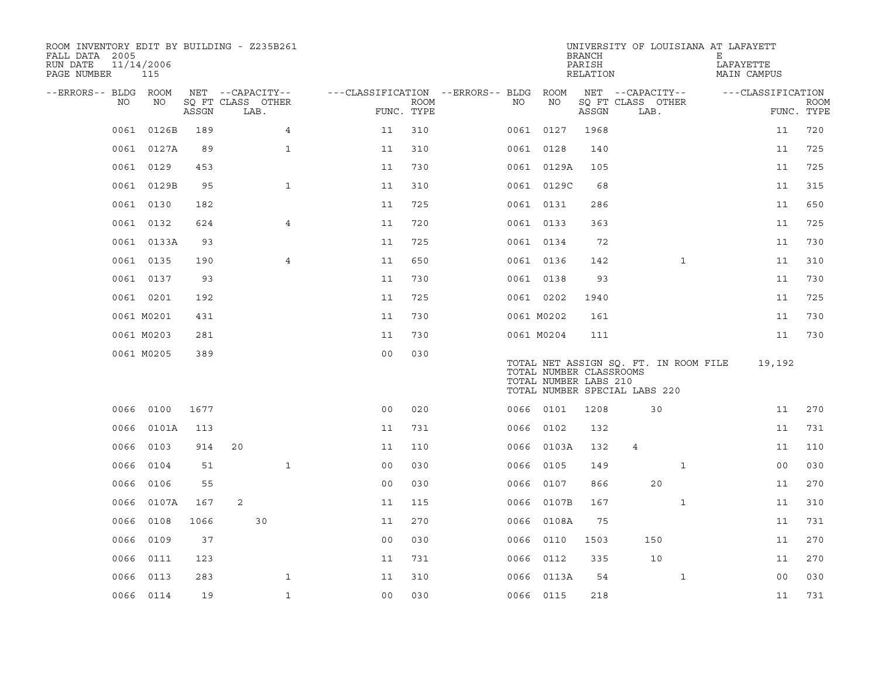ROOM INVENTORY EDIT BY BUILDING - Z235B261
FALL DATA 2005
RUN DATE 11/14/2006
PAGE NUMBER 115

UNIVERSITY OF LOUISIANA AT LAFAYETT
BRANCH E
PARISH LAFAYETTE
RELATION MAIN CAMPUS

| --ERRORS-- | BLDG NO | ROOM NO | NET ASSGN SQ FT | CAPACITY CLASS | CAPACITY LAB. | CAPACITY OTHER | CLASSIFICATION FUNC. | ROOM TYPE | --ERRORS-- | BLDG NO | ROOM NO | NET ASSGN SQ FT | CAPACITY CLASS | CAPACITY LAB. | CAPACITY OTHER | CLASSIFICATION FUNC. | ROOM TYPE |
|---|---|---|---|---|---|---|---|---|---|---|---|---|---|---|---|---|---|
| | 0061 | 0126B | 189 | | | 4 | 11 | 310 | | 0061 | 0127 | 1968 | | | | 11 | 720 |
| | 0061 | 0127A | 89 | | | 1 | 11 | 310 | | 0061 | 0128 | 140 | | | | 11 | 725 |
| | 0061 | 0129 | 453 | | | | 11 | 730 | | 0061 | 0129A | 105 | | | | 11 | 725 |
| | 0061 | 0129B | 95 | | | 1 | 11 | 310 | | 0061 | 0129C | 68 | | | | 11 | 315 |
| | 0061 | 0130 | 182 | | | | 11 | 725 | | 0061 | 0131 | 286 | | | | 11 | 650 |
| | 0061 | 0132 | 624 | | | 4 | 11 | 720 | | 0061 | 0133 | 363 | | | | 11 | 725 |
| | 0061 | 0133A | 93 | | | | 11 | 725 | | 0061 | 0134 | 72 | | | | 11 | 730 |
| | 0061 | 0135 | 190 | | | 4 | 11 | 650 | | 0061 | 0136 | 142 | | | 1 | 11 | 310 |
| | 0061 | 0137 | 93 | | | | 11 | 730 | | 0061 | 0138 | 93 | | | | 11 | 730 |
| | 0061 | 0201 | 192 | | | | 11 | 725 | | 0061 | 0202 | 1940 | | | | 11 | 725 |
| | 0061 | M0201 | 431 | | | | 11 | 730 | | 0061 | M0202 | 161 | | | | 11 | 730 |
| | 0061 | M0203 | 281 | | | | 11 | 730 | | 0061 | M0204 | 111 | | | | 11 | 730 |
| | 0061 | M0205 | 389 | | | | 00 | 030 | | | | | | | | | |

TOTAL NET ASSIGN SQ. FT. IN ROOM FILE 19,192
TOTAL NUMBER CLASSROOMS
TOTAL NUMBER LABS 210
TOTAL NUMBER SPECIAL LABS 220

| --ERRORS-- | BLDG NO | ROOM NO | NET ASSGN SQ FT | CAPACITY CLASS | CAPACITY LAB. | CAPACITY OTHER | CLASSIFICATION FUNC. | ROOM TYPE | --ERRORS-- | BLDG NO | ROOM NO | NET ASSGN SQ FT | CAPACITY CLASS | CAPACITY LAB. | CAPACITY OTHER | CLASSIFICATION FUNC. | ROOM TYPE |
|---|---|---|---|---|---|---|---|---|---|---|---|---|---|---|---|---|---|
| | 0066 | 0100 | 1677 | | | | 00 | 020 | | 0066 | 0101 | 1208 | | 30 | | 11 | 270 |
| | 0066 | 0101A | 113 | | | | 11 | 731 | | 0066 | 0102 | 132 | | | | 11 | 731 |
| | 0066 | 0103 | 914 | 20 | | | 11 | 110 | | 0066 | 0103A | 132 | 4 | | | 11 | 110 |
| | 0066 | 0104 | 51 | | | 1 | 00 | 030 | | 0066 | 0105 | 149 | | | 1 | 00 | 030 |
| | 0066 | 0106 | 55 | | | | 00 | 030 | | 0066 | 0107 | 866 | | 20 | | 11 | 270 |
| | 0066 | 0107A | 167 | 2 | | | 11 | 115 | | 0066 | 0107B | 167 | | | 1 | 11 | 310 |
| | 0066 | 0108 | 1066 | | 30 | | 11 | 270 | | 0066 | 0108A | 75 | | | | 11 | 731 |
| | 0066 | 0109 | 37 | | | | 00 | 030 | | 0066 | 0110 | 1503 | | 150 | | 11 | 270 |
| | 0066 | 0111 | 123 | | | | 11 | 731 | | 0066 | 0112 | 335 | | 10 | | 11 | 270 |
| | 0066 | 0113 | 283 | | | 1 | 11 | 310 | | 0066 | 0113A | 54 | | | 1 | 00 | 030 |
| | 0066 | 0114 | 19 | | | 1 | 00 | 030 | | 0066 | 0115 | 218 | | | | 11 | 731 |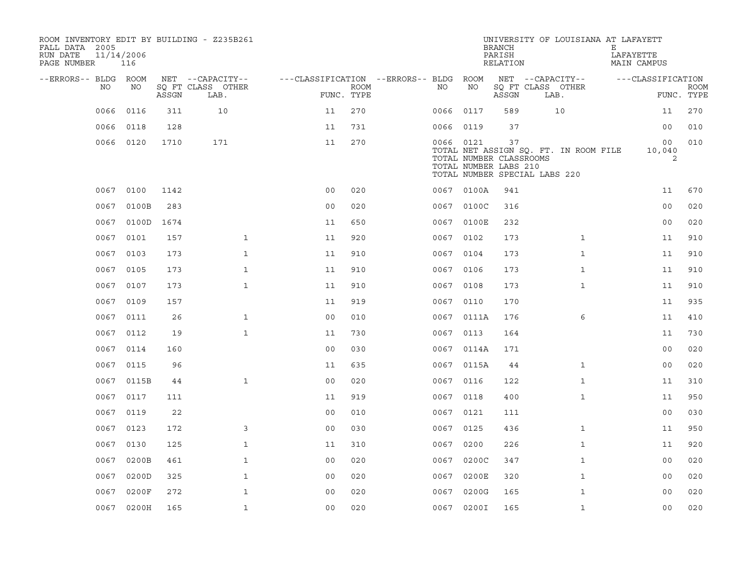ROOM INVENTORY EDIT BY BUILDING - Z235B261
FALL DATA 2005
RUN DATE 11/14/2006

UNIVERSITY OF LOUISIANA AT LAFAYETTE
BRANCH E
PARISH LAFAYETTE
RELATION MAIN CAMPUS

| --ERRORS-- | BLDG NO | ROOM NO | NET SQ FT ASSGN | --CAPACITY-- CLASS LAB. | OTHER | ---CLASSIFICATION FUNC. | ROOM TYPE | --ERRORS-- | BLDG NO | ROOM NO | NET SQ FT ASSGN | --CAPACITY-- CLASS LAB. | OTHER | ---CLASSIFICATION FUNC. | ROOM TYPE |
|---|---|---|---|---|---|---|---|---|---|---|---|---|---|---|---|
| | 0066 | 0116 | 311 | 10 | | 11 | 270 | | 0066 | 0117 | 589 | 10 | | 11 | 270 |
| | 0066 | 0118 | 128 | | | 11 | 731 | | 0066 | 0119 | 37 | | | 00 | 010 |
| | 0066 | 0120 | 1710 | 171 | | 11 | 270 | | 0066 | 0121 | 37 | | | 00 | 010 |
| | | | | | | | | | TOTAL NET ASSIGN SQ. FT. IN ROOM FILE | | | | | 10,040 | |
| | | | | | | | | | TOTAL NUMBER CLASSROOMS | | | | | 2 | |
| | | | | | | | | | TOTAL NUMBER LABS 210 | | | | | | |
| | | | | | | | | | TOTAL NUMBER SPECIAL LABS 220 | | | | | | |
| | 0067 | 0100 | 1142 | | | 00 | 020 | | 0067 | 0100A | 941 | | | 11 | 670 |
| | 0067 | 0100B | 283 | | | 00 | 020 | | 0067 | 0100C | 316 | | | 00 | 020 |
| | 0067 | 0100D | 1674 | | | 11 | 650 | | 0067 | 0100E | 232 | | | 00 | 020 |
| | 0067 | 0101 | 157 | | 1 | 11 | 920 | | 0067 | 0102 | 173 | | 1 | 11 | 910 |
| | 0067 | 0103 | 173 | | 1 | 11 | 910 | | 0067 | 0104 | 173 | | 1 | 11 | 910 |
| | 0067 | 0105 | 173 | | 1 | 11 | 910 | | 0067 | 0106 | 173 | | 1 | 11 | 910 |
| | 0067 | 0107 | 173 | | 1 | 11 | 910 | | 0067 | 0108 | 173 | | 1 | 11 | 910 |
| | 0067 | 0109 | 157 | | | 11 | 919 | | 0067 | 0110 | 170 | | | 11 | 935 |
| | 0067 | 0111 | 26 | | 1 | 00 | 010 | | 0067 | 0111A | 176 | | 6 | 11 | 410 |
| | 0067 | 0112 | 19 | | 1 | 11 | 730 | | 0067 | 0113 | 164 | | | 11 | 730 |
| | 0067 | 0114 | 160 | | | 00 | 030 | | 0067 | 0114A | 171 | | | 00 | 020 |
| | 0067 | 0115 | 96 | | | 11 | 635 | | 0067 | 0115A | 44 | | 1 | 00 | 020 |
| | 0067 | 0115B | 44 | | 1 | 00 | 020 | | 0067 | 0116 | 122 | | 1 | 11 | 310 |
| | 0067 | 0117 | 111 | | | 11 | 919 | | 0067 | 0118 | 400 | | 1 | 11 | 950 |
| | 0067 | 0119 | 22 | | | 00 | 010 | | 0067 | 0121 | 111 | | | 00 | 030 |
| | 0067 | 0123 | 172 | | 3 | 00 | 030 | | 0067 | 0125 | 436 | | 1 | 11 | 950 |
| | 0067 | 0130 | 125 | | 1 | 11 | 310 | | 0067 | 0200 | 226 | | 1 | 11 | 920 |
| | 0067 | 0200B | 461 | | 1 | 00 | 020 | | 0067 | 0200C | 347 | | 1 | 00 | 020 |
| | 0067 | 0200D | 325 | | 1 | 00 | 020 | | 0067 | 0200E | 320 | | 1 | 00 | 020 |
| | 0067 | 0200F | 272 | | 1 | 00 | 020 | | 0067 | 0200G | 165 | | 1 | 00 | 020 |
| | 0067 | 0200H | 165 | | 1 | 00 | 020 | | 0067 | 0200I | 165 | | 1 | 00 | 020 |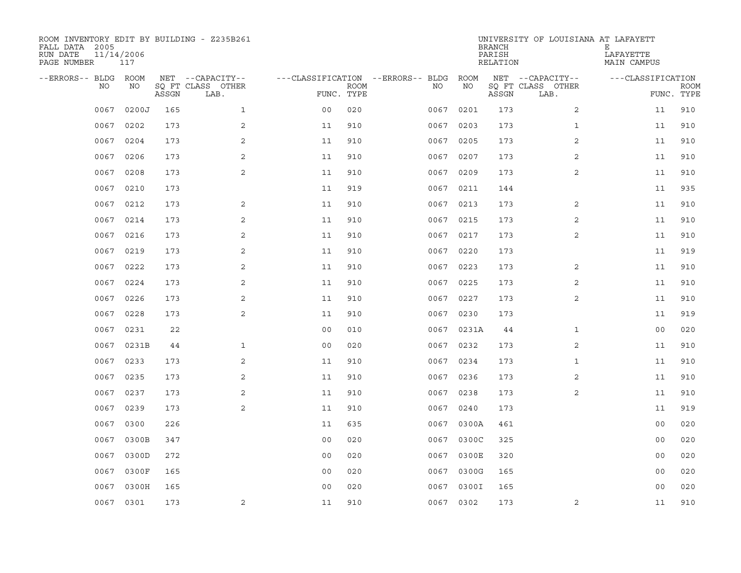ROOM INVENTORY EDIT BY BUILDING - Z235B261
FALL DATA 2005
RUN DATE 11/14/2006
PAGE NUMBER 117

UNIVERSITY OF LOUISIANA AT LAFAYETTE
BRANCH E
PARISH LAFAYETTE
RELATION MAIN CAMPUS

| --ERRORS-- | BLDG NO | ROOM NO | NET SQ FT ASSGN | --CAPACITY-- CLASS LAB. | OTHER | ---CLASSIFICATION FUNC. | ROOM TYPE | --ERRORS-- | BLDG NO | ROOM NO | NET SQ FT ASSGN | --CAPACITY-- CLASS LAB. | OTHER | ---CLASSIFICATION FUNC. | ROOM TYPE |
|---|---|---|---|---|---|---|---|---|---|---|---|---|---|---|---|
| | 0067 | 0200J | 165 | | 1 | 00 | 020 | | 0067 | 0201 | 173 | | 2 | 11 | 910 |
| | 0067 | 0202 | 173 | | 2 | 11 | 910 | | 0067 | 0203 | 173 | | 1 | 11 | 910 |
| | 0067 | 0204 | 173 | | 2 | 11 | 910 | | 0067 | 0205 | 173 | | 2 | 11 | 910 |
| | 0067 | 0206 | 173 | | 2 | 11 | 910 | | 0067 | 0207 | 173 | | 2 | 11 | 910 |
| | 0067 | 0208 | 173 | | 2 | 11 | 910 | | 0067 | 0209 | 173 | | 2 | 11 | 910 |
| | 0067 | 0210 | 173 | | | 11 | 919 | | 0067 | 0211 | 144 | | | 11 | 935 |
| | 0067 | 0212 | 173 | | 2 | 11 | 910 | | 0067 | 0213 | 173 | | 2 | 11 | 910 |
| | 0067 | 0214 | 173 | | 2 | 11 | 910 | | 0067 | 0215 | 173 | | 2 | 11 | 910 |
| | 0067 | 0216 | 173 | | 2 | 11 | 910 | | 0067 | 0217 | 173 | | 2 | 11 | 910 |
| | 0067 | 0219 | 173 | | 2 | 11 | 910 | | 0067 | 0220 | 173 | | | 11 | 919 |
| | 0067 | 0222 | 173 | | 2 | 11 | 910 | | 0067 | 0223 | 173 | | 2 | 11 | 910 |
| | 0067 | 0224 | 173 | | 2 | 11 | 910 | | 0067 | 0225 | 173 | | 2 | 11 | 910 |
| | 0067 | 0226 | 173 | | 2 | 11 | 910 | | 0067 | 0227 | 173 | | 2 | 11 | 910 |
| | 0067 | 0228 | 173 | | 2 | 11 | 910 | | 0067 | 0230 | 173 | | | 11 | 919 |
| | 0067 | 0231 | 22 | | | 00 | 010 | | 0067 | 0231A | 44 | | 1 | 00 | 020 |
| | 0067 | 0231B | 44 | | 1 | 00 | 020 | | 0067 | 0232 | 173 | | 2 | 11 | 910 |
| | 0067 | 0233 | 173 | | 2 | 11 | 910 | | 0067 | 0234 | 173 | | 1 | 11 | 910 |
| | 0067 | 0235 | 173 | | 2 | 11 | 910 | | 0067 | 0236 | 173 | | 2 | 11 | 910 |
| | 0067 | 0237 | 173 | | 2 | 11 | 910 | | 0067 | 0238 | 173 | | 2 | 11 | 910 |
| | 0067 | 0239 | 173 | | 2 | 11 | 910 | | 0067 | 0240 | 173 | | | 11 | 919 |
| | 0067 | 0300 | 226 | | | 11 | 635 | | 0067 | 0300A | 461 | | | 00 | 020 |
| | 0067 | 0300B | 347 | | | 00 | 020 | | 0067 | 0300C | 325 | | | 00 | 020 |
| | 0067 | 0300D | 272 | | | 00 | 020 | | 0067 | 0300E | 320 | | | 00 | 020 |
| | 0067 | 0300F | 165 | | | 00 | 020 | | 0067 | 0300G | 165 | | | 00 | 020 |
| | 0067 | 0300H | 165 | | | 00 | 020 | | 0067 | 0300I | 165 | | | 00 | 020 |
| | 0067 | 0301 | 173 | | 2 | 11 | 910 | | 0067 | 0302 | 173 | | 2 | 11 | 910 |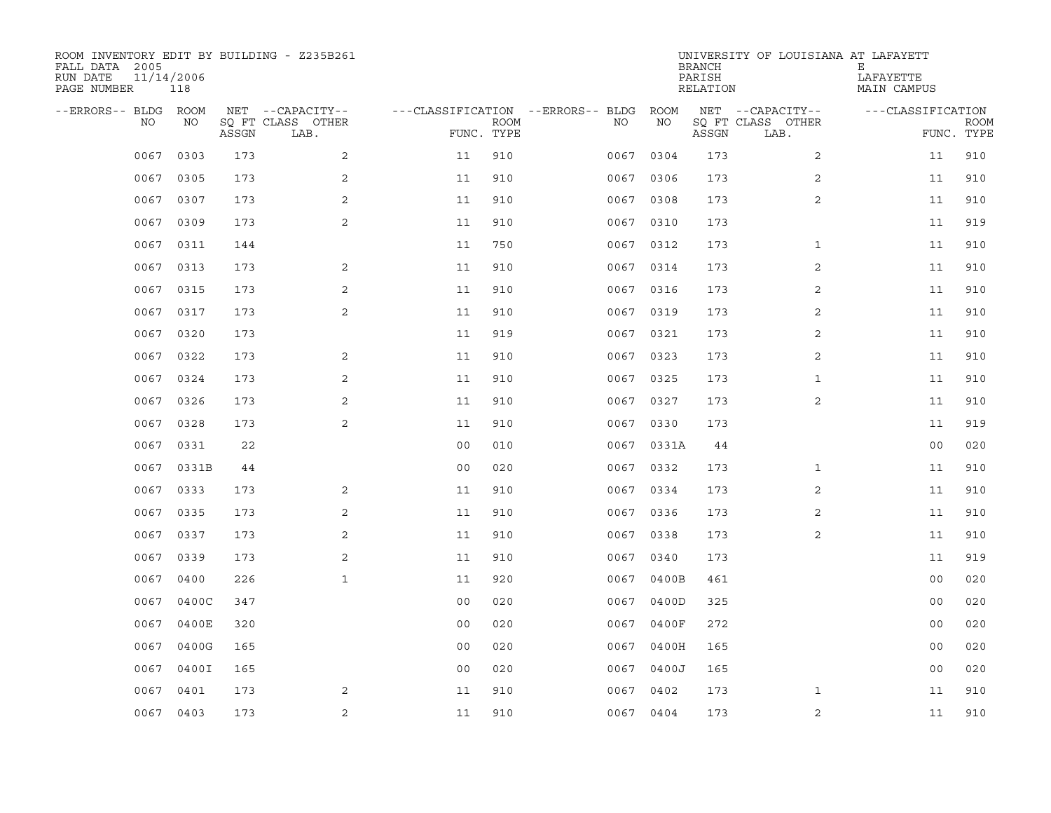ROOM INVENTORY EDIT BY BUILDING - Z235B261
FALL DATA 2005
RUN DATE 11/14/2006
PAGE NUMBER 118

UNIVERSITY OF LOUISIANA AT LAFAYETTE
BRANCH E
PARISH LAFAYETTE
RELATION MAIN CAMPUS

| --ERRORS-- | BLDG NO | ROOM NO | NET SQ FT ASSGN | --CAPACITY-- CLASS LAB. | OTHER | ---CLASSIFICATION FUNC. | ROOM TYPE | --ERRORS-- | BLDG NO | ROOM NO | NET SQ FT ASSGN | --CAPACITY-- CLASS LAB. | OTHER | ---CLASSIFICATION FUNC. | ROOM TYPE |
|---|---|---|---|---|---|---|---|---|---|---|---|---|---|---|---|
| | 0067 | 0303 | 173 | | 2 | 11 | 910 | | 0067 | 0304 | 173 | | 2 | 11 | 910 |
| | 0067 | 0305 | 173 | | 2 | 11 | 910 | | 0067 | 0306 | 173 | | 2 | 11 | 910 |
| | 0067 | 0307 | 173 | | 2 | 11 | 910 | | 0067 | 0308 | 173 | | 2 | 11 | 910 |
| | 0067 | 0309 | 173 | | 2 | 11 | 910 | | 0067 | 0310 | 173 | | | 11 | 919 |
| | 0067 | 0311 | 144 | | | 11 | 750 | | 0067 | 0312 | 173 | | 1 | 11 | 910 |
| | 0067 | 0313 | 173 | | 2 | 11 | 910 | | 0067 | 0314 | 173 | | 2 | 11 | 910 |
| | 0067 | 0315 | 173 | | 2 | 11 | 910 | | 0067 | 0316 | 173 | | 2 | 11 | 910 |
| | 0067 | 0317 | 173 | | 2 | 11 | 910 | | 0067 | 0319 | 173 | | 2 | 11 | 910 |
| | 0067 | 0320 | 173 | | | 11 | 919 | | 0067 | 0321 | 173 | | 2 | 11 | 910 |
| | 0067 | 0322 | 173 | | 2 | 11 | 910 | | 0067 | 0323 | 173 | | 2 | 11 | 910 |
| | 0067 | 0324 | 173 | | 2 | 11 | 910 | | 0067 | 0325 | 173 | | 1 | 11 | 910 |
| | 0067 | 0326 | 173 | | 2 | 11 | 910 | | 0067 | 0327 | 173 | | 2 | 11 | 910 |
| | 0067 | 0328 | 173 | | 2 | 11 | 910 | | 0067 | 0330 | 173 | | | 11 | 919 |
| | 0067 | 0331 | 22 | | | 00 | 010 | | 0067 | 0331A | 44 | | | 00 | 020 |
| | 0067 | 0331B | 44 | | | 00 | 020 | | 0067 | 0332 | 173 | | 1 | 11 | 910 |
| | 0067 | 0333 | 173 | | 2 | 11 | 910 | | 0067 | 0334 | 173 | | 2 | 11 | 910 |
| | 0067 | 0335 | 173 | | 2 | 11 | 910 | | 0067 | 0336 | 173 | | 2 | 11 | 910 |
| | 0067 | 0337 | 173 | | 2 | 11 | 910 | | 0067 | 0338 | 173 | | 2 | 11 | 910 |
| | 0067 | 0339 | 173 | | 2 | 11 | 910 | | 0067 | 0340 | 173 | | | 11 | 919 |
| | 0067 | 0400 | 226 | | 1 | 11 | 920 | | 0067 | 0400B | 461 | | | 00 | 020 |
| | 0067 | 0400C | 347 | | | 00 | 020 | | 0067 | 0400D | 325 | | | 00 | 020 |
| | 0067 | 0400E | 320 | | | 00 | 020 | | 0067 | 0400F | 272 | | | 00 | 020 |
| | 0067 | 0400G | 165 | | | 00 | 020 | | 0067 | 0400H | 165 | | | 00 | 020 |
| | 0067 | 0400I | 165 | | | 00 | 020 | | 0067 | 0400J | 165 | | | 00 | 020 |
| | 0067 | 0401 | 173 | | 2 | 11 | 910 | | 0067 | 0402 | 173 | | 1 | 11 | 910 |
| | 0067 | 0403 | 173 | | 2 | 11 | 910 | | 0067 | 0404 | 173 | | 2 | 11 | 910 |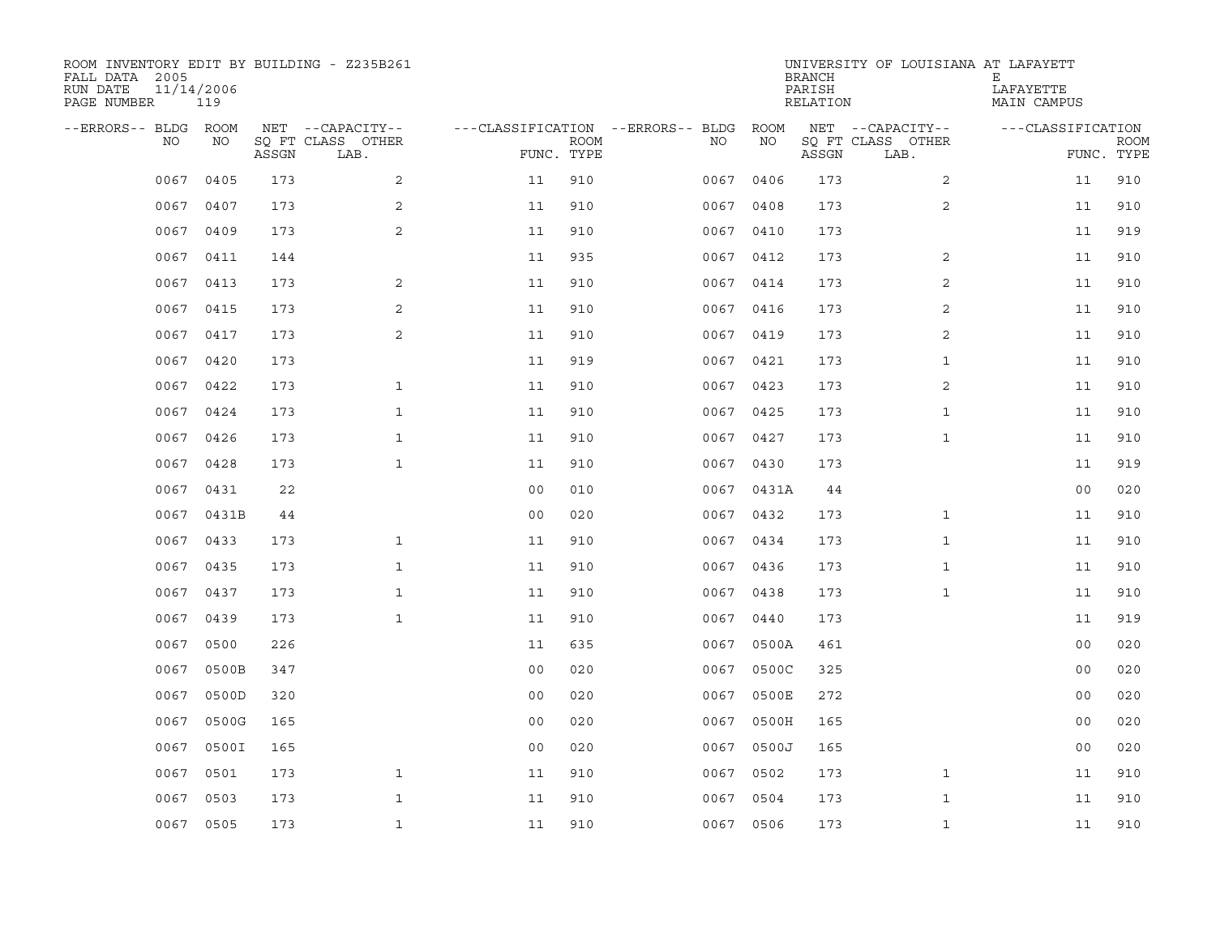ROOM INVENTORY EDIT BY BUILDING - Z235B261
FALL DATA 2005
RUN DATE 11/14/2006
PAGE NUMBER 119

UNIVERSITY OF LOUISIANA AT LAFAYETTE
BRANCH E
PARISH LAFAYETTE
RELATION MAIN CAMPUS

| --ERRORS-- | BLDG NO | ROOM NO | NET SQ FT ASSGN | --CAPACITY-- CLASS LAB. | OTHER | ---CLASSIFICATION FUNC. | ROOM TYPE | --ERRORS-- | BLDG NO | ROOM NO | NET SQ FT ASSGN | --CAPACITY-- CLASS LAB. | OTHER | ---CLASSIFICATION FUNC. | ROOM TYPE |
|---|---|---|---|---|---|---|---|---|---|---|---|---|---|---|---|
| | 0067 | 0405 | 173 | | 2 | 11 | 910 | | 0067 | 0406 | 173 | | 2 | 11 | 910 |
| | 0067 | 0407 | 173 | | 2 | 11 | 910 | | 0067 | 0408 | 173 | | 2 | 11 | 910 |
| | 0067 | 0409 | 173 | | 2 | 11 | 910 | | 0067 | 0410 | 173 | | | 11 | 919 |
| | 0067 | 0411 | 144 | | | 11 | 935 | | 0067 | 0412 | 173 | | 2 | 11 | 910 |
| | 0067 | 0413 | 173 | | 2 | 11 | 910 | | 0067 | 0414 | 173 | | 2 | 11 | 910 |
| | 0067 | 0415 | 173 | | 2 | 11 | 910 | | 0067 | 0416 | 173 | | 2 | 11 | 910 |
| | 0067 | 0417 | 173 | | 2 | 11 | 910 | | 0067 | 0419 | 173 | | 2 | 11 | 910 |
| | 0067 | 0420 | 173 | | | 11 | 919 | | 0067 | 0421 | 173 | | 1 | 11 | 910 |
| | 0067 | 0422 | 173 | | 1 | 11 | 910 | | 0067 | 0423 | 173 | | 2 | 11 | 910 |
| | 0067 | 0424 | 173 | | 1 | 11 | 910 | | 0067 | 0425 | 173 | | 1 | 11 | 910 |
| | 0067 | 0426 | 173 | | 1 | 11 | 910 | | 0067 | 0427 | 173 | | 1 | 11 | 910 |
| | 0067 | 0428 | 173 | | 1 | 11 | 910 | | 0067 | 0430 | 173 | | | 11 | 919 |
| | 0067 | 0431 | 22 | | | 00 | 010 | | 0067 | 0431A | 44 | | | 00 | 020 |
| | 0067 | 0431B | 44 | | | 00 | 020 | | 0067 | 0432 | 173 | | 1 | 11 | 910 |
| | 0067 | 0433 | 173 | | 1 | 11 | 910 | | 0067 | 0434 | 173 | | 1 | 11 | 910 |
| | 0067 | 0435 | 173 | | 1 | 11 | 910 | | 0067 | 0436 | 173 | | 1 | 11 | 910 |
| | 0067 | 0437 | 173 | | 1 | 11 | 910 | | 0067 | 0438 | 173 | | 1 | 11 | 910 |
| | 0067 | 0439 | 173 | | 1 | 11 | 910 | | 0067 | 0440 | 173 | | | 11 | 919 |
| | 0067 | 0500 | 226 | | | 11 | 635 | | 0067 | 0500A | 461 | | | 00 | 020 |
| | 0067 | 0500B | 347 | | | 00 | 020 | | 0067 | 0500C | 325 | | | 00 | 020 |
| | 0067 | 0500D | 320 | | | 00 | 020 | | 0067 | 0500E | 272 | | | 00 | 020 |
| | 0067 | 0500G | 165 | | | 00 | 020 | | 0067 | 0500H | 165 | | | 00 | 020 |
| | 0067 | 0500I | 165 | | | 00 | 020 | | 0067 | 0500J | 165 | | | 00 | 020 |
| | 0067 | 0501 | 173 | | 1 | 11 | 910 | | 0067 | 0502 | 173 | | 1 | 11 | 910 |
| | 0067 | 0503 | 173 | | 1 | 11 | 910 | | 0067 | 0504 | 173 | | 1 | 11 | 910 |
| | 0067 | 0505 | 173 | | 1 | 11 | 910 | | 0067 | 0506 | 173 | | 1 | 11 | 910 |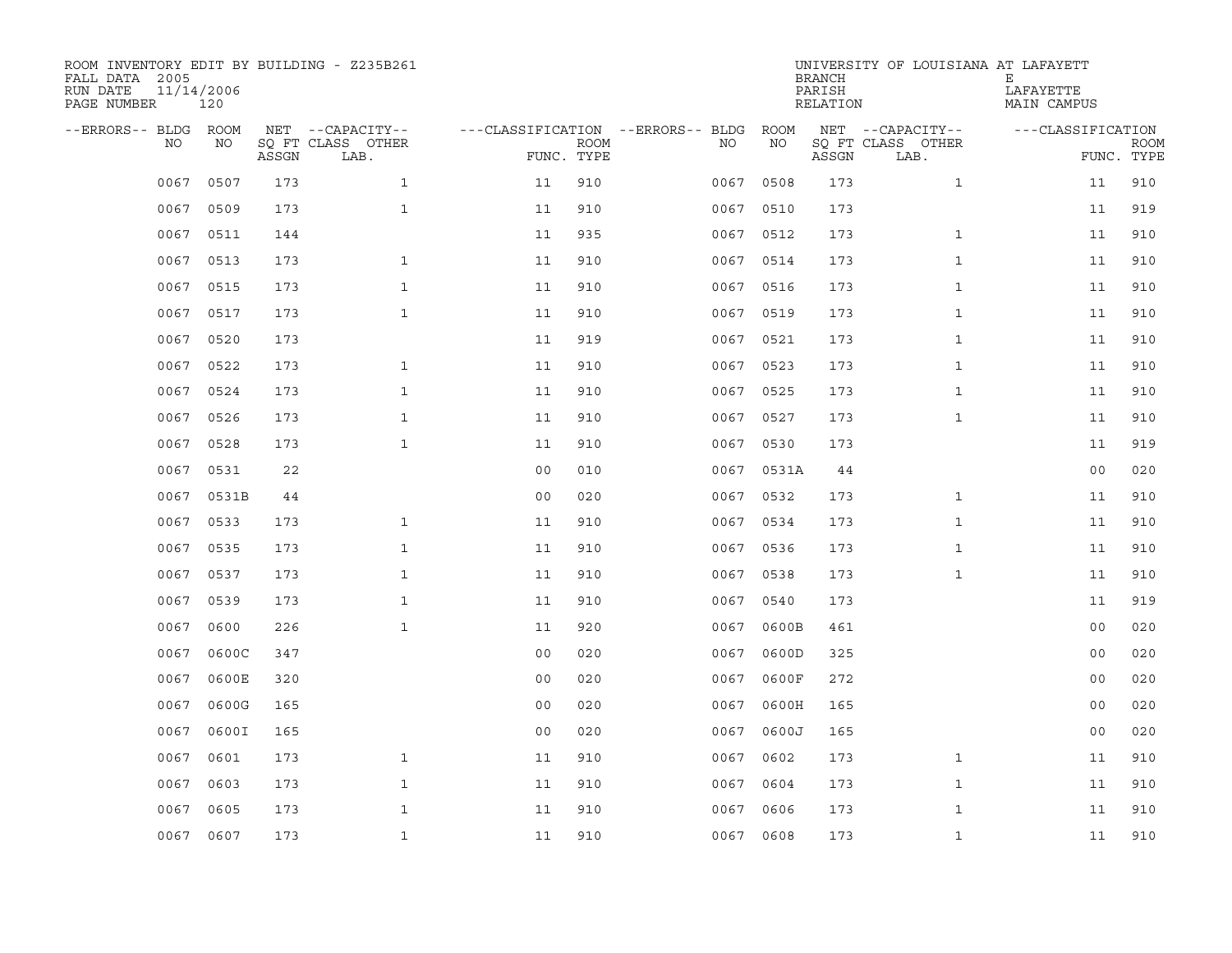ROOM INVENTORY EDIT BY BUILDING - Z235B261
FALL DATA 2005
RUN DATE 11/14/2006
PAGE NUMBER 120

UNIVERSITY OF LOUISIANA AT LAFAYETTE
BRANCH E
PARISH LAFAYETTE
RELATION MAIN CAMPUS

| --ERRORS-- | BLDG NO | ROOM NO | NET SQ FT ASSGN | --CAPACITY-- CLASS LAB. | OTHER | ---CLASSIFICATION FUNC. | ROOM TYPE | --ERRORS-- | BLDG NO | ROOM NO | NET SQ FT ASSGN | --CAPACITY-- CLASS LAB. | OTHER | ---CLASSIFICATION FUNC. | ROOM TYPE |
|---|---|---|---|---|---|---|---|---|---|---|---|---|---|---|---|
| | 0067 | 0507 | 173 | | 1 | 11 | 910 | | 0067 | 0508 | 173 | | 1 | 11 | 910 |
| | 0067 | 0509 | 173 | | 1 | 11 | 910 | | 0067 | 0510 | 173 | | | 11 | 919 |
| | 0067 | 0511 | 144 | | | 11 | 935 | | 0067 | 0512 | 173 | | 1 | 11 | 910 |
| | 0067 | 0513 | 173 | | 1 | 11 | 910 | | 0067 | 0514 | 173 | | 1 | 11 | 910 |
| | 0067 | 0515 | 173 | | 1 | 11 | 910 | | 0067 | 0516 | 173 | | 1 | 11 | 910 |
| | 0067 | 0517 | 173 | | 1 | 11 | 910 | | 0067 | 0519 | 173 | | 1 | 11 | 910 |
| | 0067 | 0520 | 173 | | | 11 | 919 | | 0067 | 0521 | 173 | | 1 | 11 | 910 |
| | 0067 | 0522 | 173 | | 1 | 11 | 910 | | 0067 | 0523 | 173 | | 1 | 11 | 910 |
| | 0067 | 0524 | 173 | | 1 | 11 | 910 | | 0067 | 0525 | 173 | | 1 | 11 | 910 |
| | 0067 | 0526 | 173 | | 1 | 11 | 910 | | 0067 | 0527 | 173 | | 1 | 11 | 910 |
| | 0067 | 0528 | 173 | | 1 | 11 | 910 | | 0067 | 0530 | 173 | | | 11 | 919 |
| | 0067 | 0531 | 22 | | | 00 | 010 | | 0067 | 0531A | 44 | | | 00 | 020 |
| | 0067 | 0531B | 44 | | | 00 | 020 | | 0067 | 0532 | 173 | | 1 | 11 | 910 |
| | 0067 | 0533 | 173 | | 1 | 11 | 910 | | 0067 | 0534 | 173 | | 1 | 11 | 910 |
| | 0067 | 0535 | 173 | | 1 | 11 | 910 | | 0067 | 0536 | 173 | | 1 | 11 | 910 |
| | 0067 | 0537 | 173 | | 1 | 11 | 910 | | 0067 | 0538 | 173 | | 1 | 11 | 910 |
| | 0067 | 0539 | 173 | | 1 | 11 | 910 | | 0067 | 0540 | 173 | | | 11 | 919 |
| | 0067 | 0600 | 226 | | 1 | 11 | 920 | | 0067 | 0600B | 461 | | | 00 | 020 |
| | 0067 | 0600C | 347 | | | 00 | 020 | | 0067 | 0600D | 325 | | | 00 | 020 |
| | 0067 | 0600E | 320 | | | 00 | 020 | | 0067 | 0600F | 272 | | | 00 | 020 |
| | 0067 | 0600G | 165 | | | 00 | 020 | | 0067 | 0600H | 165 | | | 00 | 020 |
| | 0067 | 0600I | 165 | | | 00 | 020 | | 0067 | 0600J | 165 | | | 00 | 020 |
| | 0067 | 0601 | 173 | | 1 | 11 | 910 | | 0067 | 0602 | 173 | | 1 | 11 | 910 |
| | 0067 | 0603 | 173 | | 1 | 11 | 910 | | 0067 | 0604 | 173 | | 1 | 11 | 910 |
| | 0067 | 0605 | 173 | | 1 | 11 | 910 | | 0067 | 0606 | 173 | | 1 | 11 | 910 |
| | 0067 | 0607 | 173 | | 1 | 11 | 910 | | 0067 | 0608 | 173 | | 1 | 11 | 910 |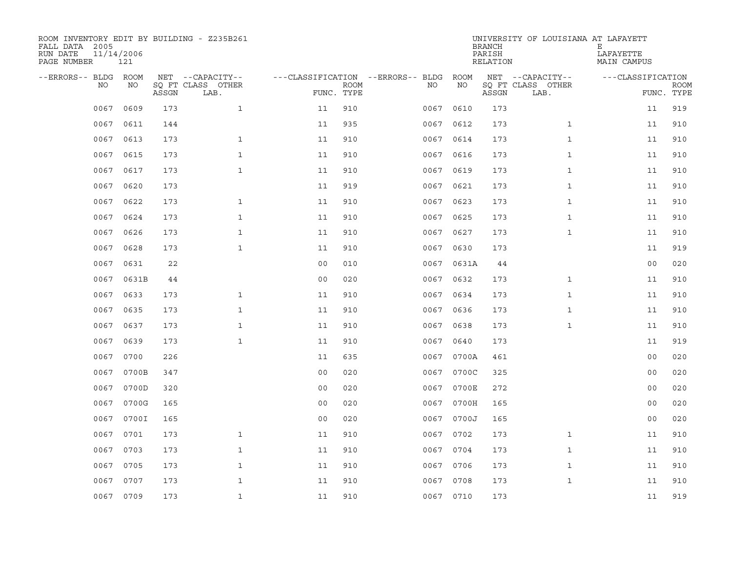ROOM INVENTORY EDIT BY BUILDING - Z235B261
FALL DATA 2005
RUN DATE 11/14/2006
PAGE NUMBER 121

UNIVERSITY OF LOUISIANA AT LAFAYETTE
BRANCH E
PARISH LAFAYETTE
RELATION MAIN CAMPUS

| --ERRORS-- | BLDG NO | ROOM NO | NET SQ FT ASSGN | --CAPACITY-- CLASS | OTHER LAB. | ---CLASSIFICATION FUNC. | ROOM TYPE | --ERRORS-- | BLDG NO | ROOM NO | NET SQ FT ASSGN | --CAPACITY-- CLASS | OTHER LAB. | ---CLASSIFICATION FUNC. | ROOM TYPE |
|---|---|---|---|---|---|---|---|---|---|---|---|---|---|---|---|
| | 0067 | 0609 | 173 | | 1 | 11 | 910 | | 0067 | 0610 | 173 | | | 11 | 919 |
| | 0067 | 0611 | 144 | | | 11 | 935 | | 0067 | 0612 | 173 | | 1 | 11 | 910 |
| | 0067 | 0613 | 173 | | 1 | 11 | 910 | | 0067 | 0614 | 173 | | 1 | 11 | 910 |
| | 0067 | 0615 | 173 | | 1 | 11 | 910 | | 0067 | 0616 | 173 | | 1 | 11 | 910 |
| | 0067 | 0617 | 173 | | 1 | 11 | 910 | | 0067 | 0619 | 173 | | 1 | 11 | 910 |
| | 0067 | 0620 | 173 | | | 11 | 919 | | 0067 | 0621 | 173 | | 1 | 11 | 910 |
| | 0067 | 0622 | 173 | | 1 | 11 | 910 | | 0067 | 0623 | 173 | | 1 | 11 | 910 |
| | 0067 | 0624 | 173 | | 1 | 11 | 910 | | 0067 | 0625 | 173 | | 1 | 11 | 910 |
| | 0067 | 0626 | 173 | | 1 | 11 | 910 | | 0067 | 0627 | 173 | | 1 | 11 | 910 |
| | 0067 | 0628 | 173 | | 1 | 11 | 910 | | 0067 | 0630 | 173 | | | 11 | 919 |
| | 0067 | 0631 | 22 | | | 00 | 010 | | 0067 | 0631A | 44 | | | 00 | 020 |
| | 0067 | 0631B | 44 | | | 00 | 020 | | 0067 | 0632 | 173 | | 1 | 11 | 910 |
| | 0067 | 0633 | 173 | | 1 | 11 | 910 | | 0067 | 0634 | 173 | | 1 | 11 | 910 |
| | 0067 | 0635 | 173 | | 1 | 11 | 910 | | 0067 | 0636 | 173 | | 1 | 11 | 910 |
| | 0067 | 0637 | 173 | | 1 | 11 | 910 | | 0067 | 0638 | 173 | | 1 | 11 | 910 |
| | 0067 | 0639 | 173 | | 1 | 11 | 910 | | 0067 | 0640 | 173 | | | 11 | 919 |
| | 0067 | 0700 | 226 | | | 11 | 635 | | 0067 | 0700A | 461 | | | 00 | 020 |
| | 0067 | 0700B | 347 | | | 00 | 020 | | 0067 | 0700C | 325 | | | 00 | 020 |
| | 0067 | 0700D | 320 | | | 00 | 020 | | 0067 | 0700E | 272 | | | 00 | 020 |
| | 0067 | 0700G | 165 | | | 00 | 020 | | 0067 | 0700H | 165 | | | 00 | 020 |
| | 0067 | 0700I | 165 | | | 00 | 020 | | 0067 | 0700J | 165 | | | 00 | 020 |
| | 0067 | 0701 | 173 | | 1 | 11 | 910 | | 0067 | 0702 | 173 | | 1 | 11 | 910 |
| | 0067 | 0703 | 173 | | 1 | 11 | 910 | | 0067 | 0704 | 173 | | 1 | 11 | 910 |
| | 0067 | 0705 | 173 | | 1 | 11 | 910 | | 0067 | 0706 | 173 | | 1 | 11 | 910 |
| | 0067 | 0707 | 173 | | 1 | 11 | 910 | | 0067 | 0708 | 173 | | 1 | 11 | 910 |
| | 0067 | 0709 | 173 | | 1 | 11 | 910 | | 0067 | 0710 | 173 | | | 11 | 919 |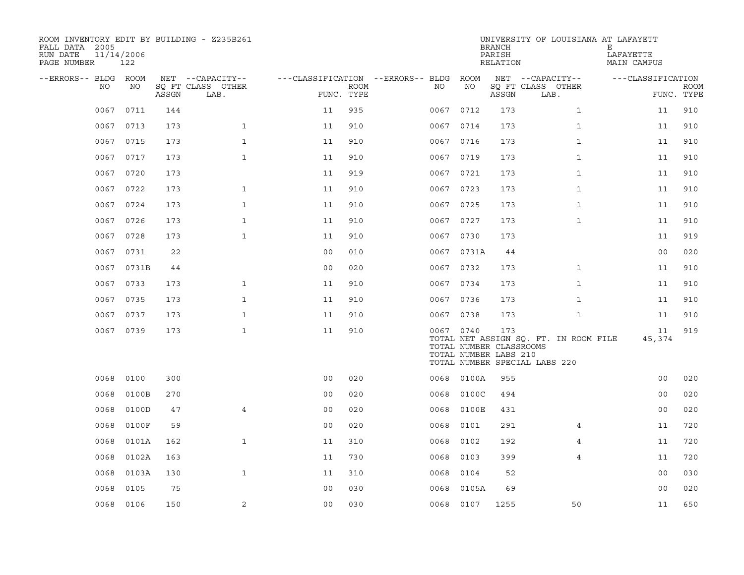ROOM INVENTORY EDIT BY BUILDING - Z235B261
FALL DATA 2005
RUN DATE 11/14/2006
PAGE NUMBER 122

UNIVERSITY OF LOUISIANA AT LAFAYETT
BRANCH E
PARISH LAFAYETTE
RELATION MAIN CAMPUS

| --ERRORS-- | BLDG NO | ROOM NO | NET SQ FT ASSGN | --CAPACITY-- CLASS LAB. | OTHER | ---CLASSIFICATION FUNC. | ROOM TYPE | --ERRORS-- | BLDG NO | ROOM NO | NET SQ FT ASSGN | --CAPACITY-- CLASS LAB. | OTHER | ---CLASSIFICATION FUNC. | ROOM TYPE |
|---|---|---|---|---|---|---|---|---|---|---|---|---|---|---|---|
| | 0067 | 0711 | 144 | | | 11 | 935 | | 0067 | 0712 | 173 | | 1 | 11 | 910 |
| | 0067 | 0713 | 173 | | 1 | 11 | 910 | | 0067 | 0714 | 173 | | 1 | 11 | 910 |
| | 0067 | 0715 | 173 | | 1 | 11 | 910 | | 0067 | 0716 | 173 | | 1 | 11 | 910 |
| | 0067 | 0717 | 173 | | 1 | 11 | 910 | | 0067 | 0719 | 173 | | 1 | 11 | 910 |
| | 0067 | 0720 | 173 | | | 11 | 919 | | 0067 | 0721 | 173 | | 1 | 11 | 910 |
| | 0067 | 0722 | 173 | | 1 | 11 | 910 | | 0067 | 0723 | 173 | | 1 | 11 | 910 |
| | 0067 | 0724 | 173 | | 1 | 11 | 910 | | 0067 | 0725 | 173 | | 1 | 11 | 910 |
| | 0067 | 0726 | 173 | | 1 | 11 | 910 | | 0067 | 0727 | 173 | | 1 | 11 | 910 |
| | 0067 | 0728 | 173 | | 1 | 11 | 910 | | 0067 | 0730 | 173 | | | 11 | 919 |
| | 0067 | 0731 | 22 | | | 00 | 010 | | 0067 | 0731A | 44 | | | 00 | 020 |
| | 0067 | 0731B | 44 | | | 00 | 020 | | 0067 | 0732 | 173 | | 1 | 11 | 910 |
| | 0067 | 0733 | 173 | | 1 | 11 | 910 | | 0067 | 0734 | 173 | | 1 | 11 | 910 |
| | 0067 | 0735 | 173 | | 1 | 11 | 910 | | 0067 | 0736 | 173 | | 1 | 11 | 910 |
| | 0067 | 0737 | 173 | | 1 | 11 | 910 | | 0067 | 0738 | 173 | | 1 | 11 | 910 |
| | 0067 | 0739 | 173 | | 1 | 11 | 910 | | 0067 | 0740 | 173 | | | 11 | 919 |
| | | | | | | | | | TOTAL NET ASSIGN SQ. FT. IN ROOM FILE | | | | | 45,374 | |
| | | | | | | | | | TOTAL NUMBER CLASSROOMS | | | | | | |
| | | | | | | | | | TOTAL NUMBER LABS 210 | | | | | | |
| | | | | | | | | | TOTAL NUMBER SPECIAL LABS 220 | | | | | | |
| | 0068 | 0100 | 300 | | | 00 | 020 | | 0068 | 0100A | 955 | | | 00 | 020 |
| | 0068 | 0100B | 270 | | | 00 | 020 | | 0068 | 0100C | 494 | | | 00 | 020 |
| | 0068 | 0100D | 47 | | 4 | 00 | 020 | | 0068 | 0100E | 431 | | | 00 | 020 |
| | 0068 | 0100F | 59 | | | 00 | 020 | | 0068 | 0101 | 291 | | 4 | 11 | 720 |
| | 0068 | 0101A | 162 | | 1 | 11 | 310 | | 0068 | 0102 | 192 | | 4 | 11 | 720 |
| | 0068 | 0102A | 163 | | | 11 | 730 | | 0068 | 0103 | 399 | | 4 | 11 | 720 |
| | 0068 | 0103A | 130 | | 1 | 11 | 310 | | 0068 | 0104 | 52 | | | 00 | 030 |
| | 0068 | 0105 | 75 | | | 00 | 030 | | 0068 | 0105A | 69 | | | 00 | 020 |
| | 0068 | 0106 | 150 | | 2 | 00 | 030 | | 0068 | 0107 | 1255 | | 50 | 11 | 650 |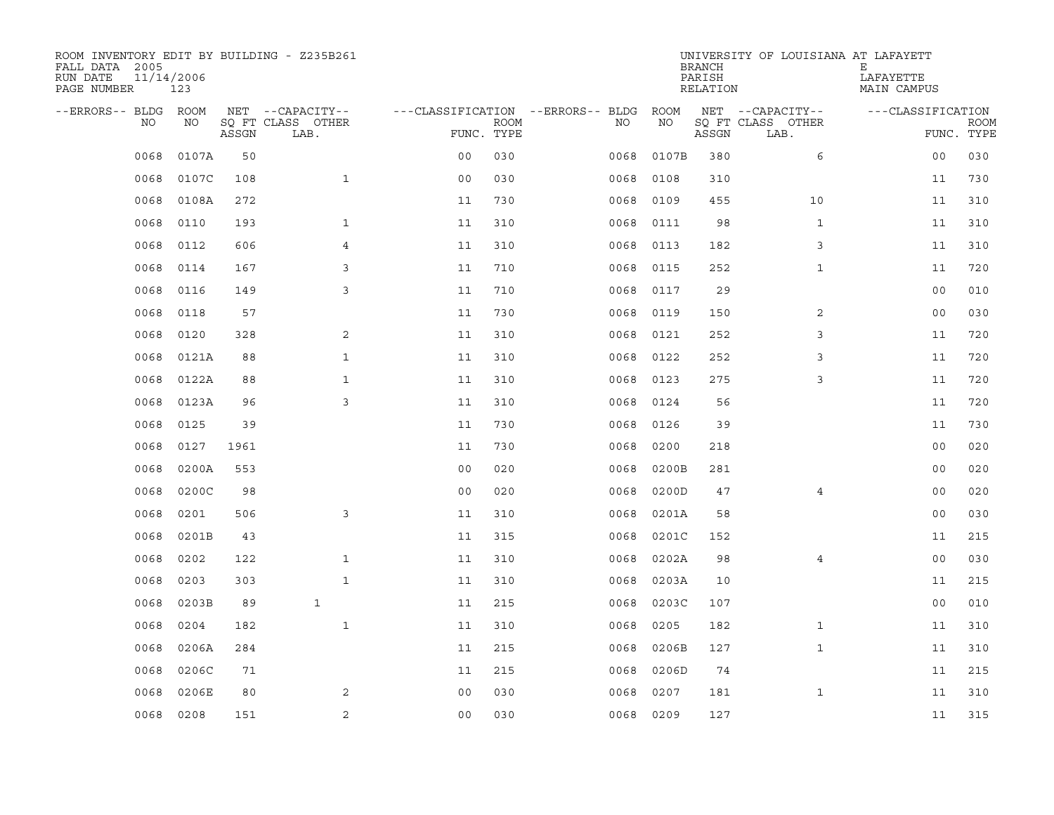ROOM INVENTORY EDIT BY BUILDING - Z235B261
FALL DATA 2005
RUN DATE 11/14/2006
PAGE NUMBER 123

UNIVERSITY OF LOUISIANA AT LAFAYETTE
BRANCH E
PARISH LAFAYETTE
RELATION MAIN CAMPUS

| --ERRORS-- | BLDG NO | ROOM NO | NET SQ FT ASSGN | --CAPACITY-- CLASS LAB. | OTHER | ---CLASSIFICATION FUNC. | ROOM TYPE | --ERRORS-- | BLDG NO | ROOM NO | NET SQ FT ASSGN | --CAPACITY-- CLASS LAB. | OTHER | ---CLASSIFICATION FUNC. | ROOM TYPE |
|---|---|---|---|---|---|---|---|---|---|---|---|---|---|---|---|
| | 0068 | 0107A | 50 | | | 00 | 030 | | 0068 | 0107B | 380 | | 6 | 00 | 030 |
| | 0068 | 0107C | 108 | | 1 | 00 | 030 | | 0068 | 0108 | 310 | | | 11 | 730 |
| | 0068 | 0108A | 272 | | | 11 | 730 | | 0068 | 0109 | 455 | | 10 | 11 | 310 |
| | 0068 | 0110 | 193 | | 1 | 11 | 310 | | 0068 | 0111 | 98 | | 1 | 11 | 310 |
| | 0068 | 0112 | 606 | | 4 | 11 | 310 | | 0068 | 0113 | 182 | | 3 | 11 | 310 |
| | 0068 | 0114 | 167 | | 3 | 11 | 710 | | 0068 | 0115 | 252 | | 1 | 11 | 720 |
| | 0068 | 0116 | 149 | | 3 | 11 | 710 | | 0068 | 0117 | 29 | | | 00 | 010 |
| | 0068 | 0118 | 57 | | | 11 | 730 | | 0068 | 0119 | 150 | | 2 | 00 | 030 |
| | 0068 | 0120 | 328 | | 2 | 11 | 310 | | 0068 | 0121 | 252 | | 3 | 11 | 720 |
| | 0068 | 0121A | 88 | | 1 | 11 | 310 | | 0068 | 0122 | 252 | | 3 | 11 | 720 |
| | 0068 | 0122A | 88 | | 1 | 11 | 310 | | 0068 | 0123 | 275 | | 3 | 11 | 720 |
| | 0068 | 0123A | 96 | | 3 | 11 | 310 | | 0068 | 0124 | 56 | | | 11 | 720 |
| | 0068 | 0125 | 39 | | | 11 | 730 | | 0068 | 0126 | 39 | | | 11 | 730 |
| | 0068 | 0127 | 1961 | | | 11 | 730 | | 0068 | 0200 | 218 | | | 00 | 020 |
| | 0068 | 0200A | 553 | | | 00 | 020 | | 0068 | 0200B | 281 | | | 00 | 020 |
| | 0068 | 0200C | 98 | | | 00 | 020 | | 0068 | 0200D | 47 | | 4 | 00 | 020 |
| | 0068 | 0201 | 506 | | 3 | 11 | 310 | | 0068 | 0201A | 58 | | | 00 | 030 |
| | 0068 | 0201B | 43 | | | 11 | 315 | | 0068 | 0201C | 152 | | | 11 | 215 |
| | 0068 | 0202 | 122 | | 1 | 11 | 310 | | 0068 | 0202A | 98 | | 4 | 00 | 030 |
| | 0068 | 0203 | 303 | | 1 | 11 | 310 | | 0068 | 0203A | 10 | | | 11 | 215 |
| | 0068 | 0203B | 89 | 1 | | 11 | 215 | | 0068 | 0203C | 107 | | | 00 | 010 |
| | 0068 | 0204 | 182 | | 1 | 11 | 310 | | 0068 | 0205 | 182 | | 1 | 11 | 310 |
| | 0068 | 0206A | 284 | | | 11 | 215 | | 0068 | 0206B | 127 | | 1 | 11 | 310 |
| | 0068 | 0206C | 71 | | | 11 | 215 | | 0068 | 0206D | 74 | | | 11 | 215 |
| | 0068 | 0206E | 80 | | 2 | 00 | 030 | | 0068 | 0207 | 181 | | 1 | 11 | 310 |
| | 0068 | 0208 | 151 | | 2 | 00 | 030 | | 0068 | 0209 | 127 | | | 11 | 315 |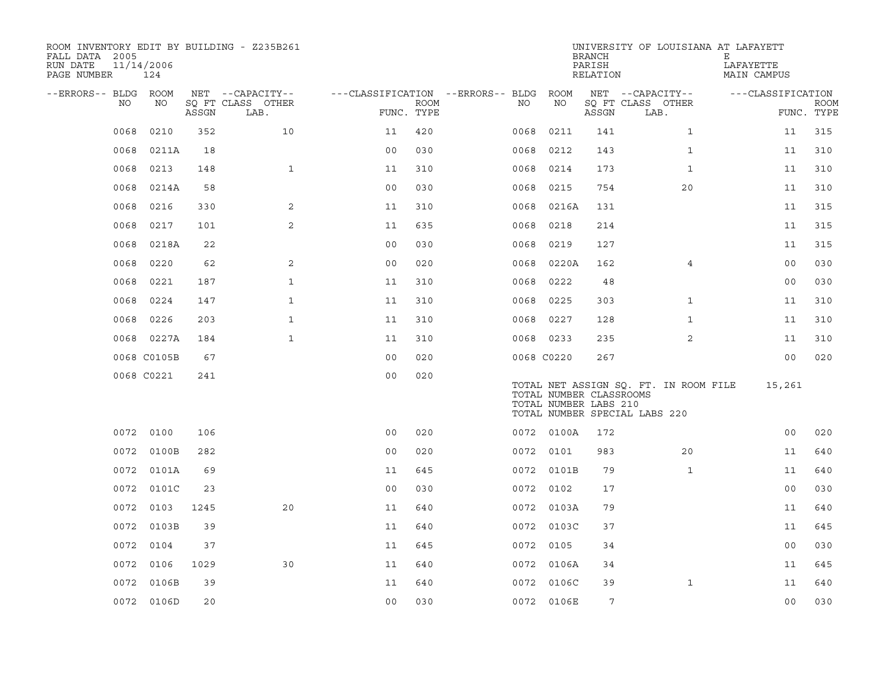ROOM INVENTORY EDIT BY BUILDING - Z235B261
FALL DATA 2005
RUN DATE 11/14/2006
PAGE NUMBER 124

UNIVERSITY OF LOUISIANA AT LAFAYETTE
BRANCH E
PARISH LAFAYETTE
RELATION MAIN CAMPUS

| --ERRORS-- | BLDG NO | ROOM NO | NET ASSGN SQ FT | CAPACITY CLASS LAB. | CAPACITY OTHER | CLASSIFICATION FUNC. | ROOM TYPE | --ERRORS-- | BLDG NO | ROOM NO | NET ASSGN SQ FT | CAPACITY CLASS LAB. | CAPACITY OTHER | CLASSIFICATION FUNC. | ROOM TYPE |
|---|---|---|---|---|---|---|---|---|---|---|---|---|---|---|---|
| | 0068 | 0210 | 352 | | 10 | 11 | 420 | | 0068 | 0211 | 141 | | 1 | 11 | 315 |
| | 0068 | 0211A | 18 | | | 00 | 030 | | 0068 | 0212 | 143 | | 1 | 11 | 310 |
| | 0068 | 0213 | 148 | | 1 | 11 | 310 | | 0068 | 0214 | 173 | | 1 | 11 | 310 |
| | 0068 | 0214A | 58 | | | 00 | 030 | | 0068 | 0215 | 754 | | 20 | 11 | 310 |
| | 0068 | 0216 | 330 | | 2 | 11 | 310 | | 0068 | 0216A | 131 | | | 11 | 315 |
| | 0068 | 0217 | 101 | | 2 | 11 | 635 | | 0068 | 0218 | 214 | | | 11 | 315 |
| | 0068 | 0218A | 22 | | | 00 | 030 | | 0068 | 0219 | 127 | | | 11 | 315 |
| | 0068 | 0220 | 62 | | 2 | 00 | 020 | | 0068 | 0220A | 162 | | 4 | 00 | 030 |
| | 0068 | 0221 | 187 | | 1 | 11 | 310 | | 0068 | 0222 | 48 | | | 00 | 030 |
| | 0068 | 0224 | 147 | | 1 | 11 | 310 | | 0068 | 0225 | 303 | | 1 | 11 | 310 |
| | 0068 | 0226 | 203 | | 1 | 11 | 310 | | 0068 | 0227 | 128 | | 1 | 11 | 310 |
| | 0068 | 0227A | 184 | | 1 | 11 | 310 | | 0068 | 0233 | 235 | | 2 | 11 | 310 |
| | 0068 | C0105B | 67 | | | 00 | 020 | | 0068 | C0220 | 267 | | | 00 | 020 |
| | 0068 | C0221 | 241 | | | 00 | 020 | | | | | | | | |

TOTAL NET ASSIGN SQ. FT. IN ROOM FILE 15,261
TOTAL NUMBER CLASSROOMS
TOTAL NUMBER LABS 210
TOTAL NUMBER SPECIAL LABS 220

| --ERRORS-- | BLDG NO | ROOM NO | NET ASSGN SQ FT | CAPACITY CLASS LAB. | CAPACITY OTHER | CLASSIFICATION FUNC. | ROOM TYPE | --ERRORS-- | BLDG NO | ROOM NO | NET ASSGN SQ FT | CAPACITY CLASS LAB. | CAPACITY OTHER | CLASSIFICATION FUNC. | ROOM TYPE |
|---|---|---|---|---|---|---|---|---|---|---|---|---|---|---|---|
| | 0072 | 0100 | 106 | | | 00 | 020 | | 0072 | 0100A | 172 | | | 00 | 020 |
| | 0072 | 0100B | 282 | | | 00 | 020 | | 0072 | 0101 | 983 | | 20 | 11 | 640 |
| | 0072 | 0101A | 69 | | | 11 | 645 | | 0072 | 0101B | 79 | | 1 | 11 | 640 |
| | 0072 | 0101C | 23 | | | 00 | 030 | | 0072 | 0102 | 17 | | | 00 | 030 |
| | 0072 | 0103 | 1245 | | 20 | 11 | 640 | | 0072 | 0103A | 79 | | | 11 | 640 |
| | 0072 | 0103B | 39 | | | 11 | 640 | | 0072 | 0103C | 37 | | | 11 | 645 |
| | 0072 | 0104 | 37 | | | 11 | 645 | | 0072 | 0105 | 34 | | | 00 | 030 |
| | 0072 | 0106 | 1029 | | 30 | 11 | 640 | | 0072 | 0106A | 34 | | | 11 | 645 |
| | 0072 | 0106B | 39 | | | 11 | 640 | | 0072 | 0106C | 39 | | 1 | 11 | 640 |
| | 0072 | 0106D | 20 | | | 00 | 030 | | 0072 | 0106E | 7 | | | 00 | 030 |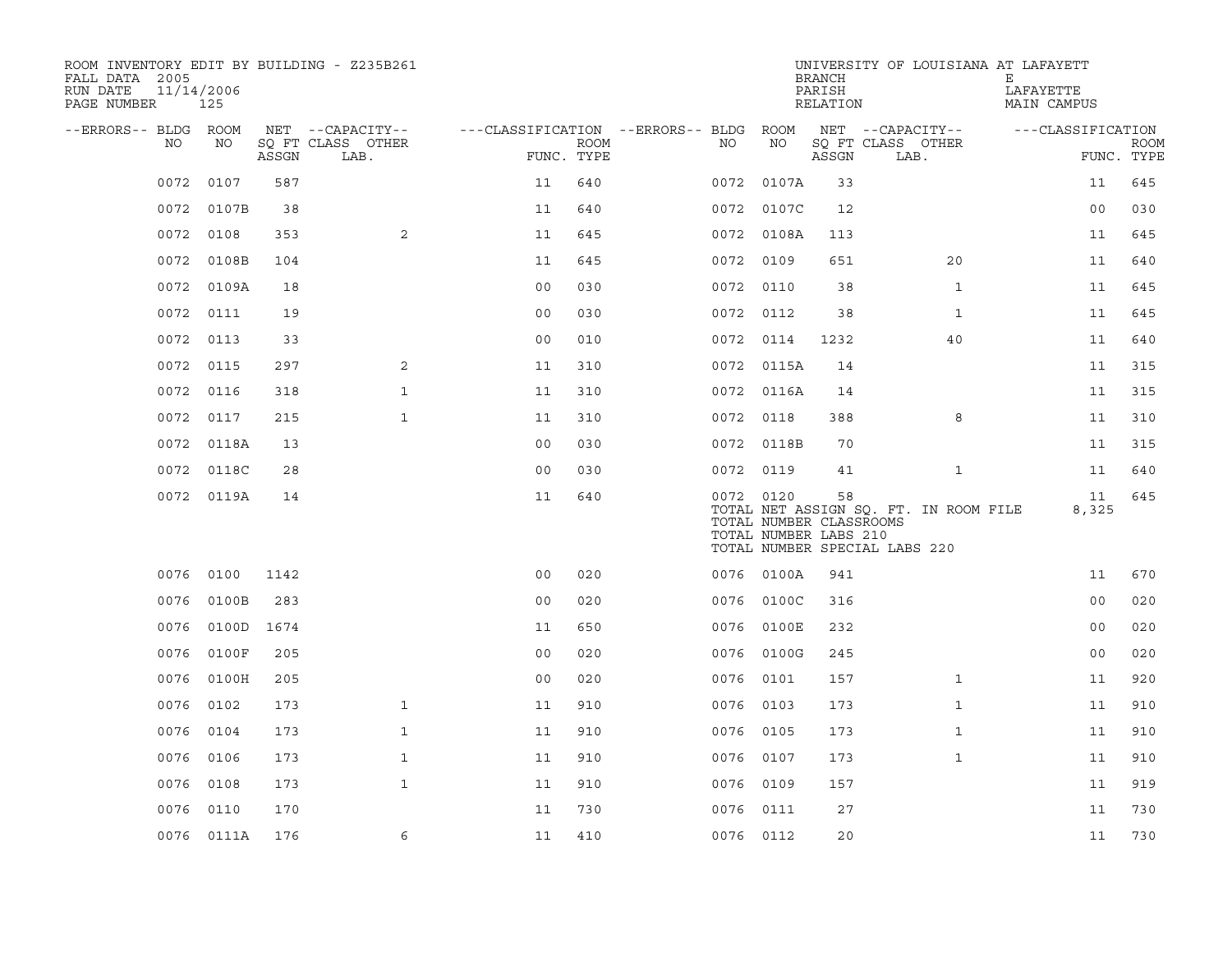ROOM INVENTORY EDIT BY BUILDING - Z235B261
FALL DATA 2005
RUN DATE 11/14/2006
PAGE NUMBER 125

UNIVERSITY OF LOUISIANA AT LAFAYETT
BRANCH E
PARISH LAFAYETTE
RELATION MAIN CAMPUS

| --ERRORS-- | BLDG NO | ROOM NO | NET SQ FT ASSGN | --CAPACITY-- CLASS LAB. | OTHER | ---CLASSIFICATION FUNC. | ROOM TYPE | --ERRORS-- | BLDG NO | ROOM NO | NET SQ FT ASSGN | --CAPACITY-- CLASS LAB. | OTHER | ---CLASSIFICATION FUNC. | ROOM TYPE |
|---|---|---|---|---|---|---|---|---|---|---|---|---|---|---|---|
| | 0072 | 0107 | 587 | | | 11 | 640 | | 0072 | 0107A | 33 | | | 11 | 645 |
| | 0072 | 0107B | 38 | | | 11 | 640 | | 0072 | 0107C | 12 | | | 00 | 030 |
| | 0072 | 0108 | 353 | | 2 | 11 | 645 | | 0072 | 0108A | 113 | | | 11 | 645 |
| | 0072 | 0108B | 104 | | | 11 | 645 | | 0072 | 0109 | 651 | | 20 | 11 | 640 |
| | 0072 | 0109A | 18 | | | 00 | 030 | | 0072 | 0110 | 38 | | 1 | 11 | 645 |
| | 0072 | 0111 | 19 | | | 00 | 030 | | 0072 | 0112 | 38 | | 1 | 11 | 645 |
| | 0072 | 0113 | 33 | | | 00 | 010 | | 0072 | 0114 | 1232 | | 40 | 11 | 640 |
| | 0072 | 0115 | 297 | | 2 | 11 | 310 | | 0072 | 0115A | 14 | | | 11 | 315 |
| | 0072 | 0116 | 318 | | 1 | 11 | 310 | | 0072 | 0116A | 14 | | | 11 | 315 |
| | 0072 | 0117 | 215 | | 1 | 11 | 310 | | 0072 | 0118 | 388 | | 8 | 11 | 310 |
| | 0072 | 0118A | 13 | | | 00 | 030 | | 0072 | 0118B | 70 | | | 11 | 315 |
| | 0072 | 0118C | 28 | | | 00 | 030 | | 0072 | 0119 | 41 | | 1 | 11 | 640 |
| | 0072 | 0119A | 14 | | | 11 | 640 | | 0072 | 0120 | 58 | | | 11 | 645 |
| | | | | | | | | | TOTAL NET ASSIGN SQ. FT. IN ROOM FILE | | | | | 8,325 | |
| | | | | | | | | | TOTAL NUMBER CLASSROOMS | | | | | | |
| | | | | | | | | | TOTAL NUMBER LABS 210 | | | | | | |
| | | | | | | | | | TOTAL NUMBER SPECIAL LABS 220 | | | | | | |
| | 0076 | 0100 | 1142 | | | 00 | 020 | | 0076 | 0100A | 941 | | | 11 | 670 |
| | 0076 | 0100B | 283 | | | 00 | 020 | | 0076 | 0100C | 316 | | | 00 | 020 |
| | 0076 | 0100D | 1674 | | | 11 | 650 | | 0076 | 0100E | 232 | | | 00 | 020 |
| | 0076 | 0100F | 205 | | | 00 | 020 | | 0076 | 0100G | 245 | | | 00 | 020 |
| | 0076 | 0100H | 205 | | | 00 | 020 | | 0076 | 0101 | 157 | | 1 | 11 | 920 |
| | 0076 | 0102 | 173 | | 1 | 11 | 910 | | 0076 | 0103 | 173 | | 1 | 11 | 910 |
| | 0076 | 0104 | 173 | | 1 | 11 | 910 | | 0076 | 0105 | 173 | | 1 | 11 | 910 |
| | 0076 | 0106 | 173 | | 1 | 11 | 910 | | 0076 | 0107 | 173 | | 1 | 11 | 910 |
| | 0076 | 0108 | 173 | | 1 | 11 | 910 | | 0076 | 0109 | 157 | | | 11 | 919 |
| | 0076 | 0110 | 170 | | | 11 | 730 | | 0076 | 0111 | 27 | | | 11 | 730 |
| | 0076 | 0111A | 176 | | 6 | 11 | 410 | | 0076 | 0112 | 20 | | | 11 | 730 |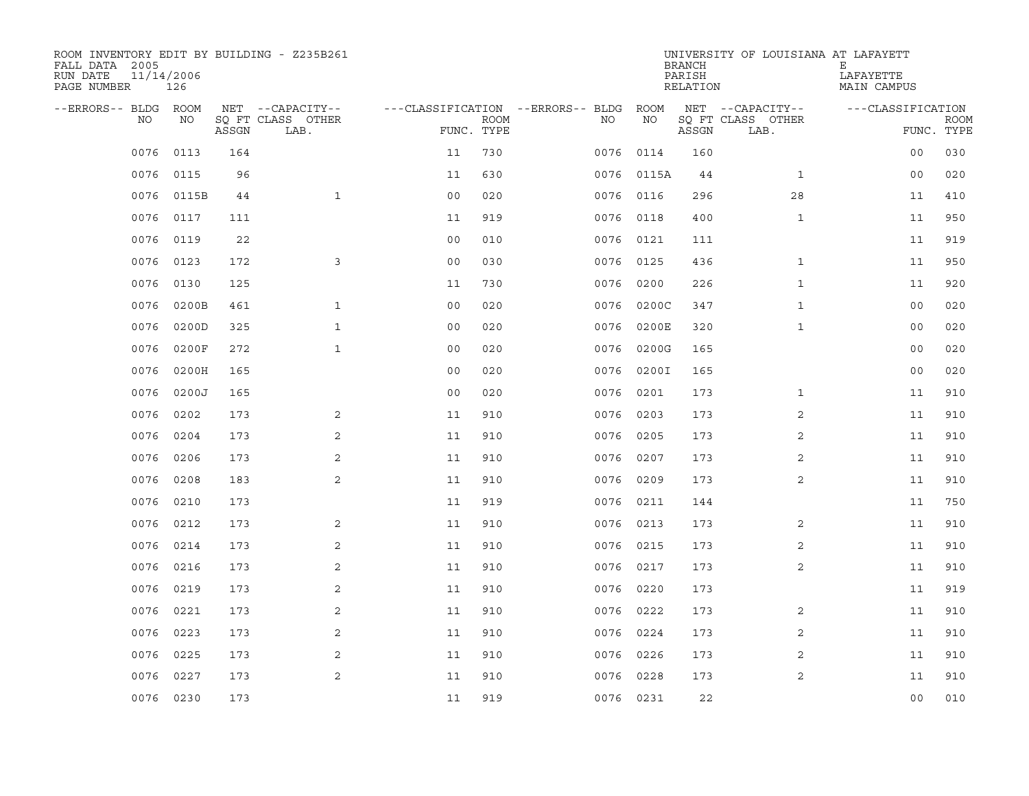ROOM INVENTORY EDIT BY BUILDING - Z235B261
FALL DATA 2005
RUN DATE 11/14/2006
PAGE NUMBER 126

UNIVERSITY OF LOUISIANA AT LAFAYETTE
BRANCH E
PARISH LAFAYETTE
RELATION MAIN CAMPUS

| --ERRORS-- | BLDG NO | ROOM NO | NET SQ FT ASSGN | --CAPACITY-- CLASS LAB. | OTHER | ---CLASSIFICATION FUNC. | ROOM TYPE | --ERRORS-- | BLDG NO | ROOM NO | NET SQ FT ASSGN | --CAPACITY-- CLASS LAB. | OTHER | ---CLASSIFICATION FUNC. | ROOM TYPE |
|---|---|---|---|---|---|---|---|---|---|---|---|---|---|---|---|
| | 0076 | 0113 | 164 | | | 11 | 730 | | 0076 | 0114 | 160 | | | 00 | 030 |
| | 0076 | 0115 | 96 | | | 11 | 630 | | 0076 | 0115A | 44 | | 1 | 00 | 020 |
| | 0076 | 0115B | 44 | | 1 | 00 | 020 | | 0076 | 0116 | 296 | | 28 | 11 | 410 |
| | 0076 | 0117 | 111 | | | 11 | 919 | | 0076 | 0118 | 400 | | 1 | 11 | 950 |
| | 0076 | 0119 | 22 | | | 00 | 010 | | 0076 | 0121 | 111 | | | 11 | 919 |
| | 0076 | 0123 | 172 | | 3 | 00 | 030 | | 0076 | 0125 | 436 | | 1 | 11 | 950 |
| | 0076 | 0130 | 125 | | | 11 | 730 | | 0076 | 0200 | 226 | | 1 | 11 | 920 |
| | 0076 | 0200B | 461 | | 1 | 00 | 020 | | 0076 | 0200C | 347 | | 1 | 00 | 020 |
| | 0076 | 0200D | 325 | | 1 | 00 | 020 | | 0076 | 0200E | 320 | | 1 | 00 | 020 |
| | 0076 | 0200F | 272 | | 1 | 00 | 020 | | 0076 | 0200G | 165 | | | 00 | 020 |
| | 0076 | 0200H | 165 | | | 00 | 020 | | 0076 | 0200I | 165 | | | 00 | 020 |
| | 0076 | 0200J | 165 | | | 00 | 020 | | 0076 | 0201 | 173 | | 1 | 11 | 910 |
| | 0076 | 0202 | 173 | | 2 | 11 | 910 | | 0076 | 0203 | 173 | | 2 | 11 | 910 |
| | 0076 | 0204 | 173 | | 2 | 11 | 910 | | 0076 | 0205 | 173 | | 2 | 11 | 910 |
| | 0076 | 0206 | 173 | | 2 | 11 | 910 | | 0076 | 0207 | 173 | | 2 | 11 | 910 |
| | 0076 | 0208 | 183 | | 2 | 11 | 910 | | 0076 | 0209 | 173 | | 2 | 11 | 910 |
| | 0076 | 0210 | 173 | | | 11 | 919 | | 0076 | 0211 | 144 | | | 11 | 750 |
| | 0076 | 0212 | 173 | | 2 | 11 | 910 | | 0076 | 0213 | 173 | | 2 | 11 | 910 |
| | 0076 | 0214 | 173 | | 2 | 11 | 910 | | 0076 | 0215 | 173 | | 2 | 11 | 910 |
| | 0076 | 0216 | 173 | | 2 | 11 | 910 | | 0076 | 0217 | 173 | | 2 | 11 | 910 |
| | 0076 | 0219 | 173 | | 2 | 11 | 910 | | 0076 | 0220 | 173 | | | 11 | 919 |
| | 0076 | 0221 | 173 | | 2 | 11 | 910 | | 0076 | 0222 | 173 | | 2 | 11 | 910 |
| | 0076 | 0223 | 173 | | 2 | 11 | 910 | | 0076 | 0224 | 173 | | 2 | 11 | 910 |
| | 0076 | 0225 | 173 | | 2 | 11 | 910 | | 0076 | 0226 | 173 | | 2 | 11 | 910 |
| | 0076 | 0227 | 173 | | 2 | 11 | 910 | | 0076 | 0228 | 173 | | 2 | 11 | 910 |
| | 0076 | 0230 | 173 | | | 11 | 919 | | 0076 | 0231 | 22 | | | 00 | 010 |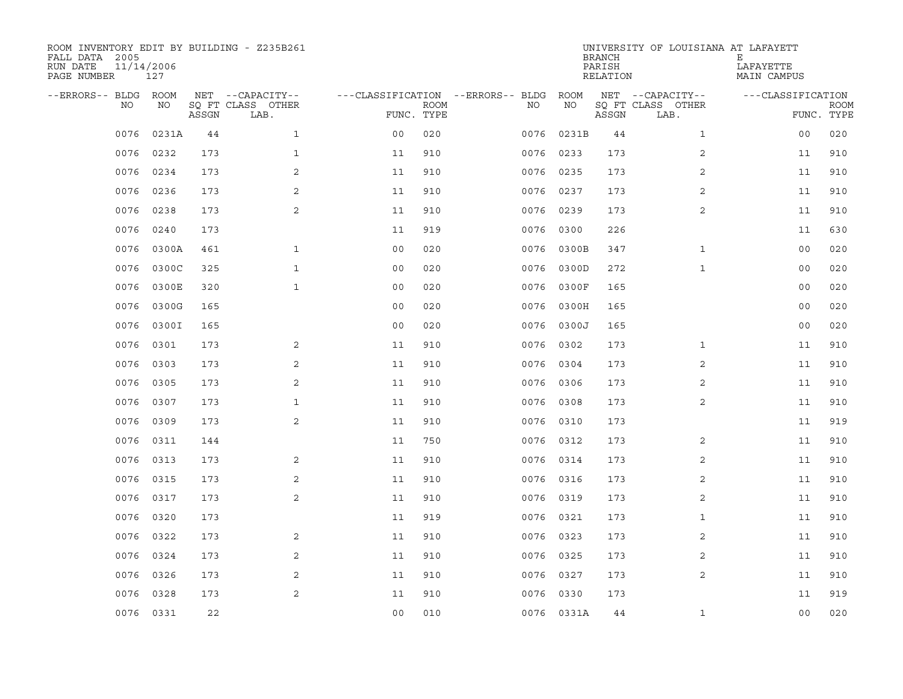ROOM INVENTORY EDIT BY BUILDING - Z235B261
FALL DATA 2005
RUN DATE 11/14/2006
PAGE NUMBER 127

UNIVERSITY OF LOUISIANA AT LAFAYETTE
BRANCH E
PARISH LAFAYETTE
RELATION MAIN CAMPUS

| --ERRORS-- | BLDG NO | ROOM NO | NET SQ FT ASSGN | --CAPACITY-- CLASS | OTHER LAB. | ---CLASSIFICATION FUNC. | ROOM TYPE | --ERRORS-- | BLDG NO | ROOM NO | NET SQ FT ASSGN | --CAPACITY-- CLASS | OTHER LAB. | ---CLASSIFICATION FUNC. | ROOM TYPE |
|---|---|---|---|---|---|---|---|---|---|---|---|---|---|---|---|
| | 0076 | 0231A | 44 | | 1 | 00 | 020 | | 0076 | 0231B | 44 | | 1 | 00 | 020 |
| | 0076 | 0232 | 173 | | 1 | 11 | 910 | | 0076 | 0233 | 173 | | 2 | 11 | 910 |
| | 0076 | 0234 | 173 | | 2 | 11 | 910 | | 0076 | 0235 | 173 | | 2 | 11 | 910 |
| | 0076 | 0236 | 173 | | 2 | 11 | 910 | | 0076 | 0237 | 173 | | 2 | 11 | 910 |
| | 0076 | 0238 | 173 | | 2 | 11 | 910 | | 0076 | 0239 | 173 | | 2 | 11 | 910 |
| | 0076 | 0240 | 173 | | | 11 | 919 | | 0076 | 0300 | 226 | | | 11 | 630 |
| | 0076 | 0300A | 461 | | 1 | 00 | 020 | | 0076 | 0300B | 347 | | 1 | 00 | 020 |
| | 0076 | 0300C | 325 | | 1 | 00 | 020 | | 0076 | 0300D | 272 | | 1 | 00 | 020 |
| | 0076 | 0300E | 320 | | 1 | 00 | 020 | | 0076 | 0300F | 165 | | | 00 | 020 |
| | 0076 | 0300G | 165 | | | 00 | 020 | | 0076 | 0300H | 165 | | | 00 | 020 |
| | 0076 | 0300I | 165 | | | 00 | 020 | | 0076 | 0300J | 165 | | | 00 | 020 |
| | 0076 | 0301 | 173 | | 2 | 11 | 910 | | 0076 | 0302 | 173 | | 1 | 11 | 910 |
| | 0076 | 0303 | 173 | | 2 | 11 | 910 | | 0076 | 0304 | 173 | | 2 | 11 | 910 |
| | 0076 | 0305 | 173 | | 2 | 11 | 910 | | 0076 | 0306 | 173 | | 2 | 11 | 910 |
| | 0076 | 0307 | 173 | | 1 | 11 | 910 | | 0076 | 0308 | 173 | | 2 | 11 | 910 |
| | 0076 | 0309 | 173 | | 2 | 11 | 910 | | 0076 | 0310 | 173 | | | 11 | 919 |
| | 0076 | 0311 | 144 | | | 11 | 750 | | 0076 | 0312 | 173 | | 2 | 11 | 910 |
| | 0076 | 0313 | 173 | | 2 | 11 | 910 | | 0076 | 0314 | 173 | | 2 | 11 | 910 |
| | 0076 | 0315 | 173 | | 2 | 11 | 910 | | 0076 | 0316 | 173 | | 2 | 11 | 910 |
| | 0076 | 0317 | 173 | | 2 | 11 | 910 | | 0076 | 0319 | 173 | | 2 | 11 | 910 |
| | 0076 | 0320 | 173 | | | 11 | 919 | | 0076 | 0321 | 173 | | 1 | 11 | 910 |
| | 0076 | 0322 | 173 | | 2 | 11 | 910 | | 0076 | 0323 | 173 | | 2 | 11 | 910 |
| | 0076 | 0324 | 173 | | 2 | 11 | 910 | | 0076 | 0325 | 173 | | 2 | 11 | 910 |
| | 0076 | 0326 | 173 | | 2 | 11 | 910 | | 0076 | 0327 | 173 | | 2 | 11 | 910 |
| | 0076 | 0328 | 173 | | 2 | 11 | 910 | | 0076 | 0330 | 173 | | | 11 | 919 |
| | 0076 | 0331 | 22 | | | 00 | 010 | | 0076 | 0331A | 44 | | 1 | 00 | 020 |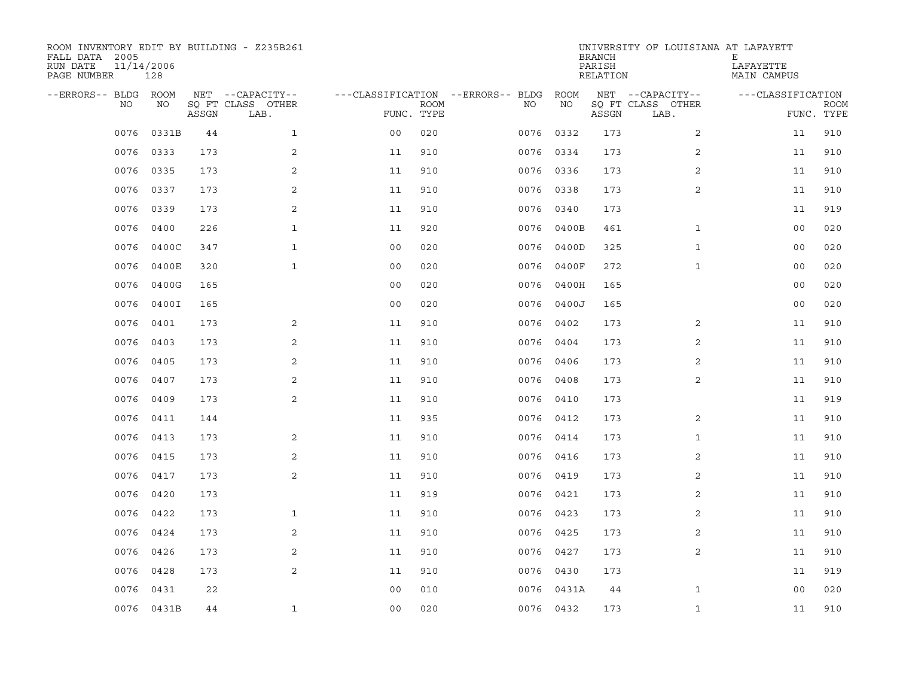ROOM INVENTORY EDIT BY BUILDING - Z235B261
FALL DATA 2005
RUN DATE 11/14/2006
PAGE NUMBER 128

UNIVERSITY OF LOUISIANA AT LAFAYETT
BRANCH E
PARISH LAFAYETTE
RELATION MAIN CAMPUS

| --ERRORS-- | BLDG NO | ROOM NO | NET SQ FT ASSGN | --CAPACITY-- CLASS LAB. | OTHER | ---CLASSIFICATION FUNC. | ROOM TYPE | --ERRORS-- | BLDG NO | ROOM NO | NET SQ FT ASSGN | --CAPACITY-- CLASS LAB. | OTHER | ---CLASSIFICATION FUNC. | ROOM TYPE |
|---|---|---|---|---|---|---|---|---|---|---|---|---|---|---|---|
| | 0076 | 0331B | 44 | | 1 | 00 | 020 | | 0076 | 0332 | 173 | | 2 | 11 | 910 |
| | 0076 | 0333 | 173 | | 2 | 11 | 910 | | 0076 | 0334 | 173 | | 2 | 11 | 910 |
| | 0076 | 0335 | 173 | | 2 | 11 | 910 | | 0076 | 0336 | 173 | | 2 | 11 | 910 |
| | 0076 | 0337 | 173 | | 2 | 11 | 910 | | 0076 | 0338 | 173 | | 2 | 11 | 910 |
| | 0076 | 0339 | 173 | | 2 | 11 | 910 | | 0076 | 0340 | 173 | | | 11 | 919 |
| | 0076 | 0400 | 226 | | 1 | 11 | 920 | | 0076 | 0400B | 461 | | 1 | 00 | 020 |
| | 0076 | 0400C | 347 | | 1 | 00 | 020 | | 0076 | 0400D | 325 | | 1 | 00 | 020 |
| | 0076 | 0400E | 320 | | 1 | 00 | 020 | | 0076 | 0400F | 272 | | 1 | 00 | 020 |
| | 0076 | 0400G | 165 | | | 00 | 020 | | 0076 | 0400H | 165 | | | 00 | 020 |
| | 0076 | 0400I | 165 | | | 00 | 020 | | 0076 | 0400J | 165 | | | 00 | 020 |
| | 0076 | 0401 | 173 | | 2 | 11 | 910 | | 0076 | 0402 | 173 | | 2 | 11 | 910 |
| | 0076 | 0403 | 173 | | 2 | 11 | 910 | | 0076 | 0404 | 173 | | 2 | 11 | 910 |
| | 0076 | 0405 | 173 | | 2 | 11 | 910 | | 0076 | 0406 | 173 | | 2 | 11 | 910 |
| | 0076 | 0407 | 173 | | 2 | 11 | 910 | | 0076 | 0408 | 173 | | 2 | 11 | 910 |
| | 0076 | 0409 | 173 | | 2 | 11 | 910 | | 0076 | 0410 | 173 | | | 11 | 919 |
| | 0076 | 0411 | 144 | | | 11 | 935 | | 0076 | 0412 | 173 | | 2 | 11 | 910 |
| | 0076 | 0413 | 173 | | 2 | 11 | 910 | | 0076 | 0414 | 173 | | 1 | 11 | 910 |
| | 0076 | 0415 | 173 | | 2 | 11 | 910 | | 0076 | 0416 | 173 | | 2 | 11 | 910 |
| | 0076 | 0417 | 173 | | 2 | 11 | 910 | | 0076 | 0419 | 173 | | 2 | 11 | 910 |
| | 0076 | 0420 | 173 | | | 11 | 919 | | 0076 | 0421 | 173 | | 2 | 11 | 910 |
| | 0076 | 0422 | 173 | | 1 | 11 | 910 | | 0076 | 0423 | 173 | | 2 | 11 | 910 |
| | 0076 | 0424 | 173 | | 2 | 11 | 910 | | 0076 | 0425 | 173 | | 2 | 11 | 910 |
| | 0076 | 0426 | 173 | | 2 | 11 | 910 | | 0076 | 0427 | 173 | | 2 | 11 | 910 |
| | 0076 | 0428 | 173 | | 2 | 11 | 910 | | 0076 | 0430 | 173 | | | 11 | 919 |
| | 0076 | 0431 | 22 | | | 00 | 010 | | 0076 | 0431A | 44 | | 1 | 00 | 020 |
| | 0076 | 0431B | 44 | | 1 | 00 | 020 | | 0076 | 0432 | 173 | | 1 | 11 | 910 |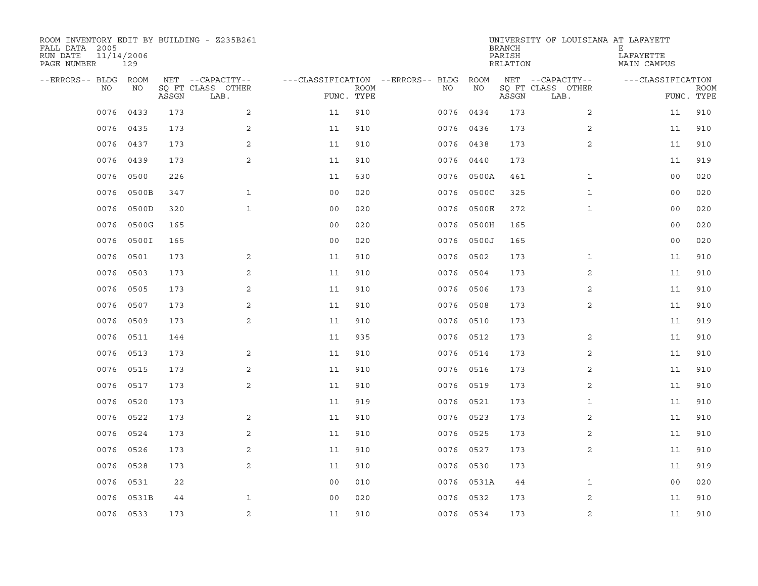ROOM INVENTORY EDIT BY BUILDING - Z235B261
FALL DATA 2005
RUN DATE 11/14/2006
PAGE NUMBER 129

UNIVERSITY OF LOUISIANA AT LAFAYETTE
BRANCH E
PARISH LAFAYETTE
RELATION MAIN CAMPUS

| --ERRORS-- | BLDG NO | ROOM NO | NET SQ FT ASSGN | --CAPACITY-- CLASS LAB. | OTHER | ---CLASSIFICATION FUNC. | ROOM TYPE | --ERRORS-- | BLDG NO | ROOM NO | NET SQ FT ASSGN | --CAPACITY-- CLASS LAB. | OTHER | ---CLASSIFICATION FUNC. | ROOM TYPE |
|---|---|---|---|---|---|---|---|---|---|---|---|---|---|---|---|
| | 0076 | 0433 | 173 | | 2 | 11 | 910 | | 0076 | 0434 | 173 | | 2 | 11 | 910 |
| | 0076 | 0435 | 173 | | 2 | 11 | 910 | | 0076 | 0436 | 173 | | 2 | 11 | 910 |
| | 0076 | 0437 | 173 | | 2 | 11 | 910 | | 0076 | 0438 | 173 | | 2 | 11 | 910 |
| | 0076 | 0439 | 173 | | 2 | 11 | 910 | | 0076 | 0440 | 173 | | | 11 | 919 |
| | 0076 | 0500 | 226 | | | 11 | 630 | | 0076 | 0500A | 461 | | 1 | 00 | 020 |
| | 0076 | 0500B | 347 | | 1 | 00 | 020 | | 0076 | 0500C | 325 | | 1 | 00 | 020 |
| | 0076 | 0500D | 320 | | 1 | 00 | 020 | | 0076 | 0500E | 272 | | 1 | 00 | 020 |
| | 0076 | 0500G | 165 | | | 00 | 020 | | 0076 | 0500H | 165 | | | 00 | 020 |
| | 0076 | 0500I | 165 | | | 00 | 020 | | 0076 | 0500J | 165 | | | 00 | 020 |
| | 0076 | 0501 | 173 | | 2 | 11 | 910 | | 0076 | 0502 | 173 | | 1 | 11 | 910 |
| | 0076 | 0503 | 173 | | 2 | 11 | 910 | | 0076 | 0504 | 173 | | 2 | 11 | 910 |
| | 0076 | 0505 | 173 | | 2 | 11 | 910 | | 0076 | 0506 | 173 | | 2 | 11 | 910 |
| | 0076 | 0507 | 173 | | 2 | 11 | 910 | | 0076 | 0508 | 173 | | 2 | 11 | 910 |
| | 0076 | 0509 | 173 | | 2 | 11 | 910 | | 0076 | 0510 | 173 | | | 11 | 919 |
| | 0076 | 0511 | 144 | | | 11 | 935 | | 0076 | 0512 | 173 | | 2 | 11 | 910 |
| | 0076 | 0513 | 173 | | 2 | 11 | 910 | | 0076 | 0514 | 173 | | 2 | 11 | 910 |
| | 0076 | 0515 | 173 | | 2 | 11 | 910 | | 0076 | 0516 | 173 | | 2 | 11 | 910 |
| | 0076 | 0517 | 173 | | 2 | 11 | 910 | | 0076 | 0519 | 173 | | 2 | 11 | 910 |
| | 0076 | 0520 | 173 | | | 11 | 919 | | 0076 | 0521 | 173 | | 1 | 11 | 910 |
| | 0076 | 0522 | 173 | | 2 | 11 | 910 | | 0076 | 0523 | 173 | | 2 | 11 | 910 |
| | 0076 | 0524 | 173 | | 2 | 11 | 910 | | 0076 | 0525 | 173 | | 2 | 11 | 910 |
| | 0076 | 0526 | 173 | | 2 | 11 | 910 | | 0076 | 0527 | 173 | | 2 | 11 | 910 |
| | 0076 | 0528 | 173 | | 2 | 11 | 910 | | 0076 | 0530 | 173 | | | 11 | 919 |
| | 0076 | 0531 | 22 | | | 00 | 010 | | 0076 | 0531A | 44 | | 1 | 00 | 020 |
| | 0076 | 0531B | 44 | | 1 | 00 | 020 | | 0076 | 0532 | 173 | | 2 | 11 | 910 |
| | 0076 | 0533 | 173 | | 2 | 11 | 910 | | 0076 | 0534 | 173 | | 2 | 11 | 910 |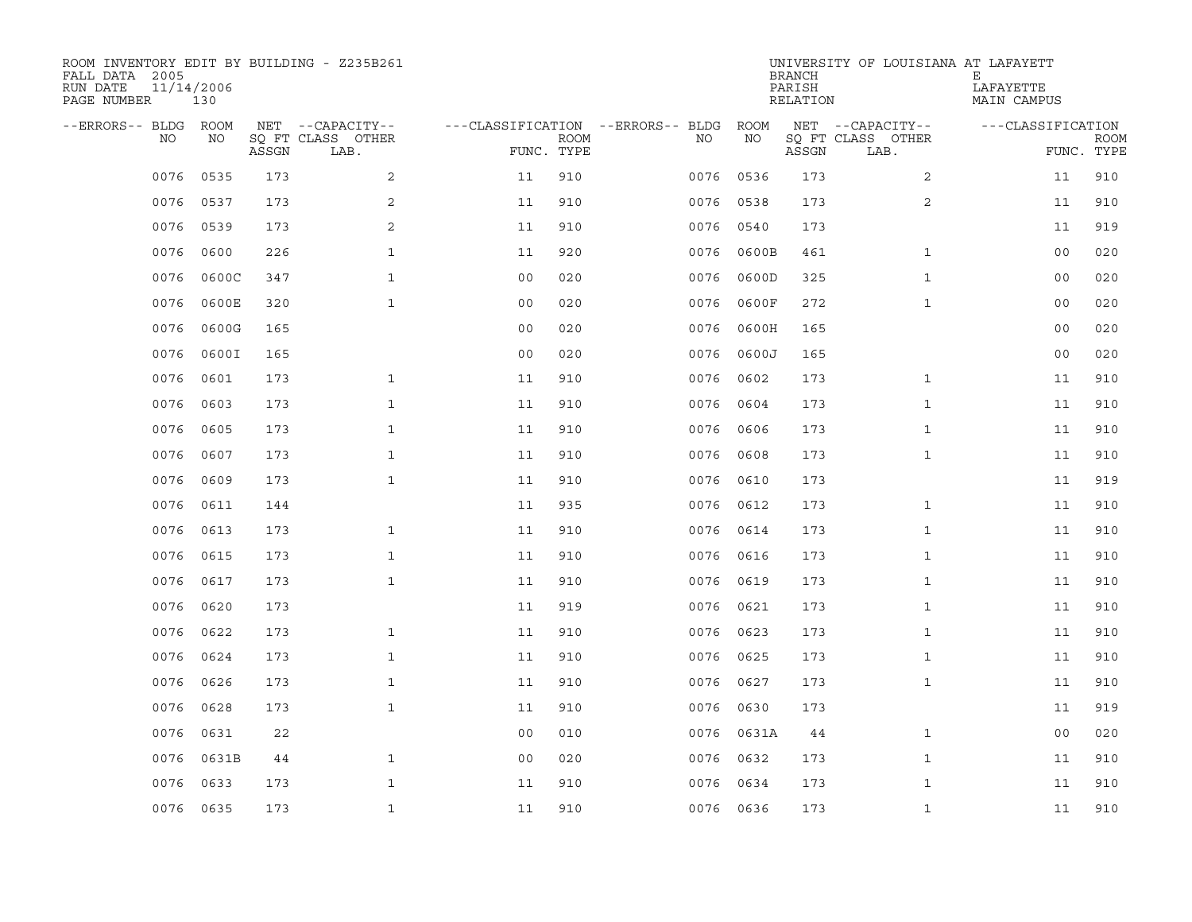ROOM INVENTORY EDIT BY BUILDING - Z235B261
FALL DATA 2005
RUN DATE 11/14/2006
PAGE NUMBER 130

UNIVERSITY OF LOUISIANA AT LAFAYETTE
BRANCH E
PARISH LAFAYETTE
RELATION MAIN CAMPUS

| --ERRORS-- | BLDG NO | ROOM NO | NET SQ FT ASSGN | --CAPACITY-- CLASS LAB. | OTHER | ---CLASSIFICATION FUNC. | ROOM TYPE | --ERRORS-- | BLDG NO | ROOM NO | NET SQ FT ASSGN | --CAPACITY-- CLASS LAB. | OTHER | ---CLASSIFICATION FUNC. | ROOM TYPE |
|---|---|---|---|---|---|---|---|---|---|---|---|---|---|---|---|
| | 0076 | 0535 | 173 | | 2 | 11 | 910 | | 0076 | 0536 | 173 | | 2 | 11 | 910 |
| | 0076 | 0537 | 173 | | 2 | 11 | 910 | | 0076 | 0538 | 173 | | 2 | 11 | 910 |
| | 0076 | 0539 | 173 | | 2 | 11 | 910 | | 0076 | 0540 | 173 | | | 11 | 919 |
| | 0076 | 0600 | 226 | | 1 | 11 | 920 | | 0076 | 0600B | 461 | | 1 | 00 | 020 |
| | 0076 | 0600C | 347 | | 1 | 00 | 020 | | 0076 | 0600D | 325 | | 1 | 00 | 020 |
| | 0076 | 0600E | 320 | | 1 | 00 | 020 | | 0076 | 0600F | 272 | | 1 | 00 | 020 |
| | 0076 | 0600G | 165 | | | 00 | 020 | | 0076 | 0600H | 165 | | | 00 | 020 |
| | 0076 | 0600I | 165 | | | 00 | 020 | | 0076 | 0600J | 165 | | | 00 | 020 |
| | 0076 | 0601 | 173 | | 1 | 11 | 910 | | 0076 | 0602 | 173 | | 1 | 11 | 910 |
| | 0076 | 0603 | 173 | | 1 | 11 | 910 | | 0076 | 0604 | 173 | | 1 | 11 | 910 |
| | 0076 | 0605 | 173 | | 1 | 11 | 910 | | 0076 | 0606 | 173 | | 1 | 11 | 910 |
| | 0076 | 0607 | 173 | | 1 | 11 | 910 | | 0076 | 0608 | 173 | | 1 | 11 | 910 |
| | 0076 | 0609 | 173 | | 1 | 11 | 910 | | 0076 | 0610 | 173 | | | 11 | 919 |
| | 0076 | 0611 | 144 | | | 11 | 935 | | 0076 | 0612 | 173 | | 1 | 11 | 910 |
| | 0076 | 0613 | 173 | | 1 | 11 | 910 | | 0076 | 0614 | 173 | | 1 | 11 | 910 |
| | 0076 | 0615 | 173 | | 1 | 11 | 910 | | 0076 | 0616 | 173 | | 1 | 11 | 910 |
| | 0076 | 0617 | 173 | | 1 | 11 | 910 | | 0076 | 0619 | 173 | | 1 | 11 | 910 |
| | 0076 | 0620 | 173 | | | 11 | 919 | | 0076 | 0621 | 173 | | 1 | 11 | 910 |
| | 0076 | 0622 | 173 | | 1 | 11 | 910 | | 0076 | 0623 | 173 | | 1 | 11 | 910 |
| | 0076 | 0624 | 173 | | 1 | 11 | 910 | | 0076 | 0625 | 173 | | 1 | 11 | 910 |
| | 0076 | 0626 | 173 | | 1 | 11 | 910 | | 0076 | 0627 | 173 | | 1 | 11 | 910 |
| | 0076 | 0628 | 173 | | 1 | 11 | 910 | | 0076 | 0630 | 173 | | | 11 | 919 |
| | 0076 | 0631 | 22 | | | 00 | 010 | | 0076 | 0631A | 44 | | 1 | 00 | 020 |
| | 0076 | 0631B | 44 | | 1 | 00 | 020 | | 0076 | 0632 | 173 | | 1 | 11 | 910 |
| | 0076 | 0633 | 173 | | 1 | 11 | 910 | | 0076 | 0634 | 173 | | 1 | 11 | 910 |
| | 0076 | 0635 | 173 | | 1 | 11 | 910 | | 0076 | 0636 | 173 | | 1 | 11 | 910 |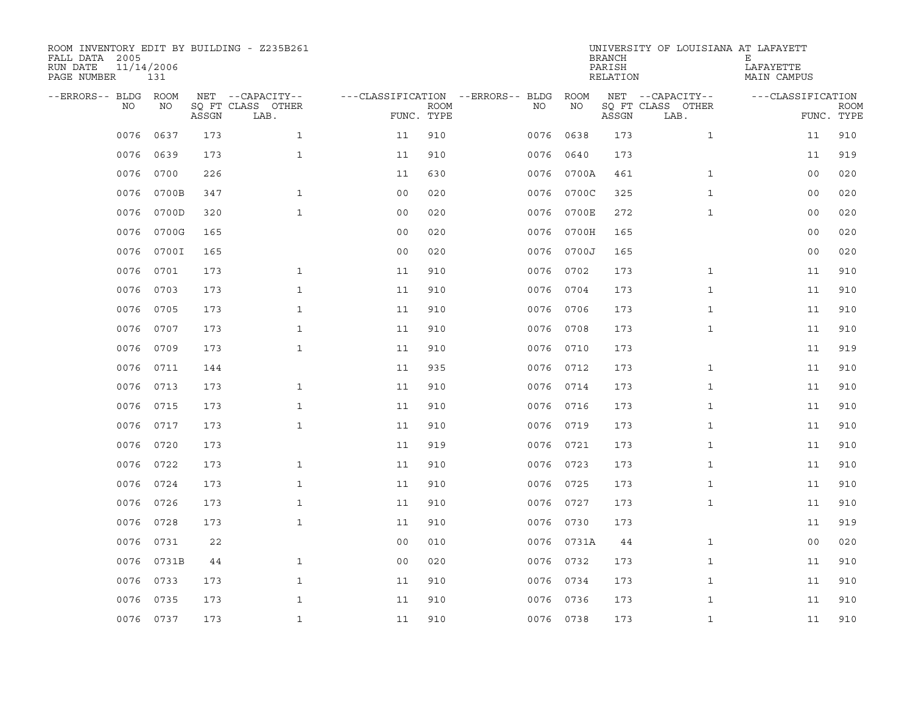ROOM INVENTORY EDIT BY BUILDING - Z235B261
FALL DATA 2005
RUN DATE 11/14/2006
PAGE NUMBER 131

UNIVERSITY OF LOUISIANA AT LAFAYETTE
BRANCH E
PARISH LAFAYETTE
RELATION MAIN CAMPUS

| --ERRORS-- | BLDG NO | ROOM NO | NET SQ FT ASSGN | --CAPACITY-- CLASS LAB. | OTHER | ---CLASSIFICATION FUNC. | ROOM TYPE | --ERRORS-- | BLDG NO | ROOM NO | NET SQ FT ASSGN | --CAPACITY-- CLASS LAB. | OTHER | ---CLASSIFICATION FUNC. | ROOM TYPE |
|---|---|---|---|---|---|---|---|---|---|---|---|---|---|---|---|
| | 0076 | 0637 | 173 | | 1 | 11 | 910 | | 0076 | 0638 | 173 | | 1 | 11 | 910 |
| | 0076 | 0639 | 173 | | 1 | 11 | 910 | | 0076 | 0640 | 173 | | | 11 | 919 |
| | 0076 | 0700 | 226 | | | 11 | 630 | | 0076 | 0700A | 461 | | 1 | 00 | 020 |
| | 0076 | 0700B | 347 | | 1 | 00 | 020 | | 0076 | 0700C | 325 | | 1 | 00 | 020 |
| | 0076 | 0700D | 320 | | 1 | 00 | 020 | | 0076 | 0700E | 272 | | 1 | 00 | 020 |
| | 0076 | 0700G | 165 | | | 00 | 020 | | 0076 | 0700H | 165 | | | 00 | 020 |
| | 0076 | 0700I | 165 | | | 00 | 020 | | 0076 | 0700J | 165 | | | 00 | 020 |
| | 0076 | 0701 | 173 | | 1 | 11 | 910 | | 0076 | 0702 | 173 | | 1 | 11 | 910 |
| | 0076 | 0703 | 173 | | 1 | 11 | 910 | | 0076 | 0704 | 173 | | 1 | 11 | 910 |
| | 0076 | 0705 | 173 | | 1 | 11 | 910 | | 0076 | 0706 | 173 | | 1 | 11 | 910 |
| | 0076 | 0707 | 173 | | 1 | 11 | 910 | | 0076 | 0708 | 173 | | 1 | 11 | 910 |
| | 0076 | 0709 | 173 | | 1 | 11 | 910 | | 0076 | 0710 | 173 | | | 11 | 919 |
| | 0076 | 0711 | 144 | | | 11 | 935 | | 0076 | 0712 | 173 | | 1 | 11 | 910 |
| | 0076 | 0713 | 173 | | 1 | 11 | 910 | | 0076 | 0714 | 173 | | 1 | 11 | 910 |
| | 0076 | 0715 | 173 | | 1 | 11 | 910 | | 0076 | 0716 | 173 | | 1 | 11 | 910 |
| | 0076 | 0717 | 173 | | 1 | 11 | 910 | | 0076 | 0719 | 173 | | 1 | 11 | 910 |
| | 0076 | 0720 | 173 | | | 11 | 919 | | 0076 | 0721 | 173 | | 1 | 11 | 910 |
| | 0076 | 0722 | 173 | | 1 | 11 | 910 | | 0076 | 0723 | 173 | | 1 | 11 | 910 |
| | 0076 | 0724 | 173 | | 1 | 11 | 910 | | 0076 | 0725 | 173 | | 1 | 11 | 910 |
| | 0076 | 0726 | 173 | | 1 | 11 | 910 | | 0076 | 0727 | 173 | | 1 | 11 | 910 |
| | 0076 | 0728 | 173 | | 1 | 11 | 910 | | 0076 | 0730 | 173 | | | 11 | 919 |
| | 0076 | 0731 | 22 | | | 00 | 010 | | 0076 | 0731A | 44 | | 1 | 00 | 020 |
| | 0076 | 0731B | 44 | | 1 | 00 | 020 | | 0076 | 0732 | 173 | | 1 | 11 | 910 |
| | 0076 | 0733 | 173 | | 1 | 11 | 910 | | 0076 | 0734 | 173 | | 1 | 11 | 910 |
| | 0076 | 0735 | 173 | | 1 | 11 | 910 | | 0076 | 0736 | 173 | | 1 | 11 | 910 |
| | 0076 | 0737 | 173 | | 1 | 11 | 910 | | 0076 | 0738 | 173 | | 1 | 11 | 910 |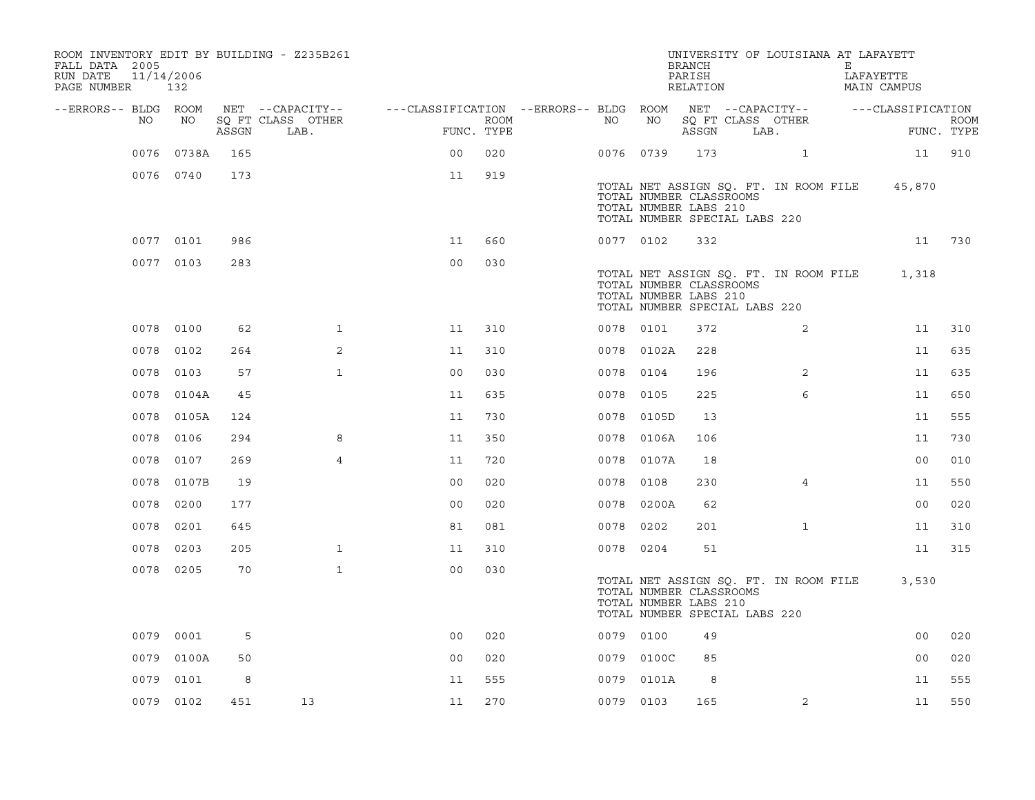ROOM INVENTORY EDIT BY BUILDING - Z235B261
FALL DATA 2005
RUN DATE 11/14/2006
PAGE NUMBER 132

UNIVERSITY OF LOUISIANA AT LAFAYETT
BRANCH E
PARISH LAFAYETTE
RELATION MAIN CAMPUS

| --ERRORS-- | BLDG NO | ROOM NO | NET ASSGN SQ FT | CAPACITY CLASS LAB. | CAPACITY OTHER | CLASSIFICATION FUNC. | ROOM TYPE | --ERRORS-- | BLDG NO | ROOM NO | NET ASSGN SQ FT | CAPACITY CLASS LAB. | CAPACITY OTHER | CLASSIFICATION FUNC. | ROOM TYPE |
|---|---|---|---|---|---|---|---|---|---|---|---|---|---|---|---|
| | 0076 | 0738A | 165 | | | 00 | 020 | | 0076 | 0739 | 173 | | 1 | 11 | 910 |
| | 0076 | 0740 | 173 | | | 11 | 919 | | | | | | | | |

TOTAL NET ASSIGN SQ. FT. IN ROOM FILE 45,870
TOTAL NUMBER CLASSROOMS
TOTAL NUMBER LABS 210
TOTAL NUMBER SPECIAL LABS 220

| --ERRORS-- | BLDG NO | ROOM NO | NET ASSGN SQ FT | CAPACITY CLASS LAB. | CAPACITY OTHER | CLASSIFICATION FUNC. | ROOM TYPE | --ERRORS-- | BLDG NO | ROOM NO | NET ASSGN SQ FT | CAPACITY CLASS LAB. | CAPACITY OTHER | CLASSIFICATION FUNC. | ROOM TYPE |
|---|---|---|---|---|---|---|---|---|---|---|---|---|---|---|---|
| | 0077 | 0101 | 986 | | | 11 | 660 | | 0077 | 0102 | 332 | | | 11 | 730 |
| | 0077 | 0103 | 283 | | | 00 | 030 | | | | | | | | |

TOTAL NET ASSIGN SQ. FT. IN ROOM FILE 1,318
TOTAL NUMBER CLASSROOMS
TOTAL NUMBER LABS 210
TOTAL NUMBER SPECIAL LABS 220

| --ERRORS-- | BLDG NO | ROOM NO | NET ASSGN SQ FT | CAPACITY CLASS LAB. | CAPACITY OTHER | CLASSIFICATION FUNC. | ROOM TYPE | --ERRORS-- | BLDG NO | ROOM NO | NET ASSGN SQ FT | CAPACITY CLASS LAB. | CAPACITY OTHER | CLASSIFICATION FUNC. | ROOM TYPE |
|---|---|---|---|---|---|---|---|---|---|---|---|---|---|---|---|
| | 0078 | 0100 | 62 | | 1 | 11 | 310 | | 0078 | 0101 | 372 | | 2 | 11 | 310 |
| | 0078 | 0102 | 264 | | 2 | 11 | 310 | | 0078 | 0102A | 228 | | | 11 | 635 |
| | 0078 | 0103 | 57 | | 1 | 00 | 030 | | 0078 | 0104 | 196 | | 2 | 11 | 635 |
| | 0078 | 0104A | 45 | | | 11 | 635 | | 0078 | 0105 | 225 | | 6 | 11 | 650 |
| | 0078 | 0105A | 124 | | | 11 | 730 | | 0078 | 0105D | 13 | | | 11 | 555 |
| | 0078 | 0106 | 294 | | 8 | 11 | 350 | | 0078 | 0106A | 106 | | | 11 | 730 |
| | 0078 | 0107 | 269 | | 4 | 11 | 720 | | 0078 | 0107A | 18 | | | 00 | 010 |
| | 0078 | 0107B | 19 | | | 00 | 020 | | 0078 | 0108 | 230 | | 4 | 11 | 550 |
| | 0078 | 0200 | 177 | | | 00 | 020 | | 0078 | 0200A | 62 | | | 00 | 020 |
| | 0078 | 0201 | 645 | | | 81 | 081 | | 0078 | 0202 | 201 | | 1 | 11 | 310 |
| | 0078 | 0203 | 205 | | 1 | 11 | 310 | | 0078 | 0204 | 51 | | | 11 | 315 |
| | 0078 | 0205 | 70 | | 1 | 00 | 030 | | | | | | | | |

TOTAL NET ASSIGN SQ. FT. IN ROOM FILE 3,530
TOTAL NUMBER CLASSROOMS
TOTAL NUMBER LABS 210
TOTAL NUMBER SPECIAL LABS 220

| --ERRORS-- | BLDG NO | ROOM NO | NET ASSGN SQ FT | CAPACITY CLASS LAB. | CAPACITY OTHER | CLASSIFICATION FUNC. | ROOM TYPE | --ERRORS-- | BLDG NO | ROOM NO | NET ASSGN SQ FT | CAPACITY CLASS LAB. | CAPACITY OTHER | CLASSIFICATION FUNC. | ROOM TYPE |
|---|---|---|---|---|---|---|---|---|---|---|---|---|---|---|---|
| | 0079 | 0001 | 5 | | | 00 | 020 | | 0079 | 0100 | 49 | | | 00 | 020 |
| | 0079 | 0100A | 50 | | | 00 | 020 | | 0079 | 0100C | 85 | | | 00 | 020 |
| | 0079 | 0101 | 8 | | | 11 | 555 | | 0079 | 0101A | 8 | | | 11 | 555 |
| | 0079 | 0102 | 451 | 13 | | 11 | 270 | | 0079 | 0103 | 165 | | 2 | 11 | 550 |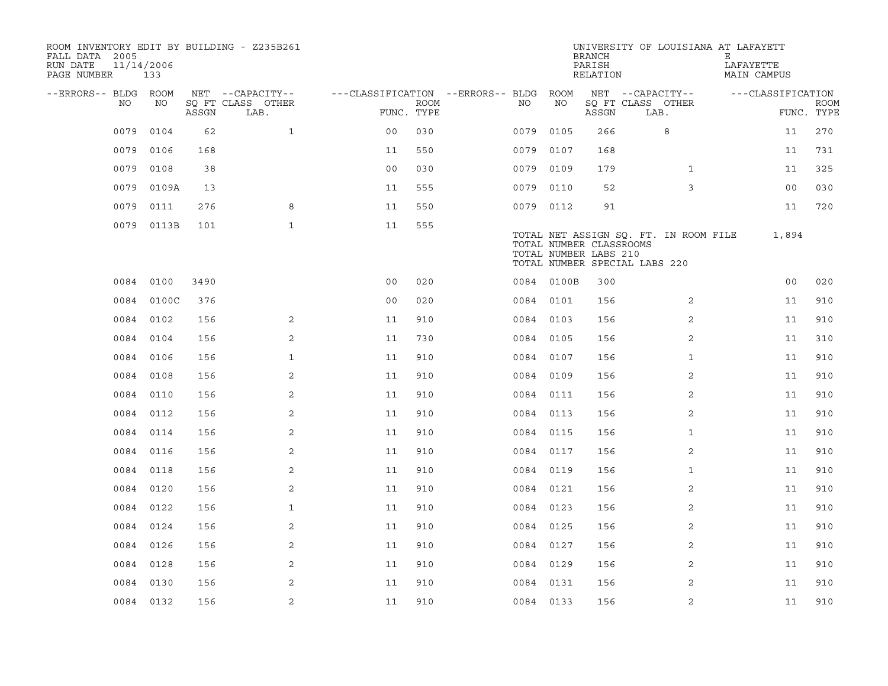ROOM INVENTORY EDIT BY BUILDING - Z235B261
FALL DATA 2005
RUN DATE 11/14/2006
PAGE NUMBER 133

UNIVERSITY OF LOUISIANA AT LAFAYETTE
BRANCH E
PARISH LAFAYETTE
RELATION MAIN CAMPUS

| --ERRORS-- | BLDG NO | ROOM NO | NET SQ FT ASSGN | --CAPACITY-- CLASS LAB. | OTHER | ---CLASSIFICATION FUNC. | ROOM TYPE | --ERRORS-- | BLDG NO | ROOM NO | NET SQ FT ASSGN | --CAPACITY-- CLASS LAB. | OTHER | ---CLASSIFICATION FUNC. | ROOM TYPE |
|---|---|---|---|---|---|---|---|---|---|---|---|---|---|---|---|
| | 0079 | 0104 | 62 | | 1 | 00 | 030 | | 0079 | 0105 | 266 | 8 | | 11 | 270 |
| | 0079 | 0106 | 168 | | | 11 | 550 | | 0079 | 0107 | 168 | | | 11 | 731 |
| | 0079 | 0108 | 38 | | | 00 | 030 | | 0079 | 0109 | 179 | | 1 | 11 | 325 |
| | 0079 | 0109A | 13 | | | 11 | 555 | | 0079 | 0110 | 52 | | 3 | 00 | 030 |
| | 0079 | 0111 | 276 | | 8 | 11 | 550 | | 0079 | 0112 | 91 | | | 11 | 720 |
| | 0079 | 0113B | 101 | | 1 | 11 | 555 | | | | | | | | |

TOTAL NET ASSIGN SQ. FT. IN ROOM FILE 1,894
TOTAL NUMBER CLASSROOMS
TOTAL NUMBER LABS 210
TOTAL NUMBER SPECIAL LABS 220

| --ERRORS-- | BLDG NO | ROOM NO | NET SQ FT ASSGN | --CAPACITY-- CLASS LAB. | OTHER | ---CLASSIFICATION FUNC. | ROOM TYPE | --ERRORS-- | BLDG NO | ROOM NO | NET SQ FT ASSGN | --CAPACITY-- CLASS LAB. | OTHER | ---CLASSIFICATION FUNC. | ROOM TYPE |
|---|---|---|---|---|---|---|---|---|---|---|---|---|---|---|---|
| | 0084 | 0100 | 3490 | | | 00 | 020 | | 0084 | 0100B | 300 | | | 00 | 020 |
| | 0084 | 0100C | 376 | | | 00 | 020 | | 0084 | 0101 | 156 | | 2 | 11 | 910 |
| | 0084 | 0102 | 156 | | 2 | 11 | 910 | | 0084 | 0103 | 156 | | 2 | 11 | 910 |
| | 0084 | 0104 | 156 | | 2 | 11 | 730 | | 0084 | 0105 | 156 | | 2 | 11 | 310 |
| | 0084 | 0106 | 156 | | 1 | 11 | 910 | | 0084 | 0107 | 156 | | 1 | 11 | 910 |
| | 0084 | 0108 | 156 | | 2 | 11 | 910 | | 0084 | 0109 | 156 | | 2 | 11 | 910 |
| | 0084 | 0110 | 156 | | 2 | 11 | 910 | | 0084 | 0111 | 156 | | 2 | 11 | 910 |
| | 0084 | 0112 | 156 | | 2 | 11 | 910 | | 0084 | 0113 | 156 | | 2 | 11 | 910 |
| | 0084 | 0114 | 156 | | 2 | 11 | 910 | | 0084 | 0115 | 156 | | 1 | 11 | 910 |
| | 0084 | 0116 | 156 | | 2 | 11 | 910 | | 0084 | 0117 | 156 | | 2 | 11 | 910 |
| | 0084 | 0118 | 156 | | 2 | 11 | 910 | | 0084 | 0119 | 156 | | 1 | 11 | 910 |
| | 0084 | 0120 | 156 | | 2 | 11 | 910 | | 0084 | 0121 | 156 | | 2 | 11 | 910 |
| | 0084 | 0122 | 156 | | 1 | 11 | 910 | | 0084 | 0123 | 156 | | 2 | 11 | 910 |
| | 0084 | 0124 | 156 | | 2 | 11 | 910 | | 0084 | 0125 | 156 | | 2 | 11 | 910 |
| | 0084 | 0126 | 156 | | 2 | 11 | 910 | | 0084 | 0127 | 156 | | 2 | 11 | 910 |
| | 0084 | 0128 | 156 | | 2 | 11 | 910 | | 0084 | 0129 | 156 | | 2 | 11 | 910 |
| | 0084 | 0130 | 156 | | 2 | 11 | 910 | | 0084 | 0131 | 156 | | 2 | 11 | 910 |
| | 0084 | 0132 | 156 | | 2 | 11 | 910 | | 0084 | 0133 | 156 | | 2 | 11 | 910 |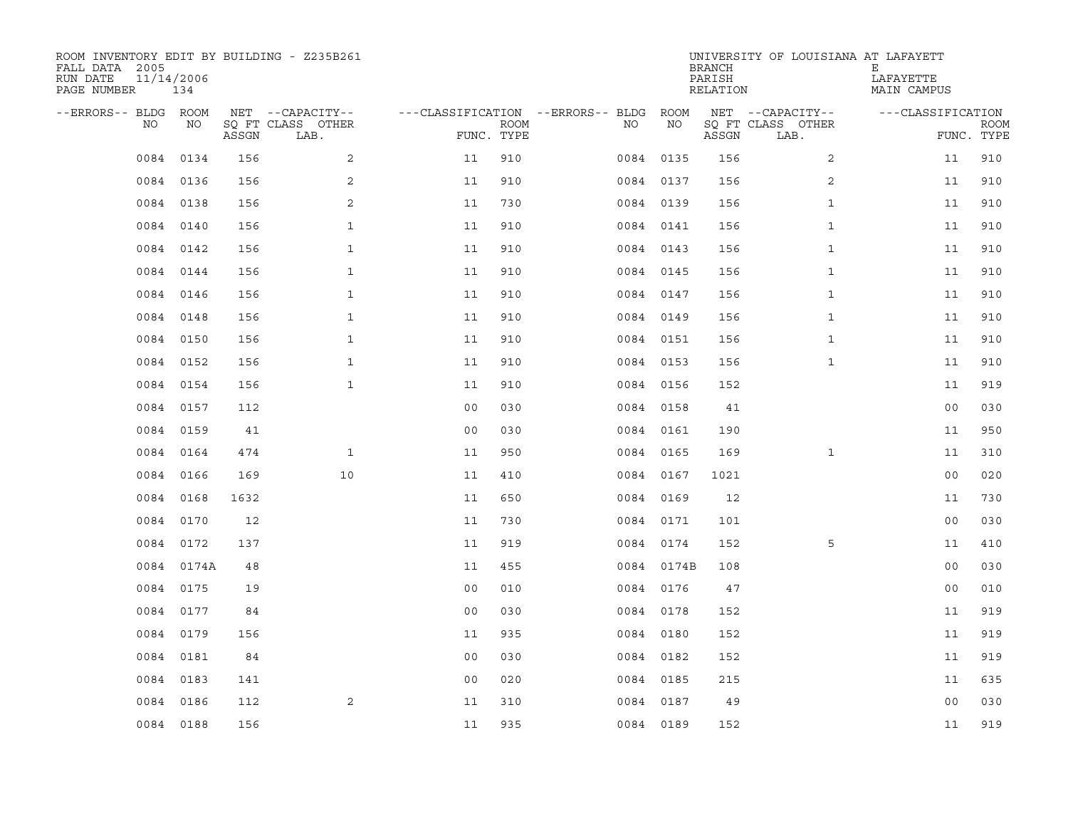ROOM INVENTORY EDIT BY BUILDING - Z235B261
FALL DATA 2005
RUN DATE 11/14/2006
PAGE NUMBER 134

UNIVERSITY OF LOUISIANA AT LAFAYETTE
BRANCH E
PARISH LAFAYETTE
RELATION MAIN CAMPUS

| --ERRORS-- | BLDG NO | ROOM NO | NET SQ FT ASSGN | --CAPACITY-- CLASS LAB. | OTHER | ---CLASSIFICATION FUNC. | ROOM TYPE | --ERRORS-- | BLDG NO | ROOM NO | NET SQ FT ASSGN | --CAPACITY-- CLASS LAB. | OTHER | ---CLASSIFICATION FUNC. | ROOM TYPE |
|---|---|---|---|---|---|---|---|---|---|---|---|---|---|---|---|
| | 0084 | 0134 | 156 | | 2 | 11 | 910 | | 0084 | 0135 | 156 | | 2 | 11 | 910 |
| | 0084 | 0136 | 156 | | 2 | 11 | 910 | | 0084 | 0137 | 156 | | 2 | 11 | 910 |
| | 0084 | 0138 | 156 | | 2 | 11 | 730 | | 0084 | 0139 | 156 | | 1 | 11 | 910 |
| | 0084 | 0140 | 156 | | 1 | 11 | 910 | | 0084 | 0141 | 156 | | 1 | 11 | 910 |
| | 0084 | 0142 | 156 | | 1 | 11 | 910 | | 0084 | 0143 | 156 | | 1 | 11 | 910 |
| | 0084 | 0144 | 156 | | 1 | 11 | 910 | | 0084 | 0145 | 156 | | 1 | 11 | 910 |
| | 0084 | 0146 | 156 | | 1 | 11 | 910 | | 0084 | 0147 | 156 | | 1 | 11 | 910 |
| | 0084 | 0148 | 156 | | 1 | 11 | 910 | | 0084 | 0149 | 156 | | 1 | 11 | 910 |
| | 0084 | 0150 | 156 | | 1 | 11 | 910 | | 0084 | 0151 | 156 | | 1 | 11 | 910 |
| | 0084 | 0152 | 156 | | 1 | 11 | 910 | | 0084 | 0153 | 156 | | 1 | 11 | 910 |
| | 0084 | 0154 | 156 | | 1 | 11 | 910 | | 0084 | 0156 | 152 | | | 11 | 919 |
| | 0084 | 0157 | 112 | | | 00 | 030 | | 0084 | 0158 | 41 | | | 00 | 030 |
| | 0084 | 0159 | 41 | | | 00 | 030 | | 0084 | 0161 | 190 | | | 11 | 950 |
| | 0084 | 0164 | 474 | | 1 | 11 | 950 | | 0084 | 0165 | 169 | | 1 | 11 | 310 |
| | 0084 | 0166 | 169 | | 10 | 11 | 410 | | 0084 | 0167 | 1021 | | | 00 | 020 |
| | 0084 | 0168 | 1632 | | | 11 | 650 | | 0084 | 0169 | 12 | | | 11 | 730 |
| | 0084 | 0170 | 12 | | | 11 | 730 | | 0084 | 0171 | 101 | | | 00 | 030 |
| | 0084 | 0172 | 137 | | | 11 | 919 | | 0084 | 0174 | 152 | 5 | | 11 | 410 |
| | 0084 | 0174A | 48 | | | 11 | 455 | | 0084 | 0174B | 108 | | | 00 | 030 |
| | 0084 | 0175 | 19 | | | 00 | 010 | | 0084 | 0176 | 47 | | | 00 | 010 |
| | 0084 | 0177 | 84 | | | 00 | 030 | | 0084 | 0178 | 152 | | | 11 | 919 |
| | 0084 | 0179 | 156 | | | 11 | 935 | | 0084 | 0180 | 152 | | | 11 | 919 |
| | 0084 | 0181 | 84 | | | 00 | 030 | | 0084 | 0182 | 152 | | | 11 | 919 |
| | 0084 | 0183 | 141 | | | 00 | 020 | | 0084 | 0185 | 215 | | | 11 | 635 |
| | 0084 | 0186 | 112 | | 2 | 11 | 310 | | 0084 | 0187 | 49 | | | 00 | 030 |
| | 0084 | 0188 | 156 | | | 11 | 935 | | 0084 | 0189 | 152 | | | 11 | 919 |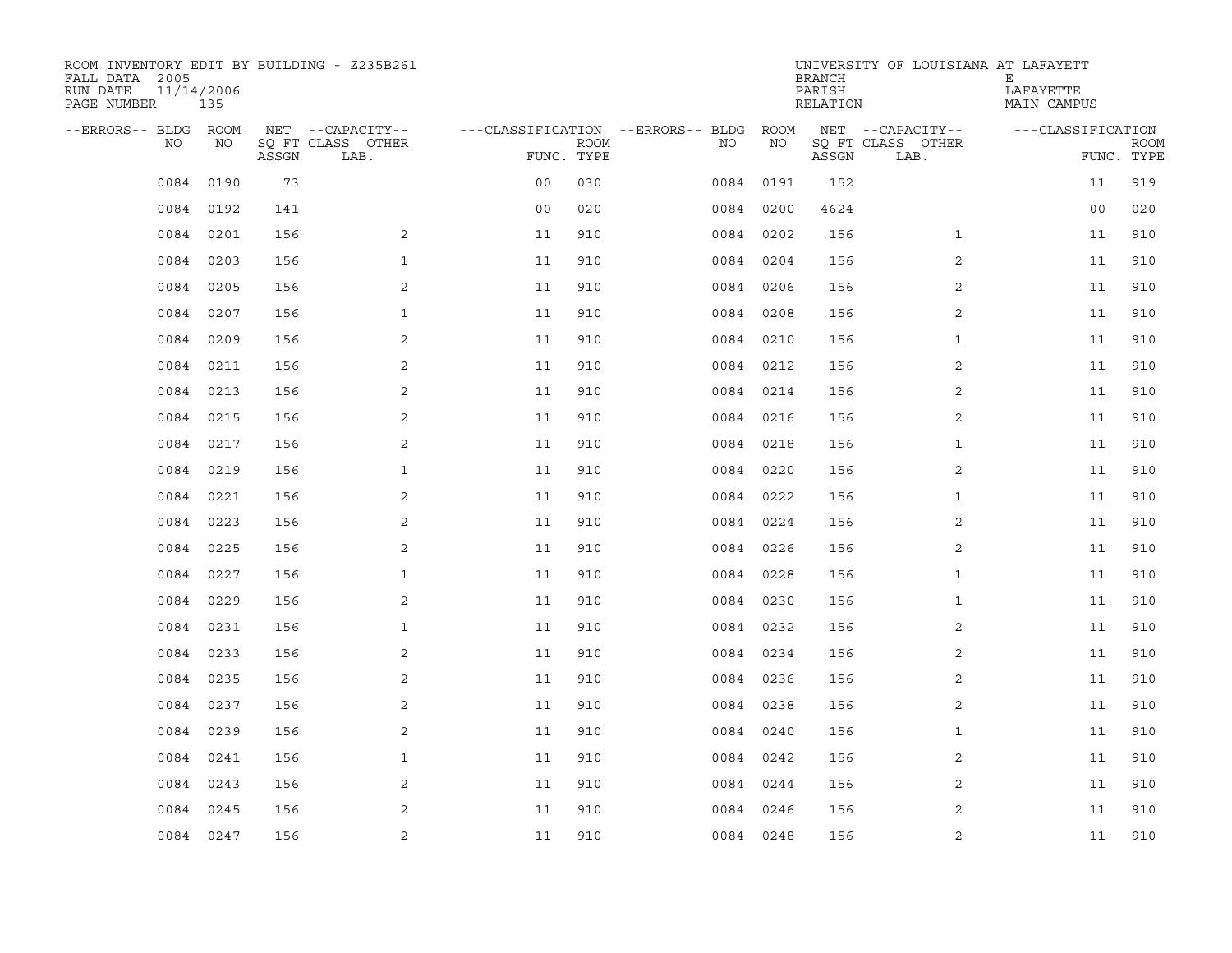ROOM INVENTORY EDIT BY BUILDING - Z235B261
FALL DATA 2005
RUN DATE 11/14/2006
PAGE NUMBER 135

UNIVERSITY OF LOUISIANA AT LAFAYETTE
BRANCH E
PARISH LAFAYETTE
RELATION MAIN CAMPUS

| --ERRORS-- | BLDG NO | ROOM NO | NET SQ FT ASSGN | --CAPACITY-- CLASS LAB. | OTHER | ---CLASSIFICATION FUNC. | ROOM TYPE | --ERRORS-- | BLDG NO | ROOM NO | NET SQ FT ASSGN | --CAPACITY-- CLASS LAB. | OTHER | ---CLASSIFICATION FUNC. | ROOM TYPE |
|---|---|---|---|---|---|---|---|---|---|---|---|---|---|---|---|
| | 0084 | 0190 | 73 | | | 00 | 030 | | 0084 | 0191 | 152 | | | 11 | 919 |
| | 0084 | 0192 | 141 | | | 00 | 020 | | 0084 | 0200 | 4624 | | | 00 | 020 |
| | 0084 | 0201 | 156 | | 2 | 11 | 910 | | 0084 | 0202 | 156 | | 1 | 11 | 910 |
| | 0084 | 0203 | 156 | | 1 | 11 | 910 | | 0084 | 0204 | 156 | | 2 | 11 | 910 |
| | 0084 | 0205 | 156 | | 2 | 11 | 910 | | 0084 | 0206 | 156 | | 2 | 11 | 910 |
| | 0084 | 0207 | 156 | | 1 | 11 | 910 | | 0084 | 0208 | 156 | | 2 | 11 | 910 |
| | 0084 | 0209 | 156 | | 2 | 11 | 910 | | 0084 | 0210 | 156 | | 1 | 11 | 910 |
| | 0084 | 0211 | 156 | | 2 | 11 | 910 | | 0084 | 0212 | 156 | | 2 | 11 | 910 |
| | 0084 | 0213 | 156 | | 2 | 11 | 910 | | 0084 | 0214 | 156 | | 2 | 11 | 910 |
| | 0084 | 0215 | 156 | | 2 | 11 | 910 | | 0084 | 0216 | 156 | | 2 | 11 | 910 |
| | 0084 | 0217 | 156 | | 2 | 11 | 910 | | 0084 | 0218 | 156 | | 1 | 11 | 910 |
| | 0084 | 0219 | 156 | | 1 | 11 | 910 | | 0084 | 0220 | 156 | | 2 | 11 | 910 |
| | 0084 | 0221 | 156 | | 2 | 11 | 910 | | 0084 | 0222 | 156 | | 1 | 11 | 910 |
| | 0084 | 0223 | 156 | | 2 | 11 | 910 | | 0084 | 0224 | 156 | | 2 | 11 | 910 |
| | 0084 | 0225 | 156 | | 2 | 11 | 910 | | 0084 | 0226 | 156 | | 2 | 11 | 910 |
| | 0084 | 0227 | 156 | | 1 | 11 | 910 | | 0084 | 0228 | 156 | | 1 | 11 | 910 |
| | 0084 | 0229 | 156 | | 2 | 11 | 910 | | 0084 | 0230 | 156 | | 1 | 11 | 910 |
| | 0084 | 0231 | 156 | | 1 | 11 | 910 | | 0084 | 0232 | 156 | | 2 | 11 | 910 |
| | 0084 | 0233 | 156 | | 2 | 11 | 910 | | 0084 | 0234 | 156 | | 2 | 11 | 910 |
| | 0084 | 0235 | 156 | | 2 | 11 | 910 | | 0084 | 0236 | 156 | | 2 | 11 | 910 |
| | 0084 | 0237 | 156 | | 2 | 11 | 910 | | 0084 | 0238 | 156 | | 2 | 11 | 910 |
| | 0084 | 0239 | 156 | | 2 | 11 | 910 | | 0084 | 0240 | 156 | | 1 | 11 | 910 |
| | 0084 | 0241 | 156 | | 1 | 11 | 910 | | 0084 | 0242 | 156 | | 2 | 11 | 910 |
| | 0084 | 0243 | 156 | | 2 | 11 | 910 | | 0084 | 0244 | 156 | | 2 | 11 | 910 |
| | 0084 | 0245 | 156 | | 2 | 11 | 910 | | 0084 | 0246 | 156 | | 2 | 11 | 910 |
| | 0084 | 0247 | 156 | | 2 | 11 | 910 | | 0084 | 0248 | 156 | | 2 | 11 | 910 |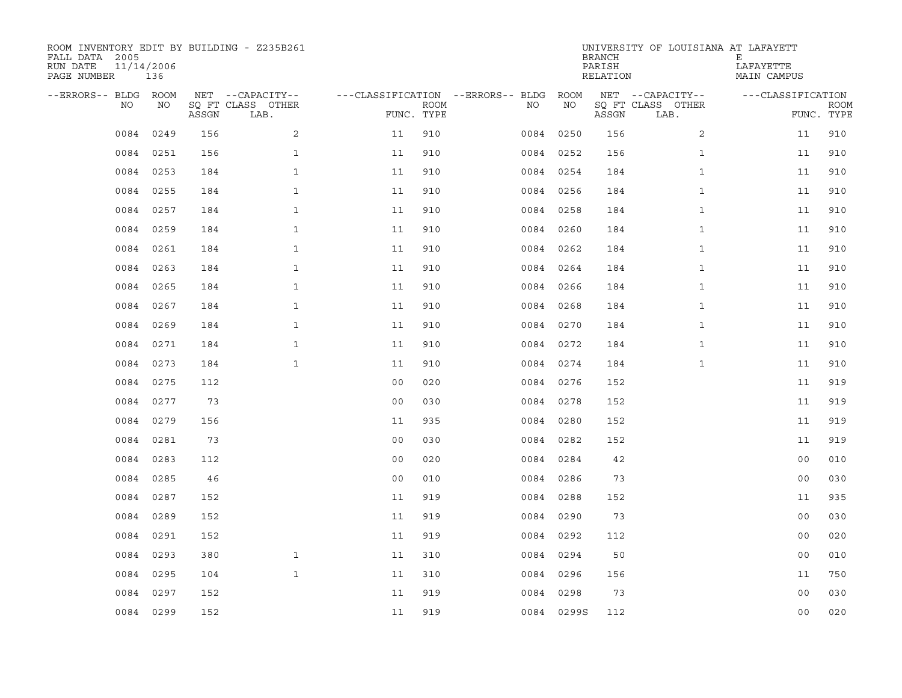ROOM INVENTORY EDIT BY BUILDING - Z235B261
FALL DATA 2005
RUN DATE 11/14/2006
PAGE NUMBER 136

UNIVERSITY OF LOUISIANA AT LAFAYETTE
BRANCH E
PARISH LAFAYETTE
RELATION MAIN CAMPUS

| --ERRORS-- | BLDG NO | ROOM NO | NET SQ FT ASSGN | --CAPACITY-- CLASS LAB. | OTHER | ---CLASSIFICATION FUNC. | ROOM TYPE | --ERRORS-- | BLDG NO | ROOM NO | NET SQ FT ASSGN | --CAPACITY-- CLASS LAB. | OTHER | ---CLASSIFICATION FUNC. | ROOM TYPE |
|---|---|---|---|---|---|---|---|---|---|---|---|---|---|---|---|
| | 0084 | 0249 | 156 | | 2 | 11 | 910 | | 0084 | 0250 | 156 | | 2 | 11 | 910 |
| | 0084 | 0251 | 156 | | 1 | 11 | 910 | | 0084 | 0252 | 156 | | 1 | 11 | 910 |
| | 0084 | 0253 | 184 | | 1 | 11 | 910 | | 0084 | 0254 | 184 | | 1 | 11 | 910 |
| | 0084 | 0255 | 184 | | 1 | 11 | 910 | | 0084 | 0256 | 184 | | 1 | 11 | 910 |
| | 0084 | 0257 | 184 | | 1 | 11 | 910 | | 0084 | 0258 | 184 | | 1 | 11 | 910 |
| | 0084 | 0259 | 184 | | 1 | 11 | 910 | | 0084 | 0260 | 184 | | 1 | 11 | 910 |
| | 0084 | 0261 | 184 | | 1 | 11 | 910 | | 0084 | 0262 | 184 | | 1 | 11 | 910 |
| | 0084 | 0263 | 184 | | 1 | 11 | 910 | | 0084 | 0264 | 184 | | 1 | 11 | 910 |
| | 0084 | 0265 | 184 | | 1 | 11 | 910 | | 0084 | 0266 | 184 | | 1 | 11 | 910 |
| | 0084 | 0267 | 184 | | 1 | 11 | 910 | | 0084 | 0268 | 184 | | 1 | 11 | 910 |
| | 0084 | 0269 | 184 | | 1 | 11 | 910 | | 0084 | 0270 | 184 | | 1 | 11 | 910 |
| | 0084 | 0271 | 184 | | 1 | 11 | 910 | | 0084 | 0272 | 184 | | 1 | 11 | 910 |
| | 0084 | 0273 | 184 | | 1 | 11 | 910 | | 0084 | 0274 | 184 | | 1 | 11 | 910 |
| | 0084 | 0275 | 112 | | | 00 | 020 | | 0084 | 0276 | 152 | | | 11 | 919 |
| | 0084 | 0277 | 73 | | | 00 | 030 | | 0084 | 0278 | 152 | | | 11 | 919 |
| | 0084 | 0279 | 156 | | | 11 | 935 | | 0084 | 0280 | 152 | | | 11 | 919 |
| | 0084 | 0281 | 73 | | | 00 | 030 | | 0084 | 0282 | 152 | | | 11 | 919 |
| | 0084 | 0283 | 112 | | | 00 | 020 | | 0084 | 0284 | 42 | | | 00 | 010 |
| | 0084 | 0285 | 46 | | | 00 | 010 | | 0084 | 0286 | 73 | | | 00 | 030 |
| | 0084 | 0287 | 152 | | | 11 | 919 | | 0084 | 0288 | 152 | | | 11 | 935 |
| | 0084 | 0289 | 152 | | | 11 | 919 | | 0084 | 0290 | 73 | | | 00 | 030 |
| | 0084 | 0291 | 152 | | | 11 | 919 | | 0084 | 0292 | 112 | | | 00 | 020 |
| | 0084 | 0293 | 380 | | 1 | 11 | 310 | | 0084 | 0294 | 50 | | | 00 | 010 |
| | 0084 | 0295 | 104 | | 1 | 11 | 310 | | 0084 | 0296 | 156 | | | 11 | 750 |
| | 0084 | 0297 | 152 | | | 11 | 919 | | 0084 | 0298 | 73 | | | 00 | 030 |
| | 0084 | 0299 | 152 | | | 11 | 919 | | 0084 | 0299S | 112 | | | 00 | 020 |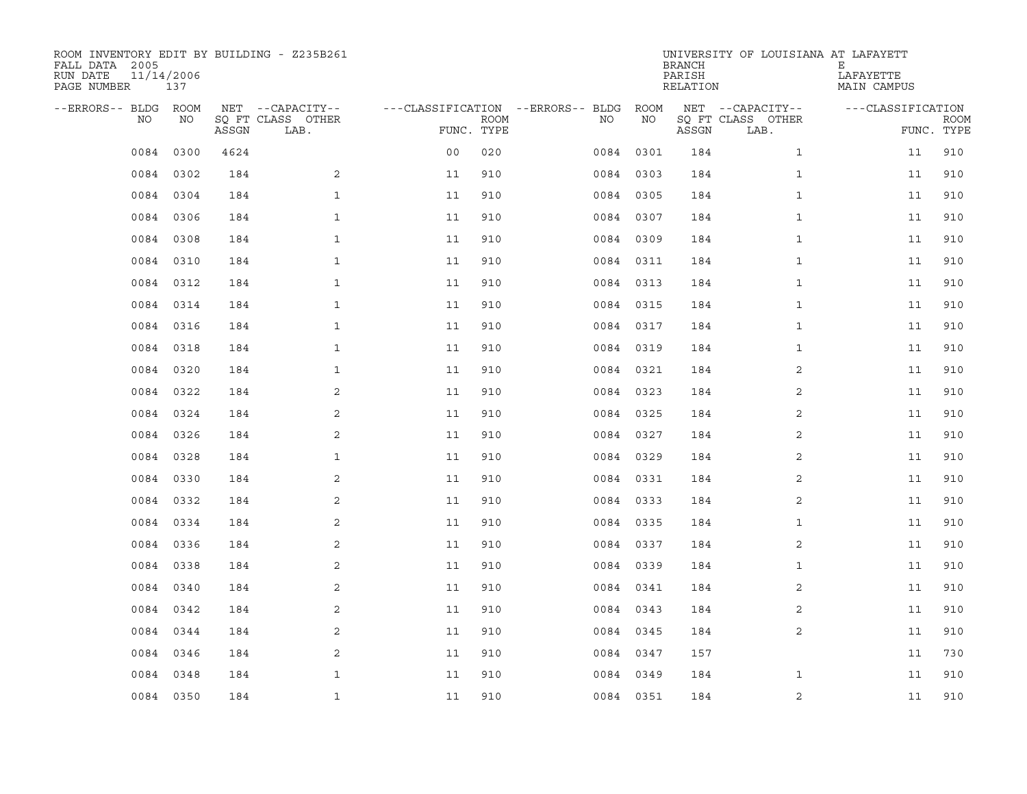ROOM INVENTORY EDIT BY BUILDING - Z235B261
FALL DATA 2005
RUN DATE 11/14/2006
PAGE NUMBER 137

UNIVERSITY OF LOUISIANA AT LAFAYETTE
BRANCH E
PARISH LAFAYETTE
RELATION MAIN CAMPUS

| --ERRORS-- | BLDG NO | ROOM NO | NET SQ FT ASSGN | --CAPACITY-- CLASS LAB. | OTHER | ---CLASSIFICATION FUNC. | ROOM TYPE | --ERRORS-- | BLDG NO | ROOM NO | NET SQ FT ASSGN | --CAPACITY-- CLASS LAB. | OTHER | ---CLASSIFICATION FUNC. | ROOM TYPE |
|---|---|---|---|---|---|---|---|---|---|---|---|---|---|---|---|
| | 0084 | 0300 | 4624 | | | 00 | 020 | | 0084 | 0301 | 184 | | 1 | 11 | 910 |
| | 0084 | 0302 | 184 | | 2 | 11 | 910 | | 0084 | 0303 | 184 | | 1 | 11 | 910 |
| | 0084 | 0304 | 184 | | 1 | 11 | 910 | | 0084 | 0305 | 184 | | 1 | 11 | 910 |
| | 0084 | 0306 | 184 | | 1 | 11 | 910 | | 0084 | 0307 | 184 | | 1 | 11 | 910 |
| | 0084 | 0308 | 184 | | 1 | 11 | 910 | | 0084 | 0309 | 184 | | 1 | 11 | 910 |
| | 0084 | 0310 | 184 | | 1 | 11 | 910 | | 0084 | 0311 | 184 | | 1 | 11 | 910 |
| | 0084 | 0312 | 184 | | 1 | 11 | 910 | | 0084 | 0313 | 184 | | 1 | 11 | 910 |
| | 0084 | 0314 | 184 | | 1 | 11 | 910 | | 0084 | 0315 | 184 | | 1 | 11 | 910 |
| | 0084 | 0316 | 184 | | 1 | 11 | 910 | | 0084 | 0317 | 184 | | 1 | 11 | 910 |
| | 0084 | 0318 | 184 | | 1 | 11 | 910 | | 0084 | 0319 | 184 | | 1 | 11 | 910 |
| | 0084 | 0320 | 184 | | 1 | 11 | 910 | | 0084 | 0321 | 184 | | 2 | 11 | 910 |
| | 0084 | 0322 | 184 | | 2 | 11 | 910 | | 0084 | 0323 | 184 | | 2 | 11 | 910 |
| | 0084 | 0324 | 184 | | 2 | 11 | 910 | | 0084 | 0325 | 184 | | 2 | 11 | 910 |
| | 0084 | 0326 | 184 | | 2 | 11 | 910 | | 0084 | 0327 | 184 | | 2 | 11 | 910 |
| | 0084 | 0328 | 184 | | 1 | 11 | 910 | | 0084 | 0329 | 184 | | 2 | 11 | 910 |
| | 0084 | 0330 | 184 | | 2 | 11 | 910 | | 0084 | 0331 | 184 | | 2 | 11 | 910 |
| | 0084 | 0332 | 184 | | 2 | 11 | 910 | | 0084 | 0333 | 184 | | 2 | 11 | 910 |
| | 0084 | 0334 | 184 | | 2 | 11 | 910 | | 0084 | 0335 | 184 | | 1 | 11 | 910 |
| | 0084 | 0336 | 184 | | 2 | 11 | 910 | | 0084 | 0337 | 184 | | 2 | 11 | 910 |
| | 0084 | 0338 | 184 | | 2 | 11 | 910 | | 0084 | 0339 | 184 | | 1 | 11 | 910 |
| | 0084 | 0340 | 184 | | 2 | 11 | 910 | | 0084 | 0341 | 184 | | 2 | 11 | 910 |
| | 0084 | 0342 | 184 | | 2 | 11 | 910 | | 0084 | 0343 | 184 | | 2 | 11 | 910 |
| | 0084 | 0344 | 184 | | 2 | 11 | 910 | | 0084 | 0345 | 184 | | 2 | 11 | 910 |
| | 0084 | 0346 | 184 | | 2 | 11 | 910 | | 0084 | 0347 | 157 | | | 11 | 730 |
| | 0084 | 0348 | 184 | | 1 | 11 | 910 | | 0084 | 0349 | 184 | | 1 | 11 | 910 |
| | 0084 | 0350 | 184 | | 1 | 11 | 910 | | 0084 | 0351 | 184 | | 2 | 11 | 910 |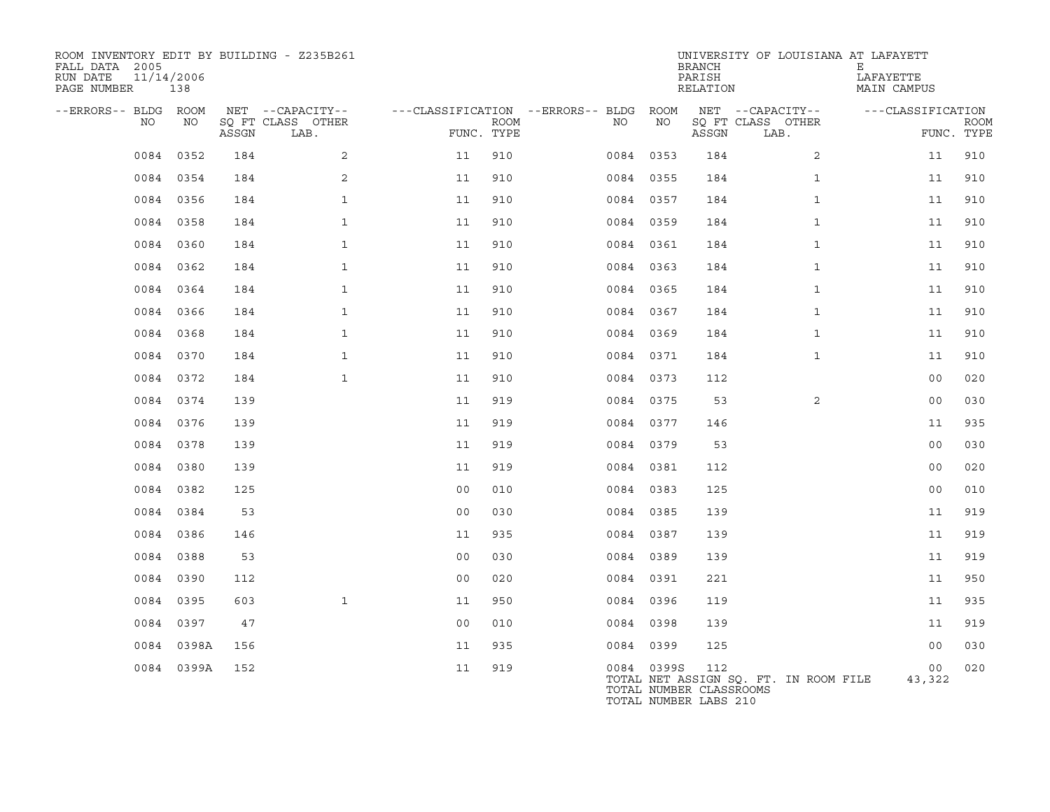ROOM INVENTORY EDIT BY BUILDING - Z235B261
FALL DATA 2005
RUN DATE 11/14/2006
PAGE NUMBER 138

UNIVERSITY OF LOUISIANA AT LAFAYETT
BRANCH E
PARISH LAFAYETTE
RELATION MAIN CAMPUS

| --ERRORS-- | BLDG NO | ROOM NO | NET SQ FT ASSGN | --CAPACITY-- CLASS LAB. | OTHER | ---CLASSIFICATION FUNC. | ROOM TYPE | --ERRORS-- | BLDG NO | ROOM NO | NET SQ FT ASSGN | --CAPACITY-- CLASS LAB. | OTHER | ---CLASSIFICATION FUNC. | ROOM TYPE |
|---|---|---|---|---|---|---|---|---|---|---|---|---|---|---|---|
| | 0084 | 0352 | 184 | | 2 | 11 | 910 | | 0084 | 0353 | 184 | | 2 | 11 | 910 |
| | 0084 | 0354 | 184 | | 2 | 11 | 910 | | 0084 | 0355 | 184 | | 1 | 11 | 910 |
| | 0084 | 0356 | 184 | | 1 | 11 | 910 | | 0084 | 0357 | 184 | | 1 | 11 | 910 |
| | 0084 | 0358 | 184 | | 1 | 11 | 910 | | 0084 | 0359 | 184 | | 1 | 11 | 910 |
| | 0084 | 0360 | 184 | | 1 | 11 | 910 | | 0084 | 0361 | 184 | | 1 | 11 | 910 |
| | 0084 | 0362 | 184 | | 1 | 11 | 910 | | 0084 | 0363 | 184 | | 1 | 11 | 910 |
| | 0084 | 0364 | 184 | | 1 | 11 | 910 | | 0084 | 0365 | 184 | | 1 | 11 | 910 |
| | 0084 | 0366 | 184 | | 1 | 11 | 910 | | 0084 | 0367 | 184 | | 1 | 11 | 910 |
| | 0084 | 0368 | 184 | | 1 | 11 | 910 | | 0084 | 0369 | 184 | | 1 | 11 | 910 |
| | 0084 | 0370 | 184 | | 1 | 11 | 910 | | 0084 | 0371 | 184 | | 1 | 11 | 910 |
| | 0084 | 0372 | 184 | | 1 | 11 | 910 | | 0084 | 0373 | 112 | | | 00 | 020 |
| | 0084 | 0374 | 139 | | | 11 | 919 | | 0084 | 0375 | 53 | | 2 | 00 | 030 |
| | 0084 | 0376 | 139 | | | 11 | 919 | | 0084 | 0377 | 146 | | | 11 | 935 |
| | 0084 | 0378 | 139 | | | 11 | 919 | | 0084 | 0379 | 53 | | | 00 | 030 |
| | 0084 | 0380 | 139 | | | 11 | 919 | | 0084 | 0381 | 112 | | | 00 | 020 |
| | 0084 | 0382 | 125 | | | 00 | 010 | | 0084 | 0383 | 125 | | | 00 | 010 |
| | 0084 | 0384 | 53 | | | 00 | 030 | | 0084 | 0385 | 139 | | | 11 | 919 |
| | 0084 | 0386 | 146 | | | 11 | 935 | | 0084 | 0387 | 139 | | | 11 | 919 |
| | 0084 | 0388 | 53 | | | 00 | 030 | | 0084 | 0389 | 139 | | | 11 | 919 |
| | 0084 | 0390 | 112 | | | 00 | 020 | | 0084 | 0391 | 221 | | | 11 | 950 |
| | 0084 | 0395 | 603 | | 1 | 11 | 950 | | 0084 | 0396 | 119 | | | 11 | 935 |
| | 0084 | 0397 | 47 | | | 00 | 010 | | 0084 | 0398 | 139 | | | 11 | 919 |
| | 0084 | 0398A | 156 | | | 11 | 935 | | 0084 | 0399 | 125 | | | 00 | 030 |
| | 0084 | 0399A | 152 | | | 11 | 919 | | 0084 | 0399S | 112 | | | 00 | 020 |

TOTAL NET ASSIGN SQ. FT. IN ROOM FILE 43,322
TOTAL NUMBER CLASSROOMS
TOTAL NUMBER LABS 210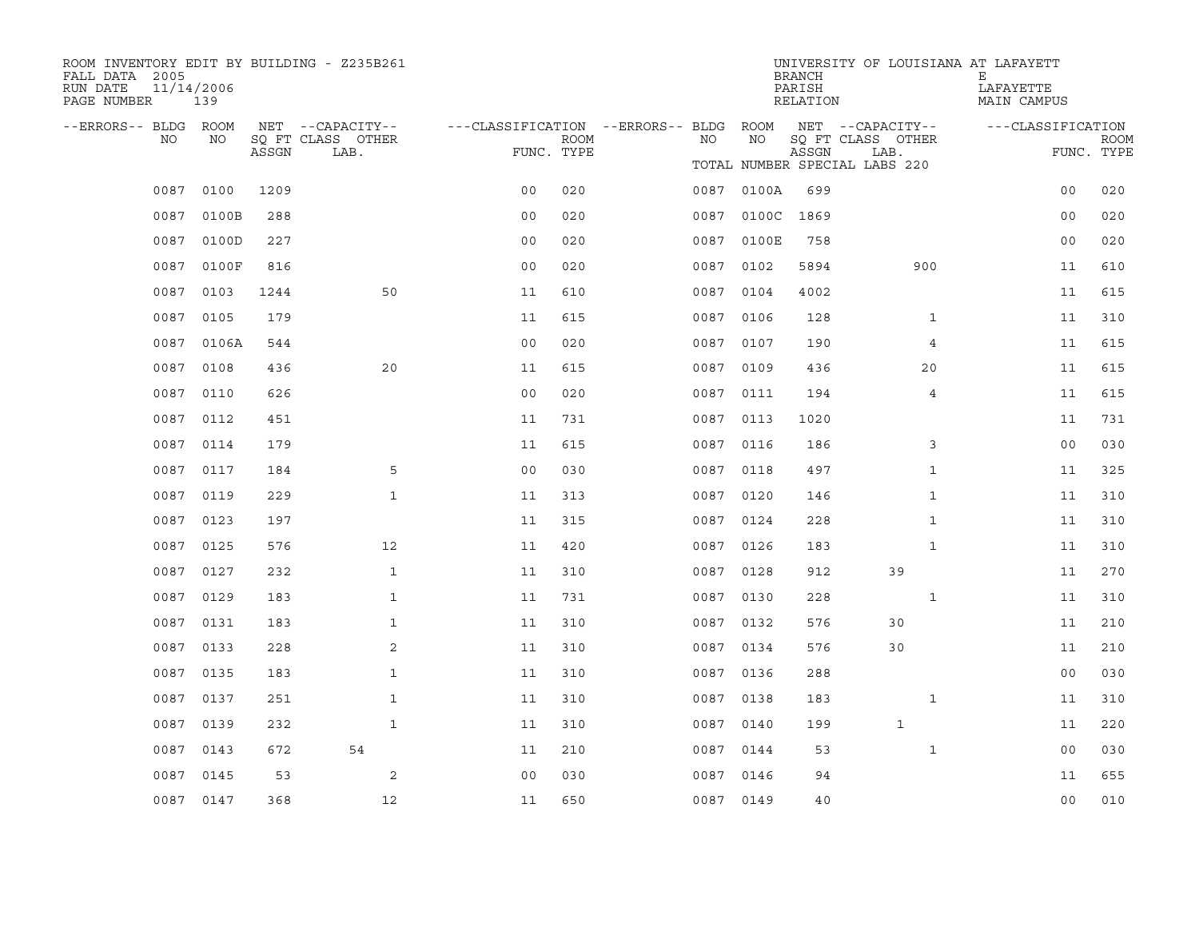ROOM INVENTORY EDIT BY BUILDING - Z235B261
FALL DATA 2005
RUN DATE 11/14/2006
PAGE NUMBER 139

UNIVERSITY OF LOUISIANA AT LAFAYETTE
BRANCH E
PARISH LAFAYETTE
RELATION MAIN CAMPUS

TOTAL NUMBER SPECIAL LABS 220

| --ERRORS-- | BLDG NO | ROOM NO | NET SQ FT ASSGN | CAPACITY CLASS | CAPACITY LAB. | CAPACITY OTHER | CLASSIFICATION FUNC. | ROOM TYPE | --ERRORS-- | BLDG NO | ROOM NO | NET SQ FT ASSGN | CAPACITY CLASS | CAPACITY LAB. | CAPACITY OTHER | CLASSIFICATION FUNC. | ROOM TYPE |
|---|---|---|---|---|---|---|---|---|---|---|---|---|---|---|---|---|---|
| | 0087 | 0100 | 1209 | | | | 00 | 020 | | 0087 | 0100A | 699 | | | | 00 | 020 |
| | 0087 | 0100B | 288 | | | | 00 | 020 | | 0087 | 0100C | 1869 | | | | 00 | 020 |
| | 0087 | 0100D | 227 | | | | 00 | 020 | | 0087 | 0100E | 758 | | | | 00 | 020 |
| | 0087 | 0100F | 816 | | | | 00 | 020 | | 0087 | 0102 | 5894 | | | 900 | 11 | 610 |
| | 0087 | 0103 | 1244 | | | 50 | 11 | 610 | | 0087 | 0104 | 4002 | | | | 11 | 615 |
| | 0087 | 0105 | 179 | | | | 11 | 615 | | 0087 | 0106 | 128 | | | 1 | 11 | 310 |
| | 0087 | 0106A | 544 | | | | 00 | 020 | | 0087 | 0107 | 190 | | | 4 | 11 | 615 |
| | 0087 | 0108 | 436 | | | 20 | 11 | 615 | | 0087 | 0109 | 436 | | | 20 | 11 | 615 |
| | 0087 | 0110 | 626 | | | | 00 | 020 | | 0087 | 0111 | 194 | | | 4 | 11 | 615 |
| | 0087 | 0112 | 451 | | | | 11 | 731 | | 0087 | 0113 | 1020 | | | | 11 | 731 |
| | 0087 | 0114 | 179 | | | | 11 | 615 | | 0087 | 0116 | 186 | | | 3 | 00 | 030 |
| | 0087 | 0117 | 184 | | | 5 | 00 | 030 | | 0087 | 0118 | 497 | | | 1 | 11 | 325 |
| | 0087 | 0119 | 229 | | | 1 | 11 | 313 | | 0087 | 0120 | 146 | | | 1 | 11 | 310 |
| | 0087 | 0123 | 197 | | | | 11 | 315 | | 0087 | 0124 | 228 | | | 1 | 11 | 310 |
| | 0087 | 0125 | 576 | | | 12 | 11 | 420 | | 0087 | 0126 | 183 | | | 1 | 11 | 310 |
| | 0087 | 0127 | 232 | | | 1 | 11 | 310 | | 0087 | 0128 | 912 | | 39 | | 11 | 270 |
| | 0087 | 0129 | 183 | | | 1 | 11 | 731 | | 0087 | 0130 | 228 | | | 1 | 11 | 310 |
| | 0087 | 0131 | 183 | | | 1 | 11 | 310 | | 0087 | 0132 | 576 | | 30 | | 11 | 210 |
| | 0087 | 0133 | 228 | | | 2 | 11 | 310 | | 0087 | 0134 | 576 | | 30 | | 11 | 210 |
| | 0087 | 0135 | 183 | | | 1 | 11 | 310 | | 0087 | 0136 | 288 | | | | 00 | 030 |
| | 0087 | 0137 | 251 | | | 1 | 11 | 310 | | 0087 | 0138 | 183 | | | 1 | 11 | 310 |
| | 0087 | 0139 | 232 | | | 1 | 11 | 310 | | 0087 | 0140 | 199 | | 1 | | 11 | 220 |
| | 0087 | 0143 | 672 | | 54 | | 11 | 210 | | 0087 | 0144 | 53 | | | 1 | 00 | 030 |
| | 0087 | 0145 | 53 | | | 2 | 00 | 030 | | 0087 | 0146 | 94 | | | | 11 | 655 |
| | 0087 | 0147 | 368 | | | 12 | 11 | 650 | | 0087 | 0149 | 40 | | | | 00 | 010 |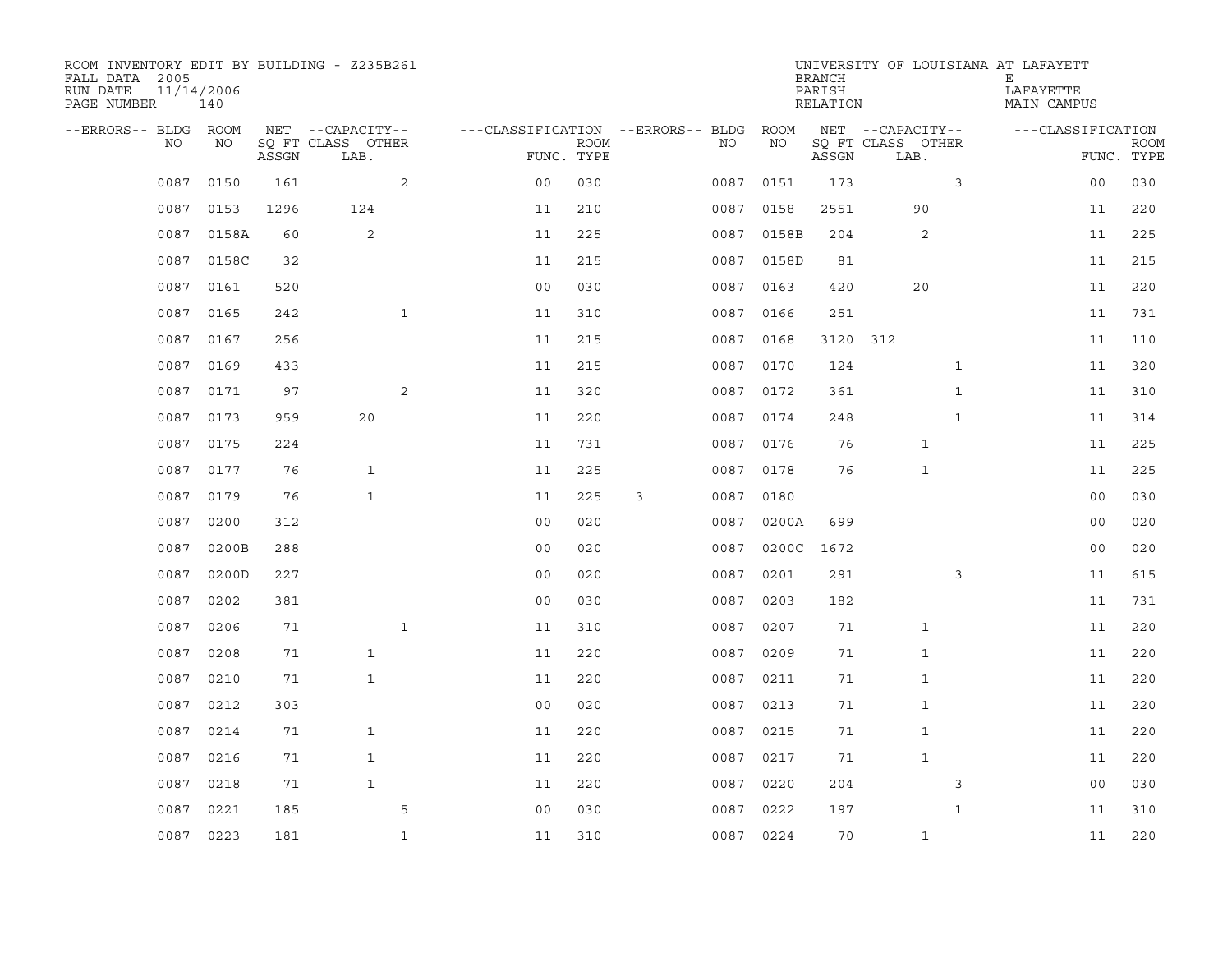ROOM INVENTORY EDIT BY BUILDING - Z235B261
FALL DATA 2005
RUN DATE 11/14/2006
PAGE NUMBER 140

UNIVERSITY OF LOUISIANA AT LAFAYETTE
BRANCH E
PARISH LAFAYETTE
RELATION MAIN CAMPUS

| --ERRORS-- | BLDG NO | ROOM NO | NET SQ FT ASSGN | --CAPACITY-- CLASS LAB. | OTHER | ---CLASSIFICATION FUNC. | ROOM TYPE | --ERRORS-- | BLDG NO | ROOM NO | NET SQ FT ASSGN | --CAPACITY-- CLASS LAB. | OTHER | ---CLASSIFICATION FUNC. | ROOM TYPE |
|---|---|---|---|---|---|---|---|---|---|---|---|---|---|---|---|
| | 0087 | 0150 | 161 | | 2 | 00 | 030 | | 0087 | 0151 | 173 | | 3 | 00 | 030 |
| | 0087 | 0153 | 1296 | 124 | | 11 | 210 | | 0087 | 0158 | 2551 | 90 | | 11 | 220 |
| | 0087 | 0158A | 60 | 2 | | 11 | 225 | | 0087 | 0158B | 204 | 2 | | 11 | 225 |
| | 0087 | 0158C | 32 | | | 11 | 215 | | 0087 | 0158D | 81 | | | 11 | 215 |
| | 0087 | 0161 | 520 | | | 00 | 030 | | 0087 | 0163 | 420 | 20 | | 11 | 220 |
| | 0087 | 0165 | 242 | | 1 | 11 | 310 | | 0087 | 0166 | 251 | | | 11 | 731 |
| | 0087 | 0167 | 256 | | | 11 | 215 | | 0087 | 0168 | 3120 | 312 | | 11 | 110 |
| | 0087 | 0169 | 433 | | | 11 | 215 | | 0087 | 0170 | 124 | | 1 | 11 | 320 |
| | 0087 | 0171 | 97 | | 2 | 11 | 320 | | 0087 | 0172 | 361 | | 1 | 11 | 310 |
| | 0087 | 0173 | 959 | 20 | | 11 | 220 | | 0087 | 0174 | 248 | | 1 | 11 | 314 |
| | 0087 | 0175 | 224 | | | 11 | 731 | | 0087 | 0176 | 76 | 1 | | 11 | 225 |
| | 0087 | 0177 | 76 | 1 | | 11 | 225 | | 0087 | 0178 | 76 | 1 | | 11 | 225 |
| | 0087 | 0179 | 76 | 1 | | 11 | 225 | 3 | 0087 | 0180 | | | | 00 | 030 |
| | 0087 | 0200 | 312 | | | 00 | 020 | | 0087 | 0200A | 699 | | | 00 | 020 |
| | 0087 | 0200B | 288 | | | 00 | 020 | | 0087 | 0200C | 1672 | | | 00 | 020 |
| | 0087 | 0200D | 227 | | | 00 | 020 | | 0087 | 0201 | 291 | | 3 | 11 | 615 |
| | 0087 | 0202 | 381 | | | 00 | 030 | | 0087 | 0203 | 182 | | | 11 | 731 |
| | 0087 | 0206 | 71 | | 1 | 11 | 310 | | 0087 | 0207 | 71 | 1 | | 11 | 220 |
| | 0087 | 0208 | 71 | 1 | | 11 | 220 | | 0087 | 0209 | 71 | 1 | | 11 | 220 |
| | 0087 | 0210 | 71 | 1 | | 11 | 220 | | 0087 | 0211 | 71 | 1 | | 11 | 220 |
| | 0087 | 0212 | 303 | | | 00 | 020 | | 0087 | 0213 | 71 | 1 | | 11 | 220 |
| | 0087 | 0214 | 71 | 1 | | 11 | 220 | | 0087 | 0215 | 71 | 1 | | 11 | 220 |
| | 0087 | 0216 | 71 | 1 | | 11 | 220 | | 0087 | 0217 | 71 | 1 | | 11 | 220 |
| | 0087 | 0218 | 71 | 1 | | 11 | 220 | | 0087 | 0220 | 204 | | 3 | 00 | 030 |
| | 0087 | 0221 | 185 | | 5 | 00 | 030 | | 0087 | 0222 | 197 | | 1 | 11 | 310 |
| | 0087 | 0223 | 181 | | 1 | 11 | 310 | | 0087 | 0224 | 70 | 1 | | 11 | 220 |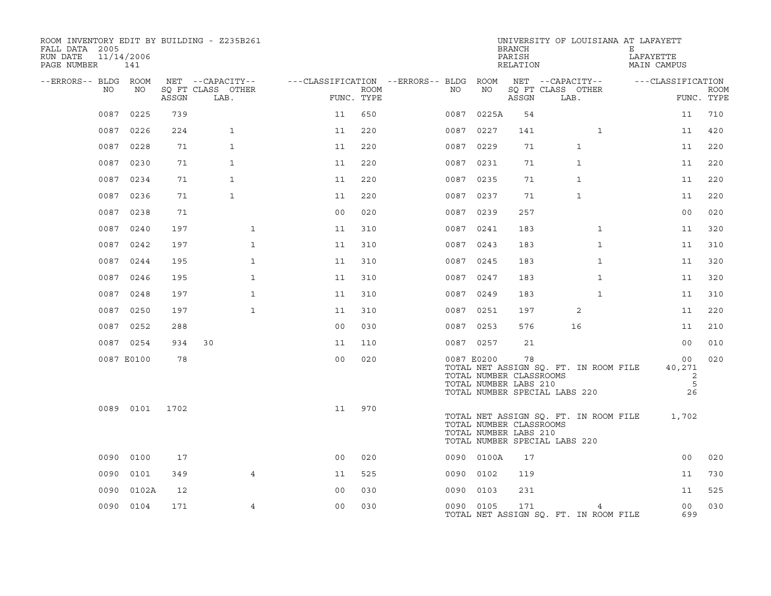ROOM INVENTORY EDIT BY BUILDING - Z235B261
FALL DATA 2005
RUN DATE 11/14/2006

UNIVERSITY OF LOUISIANA AT LAFAYETT
BRANCH E
PARISH LAFAYETTE
RELATION MAIN CAMPUS

| --ERRORS-- | BLDG NO | ROOM NO | NET SQ FT ASSGN | CAPACITY CLASS | CAPACITY OTHER LAB. | FUNC. | ROOM TYPE | --ERRORS-- | BLDG NO | ROOM NO | NET SQ FT ASSGN | CAPACITY CLASS | CAPACITY OTHER LAB. | FUNC. | ROOM TYPE |
|---|---|---|---|---|---|---|---|---|---|---|---|---|---|---|---|
| | 0087 | 0225 | 739 | | | 11 | 650 | | 0087 | 0225A | 54 | | | 11 | 710 |
| | 0087 | 0226 | 224 | 1 | | 11 | 220 | | 0087 | 0227 | 141 | | 1 | 11 | 420 |
| | 0087 | 0228 | 71 | 1 | | 11 | 220 | | 0087 | 0229 | 71 | 1 | | 11 | 220 |
| | 0087 | 0230 | 71 | 1 | | 11 | 220 | | 0087 | 0231 | 71 | 1 | | 11 | 220 |
| | 0087 | 0234 | 71 | 1 | | 11 | 220 | | 0087 | 0235 | 71 | 1 | | 11 | 220 |
| | 0087 | 0236 | 71 | 1 | | 11 | 220 | | 0087 | 0237 | 71 | 1 | | 11 | 220 |
| | 0087 | 0238 | 71 | | | 00 | 020 | | 0087 | 0239 | 257 | | | 00 | 020 |
| | 0087 | 0240 | 197 | | 1 | 11 | 310 | | 0087 | 0241 | 183 | | 1 | 11 | 320 |
| | 0087 | 0242 | 197 | | 1 | 11 | 310 | | 0087 | 0243 | 183 | | 1 | 11 | 310 |
| | 0087 | 0244 | 195 | | 1 | 11 | 310 | | 0087 | 0245 | 183 | | 1 | 11 | 320 |
| | 0087 | 0246 | 195 | | 1 | 11 | 310 | | 0087 | 0247 | 183 | | 1 | 11 | 320 |
| | 0087 | 0248 | 197 | | 1 | 11 | 310 | | 0087 | 0249 | 183 | | 1 | 11 | 310 |
| | 0087 | 0250 | 197 | | 1 | 11 | 310 | | 0087 | 0251 | 197 | 2 | | 11 | 220 |
| | 0087 | 0252 | 288 | | | 00 | 030 | | 0087 | 0253 | 576 | 16 | | 11 | 210 |
| | 0087 | 0254 | 934 | 30 | | 11 | 110 | | 0087 | 0257 | 21 | | | 00 | 010 |
| | 0087 | E0100 | 78 | | | 00 | 020 | | 0087 | E0200 | 78 | | | 00 | 020 |

TOTAL NET ASSIGN SQ. FT. IN ROOM FILE 40,271
TOTAL NUMBER CLASSROOMS 2
TOTAL NUMBER LABS 210 5
TOTAL NUMBER SPECIAL LABS 220 26

| --ERRORS-- | BLDG NO | ROOM NO | NET SQ FT ASSGN | CAPACITY CLASS | CAPACITY OTHER LAB. | FUNC. | ROOM TYPE |
|---|---|---|---|---|---|---|---|
| | 0089 | 0101 | 1702 | | | 11 | 970 |

TOTAL NET ASSIGN SQ. FT. IN ROOM FILE 1,702
TOTAL NUMBER CLASSROOMS
TOTAL NUMBER LABS 210
TOTAL NUMBER SPECIAL LABS 220

| --ERRORS-- | BLDG NO | ROOM NO | NET SQ FT ASSGN | CAPACITY CLASS | CAPACITY OTHER LAB. | FUNC. | ROOM TYPE | --ERRORS-- | BLDG NO | ROOM NO | NET SQ FT ASSGN | CAPACITY CLASS | CAPACITY OTHER LAB. | FUNC. | ROOM TYPE |
|---|---|---|---|---|---|---|---|---|---|---|---|---|---|---|---|
| | 0090 | 0100 | 17 | | | 00 | 020 | | 0090 | 0100A | 17 | | | 00 | 020 |
| | 0090 | 0101 | 349 | | 4 | 11 | 525 | | 0090 | 0102 | 119 | | | 11 | 730 |
| | 0090 | 0102A | 12 | | | 00 | 030 | | 0090 | 0103 | 231 | | | 11 | 525 |
| | 0090 | 0104 | 171 | | 4 | 00 | 030 | | 0090 | 0105 | 171 | | 4 | 00 | 030 |

TOTAL NET ASSIGN SQ. FT. IN ROOM FILE 699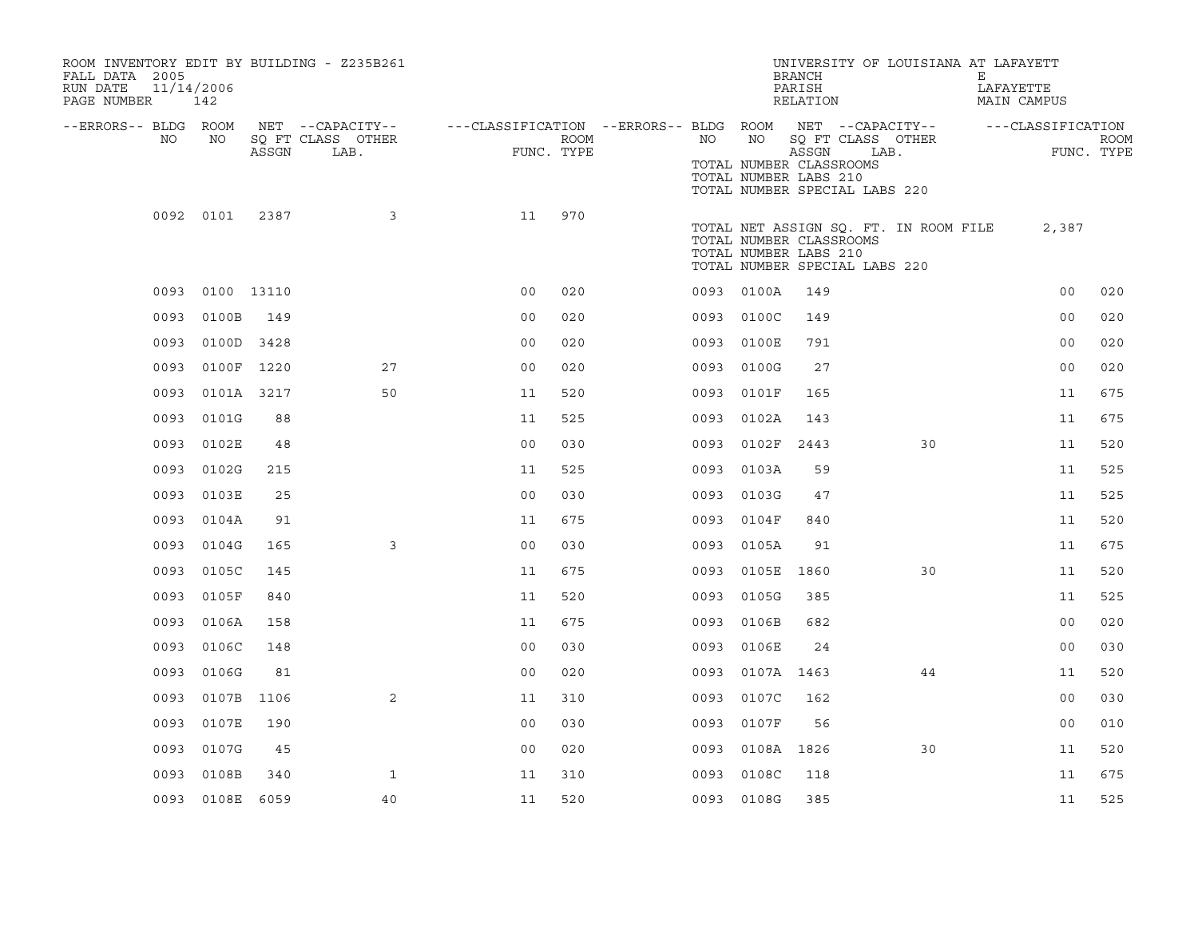ROOM INVENTORY EDIT BY BUILDING - Z235B261
FALL DATA 2005
RUN DATE 11/14/2006
PAGE NUMBER 142

UNIVERSITY OF LOUISIANA AT LAFAYETT
BRANCH E
PARISH LAFAYETTE
RELATION MAIN CAMPUS

| --ERRORS-- | BLDG NO | ROOM NO | NET SQ FT ASSGN | --CAPACITY-- CLASS LAB. | OTHER | ---CLASSIFICATION FUNC. | ROOM TYPE | --ERRORS-- | BLDG NO | ROOM NO | NET SQ FT ASSGN | --CAPACITY-- CLASS LAB. | OTHER | ---CLASSIFICATION FUNC. | ROOM TYPE |
|---|---|---|---|---|---|---|---|---|---|---|---|---|---|---|---|
| | | | | | | | | | TOTAL NUMBER CLASSROOMS | | | | | | |
| | | | | | | | | | TOTAL NUMBER LABS 210 | | | | | | |
| | | | | | | | | | TOTAL NUMBER SPECIAL LABS 220 | | | | | | |
| | 0092 | 0101 | 2387 | | 3 | 11 | 970 | | | | | | | | |
| | | | | | | | | | TOTAL NET ASSIGN SQ. FT. IN ROOM FILE | | 2,387 | | | | |
| | | | | | | | | | TOTAL NUMBER CLASSROOMS | | | | | | |
| | | | | | | | | | TOTAL NUMBER LABS 210 | | | | | | |
| | | | | | | | | | TOTAL NUMBER SPECIAL LABS 220 | | | | | | |
| | 0093 | 0100 | 13110 | | | 00 | 020 | | 0093 | 0100A | 149 | | | 00 | 020 |
| | 0093 | 0100B | 149 | | | 00 | 020 | | 0093 | 0100C | 149 | | | 00 | 020 |
| | 0093 | 0100D | 3428 | | | 00 | 020 | | 0093 | 0100E | 791 | | | 00 | 020 |
| | 0093 | 0100F | 1220 | | 27 | 00 | 020 | | 0093 | 0100G | 27 | | | 00 | 020 |
| | 0093 | 0101A | 3217 | | 50 | 11 | 520 | | 0093 | 0101F | 165 | | | 11 | 675 |
| | 0093 | 0101G | 88 | | | 11 | 525 | | 0093 | 0102A | 143 | | | 11 | 675 |
| | 0093 | 0102E | 48 | | | 00 | 030 | | 0093 | 0102F | 2443 | | 30 | 11 | 520 |
| | 0093 | 0102G | 215 | | | 11 | 525 | | 0093 | 0103A | 59 | | | 11 | 525 |
| | 0093 | 0103E | 25 | | | 00 | 030 | | 0093 | 0103G | 47 | | | 11 | 525 |
| | 0093 | 0104A | 91 | | | 11 | 675 | | 0093 | 0104F | 840 | | | 11 | 520 |
| | 0093 | 0104G | 165 | | 3 | 00 | 030 | | 0093 | 0105A | 91 | | | 11 | 675 |
| | 0093 | 0105C | 145 | | | 11 | 675 | | 0093 | 0105E | 1860 | | 30 | 11 | 520 |
| | 0093 | 0105F | 840 | | | 11 | 520 | | 0093 | 0105G | 385 | | | 11 | 525 |
| | 0093 | 0106A | 158 | | | 11 | 675 | | 0093 | 0106B | 682 | | | 00 | 020 |
| | 0093 | 0106C | 148 | | | 00 | 030 | | 0093 | 0106E | 24 | | | 00 | 030 |
| | 0093 | 0106G | 81 | | | 00 | 020 | | 0093 | 0107A | 1463 | | 44 | 11 | 520 |
| | 0093 | 0107B | 1106 | | 2 | 11 | 310 | | 0093 | 0107C | 162 | | | 00 | 030 |
| | 0093 | 0107E | 190 | | | 00 | 030 | | 0093 | 0107F | 56 | | | 00 | 010 |
| | 0093 | 0107G | 45 | | | 00 | 020 | | 0093 | 0108A | 1826 | | 30 | 11 | 520 |
| | 0093 | 0108B | 340 | | 1 | 11 | 310 | | 0093 | 0108C | 118 | | | 11 | 675 |
| | 0093 | 0108E | 6059 | | 40 | 11 | 520 | | 0093 | 0108G | 385 | | | 11 | 525 |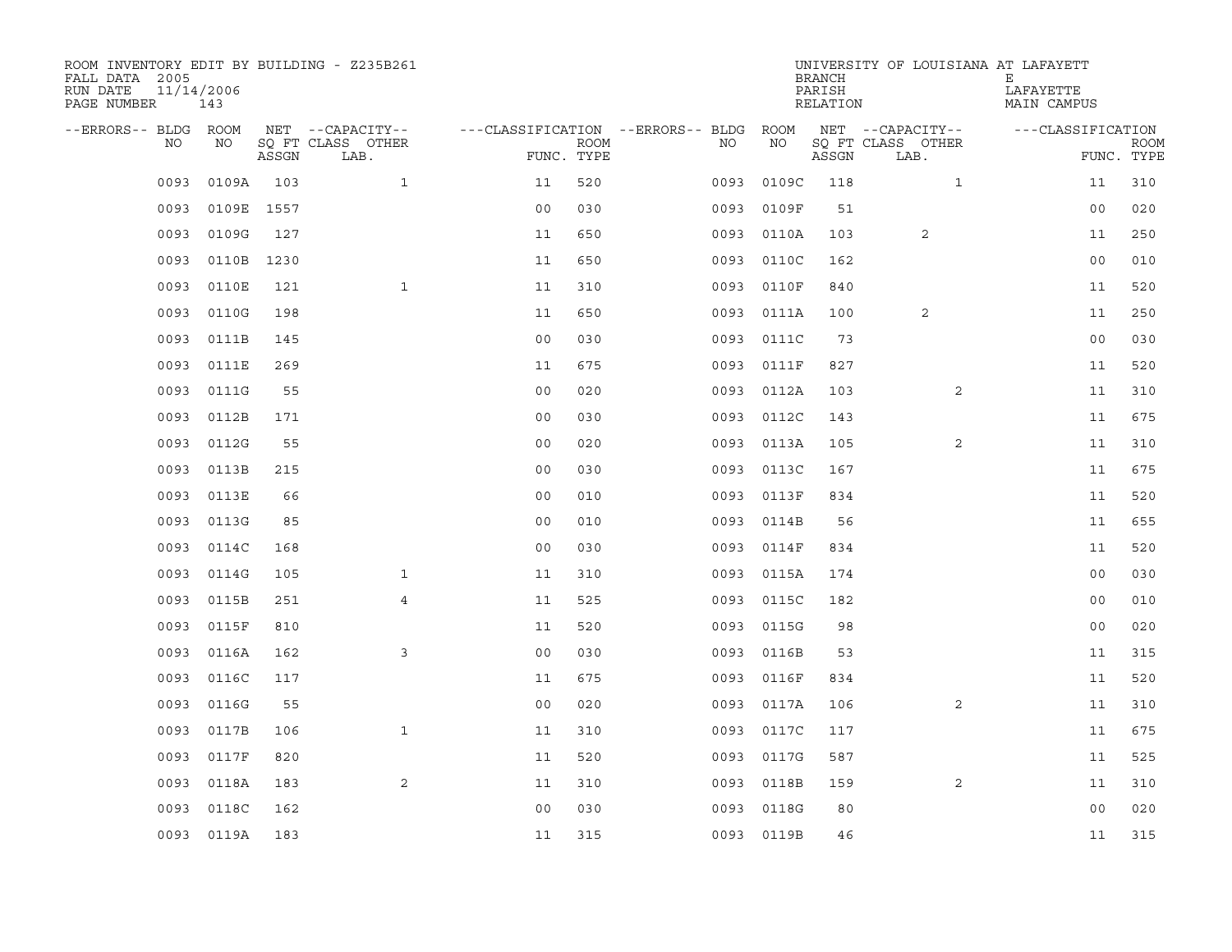ROOM INVENTORY EDIT BY BUILDING - Z235B261
FALL DATA 2005
RUN DATE 11/14/2006
PAGE NUMBER 143

UNIVERSITY OF LOUISIANA AT LAFAYETTE
BRANCH E
PARISH LAFAYETTE
RELATION MAIN CAMPUS

| --ERRORS-- | BLDG NO | ROOM NO | NET SQ FT ASSGN | --CAPACITY-- CLASS LAB. | OTHER | ---CLASSIFICATION FUNC. | ROOM TYPE | --ERRORS-- | BLDG NO | ROOM NO | NET SQ FT ASSGN | --CAPACITY-- CLASS LAB. | OTHER | ---CLASSIFICATION FUNC. | ROOM TYPE |
|---|---|---|---|---|---|---|---|---|---|---|---|---|---|---|---|
| | 0093 | 0109A | 103 | | 1 | 11 | 520 | | 0093 | 0109C | 118 | | 1 | 11 | 310 |
| | 0093 | 0109E | 1557 | | | 00 | 030 | | 0093 | 0109F | 51 | | | 00 | 020 |
| | 0093 | 0109G | 127 | | | 11 | 650 | | 0093 | 0110A | 103 | 2 | | 11 | 250 |
| | 0093 | 0110B | 1230 | | | 11 | 650 | | 0093 | 0110C | 162 | | | 00 | 010 |
| | 0093 | 0110E | 121 | | 1 | 11 | 310 | | 0093 | 0110F | 840 | | | 11 | 520 |
| | 0093 | 0110G | 198 | | | 11 | 650 | | 0093 | 0111A | 100 | 2 | | 11 | 250 |
| | 0093 | 0111B | 145 | | | 00 | 030 | | 0093 | 0111C | 73 | | | 00 | 030 |
| | 0093 | 0111E | 269 | | | 11 | 675 | | 0093 | 0111F | 827 | | | 11 | 520 |
| | 0093 | 0111G | 55 | | | 00 | 020 | | 0093 | 0112A | 103 | | 2 | 11 | 310 |
| | 0093 | 0112B | 171 | | | 00 | 030 | | 0093 | 0112C | 143 | | | 11 | 675 |
| | 0093 | 0112G | 55 | | | 00 | 020 | | 0093 | 0113A | 105 | | 2 | 11 | 310 |
| | 0093 | 0113B | 215 | | | 00 | 030 | | 0093 | 0113C | 167 | | | 11 | 675 |
| | 0093 | 0113E | 66 | | | 00 | 010 | | 0093 | 0113F | 834 | | | 11 | 520 |
| | 0093 | 0113G | 85 | | | 00 | 010 | | 0093 | 0114B | 56 | | | 11 | 655 |
| | 0093 | 0114C | 168 | | | 00 | 030 | | 0093 | 0114F | 834 | | | 11 | 520 |
| | 0093 | 0114G | 105 | | 1 | 11 | 310 | | 0093 | 0115A | 174 | | | 00 | 030 |
| | 0093 | 0115B | 251 | | 4 | 11 | 525 | | 0093 | 0115C | 182 | | | 00 | 010 |
| | 0093 | 0115F | 810 | | | 11 | 520 | | 0093 | 0115G | 98 | | | 00 | 020 |
| | 0093 | 0116A | 162 | | 3 | 00 | 030 | | 0093 | 0116B | 53 | | | 11 | 315 |
| | 0093 | 0116C | 117 | | | 11 | 675 | | 0093 | 0116F | 834 | | | 11 | 520 |
| | 0093 | 0116G | 55 | | | 00 | 020 | | 0093 | 0117A | 106 | | 2 | 11 | 310 |
| | 0093 | 0117B | 106 | | 1 | 11 | 310 | | 0093 | 0117C | 117 | | | 11 | 675 |
| | 0093 | 0117F | 820 | | | 11 | 520 | | 0093 | 0117G | 587 | | | 11 | 525 |
| | 0093 | 0118A | 183 | | 2 | 11 | 310 | | 0093 | 0118B | 159 | | 2 | 11 | 310 |
| | 0093 | 0118C | 162 | | | 00 | 030 | | 0093 | 0118G | 80 | | | 00 | 020 |
| | 0093 | 0119A | 183 | | | 11 | 315 | | 0093 | 0119B | 46 | | | 11 | 315 |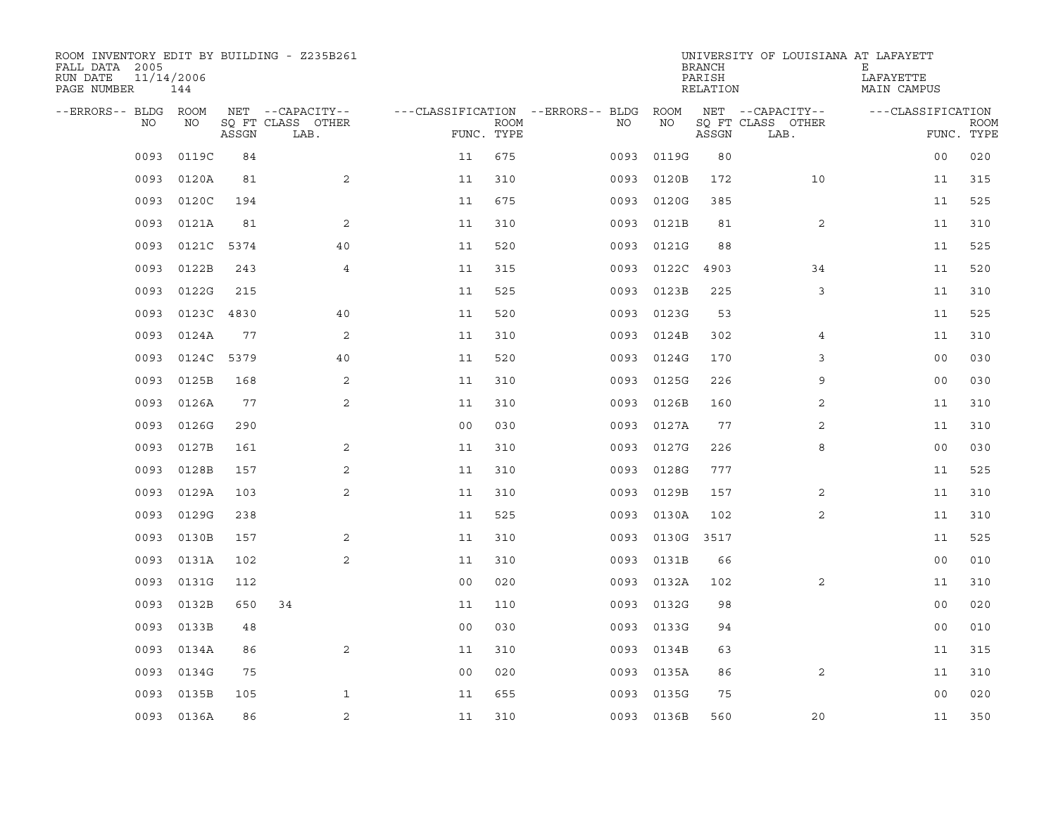ROOM INVENTORY EDIT BY BUILDING - Z235B261
FALL DATA 2005
RUN DATE 11/14/2006
PAGE NUMBER 144

UNIVERSITY OF LOUISIANA AT LAFAYETTE
BRANCH E
PARISH LAFAYETTE
RELATION MAIN CAMPUS

| --ERRORS-- | BLDG NO | ROOM NO | NET SQ FT ASSGN | --CAPACITY-- CLASS | OTHER LAB. | ---CLASSIFICATION FUNC. | ROOM TYPE | --ERRORS-- | BLDG NO | ROOM NO | NET SQ FT ASSGN | --CAPACITY-- CLASS | OTHER LAB. | ---CLASSIFICATION FUNC. | ROOM TYPE |
|---|---|---|---|---|---|---|---|---|---|---|---|---|---|---|---|
| | 0093 | 0119C | 84 | | | 11 | 675 | | 0093 | 0119G | 80 | | | 00 | 020 |
| | 0093 | 0120A | 81 | | 2 | 11 | 310 | | 0093 | 0120B | 172 | | 10 | 11 | 315 |
| | 0093 | 0120C | 194 | | | 11 | 675 | | 0093 | 0120G | 385 | | | 11 | 525 |
| | 0093 | 0121A | 81 | | 2 | 11 | 310 | | 0093 | 0121B | 81 | | 2 | 11 | 310 |
| | 0093 | 0121C | 5374 | | 40 | 11 | 520 | | 0093 | 0121G | 88 | | | 11 | 525 |
| | 0093 | 0122B | 243 | | 4 | 11 | 315 | | 0093 | 0122C | 4903 | | 34 | 11 | 520 |
| | 0093 | 0122G | 215 | | | 11 | 525 | | 0093 | 0123B | 225 | | 3 | 11 | 310 |
| | 0093 | 0123C | 4830 | | 40 | 11 | 520 | | 0093 | 0123G | 53 | | | 11 | 525 |
| | 0093 | 0124A | 77 | | 2 | 11 | 310 | | 0093 | 0124B | 302 | | 4 | 11 | 310 |
| | 0093 | 0124C | 5379 | | 40 | 11 | 520 | | 0093 | 0124G | 170 | | 3 | 00 | 030 |
| | 0093 | 0125B | 168 | | 2 | 11 | 310 | | 0093 | 0125G | 226 | | 9 | 00 | 030 |
| | 0093 | 0126A | 77 | | 2 | 11 | 310 | | 0093 | 0126B | 160 | | 2 | 11 | 310 |
| | 0093 | 0126G | 290 | | | 00 | 030 | | 0093 | 0127A | 77 | | 2 | 11 | 310 |
| | 0093 | 0127B | 161 | | 2 | 11 | 310 | | 0093 | 0127G | 226 | | 8 | 00 | 030 |
| | 0093 | 0128B | 157 | | 2 | 11 | 310 | | 0093 | 0128G | 777 | | | 11 | 525 |
| | 0093 | 0129A | 103 | | 2 | 11 | 310 | | 0093 | 0129B | 157 | | 2 | 11 | 310 |
| | 0093 | 0129G | 238 | | | 11 | 525 | | 0093 | 0130A | 102 | | 2 | 11 | 310 |
| | 0093 | 0130B | 157 | | 2 | 11 | 310 | | 0093 | 0130G | 3517 | | | 11 | 525 |
| | 0093 | 0131A | 102 | | 2 | 11 | 310 | | 0093 | 0131B | 66 | | | 00 | 010 |
| | 0093 | 0131G | 112 | | | 00 | 020 | | 0093 | 0132A | 102 | | 2 | 11 | 310 |
| | 0093 | 0132B | 650 | 34 | | 11 | 110 | | 0093 | 0132G | 98 | | | 00 | 020 |
| | 0093 | 0133B | 48 | | | 00 | 030 | | 0093 | 0133G | 94 | | | 00 | 010 |
| | 0093 | 0134A | 86 | | 2 | 11 | 310 | | 0093 | 0134B | 63 | | | 11 | 315 |
| | 0093 | 0134G | 75 | | | 00 | 020 | | 0093 | 0135A | 86 | | 2 | 11 | 310 |
| | 0093 | 0135B | 105 | | 1 | 11 | 655 | | 0093 | 0135G | 75 | | | 00 | 020 |
| | 0093 | 0136A | 86 | | 2 | 11 | 310 | | 0093 | 0136B | 560 | | 20 | 11 | 350 |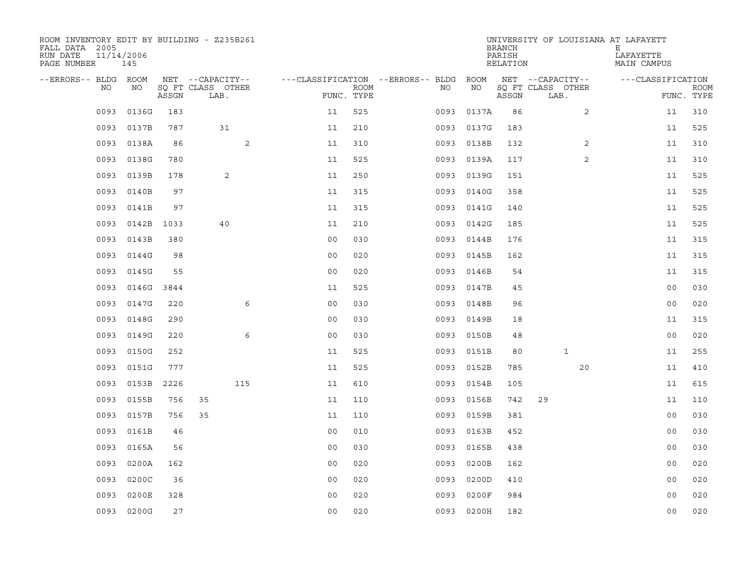ROOM INVENTORY EDIT BY BUILDING - Z235B261
FALL DATA 2005
RUN DATE 11/14/2006
PAGE NUMBER 145

UNIVERSITY OF LOUISIANA AT LAFAYETTE
BRANCH E
PARISH LAFAYETTE
RELATION MAIN CAMPUS

| --ERRORS-- | BLDG NO | ROOM NO | NET SQ FT ASSGN | CAPACITY CLASS | CAPACITY LAB. | CAPACITY OTHER | FUNC. | ROOM TYPE | --ERRORS-- | BLDG NO | ROOM NO | NET SQ FT ASSGN | CAPACITY CLASS | CAPACITY LAB. | CAPACITY OTHER | FUNC. | ROOM TYPE |
|---|---|---|---|---|---|---|---|---|---|---|---|---|---|---|---|---|---|
| | 0093 | 0136G | 183 | | | | 11 | 525 | | 0093 | 0137A | 86 | | | 2 | 11 | 310 |
| | 0093 | 0137B | 787 | | 31 | | 11 | 210 | | 0093 | 0137G | 183 | | | | 11 | 525 |
| | 0093 | 0138A | 86 | | | 2 | 11 | 310 | | 0093 | 0138B | 132 | | | 2 | 11 | 310 |
| | 0093 | 0138G | 780 | | | | 11 | 525 | | 0093 | 0139A | 117 | | | 2 | 11 | 310 |
| | 0093 | 0139B | 178 | | 2 | | 11 | 250 | | 0093 | 0139G | 151 | | | | 11 | 525 |
| | 0093 | 0140B | 97 | | | | 11 | 315 | | 0093 | 0140G | 358 | | | | 11 | 525 |
| | 0093 | 0141B | 97 | | | | 11 | 315 | | 0093 | 0141G | 140 | | | | 11 | 525 |
| | 0093 | 0142B | 1033 | | 40 | | 11 | 210 | | 0093 | 0142G | 185 | | | | 11 | 525 |
| | 0093 | 0143B | 380 | | | | 00 | 030 | | 0093 | 0144B | 176 | | | | 11 | 315 |
| | 0093 | 0144G | 98 | | | | 00 | 020 | | 0093 | 0145B | 162 | | | | 11 | 315 |
| | 0093 | 0145G | 55 | | | | 00 | 020 | | 0093 | 0146B | 54 | | | | 11 | 315 |
| | 0093 | 0146G | 3844 | | | | 11 | 525 | | 0093 | 0147B | 45 | | | | 00 | 030 |
| | 0093 | 0147G | 220 | | | 6 | 00 | 030 | | 0093 | 0148B | 96 | | | | 00 | 020 |
| | 0093 | 0148G | 290 | | | | 00 | 030 | | 0093 | 0149B | 18 | | | | 11 | 315 |
| | 0093 | 0149G | 220 | | | 6 | 00 | 030 | | 0093 | 0150B | 48 | | | | 00 | 020 |
| | 0093 | 0150G | 252 | | | | 11 | 525 | | 0093 | 0151B | 80 | | 1 | | 11 | 255 |
| | 0093 | 0151G | 777 | | | | 11 | 525 | | 0093 | 0152B | 785 | | | 20 | 11 | 410 |
| | 0093 | 0153B | 2226 | | | 115 | 11 | 610 | | 0093 | 0154B | 105 | | | | 11 | 615 |
| | 0093 | 0155B | 756 | 35 | | | 11 | 110 | | 0093 | 0156B | 742 | 29 | | | 11 | 110 |
| | 0093 | 0157B | 756 | 35 | | | 11 | 110 | | 0093 | 0159B | 381 | | | | 00 | 030 |
| | 0093 | 0161B | 46 | | | | 00 | 010 | | 0093 | 0163B | 452 | | | | 00 | 030 |
| | 0093 | 0165A | 56 | | | | 00 | 030 | | 0093 | 0165B | 438 | | | | 00 | 030 |
| | 0093 | 0200A | 162 | | | | 00 | 020 | | 0093 | 0200B | 162 | | | | 00 | 020 |
| | 0093 | 0200C | 36 | | | | 00 | 020 | | 0093 | 0200D | 410 | | | | 00 | 020 |
| | 0093 | 0200E | 328 | | | | 00 | 020 | | 0093 | 0200F | 984 | | | | 00 | 020 |
| | 0093 | 0200G | 27 | | | | 00 | 020 | | 0093 | 0200H | 182 | | | | 00 | 020 |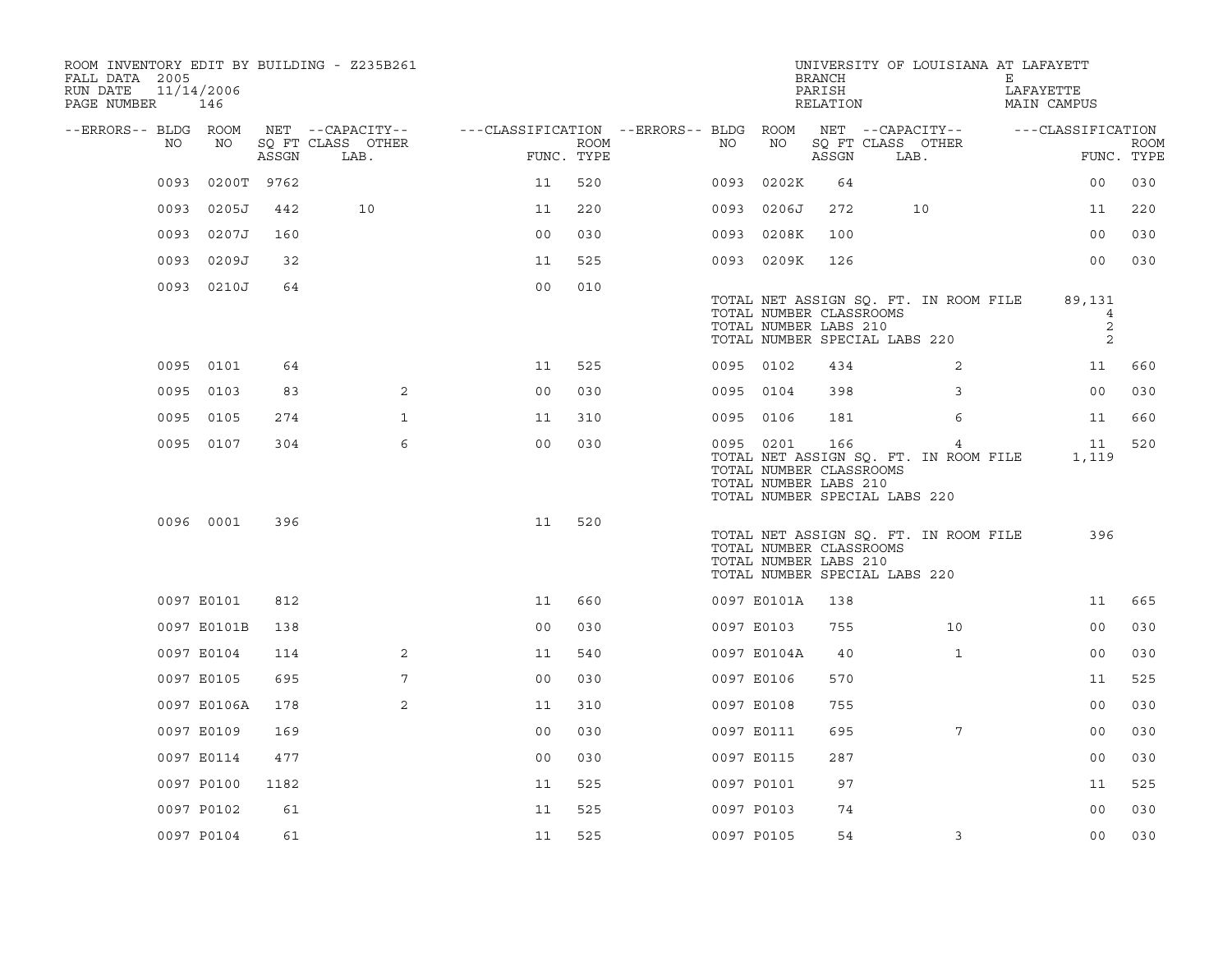ROOM INVENTORY EDIT BY BUILDING - Z235B261
FALL DATA 2005
RUN DATE 11/14/2006
PAGE NUMBER 146

UNIVERSITY OF LOUISIANA AT LAFAYETTE
BRANCH E
PARISH LAFAYETTE
RELATION MAIN CAMPUS

| --ERRORS-- | BLDG NO | ROOM NO | NET ASSGN SQ FT | CAPACITY CLASS | CAPACITY OTHER LAB. | CLASSIFICATION FUNC. | ROOM TYPE | --ERRORS-- | BLDG NO | ROOM NO | NET ASSGN SQ FT | CAPACITY CLASS | CAPACITY OTHER LAB. | CLASSIFICATION FUNC. | ROOM TYPE |
|---|---|---|---|---|---|---|---|---|---|---|---|---|---|---|---|
| | 0093 | 0200T | 9762 | | | 11 | 520 | | 0093 | 0202K | 64 | | | 00 | 030 |
| | 0093 | 0205J | 442 | 10 | | 11 | 220 | | 0093 | 0206J | 272 | 10 | | 11 | 220 |
| | 0093 | 0207J | 160 | | | 00 | 030 | | 0093 | 0208K | 100 | | | 00 | 030 |
| | 0093 | 0209J | 32 | | | 11 | 525 | | 0093 | 0209K | 126 | | | 00 | 030 |
| | 0093 | 0210J | 64 | | | 00 | 010 | | | | | | | | |
| | | | | | | | | | TOTAL NET ASSIGN SQ. FT. IN ROOM FILE | | | | | 89,131 | |
| | | | | | | | | | TOTAL NUMBER CLASSROOMS | | | | | 4 | |
| | | | | | | | | | TOTAL NUMBER LABS 210 | | | | | 2 | |
| | | | | | | | | | TOTAL NUMBER SPECIAL LABS 220 | | | | | 2 | |
| | 0095 | 0101 | 64 | | | 11 | 525 | | 0095 | 0102 | 434 | | 2 | 11 | 660 |
| | 0095 | 0103 | 83 | | 2 | 00 | 030 | | 0095 | 0104 | 398 | | 3 | 00 | 030 |
| | 0095 | 0105 | 274 | | 1 | 11 | 310 | | 0095 | 0106 | 181 | | 6 | 11 | 660 |
| | 0095 | 0107 | 304 | | 6 | 00 | 030 | | 0095 | 0201 | 166 | | 4 | 11 | 520 |
| | | | | | | | | | TOTAL NET ASSIGN SQ. FT. IN ROOM FILE | | | | | 1,119 | |
| | | | | | | | | | TOTAL NUMBER CLASSROOMS | | | | | | |
| | | | | | | | | | TOTAL NUMBER LABS 210 | | | | | | |
| | | | | | | | | | TOTAL NUMBER SPECIAL LABS 220 | | | | | | |
| | 0096 | 0001 | 396 | | | 11 | 520 | | | | | | | | |
| | | | | | | | | | TOTAL NET ASSIGN SQ. FT. IN ROOM FILE | | | | | 396 | |
| | | | | | | | | | TOTAL NUMBER CLASSROOMS | | | | | | |
| | | | | | | | | | TOTAL NUMBER LABS 210 | | | | | | |
| | | | | | | | | | TOTAL NUMBER SPECIAL LABS 220 | | | | | | |
| | 0097 | E0101 | 812 | | | 11 | 660 | | 0097 | E0101A | 138 | | | 11 | 665 |
| | 0097 | E0101B | 138 | | | 00 | 030 | | 0097 | E0103 | 755 | | 10 | 00 | 030 |
| | 0097 | E0104 | 114 | | 2 | 11 | 540 | | 0097 | E0104A | 40 | | 1 | 00 | 030 |
| | 0097 | E0105 | 695 | | 7 | 00 | 030 | | 0097 | E0106 | 570 | | | 11 | 525 |
| | 0097 | E0106A | 178 | | 2 | 11 | 310 | | 0097 | E0108 | 755 | | | 00 | 030 |
| | 0097 | E0109 | 169 | | | 00 | 030 | | 0097 | E0111 | 695 | | 7 | 00 | 030 |
| | 0097 | E0114 | 477 | | | 00 | 030 | | 0097 | E0115 | 287 | | | 00 | 030 |
| | 0097 | P0100 | 1182 | | | 11 | 525 | | 0097 | P0101 | 97 | | | 11 | 525 |
| | 0097 | P0102 | 61 | | | 11 | 525 | | 0097 | P0103 | 74 | | | 00 | 030 |
| | 0097 | P0104 | 61 | | | 11 | 525 | | 0097 | P0105 | 54 | | 3 | 00 | 030 |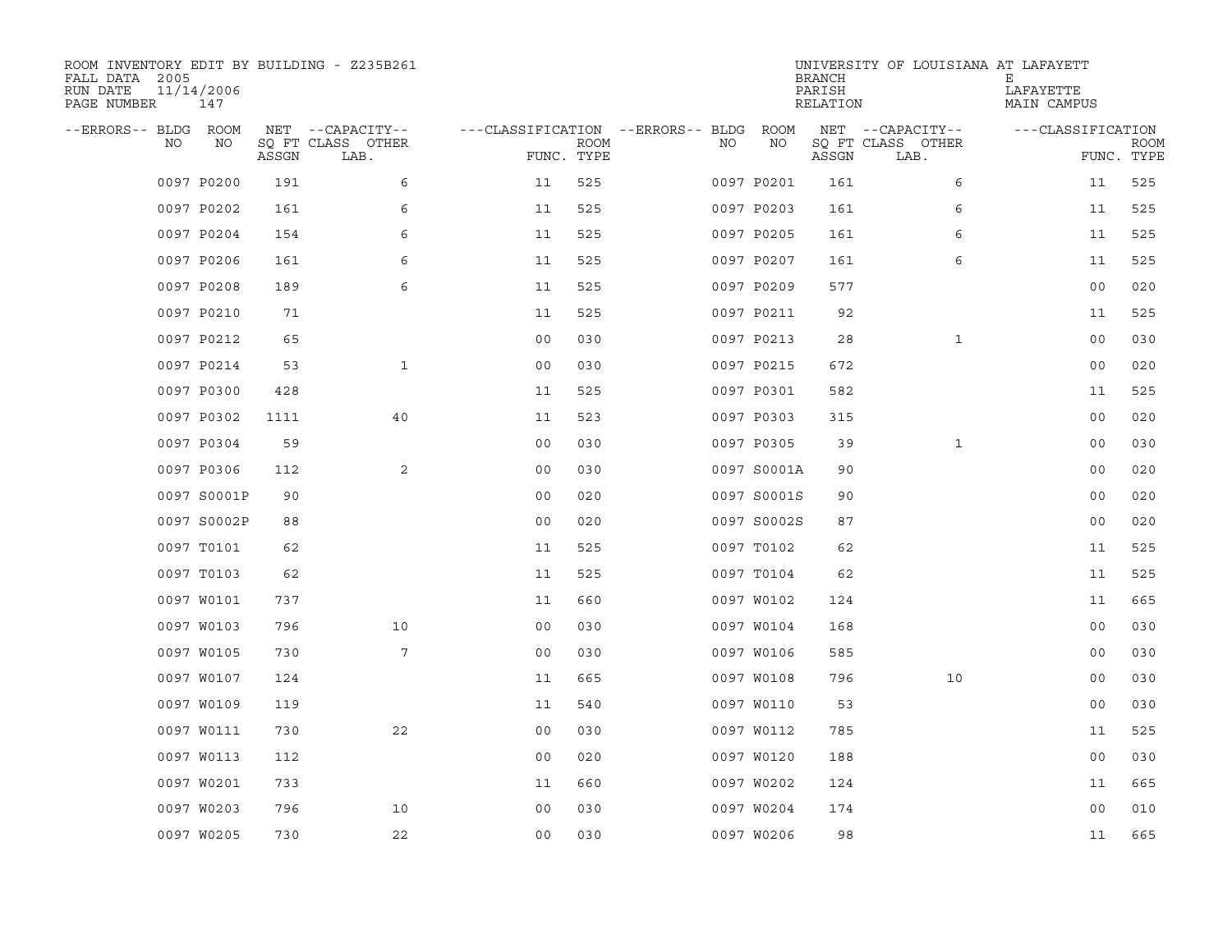ROOM INVENTORY EDIT BY BUILDING - Z235B261
FALL DATA 2005
RUN DATE 11/14/2006
PAGE NUMBER 147

UNIVERSITY OF LOUISIANA AT LAFAYETTE
BRANCH E
PARISH LAFAYETTE
RELATION MAIN CAMPUS

| --ERRORS-- | BLDG NO | ROOM NO | NET SQ FT ASSGN | --CAPACITY-- CLASS LAB. | OTHER | ---CLASSIFICATION FUNC. | ROOM TYPE | --ERRORS-- | BLDG NO | ROOM NO | NET SQ FT ASSGN | --CAPACITY-- CLASS LAB. | OTHER | ---CLASSIFICATION FUNC. | ROOM TYPE |
|---|---|---|---|---|---|---|---|---|---|---|---|---|---|---|---|
| | 0097 | P0200 | 191 | | 6 | 11 | 525 | | 0097 | P0201 | 161 | | 6 | 11 | 525 |
| | 0097 | P0202 | 161 | | 6 | 11 | 525 | | 0097 | P0203 | 161 | | 6 | 11 | 525 |
| | 0097 | P0204 | 154 | | 6 | 11 | 525 | | 0097 | P0205 | 161 | | 6 | 11 | 525 |
| | 0097 | P0206 | 161 | | 6 | 11 | 525 | | 0097 | P0207 | 161 | | 6 | 11 | 525 |
| | 0097 | P0208 | 189 | | 6 | 11 | 525 | | 0097 | P0209 | 577 | | | 00 | 020 |
| | 0097 | P0210 | 71 | | | 11 | 525 | | 0097 | P0211 | 92 | | | 11 | 525 |
| | 0097 | P0212 | 65 | | | 00 | 030 | | 0097 | P0213 | 28 | | 1 | 00 | 030 |
| | 0097 | P0214 | 53 | | 1 | 00 | 030 | | 0097 | P0215 | 672 | | | 00 | 020 |
| | 0097 | P0300 | 428 | | | 11 | 525 | | 0097 | P0301 | 582 | | | 11 | 525 |
| | 0097 | P0302 | 1111 | | 40 | 11 | 523 | | 0097 | P0303 | 315 | | | 00 | 020 |
| | 0097 | P0304 | 59 | | | 00 | 030 | | 0097 | P0305 | 39 | | 1 | 00 | 030 |
| | 0097 | P0306 | 112 | | 2 | 00 | 030 | | 0097 | S0001A | 90 | | | 00 | 020 |
| | 0097 | S0001P | 90 | | | 00 | 020 | | 0097 | S0001S | 90 | | | 00 | 020 |
| | 0097 | S0002P | 88 | | | 00 | 020 | | 0097 | S0002S | 87 | | | 00 | 020 |
| | 0097 | T0101 | 62 | | | 11 | 525 | | 0097 | T0102 | 62 | | | 11 | 525 |
| | 0097 | T0103 | 62 | | | 11 | 525 | | 0097 | T0104 | 62 | | | 11 | 525 |
| | 0097 | W0101 | 737 | | | 11 | 660 | | 0097 | W0102 | 124 | | | 11 | 665 |
| | 0097 | W0103 | 796 | | 10 | 00 | 030 | | 0097 | W0104 | 168 | | | 00 | 030 |
| | 0097 | W0105 | 730 | | 7 | 00 | 030 | | 0097 | W0106 | 585 | | | 00 | 030 |
| | 0097 | W0107 | 124 | | | 11 | 665 | | 0097 | W0108 | 796 | | 10 | 00 | 030 |
| | 0097 | W0109 | 119 | | | 11 | 540 | | 0097 | W0110 | 53 | | | 00 | 030 |
| | 0097 | W0111 | 730 | | 22 | 00 | 030 | | 0097 | W0112 | 785 | | | 11 | 525 |
| | 0097 | W0113 | 112 | | | 00 | 020 | | 0097 | W0120 | 188 | | | 00 | 030 |
| | 0097 | W0201 | 733 | | | 11 | 660 | | 0097 | W0202 | 124 | | | 11 | 665 |
| | 0097 | W0203 | 796 | | 10 | 00 | 030 | | 0097 | W0204 | 174 | | | 00 | 010 |
| | 0097 | W0205 | 730 | | 22 | 00 | 030 | | 0097 | W0206 | 98 | | | 11 | 665 |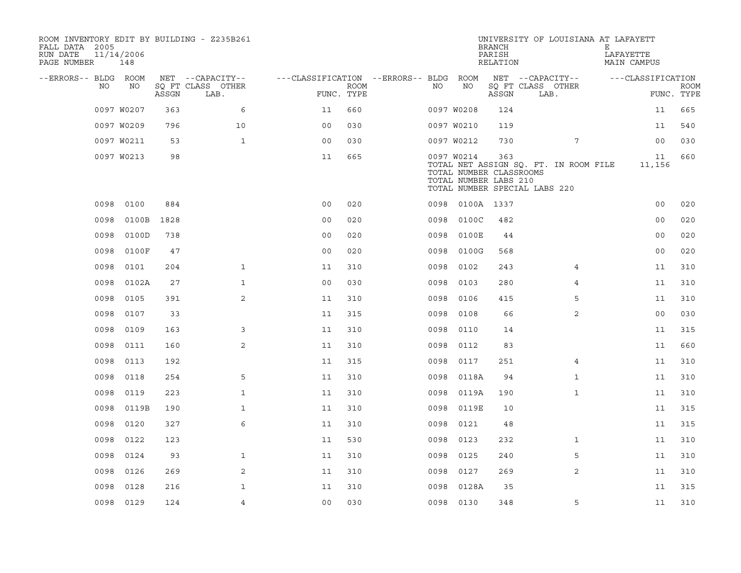ROOM INVENTORY EDIT BY BUILDING - Z235B261
FALL DATA 2005
RUN DATE 11/14/2006
PAGE NUMBER 148

UNIVERSITY OF LOUISIANA AT LAFAYETTE
BRANCH E
PARISH LAFAYETTE
RELATION MAIN CAMPUS

| --ERRORS-- | BLDG NO | ROOM NO | NET ASSGN SQ FT | --CAPACITY-- CLASS LAB. | OTHER | ---CLASSIFICATION FUNC. | ROOM TYPE | --ERRORS-- | BLDG NO | ROOM NO | NET ASSGN SQ FT | --CAPACITY-- CLASS LAB. | OTHER | ---CLASSIFICATION FUNC. | ROOM TYPE |
|---|---|---|---|---|---|---|---|---|---|---|---|---|---|---|---|
| | 0097 | W0207 | 363 | | 6 | 11 | 660 | | 0097 | W0208 | 124 | | | 11 | 665 |
| | 0097 | W0209 | 796 | | 10 | 00 | 030 | | 0097 | W0210 | 119 | | | 11 | 540 |
| | 0097 | W0211 | 53 | | 1 | 00 | 030 | | 0097 | W0212 | 730 | | 7 | 00 | 030 |
| | 0097 | W0213 | 98 | | | 11 | 665 | | 0097 | W0214 | 363 | | | 11 | 660 |
| | | | | | | | | | | TOTAL NET ASSIGN SQ. FT. IN ROOM FILE | | | | 11,156 | |
| | | | | | | | | | | TOTAL NUMBER CLASSROOMS | | | | | |
| | | | | | | | | | | TOTAL NUMBER LABS 210 | | | | | |
| | | | | | | | | | | TOTAL NUMBER SPECIAL LABS 220 | | | | | |
| | 0098 | 0100 | 884 | | | 00 | 020 | | 0098 | 0100A | 1337 | | | 00 | 020 |
| | 0098 | 0100B | 1828 | | | 00 | 020 | | 0098 | 0100C | 482 | | | 00 | 020 |
| | 0098 | 0100D | 738 | | | 00 | 020 | | 0098 | 0100E | 44 | | | 00 | 020 |
| | 0098 | 0100F | 47 | | | 00 | 020 | | 0098 | 0100G | 568 | | | 00 | 020 |
| | 0098 | 0101 | 204 | | 1 | 11 | 310 | | 0098 | 0102 | 243 | | 4 | 11 | 310 |
| | 0098 | 0102A | 27 | | 1 | 00 | 030 | | 0098 | 0103 | 280 | | 4 | 11 | 310 |
| | 0098 | 0105 | 391 | | 2 | 11 | 310 | | 0098 | 0106 | 415 | | 5 | 11 | 310 |
| | 0098 | 0107 | 33 | | | 11 | 315 | | 0098 | 0108 | 66 | | 2 | 00 | 030 |
| | 0098 | 0109 | 163 | | 3 | 11 | 310 | | 0098 | 0110 | 14 | | | 11 | 315 |
| | 0098 | 0111 | 160 | | 2 | 11 | 310 | | 0098 | 0112 | 83 | | | 11 | 660 |
| | 0098 | 0113 | 192 | | | 11 | 315 | | 0098 | 0117 | 251 | | 4 | 11 | 310 |
| | 0098 | 0118 | 254 | | 5 | 11 | 310 | | 0098 | 0118A | 94 | | 1 | 11 | 310 |
| | 0098 | 0119 | 223 | | 1 | 11 | 310 | | 0098 | 0119A | 190 | | 1 | 11 | 310 |
| | 0098 | 0119B | 190 | | 1 | 11 | 310 | | 0098 | 0119E | 10 | | | 11 | 315 |
| | 0098 | 0120 | 327 | | 6 | 11 | 310 | | 0098 | 0121 | 48 | | | 11 | 315 |
| | 0098 | 0122 | 123 | | | 11 | 530 | | 0098 | 0123 | 232 | | 1 | 11 | 310 |
| | 0098 | 0124 | 93 | | 1 | 11 | 310 | | 0098 | 0125 | 240 | | 5 | 11 | 310 |
| | 0098 | 0126 | 269 | | 2 | 11 | 310 | | 0098 | 0127 | 269 | | 2 | 11 | 310 |
| | 0098 | 0128 | 216 | | 1 | 11 | 310 | | 0098 | 0128A | 35 | | | 11 | 315 |
| | 0098 | 0129 | 124 | | 4 | 00 | 030 | | 0098 | 0130 | 348 | | 5 | 11 | 310 |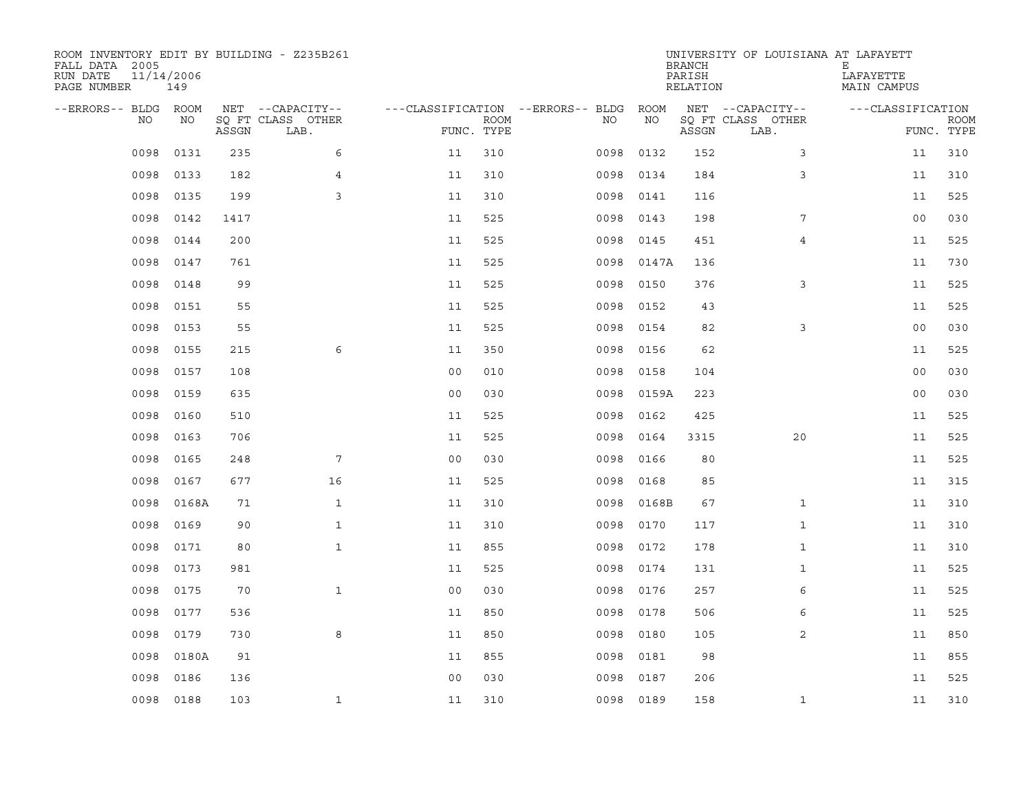ROOM INVENTORY EDIT BY BUILDING - Z235B261
FALL DATA 2005
RUN DATE 11/14/2006
PAGE NUMBER 149

UNIVERSITY OF LOUISIANA AT LAFAYETT
BRANCH E
PARISH LAFAYETTE
RELATION MAIN CAMPUS

| --ERRORS-- | BLDG NO | ROOM NO | NET SQ FT ASSGN | --CAPACITY-- CLASS LAB. | OTHER | ---CLASSIFICATION FUNC. | ROOM TYPE | --ERRORS-- | BLDG NO | ROOM NO | NET SQ FT ASSGN | --CAPACITY-- CLASS LAB. | OTHER | ---CLASSIFICATION FUNC. | ROOM TYPE |
|---|---|---|---|---|---|---|---|---|---|---|---|---|---|---|---|
| | 0098 | 0131 | 235 | | 6 | 11 | 310 | | 0098 | 0132 | 152 | | 3 | 11 | 310 |
| | 0098 | 0133 | 182 | | 4 | 11 | 310 | | 0098 | 0134 | 184 | | 3 | 11 | 310 |
| | 0098 | 0135 | 199 | | 3 | 11 | 310 | | 0098 | 0141 | 116 | | | 11 | 525 |
| | 0098 | 0142 | 1417 | | | 11 | 525 | | 0098 | 0143 | 198 | | 7 | 00 | 030 |
| | 0098 | 0144 | 200 | | | 11 | 525 | | 0098 | 0145 | 451 | | 4 | 11 | 525 |
| | 0098 | 0147 | 761 | | | 11 | 525 | | 0098 | 0147A | 136 | | | 11 | 730 |
| | 0098 | 0148 | 99 | | | 11 | 525 | | 0098 | 0150 | 376 | | 3 | 11 | 525 |
| | 0098 | 0151 | 55 | | | 11 | 525 | | 0098 | 0152 | 43 | | | 11 | 525 |
| | 0098 | 0153 | 55 | | | 11 | 525 | | 0098 | 0154 | 82 | | 3 | 00 | 030 |
| | 0098 | 0155 | 215 | | 6 | 11 | 350 | | 0098 | 0156 | 62 | | | 11 | 525 |
| | 0098 | 0157 | 108 | | | 00 | 010 | | 0098 | 0158 | 104 | | | 00 | 030 |
| | 0098 | 0159 | 635 | | | 00 | 030 | | 0098 | 0159A | 223 | | | 00 | 030 |
| | 0098 | 0160 | 510 | | | 11 | 525 | | 0098 | 0162 | 425 | | | 11 | 525 |
| | 0098 | 0163 | 706 | | | 11 | 525 | | 0098 | 0164 | 3315 | | 20 | 11 | 525 |
| | 0098 | 0165 | 248 | | 7 | 00 | 030 | | 0098 | 0166 | 80 | | | 11 | 525 |
| | 0098 | 0167 | 677 | | 16 | 11 | 525 | | 0098 | 0168 | 85 | | | 11 | 315 |
| | 0098 | 0168A | 71 | | 1 | 11 | 310 | | 0098 | 0168B | 67 | | 1 | 11 | 310 |
| | 0098 | 0169 | 90 | | 1 | 11 | 310 | | 0098 | 0170 | 117 | | 1 | 11 | 310 |
| | 0098 | 0171 | 80 | | 1 | 11 | 855 | | 0098 | 0172 | 178 | | 1 | 11 | 310 |
| | 0098 | 0173 | 981 | | | 11 | 525 | | 0098 | 0174 | 131 | | 1 | 11 | 525 |
| | 0098 | 0175 | 70 | | 1 | 00 | 030 | | 0098 | 0176 | 257 | | 6 | 11 | 525 |
| | 0098 | 0177 | 536 | | | 11 | 850 | | 0098 | 0178 | 506 | | 6 | 11 | 525 |
| | 0098 | 0179 | 730 | | 8 | 11 | 850 | | 0098 | 0180 | 105 | | 2 | 11 | 850 |
| | 0098 | 0180A | 91 | | | 11 | 855 | | 0098 | 0181 | 98 | | | 11 | 855 |
| | 0098 | 0186 | 136 | | | 00 | 030 | | 0098 | 0187 | 206 | | | 11 | 525 |
| | 0098 | 0188 | 103 | | 1 | 11 | 310 | | 0098 | 0189 | 158 | | 1 | 11 | 310 |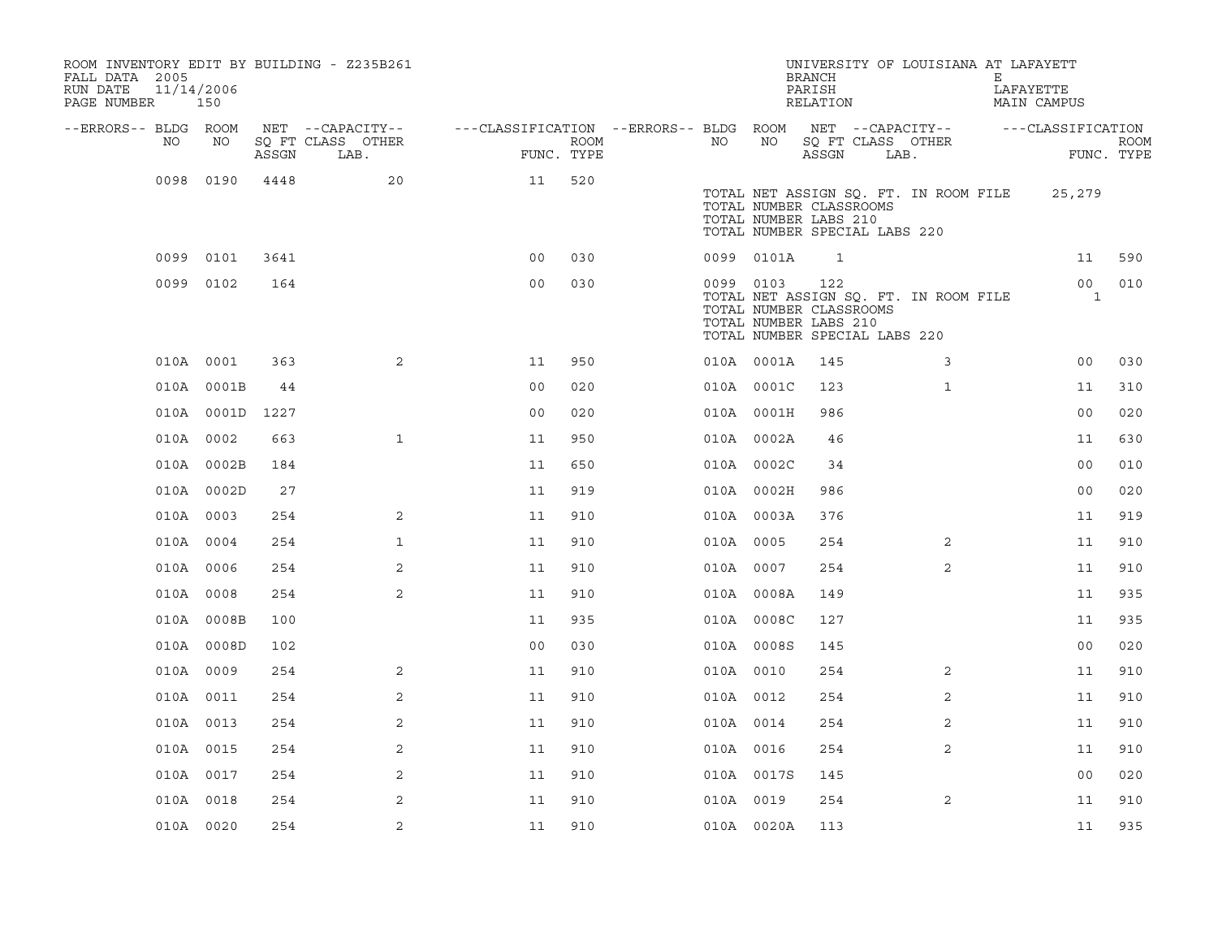ROOM INVENTORY EDIT BY BUILDING - Z235B261
FALL DATA 2005
RUN DATE 11/14/2006
PAGE NUMBER 150

UNIVERSITY OF LOUISIANA AT LAFAYETT
BRANCH E
PARISH LAFAYETTE
RELATION MAIN CAMPUS

| --ERRORS-- | BLDG NO | ROOM NO | NET SQ FT ASSGN | --CAPACITY-- CLASS LAB. | OTHER | ---CLASSIFICATION FUNC. | ROOM TYPE | --ERRORS-- | BLDG NO | ROOM NO | NET SQ FT ASSGN | --CAPACITY-- CLASS LAB. | OTHER | ---CLASSIFICATION FUNC. | ROOM TYPE |
|---|---|---|---|---|---|---|---|---|---|---|---|---|---|---|---|
| | 0098 | 0190 | 4448 | | 20 | 11 | 520 | | | | | | | | |
| | | | | | | | | | TOTAL NET ASSIGN SQ. FT. IN ROOM FILE | | | | | 25,279 | |
| | | | | | | | | | TOTAL NUMBER CLASSROOMS | | | | | | |
| | | | | | | | | | TOTAL NUMBER LABS 210 | | | | | | |
| | | | | | | | | | TOTAL NUMBER SPECIAL LABS 220 | | | | | | |
| | 0099 | 0101 | 3641 | | | 00 | 030 | | 0099 | 0101A | 1 | | | 11 | 590 |
| | 0099 | 0102 | 164 | | | 00 | 030 | | 0099 | 0103 | 122 | | | 00 | 010 |
| | | | | | | | | | TOTAL NET ASSIGN SQ. FT. IN ROOM FILE | | | | | 1 | |
| | | | | | | | | | TOTAL NUMBER CLASSROOMS | | | | | | |
| | | | | | | | | | TOTAL NUMBER LABS 210 | | | | | | |
| | | | | | | | | | TOTAL NUMBER SPECIAL LABS 220 | | | | | | |
| | 010A | 0001 | 363 | | 2 | 11 | 950 | | 010A | 0001A | 145 | | 3 | 00 | 030 |
| | 010A | 0001B | 44 | | | 00 | 020 | | 010A | 0001C | 123 | | 1 | 11 | 310 |
| | 010A | 0001D | 1227 | | | 00 | 020 | | 010A | 0001H | 986 | | | 00 | 020 |
| | 010A | 0002 | 663 | | 1 | 11 | 950 | | 010A | 0002A | 46 | | | 11 | 630 |
| | 010A | 0002B | 184 | | | 11 | 650 | | 010A | 0002C | 34 | | | 00 | 010 |
| | 010A | 0002D | 27 | | | 11 | 919 | | 010A | 0002H | 986 | | | 00 | 020 |
| | 010A | 0003 | 254 | | 2 | 11 | 910 | | 010A | 0003A | 376 | | | 11 | 919 |
| | 010A | 0004 | 254 | | 1 | 11 | 910 | | 010A | 0005 | 254 | | 2 | 11 | 910 |
| | 010A | 0006 | 254 | | 2 | 11 | 910 | | 010A | 0007 | 254 | | 2 | 11 | 910 |
| | 010A | 0008 | 254 | | 2 | 11 | 910 | | 010A | 0008A | 149 | | | 11 | 935 |
| | 010A | 0008B | 100 | | | 11 | 935 | | 010A | 0008C | 127 | | | 11 | 935 |
| | 010A | 0008D | 102 | | | 00 | 030 | | 010A | 0008S | 145 | | | 00 | 020 |
| | 010A | 0009 | 254 | | 2 | 11 | 910 | | 010A | 0010 | 254 | | 2 | 11 | 910 |
| | 010A | 0011 | 254 | | 2 | 11 | 910 | | 010A | 0012 | 254 | | 2 | 11 | 910 |
| | 010A | 0013 | 254 | | 2 | 11 | 910 | | 010A | 0014 | 254 | | 2 | 11 | 910 |
| | 010A | 0015 | 254 | | 2 | 11 | 910 | | 010A | 0016 | 254 | | 2 | 11 | 910 |
| | 010A | 0017 | 254 | | 2 | 11 | 910 | | 010A | 0017S | 145 | | | 00 | 020 |
| | 010A | 0018 | 254 | | 2 | 11 | 910 | | 010A | 0019 | 254 | | 2 | 11 | 910 |
| | 010A | 0020 | 254 | | 2 | 11 | 910 | | 010A | 0020A | 113 | | | 11 | 935 |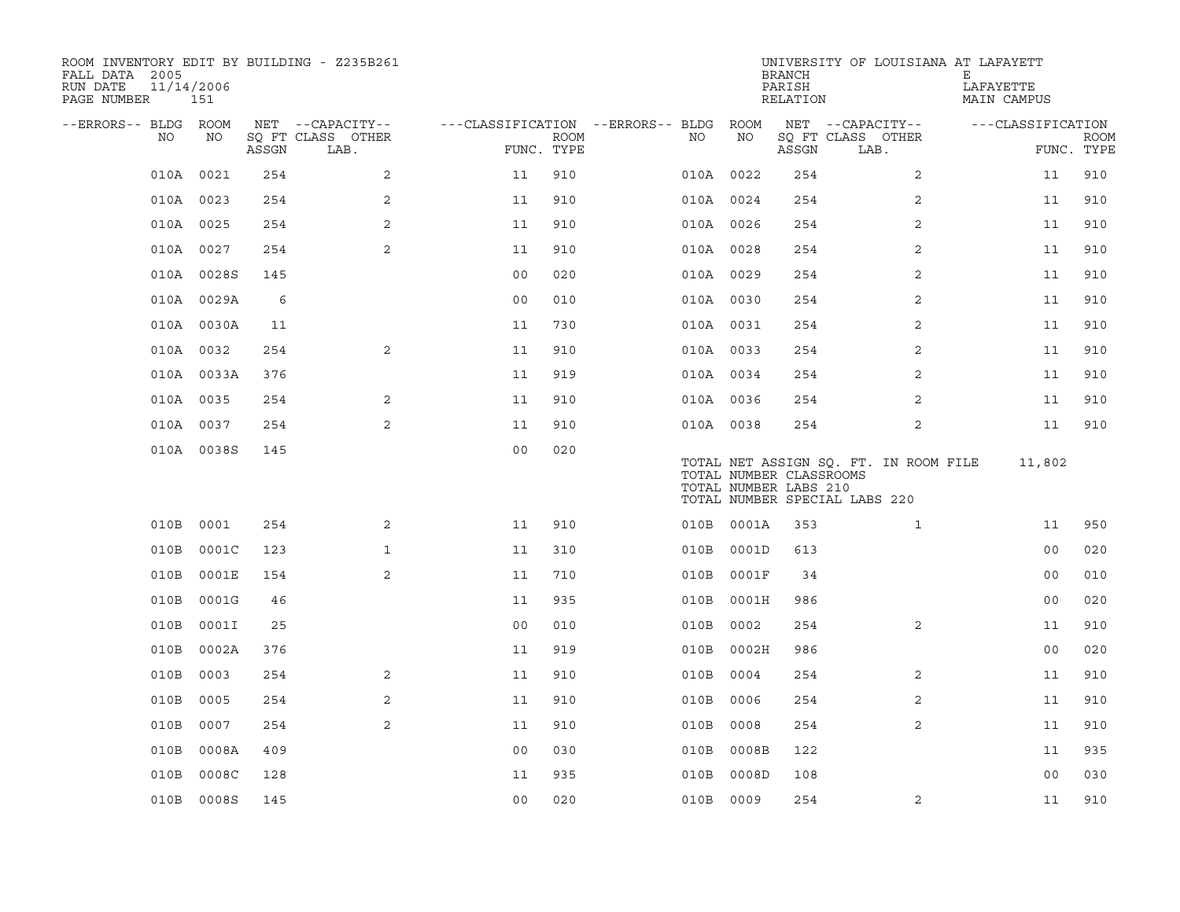ROOM INVENTORY EDIT BY BUILDING - Z235B261
FALL DATA 2005
RUN DATE 11/14/2006
PAGE NUMBER 151

UNIVERSITY OF LOUISIANA AT LAFAYETTE
BRANCH E
PARISH LAFAYETTE
RELATION MAIN CAMPUS

| --ERRORS-- | BLDG NO | ROOM NO | NET SQ FT ASSGN | --CAPACITY-- CLASS LAB. | OTHER | ---CLASSIFICATION FUNC. | ROOM TYPE | --ERRORS-- | BLDG NO | ROOM NO | NET SQ FT ASSGN | --CAPACITY-- CLASS LAB. | OTHER | ---CLASSIFICATION FUNC. | ROOM TYPE |
|---|---|---|---|---|---|---|---|---|---|---|---|---|---|---|---|
| | 010A | 0021 | 254 | | 2 | 11 | 910 | | 010A | 0022 | 254 | | 2 | 11 | 910 |
| | 010A | 0023 | 254 | | 2 | 11 | 910 | | 010A | 0024 | 254 | | 2 | 11 | 910 |
| | 010A | 0025 | 254 | | 2 | 11 | 910 | | 010A | 0026 | 254 | | 2 | 11 | 910 |
| | 010A | 0027 | 254 | | 2 | 11 | 910 | | 010A | 0028 | 254 | | 2 | 11 | 910 |
| | 010A | 0028S | 145 | | | 00 | 020 | | 010A | 0029 | 254 | | 2 | 11 | 910 |
| | 010A | 0029A | 6 | | | 00 | 010 | | 010A | 0030 | 254 | | 2 | 11 | 910 |
| | 010A | 0030A | 11 | | | 11 | 730 | | 010A | 0031 | 254 | | 2 | 11 | 910 |
| | 010A | 0032 | 254 | | 2 | 11 | 910 | | 010A | 0033 | 254 | | 2 | 11 | 910 |
| | 010A | 0033A | 376 | | | 11 | 919 | | 010A | 0034 | 254 | | 2 | 11 | 910 |
| | 010A | 0035 | 254 | | 2 | 11 | 910 | | 010A | 0036 | 254 | | 2 | 11 | 910 |
| | 010A | 0037 | 254 | | 2 | 11 | 910 | | 010A | 0038 | 254 | | 2 | 11 | 910 |
| | 010A | 0038S | 145 | | | 00 | 020 | | | | | | | | |

TOTAL NET ASSIGN SQ. FT. IN ROOM FILE 11,802
TOTAL NUMBER CLASSROOMS
TOTAL NUMBER LABS 210
TOTAL NUMBER SPECIAL LABS 220

| --ERRORS-- | BLDG NO | ROOM NO | NET SQ FT ASSGN | --CAPACITY-- CLASS LAB. | OTHER | ---CLASSIFICATION FUNC. | ROOM TYPE | --ERRORS-- | BLDG NO | ROOM NO | NET SQ FT ASSGN | --CAPACITY-- CLASS LAB. | OTHER | ---CLASSIFICATION FUNC. | ROOM TYPE |
|---|---|---|---|---|---|---|---|---|---|---|---|---|---|---|---|
| | 010B | 0001 | 254 | | 2 | 11 | 910 | | 010B | 0001A | 353 | | 1 | 11 | 950 |
| | 010B | 0001C | 123 | | 1 | 11 | 310 | | 010B | 0001D | 613 | | | 00 | 020 |
| | 010B | 0001E | 154 | | 2 | 11 | 710 | | 010B | 0001F | 34 | | | 00 | 010 |
| | 010B | 0001G | 46 | | | 11 | 935 | | 010B | 0001H | 986 | | | 00 | 020 |
| | 010B | 0001I | 25 | | | 00 | 010 | | 010B | 0002 | 254 | | 2 | 11 | 910 |
| | 010B | 0002A | 376 | | | 11 | 919 | | 010B | 0002H | 986 | | | 00 | 020 |
| | 010B | 0003 | 254 | | 2 | 11 | 910 | | 010B | 0004 | 254 | | 2 | 11 | 910 |
| | 010B | 0005 | 254 | | 2 | 11 | 910 | | 010B | 0006 | 254 | | 2 | 11 | 910 |
| | 010B | 0007 | 254 | | 2 | 11 | 910 | | 010B | 0008 | 254 | | 2 | 11 | 910 |
| | 010B | 0008A | 409 | | | 00 | 030 | | 010B | 0008B | 122 | | | 11 | 935 |
| | 010B | 0008C | 128 | | | 11 | 935 | | 010B | 0008D | 108 | | | 00 | 030 |
| | 010B | 0008S | 145 | | | 00 | 020 | | 010B | 0009 | 254 | | 2 | 11 | 910 |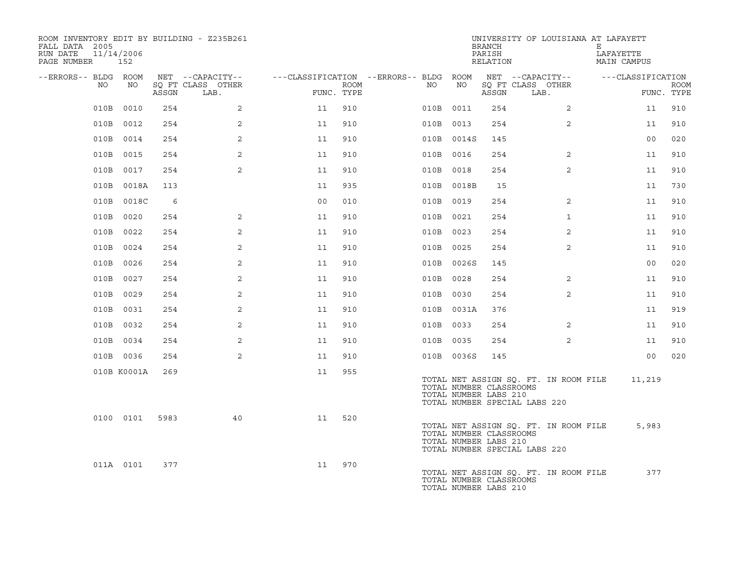ROOM INVENTORY EDIT BY BUILDING - Z235B261
FALL DATA 2005
RUN DATE 11/14/2006
PAGE NUMBER 152

UNIVERSITY OF LOUISIANA AT LAFAYETTE
BRANCH E
PARISH LAFAYETTE
RELATION MAIN CAMPUS

| --ERRORS-- | BLDG NO | ROOM NO | NET SQ FT ASSGN | --CAPACITY-- CLASS LAB. | OTHER | ---CLASSIFICATION FUNC. | ROOM TYPE | --ERRORS-- | BLDG NO | ROOM NO | NET SQ FT ASSGN | --CAPACITY-- CLASS LAB. | OTHER | ---CLASSIFICATION FUNC. | ROOM TYPE |
|---|---|---|---|---|---|---|---|---|---|---|---|---|---|---|---|
| | 010B | 0010 | 254 | | 2 | 11 | 910 | | 010B | 0011 | 254 | | 2 | 11 | 910 |
| | 010B | 0012 | 254 | | 2 | 11 | 910 | | 010B | 0013 | 254 | | 2 | 11 | 910 |
| | 010B | 0014 | 254 | | 2 | 11 | 910 | | 010B | 0014S | 145 | | | 00 | 020 |
| | 010B | 0015 | 254 | | 2 | 11 | 910 | | 010B | 0016 | 254 | | 2 | 11 | 910 |
| | 010B | 0017 | 254 | | 2 | 11 | 910 | | 010B | 0018 | 254 | | 2 | 11 | 910 |
| | 010B | 0018A | 113 | | | 11 | 935 | | 010B | 0018B | 15 | | | 11 | 730 |
| | 010B | 0018C | 6 | | | 00 | 010 | | 010B | 0019 | 254 | | 2 | 11 | 910 |
| | 010B | 0020 | 254 | | 2 | 11 | 910 | | 010B | 0021 | 254 | | 1 | 11 | 910 |
| | 010B | 0022 | 254 | | 2 | 11 | 910 | | 010B | 0023 | 254 | | 2 | 11 | 910 |
| | 010B | 0024 | 254 | | 2 | 11 | 910 | | 010B | 0025 | 254 | | 2 | 11 | 910 |
| | 010B | 0026 | 254 | | 2 | 11 | 910 | | 010B | 0026S | 145 | | | 00 | 020 |
| | 010B | 0027 | 254 | | 2 | 11 | 910 | | 010B | 0028 | 254 | | 2 | 11 | 910 |
| | 010B | 0029 | 254 | | 2 | 11 | 910 | | 010B | 0030 | 254 | | 2 | 11 | 910 |
| | 010B | 0031 | 254 | | 2 | 11 | 910 | | 010B | 0031A | 376 | | | 11 | 919 |
| | 010B | 0032 | 254 | | 2 | 11 | 910 | | 010B | 0033 | 254 | | 2 | 11 | 910 |
| | 010B | 0034 | 254 | | 2 | 11 | 910 | | 010B | 0035 | 254 | | 2 | 11 | 910 |
| | 010B | 0036 | 254 | | 2 | 11 | 910 | | 010B | 0036S | 145 | | | 00 | 020 |
| | 010B | K0001A | 269 | | | 11 | 955 | | | | | | | | |

TOTAL NET ASSIGN SQ. FT. IN ROOM FILE 11,219
TOTAL NUMBER CLASSROOMS
TOTAL NUMBER LABS 210
TOTAL NUMBER SPECIAL LABS 220

| --ERRORS-- | BLDG NO | ROOM NO | NET SQ FT ASSGN | --CAPACITY-- CLASS LAB. | OTHER | ---CLASSIFICATION FUNC. | ROOM TYPE |
|---|---|---|---|---|---|---|---|
| | 0100 | 0101 | 5983 | | 40 | 11 | 520 |

TOTAL NET ASSIGN SQ. FT. IN ROOM FILE 5,983
TOTAL NUMBER CLASSROOMS
TOTAL NUMBER LABS 210
TOTAL NUMBER SPECIAL LABS 220

| --ERRORS-- | BLDG NO | ROOM NO | NET SQ FT ASSGN | --CAPACITY-- CLASS LAB. | OTHER | ---CLASSIFICATION FUNC. | ROOM TYPE |
|---|---|---|---|---|---|---|---|
| | 011A | 0101 | 377 | | | 11 | 970 |

TOTAL NET ASSIGN SQ. FT. IN ROOM FILE 377
TOTAL NUMBER CLASSROOMS
TOTAL NUMBER LABS 210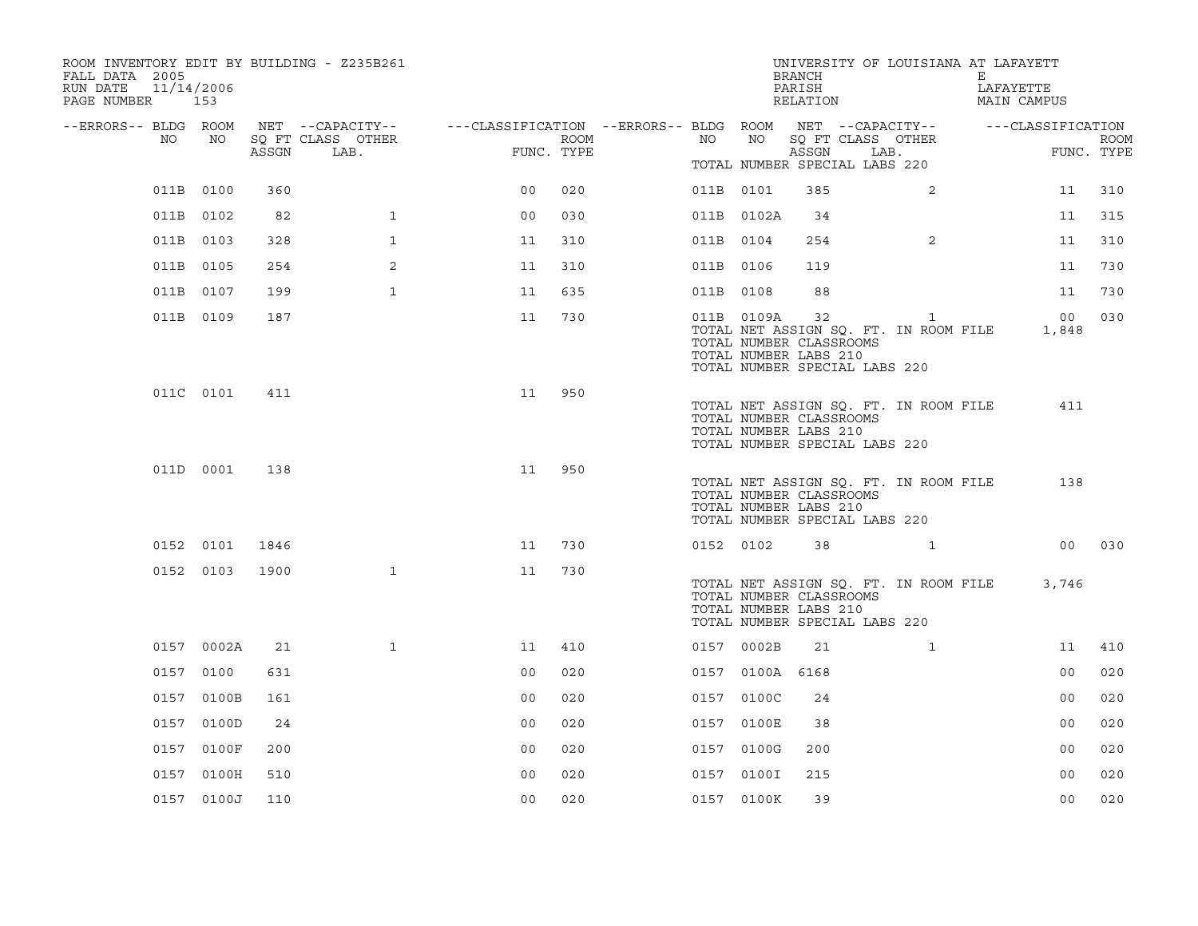ROOM INVENTORY EDIT BY BUILDING - Z235B261

FALL DATA 2005
RUN DATE 11/14/2006
PAGE NUMBER 153

UNIVERSITY OF LOUISIANA AT LAFAYETTE
BRANCH E
PARISH LAFAYETTE
RELATION MAIN CAMPUS

| --ERRORS-- | BLDG NO | ROOM NO | NET ASSGN SQ FT | CAPACITY CLASS | CAPACITY OTHER LAB. | CLASSIFICATION FUNC. | ROOM TYPE | --ERRORS-- | BLDG NO | ROOM NO | NET ASSGN SQ FT | CAPACITY CLASS | CAPACITY OTHER LAB. | CLASSIFICATION FUNC. | ROOM TYPE |
|---|---|---|---|---|---|---|---|---|---|---|---|---|---|---|---|
| | 011B | 0100 | 360 | | | 00 | 020 | | 011B | 0101 | 385 | | 2 | 11 | 310 |
| | 011B | 0102 | 82 | | 1 | 00 | 030 | | 011B | 0102A | 34 | | | 11 | 315 |
| | 011B | 0103 | 328 | | 1 | 11 | 310 | | 011B | 0104 | 254 | | 2 | 11 | 310 |
| | 011B | 0105 | 254 | | 2 | 11 | 310 | | 011B | 0106 | 119 | | | 11 | 730 |
| | 011B | 0107 | 199 | | 1 | 11 | 635 | | 011B | 0108 | 88 | | | 11 | 730 |
| | 011B | 0109 | 187 | | | 11 | 730 | | 011B | 0109A | 32 | | 1 | 00 | 030 |
| | | | | | | | | | TOTAL NET ASSIGN SQ. FT. IN ROOM FILE | | 1,848 | | | | |
| | | | | | | | | | TOTAL NUMBER CLASSROOMS | | | | | | |
| | | | | | | | | | TOTAL NUMBER LABS 210 | | | | | | |
| | | | | | | | | | TOTAL NUMBER SPECIAL LABS 220 | | | | | | |
| | 011C | 0101 | 411 | | | 11 | 950 | | | | | | | | |
| | | | | | | | | | TOTAL NET ASSIGN SQ. FT. IN ROOM FILE | | 411 | | | | |
| | | | | | | | | | TOTAL NUMBER CLASSROOMS | | | | | | |
| | | | | | | | | | TOTAL NUMBER LABS 210 | | | | | | |
| | | | | | | | | | TOTAL NUMBER SPECIAL LABS 220 | | | | | | |
| | 011D | 0001 | 138 | | | 11 | 950 | | | | | | | | |
| | | | | | | | | | TOTAL NET ASSIGN SQ. FT. IN ROOM FILE | | 138 | | | | |
| | | | | | | | | | TOTAL NUMBER CLASSROOMS | | | | | | |
| | | | | | | | | | TOTAL NUMBER LABS 210 | | | | | | |
| | | | | | | | | | TOTAL NUMBER SPECIAL LABS 220 | | | | | | |
| | 0152 | 0101 | 1846 | | | 11 | 730 | | 0152 | 0102 | 38 | | 1 | 00 | 030 |
| | 0152 | 0103 | 1900 | | 1 | 11 | 730 | | | | | | | | |
| | | | | | | | | | TOTAL NET ASSIGN SQ. FT. IN ROOM FILE | | 3,746 | | | | |
| | | | | | | | | | TOTAL NUMBER CLASSROOMS | | | | | | |
| | | | | | | | | | TOTAL NUMBER LABS 210 | | | | | | |
| | | | | | | | | | TOTAL NUMBER SPECIAL LABS 220 | | | | | | |
| | 0157 | 0002A | 21 | | 1 | 11 | 410 | | 0157 | 0002B | 21 | | 1 | 11 | 410 |
| | 0157 | 0100 | 631 | | | 00 | 020 | | 0157 | 0100A | 6168 | | | 00 | 020 |
| | 0157 | 0100B | 161 | | | 00 | 020 | | 0157 | 0100C | 24 | | | 00 | 020 |
| | 0157 | 0100D | 24 | | | 00 | 020 | | 0157 | 0100E | 38 | | | 00 | 020 |
| | 0157 | 0100F | 200 | | | 00 | 020 | | 0157 | 0100G | 200 | | | 00 | 020 |
| | 0157 | 0100H | 510 | | | 00 | 020 | | 0157 | 0100I | 215 | | | 00 | 020 |
| | 0157 | 0100J | 110 | | | 00 | 020 | | 0157 | 0100K | 39 | | | 00 | 020 |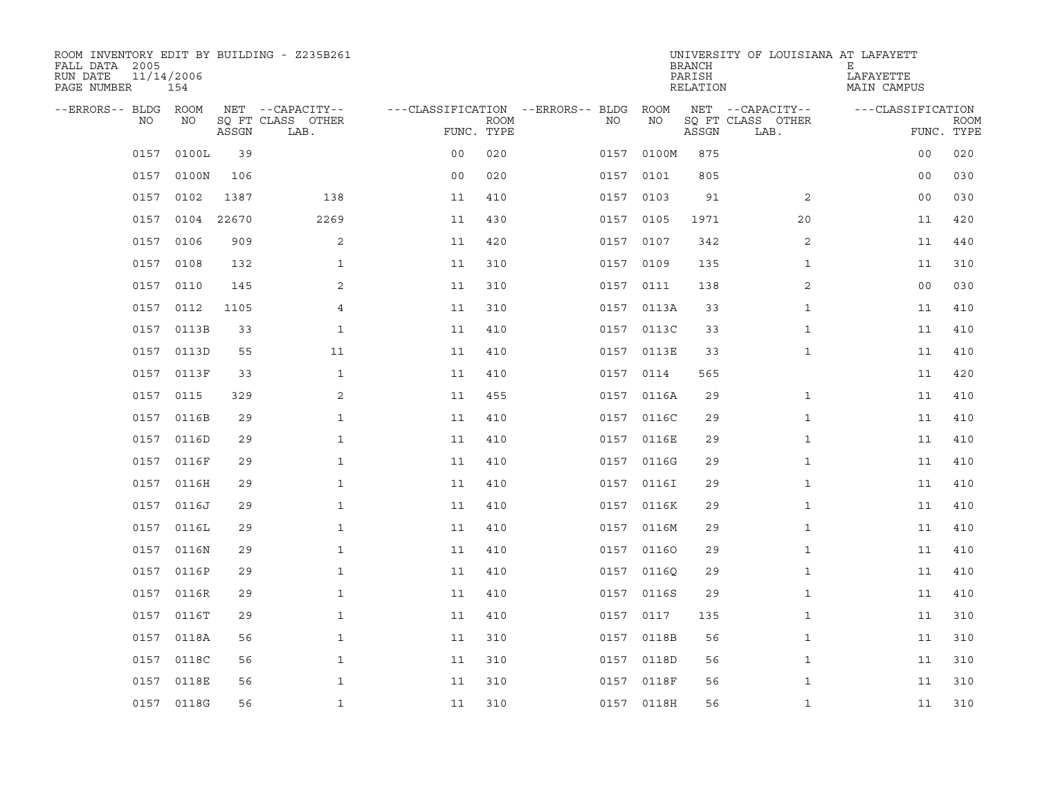ROOM INVENTORY EDIT BY BUILDING - Z235B261
FALL DATA 2005
RUN DATE 11/14/2006
PAGE NUMBER 154

UNIVERSITY OF LOUISIANA AT LAFAYETTE
BRANCH E
PARISH LAFAYETTE
RELATION MAIN CAMPUS

| --ERRORS-- | BLDG NO | ROOM NO | NET SQ FT ASSGN | --CAPACITY-- CLASS LAB. | OTHER | ---CLASSIFICATION FUNC. | ROOM TYPE | --ERRORS-- | BLDG NO | ROOM NO | NET SQ FT ASSGN | --CAPACITY-- CLASS LAB. | OTHER | ---CLASSIFICATION FUNC. | ROOM TYPE |
|---|---|---|---|---|---|---|---|---|---|---|---|---|---|---|---|
| | 0157 | 0100L | 39 | | | 00 | 020 | | 0157 | 0100M | 875 | | | 00 | 020 |
| | 0157 | 0100N | 106 | | | 00 | 020 | | 0157 | 0101 | 805 | | | 00 | 030 |
| | 0157 | 0102 | 1387 | | 138 | 11 | 410 | | 0157 | 0103 | 91 | | 2 | 00 | 030 |
| | 0157 | 0104 | 22670 | | 2269 | 11 | 430 | | 0157 | 0105 | 1971 | | 20 | 11 | 420 |
| | 0157 | 0106 | 909 | | 2 | 11 | 420 | | 0157 | 0107 | 342 | | 2 | 11 | 440 |
| | 0157 | 0108 | 132 | | 1 | 11 | 310 | | 0157 | 0109 | 135 | | 1 | 11 | 310 |
| | 0157 | 0110 | 145 | | 2 | 11 | 310 | | 0157 | 0111 | 138 | | 2 | 00 | 030 |
| | 0157 | 0112 | 1105 | | 4 | 11 | 310 | | 0157 | 0113A | 33 | | 1 | 11 | 410 |
| | 0157 | 0113B | 33 | | 1 | 11 | 410 | | 0157 | 0113C | 33 | | 1 | 11 | 410 |
| | 0157 | 0113D | 55 | | 11 | 11 | 410 | | 0157 | 0113E | 33 | | 1 | 11 | 410 |
| | 0157 | 0113F | 33 | | 1 | 11 | 410 | | 0157 | 0114 | 565 | | | 11 | 420 |
| | 0157 | 0115 | 329 | | 2 | 11 | 455 | | 0157 | 0116A | 29 | | 1 | 11 | 410 |
| | 0157 | 0116B | 29 | | 1 | 11 | 410 | | 0157 | 0116C | 29 | | 1 | 11 | 410 |
| | 0157 | 0116D | 29 | | 1 | 11 | 410 | | 0157 | 0116E | 29 | | 1 | 11 | 410 |
| | 0157 | 0116F | 29 | | 1 | 11 | 410 | | 0157 | 0116G | 29 | | 1 | 11 | 410 |
| | 0157 | 0116H | 29 | | 1 | 11 | 410 | | 0157 | 0116I | 29 | | 1 | 11 | 410 |
| | 0157 | 0116J | 29 | | 1 | 11 | 410 | | 0157 | 0116K | 29 | | 1 | 11 | 410 |
| | 0157 | 0116L | 29 | | 1 | 11 | 410 | | 0157 | 0116M | 29 | | 1 | 11 | 410 |
| | 0157 | 0116N | 29 | | 1 | 11 | 410 | | 0157 | 0116O | 29 | | 1 | 11 | 410 |
| | 0157 | 0116P | 29 | | 1 | 11 | 410 | | 0157 | 0116Q | 29 | | 1 | 11 | 410 |
| | 0157 | 0116R | 29 | | 1 | 11 | 410 | | 0157 | 0116S | 29 | | 1 | 11 | 410 |
| | 0157 | 0116T | 29 | | 1 | 11 | 410 | | 0157 | 0117 | 135 | | 1 | 11 | 310 |
| | 0157 | 0118A | 56 | | 1 | 11 | 310 | | 0157 | 0118B | 56 | | 1 | 11 | 310 |
| | 0157 | 0118C | 56 | | 1 | 11 | 310 | | 0157 | 0118D | 56 | | 1 | 11 | 310 |
| | 0157 | 0118E | 56 | | 1 | 11 | 310 | | 0157 | 0118F | 56 | | 1 | 11 | 310 |
| | 0157 | 0118G | 56 | | 1 | 11 | 310 | | 0157 | 0118H | 56 | | 1 | 11 | 310 |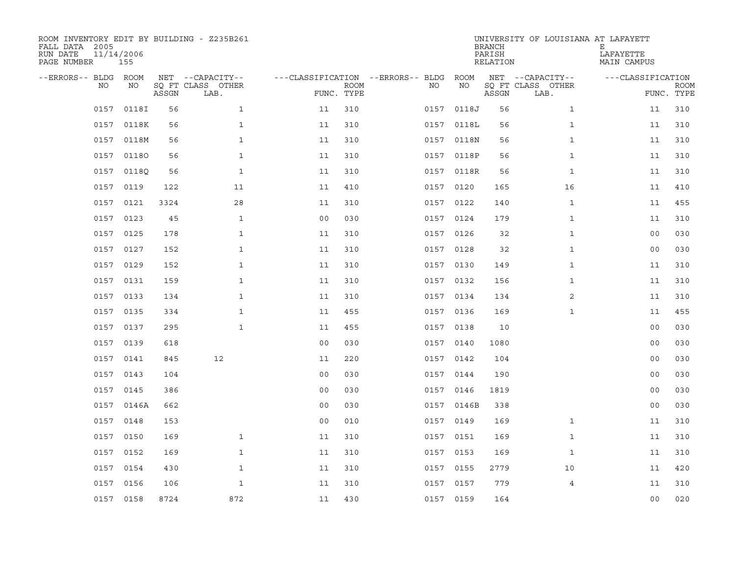ROOM INVENTORY EDIT BY BUILDING - Z235B261
FALL DATA 2005
RUN DATE 11/14/2006
PAGE NUMBER 155

UNIVERSITY OF LOUISIANA AT LAFAYETTE
BRANCH E
PARISH LAFAYETTE
RELATION MAIN CAMPUS

| --ERRORS-- | BLDG NO | ROOM NO | NET SQ FT ASSGN | --CAPACITY-- CLASS LAB. | OTHER | ---CLASSIFICATION FUNC. | ROOM TYPE | --ERRORS-- | BLDG NO | ROOM NO | NET SQ FT ASSGN | --CAPACITY-- CLASS LAB. | OTHER | ---CLASSIFICATION FUNC. | ROOM TYPE |
|---|---|---|---|---|---|---|---|---|---|---|---|---|---|---|---|
| | 0157 | 0118I | 56 | | 1 | 11 | 310 | | 0157 | 0118J | 56 | | 1 | 11 | 310 |
| | 0157 | 0118K | 56 | | 1 | 11 | 310 | | 0157 | 0118L | 56 | | 1 | 11 | 310 |
| | 0157 | 0118M | 56 | | 1 | 11 | 310 | | 0157 | 0118N | 56 | | 1 | 11 | 310 |
| | 0157 | 0118O | 56 | | 1 | 11 | 310 | | 0157 | 0118P | 56 | | 1 | 11 | 310 |
| | 0157 | 0118Q | 56 | | 1 | 11 | 310 | | 0157 | 0118R | 56 | | 1 | 11 | 310 |
| | 0157 | 0119 | 122 | | 11 | 11 | 410 | | 0157 | 0120 | 165 | | 16 | 11 | 410 |
| | 0157 | 0121 | 3324 | | 28 | 11 | 310 | | 0157 | 0122 | 140 | | 1 | 11 | 455 |
| | 0157 | 0123 | 45 | | 1 | 00 | 030 | | 0157 | 0124 | 179 | | 1 | 11 | 310 |
| | 0157 | 0125 | 178 | | 1 | 11 | 310 | | 0157 | 0126 | 32 | | 1 | 00 | 030 |
| | 0157 | 0127 | 152 | | 1 | 11 | 310 | | 0157 | 0128 | 32 | | 1 | 00 | 030 |
| | 0157 | 0129 | 152 | | 1 | 11 | 310 | | 0157 | 0130 | 149 | | 1 | 11 | 310 |
| | 0157 | 0131 | 159 | | 1 | 11 | 310 | | 0157 | 0132 | 156 | | 1 | 11 | 310 |
| | 0157 | 0133 | 134 | | 1 | 11 | 310 | | 0157 | 0134 | 134 | | 2 | 11 | 310 |
| | 0157 | 0135 | 334 | | 1 | 11 | 455 | | 0157 | 0136 | 169 | | 1 | 11 | 455 |
| | 0157 | 0137 | 295 | | 1 | 11 | 455 | | 0157 | 0138 | 10 | | | 00 | 030 |
| | 0157 | 0139 | 618 | | | 00 | 030 | | 0157 | 0140 | 1080 | | | 00 | 030 |
| | 0157 | 0141 | 845 | 12 | | 11 | 220 | | 0157 | 0142 | 104 | | | 00 | 030 |
| | 0157 | 0143 | 104 | | | 00 | 030 | | 0157 | 0144 | 190 | | | 00 | 030 |
| | 0157 | 0145 | 386 | | | 00 | 030 | | 0157 | 0146 | 1819 | | | 00 | 030 |
| | 0157 | 0146A | 662 | | | 00 | 030 | | 0157 | 0146B | 338 | | | 00 | 030 |
| | 0157 | 0148 | 153 | | | 00 | 010 | | 0157 | 0149 | 169 | | 1 | 11 | 310 |
| | 0157 | 0150 | 169 | | 1 | 11 | 310 | | 0157 | 0151 | 169 | | 1 | 11 | 310 |
| | 0157 | 0152 | 169 | | 1 | 11 | 310 | | 0157 | 0153 | 169 | | 1 | 11 | 310 |
| | 0157 | 0154 | 430 | | 1 | 11 | 310 | | 0157 | 0155 | 2779 | | 10 | 11 | 420 |
| | 0157 | 0156 | 106 | | 1 | 11 | 310 | | 0157 | 0157 | 779 | | 4 | 11 | 310 |
| | 0157 | 0158 | 8724 | | 872 | 11 | 430 | | 0157 | 0159 | 164 | | | 00 | 020 |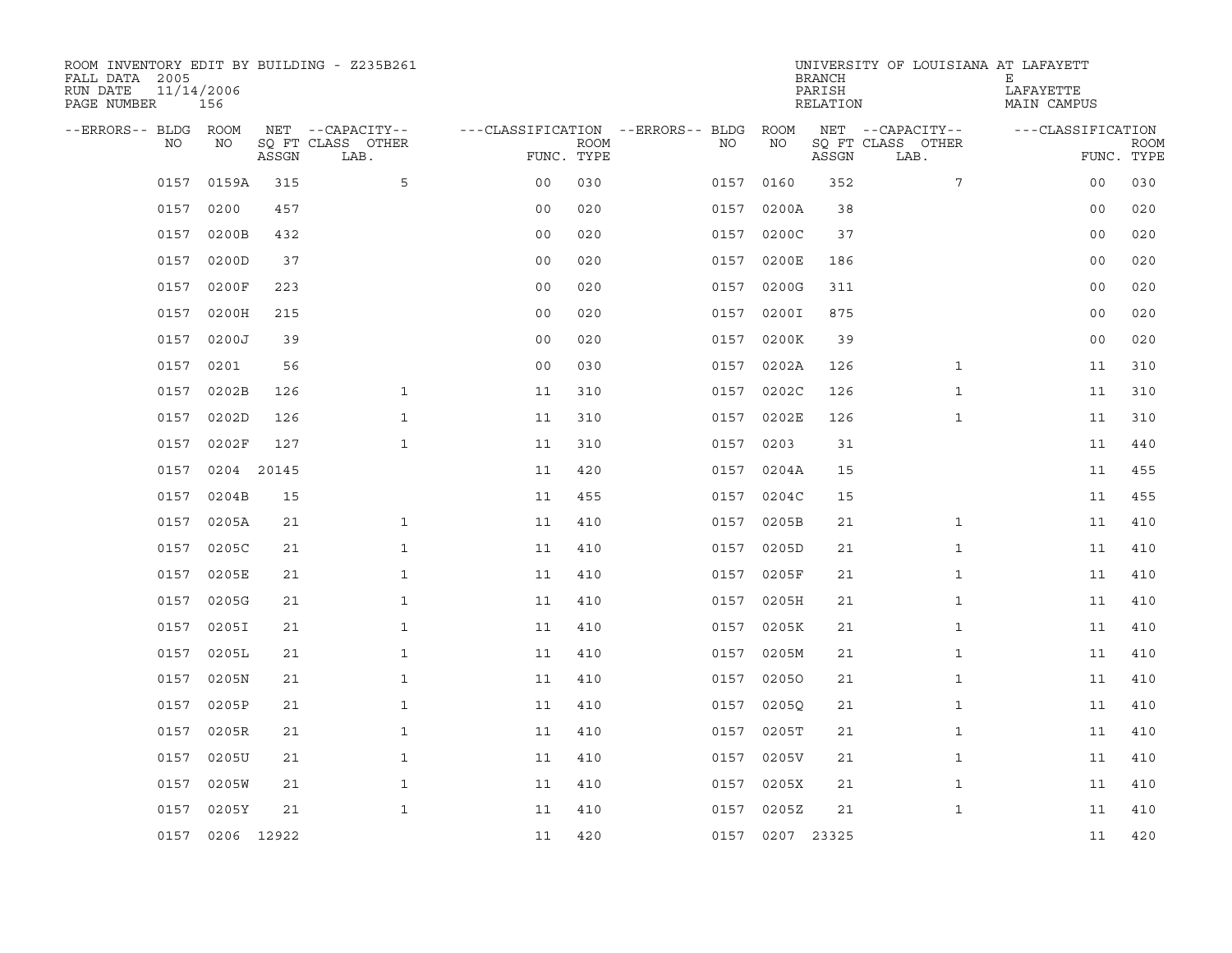ROOM INVENTORY EDIT BY BUILDING - Z235B261
FALL DATA 2005
RUN DATE 11/14/2006
PAGE NUMBER 156

UNIVERSITY OF LOUISIANA AT LAFAYETT
BRANCH E
PARISH LAFAYETTE
RELATION MAIN CAMPUS

| --ERRORS-- | BLDG NO | ROOM NO | NET SQ FT ASSGN | --CAPACITY-- CLASS LAB. | OTHER | ---CLASSIFICATION FUNC. | ROOM TYPE | --ERRORS-- | BLDG NO | ROOM NO | NET SQ FT ASSGN | --CAPACITY-- CLASS LAB. | OTHER | ---CLASSIFICATION FUNC. | ROOM TYPE |
|---|---|---|---|---|---|---|---|---|---|---|---|---|---|---|---|
| | 0157 | 0159A | 315 | | 5 | 00 | 030 | | 0157 | 0160 | 352 | | 7 | 00 | 030 |
| | 0157 | 0200 | 457 | | | 00 | 020 | | 0157 | 0200A | 38 | | | 00 | 020 |
| | 0157 | 0200B | 432 | | | 00 | 020 | | 0157 | 0200C | 37 | | | 00 | 020 |
| | 0157 | 0200D | 37 | | | 00 | 020 | | 0157 | 0200E | 186 | | | 00 | 020 |
| | 0157 | 0200F | 223 | | | 00 | 020 | | 0157 | 0200G | 311 | | | 00 | 020 |
| | 0157 | 0200H | 215 | | | 00 | 020 | | 0157 | 0200I | 875 | | | 00 | 020 |
| | 0157 | 0200J | 39 | | | 00 | 020 | | 0157 | 0200K | 39 | | | 00 | 020 |
| | 0157 | 0201 | 56 | | | 00 | 030 | | 0157 | 0202A | 126 | | 1 | 11 | 310 |
| | 0157 | 0202B | 126 | | 1 | 11 | 310 | | 0157 | 0202C | 126 | | 1 | 11 | 310 |
| | 0157 | 0202D | 126 | | 1 | 11 | 310 | | 0157 | 0202E | 126 | | 1 | 11 | 310 |
| | 0157 | 0202F | 127 | | 1 | 11 | 310 | | 0157 | 0203 | 31 | | | 11 | 440 |
| | 0157 | 0204 | 20145 | | | 11 | 420 | | 0157 | 0204A | 15 | | | 11 | 455 |
| | 0157 | 0204B | 15 | | | 11 | 455 | | 0157 | 0204C | 15 | | | 11 | 455 |
| | 0157 | 0205A | 21 | | 1 | 11 | 410 | | 0157 | 0205B | 21 | | 1 | 11 | 410 |
| | 0157 | 0205C | 21 | | 1 | 11 | 410 | | 0157 | 0205D | 21 | | 1 | 11 | 410 |
| | 0157 | 0205E | 21 | | 1 | 11 | 410 | | 0157 | 0205F | 21 | | 1 | 11 | 410 |
| | 0157 | 0205G | 21 | | 1 | 11 | 410 | | 0157 | 0205H | 21 | | 1 | 11 | 410 |
| | 0157 | 0205I | 21 | | 1 | 11 | 410 | | 0157 | 0205K | 21 | | 1 | 11 | 410 |
| | 0157 | 0205L | 21 | | 1 | 11 | 410 | | 0157 | 0205M | 21 | | 1 | 11 | 410 |
| | 0157 | 0205N | 21 | | 1 | 11 | 410 | | 0157 | 0205O | 21 | | 1 | 11 | 410 |
| | 0157 | 0205P | 21 | | 1 | 11 | 410 | | 0157 | 0205Q | 21 | | 1 | 11 | 410 |
| | 0157 | 0205R | 21 | | 1 | 11 | 410 | | 0157 | 0205T | 21 | | 1 | 11 | 410 |
| | 0157 | 0205U | 21 | | 1 | 11 | 410 | | 0157 | 0205V | 21 | | 1 | 11 | 410 |
| | 0157 | 0205W | 21 | | 1 | 11 | 410 | | 0157 | 0205X | 21 | | 1 | 11 | 410 |
| | 0157 | 0205Y | 21 | | 1 | 11 | 410 | | 0157 | 0205Z | 21 | | 1 | 11 | 410 |
| | 0157 | 0206 | 12922 | | | 11 | 420 | | 0157 | 0207 | 23325 | | | 11 | 420 |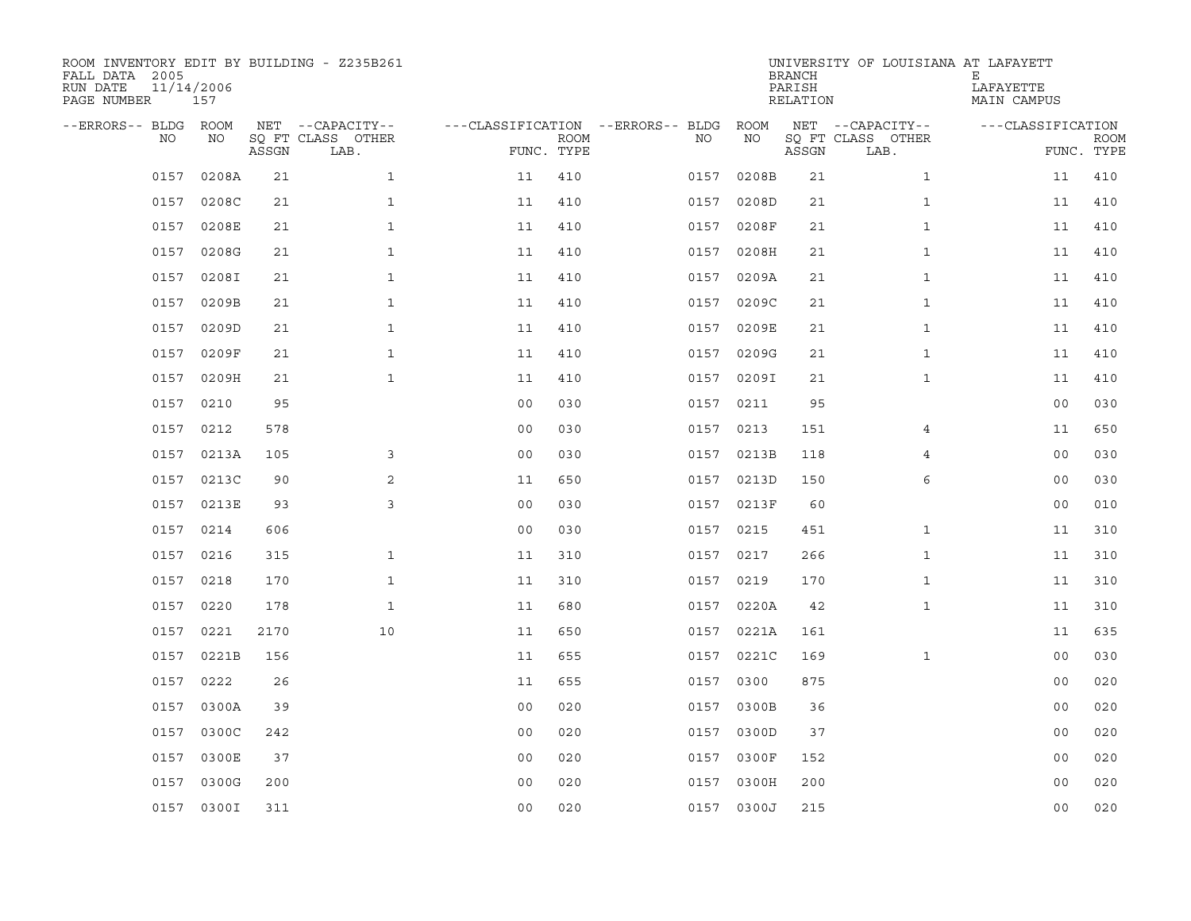ROOM INVENTORY EDIT BY BUILDING - Z235B261
FALL DATA 2005
RUN DATE 11/14/2006
PAGE NUMBER 157

UNIVERSITY OF LOUISIANA AT LAFAYETTE
BRANCH E
PARISH LAFAYETTE
RELATION MAIN CAMPUS

| --ERRORS-- | BLDG NO | ROOM NO | NET SQ FT ASSGN | --CAPACITY-- CLASS | OTHER LAB. | ---CLASSIFICATION FUNC. | ROOM TYPE | --ERRORS-- | BLDG NO | ROOM NO | NET SQ FT ASSGN | --CAPACITY-- CLASS | OTHER LAB. | ---CLASSIFICATION FUNC. | ROOM TYPE |
|---|---|---|---|---|---|---|---|---|---|---|---|---|---|---|---|
| | 0157 | 0208A | 21 | | 1 | 11 | 410 | | 0157 | 0208B | 21 | | 1 | 11 | 410 |
| | 0157 | 0208C | 21 | | 1 | 11 | 410 | | 0157 | 0208D | 21 | | 1 | 11 | 410 |
| | 0157 | 0208E | 21 | | 1 | 11 | 410 | | 0157 | 0208F | 21 | | 1 | 11 | 410 |
| | 0157 | 0208G | 21 | | 1 | 11 | 410 | | 0157 | 0208H | 21 | | 1 | 11 | 410 |
| | 0157 | 0208I | 21 | | 1 | 11 | 410 | | 0157 | 0209A | 21 | | 1 | 11 | 410 |
| | 0157 | 0209B | 21 | | 1 | 11 | 410 | | 0157 | 0209C | 21 | | 1 | 11 | 410 |
| | 0157 | 0209D | 21 | | 1 | 11 | 410 | | 0157 | 0209E | 21 | | 1 | 11 | 410 |
| | 0157 | 0209F | 21 | | 1 | 11 | 410 | | 0157 | 0209G | 21 | | 1 | 11 | 410 |
| | 0157 | 0209H | 21 | | 1 | 11 | 410 | | 0157 | 0209I | 21 | | 1 | 11 | 410 |
| | 0157 | 0210 | 95 | | | 00 | 030 | | 0157 | 0211 | 95 | | | 00 | 030 |
| | 0157 | 0212 | 578 | | | 00 | 030 | | 0157 | 0213 | 151 | | 4 | 11 | 650 |
| | 0157 | 0213A | 105 | | 3 | 00 | 030 | | 0157 | 0213B | 118 | | 4 | 00 | 030 |
| | 0157 | 0213C | 90 | | 2 | 11 | 650 | | 0157 | 0213D | 150 | | 6 | 00 | 030 |
| | 0157 | 0213E | 93 | | 3 | 00 | 030 | | 0157 | 0213F | 60 | | | 00 | 010 |
| | 0157 | 0214 | 606 | | | 00 | 030 | | 0157 | 0215 | 451 | | 1 | 11 | 310 |
| | 0157 | 0216 | 315 | | 1 | 11 | 310 | | 0157 | 0217 | 266 | | 1 | 11 | 310 |
| | 0157 | 0218 | 170 | | 1 | 11 | 310 | | 0157 | 0219 | 170 | | 1 | 11 | 310 |
| | 0157 | 0220 | 178 | | 1 | 11 | 680 | | 0157 | 0220A | 42 | | 1 | 11 | 310 |
| | 0157 | 0221 | 2170 | | 10 | 11 | 650 | | 0157 | 0221A | 161 | | | 11 | 635 |
| | 0157 | 0221B | 156 | | | 11 | 655 | | 0157 | 0221C | 169 | | 1 | 00 | 030 |
| | 0157 | 0222 | 26 | | | 11 | 655 | | 0157 | 0300 | 875 | | | 00 | 020 |
| | 0157 | 0300A | 39 | | | 00 | 020 | | 0157 | 0300B | 36 | | | 00 | 020 |
| | 0157 | 0300C | 242 | | | 00 | 020 | | 0157 | 0300D | 37 | | | 00 | 020 |
| | 0157 | 0300E | 37 | | | 00 | 020 | | 0157 | 0300F | 152 | | | 00 | 020 |
| | 0157 | 0300G | 200 | | | 00 | 020 | | 0157 | 0300H | 200 | | | 00 | 020 |
| | 0157 | 0300I | 311 | | | 00 | 020 | | 0157 | 0300J | 215 | | | 00 | 020 |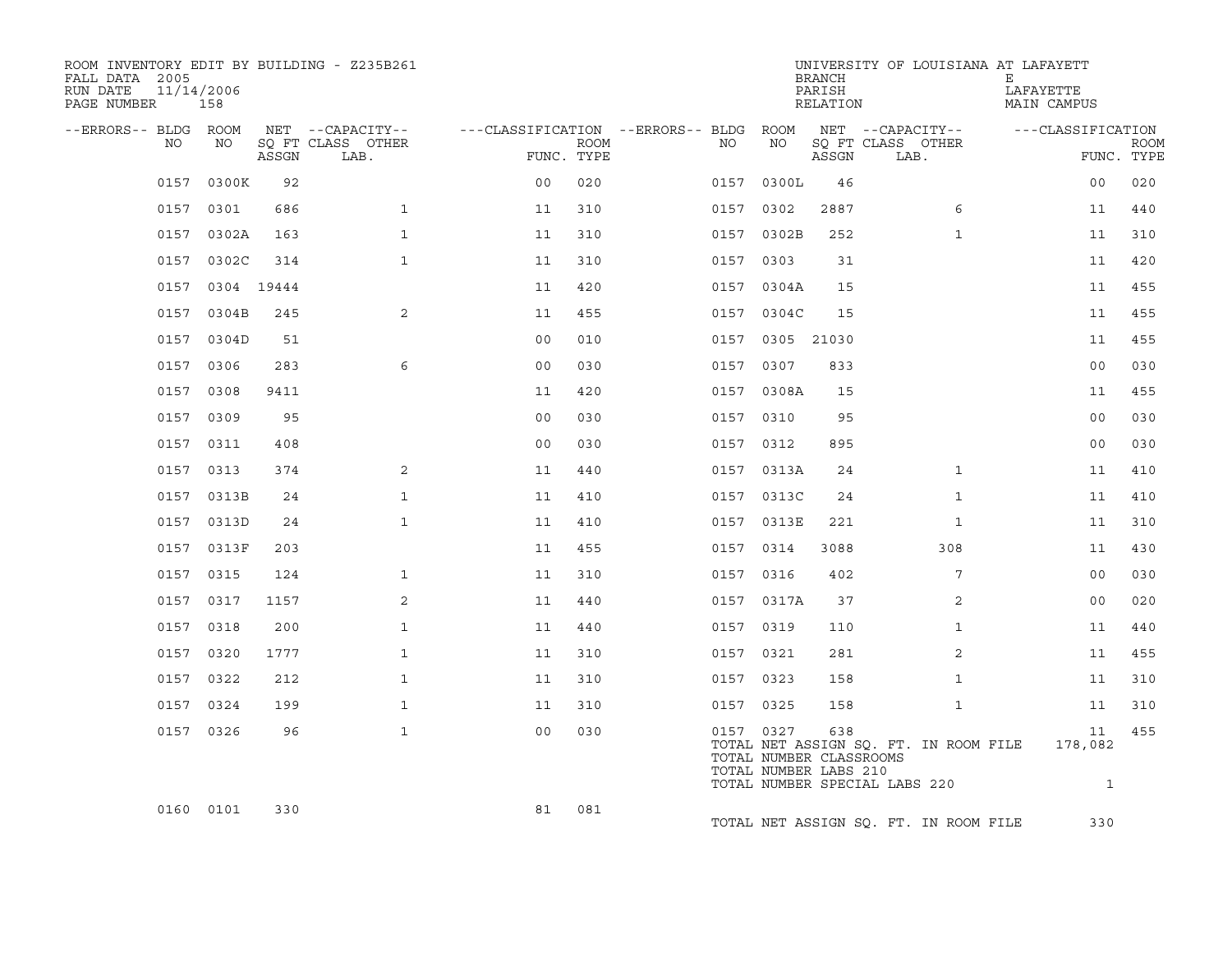ROOM INVENTORY EDIT BY BUILDING - Z235B261
FALL DATA 2005
RUN DATE 11/14/2006
PAGE NUMBER 158

UNIVERSITY OF LOUISIANA AT LAFAYETTE
BRANCH E
PARISH LAFAYETTE
RELATION MAIN CAMPUS

| --ERRORS-- | BLDG NO | ROOM NO | NET SQ FT ASSGN | --CAPACITY-- CLASS | OTHER LAB. | ---CLASSIFICATION FUNC. | ROOM TYPE | --ERRORS-- | BLDG NO | ROOM NO | NET SQ FT ASSGN | --CAPACITY-- CLASS | OTHER LAB. | ---CLASSIFICATION FUNC. | ROOM TYPE |
|---|---|---|---|---|---|---|---|---|---|---|---|---|---|---|---|
| | 0157 | 0300K | 92 | | | 00 | 020 | | 0157 | 0300L | 46 | | | 00 | 020 |
| | 0157 | 0301 | 686 | | 1 | 11 | 310 | | 0157 | 0302 | 2887 | | 6 | 11 | 440 |
| | 0157 | 0302A | 163 | | 1 | 11 | 310 | | 0157 | 0302B | 252 | | 1 | 11 | 310 |
| | 0157 | 0302C | 314 | | 1 | 11 | 310 | | 0157 | 0303 | 31 | | | 11 | 420 |
| | 0157 | 0304 | 19444 | | | 11 | 420 | | 0157 | 0304A | 15 | | | 11 | 455 |
| | 0157 | 0304B | 245 | | 2 | 11 | 455 | | 0157 | 0304C | 15 | | | 11 | 455 |
| | 0157 | 0304D | 51 | | | 00 | 010 | | 0157 | 0305 | 21030 | | | 11 | 455 |
| | 0157 | 0306 | 283 | | 6 | 00 | 030 | | 0157 | 0307 | 833 | | | 00 | 030 |
| | 0157 | 0308 | 9411 | | | 11 | 420 | | 0157 | 0308A | 15 | | | 11 | 455 |
| | 0157 | 0309 | 95 | | | 00 | 030 | | 0157 | 0310 | 95 | | | 00 | 030 |
| | 0157 | 0311 | 408 | | | 00 | 030 | | 0157 | 0312 | 895 | | | 00 | 030 |
| | 0157 | 0313 | 374 | | 2 | 11 | 440 | | 0157 | 0313A | 24 | | 1 | 11 | 410 |
| | 0157 | 0313B | 24 | | 1 | 11 | 410 | | 0157 | 0313C | 24 | | 1 | 11 | 410 |
| | 0157 | 0313D | 24 | | 1 | 11 | 410 | | 0157 | 0313E | 221 | | 1 | 11 | 310 |
| | 0157 | 0313F | 203 | | | 11 | 455 | | 0157 | 0314 | 3088 | | 308 | 11 | 430 |
| | 0157 | 0315 | 124 | | 1 | 11 | 310 | | 0157 | 0316 | 402 | | 7 | 00 | 030 |
| | 0157 | 0317 | 1157 | | 2 | 11 | 440 | | 0157 | 0317A | 37 | | 2 | 00 | 020 |
| | 0157 | 0318 | 200 | | 1 | 11 | 440 | | 0157 | 0319 | 110 | | 1 | 11 | 440 |
| | 0157 | 0320 | 1777 | | 1 | 11 | 310 | | 0157 | 0321 | 281 | | 2 | 11 | 455 |
| | 0157 | 0322 | 212 | | 1 | 11 | 310 | | 0157 | 0323 | 158 | | 1 | 11 | 310 |
| | 0157 | 0324 | 199 | | 1 | 11 | 310 | | 0157 | 0325 | 158 | | 1 | 11 | 310 |
| | 0157 | 0326 | 96 | | 1 | 00 | 030 | | 0157 | 0327 | 638 | | | 11 | 455 |
| | 0160 | 0101 | 330 | | | 81 | 081 | | | | | | | | |

TOTAL NET ASSIGN SQ. FT. IN ROOM FILE 178,082
TOTAL NUMBER CLASSROOMS
TOTAL NUMBER LABS 210
TOTAL NUMBER SPECIAL LABS 220 1

TOTAL NET ASSIGN SQ. FT. IN ROOM FILE 330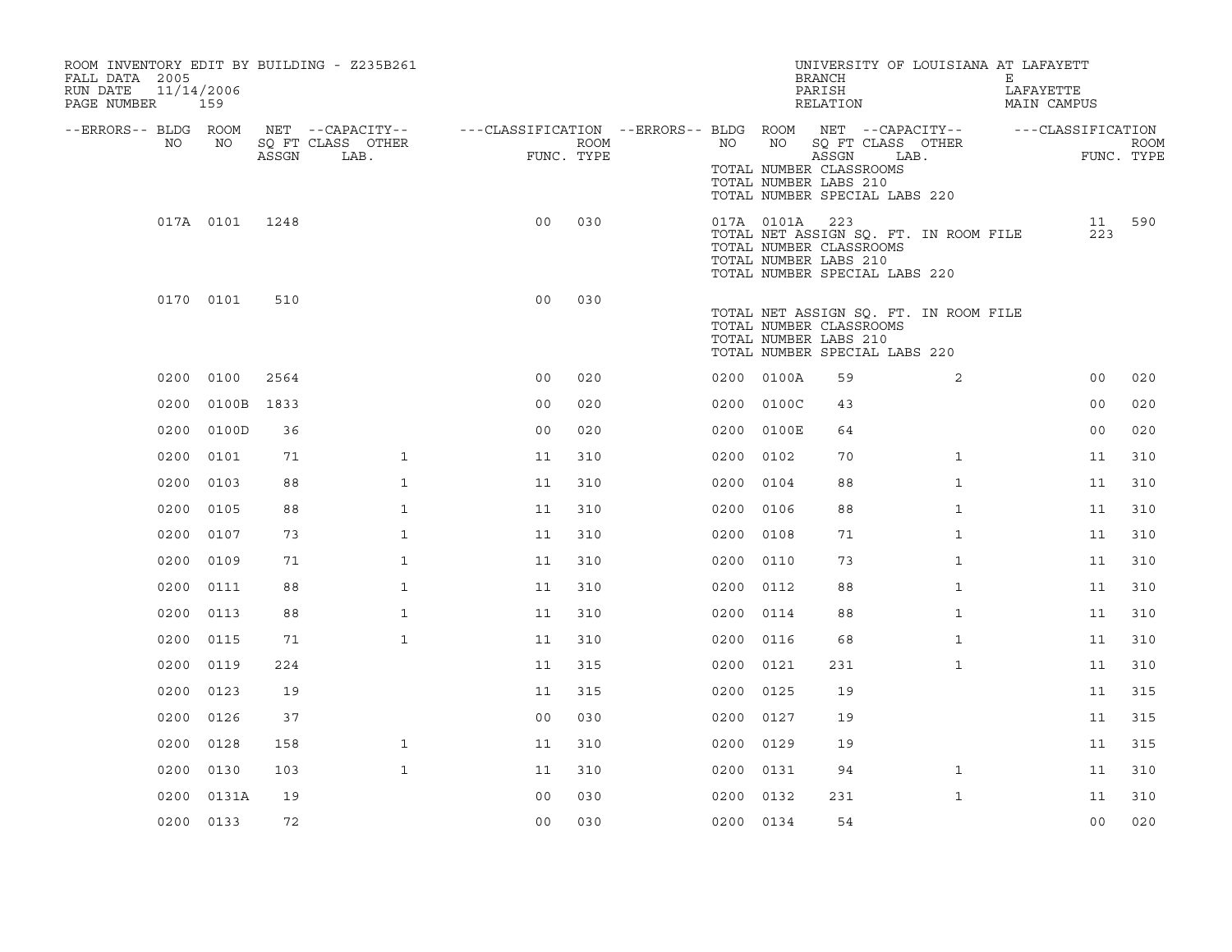ROOM INVENTORY EDIT BY BUILDING - Z235B261
FALL DATA 2005
RUN DATE 11/14/2006
PAGE NUMBER 159

UNIVERSITY OF LOUISIANA AT LAFAYETTE
BRANCH E
PARISH LAFAYETTE
RELATION MAIN CAMPUS

| --ERRORS-- | BLDG NO | ROOM NO | NET SQ FT ASSGN | --CAPACITY-- CLASS LAB. | OTHER | ---CLASSIFICATION FUNC. | ROOM TYPE | --ERRORS-- | BLDG NO | ROOM NO | NET SQ FT ASSGN | --CAPACITY-- CLASS LAB. | OTHER | ---CLASSIFICATION FUNC. | ROOM TYPE |
|---|---|---|---|---|---|---|---|---|---|---|---|---|---|---|---|
| | | | | | | | | | TOTAL NUMBER CLASSROOMS | | | | | | |
| | | | | | | | | | TOTAL NUMBER LABS 210 | | | | | | |
| | | | | | | | | | TOTAL NUMBER SPECIAL LABS 220 | | | | | | |
| | 017A | 0101 | 1248 | | | 00 | 030 | | 017A | 0101A | 223 | | | 11 | 590 |
| | | | | | | | | | TOTAL NET ASSIGN SQ. FT. IN ROOM FILE | | | | | 223 | |
| | | | | | | | | | TOTAL NUMBER CLASSROOMS | | | | | | |
| | | | | | | | | | TOTAL NUMBER LABS 210 | | | | | | |
| | | | | | | | | | TOTAL NUMBER SPECIAL LABS 220 | | | | | | |
| | 0170 | 0101 | 510 | | | 00 | 030 | | | | | | | | |
| | | | | | | | | | TOTAL NET ASSIGN SQ. FT. IN ROOM FILE | | | | | | |
| | | | | | | | | | TOTAL NUMBER CLASSROOMS | | | | | | |
| | | | | | | | | | TOTAL NUMBER LABS 210 | | | | | | |
| | | | | | | | | | TOTAL NUMBER SPECIAL LABS 220 | | | | | | |
| | 0200 | 0100 | 2564 | | | 00 | 020 | | 0200 | 0100A | 59 | | 2 | 00 | 020 |
| | 0200 | 0100B | 1833 | | | 00 | 020 | | 0200 | 0100C | 43 | | | 00 | 020 |
| | 0200 | 0100D | 36 | | | 00 | 020 | | 0200 | 0100E | 64 | | | 00 | 020 |
| | 0200 | 0101 | 71 | | 1 | 11 | 310 | | 0200 | 0102 | 70 | | 1 | 11 | 310 |
| | 0200 | 0103 | 88 | | 1 | 11 | 310 | | 0200 | 0104 | 88 | | 1 | 11 | 310 |
| | 0200 | 0105 | 88 | | 1 | 11 | 310 | | 0200 | 0106 | 88 | | 1 | 11 | 310 |
| | 0200 | 0107 | 73 | | 1 | 11 | 310 | | 0200 | 0108 | 71 | | 1 | 11 | 310 |
| | 0200 | 0109 | 71 | | 1 | 11 | 310 | | 0200 | 0110 | 73 | | 1 | 11 | 310 |
| | 0200 | 0111 | 88 | | 1 | 11 | 310 | | 0200 | 0112 | 88 | | 1 | 11 | 310 |
| | 0200 | 0113 | 88 | | 1 | 11 | 310 | | 0200 | 0114 | 88 | | 1 | 11 | 310 |
| | 0200 | 0115 | 71 | | 1 | 11 | 310 | | 0200 | 0116 | 68 | | 1 | 11 | 310 |
| | 0200 | 0119 | 224 | | | 11 | 315 | | 0200 | 0121 | 231 | | 1 | 11 | 310 |
| | 0200 | 0123 | 19 | | | 11 | 315 | | 0200 | 0125 | 19 | | | 11 | 315 |
| | 0200 | 0126 | 37 | | | 00 | 030 | | 0200 | 0127 | 19 | | | 11 | 315 |
| | 0200 | 0128 | 158 | | 1 | 11 | 310 | | 0200 | 0129 | 19 | | | 11 | 315 |
| | 0200 | 0130 | 103 | | 1 | 11 | 310 | | 0200 | 0131 | 94 | | 1 | 11 | 310 |
| | 0200 | 0131A | 19 | | | 00 | 030 | | 0200 | 0132 | 231 | | 1 | 11 | 310 |
| | 0200 | 0133 | 72 | | | 00 | 030 | | 0200 | 0134 | 54 | | | 00 | 020 |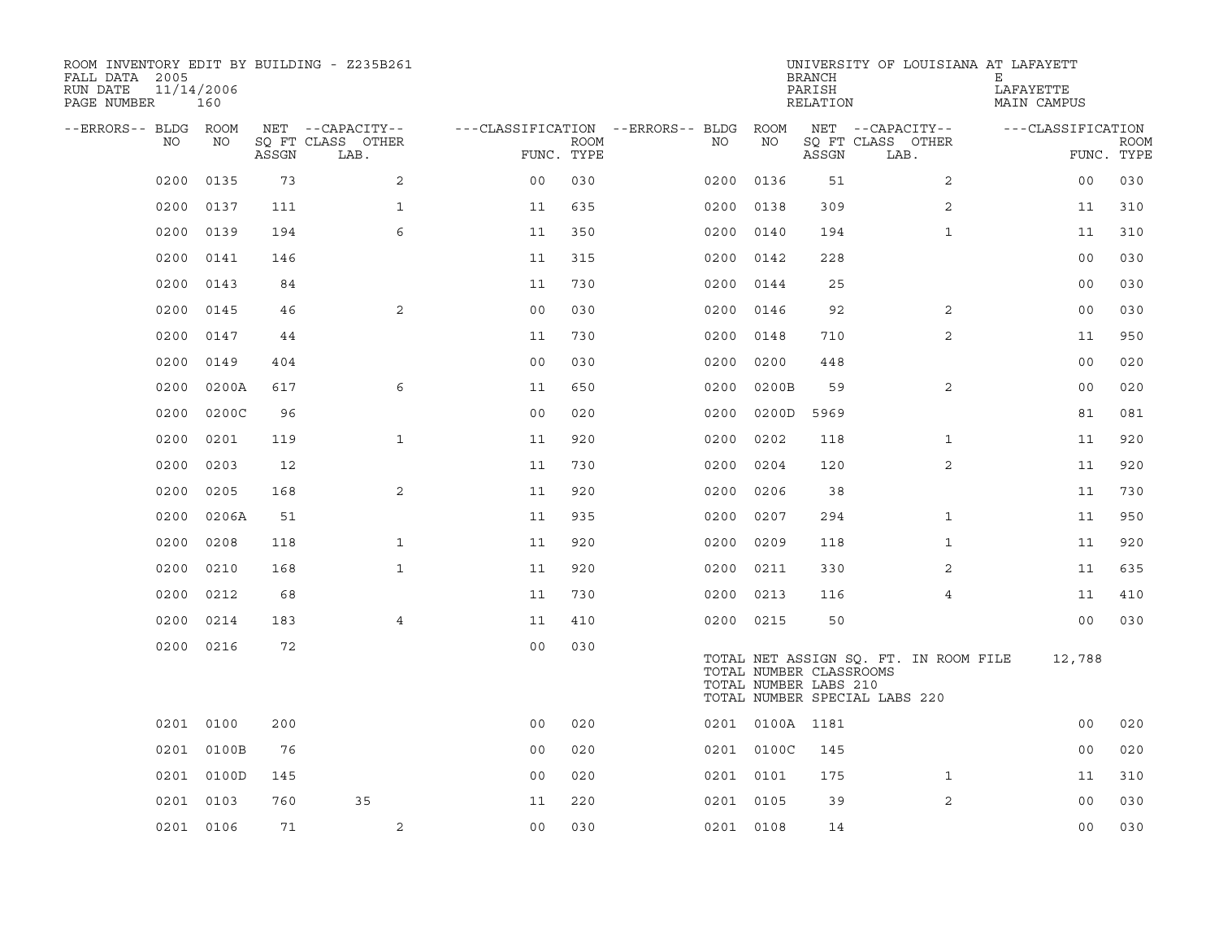ROOM INVENTORY EDIT BY BUILDING - Z235B261
FALL DATA 2005
RUN DATE 11/14/2006
PAGE NUMBER 160

UNIVERSITY OF LOUISIANA AT LAFAYETTE
BRANCH E
PARISH LAFAYETTE
RELATION MAIN CAMPUS

| --ERRORS-- | BLDG NO | ROOM NO | NET SQ FT ASSGN | --CAPACITY-- CLASS LAB. | OTHER | ---CLASSIFICATION FUNC. | ROOM TYPE | --ERRORS-- | BLDG NO | ROOM NO | NET SQ FT ASSGN | --CAPACITY-- CLASS LAB. | OTHER | ---CLASSIFICATION FUNC. | ROOM TYPE |
|---|---|---|---|---|---|---|---|---|---|---|---|---|---|---|---|
| | 0200 | 0135 | 73 | | 2 | 00 | 030 | | 0200 | 0136 | 51 | | 2 | 00 | 030 |
| | 0200 | 0137 | 111 | | 1 | 11 | 635 | | 0200 | 0138 | 309 | | 2 | 11 | 310 |
| | 0200 | 0139 | 194 | | 6 | 11 | 350 | | 0200 | 0140 | 194 | | 1 | 11 | 310 |
| | 0200 | 0141 | 146 | | | 11 | 315 | | 0200 | 0142 | 228 | | | 00 | 030 |
| | 0200 | 0143 | 84 | | | 11 | 730 | | 0200 | 0144 | 25 | | | 00 | 030 |
| | 0200 | 0145 | 46 | | 2 | 00 | 030 | | 0200 | 0146 | 92 | | 2 | 00 | 030 |
| | 0200 | 0147 | 44 | | | 11 | 730 | | 0200 | 0148 | 710 | | 2 | 11 | 950 |
| | 0200 | 0149 | 404 | | | 00 | 030 | | 0200 | 0200 | 448 | | | 00 | 020 |
| | 0200 | 0200A | 617 | | 6 | 11 | 650 | | 0200 | 0200B | 59 | | 2 | 00 | 020 |
| | 0200 | 0200C | 96 | | | 00 | 020 | | 0200 | 0200D | 5969 | | | 81 | 081 |
| | 0200 | 0201 | 119 | | 1 | 11 | 920 | | 0200 | 0202 | 118 | | 1 | 11 | 920 |
| | 0200 | 0203 | 12 | | | 11 | 730 | | 0200 | 0204 | 120 | | 2 | 11 | 920 |
| | 0200 | 0205 | 168 | | 2 | 11 | 920 | | 0200 | 0206 | 38 | | | 11 | 730 |
| | 0200 | 0206A | 51 | | | 11 | 935 | | 0200 | 0207 | 294 | | 1 | 11 | 950 |
| | 0200 | 0208 | 118 | | 1 | 11 | 920 | | 0200 | 0209 | 118 | | 1 | 11 | 920 |
| | 0200 | 0210 | 168 | | 1 | 11 | 920 | | 0200 | 0211 | 330 | | 2 | 11 | 635 |
| | 0200 | 0212 | 68 | | | 11 | 730 | | 0200 | 0213 | 116 | | 4 | 11 | 410 |
| | 0200 | 0214 | 183 | | 4 | 11 | 410 | | 0200 | 0215 | 50 | | | 00 | 030 |
| | 0200 | 0216 | 72 | | | 00 | 030 | | | | | | | | |

TOTAL NET ASSIGN SQ. FT. IN ROOM FILE 12,788
TOTAL NUMBER CLASSROOMS
TOTAL NUMBER LABS 210
TOTAL NUMBER SPECIAL LABS 220

| --ERRORS-- | BLDG NO | ROOM NO | NET SQ FT ASSGN | --CAPACITY-- CLASS LAB. | OTHER | ---CLASSIFICATION FUNC. | ROOM TYPE | --ERRORS-- | BLDG NO | ROOM NO | NET SQ FT ASSGN | --CAPACITY-- CLASS LAB. | OTHER | ---CLASSIFICATION FUNC. | ROOM TYPE |
|---|---|---|---|---|---|---|---|---|---|---|---|---|---|---|---|
| | 0201 | 0100 | 200 | | | 00 | 020 | | 0201 | 0100A | 1181 | | | 00 | 020 |
| | 0201 | 0100B | 76 | | | 00 | 020 | | 0201 | 0100C | 145 | | | 00 | 020 |
| | 0201 | 0100D | 145 | | | 00 | 020 | | 0201 | 0101 | 175 | | 1 | 11 | 310 |
| | 0201 | 0103 | 760 | 35 | | 11 | 220 | | 0201 | 0105 | 39 | | 2 | 00 | 030 |
| | 0201 | 0106 | 71 | | 2 | 00 | 030 | | 0201 | 0108 | 14 | | | 00 | 030 |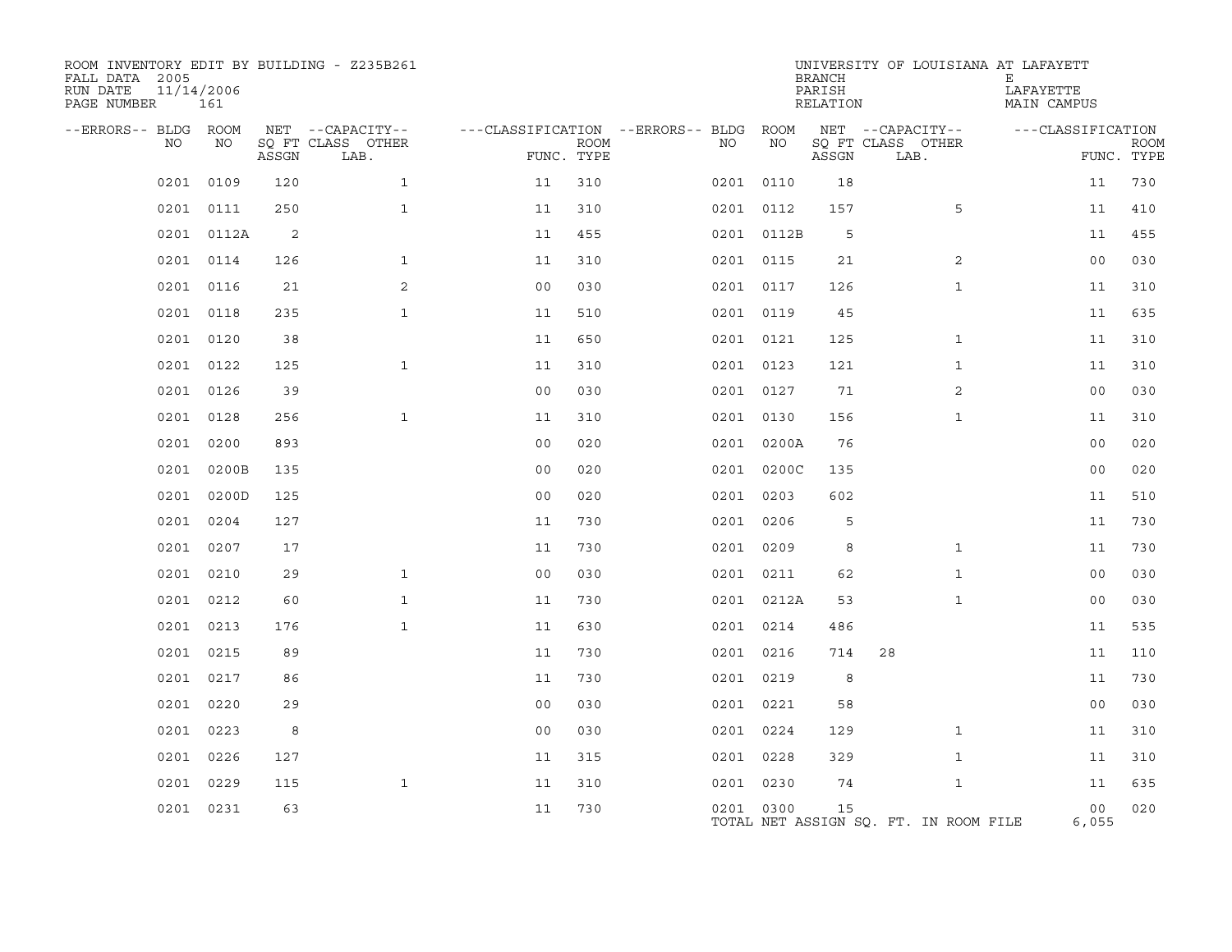ROOM INVENTORY EDIT BY BUILDING - Z235B261
FALL DATA 2005
RUN DATE 11/14/2006
PAGE NUMBER 161

UNIVERSITY OF LOUISIANA AT LAFAYETT
BRANCH E
PARISH LAFAYETTE
RELATION MAIN CAMPUS

| --ERRORS-- | BLDG NO | ROOM NO | NET SQ FT ASSGN | --CAPACITY-- CLASS | LAB. | OTHER | ---CLASSIFICATION FUNC. | ROOM TYPE | --ERRORS-- | BLDG NO | ROOM NO | NET SQ FT ASSGN | --CAPACITY-- CLASS | LAB. | OTHER | ---CLASSIFICATION FUNC. | ROOM TYPE |
|---|---|---|---|---|---|---|---|---|---|---|---|---|---|---|---|---|---|
| | 0201 | 0109 | 120 | | | 1 | 11 | 310 | | 0201 | 0110 | 18 | | | | 11 | 730 |
| | 0201 | 0111 | 250 | | | 1 | 11 | 310 | | 0201 | 0112 | 157 | | | 5 | 11 | 410 |
| | 0201 | 0112A | 2 | | | | 11 | 455 | | 0201 | 0112B | 5 | | | | 11 | 455 |
| | 0201 | 0114 | 126 | | | 1 | 11 | 310 | | 0201 | 0115 | 21 | | | 2 | 00 | 030 |
| | 0201 | 0116 | 21 | | | 2 | 00 | 030 | | 0201 | 0117 | 126 | | | 1 | 11 | 310 |
| | 0201 | 0118 | 235 | | | 1 | 11 | 510 | | 0201 | 0119 | 45 | | | | 11 | 635 |
| | 0201 | 0120 | 38 | | | | 11 | 650 | | 0201 | 0121 | 125 | | | 1 | 11 | 310 |
| | 0201 | 0122 | 125 | | | 1 | 11 | 310 | | 0201 | 0123 | 121 | | | 1 | 11 | 310 |
| | 0201 | 0126 | 39 | | | | 00 | 030 | | 0201 | 0127 | 71 | | | 2 | 00 | 030 |
| | 0201 | 0128 | 256 | | | 1 | 11 | 310 | | 0201 | 0130 | 156 | | | 1 | 11 | 310 |
| | 0201 | 0200 | 893 | | | | 00 | 020 | | 0201 | 0200A | 76 | | | | 00 | 020 |
| | 0201 | 0200B | 135 | | | | 00 | 020 | | 0201 | 0200C | 135 | | | | 00 | 020 |
| | 0201 | 0200D | 125 | | | | 00 | 020 | | 0201 | 0203 | 602 | | | | 11 | 510 |
| | 0201 | 0204 | 127 | | | | 11 | 730 | | 0201 | 0206 | 5 | | | | 11 | 730 |
| | 0201 | 0207 | 17 | | | | 11 | 730 | | 0201 | 0209 | 8 | | | 1 | 11 | 730 |
| | 0201 | 0210 | 29 | | | 1 | 00 | 030 | | 0201 | 0211 | 62 | | | 1 | 00 | 030 |
| | 0201 | 0212 | 60 | | | 1 | 11 | 730 | | 0201 | 0212A | 53 | | | 1 | 00 | 030 |
| | 0201 | 0213 | 176 | | | 1 | 11 | 630 | | 0201 | 0214 | 486 | | | | 11 | 535 |
| | 0201 | 0215 | 89 | | | | 11 | 730 | | 0201 | 0216 | 714 | 28 | | | 11 | 110 |
| | 0201 | 0217 | 86 | | | | 11 | 730 | | 0201 | 0219 | 8 | | | | 11 | 730 |
| | 0201 | 0220 | 29 | | | | 00 | 030 | | 0201 | 0221 | 58 | | | | 00 | 030 |
| | 0201 | 0223 | 8 | | | | 00 | 030 | | 0201 | 0224 | 129 | | | 1 | 11 | 310 |
| | 0201 | 0226 | 127 | | | | 11 | 315 | | 0201 | 0228 | 329 | | | 1 | 11 | 310 |
| | 0201 | 0229 | 115 | | | 1 | 11 | 310 | | 0201 | 0230 | 74 | | | 1 | 11 | 635 |
| | 0201 | 0231 | 63 | | | | 11 | 730 | | 0201 | 0300 | 15 | | | | 00 | 020 |

TOTAL NET ASSIGN SQ. FT. IN ROOM FILE 6,055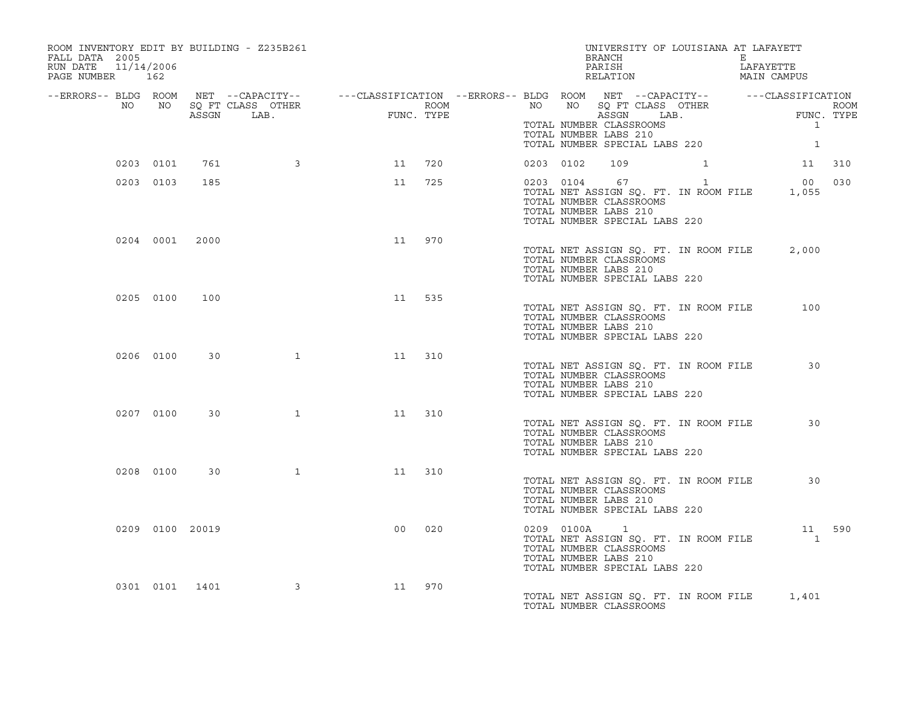ROOM INVENTORY EDIT BY BUILDING - Z235B261
FALL DATA 2005
RUN DATE 11/14/2006
PAGE NUMBER 162

UNIVERSITY OF LOUISIANA AT LAFAYETT
BRANCH E
PARISH LAFAYETTE
RELATION MAIN CAMPUS

| --ERRORS-- | BLDG NO | ROOM NO | NET SQ FT ASSGN | --CAPACITY-- CLASS LAB. | OTHER | ---CLASSIFICATION FUNC. | ROOM TYPE | --ERRORS-- | BLDG NO | ROOM NO | NET SQ FT ASSGN | --CAPACITY-- CLASS LAB. | OTHER | ---CLASSIFICATION FUNC. | ROOM TYPE |
|---|---|---|---|---|---|---|---|---|---|---|---|---|---|---|---|
| | | | | | | | | | TOTAL NUMBER CLASSROOMS | | | | | 1 | |
| | | | | | | | | | TOTAL NUMBER LABS 210 | | | | | | |
| | | | | | | | | | TOTAL NUMBER SPECIAL LABS 220 | | | | | 1 | |
| | 0203 | 0101 | 761 | | 3 | 11 | 720 | | 0203 | 0102 | 109 | | 1 | 11 | 310 |
| | 0203 | 0103 | 185 | | | 11 | 725 | | 0203 | 0104 | 67 | | 1 | 00 | 030 |
| | | | | | | | | | TOTAL NET ASSIGN SQ. FT. IN ROOM FILE | | | | | 1,055 | |
| | | | | | | | | | TOTAL NUMBER CLASSROOMS | | | | | | |
| | | | | | | | | | TOTAL NUMBER LABS 210 | | | | | | |
| | | | | | | | | | TOTAL NUMBER SPECIAL LABS 220 | | | | | | |
| | 0204 | 0001 | 2000 | | | 11 | 970 | | | | | | | | |
| | | | | | | | | | TOTAL NET ASSIGN SQ. FT. IN ROOM FILE | | | | | 2,000 | |
| | | | | | | | | | TOTAL NUMBER CLASSROOMS | | | | | | |
| | | | | | | | | | TOTAL NUMBER LABS 210 | | | | | | |
| | | | | | | | | | TOTAL NUMBER SPECIAL LABS 220 | | | | | | |
| | 0205 | 0100 | 100 | | | 11 | 535 | | | | | | | | |
| | | | | | | | | | TOTAL NET ASSIGN SQ. FT. IN ROOM FILE | | | | | 100 | |
| | | | | | | | | | TOTAL NUMBER CLASSROOMS | | | | | | |
| | | | | | | | | | TOTAL NUMBER LABS 210 | | | | | | |
| | | | | | | | | | TOTAL NUMBER SPECIAL LABS 220 | | | | | | |
| | 0206 | 0100 | 30 | | 1 | 11 | 310 | | | | | | | | |
| | | | | | | | | | TOTAL NET ASSIGN SQ. FT. IN ROOM FILE | | | | | 30 | |
| | | | | | | | | | TOTAL NUMBER CLASSROOMS | | | | | | |
| | | | | | | | | | TOTAL NUMBER LABS 210 | | | | | | |
| | | | | | | | | | TOTAL NUMBER SPECIAL LABS 220 | | | | | | |
| | 0207 | 0100 | 30 | | 1 | 11 | 310 | | | | | | | | |
| | | | | | | | | | TOTAL NET ASSIGN SQ. FT. IN ROOM FILE | | | | | 30 | |
| | | | | | | | | | TOTAL NUMBER CLASSROOMS | | | | | | |
| | | | | | | | | | TOTAL NUMBER LABS 210 | | | | | | |
| | | | | | | | | | TOTAL NUMBER SPECIAL LABS 220 | | | | | | |
| | 0208 | 0100 | 30 | | 1 | 11 | 310 | | | | | | | | |
| | | | | | | | | | TOTAL NET ASSIGN SQ. FT. IN ROOM FILE | | | | | 30 | |
| | | | | | | | | | TOTAL NUMBER CLASSROOMS | | | | | | |
| | | | | | | | | | TOTAL NUMBER LABS 210 | | | | | | |
| | | | | | | | | | TOTAL NUMBER SPECIAL LABS 220 | | | | | | |
| | 0209 | 0100 | 20019 | | | 00 | 020 | | 0209 | 0100A | 1 | | | 11 | 590 |
| | | | | | | | | | TOTAL NET ASSIGN SQ. FT. IN ROOM FILE | | | | | 1 | |
| | | | | | | | | | TOTAL NUMBER CLASSROOMS | | | | | | |
| | | | | | | | | | TOTAL NUMBER LABS 210 | | | | | | |
| | | | | | | | | | TOTAL NUMBER SPECIAL LABS 220 | | | | | | |
| | 0301 | 0101 | 1401 | | 3 | 11 | 970 | | | | | | | | |
| | | | | | | | | | TOTAL NET ASSIGN SQ. FT. IN ROOM FILE | | | | | 1,401 | |
| | | | | | | | | | TOTAL NUMBER CLASSROOMS | | | | | | |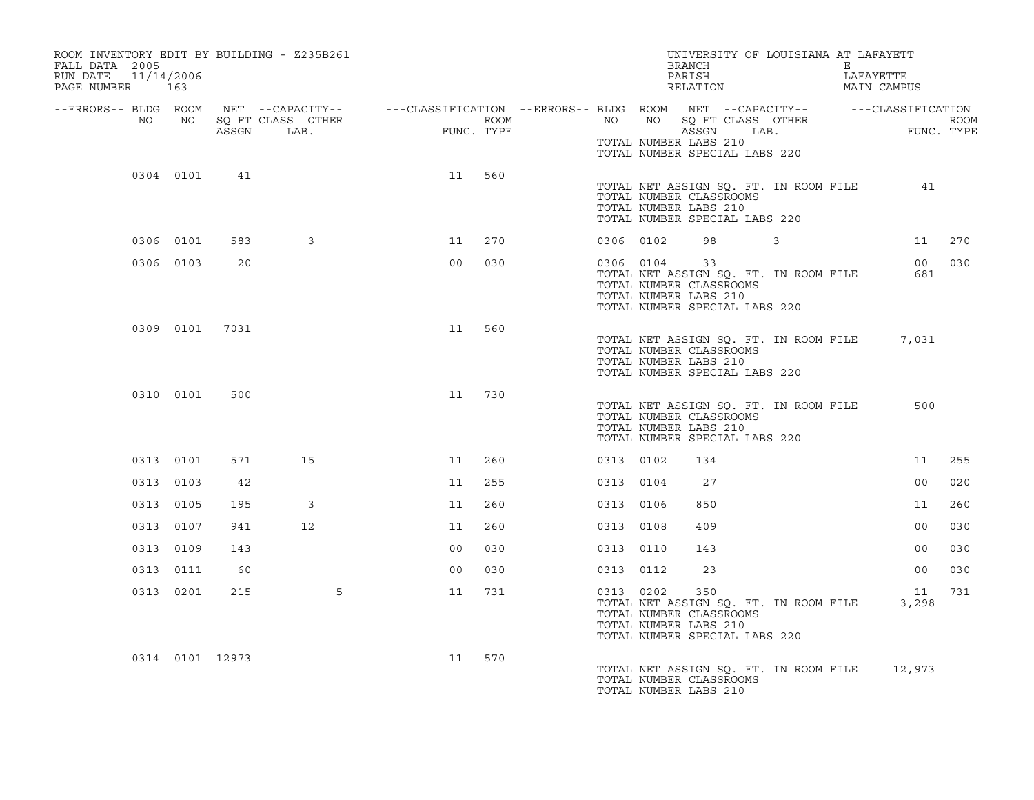ROOM INVENTORY EDIT BY BUILDING - Z235B261
FALL DATA 2005
RUN DATE 11/14/2006

UNIVERSITY OF LOUISIANA AT LAFAYETT
BRANCH E
PARISH LAFAYETTE
RELATION MAIN CAMPUS

| --ERRORS-- | BLDG NO | ROOM NO | NET SQ FT ASSGN | --CAPACITY-- CLASS LAB. | OTHER | ---CLASSIFICATION FUNC. | ROOM TYPE | --ERRORS-- | BLDG NO | ROOM NO | NET SQ FT ASSGN | --CAPACITY-- CLASS LAB. | OTHER | ---CLASSIFICATION FUNC. | ROOM TYPE |
|---|---|---|---|---|---|---|---|---|---|---|---|---|---|---|---|
| | | | | | | | | | TOTAL NUMBER LABS 210 | | | | | | |
| | | | | | | | | | TOTAL NUMBER SPECIAL LABS 220 | | | | | | |
| | 0304 | 0101 | 41 | | | 11 | 560 | | | | | | | | |
| | | | | | | | | | TOTAL NET ASSIGN SQ. FT. IN ROOM FILE | | | | | 41 | |
| | | | | | | | | | TOTAL NUMBER CLASSROOMS | | | | | | |
| | | | | | | | | | TOTAL NUMBER LABS 210 | | | | | | |
| | | | | | | | | | TOTAL NUMBER SPECIAL LABS 220 | | | | | | |
| | 0306 | 0101 | 583 | 3 | | 11 | 270 | | 0306 | 0102 | 98 | 3 | | 11 | 270 |
| | 0306 | 0103 | 20 | | | 00 | 030 | | 0306 | 0104 | 33 | | | 00 | 030 |
| | | | | | | | | | TOTAL NET ASSIGN SQ. FT. IN ROOM FILE | | | | | 681 | |
| | | | | | | | | | TOTAL NUMBER CLASSROOMS | | | | | | |
| | | | | | | | | | TOTAL NUMBER LABS 210 | | | | | | |
| | | | | | | | | | TOTAL NUMBER SPECIAL LABS 220 | | | | | | |
| | 0309 | 0101 | 7031 | | | 11 | 560 | | | | | | | | |
| | | | | | | | | | TOTAL NET ASSIGN SQ. FT. IN ROOM FILE | | | | | 7,031 | |
| | | | | | | | | | TOTAL NUMBER CLASSROOMS | | | | | | |
| | | | | | | | | | TOTAL NUMBER LABS 210 | | | | | | |
| | | | | | | | | | TOTAL NUMBER SPECIAL LABS 220 | | | | | | |
| | 0310 | 0101 | 500 | | | 11 | 730 | | | | | | | | |
| | | | | | | | | | TOTAL NET ASSIGN SQ. FT. IN ROOM FILE | | | | | 500 | |
| | | | | | | | | | TOTAL NUMBER CLASSROOMS | | | | | | |
| | | | | | | | | | TOTAL NUMBER LABS 210 | | | | | | |
| | | | | | | | | | TOTAL NUMBER SPECIAL LABS 220 | | | | | | |
| | 0313 | 0101 | 571 | 15 | | 11 | 260 | | 0313 | 0102 | 134 | | | 11 | 255 |
| | 0313 | 0103 | 42 | | | 11 | 255 | | 0313 | 0104 | 27 | | | 00 | 020 |
| | 0313 | 0105 | 195 | 3 | | 11 | 260 | | 0313 | 0106 | 850 | | | 11 | 260 |
| | 0313 | 0107 | 941 | 12 | | 11 | 260 | | 0313 | 0108 | 409 | | | 00 | 030 |
| | 0313 | 0109 | 143 | | | 00 | 030 | | 0313 | 0110 | 143 | | | 00 | 030 |
| | 0313 | 0111 | 60 | | | 00 | 030 | | 0313 | 0112 | 23 | | | 00 | 030 |
| | 0313 | 0201 | 215 | | 5 | 11 | 731 | | 0313 | 0202 | 350 | | | 11 | 731 |
| | | | | | | | | | TOTAL NET ASSIGN SQ. FT. IN ROOM FILE | | | | | 3,298 | |
| | | | | | | | | | TOTAL NUMBER CLASSROOMS | | | | | | |
| | | | | | | | | | TOTAL NUMBER LABS 210 | | | | | | |
| | | | | | | | | | TOTAL NUMBER SPECIAL LABS 220 | | | | | | |
| | 0314 | 0101 | 12973 | | | 11 | 570 | | | | | | | | |
| | | | | | | | | | TOTAL NET ASSIGN SQ. FT. IN ROOM FILE | | | | | 12,973 | |
| | | | | | | | | | TOTAL NUMBER CLASSROOMS | | | | | | |
| | | | | | | | | | TOTAL NUMBER LABS 210 | | | | | | |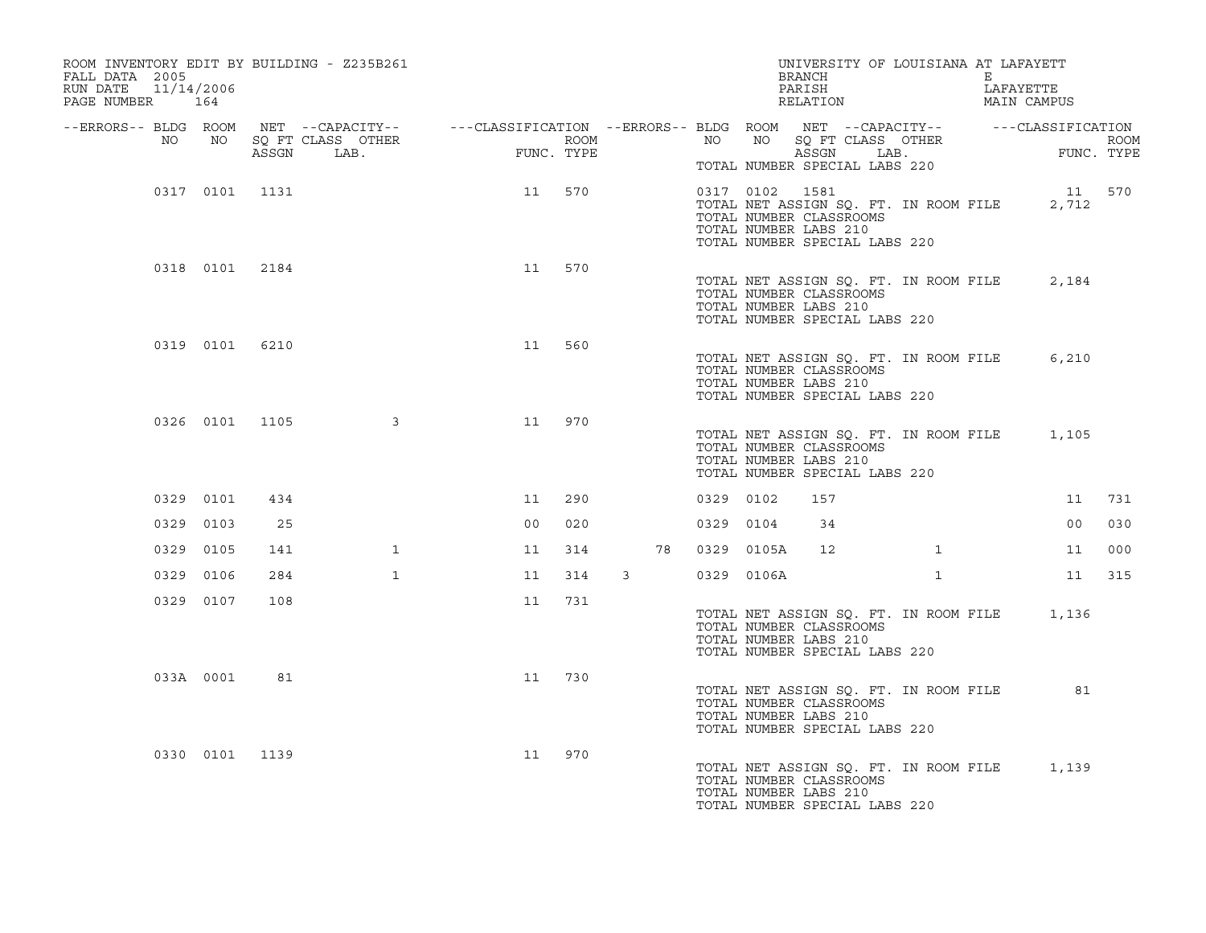ROOM INVENTORY EDIT BY BUILDING - Z235B261
FALL DATA 2005
RUN DATE 11/14/2006
PAGE NUMBER 164

UNIVERSITY OF LOUISIANA AT LAFAYETT
BRANCH E
PARISH LAFAYETTE
RELATION MAIN CAMPUS

| --ERRORS-- | BLDG NO | ROOM NO | NET SQ FT ASSGN | --CAPACITY-- CLASS | LAB. | OTHER | ---CLASSIFICATION FUNC. | ROOM TYPE | --ERRORS-- | BLDG NO | ROOM NO | NET SQ FT ASSGN | --CAPACITY-- CLASS | LAB. | OTHER | ---CLASSIFICATION FUNC. | ROOM TYPE |
|---|---|---|---|---|---|---|---|---|---|---|---|---|---|---|---|---|---|
| | | | | | | | | | | TOTAL NUMBER SPECIAL LABS 220 | | | | | | | |
| | 0317 | 0101 | 1131 | | | | 11 | 570 | | 0317 | 0102 | 1581 | | | | 11 | 570 |
| | | | | | | | | | | TOTAL NET ASSIGN SQ. FT. IN ROOM FILE | | 2,712 | | | | | |
| | | | | | | | | | | TOTAL NUMBER CLASSROOMS | | | | | | | |
| | | | | | | | | | | TOTAL NUMBER LABS 210 | | | | | | | |
| | | | | | | | | | | TOTAL NUMBER SPECIAL LABS 220 | | | | | | | |
| | 0318 | 0101 | 2184 | | | | 11 | 570 | | | | | | | | | |
| | | | | | | | | | | TOTAL NET ASSIGN SQ. FT. IN ROOM FILE | | 2,184 | | | | | |
| | | | | | | | | | | TOTAL NUMBER CLASSROOMS | | | | | | | |
| | | | | | | | | | | TOTAL NUMBER LABS 210 | | | | | | | |
| | | | | | | | | | | TOTAL NUMBER SPECIAL LABS 220 | | | | | | | |
| | 0319 | 0101 | 6210 | | | | 11 | 560 | | | | | | | | | |
| | | | | | | | | | | TOTAL NET ASSIGN SQ. FT. IN ROOM FILE | | 6,210 | | | | | |
| | | | | | | | | | | TOTAL NUMBER CLASSROOMS | | | | | | | |
| | | | | | | | | | | TOTAL NUMBER LABS 210 | | | | | | | |
| | | | | | | | | | | TOTAL NUMBER SPECIAL LABS 220 | | | | | | | |
| | 0326 | 0101 | 1105 | | | 3 | 11 | 970 | | | | | | | | | |
| | | | | | | | | | | TOTAL NET ASSIGN SQ. FT. IN ROOM FILE | | 1,105 | | | | | |
| | | | | | | | | | | TOTAL NUMBER CLASSROOMS | | | | | | | |
| | | | | | | | | | | TOTAL NUMBER LABS 210 | | | | | | | |
| | | | | | | | | | | TOTAL NUMBER SPECIAL LABS 220 | | | | | | | |
| | 0329 | 0101 | 434 | | | | 11 | 290 | | 0329 | 0102 | 157 | | | | 11 | 731 |
| | 0329 | 0103 | 25 | | | | 00 | 020 | | 0329 | 0104 | 34 | | | | 00 | 030 |
| | 0329 | 0105 | 141 | | | 1 | 11 | 314 | 78 | 0329 | 0105A | 12 | | | 1 | 11 | 000 |
| | 0329 | 0106 | 284 | | | 1 | 11 | 314 | 3 | 0329 | 0106A | | | | 1 | 11 | 315 |
| | 0329 | 0107 | 108 | | | | 11 | 731 | | | | | | | | | |
| | | | | | | | | | | TOTAL NET ASSIGN SQ. FT. IN ROOM FILE | | 1,136 | | | | | |
| | | | | | | | | | | TOTAL NUMBER CLASSROOMS | | | | | | | |
| | | | | | | | | | | TOTAL NUMBER LABS 210 | | | | | | | |
| | | | | | | | | | | TOTAL NUMBER SPECIAL LABS 220 | | | | | | | |
| | 033A | 0001 | 81 | | | | 11 | 730 | | | | | | | | | |
| | | | | | | | | | | TOTAL NET ASSIGN SQ. FT. IN ROOM FILE | | 81 | | | | | |
| | | | | | | | | | | TOTAL NUMBER CLASSROOMS | | | | | | | |
| | | | | | | | | | | TOTAL NUMBER LABS 210 | | | | | | | |
| | | | | | | | | | | TOTAL NUMBER SPECIAL LABS 220 | | | | | | | |
| | 0330 | 0101 | 1139 | | | | 11 | 970 | | | | | | | | | |
| | | | | | | | | | | TOTAL NET ASSIGN SQ. FT. IN ROOM FILE | | 1,139 | | | | | |
| | | | | | | | | | | TOTAL NUMBER CLASSROOMS | | | | | | | |
| | | | | | | | | | | TOTAL NUMBER LABS 210 | | | | | | | |
| | | | | | | | | | | TOTAL NUMBER SPECIAL LABS 220 | | | | | | | |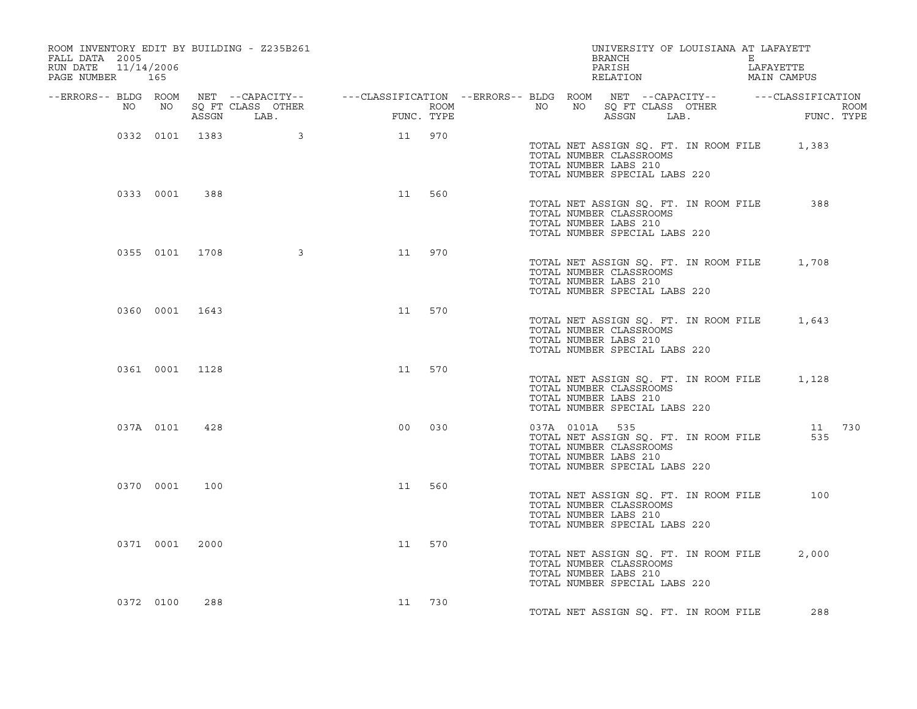ROOM INVENTORY EDIT BY BUILDING - Z235B261
FALL DATA 2005
RUN DATE 11/14/2006
PAGE NUMBER 165

UNIVERSITY OF LOUISIANA AT LAFAYETT
BRANCH E
PARISH LAFAYETTE
RELATION MAIN CAMPUS

| --ERRORS-- | BLDG NO | ROOM NO | NET SQ FT ASSGN | --CAPACITY-- CLASS LAB. | OTHER | ---CLASSIFICATION FUNC. | ROOM TYPE | --ERRORS-- | BLDG NO | ROOM NO | NET SQ FT ASSGN | --CAPACITY-- CLASS LAB. | OTHER | ---CLASSIFICATION FUNC. | ROOM TYPE |
|---|---|---|---|---|---|---|---|---|---|---|---|---|---|---|---|
| | 0332 | 0101 | 1383 | | 3 | 11 | 970 | | | | | | | | |
| | | | | | | | | | TOTAL NET ASSIGN SQ. FT. IN ROOM FILE | | | | | 1,383 | |
| | | | | | | | | | TOTAL NUMBER CLASSROOMS | | | | | | |
| | | | | | | | | | TOTAL NUMBER LABS 210 | | | | | | |
| | | | | | | | | | TOTAL NUMBER SPECIAL LABS 220 | | | | | | |
| | 0333 | 0001 | 388 | | | 11 | 560 | | | | | | | | |
| | | | | | | | | | TOTAL NET ASSIGN SQ. FT. IN ROOM FILE | | | | | 388 | |
| | | | | | | | | | TOTAL NUMBER CLASSROOMS | | | | | | |
| | | | | | | | | | TOTAL NUMBER LABS 210 | | | | | | |
| | | | | | | | | | TOTAL NUMBER SPECIAL LABS 220 | | | | | | |
| | 0355 | 0101 | 1708 | | 3 | 11 | 970 | | | | | | | | |
| | | | | | | | | | TOTAL NET ASSIGN SQ. FT. IN ROOM FILE | | | | | 1,708 | |
| | | | | | | | | | TOTAL NUMBER CLASSROOMS | | | | | | |
| | | | | | | | | | TOTAL NUMBER LABS 210 | | | | | | |
| | | | | | | | | | TOTAL NUMBER SPECIAL LABS 220 | | | | | | |
| | 0360 | 0001 | 1643 | | | 11 | 570 | | | | | | | | |
| | | | | | | | | | TOTAL NET ASSIGN SQ. FT. IN ROOM FILE | | | | | 1,643 | |
| | | | | | | | | | TOTAL NUMBER CLASSROOMS | | | | | | |
| | | | | | | | | | TOTAL NUMBER LABS 210 | | | | | | |
| | | | | | | | | | TOTAL NUMBER SPECIAL LABS 220 | | | | | | |
| | 0361 | 0001 | 1128 | | | 11 | 570 | | | | | | | | |
| | | | | | | | | | TOTAL NET ASSIGN SQ. FT. IN ROOM FILE | | | | | 1,128 | |
| | | | | | | | | | TOTAL NUMBER CLASSROOMS | | | | | | |
| | | | | | | | | | TOTAL NUMBER LABS 210 | | | | | | |
| | | | | | | | | | TOTAL NUMBER SPECIAL LABS 220 | | | | | | |
| | 037A | 0101 | 428 | | | 00 | 030 | | 037A | 0101A | 535 | | | 11 | 730 |
| | | | | | | | | | TOTAL NET ASSIGN SQ. FT. IN ROOM FILE | | | | | 535 | |
| | | | | | | | | | TOTAL NUMBER CLASSROOMS | | | | | | |
| | | | | | | | | | TOTAL NUMBER LABS 210 | | | | | | |
| | | | | | | | | | TOTAL NUMBER SPECIAL LABS 220 | | | | | | |
| | 0370 | 0001 | 100 | | | 11 | 560 | | | | | | | | |
| | | | | | | | | | TOTAL NET ASSIGN SQ. FT. IN ROOM FILE | | | | | 100 | |
| | | | | | | | | | TOTAL NUMBER CLASSROOMS | | | | | | |
| | | | | | | | | | TOTAL NUMBER LABS 210 | | | | | | |
| | | | | | | | | | TOTAL NUMBER SPECIAL LABS 220 | | | | | | |
| | 0371 | 0001 | 2000 | | | 11 | 570 | | | | | | | | |
| | | | | | | | | | TOTAL NET ASSIGN SQ. FT. IN ROOM FILE | | | | | 2,000 | |
| | | | | | | | | | TOTAL NUMBER CLASSROOMS | | | | | | |
| | | | | | | | | | TOTAL NUMBER LABS 210 | | | | | | |
| | | | | | | | | | TOTAL NUMBER SPECIAL LABS 220 | | | | | | |
| | 0372 | 0100 | 288 | | | 11 | 730 | | | | | | | | |
| | | | | | | | | | TOTAL NET ASSIGN SQ. FT. IN ROOM FILE | | | | | 288 | |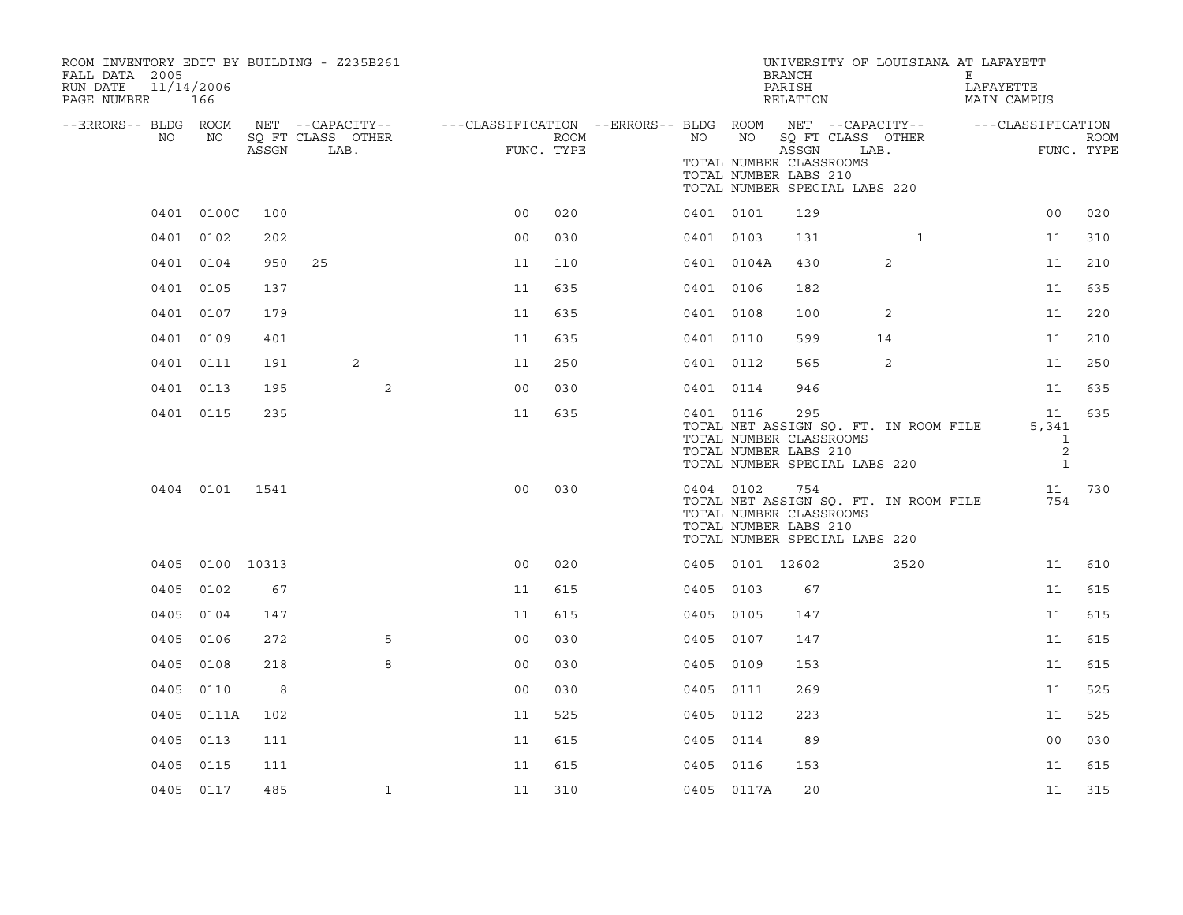ROOM INVENTORY EDIT BY BUILDING - Z235B261
FALL DATA 2005
RUN DATE 11/14/2006
PAGE NUMBER 166

UNIVERSITY OF LOUISIANA AT LAFAYETTE
BRANCH E
PARISH LAFAYETTE
RELATION MAIN CAMPUS

| --ERRORS-- | BLDG NO | ROOM NO | NET ASSGN SQ FT | CAPACITY CLASS LAB. | CAPACITY OTHER | CLASSIFICATION FUNC. | ROOM TYPE | --ERRORS-- | BLDG NO | ROOM NO | NET ASSGN SQ FT | CAPACITY CLASS LAB. | CAPACITY OTHER | CLASSIFICATION FUNC. | ROOM TYPE |
|---|---|---|---|---|---|---|---|---|---|---|---|---|---|---|---|
| | | | | | | | | | | | TOTAL NUMBER CLASSROOMS | | | | |
| | | | | | | | | | | | TOTAL NUMBER LABS 210 | | | | |
| | | | | | | | | | | | TOTAL NUMBER SPECIAL LABS 220 | | | | |
| | 0401 | 0100C | 100 | | | 00 | 020 | | 0401 | 0101 | 129 | | | 00 | 020 |
| | 0401 | 0102 | 202 | | | 00 | 030 | | 0401 | 0103 | 131 | | 1 | 11 | 310 |
| | 0401 | 0104 | 950 | 25 | | 11 | 110 | | 0401 | 0104A | 430 | 2 | | 11 | 210 |
| | 0401 | 0105 | 137 | | | 11 | 635 | | 0401 | 0106 | 182 | | | 11 | 635 |
| | 0401 | 0107 | 179 | | | 11 | 635 | | 0401 | 0108 | 100 | 2 | | 11 | 220 |
| | 0401 | 0109 | 401 | | | 11 | 635 | | 0401 | 0110 | 599 | 14 | | 11 | 210 |
| | 0401 | 0111 | 191 | 2 | | 11 | 250 | | 0401 | 0112 | 565 | 2 | | 11 | 250 |
| | 0401 | 0113 | 195 | | 2 | 00 | 030 | | 0401 | 0114 | 946 | | | 11 | 635 |
| | 0401 | 0115 | 235 | | | 11 | 635 | | 0401 | 0116 | 295 | | | 11 | 635 |
| | | | | | | | | | | | TOTAL NET ASSIGN SQ. FT. IN ROOM FILE | | | 5,341 | |
| | | | | | | | | | | | TOTAL NUMBER CLASSROOMS | | | 1 | |
| | | | | | | | | | | | TOTAL NUMBER LABS 210 | | | 2 | |
| | | | | | | | | | | | TOTAL NUMBER SPECIAL LABS 220 | | | 1 | |
| | 0404 | 0101 | 1541 | | | 00 | 030 | | 0404 | 0102 | 754 | | | 11 | 730 |
| | | | | | | | | | | | TOTAL NET ASSIGN SQ. FT. IN ROOM FILE | | | 754 | |
| | | | | | | | | | | | TOTAL NUMBER CLASSROOMS | | | | |
| | | | | | | | | | | | TOTAL NUMBER LABS 210 | | | | |
| | | | | | | | | | | | TOTAL NUMBER SPECIAL LABS 220 | | | | |
| | 0405 | 0100 | 10313 | | | 00 | 020 | | 0405 | 0101 | 12602 | | 2520 | 11 | 610 |
| | 0405 | 0102 | 67 | | | 11 | 615 | | 0405 | 0103 | 67 | | | 11 | 615 |
| | 0405 | 0104 | 147 | | | 11 | 615 | | 0405 | 0105 | 147 | | | 11 | 615 |
| | 0405 | 0106 | 272 | | 5 | 00 | 030 | | 0405 | 0107 | 147 | | | 11 | 615 |
| | 0405 | 0108 | 218 | | 8 | 00 | 030 | | 0405 | 0109 | 153 | | | 11 | 615 |
| | 0405 | 0110 | 8 | | | 00 | 030 | | 0405 | 0111 | 269 | | | 11 | 525 |
| | 0405 | 0111A | 102 | | | 11 | 525 | | 0405 | 0112 | 223 | | | 11 | 525 |
| | 0405 | 0113 | 111 | | | 11 | 615 | | 0405 | 0114 | 89 | | | 00 | 030 |
| | 0405 | 0115 | 111 | | | 11 | 615 | | 0405 | 0116 | 153 | | | 11 | 615 |
| | 0405 | 0117 | 485 | | 1 | 11 | 310 | | 0405 | 0117A | 20 | | | 11 | 315 |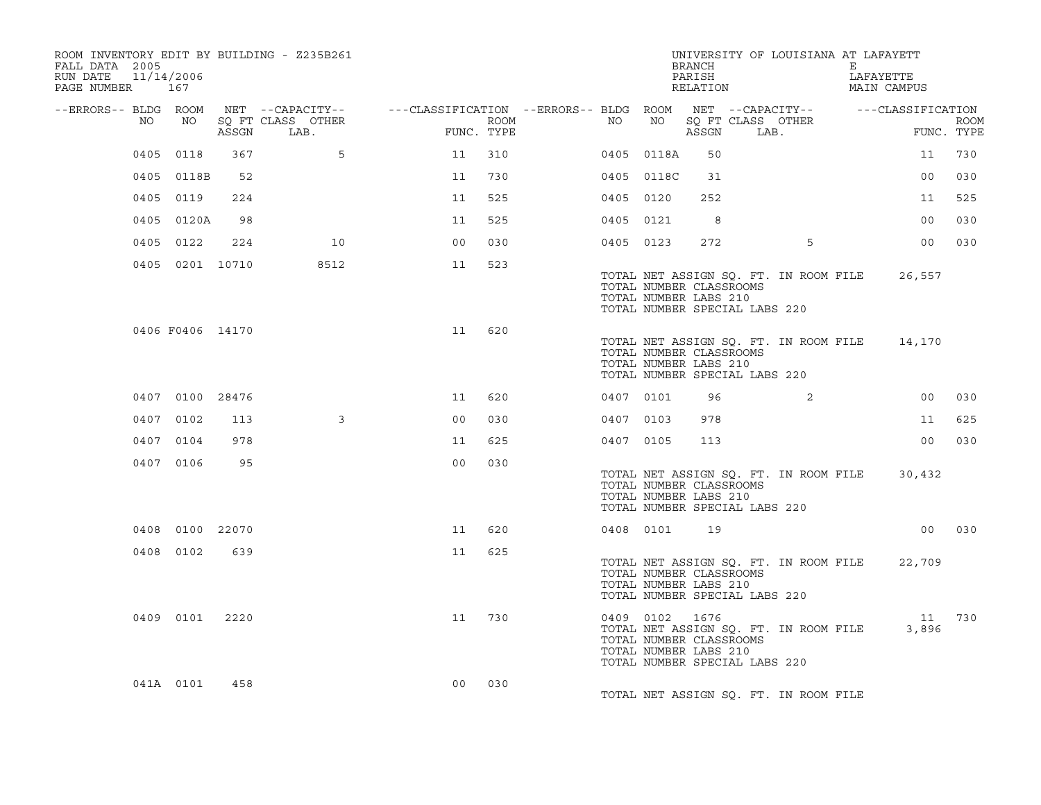ROOM INVENTORY EDIT BY BUILDING - Z235B261
FALL DATA 2005
RUN DATE 11/14/2006
PAGE NUMBER 167

UNIVERSITY OF LOUISIANA AT LAFAYETTE
BRANCH E
PARISH LAFAYETTE
RELATION MAIN CAMPUS

| --ERRORS-- | BLDG NO | ROOM NO | NET SQ FT ASSGN | --CAPACITY-- CLASS LAB. | OTHER | ---CLASSIFICATION FUNC. | ROOM TYPE | --ERRORS-- | BLDG NO | ROOM NO | NET SQ FT ASSGN | --CAPACITY-- CLASS LAB. | OTHER | ---CLASSIFICATION FUNC. | ROOM TYPE |
|---|---|---|---|---|---|---|---|---|---|---|---|---|---|---|---|
| | 0405 | 0118 | 367 | | 5 | 11 | 310 | | 0405 | 0118A | 50 | | | 11 | 730 |
| | 0405 | 0118B | 52 | | | 11 | 730 | | 0405 | 0118C | 31 | | | 00 | 030 |
| | 0405 | 0119 | 224 | | | 11 | 525 | | 0405 | 0120 | 252 | | | 11 | 525 |
| | 0405 | 0120A | 98 | | | 11 | 525 | | 0405 | 0121 | 8 | | | 00 | 030 |
| | 0405 | 0122 | 224 | | 10 | 00 | 030 | | 0405 | 0123 | 272 | | 5 | 00 | 030 |
| | 0405 | 0201 | 10710 | | 8512 | 11 | 523 | | | | | | | | |

TOTAL NET ASSIGN SQ. FT. IN ROOM FILE 26,557
TOTAL NUMBER CLASSROOMS
TOTAL NUMBER LABS 210
TOTAL NUMBER SPECIAL LABS 220

| BLDG NO | ROOM NO | NET SQ FT ASSGN | CLASS LAB. | OTHER | FUNC. | ROOM TYPE |
|---|---|---|---|---|---|---|
| 0406 | F0406 | 14170 | | | 11 | 620 |

TOTAL NET ASSIGN SQ. FT. IN ROOM FILE 14,170
TOTAL NUMBER CLASSROOMS
TOTAL NUMBER LABS 210
TOTAL NUMBER SPECIAL LABS 220

| BLDG NO | ROOM NO | NET SQ FT ASSGN | CLASS LAB. | OTHER | FUNC. | ROOM TYPE | BLDG NO | ROOM NO | NET SQ FT ASSGN | CLASS LAB. | OTHER | FUNC. | ROOM TYPE |
|---|---|---|---|---|---|---|---|---|---|---|---|---|---|
| 0407 | 0100 | 28476 | | | 11 | 620 | 0407 | 0101 | 96 | | 2 | 00 | 030 |
| 0407 | 0102 | 113 | | 3 | 00 | 030 | 0407 | 0103 | 978 | | | 11 | 625 |
| 0407 | 0104 | 978 | | | 11 | 625 | 0407 | 0105 | 113 | | | 00 | 030 |
| 0407 | 0106 | 95 | | | 00 | 030 | | | | | | | |

TOTAL NET ASSIGN SQ. FT. IN ROOM FILE 30,432
TOTAL NUMBER CLASSROOMS
TOTAL NUMBER LABS 210
TOTAL NUMBER SPECIAL LABS 220

| BLDG NO | ROOM NO | NET SQ FT ASSGN | CLASS LAB. | OTHER | FUNC. | ROOM TYPE | BLDG NO | ROOM NO | NET SQ FT ASSGN | CLASS LAB. | OTHER | FUNC. | ROOM TYPE |
|---|---|---|---|---|---|---|---|---|---|---|---|---|---|
| 0408 | 0100 | 22070 | | | 11 | 620 | 0408 | 0101 | 19 | | | 00 | 030 |
| 0408 | 0102 | 639 | | | 11 | 625 | | | | | | | |

TOTAL NET ASSIGN SQ. FT. IN ROOM FILE 22,709
TOTAL NUMBER CLASSROOMS
TOTAL NUMBER LABS 210
TOTAL NUMBER SPECIAL LABS 220

| BLDG NO | ROOM NO | NET SQ FT ASSGN | CLASS LAB. | OTHER | FUNC. | ROOM TYPE | BLDG NO | ROOM NO | NET SQ FT ASSGN | CLASS LAB. | OTHER | FUNC. | ROOM TYPE |
|---|---|---|---|---|---|---|---|---|---|---|---|---|---|
| 0409 | 0101 | 2220 | | | 11 | 730 | 0409 | 0102 | 1676 | | | 11 | 730 |

TOTAL NET ASSIGN SQ. FT. IN ROOM FILE 3,896
TOTAL NUMBER CLASSROOMS
TOTAL NUMBER LABS 210
TOTAL NUMBER SPECIAL LABS 220

| BLDG NO | ROOM NO | NET SQ FT ASSGN | CLASS LAB. | OTHER | FUNC. | ROOM TYPE |
|---|---|---|---|---|---|---|
| 041A | 0101 | 458 | | | 00 | 030 |

TOTAL NET ASSIGN SQ. FT. IN ROOM FILE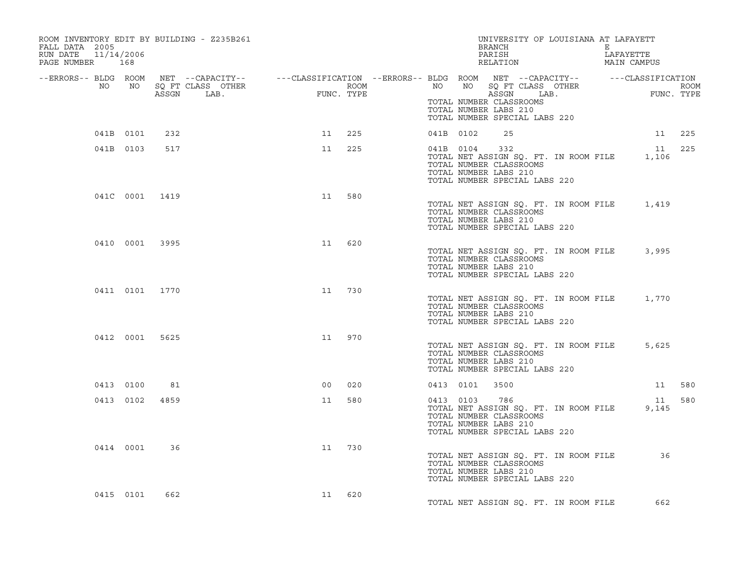ROOM INVENTORY EDIT BY BUILDING - Z235B261
FALL DATA 2005
RUN DATE 11/14/2006

UNIVERSITY OF LOUISIANA AT LAFAYETTE
BRANCH E
PARISH LAFAYETTE
RELATION MAIN CAMPUS

| --ERRORS-- | BLDG NO | ROOM NO | NET SQ FT ASSGN | --CAPACITY-- CLASS LAB. | OTHER | ---CLASSIFICATION FUNC. | ROOM TYPE | --ERRORS-- | BLDG NO | ROOM NO | NET SQ FT ASSGN | --CAPACITY-- CLASS LAB. | OTHER | ---CLASSIFICATION FUNC. | ROOM TYPE |
|---|---|---|---|---|---|---|---|---|---|---|---|---|---|---|---|
| | | | | | | | | | TOTAL NUMBER CLASSROOMS | | | | | | |
| | | | | | | | | | TOTAL NUMBER LABS 210 | | | | | | |
| | | | | | | | | | TOTAL NUMBER SPECIAL LABS 220 | | | | | | |
| | 041B | 0101 | 232 | | | 11 | 225 | | 041B | 0102 | 25 | | | 11 | 225 |
| | 041B | 0103 | 517 | | | 11 | 225 | | 041B | 0104 | 332 | | | 11 | 225 |
| | | | | | | | | | TOTAL NET ASSIGN SQ. FT. IN ROOM FILE | | 1,106 | | | | |
| | | | | | | | | | TOTAL NUMBER CLASSROOMS | | | | | | |
| | | | | | | | | | TOTAL NUMBER LABS 210 | | | | | | |
| | | | | | | | | | TOTAL NUMBER SPECIAL LABS 220 | | | | | | |
| | 041C | 0001 | 1419 | | | 11 | 580 | | | | | | | | |
| | | | | | | | | | TOTAL NET ASSIGN SQ. FT. IN ROOM FILE | | 1,419 | | | | |
| | | | | | | | | | TOTAL NUMBER CLASSROOMS | | | | | | |
| | | | | | | | | | TOTAL NUMBER LABS 210 | | | | | | |
| | | | | | | | | | TOTAL NUMBER SPECIAL LABS 220 | | | | | | |
| | 0410 | 0001 | 3995 | | | 11 | 620 | | | | | | | | |
| | | | | | | | | | TOTAL NET ASSIGN SQ. FT. IN ROOM FILE | | 3,995 | | | | |
| | | | | | | | | | TOTAL NUMBER CLASSROOMS | | | | | | |
| | | | | | | | | | TOTAL NUMBER LABS 210 | | | | | | |
| | | | | | | | | | TOTAL NUMBER SPECIAL LABS 220 | | | | | | |
| | 0411 | 0101 | 1770 | | | 11 | 730 | | | | | | | | |
| | | | | | | | | | TOTAL NET ASSIGN SQ. FT. IN ROOM FILE | | 1,770 | | | | |
| | | | | | | | | | TOTAL NUMBER CLASSROOMS | | | | | | |
| | | | | | | | | | TOTAL NUMBER LABS 210 | | | | | | |
| | | | | | | | | | TOTAL NUMBER SPECIAL LABS 220 | | | | | | |
| | 0412 | 0001 | 5625 | | | 11 | 970 | | | | | | | | |
| | | | | | | | | | TOTAL NET ASSIGN SQ. FT. IN ROOM FILE | | 5,625 | | | | |
| | | | | | | | | | TOTAL NUMBER CLASSROOMS | | | | | | |
| | | | | | | | | | TOTAL NUMBER LABS 210 | | | | | | |
| | | | | | | | | | TOTAL NUMBER SPECIAL LABS 220 | | | | | | |
| | 0413 | 0100 | 81 | | | 00 | 020 | | 0413 | 0101 | 3500 | | | 11 | 580 |
| | 0413 | 0102 | 4859 | | | 11 | 580 | | 0413 | 0103 | 786 | | | 11 | 580 |
| | | | | | | | | | TOTAL NET ASSIGN SQ. FT. IN ROOM FILE | | 9,145 | | | | |
| | | | | | | | | | TOTAL NUMBER CLASSROOMS | | | | | | |
| | | | | | | | | | TOTAL NUMBER LABS 210 | | | | | | |
| | | | | | | | | | TOTAL NUMBER SPECIAL LABS 220 | | | | | | |
| | 0414 | 0001 | 36 | | | 11 | 730 | | | | | | | | |
| | | | | | | | | | TOTAL NET ASSIGN SQ. FT. IN ROOM FILE | | 36 | | | | |
| | | | | | | | | | TOTAL NUMBER CLASSROOMS | | | | | | |
| | | | | | | | | | TOTAL NUMBER LABS 210 | | | | | | |
| | | | | | | | | | TOTAL NUMBER SPECIAL LABS 220 | | | | | | |
| | 0415 | 0101 | 662 | | | 11 | 620 | | | | | | | | |
| | | | | | | | | | TOTAL NET ASSIGN SQ. FT. IN ROOM FILE | | 662 | | | | |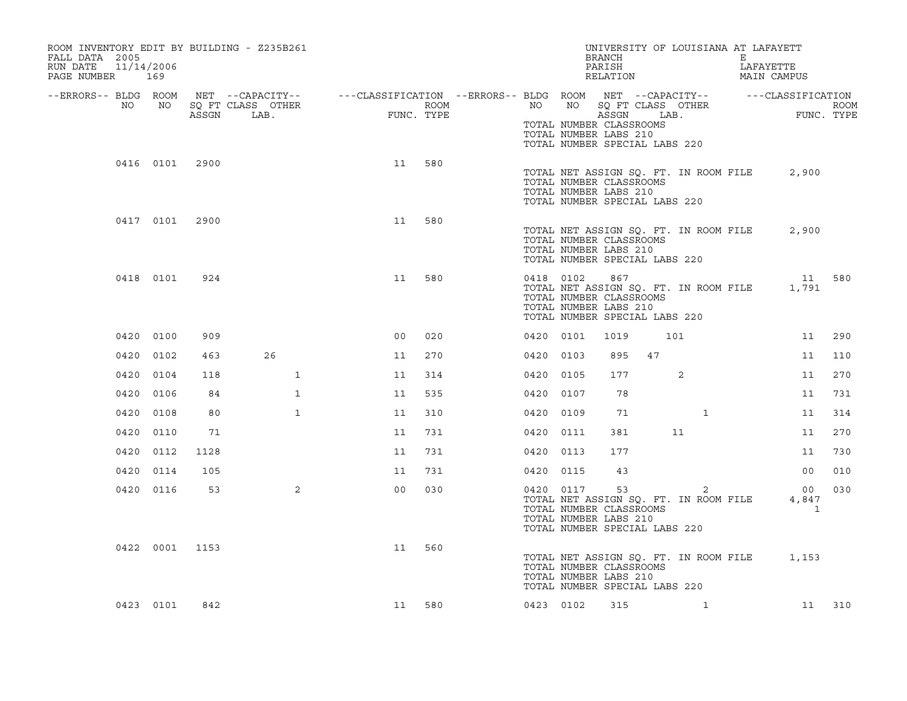ROOM INVENTORY EDIT BY BUILDING - Z235B261
FALL DATA 2005
RUN DATE 11/14/2006

UNIVERSITY OF LOUISIANA AT LAFAYETT
BRANCH E
PARISH LAFAYETTE
RELATION MAIN CAMPUS

| --ERRORS-- | BLDG NO | ROOM NO | NET ASSGN SQ FT | CAPACITY CLASS | CAPACITY LAB. | CAPACITY OTHER | CLASSIFICATION FUNC. | ROOM TYPE | --ERRORS-- | BLDG NO | ROOM NO | NET ASSGN SQ FT | CAPACITY CLASS | CAPACITY LAB. | CAPACITY OTHER | CLASSIFICATION FUNC. | ROOM TYPE |
|---|---|---|---|---|---|---|---|---|---|---|---|---|---|---|---|---|---|
| | | | | | | | | | | TOTAL NUMBER CLASSROOMS | | | | | | | |
| | | | | | | | | | | TOTAL NUMBER LABS 210 | | | | | | | |
| | | | | | | | | | | TOTAL NUMBER SPECIAL LABS 220 | | | | | | | |
| | 0416 | 0101 | 2900 | | | | 11 | 580 | | | | | | | | | |
| | | | | | | | | | | TOTAL NET ASSIGN SQ. FT. IN ROOM FILE | | | | | | 2,900 | |
| | | | | | | | | | | TOTAL NUMBER CLASSROOMS | | | | | | | |
| | | | | | | | | | | TOTAL NUMBER LABS 210 | | | | | | | |
| | | | | | | | | | | TOTAL NUMBER SPECIAL LABS 220 | | | | | | | |
| | 0417 | 0101 | 2900 | | | | 11 | 580 | | | | | | | | | |
| | | | | | | | | | | TOTAL NET ASSIGN SQ. FT. IN ROOM FILE | | | | | | 2,900 | |
| | | | | | | | | | | TOTAL NUMBER CLASSROOMS | | | | | | | |
| | | | | | | | | | | TOTAL NUMBER LABS 210 | | | | | | | |
| | | | | | | | | | | TOTAL NUMBER SPECIAL LABS 220 | | | | | | | |
| | 0418 | 0101 | 924 | | | | 11 | 580 | | 0418 | 0102 | 867 | | | | 11 | 580 |
| | | | | | | | | | | TOTAL NET ASSIGN SQ. FT. IN ROOM FILE | | | | | | 1,791 | |
| | | | | | | | | | | TOTAL NUMBER CLASSROOMS | | | | | | | |
| | | | | | | | | | | TOTAL NUMBER LABS 210 | | | | | | | |
| | | | | | | | | | | TOTAL NUMBER SPECIAL LABS 220 | | | | | | | |
| | 0420 | 0100 | 909 | | | | 00 | 020 | | 0420 | 0101 | 1019 | | 101 | | 11 | 290 |
| | 0420 | 0102 | 463 | | 26 | | 11 | 270 | | 0420 | 0103 | 895 | 47 | | | 11 | 110 |
| | 0420 | 0104 | 118 | | | 1 | 11 | 314 | | 0420 | 0105 | 177 | | 2 | | 11 | 270 |
| | 0420 | 0106 | 84 | | | 1 | 11 | 535 | | 0420 | 0107 | 78 | | | | 11 | 731 |
| | 0420 | 0108 | 80 | | | 1 | 11 | 310 | | 0420 | 0109 | 71 | | | 1 | 11 | 314 |
| | 0420 | 0110 | 71 | | | | 11 | 731 | | 0420 | 0111 | 381 | | 11 | | 11 | 270 |
| | 0420 | 0112 | 1128 | | | | 11 | 731 | | 0420 | 0113 | 177 | | | | 11 | 730 |
| | 0420 | 0114 | 105 | | | | 11 | 731 | | 0420 | 0115 | 43 | | | | 00 | 010 |
| | 0420 | 0116 | 53 | | | 2 | 00 | 030 | | 0420 | 0117 | 53 | | | 2 | 00 | 030 |
| | | | | | | | | | | TOTAL NET ASSIGN SQ. FT. IN ROOM FILE | | | | | | 4,847 | |
| | | | | | | | | | | TOTAL NUMBER CLASSROOMS | | | | | | 1 | |
| | | | | | | | | | | TOTAL NUMBER LABS 210 | | | | | | | |
| | | | | | | | | | | TOTAL NUMBER SPECIAL LABS 220 | | | | | | | |
| | 0422 | 0001 | 1153 | | | | 11 | 560 | | | | | | | | | |
| | | | | | | | | | | TOTAL NET ASSIGN SQ. FT. IN ROOM FILE | | | | | | 1,153 | |
| | | | | | | | | | | TOTAL NUMBER CLASSROOMS | | | | | | | |
| | | | | | | | | | | TOTAL NUMBER LABS 210 | | | | | | | |
| | | | | | | | | | | TOTAL NUMBER SPECIAL LABS 220 | | | | | | | |
| | 0423 | 0101 | 842 | | | | 11 | 580 | | 0423 | 0102 | 315 | | | 1 | 11 | 310 |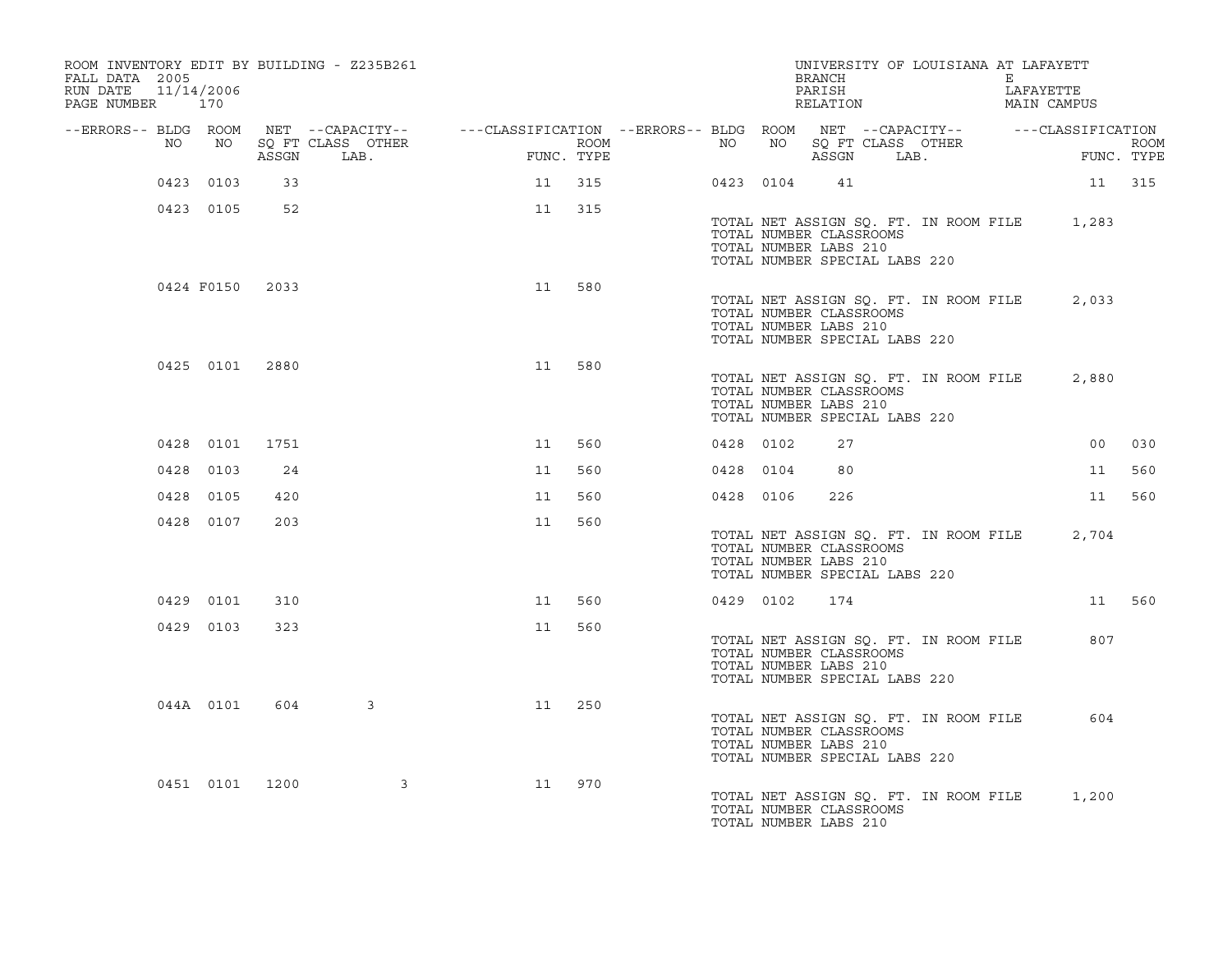ROOM INVENTORY EDIT BY BUILDING - Z235B261
FALL DATA 2005
RUN DATE 11/14/2006
PAGE NUMBER 170

UNIVERSITY OF LOUISIANA AT LAFAYETT
BRANCH E
PARISH LAFAYETTE
RELATION MAIN CAMPUS

| --ERRORS-- | BLDG NO | ROOM NO | NET ASSGN SQ FT | --CAPACITY-- CLASS LAB. | OTHER | ---CLASSIFICATION FUNC. | ROOM TYPE | --ERRORS-- | BLDG NO | ROOM NO | NET ASSGN SQ FT | --CAPACITY-- CLASS LAB. | OTHER | ---CLASSIFICATION FUNC. | ROOM TYPE |
|---|---|---|---|---|---|---|---|---|---|---|---|---|---|---|---|
| | 0423 | 0103 | 33 | | | 11 | 315 | | 0423 | 0104 | 41 | | | 11 | 315 |
| | 0423 | 0105 | 52 | | | 11 | 315 | | | | | | | | |

TOTAL NET ASSIGN SQ. FT. IN ROOM FILE 1,283
TOTAL NUMBER CLASSROOMS
TOTAL NUMBER LABS 210
TOTAL NUMBER SPECIAL LABS 220

| --ERRORS-- | BLDG NO | ROOM NO | NET ASSGN SQ FT | --CAPACITY-- CLASS LAB. | OTHER | ---CLASSIFICATION FUNC. | ROOM TYPE |
|---|---|---|---|---|---|---|---|
| | 0424 | F0150 | 2033 | | | 11 | 580 |

TOTAL NET ASSIGN SQ. FT. IN ROOM FILE 2,033
TOTAL NUMBER CLASSROOMS
TOTAL NUMBER LABS 210
TOTAL NUMBER SPECIAL LABS 220

| --ERRORS-- | BLDG NO | ROOM NO | NET ASSGN SQ FT | --CAPACITY-- CLASS LAB. | OTHER | ---CLASSIFICATION FUNC. | ROOM TYPE |
|---|---|---|---|---|---|---|---|
| | 0425 | 0101 | 2880 | | | 11 | 580 |

TOTAL NET ASSIGN SQ. FT. IN ROOM FILE 2,880
TOTAL NUMBER CLASSROOMS
TOTAL NUMBER LABS 210
TOTAL NUMBER SPECIAL LABS 220

| --ERRORS-- | BLDG NO | ROOM NO | NET ASSGN SQ FT | --CAPACITY-- CLASS LAB. | OTHER | ---CLASSIFICATION FUNC. | ROOM TYPE | --ERRORS-- | BLDG NO | ROOM NO | NET ASSGN SQ FT | --CAPACITY-- CLASS LAB. | OTHER | ---CLASSIFICATION FUNC. | ROOM TYPE |
|---|---|---|---|---|---|---|---|---|---|---|---|---|---|---|---|
| | 0428 | 0101 | 1751 | | | 11 | 560 | | 0428 | 0102 | 27 | | | 00 | 030 |
| | 0428 | 0103 | 24 | | | 11 | 560 | | 0428 | 0104 | 80 | | | 11 | 560 |
| | 0428 | 0105 | 420 | | | 11 | 560 | | 0428 | 0106 | 226 | | | 11 | 560 |
| | 0428 | 0107 | 203 | | | 11 | 560 | | | | | | | | |

TOTAL NET ASSIGN SQ. FT. IN ROOM FILE 2,704
TOTAL NUMBER CLASSROOMS
TOTAL NUMBER LABS 210
TOTAL NUMBER SPECIAL LABS 220

| --ERRORS-- | BLDG NO | ROOM NO | NET ASSGN SQ FT | --CAPACITY-- CLASS LAB. | OTHER | ---CLASSIFICATION FUNC. | ROOM TYPE | --ERRORS-- | BLDG NO | ROOM NO | NET ASSGN SQ FT | --CAPACITY-- CLASS LAB. | OTHER | ---CLASSIFICATION FUNC. | ROOM TYPE |
|---|---|---|---|---|---|---|---|---|---|---|---|---|---|---|---|
| | 0429 | 0101 | 310 | | | 11 | 560 | | 0429 | 0102 | 174 | | | 11 | 560 |
| | 0429 | 0103 | 323 | | | 11 | 560 | | | | | | | | |

TOTAL NET ASSIGN SQ. FT. IN ROOM FILE 807
TOTAL NUMBER CLASSROOMS
TOTAL NUMBER LABS 210
TOTAL NUMBER SPECIAL LABS 220

| --ERRORS-- | BLDG NO | ROOM NO | NET ASSGN SQ FT | --CAPACITY-- CLASS LAB. | OTHER | ---CLASSIFICATION FUNC. | ROOM TYPE |
|---|---|---|---|---|---|---|---|
| | 044A | 0101 | 604 | 3 | | 11 | 250 |

TOTAL NET ASSIGN SQ. FT. IN ROOM FILE 604
TOTAL NUMBER CLASSROOMS
TOTAL NUMBER LABS 210
TOTAL NUMBER SPECIAL LABS 220

| --ERRORS-- | BLDG NO | ROOM NO | NET ASSGN SQ FT | --CAPACITY-- CLASS LAB. | OTHER | ---CLASSIFICATION FUNC. | ROOM TYPE |
|---|---|---|---|---|---|---|---|
| | 0451 | 0101 | 1200 | | 3 | 11 | 970 |

TOTAL NET ASSIGN SQ. FT. IN ROOM FILE 1,200
TOTAL NUMBER CLASSROOMS
TOTAL NUMBER LABS 210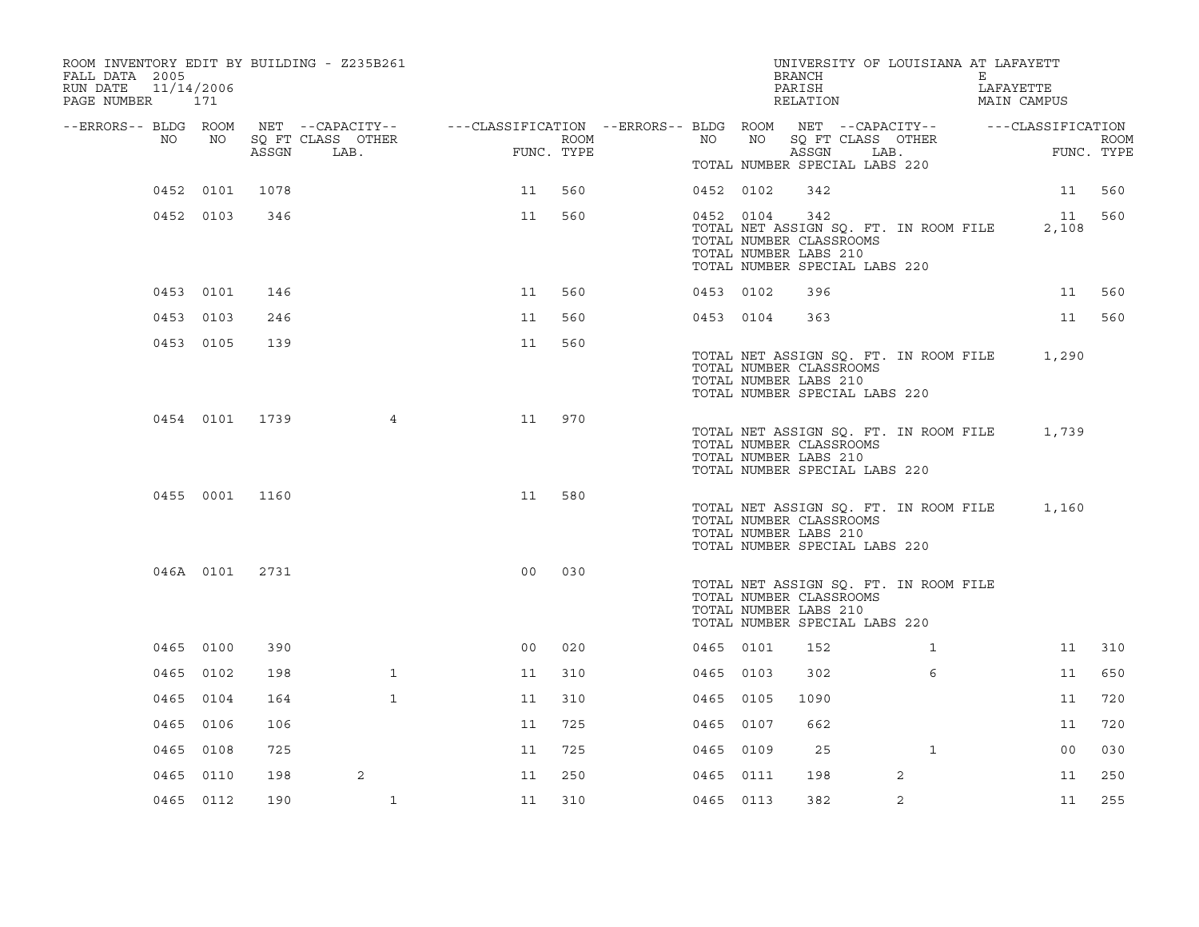ROOM INVENTORY EDIT BY BUILDING - Z235B261
FALL DATA 2005
RUN DATE 11/14/2006
PAGE NUMBER 171

UNIVERSITY OF LOUISIANA AT LAFAYETT
BRANCH E
PARISH LAFAYETTE
RELATION MAIN CAMPUS

| --ERRORS-- | BLDG NO | ROOM NO | NET SQ FT ASSGN | --CAPACITY-- CLASS | OTHER LAB. | ---CLASSIFICATION FUNC. | ROOM TYPE | --ERRORS-- | BLDG NO | ROOM NO | NET SQ FT ASSGN | --CAPACITY-- CLASS | OTHER LAB. | ---CLASSIFICATION FUNC. | ROOM TYPE |
|---|---|---|---|---|---|---|---|---|---|---|---|---|---|---|---|
| | | | | | | | | | TOTAL NUMBER SPECIAL LABS 220 | | | | | | |
| | 0452 | 0101 | 1078 | | | 11 | 560 | | 0452 | 0102 | 342 | | | 11 | 560 |
| | 0452 | 0103 | 346 | | | 11 | 560 | | 0452 | 0104 | 342 | | | 11 | 560 |
| | | | | | | | | | TOTAL NET ASSIGN SQ. FT. IN ROOM FILE | | | | | 2,108 | |
| | | | | | | | | | TOTAL NUMBER CLASSROOMS | | | | | | |
| | | | | | | | | | TOTAL NUMBER LABS 210 | | | | | | |
| | | | | | | | | | TOTAL NUMBER SPECIAL LABS 220 | | | | | | |
| | 0453 | 0101 | 146 | | | 11 | 560 | | 0453 | 0102 | 396 | | | 11 | 560 |
| | 0453 | 0103 | 246 | | | 11 | 560 | | 0453 | 0104 | 363 | | | 11 | 560 |
| | 0453 | 0105 | 139 | | | 11 | 560 | | | | | | | | |
| | | | | | | | | | TOTAL NET ASSIGN SQ. FT. IN ROOM FILE | | | | | 1,290 | |
| | | | | | | | | | TOTAL NUMBER CLASSROOMS | | | | | | |
| | | | | | | | | | TOTAL NUMBER LABS 210 | | | | | | |
| | | | | | | | | | TOTAL NUMBER SPECIAL LABS 220 | | | | | | |
| | 0454 | 0101 | 1739 | | 4 | 11 | 970 | | | | | | | | |
| | | | | | | | | | TOTAL NET ASSIGN SQ. FT. IN ROOM FILE | | | | | 1,739 | |
| | | | | | | | | | TOTAL NUMBER CLASSROOMS | | | | | | |
| | | | | | | | | | TOTAL NUMBER LABS 210 | | | | | | |
| | | | | | | | | | TOTAL NUMBER SPECIAL LABS 220 | | | | | | |
| | 0455 | 0001 | 1160 | | | 11 | 580 | | | | | | | | |
| | | | | | | | | | TOTAL NET ASSIGN SQ. FT. IN ROOM FILE | | | | | 1,160 | |
| | | | | | | | | | TOTAL NUMBER CLASSROOMS | | | | | | |
| | | | | | | | | | TOTAL NUMBER LABS 210 | | | | | | |
| | | | | | | | | | TOTAL NUMBER SPECIAL LABS 220 | | | | | | |
| | 046A | 0101 | 2731 | | | 00 | 030 | | | | | | | | |
| | | | | | | | | | TOTAL NET ASSIGN SQ. FT. IN ROOM FILE | | | | | | |
| | | | | | | | | | TOTAL NUMBER CLASSROOMS | | | | | | |
| | | | | | | | | | TOTAL NUMBER LABS 210 | | | | | | |
| | | | | | | | | | TOTAL NUMBER SPECIAL LABS 220 | | | | | | |
| | 0465 | 0100 | 390 | | | 00 | 020 | | 0465 | 0101 | 152 | | 1 | 11 | 310 |
| | 0465 | 0102 | 198 | | 1 | 11 | 310 | | 0465 | 0103 | 302 | | 6 | 11 | 650 |
| | 0465 | 0104 | 164 | | 1 | 11 | 310 | | 0465 | 0105 | 1090 | | | 11 | 720 |
| | 0465 | 0106 | 106 | | | 11 | 725 | | 0465 | 0107 | 662 | | | 11 | 720 |
| | 0465 | 0108 | 725 | | | 11 | 725 | | 0465 | 0109 | 25 | | 1 | 00 | 030 |
| | 0465 | 0110 | 198 | 2 | | 11 | 250 | | 0465 | 0111 | 198 | 2 | | 11 | 250 |
| | 0465 | 0112 | 190 | | 1 | 11 | 310 | | 0465 | 0113 | 382 | 2 | | 11 | 255 |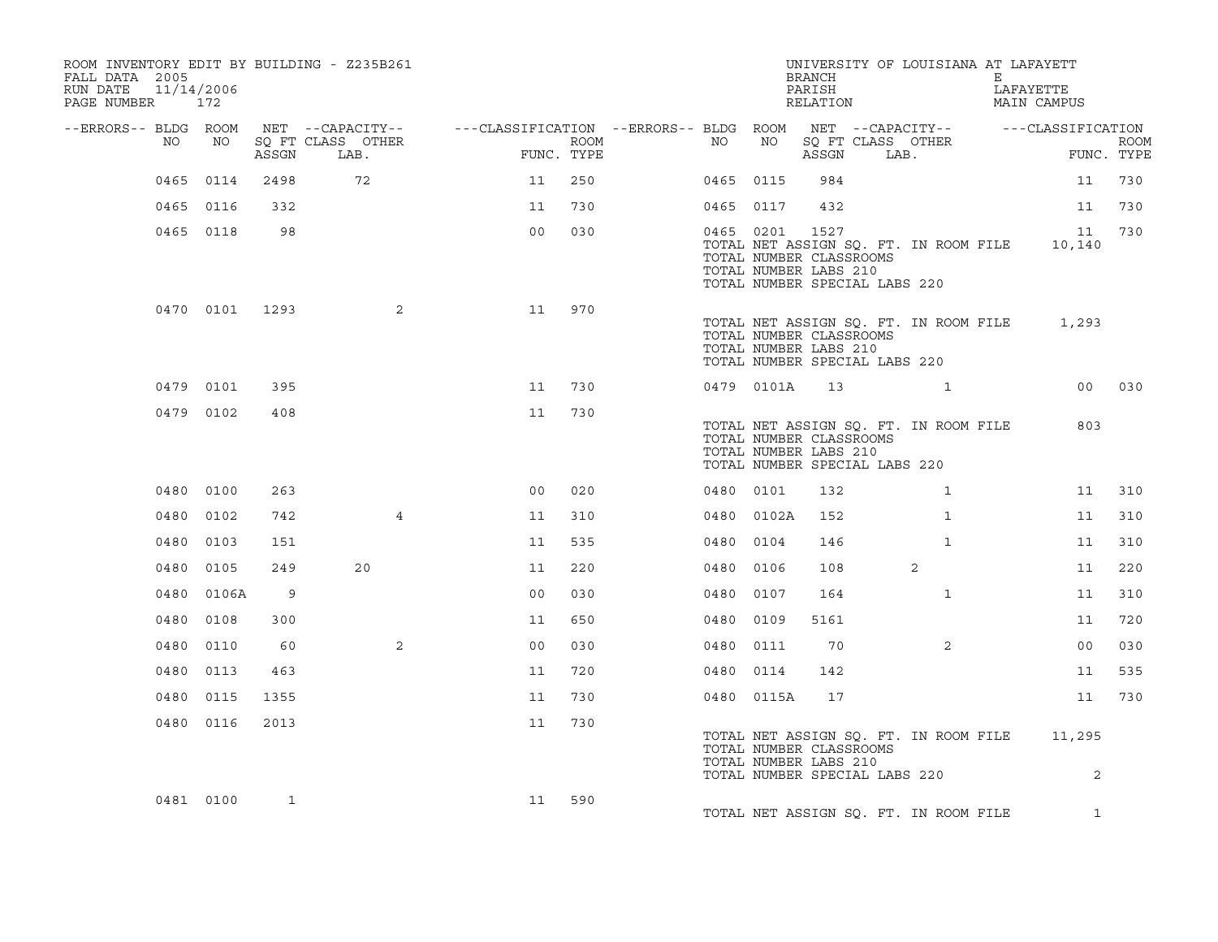ROOM INVENTORY EDIT BY BUILDING - Z235B261
FALL DATA 2005
RUN DATE 11/14/2006
PAGE NUMBER 172

UNIVERSITY OF LOUISIANA AT LAFAYETT
BRANCH E
PARISH LAFAYETTE
RELATION MAIN CAMPUS

| --ERRORS-- | BLDG NO | ROOM NO | NET ASSGN SQ FT | CAPACITY CLASS LAB. | CAPACITY OTHER | CLASSIFICATION FUNC. | ROOM TYPE | --ERRORS-- | BLDG NO | ROOM NO | NET ASSGN SQ FT | CAPACITY CLASS LAB. | CAPACITY OTHER | CLASSIFICATION FUNC. | ROOM TYPE |
|---|---|---|---|---|---|---|---|---|---|---|---|---|---|---|---|
| | 0465 | 0114 | 2498 | 72 | | 11 | 250 | | 0465 | 0115 | 984 | | | 11 | 730 |
| | 0465 | 0116 | 332 | | | 11 | 730 | | 0465 | 0117 | 432 | | | 11 | 730 |
| | 0465 | 0118 | 98 | | | 00 | 030 | | 0465 | 0201 | 1527 | | | 11 | 730 |
| | | | | | | | | | TOTAL NET ASSIGN SQ. FT. IN ROOM FILE | | | | | 10,140 | |
| | | | | | | | | | TOTAL NUMBER CLASSROOMS | | | | | | |
| | | | | | | | | | TOTAL NUMBER LABS 210 | | | | | | |
| | | | | | | | | | TOTAL NUMBER SPECIAL LABS 220 | | | | | | |
| | 0470 | 0101 | 1293 | | 2 | 11 | 970 | | | | | | | | |
| | | | | | | | | | TOTAL NET ASSIGN SQ. FT. IN ROOM FILE | | | | | 1,293 | |
| | | | | | | | | | TOTAL NUMBER CLASSROOMS | | | | | | |
| | | | | | | | | | TOTAL NUMBER LABS 210 | | | | | | |
| | | | | | | | | | TOTAL NUMBER SPECIAL LABS 220 | | | | | | |
| | 0479 | 0101 | 395 | | | 11 | 730 | | 0479 | 0101A | 13 | | 1 | 00 | 030 |
| | 0479 | 0102 | 408 | | | 11 | 730 | | | | | | | | |
| | | | | | | | | | TOTAL NET ASSIGN SQ. FT. IN ROOM FILE | | | | | 803 | |
| | | | | | | | | | TOTAL NUMBER CLASSROOMS | | | | | | |
| | | | | | | | | | TOTAL NUMBER LABS 210 | | | | | | |
| | | | | | | | | | TOTAL NUMBER SPECIAL LABS 220 | | | | | | |
| | 0480 | 0100 | 263 | | | 00 | 020 | | 0480 | 0101 | 132 | | 1 | 11 | 310 |
| | 0480 | 0102 | 742 | | 4 | 11 | 310 | | 0480 | 0102A | 152 | | 1 | 11 | 310 |
| | 0480 | 0103 | 151 | | | 11 | 535 | | 0480 | 0104 | 146 | | 1 | 11 | 310 |
| | 0480 | 0105 | 249 | 20 | | 11 | 220 | | 0480 | 0106 | 108 | 2 | | 11 | 220 |
| | 0480 | 0106A | 9 | | | 00 | 030 | | 0480 | 0107 | 164 | | 1 | 11 | 310 |
| | 0480 | 0108 | 300 | | | 11 | 650 | | 0480 | 0109 | 5161 | | | 11 | 720 |
| | 0480 | 0110 | 60 | | 2 | 00 | 030 | | 0480 | 0111 | 70 | | 2 | 00 | 030 |
| | 0480 | 0113 | 463 | | | 11 | 720 | | 0480 | 0114 | 142 | | | 11 | 535 |
| | 0480 | 0115 | 1355 | | | 11 | 730 | | 0480 | 0115A | 17 | | | 11 | 730 |
| | 0480 | 0116 | 2013 | | | 11 | 730 | | | | | | | | |
| | | | | | | | | | TOTAL NET ASSIGN SQ. FT. IN ROOM FILE | | | | | 11,295 | |
| | | | | | | | | | TOTAL NUMBER CLASSROOMS | | | | | | |
| | | | | | | | | | TOTAL NUMBER LABS 210 | | | | | | |
| | | | | | | | | | TOTAL NUMBER SPECIAL LABS 220 | | | | | 2 | |
| | 0481 | 0100 | 1 | | | 11 | 590 | | | | | | | | |
| | | | | | | | | | TOTAL NET ASSIGN SQ. FT. IN ROOM FILE | | | | | 1 | |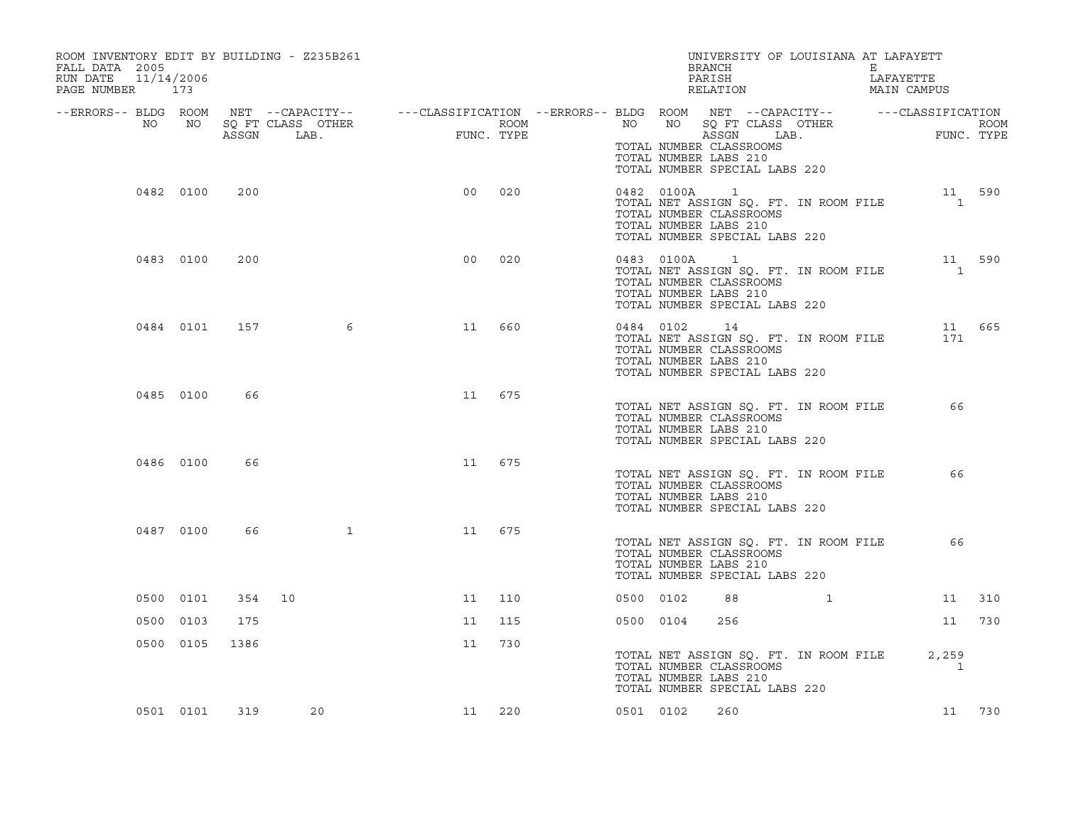ROOM INVENTORY EDIT BY BUILDING - Z235B261
FALL DATA 2005
RUN DATE 11/14/2006
PAGE NUMBER 173

UNIVERSITY OF LOUISIANA AT LAFAYETT
BRANCH E
PARISH LAFAYETTE
RELATION MAIN CAMPUS

| --ERRORS-- | BLDG NO | ROOM NO | NET SQ FT ASSGN | --CAPACITY-- CLASS | OTHER LAB. | ---CLASSIFICATION FUNC. | ROOM TYPE | --ERRORS-- | BLDG NO | ROOM NO | NET SQ FT ASSGN | --CAPACITY-- CLASS | OTHER LAB. | ---CLASSIFICATION FUNC. | ROOM TYPE |
|---|---|---|---|---|---|---|---|---|---|---|---|---|---|---|---|
| | | | | | | | | | TOTAL NUMBER CLASSROOMS | | | | | | |
| | | | | | | | | | TOTAL NUMBER LABS 210 | | | | | | |
| | | | | | | | | | TOTAL NUMBER SPECIAL LABS 220 | | | | | | |
| | 0482 | 0100 | 200 | | | 00 | 020 | | 0482 | 0100A | 1 | | | 11 | 590 |
| | | | | | | | | | TOTAL NET ASSIGN SQ. FT. IN ROOM FILE | | | | | 1 | |
| | | | | | | | | | TOTAL NUMBER CLASSROOMS | | | | | | |
| | | | | | | | | | TOTAL NUMBER LABS 210 | | | | | | |
| | | | | | | | | | TOTAL NUMBER SPECIAL LABS 220 | | | | | | |
| | 0483 | 0100 | 200 | | | 00 | 020 | | 0483 | 0100A | 1 | | | 11 | 590 |
| | | | | | | | | | TOTAL NET ASSIGN SQ. FT. IN ROOM FILE | | | | | 1 | |
| | | | | | | | | | TOTAL NUMBER CLASSROOMS | | | | | | |
| | | | | | | | | | TOTAL NUMBER LABS 210 | | | | | | |
| | | | | | | | | | TOTAL NUMBER SPECIAL LABS 220 | | | | | | |
| | 0484 | 0101 | 157 | | 6 | 11 | 660 | | 0484 | 0102 | 14 | | | 11 | 665 |
| | | | | | | | | | TOTAL NET ASSIGN SQ. FT. IN ROOM FILE | | | | | 171 | |
| | | | | | | | | | TOTAL NUMBER CLASSROOMS | | | | | | |
| | | | | | | | | | TOTAL NUMBER LABS 210 | | | | | | |
| | | | | | | | | | TOTAL NUMBER SPECIAL LABS 220 | | | | | | |
| | 0485 | 0100 | 66 | | | 11 | 675 | | | | | | | | |
| | | | | | | | | | TOTAL NET ASSIGN SQ. FT. IN ROOM FILE | | | | | 66 | |
| | | | | | | | | | TOTAL NUMBER CLASSROOMS | | | | | | |
| | | | | | | | | | TOTAL NUMBER LABS 210 | | | | | | |
| | | | | | | | | | TOTAL NUMBER SPECIAL LABS 220 | | | | | | |
| | 0486 | 0100 | 66 | | | 11 | 675 | | | | | | | | |
| | | | | | | | | | TOTAL NET ASSIGN SQ. FT. IN ROOM FILE | | | | | 66 | |
| | | | | | | | | | TOTAL NUMBER CLASSROOMS | | | | | | |
| | | | | | | | | | TOTAL NUMBER LABS 210 | | | | | | |
| | | | | | | | | | TOTAL NUMBER SPECIAL LABS 220 | | | | | | |
| | 0487 | 0100 | 66 | | 1 | 11 | 675 | | | | | | | | |
| | | | | | | | | | TOTAL NET ASSIGN SQ. FT. IN ROOM FILE | | | | | 66 | |
| | | | | | | | | | TOTAL NUMBER CLASSROOMS | | | | | | |
| | | | | | | | | | TOTAL NUMBER LABS 210 | | | | | | |
| | | | | | | | | | TOTAL NUMBER SPECIAL LABS 220 | | | | | | |
| | 0500 | 0101 | 354 | 10 | | 11 | 110 | | 0500 | 0102 | 88 | | 1 | 11 | 310 |
| | 0500 | 0103 | 175 | | | 11 | 115 | | 0500 | 0104 | 256 | | | 11 | 730 |
| | 0500 | 0105 | 1386 | | | 11 | 730 | | | | | | | | |
| | | | | | | | | | TOTAL NET ASSIGN SQ. FT. IN ROOM FILE | | | | | 2,259 | |
| | | | | | | | | | TOTAL NUMBER CLASSROOMS | | | | | 1 | |
| | | | | | | | | | TOTAL NUMBER LABS 210 | | | | | | |
| | | | | | | | | | TOTAL NUMBER SPECIAL LABS 220 | | | | | | |
| | 0501 | 0101 | 319 | | 20 | 11 | 220 | | 0501 | 0102 | 260 | | | 11 | 730 |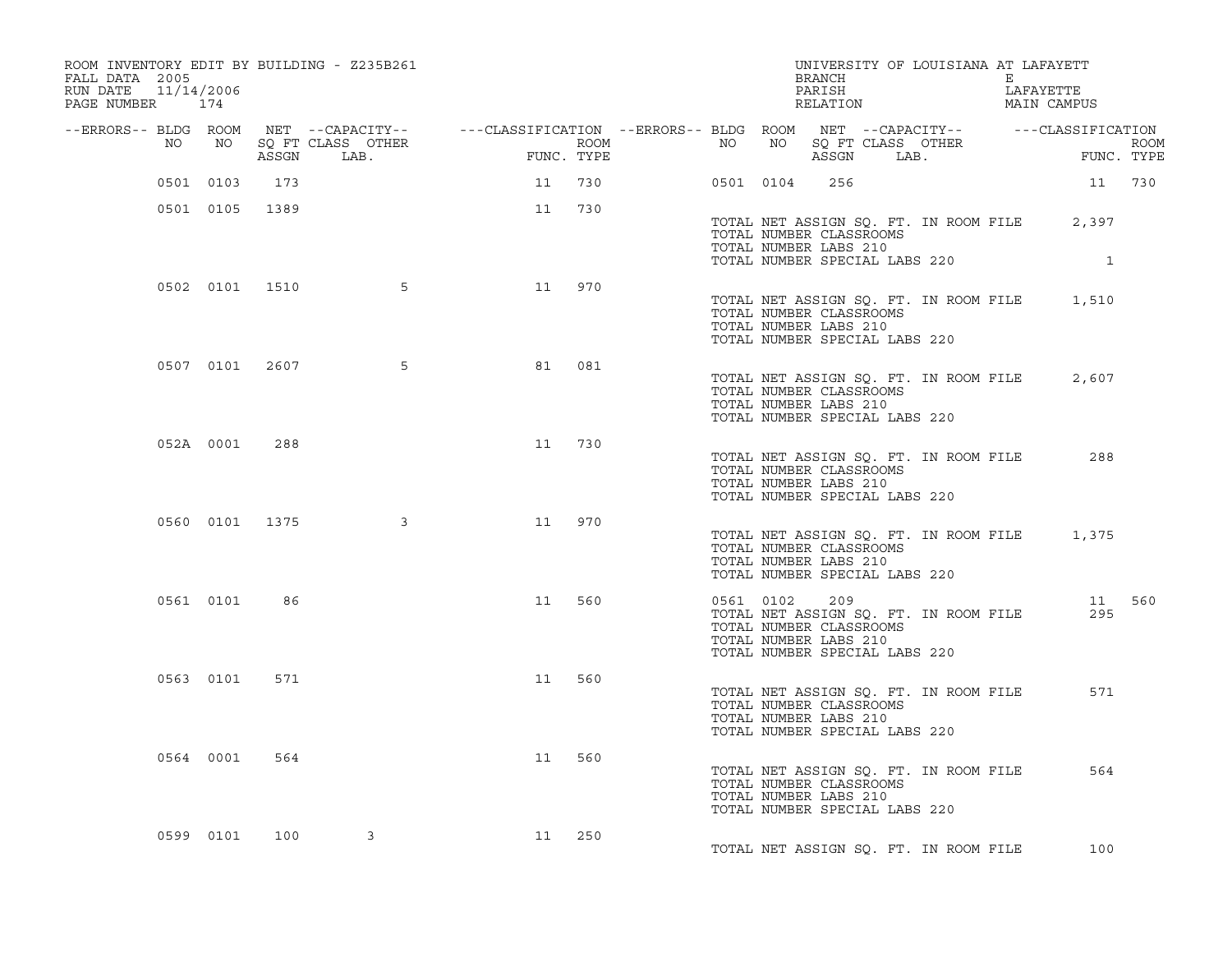ROOM INVENTORY EDIT BY BUILDING - Z235B261
FALL DATA 2005
RUN DATE 11/14/2006
PAGE NUMBER 174

UNIVERSITY OF LOUISIANA AT LAFAYETT
BRANCH E
PARISH LAFAYETTE
RELATION MAIN CAMPUS

| --ERRORS-- | BLDG NO | ROOM NO | NET SQ FT ASSGN | --CAPACITY-- CLASS LAB. | OTHER | ---CLASSIFICATION FUNC. | ROOM TYPE | --ERRORS-- | BLDG NO | ROOM NO | NET SQ FT ASSGN | --CAPACITY-- CLASS LAB. | OTHER | ---CLASSIFICATION FUNC. | ROOM TYPE |
|---|---|---|---|---|---|---|---|---|---|---|---|---|---|---|---|
| | 0501 | 0103 | 173 | | | 11 | 730 | | 0501 | 0104 | 256 | | | 11 | 730 |
| | 0501 | 0105 | 1389 | | | 11 | 730 | | | | | | | | |

TOTAL NET ASSIGN SQ. FT. IN ROOM FILE 2,397
TOTAL NUMBER CLASSROOMS
TOTAL NUMBER LABS 210
TOTAL NUMBER SPECIAL LABS 220 1

| --ERRORS-- | BLDG NO | ROOM NO | NET SQ FT ASSGN | --CAPACITY-- CLASS LAB. | OTHER | ---CLASSIFICATION FUNC. | ROOM TYPE |
|---|---|---|---|---|---|---|---|
| | 0502 | 0101 | 1510 | | 5 | 11 | 970 |

TOTAL NET ASSIGN SQ. FT. IN ROOM FILE 1,510
TOTAL NUMBER CLASSROOMS
TOTAL NUMBER LABS 210
TOTAL NUMBER SPECIAL LABS 220

| --ERRORS-- | BLDG NO | ROOM NO | NET SQ FT ASSGN | --CAPACITY-- CLASS LAB. | OTHER | ---CLASSIFICATION FUNC. | ROOM TYPE |
|---|---|---|---|---|---|---|---|
| | 0507 | 0101 | 2607 | | 5 | 81 | 081 |

TOTAL NET ASSIGN SQ. FT. IN ROOM FILE 2,607
TOTAL NUMBER CLASSROOMS
TOTAL NUMBER LABS 210
TOTAL NUMBER SPECIAL LABS 220

| --ERRORS-- | BLDG NO | ROOM NO | NET SQ FT ASSGN | --CAPACITY-- CLASS LAB. | OTHER | ---CLASSIFICATION FUNC. | ROOM TYPE |
|---|---|---|---|---|---|---|---|
| | 052A | 0001 | 288 | | | 11 | 730 |

TOTAL NET ASSIGN SQ. FT. IN ROOM FILE 288
TOTAL NUMBER CLASSROOMS
TOTAL NUMBER LABS 210
TOTAL NUMBER SPECIAL LABS 220

| --ERRORS-- | BLDG NO | ROOM NO | NET SQ FT ASSGN | --CAPACITY-- CLASS LAB. | OTHER | ---CLASSIFICATION FUNC. | ROOM TYPE |
|---|---|---|---|---|---|---|---|
| | 0560 | 0101 | 1375 | | 3 | 11 | 970 |

TOTAL NET ASSIGN SQ. FT. IN ROOM FILE 1,375
TOTAL NUMBER CLASSROOMS
TOTAL NUMBER LABS 210
TOTAL NUMBER SPECIAL LABS 220

| --ERRORS-- | BLDG NO | ROOM NO | NET SQ FT ASSGN | --CAPACITY-- CLASS LAB. | OTHER | ---CLASSIFICATION FUNC. | ROOM TYPE | --ERRORS-- | BLDG NO | ROOM NO | NET SQ FT ASSGN | --CAPACITY-- CLASS LAB. | OTHER | ---CLASSIFICATION FUNC. | ROOM TYPE |
|---|---|---|---|---|---|---|---|---|---|---|---|---|---|---|---|
| | 0561 | 0101 | 86 | | | 11 | 560 | | 0561 | 0102 | 209 | | | 11 | 560 |

TOTAL NET ASSIGN SQ. FT. IN ROOM FILE 295
TOTAL NUMBER CLASSROOMS
TOTAL NUMBER LABS 210
TOTAL NUMBER SPECIAL LABS 220

| --ERRORS-- | BLDG NO | ROOM NO | NET SQ FT ASSGN | --CAPACITY-- CLASS LAB. | OTHER | ---CLASSIFICATION FUNC. | ROOM TYPE |
|---|---|---|---|---|---|---|---|
| | 0563 | 0101 | 571 | | | 11 | 560 |

TOTAL NET ASSIGN SQ. FT. IN ROOM FILE 571
TOTAL NUMBER CLASSROOMS
TOTAL NUMBER LABS 210
TOTAL NUMBER SPECIAL LABS 220

| --ERRORS-- | BLDG NO | ROOM NO | NET SQ FT ASSGN | --CAPACITY-- CLASS LAB. | OTHER | ---CLASSIFICATION FUNC. | ROOM TYPE |
|---|---|---|---|---|---|---|---|
| | 0564 | 0001 | 564 | | | 11 | 560 |

TOTAL NET ASSIGN SQ. FT. IN ROOM FILE 564
TOTAL NUMBER CLASSROOMS
TOTAL NUMBER LABS 210
TOTAL NUMBER SPECIAL LABS 220

| --ERRORS-- | BLDG NO | ROOM NO | NET SQ FT ASSGN | --CAPACITY-- CLASS LAB. | OTHER | ---CLASSIFICATION FUNC. | ROOM TYPE |
|---|---|---|---|---|---|---|---|
| | 0599 | 0101 | 100 | 3 | | 11 | 250 |

TOTAL NET ASSIGN SQ. FT. IN ROOM FILE 100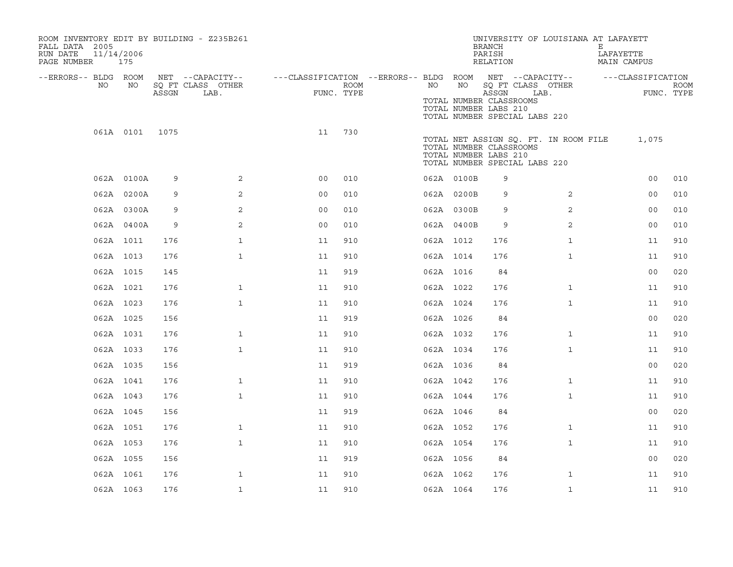ROOM INVENTORY EDIT BY BUILDING - Z235B261
FALL DATA 2005
RUN DATE 11/14/2006

UNIVERSITY OF LOUISIANA AT LAFAYETTE
BRANCH E
PARISH LAFAYETTE
RELATION MAIN CAMPUS

| --ERRORS-- | BLDG NO | ROOM NO | NET SQ FT ASSGN | --CAPACITY-- CLASS LAB. | OTHER | ---CLASSIFICATION FUNC. | ROOM TYPE | --ERRORS-- | BLDG NO | ROOM NO | NET SQ FT ASSGN | --CAPACITY-- CLASS LAB. | OTHER | ---CLASSIFICATION FUNC. | ROOM TYPE |
|---|---|---|---|---|---|---|---|---|---|---|---|---|---|---|---|
| | | | | | | | | | TOTAL NUMBER CLASSROOMS | | | | | | |
| | | | | | | | | | TOTAL NUMBER LABS 210 | | | | | | |
| | | | | | | | | | TOTAL NUMBER SPECIAL LABS 220 | | | | | | |
| | 061A | 0101 | 1075 | | | 11 | 730 | | | | | | | | |
| | | | | | | | | | TOTAL NET ASSIGN SQ. FT. IN ROOM FILE | | | | | 1,075 | |
| | | | | | | | | | TOTAL NUMBER CLASSROOMS | | | | | | |
| | | | | | | | | | TOTAL NUMBER LABS 210 | | | | | | |
| | | | | | | | | | TOTAL NUMBER SPECIAL LABS 220 | | | | | | |
| | 062A | 0100A | 9 | | 2 | 00 | 010 | | 062A | 0100B | 9 | | | 00 | 010 |
| | 062A | 0200A | 9 | | 2 | 00 | 010 | | 062A | 0200B | 9 | | 2 | 00 | 010 |
| | 062A | 0300A | 9 | | 2 | 00 | 010 | | 062A | 0300B | 9 | | 2 | 00 | 010 |
| | 062A | 0400A | 9 | | 2 | 00 | 010 | | 062A | 0400B | 9 | | 2 | 00 | 010 |
| | 062A | 1011 | 176 | | 1 | 11 | 910 | | 062A | 1012 | 176 | | 1 | 11 | 910 |
| | 062A | 1013 | 176 | | 1 | 11 | 910 | | 062A | 1014 | 176 | | 1 | 11 | 910 |
| | 062A | 1015 | 145 | | | 11 | 919 | | 062A | 1016 | 84 | | | 00 | 020 |
| | 062A | 1021 | 176 | | 1 | 11 | 910 | | 062A | 1022 | 176 | | 1 | 11 | 910 |
| | 062A | 1023 | 176 | | 1 | 11 | 910 | | 062A | 1024 | 176 | | 1 | 11 | 910 |
| | 062A | 1025 | 156 | | | 11 | 919 | | 062A | 1026 | 84 | | | 00 | 020 |
| | 062A | 1031 | 176 | | 1 | 11 | 910 | | 062A | 1032 | 176 | | 1 | 11 | 910 |
| | 062A | 1033 | 176 | | 1 | 11 | 910 | | 062A | 1034 | 176 | | 1 | 11 | 910 |
| | 062A | 1035 | 156 | | | 11 | 919 | | 062A | 1036 | 84 | | | 00 | 020 |
| | 062A | 1041 | 176 | | 1 | 11 | 910 | | 062A | 1042 | 176 | | 1 | 11 | 910 |
| | 062A | 1043 | 176 | | 1 | 11 | 910 | | 062A | 1044 | 176 | | 1 | 11 | 910 |
| | 062A | 1045 | 156 | | | 11 | 919 | | 062A | 1046 | 84 | | | 00 | 020 |
| | 062A | 1051 | 176 | | 1 | 11 | 910 | | 062A | 1052 | 176 | | 1 | 11 | 910 |
| | 062A | 1053 | 176 | | 1 | 11 | 910 | | 062A | 1054 | 176 | | 1 | 11 | 910 |
| | 062A | 1055 | 156 | | | 11 | 919 | | 062A | 1056 | 84 | | | 00 | 020 |
| | 062A | 1061 | 176 | | 1 | 11 | 910 | | 062A | 1062 | 176 | | 1 | 11 | 910 |
| | 062A | 1063 | 176 | | 1 | 11 | 910 | | 062A | 1064 | 176 | | 1 | 11 | 910 |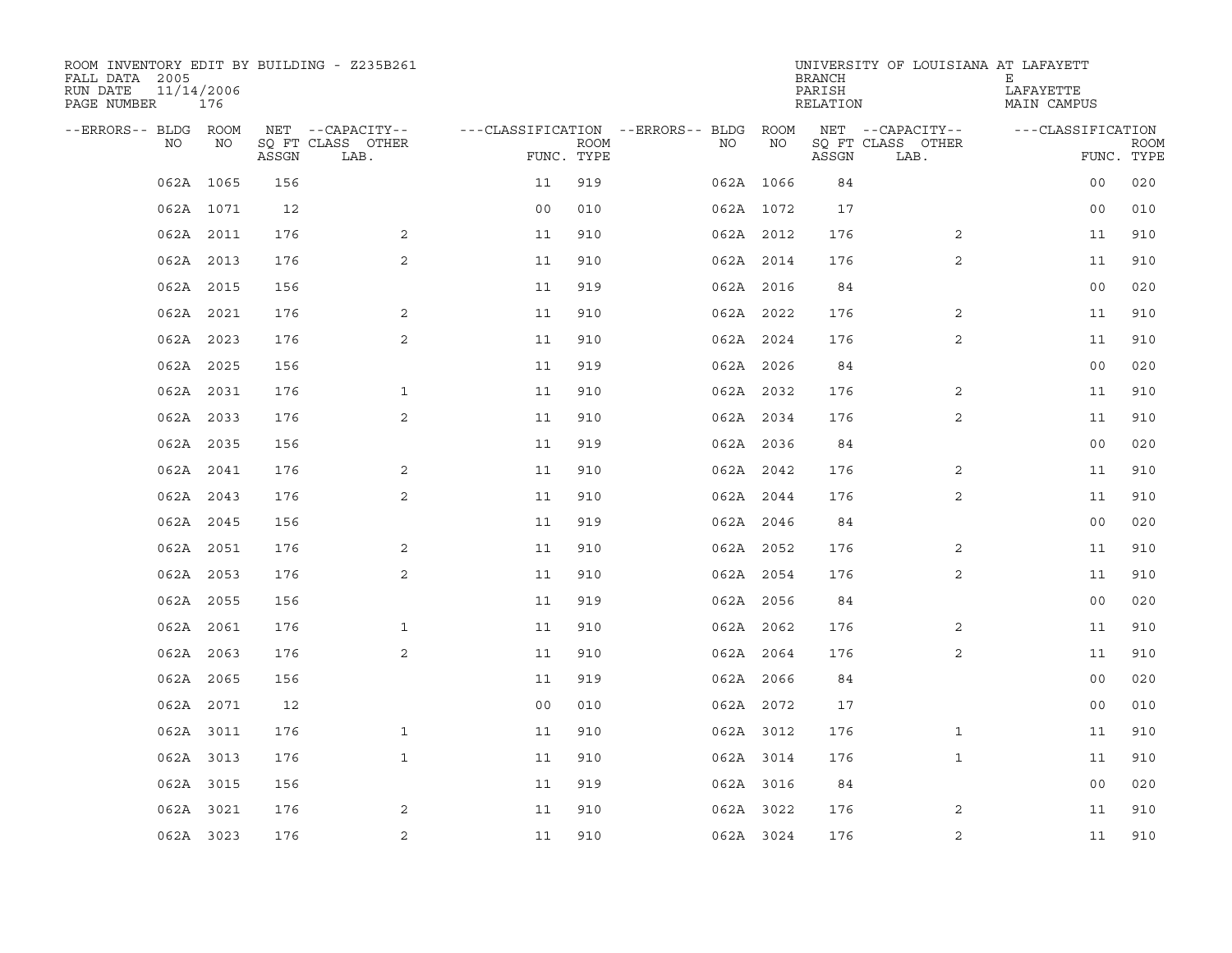ROOM INVENTORY EDIT BY BUILDING - Z235B261
FALL DATA 2005
RUN DATE 11/14/2006
PAGE NUMBER 176

UNIVERSITY OF LOUISIANA AT LAFAYETTE
BRANCH E
PARISH LAFAYETTE
RELATION MAIN CAMPUS

| --ERRORS-- | BLDG NO | ROOM NO | NET SQ FT ASSGN | --CAPACITY-- CLASS LAB. | OTHER | ---CLASSIFICATION FUNC. | ROOM TYPE | --ERRORS-- | BLDG NO | ROOM NO | NET SQ FT ASSGN | --CAPACITY-- CLASS LAB. | OTHER | ---CLASSIFICATION FUNC. | ROOM TYPE |
|---|---|---|---|---|---|---|---|---|---|---|---|---|---|---|---|
| | 062A | 1065 | 156 | | | 11 | 919 | | 062A | 1066 | 84 | | | 00 | 020 |
| | 062A | 1071 | 12 | | | 00 | 010 | | 062A | 1072 | 17 | | | 00 | 010 |
| | 062A | 2011 | 176 | | 2 | 11 | 910 | | 062A | 2012 | 176 | | 2 | 11 | 910 |
| | 062A | 2013 | 176 | | 2 | 11 | 910 | | 062A | 2014 | 176 | | 2 | 11 | 910 |
| | 062A | 2015 | 156 | | | 11 | 919 | | 062A | 2016 | 84 | | | 00 | 020 |
| | 062A | 2021 | 176 | | 2 | 11 | 910 | | 062A | 2022 | 176 | | 2 | 11 | 910 |
| | 062A | 2023 | 176 | | 2 | 11 | 910 | | 062A | 2024 | 176 | | 2 | 11 | 910 |
| | 062A | 2025 | 156 | | | 11 | 919 | | 062A | 2026 | 84 | | | 00 | 020 |
| | 062A | 2031 | 176 | | 1 | 11 | 910 | | 062A | 2032 | 176 | | 2 | 11 | 910 |
| | 062A | 2033 | 176 | | 2 | 11 | 910 | | 062A | 2034 | 176 | | 2 | 11 | 910 |
| | 062A | 2035 | 156 | | | 11 | 919 | | 062A | 2036 | 84 | | | 00 | 020 |
| | 062A | 2041 | 176 | | 2 | 11 | 910 | | 062A | 2042 | 176 | | 2 | 11 | 910 |
| | 062A | 2043 | 176 | | 2 | 11 | 910 | | 062A | 2044 | 176 | | 2 | 11 | 910 |
| | 062A | 2045 | 156 | | | 11 | 919 | | 062A | 2046 | 84 | | | 00 | 020 |
| | 062A | 2051 | 176 | | 2 | 11 | 910 | | 062A | 2052 | 176 | | 2 | 11 | 910 |
| | 062A | 2053 | 176 | | 2 | 11 | 910 | | 062A | 2054 | 176 | | 2 | 11 | 910 |
| | 062A | 2055 | 156 | | | 11 | 919 | | 062A | 2056 | 84 | | | 00 | 020 |
| | 062A | 2061 | 176 | | 1 | 11 | 910 | | 062A | 2062 | 176 | | 2 | 11 | 910 |
| | 062A | 2063 | 176 | | 2 | 11 | 910 | | 062A | 2064 | 176 | | 2 | 11 | 910 |
| | 062A | 2065 | 156 | | | 11 | 919 | | 062A | 2066 | 84 | | | 00 | 020 |
| | 062A | 2071 | 12 | | | 00 | 010 | | 062A | 2072 | 17 | | | 00 | 010 |
| | 062A | 3011 | 176 | | 1 | 11 | 910 | | 062A | 3012 | 176 | | 1 | 11 | 910 |
| | 062A | 3013 | 176 | | 1 | 11 | 910 | | 062A | 3014 | 176 | | 1 | 11 | 910 |
| | 062A | 3015 | 156 | | | 11 | 919 | | 062A | 3016 | 84 | | | 00 | 020 |
| | 062A | 3021 | 176 | | 2 | 11 | 910 | | 062A | 3022 | 176 | | 2 | 11 | 910 |
| | 062A | 3023 | 176 | | 2 | 11 | 910 | | 062A | 3024 | 176 | | 2 | 11 | 910 |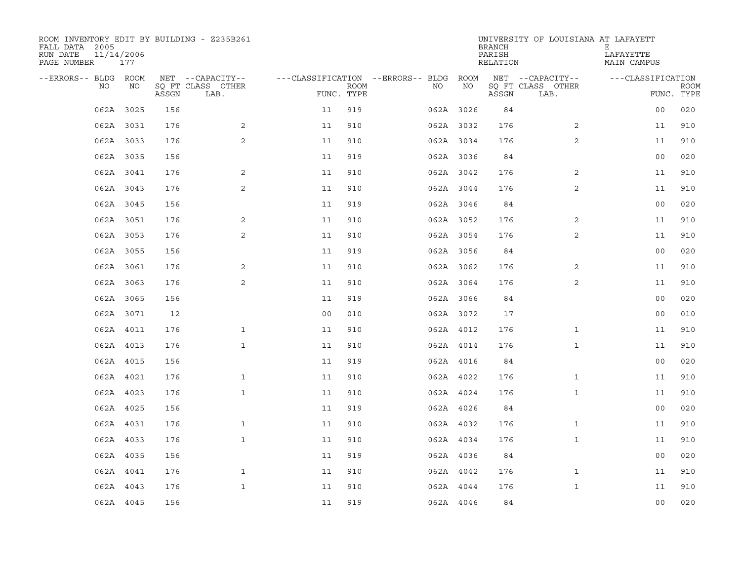ROOM INVENTORY EDIT BY BUILDING - Z235B261
FALL DATA 2005
RUN DATE 11/14/2006
PAGE NUMBER 177

UNIVERSITY OF LOUISIANA AT LAFAYETTE
BRANCH E
PARISH LAFAYETTE
RELATION MAIN CAMPUS

| --ERRORS-- | BLDG NO | ROOM NO | NET SQ FT ASSGN | --CAPACITY-- CLASS | OTHER LAB. | ---CLASSIFICATION FUNC. | ROOM TYPE | --ERRORS-- | BLDG NO | ROOM NO | NET SQ FT ASSGN | --CAPACITY-- CLASS | OTHER LAB. | ---CLASSIFICATION FUNC. | ROOM TYPE |
|---|---|---|---|---|---|---|---|---|---|---|---|---|---|---|---|
| | 062A | 3025 | 156 | | | 11 | 919 | | 062A | 3026 | 84 | | | 00 | 020 |
| | 062A | 3031 | 176 | | 2 | 11 | 910 | | 062A | 3032 | 176 | | 2 | 11 | 910 |
| | 062A | 3033 | 176 | | 2 | 11 | 910 | | 062A | 3034 | 176 | | 2 | 11 | 910 |
| | 062A | 3035 | 156 | | | 11 | 919 | | 062A | 3036 | 84 | | | 00 | 020 |
| | 062A | 3041 | 176 | | 2 | 11 | 910 | | 062A | 3042 | 176 | | 2 | 11 | 910 |
| | 062A | 3043 | 176 | | 2 | 11 | 910 | | 062A | 3044 | 176 | | 2 | 11 | 910 |
| | 062A | 3045 | 156 | | | 11 | 919 | | 062A | 3046 | 84 | | | 00 | 020 |
| | 062A | 3051 | 176 | | 2 | 11 | 910 | | 062A | 3052 | 176 | | 2 | 11 | 910 |
| | 062A | 3053 | 176 | | 2 | 11 | 910 | | 062A | 3054 | 176 | | 2 | 11 | 910 |
| | 062A | 3055 | 156 | | | 11 | 919 | | 062A | 3056 | 84 | | | 00 | 020 |
| | 062A | 3061 | 176 | | 2 | 11 | 910 | | 062A | 3062 | 176 | | 2 | 11 | 910 |
| | 062A | 3063 | 176 | | 2 | 11 | 910 | | 062A | 3064 | 176 | | 2 | 11 | 910 |
| | 062A | 3065 | 156 | | | 11 | 919 | | 062A | 3066 | 84 | | | 00 | 020 |
| | 062A | 3071 | 12 | | | 00 | 010 | | 062A | 3072 | 17 | | | 00 | 010 |
| | 062A | 4011 | 176 | | 1 | 11 | 910 | | 062A | 4012 | 176 | | 1 | 11 | 910 |
| | 062A | 4013 | 176 | | 1 | 11 | 910 | | 062A | 4014 | 176 | | 1 | 11 | 910 |
| | 062A | 4015 | 156 | | | 11 | 919 | | 062A | 4016 | 84 | | | 00 | 020 |
| | 062A | 4021 | 176 | | 1 | 11 | 910 | | 062A | 4022 | 176 | | 1 | 11 | 910 |
| | 062A | 4023 | 176 | | 1 | 11 | 910 | | 062A | 4024 | 176 | | 1 | 11 | 910 |
| | 062A | 4025 | 156 | | | 11 | 919 | | 062A | 4026 | 84 | | | 00 | 020 |
| | 062A | 4031 | 176 | | 1 | 11 | 910 | | 062A | 4032 | 176 | | 1 | 11 | 910 |
| | 062A | 4033 | 176 | | 1 | 11 | 910 | | 062A | 4034 | 176 | | 1 | 11 | 910 |
| | 062A | 4035 | 156 | | | 11 | 919 | | 062A | 4036 | 84 | | | 00 | 020 |
| | 062A | 4041 | 176 | | 1 | 11 | 910 | | 062A | 4042 | 176 | | 1 | 11 | 910 |
| | 062A | 4043 | 176 | | 1 | 11 | 910 | | 062A | 4044 | 176 | | 1 | 11 | 910 |
| | 062A | 4045 | 156 | | | 11 | 919 | | 062A | 4046 | 84 | | | 00 | 020 |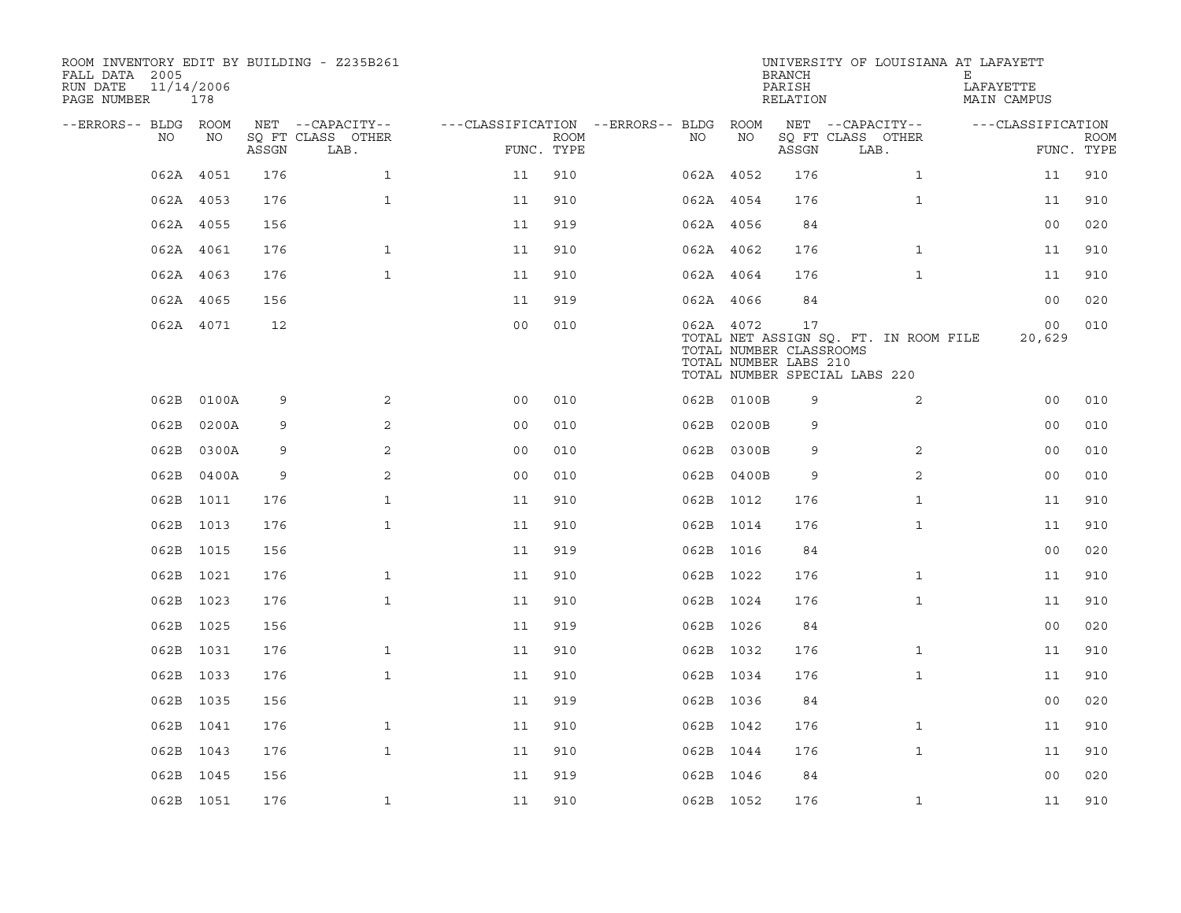ROOM INVENTORY EDIT BY BUILDING - Z235B261
FALL DATA 2005
RUN DATE 11/14/2006
PAGE NUMBER 178

UNIVERSITY OF LOUISIANA AT LAFAYETTE
BRANCH E
PARISH LAFAYETTE
RELATION MAIN CAMPUS

| --ERRORS-- | BLDG NO | ROOM NO | NET SQ FT ASSGN | --CAPACITY-- CLASS LAB. | OTHER | ---CLASSIFICATION FUNC. | ROOM TYPE | --ERRORS-- | BLDG NO | ROOM NO | NET SQ FT ASSGN | --CAPACITY-- CLASS LAB. | OTHER | ---CLASSIFICATION FUNC. | ROOM TYPE |
|---|---|---|---|---|---|---|---|---|---|---|---|---|---|---|---|
| | 062A | 4051 | 176 | | 1 | 11 | 910 | | 062A | 4052 | 176 | | 1 | 11 | 910 |
| | 062A | 4053 | 176 | | 1 | 11 | 910 | | 062A | 4054 | 176 | | 1 | 11 | 910 |
| | 062A | 4055 | 156 | | | 11 | 919 | | 062A | 4056 | 84 | | | 00 | 020 |
| | 062A | 4061 | 176 | | 1 | 11 | 910 | | 062A | 4062 | 176 | | 1 | 11 | 910 |
| | 062A | 4063 | 176 | | 1 | 11 | 910 | | 062A | 4064 | 176 | | 1 | 11 | 910 |
| | 062A | 4065 | 156 | | | 11 | 919 | | 062A | 4066 | 84 | | | 00 | 020 |
| | 062A | 4071 | 12 | | | 00 | 010 | | 062A | 4072 | 17 | | | 00 | 010 |

TOTAL NET ASSIGN SQ. FT. IN ROOM FILE 20,629
TOTAL NUMBER CLASSROOMS
TOTAL NUMBER LABS 210
TOTAL NUMBER SPECIAL LABS 220

| --ERRORS-- | BLDG NO | ROOM NO | NET SQ FT ASSGN | --CAPACITY-- CLASS LAB. | OTHER | ---CLASSIFICATION FUNC. | ROOM TYPE | --ERRORS-- | BLDG NO | ROOM NO | NET SQ FT ASSGN | --CAPACITY-- CLASS LAB. | OTHER | ---CLASSIFICATION FUNC. | ROOM TYPE |
|---|---|---|---|---|---|---|---|---|---|---|---|---|---|---|---|
| | 062B | 0100A | 9 | | 2 | 00 | 010 | | 062B | 0100B | 9 | | 2 | 00 | 010 |
| | 062B | 0200A | 9 | | 2 | 00 | 010 | | 062B | 0200B | 9 | | | 00 | 010 |
| | 062B | 0300A | 9 | | 2 | 00 | 010 | | 062B | 0300B | 9 | | 2 | 00 | 010 |
| | 062B | 0400A | 9 | | 2 | 00 | 010 | | 062B | 0400B | 9 | | 2 | 00 | 010 |
| | 062B | 1011 | 176 | | 1 | 11 | 910 | | 062B | 1012 | 176 | | 1 | 11 | 910 |
| | 062B | 1013 | 176 | | 1 | 11 | 910 | | 062B | 1014 | 176 | | 1 | 11 | 910 |
| | 062B | 1015 | 156 | | | 11 | 919 | | 062B | 1016 | 84 | | | 00 | 020 |
| | 062B | 1021 | 176 | | 1 | 11 | 910 | | 062B | 1022 | 176 | | 1 | 11 | 910 |
| | 062B | 1023 | 176 | | 1 | 11 | 910 | | 062B | 1024 | 176 | | 1 | 11 | 910 |
| | 062B | 1025 | 156 | | | 11 | 919 | | 062B | 1026 | 84 | | | 00 | 020 |
| | 062B | 1031 | 176 | | 1 | 11 | 910 | | 062B | 1032 | 176 | | 1 | 11 | 910 |
| | 062B | 1033 | 176 | | 1 | 11 | 910 | | 062B | 1034 | 176 | | 1 | 11 | 910 |
| | 062B | 1035 | 156 | | | 11 | 919 | | 062B | 1036 | 84 | | | 00 | 020 |
| | 062B | 1041 | 176 | | 1 | 11 | 910 | | 062B | 1042 | 176 | | 1 | 11 | 910 |
| | 062B | 1043 | 176 | | 1 | 11 | 910 | | 062B | 1044 | 176 | | 1 | 11 | 910 |
| | 062B | 1045 | 156 | | | 11 | 919 | | 062B | 1046 | 84 | | | 00 | 020 |
| | 062B | 1051 | 176 | | 1 | 11 | 910 | | 062B | 1052 | 176 | | 1 | 11 | 910 |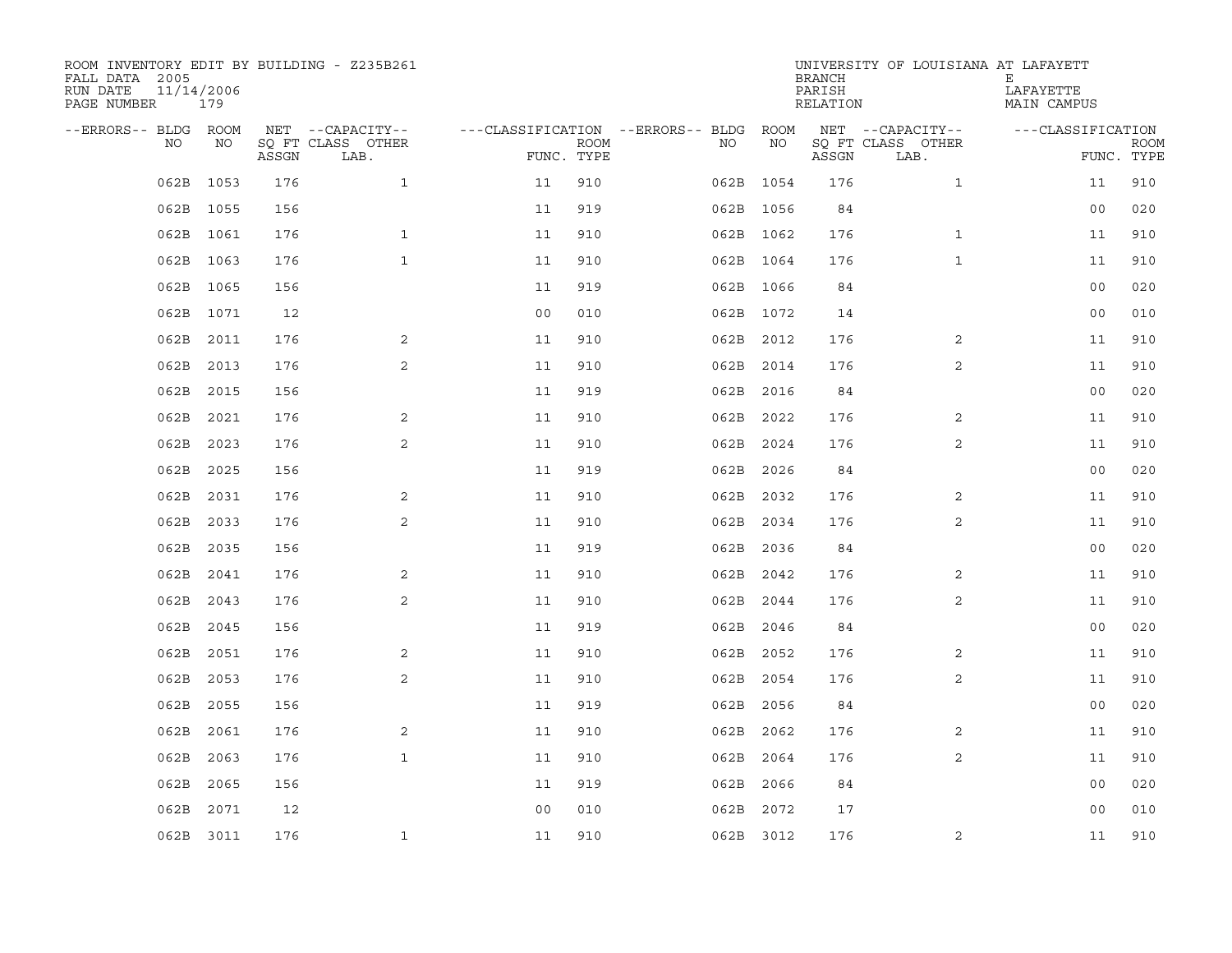ROOM INVENTORY EDIT BY BUILDING - Z235B261
FALL DATA 2005
RUN DATE 11/14/2006
PAGE NUMBER 179

UNIVERSITY OF LOUISIANA AT LAFAYETTE
BRANCH E
PARISH LAFAYETTE
RELATION MAIN CAMPUS

| --ERRORS-- | BLDG NO | ROOM NO | NET SQ FT ASSGN | --CAPACITY-- CLASS LAB. | OTHER | ---CLASSIFICATION FUNC. | ROOM TYPE | --ERRORS-- | BLDG NO | ROOM NO | NET SQ FT ASSGN | --CAPACITY-- CLASS LAB. | OTHER | ---CLASSIFICATION FUNC. | ROOM TYPE |
|---|---|---|---|---|---|---|---|---|---|---|---|---|---|---|---|
| | 062B | 1053 | 176 | | 1 | 11 | 910 | | 062B | 1054 | 176 | | 1 | 11 | 910 |
| | 062B | 1055 | 156 | | | 11 | 919 | | 062B | 1056 | 84 | | | 00 | 020 |
| | 062B | 1061 | 176 | | 1 | 11 | 910 | | 062B | 1062 | 176 | | 1 | 11 | 910 |
| | 062B | 1063 | 176 | | 1 | 11 | 910 | | 062B | 1064 | 176 | | 1 | 11 | 910 |
| | 062B | 1065 | 156 | | | 11 | 919 | | 062B | 1066 | 84 | | | 00 | 020 |
| | 062B | 1071 | 12 | | | 00 | 010 | | 062B | 1072 | 14 | | | 00 | 010 |
| | 062B | 2011 | 176 | | 2 | 11 | 910 | | 062B | 2012 | 176 | | 2 | 11 | 910 |
| | 062B | 2013 | 176 | | 2 | 11 | 910 | | 062B | 2014 | 176 | | 2 | 11 | 910 |
| | 062B | 2015 | 156 | | | 11 | 919 | | 062B | 2016 | 84 | | | 00 | 020 |
| | 062B | 2021 | 176 | | 2 | 11 | 910 | | 062B | 2022 | 176 | | 2 | 11 | 910 |
| | 062B | 2023 | 176 | | 2 | 11 | 910 | | 062B | 2024 | 176 | | 2 | 11 | 910 |
| | 062B | 2025 | 156 | | | 11 | 919 | | 062B | 2026 | 84 | | | 00 | 020 |
| | 062B | 2031 | 176 | | 2 | 11 | 910 | | 062B | 2032 | 176 | | 2 | 11 | 910 |
| | 062B | 2033 | 176 | | 2 | 11 | 910 | | 062B | 2034 | 176 | | 2 | 11 | 910 |
| | 062B | 2035 | 156 | | | 11 | 919 | | 062B | 2036 | 84 | | | 00 | 020 |
| | 062B | 2041 | 176 | | 2 | 11 | 910 | | 062B | 2042 | 176 | | 2 | 11 | 910 |
| | 062B | 2043 | 176 | | 2 | 11 | 910 | | 062B | 2044 | 176 | | 2 | 11 | 910 |
| | 062B | 2045 | 156 | | | 11 | 919 | | 062B | 2046 | 84 | | | 00 | 020 |
| | 062B | 2051 | 176 | | 2 | 11 | 910 | | 062B | 2052 | 176 | | 2 | 11 | 910 |
| | 062B | 2053 | 176 | | 2 | 11 | 910 | | 062B | 2054 | 176 | | 2 | 11 | 910 |
| | 062B | 2055 | 156 | | | 11 | 919 | | 062B | 2056 | 84 | | | 00 | 020 |
| | 062B | 2061 | 176 | | 2 | 11 | 910 | | 062B | 2062 | 176 | | 2 | 11 | 910 |
| | 062B | 2063 | 176 | | 1 | 11 | 910 | | 062B | 2064 | 176 | | 2 | 11 | 910 |
| | 062B | 2065 | 156 | | | 11 | 919 | | 062B | 2066 | 84 | | | 00 | 020 |
| | 062B | 2071 | 12 | | | 00 | 010 | | 062B | 2072 | 17 | | | 00 | 010 |
| | 062B | 3011 | 176 | | 1 | 11 | 910 | | 062B | 3012 | 176 | | 2 | 11 | 910 |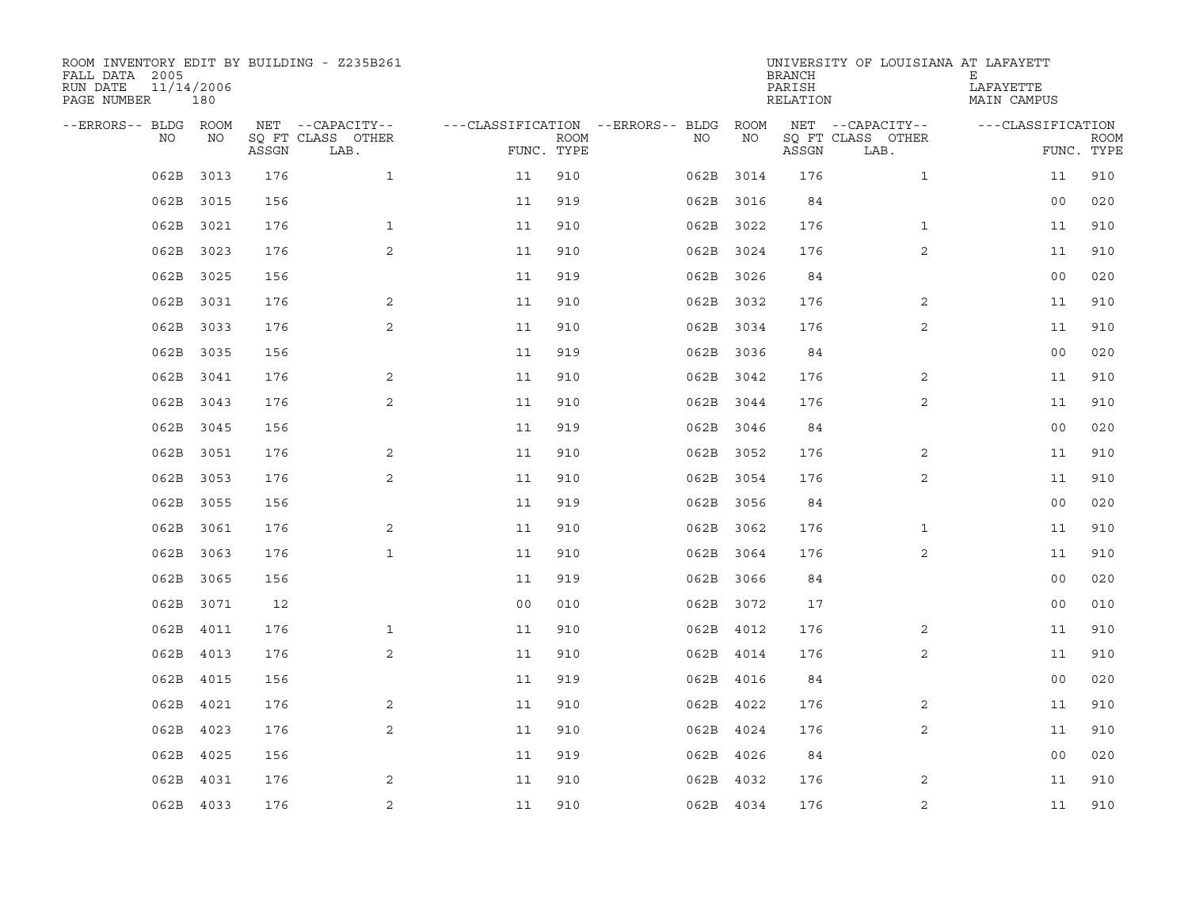ROOM INVENTORY EDIT BY BUILDING - Z235B261
FALL DATA 2005
RUN DATE 11/14/2006
PAGE NUMBER 180

UNIVERSITY OF LOUISIANA AT LAFAYETTE
BRANCH E
PARISH LAFAYETTE
RELATION MAIN CAMPUS

| --ERRORS-- | BLDG NO | ROOM NO | NET SQ FT ASSGN | --CAPACITY-- CLASS LAB. | OTHER | ---CLASSIFICATION FUNC. | ROOM TYPE | --ERRORS-- | BLDG NO | ROOM NO | NET SQ FT ASSGN | --CAPACITY-- CLASS LAB. | OTHER | ---CLASSIFICATION FUNC. | ROOM TYPE |
|---|---|---|---|---|---|---|---|---|---|---|---|---|---|---|---|
| | 062B | 3013 | 176 | | 1 | 11 | 910 | | 062B | 3014 | 176 | | 1 | 11 | 910 |
| | 062B | 3015 | 156 | | | 11 | 919 | | 062B | 3016 | 84 | | | 00 | 020 |
| | 062B | 3021 | 176 | | 1 | 11 | 910 | | 062B | 3022 | 176 | | 1 | 11 | 910 |
| | 062B | 3023 | 176 | | 2 | 11 | 910 | | 062B | 3024 | 176 | | 2 | 11 | 910 |
| | 062B | 3025 | 156 | | | 11 | 919 | | 062B | 3026 | 84 | | | 00 | 020 |
| | 062B | 3031 | 176 | | 2 | 11 | 910 | | 062B | 3032 | 176 | | 2 | 11 | 910 |
| | 062B | 3033 | 176 | | 2 | 11 | 910 | | 062B | 3034 | 176 | | 2 | 11 | 910 |
| | 062B | 3035 | 156 | | | 11 | 919 | | 062B | 3036 | 84 | | | 00 | 020 |
| | 062B | 3041 | 176 | | 2 | 11 | 910 | | 062B | 3042 | 176 | | 2 | 11 | 910 |
| | 062B | 3043 | 176 | | 2 | 11 | 910 | | 062B | 3044 | 176 | | 2 | 11 | 910 |
| | 062B | 3045 | 156 | | | 11 | 919 | | 062B | 3046 | 84 | | | 00 | 020 |
| | 062B | 3051 | 176 | | 2 | 11 | 910 | | 062B | 3052 | 176 | | 2 | 11 | 910 |
| | 062B | 3053 | 176 | | 2 | 11 | 910 | | 062B | 3054 | 176 | | 2 | 11 | 910 |
| | 062B | 3055 | 156 | | | 11 | 919 | | 062B | 3056 | 84 | | | 00 | 020 |
| | 062B | 3061 | 176 | | 2 | 11 | 910 | | 062B | 3062 | 176 | | 1 | 11 | 910 |
| | 062B | 3063 | 176 | | 1 | 11 | 910 | | 062B | 3064 | 176 | | 2 | 11 | 910 |
| | 062B | 3065 | 156 | | | 11 | 919 | | 062B | 3066 | 84 | | | 00 | 020 |
| | 062B | 3071 | 12 | | | 00 | 010 | | 062B | 3072 | 17 | | | 00 | 010 |
| | 062B | 4011 | 176 | | 1 | 11 | 910 | | 062B | 4012 | 176 | | 2 | 11 | 910 |
| | 062B | 4013 | 176 | | 2 | 11 | 910 | | 062B | 4014 | 176 | | 2 | 11 | 910 |
| | 062B | 4015 | 156 | | | 11 | 919 | | 062B | 4016 | 84 | | | 00 | 020 |
| | 062B | 4021 | 176 | | 2 | 11 | 910 | | 062B | 4022 | 176 | | 2 | 11 | 910 |
| | 062B | 4023 | 176 | | 2 | 11 | 910 | | 062B | 4024 | 176 | | 2 | 11 | 910 |
| | 062B | 4025 | 156 | | | 11 | 919 | | 062B | 4026 | 84 | | | 00 | 020 |
| | 062B | 4031 | 176 | | 2 | 11 | 910 | | 062B | 4032 | 176 | | 2 | 11 | 910 |
| | 062B | 4033 | 176 | | 2 | 11 | 910 | | 062B | 4034 | 176 | | 2 | 11 | 910 |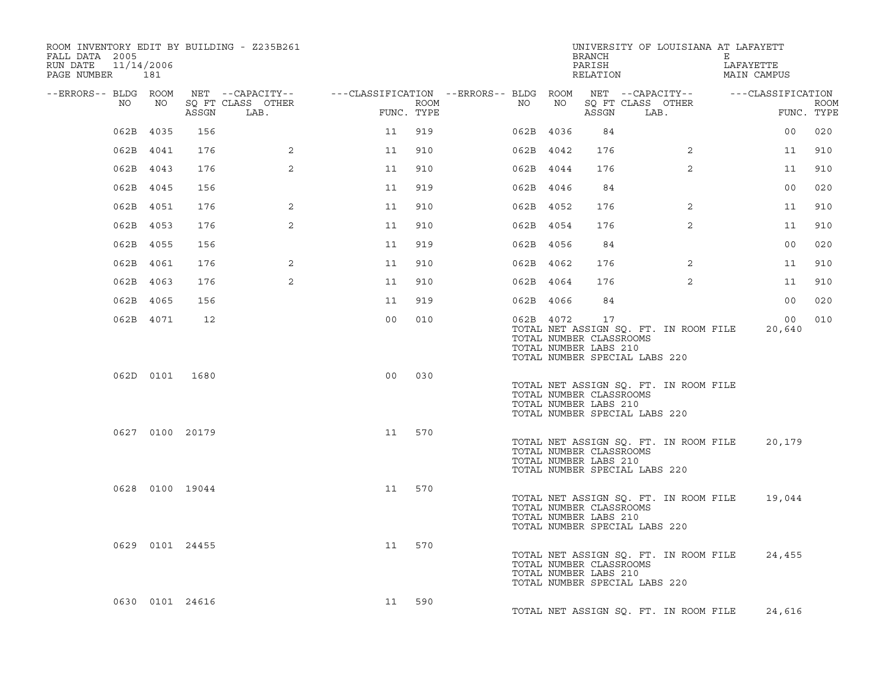ROOM INVENTORY EDIT BY BUILDING - Z235B261
FALL DATA 2005
RUN DATE 11/14/2006
PAGE NUMBER 181

UNIVERSITY OF LOUISIANA AT LAFAYETT
BRANCH E
PARISH LAFAYETTE
RELATION MAIN CAMPUS

| --ERRORS-- | BLDG NO | ROOM NO | NET SQ FT ASSGN | --CAPACITY-- CLASS LAB. | OTHER | ---CLASSIFICATION FUNC. | ROOM TYPE | --ERRORS-- | BLDG NO | ROOM NO | NET SQ FT ASSGN | --CAPACITY-- CLASS LAB. | OTHER | ---CLASSIFICATION FUNC. | ROOM TYPE |
|---|---|---|---|---|---|---|---|---|---|---|---|---|---|---|---|
| | 062B | 4035 | 156 | | | 11 | 919 | | 062B | 4036 | 84 | | | 00 | 020 |
| | 062B | 4041 | 176 | 2 | | 11 | 910 | | 062B | 4042 | 176 | 2 | | 11 | 910 |
| | 062B | 4043 | 176 | 2 | | 11 | 910 | | 062B | 4044 | 176 | 2 | | 11 | 910 |
| | 062B | 4045 | 156 | | | 11 | 919 | | 062B | 4046 | 84 | | | 00 | 020 |
| | 062B | 4051 | 176 | 2 | | 11 | 910 | | 062B | 4052 | 176 | 2 | | 11 | 910 |
| | 062B | 4053 | 176 | 2 | | 11 | 910 | | 062B | 4054 | 176 | 2 | | 11 | 910 |
| | 062B | 4055 | 156 | | | 11 | 919 | | 062B | 4056 | 84 | | | 00 | 020 |
| | 062B | 4061 | 176 | 2 | | 11 | 910 | | 062B | 4062 | 176 | 2 | | 11 | 910 |
| | 062B | 4063 | 176 | 2 | | 11 | 910 | | 062B | 4064 | 176 | 2 | | 11 | 910 |
| | 062B | 4065 | 156 | | | 11 | 919 | | 062B | 4066 | 84 | | | 00 | 020 |
| | 062B | 4071 | 12 | | | 00 | 010 | | 062B | 4072 | 17 | | | 00 | 010 |

TOTAL NET ASSIGN SQ. FT. IN ROOM FILE 20,640
TOTAL NUMBER CLASSROOMS
TOTAL NUMBER LABS 210
TOTAL NUMBER SPECIAL LABS 220

| BLDG NO | ROOM NO | NET SQ FT ASSGN | FUNC. | ROOM TYPE |
|---|---|---|---|---|
| 062D | 0101 | 1680 | 00 | 030 |

TOTAL NET ASSIGN SQ. FT. IN ROOM FILE
TOTAL NUMBER CLASSROOMS
TOTAL NUMBER LABS 210
TOTAL NUMBER SPECIAL LABS 220

| BLDG NO | ROOM NO | NET SQ FT ASSGN | FUNC. | ROOM TYPE |
|---|---|---|---|---|
| 0627 | 0100 | 20179 | 11 | 570 |

TOTAL NET ASSIGN SQ. FT. IN ROOM FILE 20,179
TOTAL NUMBER CLASSROOMS
TOTAL NUMBER LABS 210
TOTAL NUMBER SPECIAL LABS 220

| BLDG NO | ROOM NO | NET SQ FT ASSGN | FUNC. | ROOM TYPE |
|---|---|---|---|---|
| 0628 | 0100 | 19044 | 11 | 570 |

TOTAL NET ASSIGN SQ. FT. IN ROOM FILE 19,044
TOTAL NUMBER CLASSROOMS
TOTAL NUMBER LABS 210
TOTAL NUMBER SPECIAL LABS 220

| BLDG NO | ROOM NO | NET SQ FT ASSGN | FUNC. | ROOM TYPE |
|---|---|---|---|---|
| 0629 | 0101 | 24455 | 11 | 570 |

TOTAL NET ASSIGN SQ. FT. IN ROOM FILE 24,455
TOTAL NUMBER CLASSROOMS
TOTAL NUMBER LABS 210
TOTAL NUMBER SPECIAL LABS 220

| BLDG NO | ROOM NO | NET SQ FT ASSGN | FUNC. | ROOM TYPE |
|---|---|---|---|---|
| 0630 | 0101 | 24616 | 11 | 590 |

TOTAL NET ASSIGN SQ. FT. IN ROOM FILE 24,616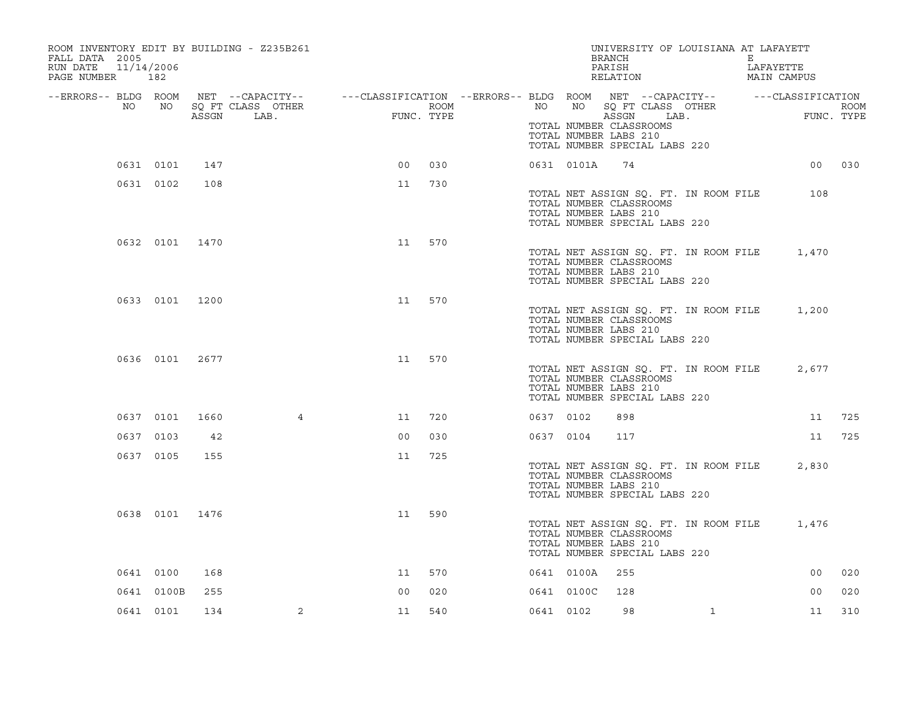ROOM INVENTORY EDIT BY BUILDING - Z235B261
FALL DATA 2005
RUN DATE 11/14/2006
PAGE NUMBER 182

UNIVERSITY OF LOUISIANA AT LAFAYETT
BRANCH E
PARISH LAFAYETTE
RELATION MAIN CAMPUS

| --ERRORS-- | BLDG NO | ROOM NO | NET ASSGN SQ FT | --CAPACITY-- CLASS LAB. | OTHER | ---CLASSIFICATION FUNC. | ROOM TYPE | --ERRORS-- | BLDG NO | ROOM NO | NET ASSGN SQ FT | --CAPACITY-- CLASS LAB. | OTHER | ---CLASSIFICATION FUNC. | ROOM TYPE |
|---|---|---|---|---|---|---|---|---|---|---|---|---|---|---|---|
| | | | | | | | | | TOTAL NUMBER CLASSROOMS | | | | | | |
| | | | | | | | | | TOTAL NUMBER LABS 210 | | | | | | |
| | | | | | | | | | TOTAL NUMBER SPECIAL LABS 220 | | | | | | |
| | 0631 | 0101 | 147 | | | 00 | 030 | | 0631 | 0101A | 74 | | | 00 | 030 |
| | 0631 | 0102 | 108 | | | 11 | 730 | | | | | | | | |
| | | | | | | | | | TOTAL NET ASSIGN SQ. FT. IN ROOM FILE | | | | | 108 | |
| | | | | | | | | | TOTAL NUMBER CLASSROOMS | | | | | | |
| | | | | | | | | | TOTAL NUMBER LABS 210 | | | | | | |
| | | | | | | | | | TOTAL NUMBER SPECIAL LABS 220 | | | | | | |
| | 0632 | 0101 | 1470 | | | 11 | 570 | | | | | | | | |
| | | | | | | | | | TOTAL NET ASSIGN SQ. FT. IN ROOM FILE | | | | | 1,470 | |
| | | | | | | | | | TOTAL NUMBER CLASSROOMS | | | | | | |
| | | | | | | | | | TOTAL NUMBER LABS 210 | | | | | | |
| | | | | | | | | | TOTAL NUMBER SPECIAL LABS 220 | | | | | | |
| | 0633 | 0101 | 1200 | | | 11 | 570 | | | | | | | | |
| | | | | | | | | | TOTAL NET ASSIGN SQ. FT. IN ROOM FILE | | | | | 1,200 | |
| | | | | | | | | | TOTAL NUMBER CLASSROOMS | | | | | | |
| | | | | | | | | | TOTAL NUMBER LABS 210 | | | | | | |
| | | | | | | | | | TOTAL NUMBER SPECIAL LABS 220 | | | | | | |
| | 0636 | 0101 | 2677 | | | 11 | 570 | | | | | | | | |
| | | | | | | | | | TOTAL NET ASSIGN SQ. FT. IN ROOM FILE | | | | | 2,677 | |
| | | | | | | | | | TOTAL NUMBER CLASSROOMS | | | | | | |
| | | | | | | | | | TOTAL NUMBER LABS 210 | | | | | | |
| | | | | | | | | | TOTAL NUMBER SPECIAL LABS 220 | | | | | | |
| | 0637 | 0101 | 1660 | | 4 | 11 | 720 | | 0637 | 0102 | 898 | | | 11 | 725 |
| | 0637 | 0103 | 42 | | | 00 | 030 | | 0637 | 0104 | 117 | | | 11 | 725 |
| | 0637 | 0105 | 155 | | | 11 | 725 | | | | | | | | |
| | | | | | | | | | TOTAL NET ASSIGN SQ. FT. IN ROOM FILE | | | | | 2,830 | |
| | | | | | | | | | TOTAL NUMBER CLASSROOMS | | | | | | |
| | | | | | | | | | TOTAL NUMBER LABS 210 | | | | | | |
| | | | | | | | | | TOTAL NUMBER SPECIAL LABS 220 | | | | | | |
| | 0638 | 0101 | 1476 | | | 11 | 590 | | | | | | | | |
| | | | | | | | | | TOTAL NET ASSIGN SQ. FT. IN ROOM FILE | | | | | 1,476 | |
| | | | | | | | | | TOTAL NUMBER CLASSROOMS | | | | | | |
| | | | | | | | | | TOTAL NUMBER LABS 210 | | | | | | |
| | | | | | | | | | TOTAL NUMBER SPECIAL LABS 220 | | | | | | |
| | 0641 | 0100 | 168 | | | 11 | 570 | | 0641 | 0100A | 255 | | | 00 | 020 |
| | 0641 | 0100B | 255 | | | 00 | 020 | | 0641 | 0100C | 128 | | | 00 | 020 |
| | 0641 | 0101 | 134 | | 2 | 11 | 540 | | 0641 | 0102 | 98 | | 1 | 11 | 310 |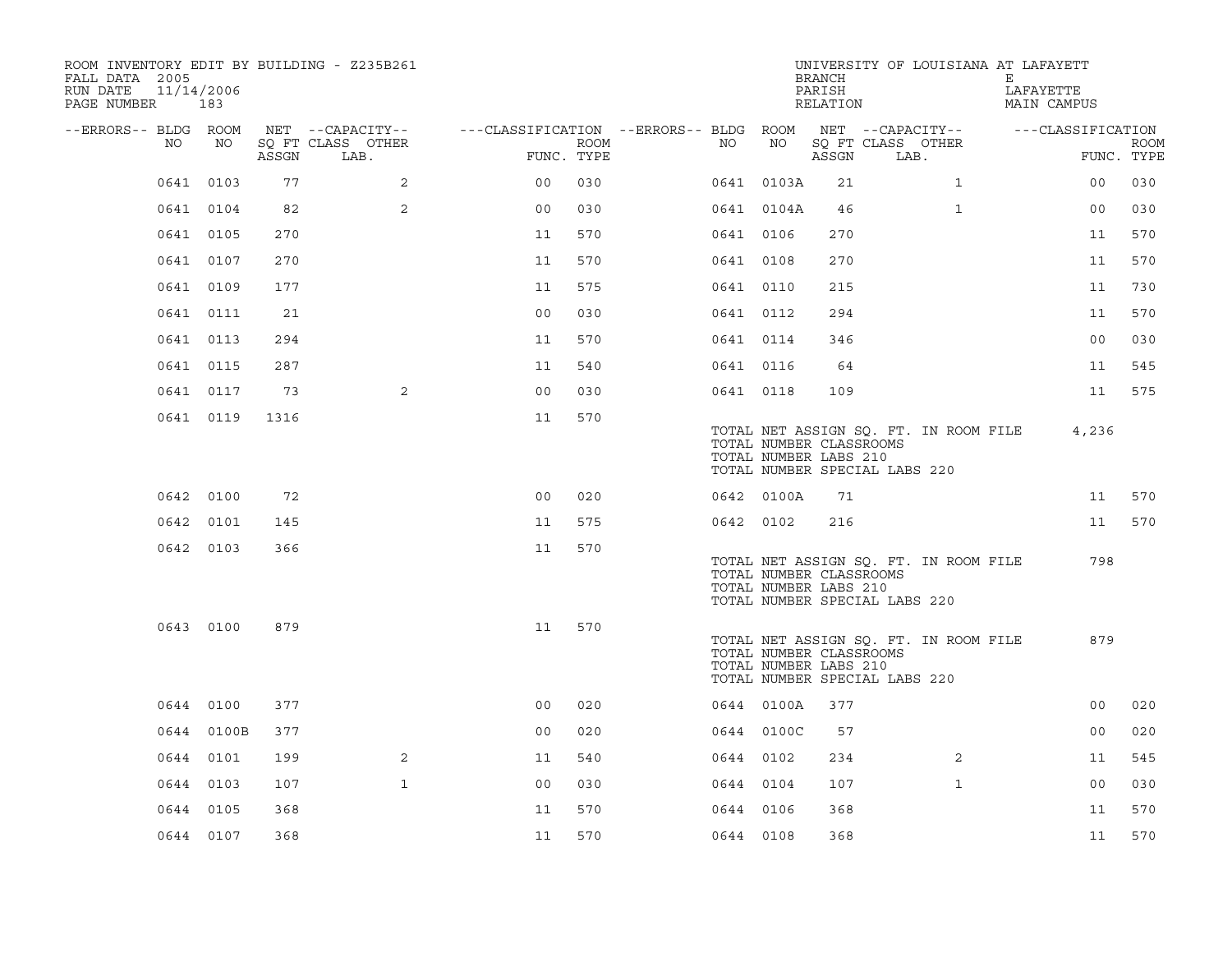ROOM INVENTORY EDIT BY BUILDING - Z235B261
FALL DATA 2005
RUN DATE 11/14/2006
PAGE NUMBER 183

UNIVERSITY OF LOUISIANA AT LAFAYETTE
BRANCH E
PARISH LAFAYETTE
RELATION MAIN CAMPUS

| --ERRORS-- | BLDG NO | ROOM NO | NET SQ FT ASSGN | CAPACITY CLASS LAB. | CAPACITY OTHER | FUNC. | ROOM TYPE | --ERRORS-- | BLDG NO | ROOM NO | NET SQ FT ASSGN | CAPACITY CLASS LAB. | CAPACITY OTHER | FUNC. | ROOM TYPE |
|---|---|---|---|---|---|---|---|---|---|---|---|---|---|---|---|
| | 0641 | 0103 | 77 | | 2 | 00 | 030 | | 0641 | 0103A | 21 | | 1 | 00 | 030 |
| | 0641 | 0104 | 82 | | 2 | 00 | 030 | | 0641 | 0104A | 46 | | 1 | 00 | 030 |
| | 0641 | 0105 | 270 | | | 11 | 570 | | 0641 | 0106 | 270 | | | 11 | 570 |
| | 0641 | 0107 | 270 | | | 11 | 570 | | 0641 | 0108 | 270 | | | 11 | 570 |
| | 0641 | 0109 | 177 | | | 11 | 575 | | 0641 | 0110 | 215 | | | 11 | 730 |
| | 0641 | 0111 | 21 | | | 00 | 030 | | 0641 | 0112 | 294 | | | 11 | 570 |
| | 0641 | 0113 | 294 | | | 11 | 570 | | 0641 | 0114 | 346 | | | 00 | 030 |
| | 0641 | 0115 | 287 | | | 11 | 540 | | 0641 | 0116 | 64 | | | 11 | 545 |
| | 0641 | 0117 | 73 | | 2 | 00 | 030 | | 0641 | 0118 | 109 | | | 11 | 575 |
| | 0641 | 0119 | 1316 | | | 11 | 570 | | | | | | | | |

TOTAL NET ASSIGN SQ. FT. IN ROOM FILE 4,236
TOTAL NUMBER CLASSROOMS
TOTAL NUMBER LABS 210
TOTAL NUMBER SPECIAL LABS 220

| --ERRORS-- | BLDG NO | ROOM NO | NET SQ FT ASSGN | CAPACITY CLASS LAB. | CAPACITY OTHER | FUNC. | ROOM TYPE | --ERRORS-- | BLDG NO | ROOM NO | NET SQ FT ASSGN | CAPACITY CLASS LAB. | CAPACITY OTHER | FUNC. | ROOM TYPE |
|---|---|---|---|---|---|---|---|---|---|---|---|---|---|---|---|
| | 0642 | 0100 | 72 | | | 00 | 020 | | 0642 | 0100A | 71 | | | 11 | 570 |
| | 0642 | 0101 | 145 | | | 11 | 575 | | 0642 | 0102 | 216 | | | 11 | 570 |
| | 0642 | 0103 | 366 | | | 11 | 570 | | | | | | | | |

TOTAL NET ASSIGN SQ. FT. IN ROOM FILE 798
TOTAL NUMBER CLASSROOMS
TOTAL NUMBER LABS 210
TOTAL NUMBER SPECIAL LABS 220

| --ERRORS-- | BLDG NO | ROOM NO | NET SQ FT ASSGN | CAPACITY CLASS LAB. | CAPACITY OTHER | FUNC. | ROOM TYPE |
|---|---|---|---|---|---|---|---|
| | 0643 | 0100 | 879 | | | 11 | 570 |

TOTAL NET ASSIGN SQ. FT. IN ROOM FILE 879
TOTAL NUMBER CLASSROOMS
TOTAL NUMBER LABS 210
TOTAL NUMBER SPECIAL LABS 220

| --ERRORS-- | BLDG NO | ROOM NO | NET SQ FT ASSGN | CAPACITY CLASS LAB. | CAPACITY OTHER | FUNC. | ROOM TYPE | --ERRORS-- | BLDG NO | ROOM NO | NET SQ FT ASSGN | CAPACITY CLASS LAB. | CAPACITY OTHER | FUNC. | ROOM TYPE |
|---|---|---|---|---|---|---|---|---|---|---|---|---|---|---|---|
| | 0644 | 0100 | 377 | | | 00 | 020 | | 0644 | 0100A | 377 | | | 00 | 020 |
| | 0644 | 0100B | 377 | | | 00 | 020 | | 0644 | 0100C | 57 | | | 00 | 020 |
| | 0644 | 0101 | 199 | | 2 | 11 | 540 | | 0644 | 0102 | 234 | | 2 | 11 | 545 |
| | 0644 | 0103 | 107 | | 1 | 00 | 030 | | 0644 | 0104 | 107 | | 1 | 00 | 030 |
| | 0644 | 0105 | 368 | | | 11 | 570 | | 0644 | 0106 | 368 | | | 11 | 570 |
| | 0644 | 0107 | 368 | | | 11 | 570 | | 0644 | 0108 | 368 | | | 11 | 570 |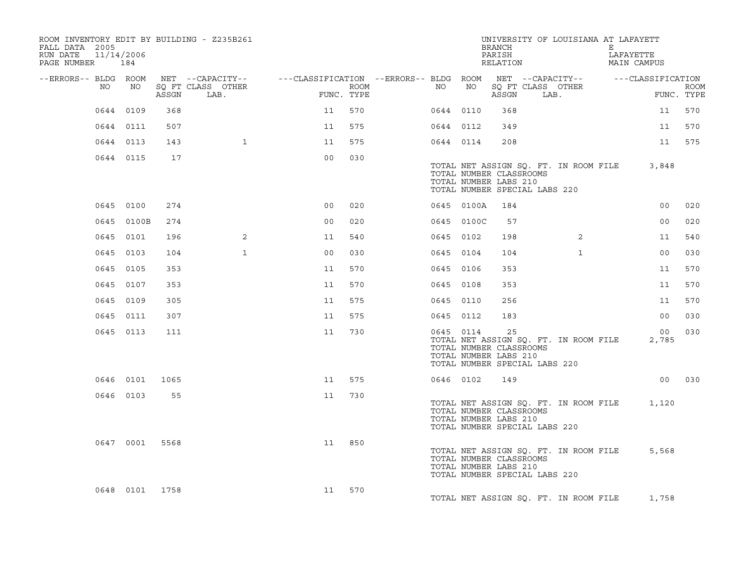ROOM INVENTORY EDIT BY BUILDING - Z235B261
FALL DATA 2005
RUN DATE 11/14/2006
PAGE NUMBER 184

UNIVERSITY OF LOUISIANA AT LAFAYETTE
BRANCH E
PARISH LAFAYETTE
RELATION MAIN CAMPUS

| --ERRORS-- | BLDG NO | ROOM NO | NET SQ FT ASSGN | --CAPACITY-- CLASS | OTHER LAB. | ---CLASSIFICATION FUNC. | ROOM TYPE | --ERRORS-- | BLDG NO | ROOM NO | NET SQ FT ASSGN | --CAPACITY-- CLASS | OTHER LAB. | ---CLASSIFICATION FUNC. | ROOM TYPE |
|---|---|---|---|---|---|---|---|---|---|---|---|---|---|---|---|
| | 0644 | 0109 | 368 | | | 11 | 570 | | 0644 | 0110 | 368 | | | 11 | 570 |
| | 0644 | 0111 | 507 | | | 11 | 575 | | 0644 | 0112 | 349 | | | 11 | 570 |
| | 0644 | 0113 | 143 | | 1 | 11 | 575 | | 0644 | 0114 | 208 | | | 11 | 575 |
| | 0644 | 0115 | 17 | | | 00 | 030 | | | | | | | | |
| | | | | | | | | | TOTAL NET ASSIGN SQ. FT. IN ROOM FILE | | | | | 3,848 | |
| | | | | | | | | | TOTAL NUMBER CLASSROOMS | | | | | | |
| | | | | | | | | | TOTAL NUMBER LABS 210 | | | | | | |
| | | | | | | | | | TOTAL NUMBER SPECIAL LABS 220 | | | | | | |
| | 0645 | 0100 | 274 | | | 00 | 020 | | 0645 | 0100A | 184 | | | 00 | 020 |
| | 0645 | 0100B | 274 | | | 00 | 020 | | 0645 | 0100C | 57 | | | 00 | 020 |
| | 0645 | 0101 | 196 | | 2 | 11 | 540 | | 0645 | 0102 | 198 | | 2 | 11 | 540 |
| | 0645 | 0103 | 104 | | 1 | 00 | 030 | | 0645 | 0104 | 104 | | 1 | 00 | 030 |
| | 0645 | 0105 | 353 | | | 11 | 570 | | 0645 | 0106 | 353 | | | 11 | 570 |
| | 0645 | 0107 | 353 | | | 11 | 570 | | 0645 | 0108 | 353 | | | 11 | 570 |
| | 0645 | 0109 | 305 | | | 11 | 575 | | 0645 | 0110 | 256 | | | 11 | 570 |
| | 0645 | 0111 | 307 | | | 11 | 575 | | 0645 | 0112 | 183 | | | 00 | 030 |
| | 0645 | 0113 | 111 | | | 11 | 730 | | 0645 | 0114 | 25 | | | 00 | 030 |
| | | | | | | | | | TOTAL NET ASSIGN SQ. FT. IN ROOM FILE | | | | | 2,785 | |
| | | | | | | | | | TOTAL NUMBER CLASSROOMS | | | | | | |
| | | | | | | | | | TOTAL NUMBER LABS 210 | | | | | | |
| | | | | | | | | | TOTAL NUMBER SPECIAL LABS 220 | | | | | | |
| | 0646 | 0101 | 1065 | | | 11 | 575 | | 0646 | 0102 | 149 | | | 00 | 030 |
| | 0646 | 0103 | 55 | | | 11 | 730 | | | | | | | | |
| | | | | | | | | | TOTAL NET ASSIGN SQ. FT. IN ROOM FILE | | | | | 1,120 | |
| | | | | | | | | | TOTAL NUMBER CLASSROOMS | | | | | | |
| | | | | | | | | | TOTAL NUMBER LABS 210 | | | | | | |
| | | | | | | | | | TOTAL NUMBER SPECIAL LABS 220 | | | | | | |
| | 0647 | 0001 | 5568 | | | 11 | 850 | | | | | | | | |
| | | | | | | | | | TOTAL NET ASSIGN SQ. FT. IN ROOM FILE | | | | | 5,568 | |
| | | | | | | | | | TOTAL NUMBER CLASSROOMS | | | | | | |
| | | | | | | | | | TOTAL NUMBER LABS 210 | | | | | | |
| | | | | | | | | | TOTAL NUMBER SPECIAL LABS 220 | | | | | | |
| | 0648 | 0101 | 1758 | | | 11 | 570 | | | | | | | | |
| | | | | | | | | | TOTAL NET ASSIGN SQ. FT. IN ROOM FILE | | | | | 1,758 | |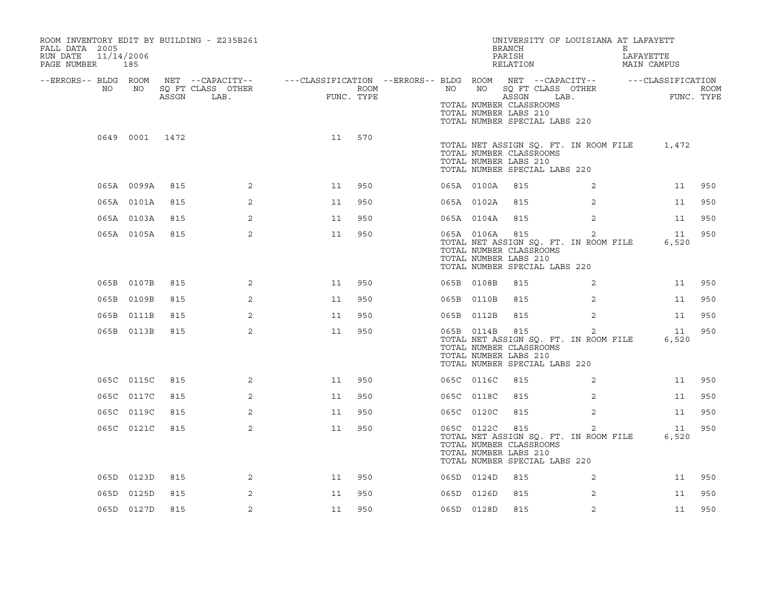ROOM INVENTORY EDIT BY BUILDING - Z235B261
FALL DATA 2005
RUN DATE 11/14/2006
PAGE NUMBER 185

UNIVERSITY OF LOUISIANA AT LAFAYETTE
BRANCH E
PARISH LAFAYETTE
RELATION MAIN CAMPUS

| --ERRORS-- | BLDG NO | ROOM NO | NET SQ FT ASSGN | --CAPACITY-- CLASS LAB. | OTHER | ---CLASSIFICATION FUNC. | ROOM TYPE | --ERRORS-- | BLDG NO | ROOM NO | NET SQ FT ASSGN | --CAPACITY-- CLASS LAB. | OTHER | ---CLASSIFICATION FUNC. | ROOM TYPE |
|---|---|---|---|---|---|---|---|---|---|---|---|---|---|---|---|
| | | | | | | | | | TOTAL NUMBER CLASSROOMS | | | | | | |
| | | | | | | | | | TOTAL NUMBER LABS 210 | | | | | | |
| | | | | | | | | | TOTAL NUMBER SPECIAL LABS 220 | | | | | | |
| | 0649 | 0001 | 1472 | | | 11 | 570 | | | | | | | | |
| | | | | | | | | | TOTAL NET ASSIGN SQ. FT. IN ROOM FILE | | | | | 1,472 | |
| | | | | | | | | | TOTAL NUMBER CLASSROOMS | | | | | | |
| | | | | | | | | | TOTAL NUMBER LABS 210 | | | | | | |
| | | | | | | | | | TOTAL NUMBER SPECIAL LABS 220 | | | | | | |
| | 065A | 0099A | 815 | | 2 | 11 | 950 | | 065A | 0100A | 815 | | 2 | 11 | 950 |
| | 065A | 0101A | 815 | | 2 | 11 | 950 | | 065A | 0102A | 815 | | 2 | 11 | 950 |
| | 065A | 0103A | 815 | | 2 | 11 | 950 | | 065A | 0104A | 815 | | 2 | 11 | 950 |
| | 065A | 0105A | 815 | | 2 | 11 | 950 | | 065A | 0106A | 815 | | 2 | 11 | 950 |
| | | | | | | | | | TOTAL NET ASSIGN SQ. FT. IN ROOM FILE | | | | | 6,520 | |
| | | | | | | | | | TOTAL NUMBER CLASSROOMS | | | | | | |
| | | | | | | | | | TOTAL NUMBER LABS 210 | | | | | | |
| | | | | | | | | | TOTAL NUMBER SPECIAL LABS 220 | | | | | | |
| | 065B | 0107B | 815 | | 2 | 11 | 950 | | 065B | 0108B | 815 | | 2 | 11 | 950 |
| | 065B | 0109B | 815 | | 2 | 11 | 950 | | 065B | 0110B | 815 | | 2 | 11 | 950 |
| | 065B | 0111B | 815 | | 2 | 11 | 950 | | 065B | 0112B | 815 | | 2 | 11 | 950 |
| | 065B | 0113B | 815 | | 2 | 11 | 950 | | 065B | 0114B | 815 | | 2 | 11 | 950 |
| | | | | | | | | | TOTAL NET ASSIGN SQ. FT. IN ROOM FILE | | | | | 6,520 | |
| | | | | | | | | | TOTAL NUMBER CLASSROOMS | | | | | | |
| | | | | | | | | | TOTAL NUMBER LABS 210 | | | | | | |
| | | | | | | | | | TOTAL NUMBER SPECIAL LABS 220 | | | | | | |
| | 065C | 0115C | 815 | | 2 | 11 | 950 | | 065C | 0116C | 815 | | 2 | 11 | 950 |
| | 065C | 0117C | 815 | | 2 | 11 | 950 | | 065C | 0118C | 815 | | 2 | 11 | 950 |
| | 065C | 0119C | 815 | | 2 | 11 | 950 | | 065C | 0120C | 815 | | 2 | 11 | 950 |
| | 065C | 0121C | 815 | | 2 | 11 | 950 | | 065C | 0122C | 815 | | 2 | 11 | 950 |
| | | | | | | | | | TOTAL NET ASSIGN SQ. FT. IN ROOM FILE | | | | | 6,520 | |
| | | | | | | | | | TOTAL NUMBER CLASSROOMS | | | | | | |
| | | | | | | | | | TOTAL NUMBER LABS 210 | | | | | | |
| | | | | | | | | | TOTAL NUMBER SPECIAL LABS 220 | | | | | | |
| | 065D | 0123D | 815 | | 2 | 11 | 950 | | 065D | 0124D | 815 | | 2 | 11 | 950 |
| | 065D | 0125D | 815 | | 2 | 11 | 950 | | 065D | 0126D | 815 | | 2 | 11 | 950 |
| | 065D | 0127D | 815 | | 2 | 11 | 950 | | 065D | 0128D | 815 | | 2 | 11 | 950 |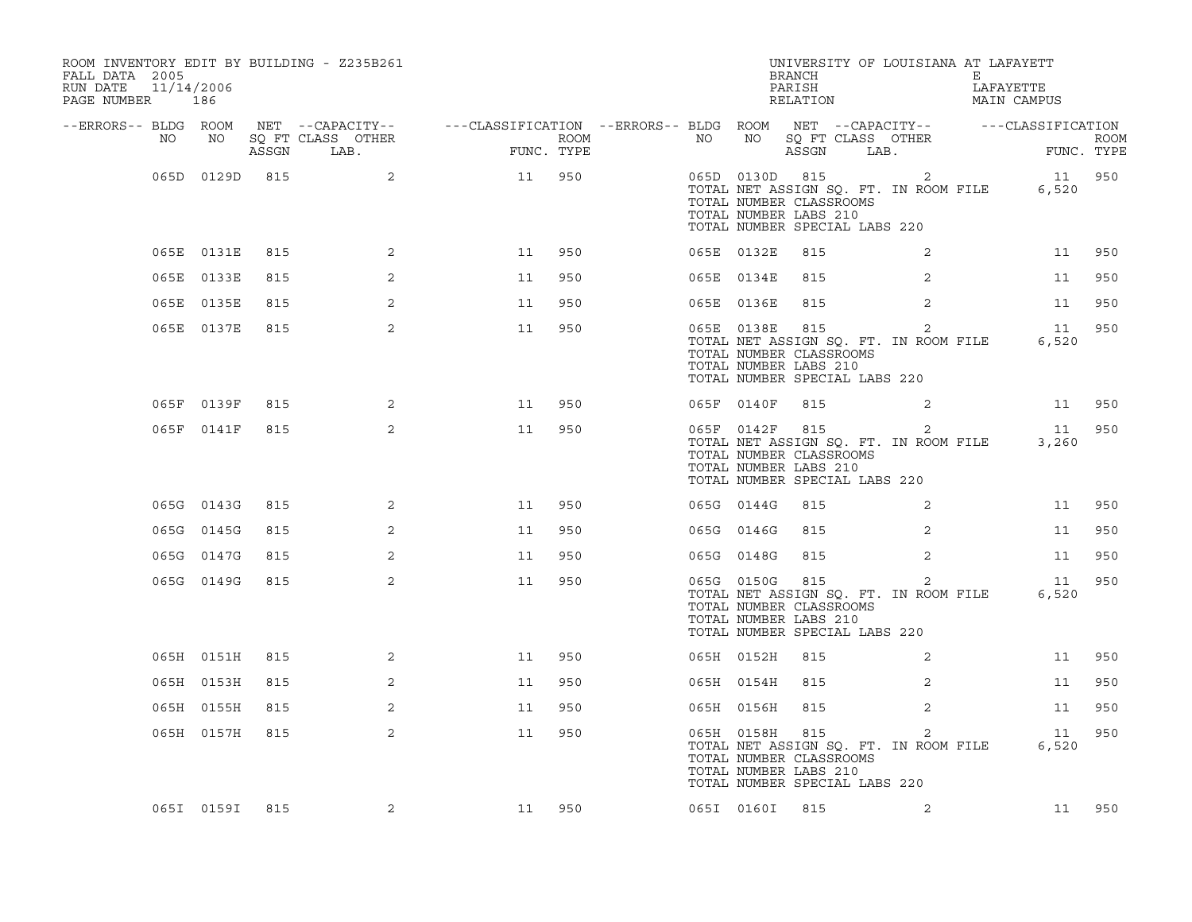ROOM INVENTORY EDIT BY BUILDING - Z235B261
FALL DATA 2005
RUN DATE 11/14/2006
PAGE NUMBER 186

UNIVERSITY OF LOUISIANA AT LAFAYETT
BRANCH E
PARISH LAFAYETTE
RELATION MAIN CAMPUS

| --ERRORS-- | BLDG NO | ROOM NO | NET ASSGN SQ FT | --CAPACITY-- CLASS | LAB. | OTHER | ---CLASSIFICATION FUNC. | ROOM TYPE | --ERRORS-- | BLDG NO | ROOM NO | NET ASSGN SQ FT | --CAPACITY-- CLASS | LAB. | OTHER | ---CLASSIFICATION FUNC. | ROOM TYPE |
|---|---|---|---|---|---|---|---|---|---|---|---|---|---|---|---|---|---|
| | 065D | 0129D | 815 | | | 2 | 11 | 950 | | 065D | 0130D | 815 | | | 2 | 11 | 950 |
| | | | | | | | | | | TOTAL NET ASSIGN SQ. FT. IN ROOM FILE | | | | | | 6,520 | |
| | | | | | | | | | | TOTAL NUMBER CLASSROOMS | | | | | | | |
| | | | | | | | | | | TOTAL NUMBER LABS 210 | | | | | | | |
| | | | | | | | | | | TOTAL NUMBER SPECIAL LABS 220 | | | | | | | |
| | 065E | 0131E | 815 | | | 2 | 11 | 950 | | 065E | 0132E | 815 | | | 2 | 11 | 950 |
| | 065E | 0133E | 815 | | | 2 | 11 | 950 | | 065E | 0134E | 815 | | | 2 | 11 | 950 |
| | 065E | 0135E | 815 | | | 2 | 11 | 950 | | 065E | 0136E | 815 | | | 2 | 11 | 950 |
| | 065E | 0137E | 815 | | | 2 | 11 | 950 | | 065E | 0138E | 815 | | | 2 | 11 | 950 |
| | | | | | | | | | | TOTAL NET ASSIGN SQ. FT. IN ROOM FILE | | | | | | 6,520 | |
| | | | | | | | | | | TOTAL NUMBER CLASSROOMS | | | | | | | |
| | | | | | | | | | | TOTAL NUMBER LABS 210 | | | | | | | |
| | | | | | | | | | | TOTAL NUMBER SPECIAL LABS 220 | | | | | | | |
| | 065F | 0139F | 815 | | | 2 | 11 | 950 | | 065F | 0140F | 815 | | | 2 | 11 | 950 |
| | 065F | 0141F | 815 | | | 2 | 11 | 950 | | 065F | 0142F | 815 | | | 2 | 11 | 950 |
| | | | | | | | | | | TOTAL NET ASSIGN SQ. FT. IN ROOM FILE | | | | | | 3,260 | |
| | | | | | | | | | | TOTAL NUMBER CLASSROOMS | | | | | | | |
| | | | | | | | | | | TOTAL NUMBER LABS 210 | | | | | | | |
| | | | | | | | | | | TOTAL NUMBER SPECIAL LABS 220 | | | | | | | |
| | 065G | 0143G | 815 | | | 2 | 11 | 950 | | 065G | 0144G | 815 | | | 2 | 11 | 950 |
| | 065G | 0145G | 815 | | | 2 | 11 | 950 | | 065G | 0146G | 815 | | | 2 | 11 | 950 |
| | 065G | 0147G | 815 | | | 2 | 11 | 950 | | 065G | 0148G | 815 | | | 2 | 11 | 950 |
| | 065G | 0149G | 815 | | | 2 | 11 | 950 | | 065G | 0150G | 815 | | | 2 | 11 | 950 |
| | | | | | | | | | | TOTAL NET ASSIGN SQ. FT. IN ROOM FILE | | | | | | 6,520 | |
| | | | | | | | | | | TOTAL NUMBER CLASSROOMS | | | | | | | |
| | | | | | | | | | | TOTAL NUMBER LABS 210 | | | | | | | |
| | | | | | | | | | | TOTAL NUMBER SPECIAL LABS 220 | | | | | | | |
| | 065H | 0151H | 815 | | | 2 | 11 | 950 | | 065H | 0152H | 815 | | | 2 | 11 | 950 |
| | 065H | 0153H | 815 | | | 2 | 11 | 950 | | 065H | 0154H | 815 | | | 2 | 11 | 950 |
| | 065H | 0155H | 815 | | | 2 | 11 | 950 | | 065H | 0156H | 815 | | | 2 | 11 | 950 |
| | 065H | 0157H | 815 | | | 2 | 11 | 950 | | 065H | 0158H | 815 | | | 2 | 11 | 950 |
| | | | | | | | | | | TOTAL NET ASSIGN SQ. FT. IN ROOM FILE | | | | | | 6,520 | |
| | | | | | | | | | | TOTAL NUMBER CLASSROOMS | | | | | | | |
| | | | | | | | | | | TOTAL NUMBER LABS 210 | | | | | | | |
| | | | | | | | | | | TOTAL NUMBER SPECIAL LABS 220 | | | | | | | |
| | 065I | 0159I | 815 | | | 2 | 11 | 950 | | 065I | 0160I | 815 | | | 2 | 11 | 950 |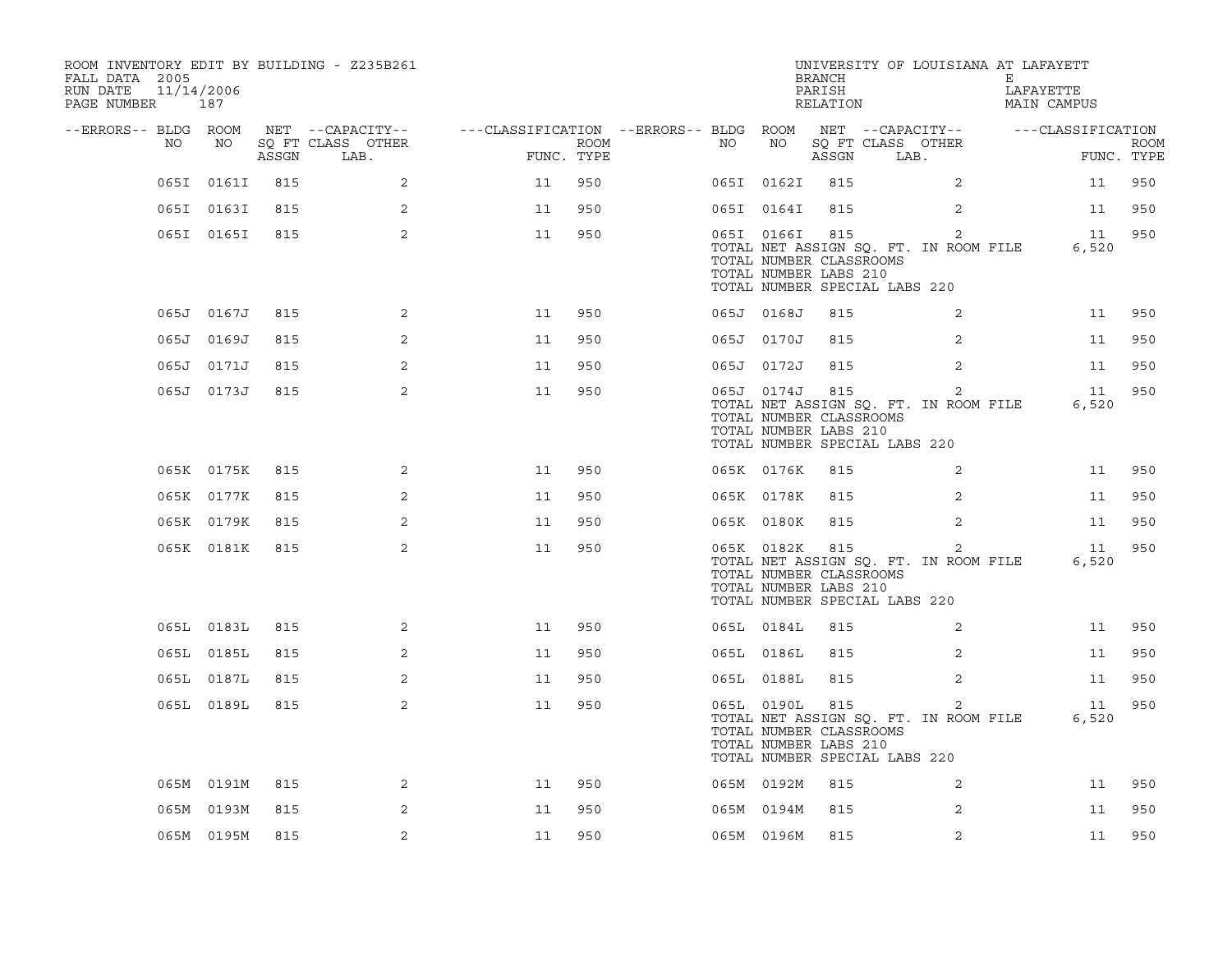ROOM INVENTORY EDIT BY BUILDING - Z235B261
FALL DATA 2005
RUN DATE 11/14/2006
PAGE NUMBER 187

UNIVERSITY OF LOUISIANA AT LAFAYETTE
BRANCH E
PARISH LAFAYETTE
RELATION MAIN CAMPUS

| --ERRORS-- | BLDG NO | ROOM NO | NET SQ FT ASSGN | --CAPACITY-- CLASS LAB. | OTHER | ---CLASSIFICATION FUNC. | ROOM TYPE | --ERRORS-- | BLDG NO | ROOM NO | NET SQ FT ASSGN | --CAPACITY-- CLASS LAB. | OTHER | ---CLASSIFICATION FUNC. | ROOM TYPE |
|---|---|---|---|---|---|---|---|---|---|---|---|---|---|---|---|
| | 065I | 0161I | 815 | | 2 | 11 | 950 | | 065I | 0162I | 815 | | 2 | 11 | 950 |
| | 065I | 0163I | 815 | | 2 | 11 | 950 | | 065I | 0164I | 815 | | 2 | 11 | 950 |
| | 065I | 0165I | 815 | | 2 | 11 | 950 | | 065I | 0166I | 815 | | 2 | 11 | 950 |
| | | | | | | | | | TOTAL NET ASSIGN SQ. FT. IN ROOM FILE | | | | | 6,520 | |
| | | | | | | | | | TOTAL NUMBER CLASSROOMS | | | | | | |
| | | | | | | | | | TOTAL NUMBER LABS 210 | | | | | | |
| | | | | | | | | | TOTAL NUMBER SPECIAL LABS 220 | | | | | | |
| | 065J | 0167J | 815 | | 2 | 11 | 950 | | 065J | 0168J | 815 | | 2 | 11 | 950 |
| | 065J | 0169J | 815 | | 2 | 11 | 950 | | 065J | 0170J | 815 | | 2 | 11 | 950 |
| | 065J | 0171J | 815 | | 2 | 11 | 950 | | 065J | 0172J | 815 | | 2 | 11 | 950 |
| | 065J | 0173J | 815 | | 2 | 11 | 950 | | 065J | 0174J | 815 | | 2 | 11 | 950 |
| | | | | | | | | | TOTAL NET ASSIGN SQ. FT. IN ROOM FILE | | | | | 6,520 | |
| | | | | | | | | | TOTAL NUMBER CLASSROOMS | | | | | | |
| | | | | | | | | | TOTAL NUMBER LABS 210 | | | | | | |
| | | | | | | | | | TOTAL NUMBER SPECIAL LABS 220 | | | | | | |
| | 065K | 0175K | 815 | | 2 | 11 | 950 | | 065K | 0176K | 815 | | 2 | 11 | 950 |
| | 065K | 0177K | 815 | | 2 | 11 | 950 | | 065K | 0178K | 815 | | 2 | 11 | 950 |
| | 065K | 0179K | 815 | | 2 | 11 | 950 | | 065K | 0180K | 815 | | 2 | 11 | 950 |
| | 065K | 0181K | 815 | | 2 | 11 | 950 | | 065K | 0182K | 815 | | 2 | 11 | 950 |
| | | | | | | | | | TOTAL NET ASSIGN SQ. FT. IN ROOM FILE | | | | | 6,520 | |
| | | | | | | | | | TOTAL NUMBER CLASSROOMS | | | | | | |
| | | | | | | | | | TOTAL NUMBER LABS 210 | | | | | | |
| | | | | | | | | | TOTAL NUMBER SPECIAL LABS 220 | | | | | | |
| | 065L | 0183L | 815 | | 2 | 11 | 950 | | 065L | 0184L | 815 | | 2 | 11 | 950 |
| | 065L | 0185L | 815 | | 2 | 11 | 950 | | 065L | 0186L | 815 | | 2 | 11 | 950 |
| | 065L | 0187L | 815 | | 2 | 11 | 950 | | 065L | 0188L | 815 | | 2 | 11 | 950 |
| | 065L | 0189L | 815 | | 2 | 11 | 950 | | 065L | 0190L | 815 | | 2 | 11 | 950 |
| | | | | | | | | | TOTAL NET ASSIGN SQ. FT. IN ROOM FILE | | | | | 6,520 | |
| | | | | | | | | | TOTAL NUMBER CLASSROOMS | | | | | | |
| | | | | | | | | | TOTAL NUMBER LABS 210 | | | | | | |
| | | | | | | | | | TOTAL NUMBER SPECIAL LABS 220 | | | | | | |
| | 065M | 0191M | 815 | | 2 | 11 | 950 | | 065M | 0192M | 815 | | 2 | 11 | 950 |
| | 065M | 0193M | 815 | | 2 | 11 | 950 | | 065M | 0194M | 815 | | 2 | 11 | 950 |
| | 065M | 0195M | 815 | | 2 | 11 | 950 | | 065M | 0196M | 815 | | 2 | 11 | 950 |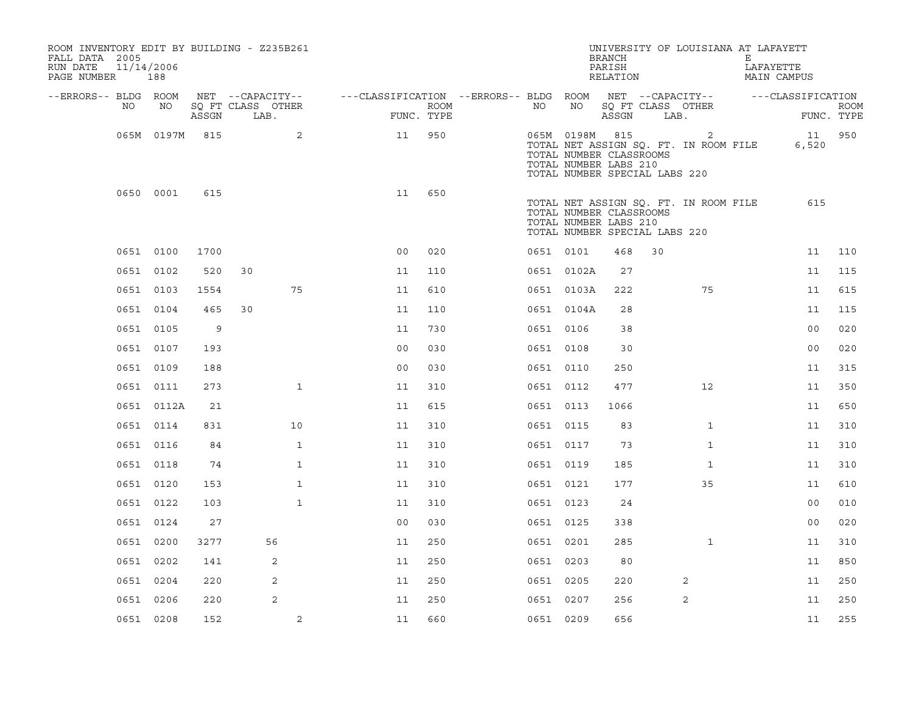ROOM INVENTORY EDIT BY BUILDING - Z235B261
FALL DATA 2005
RUN DATE 11/14/2006
PAGE NUMBER 188

UNIVERSITY OF LOUISIANA AT LAFAYETT
BRANCH E
PARISH LAFAYETTE
RELATION MAIN CAMPUS

| --ERRORS-- | BLDG NO | ROOM NO | NET ASSGN SQ FT | CAPACITY CLASS | CAPACITY LAB. | CAPACITY OTHER | CLASSIFICATION FUNC. | ROOM TYPE | --ERRORS-- | BLDG NO | ROOM NO | NET ASSGN SQ FT | CAPACITY CLASS | CAPACITY LAB. | CAPACITY OTHER | CLASSIFICATION FUNC. | ROOM TYPE |
|---|---|---|---|---|---|---|---|---|---|---|---|---|---|---|---|---|---|
| | 065M | 0197M | 815 | | | 2 | 11 | 950 | | 065M | 0198M | 815 | | | 2 | 11 | 950 |
| | | | | | | | | | | TOTAL NET ASSIGN SQ. FT. IN ROOM FILE | | 6,520 | | | | | |
| | | | | | | | | | | TOTAL NUMBER CLASSROOMS | | | | | | | |
| | | | | | | | | | | TOTAL NUMBER LABS 210 | | | | | | | |
| | | | | | | | | | | TOTAL NUMBER SPECIAL LABS 220 | | | | | | | |
| | 0650 | 0001 | 615 | | | | 11 | 650 | | | | | | | | | |
| | | | | | | | | | | TOTAL NET ASSIGN SQ. FT. IN ROOM FILE | | 615 | | | | | |
| | | | | | | | | | | TOTAL NUMBER CLASSROOMS | | | | | | | |
| | | | | | | | | | | TOTAL NUMBER LABS 210 | | | | | | | |
| | | | | | | | | | | TOTAL NUMBER SPECIAL LABS 220 | | | | | | | |
| | 0651 | 0100 | 1700 | | | | 00 | 020 | | 0651 | 0101 | 468 | 30 | | | 11 | 110 |
| | 0651 | 0102 | 520 | 30 | | | 11 | 110 | | 0651 | 0102A | 27 | | | | 11 | 115 |
| | 0651 | 0103 | 1554 | | | 75 | 11 | 610 | | 0651 | 0103A | 222 | | | 75 | 11 | 615 |
| | 0651 | 0104 | 465 | 30 | | | 11 | 110 | | 0651 | 0104A | 28 | | | | 11 | 115 |
| | 0651 | 0105 | 9 | | | | 11 | 730 | | 0651 | 0106 | 38 | | | | 00 | 020 |
| | 0651 | 0107 | 193 | | | | 00 | 030 | | 0651 | 0108 | 30 | | | | 00 | 020 |
| | 0651 | 0109 | 188 | | | | 00 | 030 | | 0651 | 0110 | 250 | | | | 11 | 315 |
| | 0651 | 0111 | 273 | | | 1 | 11 | 310 | | 0651 | 0112 | 477 | | | 12 | 11 | 350 |
| | 0651 | 0112A | 21 | | | | 11 | 615 | | 0651 | 0113 | 1066 | | | | 11 | 650 |
| | 0651 | 0114 | 831 | | | 10 | 11 | 310 | | 0651 | 0115 | 83 | | | 1 | 11 | 310 |
| | 0651 | 0116 | 84 | | | 1 | 11 | 310 | | 0651 | 0117 | 73 | | | 1 | 11 | 310 |
| | 0651 | 0118 | 74 | | | 1 | 11 | 310 | | 0651 | 0119 | 185 | | | 1 | 11 | 310 |
| | 0651 | 0120 | 153 | | | 1 | 11 | 310 | | 0651 | 0121 | 177 | | | 35 | 11 | 610 |
| | 0651 | 0122 | 103 | | | 1 | 11 | 310 | | 0651 | 0123 | 24 | | | | 00 | 010 |
| | 0651 | 0124 | 27 | | | | 00 | 030 | | 0651 | 0125 | 338 | | | | 00 | 020 |
| | 0651 | 0200 | 3277 | | 56 | | 11 | 250 | | 0651 | 0201 | 285 | | | 1 | 11 | 310 |
| | 0651 | 0202 | 141 | | 2 | | 11 | 250 | | 0651 | 0203 | 80 | | | | 11 | 850 |
| | 0651 | 0204 | 220 | | 2 | | 11 | 250 | | 0651 | 0205 | 220 | | 2 | | 11 | 250 |
| | 0651 | 0206 | 220 | | 2 | | 11 | 250 | | 0651 | 0207 | 256 | | 2 | | 11 | 250 |
| | 0651 | 0208 | 152 | | | 2 | 11 | 660 | | 0651 | 0209 | 656 | | | | 11 | 255 |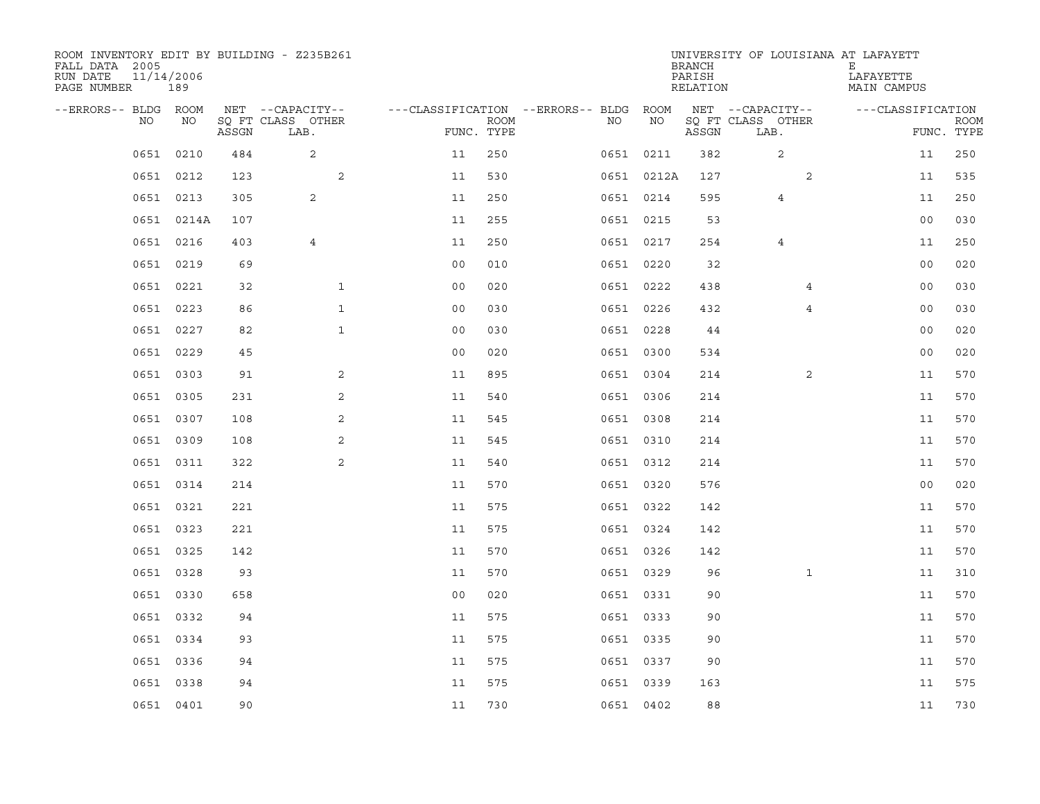ROOM INVENTORY EDIT BY BUILDING - Z235B261
FALL DATA 2005
RUN DATE 11/14/2006
PAGE NUMBER 189

UNIVERSITY OF LOUISIANA AT LAFAYETTE
BRANCH E
PARISH LAFAYETTE
RELATION MAIN CAMPUS

| --ERRORS-- | BLDG NO | ROOM NO | NET SQ FT ASSGN | --CAPACITY-- CLASS LAB. | OTHER | ---CLASSIFICATION FUNC. | ROOM TYPE | --ERRORS-- | BLDG NO | ROOM NO | NET SQ FT ASSGN | --CAPACITY-- CLASS LAB. | OTHER | ---CLASSIFICATION FUNC. | ROOM TYPE |
|---|---|---|---|---|---|---|---|---|---|---|---|---|---|---|---|
| | 0651 | 0210 | 484 | 2 | | 11 | 250 | | 0651 | 0211 | 382 | 2 | | 11 | 250 |
| | 0651 | 0212 | 123 | | 2 | 11 | 530 | | 0651 | 0212A | 127 | | 2 | 11 | 535 |
| | 0651 | 0213 | 305 | 2 | | 11 | 250 | | 0651 | 0214 | 595 | 4 | | 11 | 250 |
| | 0651 | 0214A | 107 | | | 11 | 255 | | 0651 | 0215 | 53 | | | 00 | 030 |
| | 0651 | 0216 | 403 | 4 | | 11 | 250 | | 0651 | 0217 | 254 | 4 | | 11 | 250 |
| | 0651 | 0219 | 69 | | | 00 | 010 | | 0651 | 0220 | 32 | | | 00 | 020 |
| | 0651 | 0221 | 32 | | 1 | 00 | 020 | | 0651 | 0222 | 438 | | 4 | 00 | 030 |
| | 0651 | 0223 | 86 | | 1 | 00 | 030 | | 0651 | 0226 | 432 | | 4 | 00 | 030 |
| | 0651 | 0227 | 82 | | 1 | 00 | 030 | | 0651 | 0228 | 44 | | | 00 | 020 |
| | 0651 | 0229 | 45 | | | 00 | 020 | | 0651 | 0300 | 534 | | | 00 | 020 |
| | 0651 | 0303 | 91 | | 2 | 11 | 895 | | 0651 | 0304 | 214 | | 2 | 11 | 570 |
| | 0651 | 0305 | 231 | | 2 | 11 | 540 | | 0651 | 0306 | 214 | | | 11 | 570 |
| | 0651 | 0307 | 108 | | 2 | 11 | 545 | | 0651 | 0308 | 214 | | | 11 | 570 |
| | 0651 | 0309 | 108 | | 2 | 11 | 545 | | 0651 | 0310 | 214 | | | 11 | 570 |
| | 0651 | 0311 | 322 | | 2 | 11 | 540 | | 0651 | 0312 | 214 | | | 11 | 570 |
| | 0651 | 0314 | 214 | | | 11 | 570 | | 0651 | 0320 | 576 | | | 00 | 020 |
| | 0651 | 0321 | 221 | | | 11 | 575 | | 0651 | 0322 | 142 | | | 11 | 570 |
| | 0651 | 0323 | 221 | | | 11 | 575 | | 0651 | 0324 | 142 | | | 11 | 570 |
| | 0651 | 0325 | 142 | | | 11 | 570 | | 0651 | 0326 | 142 | | | 11 | 570 |
| | 0651 | 0328 | 93 | | | 11 | 570 | | 0651 | 0329 | 96 | | 1 | 11 | 310 |
| | 0651 | 0330 | 658 | | | 00 | 020 | | 0651 | 0331 | 90 | | | 11 | 570 |
| | 0651 | 0332 | 94 | | | 11 | 575 | | 0651 | 0333 | 90 | | | 11 | 570 |
| | 0651 | 0334 | 93 | | | 11 | 575 | | 0651 | 0335 | 90 | | | 11 | 570 |
| | 0651 | 0336 | 94 | | | 11 | 575 | | 0651 | 0337 | 90 | | | 11 | 570 |
| | 0651 | 0338 | 94 | | | 11 | 575 | | 0651 | 0339 | 163 | | | 11 | 575 |
| | 0651 | 0401 | 90 | | | 11 | 730 | | 0651 | 0402 | 88 | | | 11 | 730 |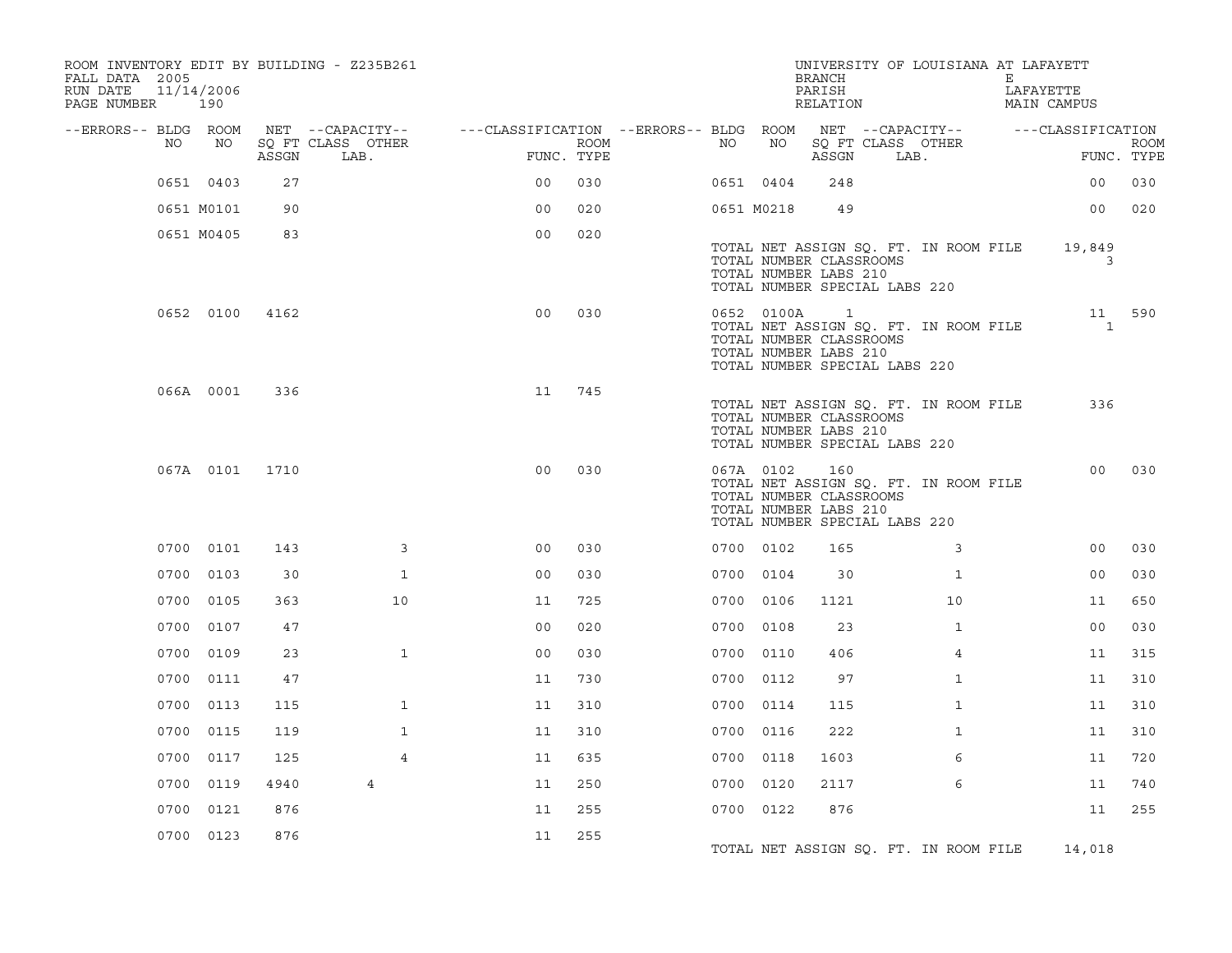ROOM INVENTORY EDIT BY BUILDING - Z235B261
FALL DATA 2005
RUN DATE 11/14/2006
PAGE NUMBER 190

UNIVERSITY OF LOUISIANA AT LAFAYETT
BRANCH E
PARISH LAFAYETTE
RELATION MAIN CAMPUS

| --ERRORS-- | BLDG NO | ROOM NO | NET SQ FT ASSGN | --CAPACITY-- CLASS LAB. | OTHER | ---CLASSIFICATION FUNC. | ROOM TYPE | --ERRORS-- | BLDG NO | ROOM NO | NET SQ FT ASSGN | --CAPACITY-- CLASS LAB. | OTHER | ---CLASSIFICATION FUNC. | ROOM TYPE |
|---|---|---|---|---|---|---|---|---|---|---|---|---|---|---|---|
| | 0651 | 0403 | 27 | | | 00 | 030 | | 0651 | 0404 | 248 | | | 00 | 030 |
| | 0651 | M0101 | 90 | | | 00 | 020 | | 0651 | M0218 | 49 | | | 00 | 020 |
| | 0651 | M0405 | 83 | | | 00 | 020 | | | | | | | | |

TOTAL NET ASSIGN SQ. FT. IN ROOM FILE 19,849
TOTAL NUMBER CLASSROOMS 3
TOTAL NUMBER LABS 210
TOTAL NUMBER SPECIAL LABS 220

| --ERRORS-- | BLDG NO | ROOM NO | NET SQ FT ASSGN | --CAPACITY-- CLASS LAB. | OTHER | ---CLASSIFICATION FUNC. | ROOM TYPE | --ERRORS-- | BLDG NO | ROOM NO | NET SQ FT ASSGN | --CAPACITY-- CLASS LAB. | OTHER | ---CLASSIFICATION FUNC. | ROOM TYPE |
|---|---|---|---|---|---|---|---|---|---|---|---|---|---|---|---|
| | 0652 | 0100 | 4162 | | | 00 | 030 | | 0652 | 0100A | 1 | | | 11 | 590 |

TOTAL NET ASSIGN SQ. FT. IN ROOM FILE 1
TOTAL NUMBER CLASSROOMS
TOTAL NUMBER LABS 210
TOTAL NUMBER SPECIAL LABS 220

| --ERRORS-- | BLDG NO | ROOM NO | NET SQ FT ASSGN | --CAPACITY-- CLASS LAB. | OTHER | ---CLASSIFICATION FUNC. | ROOM TYPE |
|---|---|---|---|---|---|---|---|
| | 066A | 0001 | 336 | | | 11 | 745 |

TOTAL NET ASSIGN SQ. FT. IN ROOM FILE 336
TOTAL NUMBER CLASSROOMS
TOTAL NUMBER LABS 210
TOTAL NUMBER SPECIAL LABS 220

| --ERRORS-- | BLDG NO | ROOM NO | NET SQ FT ASSGN | --CAPACITY-- CLASS LAB. | OTHER | ---CLASSIFICATION FUNC. | ROOM TYPE | --ERRORS-- | BLDG NO | ROOM NO | NET SQ FT ASSGN | --CAPACITY-- CLASS LAB. | OTHER | ---CLASSIFICATION FUNC. | ROOM TYPE |
|---|---|---|---|---|---|---|---|---|---|---|---|---|---|---|---|
| | 067A | 0101 | 1710 | | | 00 | 030 | | 067A | 0102 | 160 | | | 00 | 030 |

TOTAL NET ASSIGN SQ. FT. IN ROOM FILE
TOTAL NUMBER CLASSROOMS
TOTAL NUMBER LABS 210
TOTAL NUMBER SPECIAL LABS 220

| --ERRORS-- | BLDG NO | ROOM NO | NET SQ FT ASSGN | --CAPACITY-- CLASS LAB. | OTHER | ---CLASSIFICATION FUNC. | ROOM TYPE | --ERRORS-- | BLDG NO | ROOM NO | NET SQ FT ASSGN | --CAPACITY-- CLASS LAB. | OTHER | ---CLASSIFICATION FUNC. | ROOM TYPE |
|---|---|---|---|---|---|---|---|---|---|---|---|---|---|---|---|
| | 0700 | 0101 | 143 | | 3 | 00 | 030 | | 0700 | 0102 | 165 | | 3 | 00 | 030 |
| | 0700 | 0103 | 30 | | 1 | 00 | 030 | | 0700 | 0104 | 30 | | 1 | 00 | 030 |
| | 0700 | 0105 | 363 | | 10 | 11 | 725 | | 0700 | 0106 | 1121 | | 10 | 11 | 650 |
| | 0700 | 0107 | 47 | | | 00 | 020 | | 0700 | 0108 | 23 | | 1 | 00 | 030 |
| | 0700 | 0109 | 23 | | 1 | 00 | 030 | | 0700 | 0110 | 406 | | 4 | 11 | 315 |
| | 0700 | 0111 | 47 | | | 11 | 730 | | 0700 | 0112 | 97 | | 1 | 11 | 310 |
| | 0700 | 0113 | 115 | | 1 | 11 | 310 | | 0700 | 0114 | 115 | | 1 | 11 | 310 |
| | 0700 | 0115 | 119 | | 1 | 11 | 310 | | 0700 | 0116 | 222 | | 1 | 11 | 310 |
| | 0700 | 0117 | 125 | | 4 | 11 | 635 | | 0700 | 0118 | 1603 | | 6 | 11 | 720 |
| | 0700 | 0119 | 4940 | 4 | | 11 | 250 | | 0700 | 0120 | 2117 | | 6 | 11 | 740 |
| | 0700 | 0121 | 876 | | | 11 | 255 | | 0700 | 0122 | 876 | | | 11 | 255 |
| | 0700 | 0123 | 876 | | | 11 | 255 | | | | | | | | |

TOTAL NET ASSIGN SQ. FT. IN ROOM FILE 14,018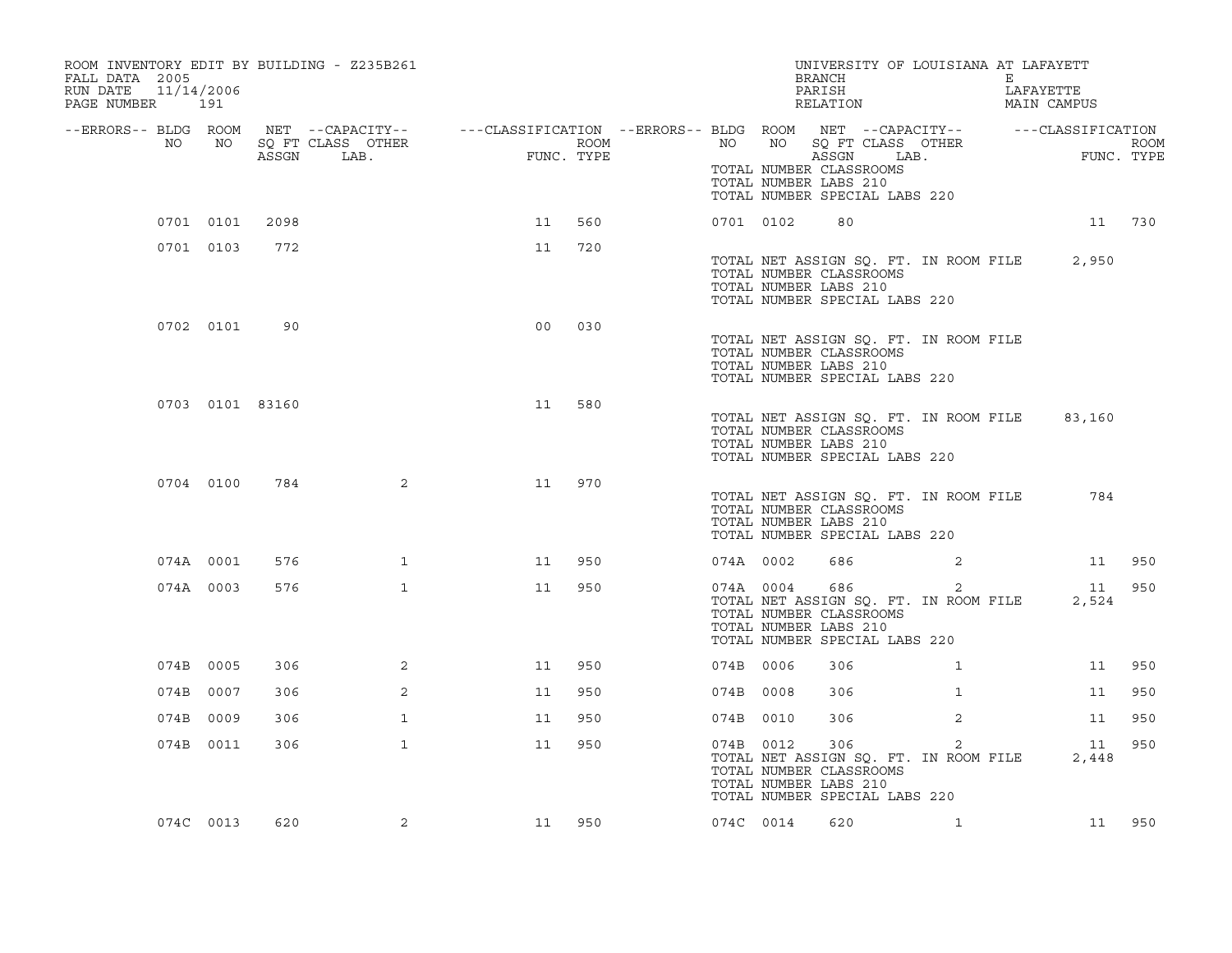ROOM INVENTORY EDIT BY BUILDING - Z235B261

FALL DATA 2005

RUN DATE 11/14/2006

UNIVERSITY OF LOUISIANA AT LAFAYETTE

BRANCH E

PARISH LAFAYETTE

RELATION MAIN CAMPUS

| --ERRORS-- | BLDG NO | ROOM NO | NET ASSGN SQ FT | --CAPACITY-- CLASS | LAB. | OTHER | ---CLASSIFICATION FUNC. | ROOM TYPE | --ERRORS-- | BLDG NO | ROOM NO | NET ASSGN SQ FT | --CAPACITY-- CLASS | LAB. | OTHER | ---CLASSIFICATION FUNC. | ROOM TYPE |
|---|---|---|---|---|---|---|---|---|---|---|---|---|---|---|---|---|---|
| | | | | | | | | | | TOTAL NUMBER CLASSROOMS | | | | | | | |
| | | | | | | | | | | TOTAL NUMBER LABS 210 | | | | | | | |
| | | | | | | | | | | TOTAL NUMBER SPECIAL LABS 220 | | | | | | | |
| | 0701 | 0101 | 2098 | | | | 11 | 560 | | 0701 | 0102 | 80 | | | | 11 | 730 |
| | 0701 | 0103 | 772 | | | | 11 | 720 | | | | | | | | | |
| | | | | | | | | | | TOTAL NET ASSIGN SQ. FT. IN ROOM FILE | | | | | | 2,950 | |
| | | | | | | | | | | TOTAL NUMBER CLASSROOMS | | | | | | | |
| | | | | | | | | | | TOTAL NUMBER LABS 210 | | | | | | | |
| | | | | | | | | | | TOTAL NUMBER SPECIAL LABS 220 | | | | | | | |
| | 0702 | 0101 | 90 | | | | 00 | 030 | | | | | | | | | |
| | | | | | | | | | | TOTAL NET ASSIGN SQ. FT. IN ROOM FILE | | | | | | | |
| | | | | | | | | | | TOTAL NUMBER CLASSROOMS | | | | | | | |
| | | | | | | | | | | TOTAL NUMBER LABS 210 | | | | | | | |
| | | | | | | | | | | TOTAL NUMBER SPECIAL LABS 220 | | | | | | | |
| | 0703 | 0101 | 83160 | | | | 11 | 580 | | | | | | | | | |
| | | | | | | | | | | TOTAL NET ASSIGN SQ. FT. IN ROOM FILE | | | | | | 83,160 | |
| | | | | | | | | | | TOTAL NUMBER CLASSROOMS | | | | | | | |
| | | | | | | | | | | TOTAL NUMBER LABS 210 | | | | | | | |
| | | | | | | | | | | TOTAL NUMBER SPECIAL LABS 220 | | | | | | | |
| | 0704 | 0100 | 784 | | | 2 | 11 | 970 | | | | | | | | | |
| | | | | | | | | | | TOTAL NET ASSIGN SQ. FT. IN ROOM FILE | | | | | | 784 | |
| | | | | | | | | | | TOTAL NUMBER CLASSROOMS | | | | | | | |
| | | | | | | | | | | TOTAL NUMBER LABS 210 | | | | | | | |
| | | | | | | | | | | TOTAL NUMBER SPECIAL LABS 220 | | | | | | | |
| | 074A | 0001 | 576 | | | 1 | 11 | 950 | | 074A | 0002 | 686 | | | 2 | 11 | 950 |
| | 074A | 0003 | 576 | | | 1 | 11 | 950 | | 074A | 0004 | 686 | | | 2 | 11 | 950 |
| | | | | | | | | | | TOTAL NET ASSIGN SQ. FT. IN ROOM FILE | | | | | | 2,524 | |
| | | | | | | | | | | TOTAL NUMBER CLASSROOMS | | | | | | | |
| | | | | | | | | | | TOTAL NUMBER LABS 210 | | | | | | | |
| | | | | | | | | | | TOTAL NUMBER SPECIAL LABS 220 | | | | | | | |
| | 074B | 0005 | 306 | | | 2 | 11 | 950 | | 074B | 0006 | 306 | | | 1 | 11 | 950 |
| | 074B | 0007 | 306 | | | 2 | 11 | 950 | | 074B | 0008 | 306 | | | 1 | 11 | 950 |
| | 074B | 0009 | 306 | | | 1 | 11 | 950 | | 074B | 0010 | 306 | | | 2 | 11 | 950 |
| | 074B | 0011 | 306 | | | 1 | 11 | 950 | | 074B | 0012 | 306 | | | 2 | 11 | 950 |
| | | | | | | | | | | TOTAL NET ASSIGN SQ. FT. IN ROOM FILE | | | | | | 2,448 | |
| | | | | | | | | | | TOTAL NUMBER CLASSROOMS | | | | | | | |
| | | | | | | | | | | TOTAL NUMBER LABS 210 | | | | | | | |
| | | | | | | | | | | TOTAL NUMBER SPECIAL LABS 220 | | | | | | | |
| | 074C | 0013 | 620 | | | 2 | 11 | 950 | | 074C | 0014 | 620 | | | 1 | 11 | 950 |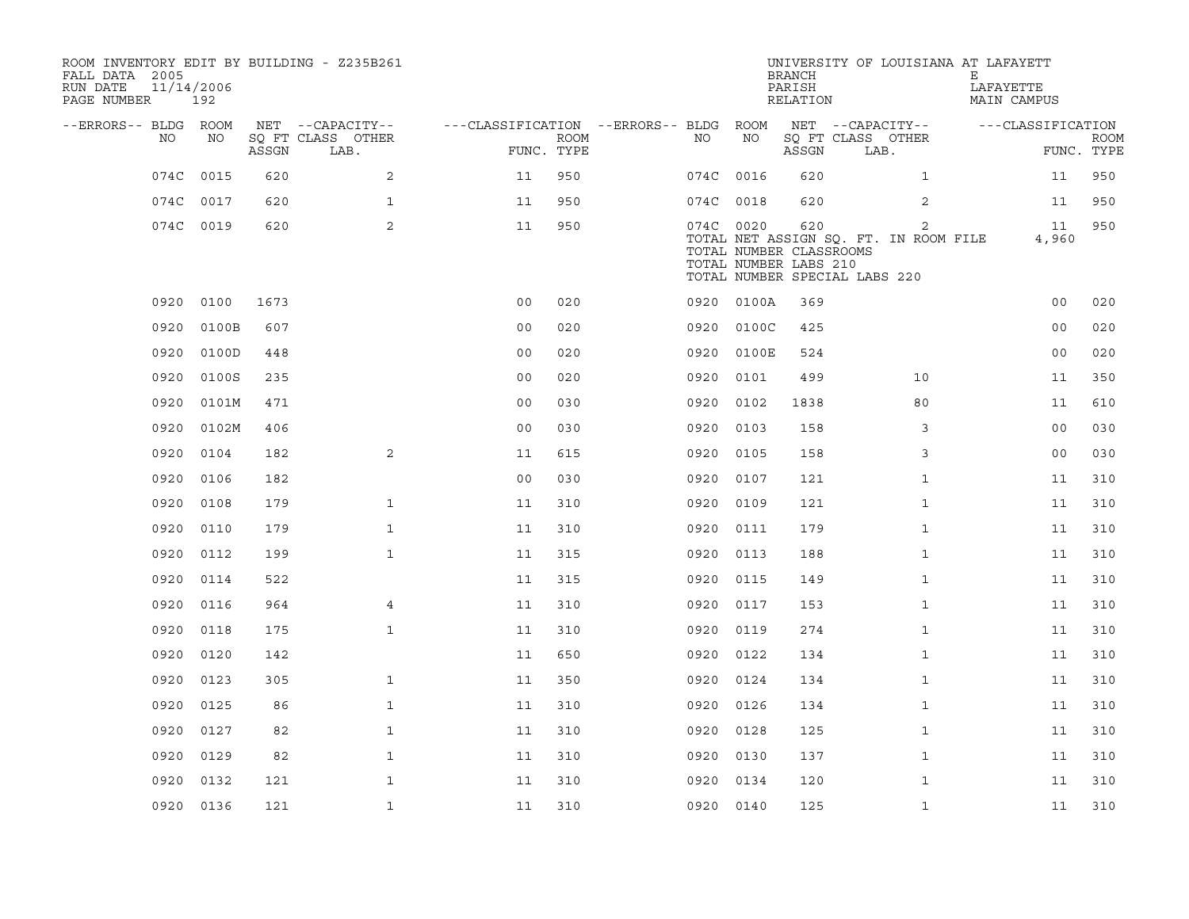ROOM INVENTORY EDIT BY BUILDING - Z235B261
FALL DATA 2005
RUN DATE 11/14/2006
PAGE NUMBER 192

UNIVERSITY OF LOUISIANA AT LAFAYETTE
BRANCH E
PARISH LAFAYETTE
RELATION MAIN CAMPUS

| --ERRORS-- | BLDG NO | ROOM NO | NET ASSGN SQ FT | CAPACITY CLASS LAB. | CAPACITY OTHER | CLASSIFICATION FUNC. | ROOM TYPE | --ERRORS-- | BLDG NO | ROOM NO | NET ASSGN SQ FT | CAPACITY CLASS LAB. | CAPACITY OTHER | CLASSIFICATION FUNC. | ROOM TYPE |
|---|---|---|---|---|---|---|---|---|---|---|---|---|---|---|---|
| | 074C | 0015 | 620 | | 2 | 11 | 950 | | 074C | 0016 | 620 | | 1 | 11 | 950 |
| | 074C | 0017 | 620 | | 1 | 11 | 950 | | 074C | 0018 | 620 | | 2 | 11 | 950 |
| | 074C | 0019 | 620 | | 2 | 11 | 950 | | 074C | 0020 | 620 | | 2 | 11 | 950 |

TOTAL NET ASSIGN SQ. FT. IN ROOM FILE 4,960
TOTAL NUMBER CLASSROOMS
TOTAL NUMBER LABS 210
TOTAL NUMBER SPECIAL LABS 220

| --ERRORS-- | BLDG NO | ROOM NO | NET ASSGN SQ FT | CAPACITY CLASS LAB. | CAPACITY OTHER | CLASSIFICATION FUNC. | ROOM TYPE | --ERRORS-- | BLDG NO | ROOM NO | NET ASSGN SQ FT | CAPACITY CLASS LAB. | CAPACITY OTHER | CLASSIFICATION FUNC. | ROOM TYPE |
|---|---|---|---|---|---|---|---|---|---|---|---|---|---|---|---|
| | 0920 | 0100 | 1673 | | | 00 | 020 | | 0920 | 0100A | 369 | | | 00 | 020 |
| | 0920 | 0100B | 607 | | | 00 | 020 | | 0920 | 0100C | 425 | | | 00 | 020 |
| | 0920 | 0100D | 448 | | | 00 | 020 | | 0920 | 0100E | 524 | | | 00 | 020 |
| | 0920 | 0100S | 235 | | | 00 | 020 | | 0920 | 0101 | 499 | | 10 | 11 | 350 |
| | 0920 | 0101M | 471 | | | 00 | 030 | | 0920 | 0102 | 1838 | | 80 | 11 | 610 |
| | 0920 | 0102M | 406 | | | 00 | 030 | | 0920 | 0103 | 158 | | 3 | 00 | 030 |
| | 0920 | 0104 | 182 | | 2 | 11 | 615 | | 0920 | 0105 | 158 | | 3 | 00 | 030 |
| | 0920 | 0106 | 182 | | | 00 | 030 | | 0920 | 0107 | 121 | | 1 | 11 | 310 |
| | 0920 | 0108 | 179 | | 1 | 11 | 310 | | 0920 | 0109 | 121 | | 1 | 11 | 310 |
| | 0920 | 0110 | 179 | | 1 | 11 | 310 | | 0920 | 0111 | 179 | | 1 | 11 | 310 |
| | 0920 | 0112 | 199 | | 1 | 11 | 315 | | 0920 | 0113 | 188 | | 1 | 11 | 310 |
| | 0920 | 0114 | 522 | | | 11 | 315 | | 0920 | 0115 | 149 | | 1 | 11 | 310 |
| | 0920 | 0116 | 964 | | 4 | 11 | 310 | | 0920 | 0117 | 153 | | 1 | 11 | 310 |
| | 0920 | 0118 | 175 | | 1 | 11 | 310 | | 0920 | 0119 | 274 | | 1 | 11 | 310 |
| | 0920 | 0120 | 142 | | | 11 | 650 | | 0920 | 0122 | 134 | | 1 | 11 | 310 |
| | 0920 | 0123 | 305 | | 1 | 11 | 350 | | 0920 | 0124 | 134 | | 1 | 11 | 310 |
| | 0920 | 0125 | 86 | | 1 | 11 | 310 | | 0920 | 0126 | 134 | | 1 | 11 | 310 |
| | 0920 | 0127 | 82 | | 1 | 11 | 310 | | 0920 | 0128 | 125 | | 1 | 11 | 310 |
| | 0920 | 0129 | 82 | | 1 | 11 | 310 | | 0920 | 0130 | 137 | | 1 | 11 | 310 |
| | 0920 | 0132 | 121 | | 1 | 11 | 310 | | 0920 | 0134 | 120 | | 1 | 11 | 310 |
| | 0920 | 0136 | 121 | | 1 | 11 | 310 | | 0920 | 0140 | 125 | | 1 | 11 | 310 |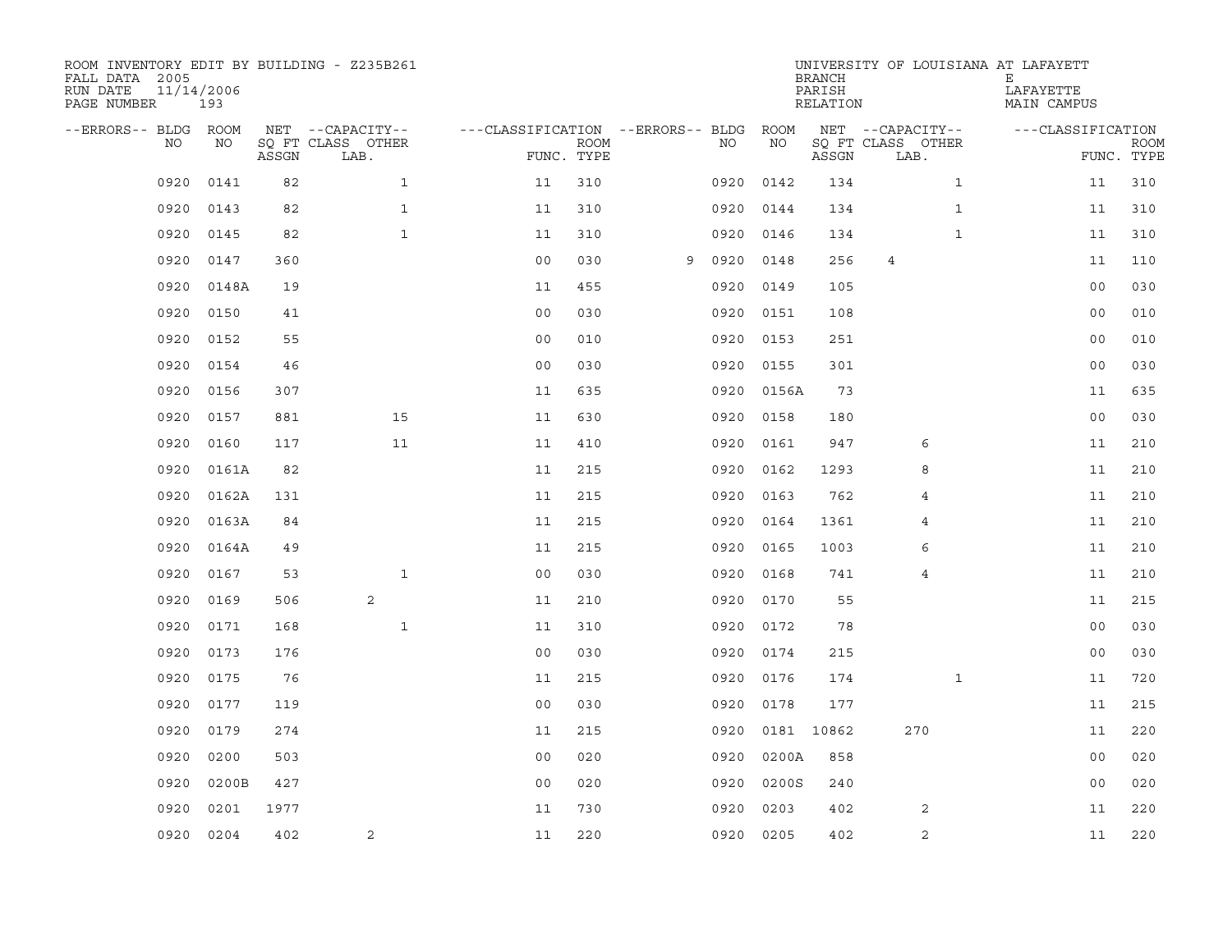ROOM INVENTORY EDIT BY BUILDING - Z235B261
FALL DATA 2005
RUN DATE 11/14/2006
PAGE NUMBER 193

UNIVERSITY OF LOUISIANA AT LAFAYETTE
BRANCH E
PARISH LAFAYETTE
RELATION MAIN CAMPUS

| --ERRORS-- | BLDG NO | ROOM NO | NET SQ FT ASSGN | --CAPACITY-- CLASS | OTHER LAB. | ---CLASSIFICATION FUNC. | ROOM TYPE | --ERRORS-- | BLDG NO | ROOM NO | NET SQ FT ASSGN | --CAPACITY-- CLASS | OTHER LAB. | ---CLASSIFICATION FUNC. | ROOM TYPE |
|---|---|---|---|---|---|---|---|---|---|---|---|---|---|---|---|
| | 0920 | 0141 | 82 | | 1 | 11 | 310 | | 0920 | 0142 | 134 | | 1 | 11 | 310 |
| | 0920 | 0143 | 82 | | 1 | 11 | 310 | | 0920 | 0144 | 134 | | 1 | 11 | 310 |
| | 0920 | 0145 | 82 | | 1 | 11 | 310 | | 0920 | 0146 | 134 | | 1 | 11 | 310 |
| | 0920 | 0147 | 360 | | | 00 | 030 | 9 | 0920 | 0148 | 256 | 4 | | 11 | 110 |
| | 0920 | 0148A | 19 | | | 11 | 455 | | 0920 | 0149 | 105 | | | 00 | 030 |
| | 0920 | 0150 | 41 | | | 00 | 030 | | 0920 | 0151 | 108 | | | 00 | 010 |
| | 0920 | 0152 | 55 | | | 00 | 010 | | 0920 | 0153 | 251 | | | 00 | 010 |
| | 0920 | 0154 | 46 | | | 00 | 030 | | 0920 | 0155 | 301 | | | 00 | 030 |
| | 0920 | 0156 | 307 | | | 11 | 635 | | 0920 | 0156A | 73 | | | 11 | 635 |
| | 0920 | 0157 | 881 | | 15 | 11 | 630 | | 0920 | 0158 | 180 | | | 00 | 030 |
| | 0920 | 0160 | 117 | | 11 | 11 | 410 | | 0920 | 0161 | 947 | 6 | | 11 | 210 |
| | 0920 | 0161A | 82 | | | 11 | 215 | | 0920 | 0162 | 1293 | 8 | | 11 | 210 |
| | 0920 | 0162A | 131 | | | 11 | 215 | | 0920 | 0163 | 762 | 4 | | 11 | 210 |
| | 0920 | 0163A | 84 | | | 11 | 215 | | 0920 | 0164 | 1361 | 4 | | 11 | 210 |
| | 0920 | 0164A | 49 | | | 11 | 215 | | 0920 | 0165 | 1003 | 6 | | 11 | 210 |
| | 0920 | 0167 | 53 | | 1 | 00 | 030 | | 0920 | 0168 | 741 | 4 | | 11 | 210 |
| | 0920 | 0169 | 506 | 2 | | 11 | 210 | | 0920 | 0170 | 55 | | | 11 | 215 |
| | 0920 | 0171 | 168 | | 1 | 11 | 310 | | 0920 | 0172 | 78 | | | 00 | 030 |
| | 0920 | 0173 | 176 | | | 00 | 030 | | 0920 | 0174 | 215 | | | 00 | 030 |
| | 0920 | 0175 | 76 | | | 11 | 215 | | 0920 | 0176 | 174 | | 1 | 11 | 720 |
| | 0920 | 0177 | 119 | | | 00 | 030 | | 0920 | 0178 | 177 | | | 11 | 215 |
| | 0920 | 0179 | 274 | | | 11 | 215 | | 0920 | 0181 | 10862 | 270 | | 11 | 220 |
| | 0920 | 0200 | 503 | | | 00 | 020 | | 0920 | 0200A | 858 | | | 00 | 020 |
| | 0920 | 0200B | 427 | | | 00 | 020 | | 0920 | 0200S | 240 | | | 00 | 020 |
| | 0920 | 0201 | 1977 | | | 11 | 730 | | 0920 | 0203 | 402 | 2 | | 11 | 220 |
| | 0920 | 0204 | 402 | 2 | | 11 | 220 | | 0920 | 0205 | 402 | 2 | | 11 | 220 |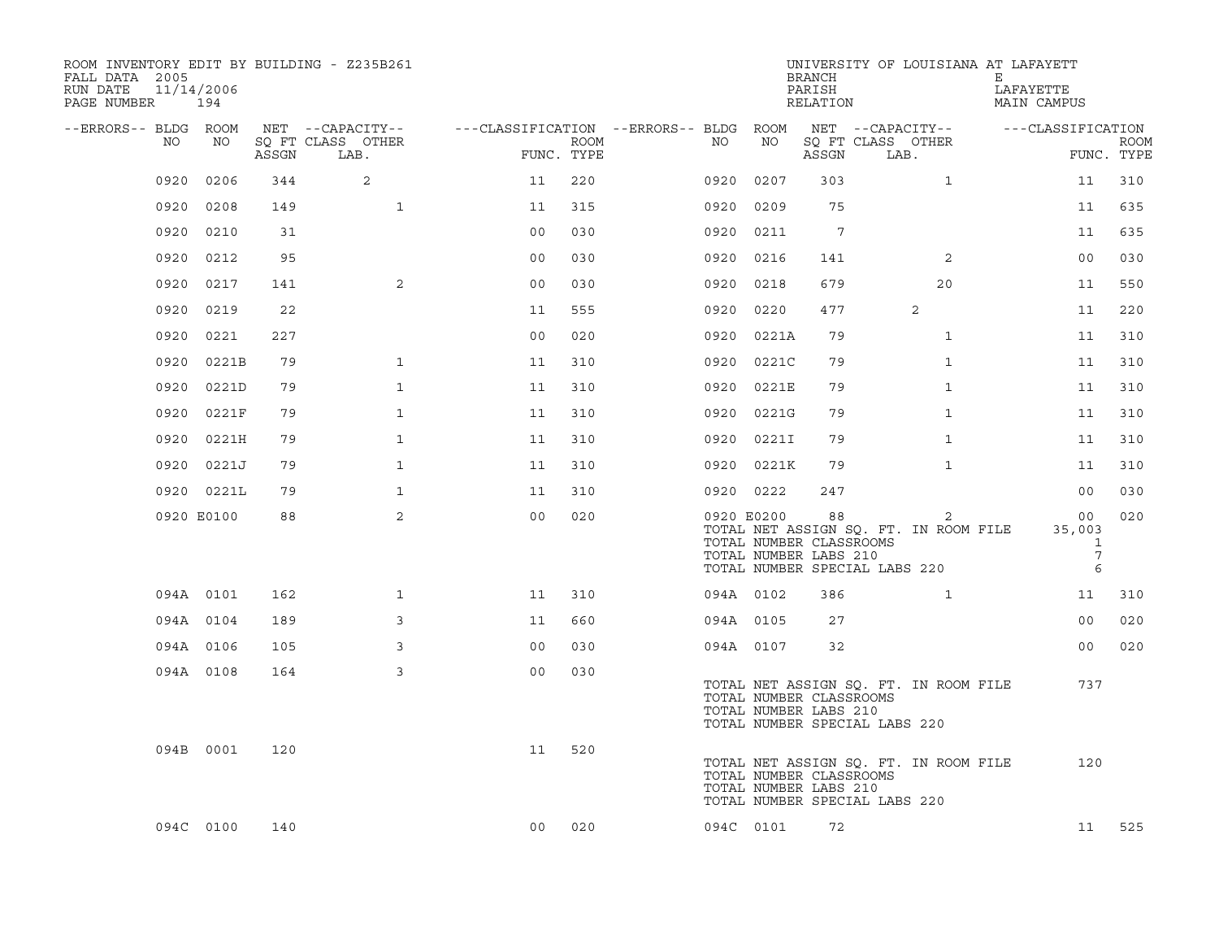ROOM INVENTORY EDIT BY BUILDING - Z235B261
FALL DATA 2005
RUN DATE 11/14/2006
PAGE NUMBER 194

UNIVERSITY OF LOUISIANA AT LAFAYETT
BRANCH E
PARISH LAFAYETTE
RELATION MAIN CAMPUS

| --ERRORS-- | BLDG NO | ROOM NO | NET ASSGN SQ FT | --CAPACITY-- CLASS LAB. | OTHER | ---CLASSIFICATION FUNC. | ROOM TYPE | --ERRORS-- | BLDG NO | ROOM NO | NET ASSGN SQ FT | --CAPACITY-- CLASS LAB. | OTHER | ---CLASSIFICATION FUNC. | ROOM TYPE |
|---|---|---|---|---|---|---|---|---|---|---|---|---|---|---|---|
| | 0920 | 0206 | 344 | 2 | | 11 | 220 | | 0920 | 0207 | 303 | | 1 | 11 | 310 |
| | 0920 | 0208 | 149 | | 1 | 11 | 315 | | 0920 | 0209 | 75 | | | 11 | 635 |
| | 0920 | 0210 | 31 | | | 00 | 030 | | 0920 | 0211 | 7 | | | 11 | 635 |
| | 0920 | 0212 | 95 | | | 00 | 030 | | 0920 | 0216 | 141 | | 2 | 00 | 030 |
| | 0920 | 0217 | 141 | | 2 | 00 | 030 | | 0920 | 0218 | 679 | | 20 | 11 | 550 |
| | 0920 | 0219 | 22 | | | 11 | 555 | | 0920 | 0220 | 477 | 2 | | 11 | 220 |
| | 0920 | 0221 | 227 | | | 00 | 020 | | 0920 | 0221A | 79 | | 1 | 11 | 310 |
| | 0920 | 0221B | 79 | | 1 | 11 | 310 | | 0920 | 0221C | 79 | | 1 | 11 | 310 |
| | 0920 | 0221D | 79 | | 1 | 11 | 310 | | 0920 | 0221E | 79 | | 1 | 11 | 310 |
| | 0920 | 0221F | 79 | | 1 | 11 | 310 | | 0920 | 0221G | 79 | | 1 | 11 | 310 |
| | 0920 | 0221H | 79 | | 1 | 11 | 310 | | 0920 | 0221I | 79 | | 1 | 11 | 310 |
| | 0920 | 0221J | 79 | | 1 | 11 | 310 | | 0920 | 0221K | 79 | | 1 | 11 | 310 |
| | 0920 | 0221L | 79 | | 1 | 11 | 310 | | 0920 | 0222 | 247 | | | 00 | 030 |
| | 0920 | E0100 | 88 | | 2 | 00 | 020 | | 0920 | E0200 | 88 | | 2 | 00 | 020 |
| | | | | | | | | | TOTAL NET ASSIGN SQ. FT. IN ROOM FILE | | | | | 35,003 | |
| | | | | | | | | | TOTAL NUMBER CLASSROOMS | | | | | 1 | |
| | | | | | | | | | TOTAL NUMBER LABS 210 | | | | | 7 | |
| | | | | | | | | | TOTAL NUMBER SPECIAL LABS 220 | | | | | 6 | |
| | 094A | 0101 | 162 | | 1 | 11 | 310 | | 094A | 0102 | 386 | | 1 | 11 | 310 |
| | 094A | 0104 | 189 | | 3 | 11 | 660 | | 094A | 0105 | 27 | | | 00 | 020 |
| | 094A | 0106 | 105 | | 3 | 00 | 030 | | 094A | 0107 | 32 | | | 00 | 020 |
| | 094A | 0108 | 164 | | 3 | 00 | 030 | | | | | | | | |
| | | | | | | | | | TOTAL NET ASSIGN SQ. FT. IN ROOM FILE | | | | | 737 | |
| | | | | | | | | | TOTAL NUMBER CLASSROOMS | | | | | | |
| | | | | | | | | | TOTAL NUMBER LABS 210 | | | | | | |
| | | | | | | | | | TOTAL NUMBER SPECIAL LABS 220 | | | | | | |
| | 094B | 0001 | 120 | | | 11 | 520 | | | | | | | | |
| | | | | | | | | | TOTAL NET ASSIGN SQ. FT. IN ROOM FILE | | | | | 120 | |
| | | | | | | | | | TOTAL NUMBER CLASSROOMS | | | | | | |
| | | | | | | | | | TOTAL NUMBER LABS 210 | | | | | | |
| | | | | | | | | | TOTAL NUMBER SPECIAL LABS 220 | | | | | | |
| | 094C | 0100 | 140 | | | 00 | 020 | | 094C | 0101 | 72 | | | 11 | 525 |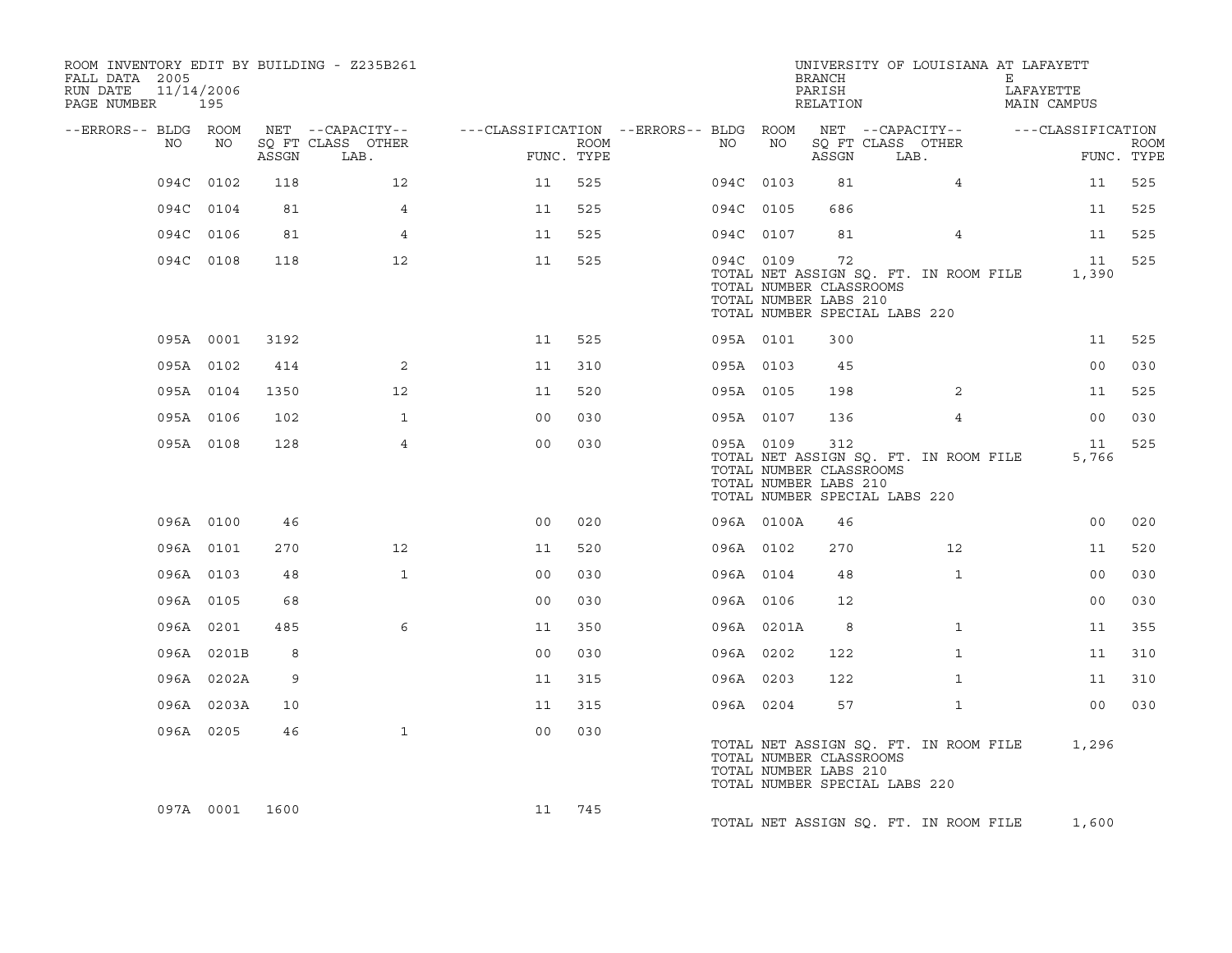ROOM INVENTORY EDIT BY BUILDING - Z235B261
FALL DATA 2005
RUN DATE 11/14/2006
PAGE NUMBER 195

UNIVERSITY OF LOUISIANA AT LAFAYETT
BRANCH E
PARISH LAFAYETTE
RELATION MAIN CAMPUS

| --ERRORS-- | BLDG NO | ROOM NO | NET ASSGN SQ FT | CAPACITY CLASS LAB. | CAPACITY OTHER | CLASSIFICATION FUNC. | ROOM TYPE | --ERRORS-- | BLDG NO | ROOM NO | NET ASSGN SQ FT | CAPACITY CLASS LAB. | CAPACITY OTHER | CLASSIFICATION FUNC. | ROOM TYPE |
|---|---|---|---|---|---|---|---|---|---|---|---|---|---|---|---|
| | 094C | 0102 | 118 | | 12 | 11 | 525 | | 094C | 0103 | 81 | | 4 | 11 | 525 |
| | 094C | 0104 | 81 | | 4 | 11 | 525 | | 094C | 0105 | 686 | | | 11 | 525 |
| | 094C | 0106 | 81 | | 4 | 11 | 525 | | 094C | 0107 | 81 | | 4 | 11 | 525 |
| | 094C | 0108 | 118 | | 12 | 11 | 525 | | 094C | 0109 | 72 | | | 11 | 525 |
| | | | | | | | | | TOTAL NET ASSIGN SQ. FT. IN ROOM FILE | | | | | 1,390 | |
| | | | | | | | | | TOTAL NUMBER CLASSROOMS | | | | | | |
| | | | | | | | | | TOTAL NUMBER LABS 210 | | | | | | |
| | | | | | | | | | TOTAL NUMBER SPECIAL LABS 220 | | | | | | |
| | 095A | 0001 | 3192 | | | 11 | 525 | | 095A | 0101 | 300 | | | 11 | 525 |
| | 095A | 0102 | 414 | | 2 | 11 | 310 | | 095A | 0103 | 45 | | | 00 | 030 |
| | 095A | 0104 | 1350 | | 12 | 11 | 520 | | 095A | 0105 | 198 | | 2 | 11 | 525 |
| | 095A | 0106 | 102 | | 1 | 00 | 030 | | 095A | 0107 | 136 | | 4 | 00 | 030 |
| | 095A | 0108 | 128 | | 4 | 00 | 030 | | 095A | 0109 | 312 | | | 11 | 525 |
| | | | | | | | | | TOTAL NET ASSIGN SQ. FT. IN ROOM FILE | | | | | 5,766 | |
| | | | | | | | | | TOTAL NUMBER CLASSROOMS | | | | | | |
| | | | | | | | | | TOTAL NUMBER LABS 210 | | | | | | |
| | | | | | | | | | TOTAL NUMBER SPECIAL LABS 220 | | | | | | |
| | 096A | 0100 | 46 | | | 00 | 020 | | 096A | 0100A | 46 | | | 00 | 020 |
| | 096A | 0101 | 270 | | 12 | 11 | 520 | | 096A | 0102 | 270 | | 12 | 11 | 520 |
| | 096A | 0103 | 48 | | 1 | 00 | 030 | | 096A | 0104 | 48 | | 1 | 00 | 030 |
| | 096A | 0105 | 68 | | | 00 | 030 | | 096A | 0106 | 12 | | | 00 | 030 |
| | 096A | 0201 | 485 | | 6 | 11 | 350 | | 096A | 0201A | 8 | | 1 | 11 | 355 |
| | 096A | 0201B | 8 | | | 00 | 030 | | 096A | 0202 | 122 | | 1 | 11 | 310 |
| | 096A | 0202A | 9 | | | 11 | 315 | | 096A | 0203 | 122 | | 1 | 11 | 310 |
| | 096A | 0203A | 10 | | | 11 | 315 | | 096A | 0204 | 57 | | 1 | 00 | 030 |
| | 096A | 0205 | 46 | | 1 | 00 | 030 | | | | | | | | |
| | | | | | | | | | TOTAL NET ASSIGN SQ. FT. IN ROOM FILE | | | | | 1,296 | |
| | | | | | | | | | TOTAL NUMBER CLASSROOMS | | | | | | |
| | | | | | | | | | TOTAL NUMBER LABS 210 | | | | | | |
| | | | | | | | | | TOTAL NUMBER SPECIAL LABS 220 | | | | | | |
| | 097A | 0001 | 1600 | | | 11 | 745 | | | | | | | | |
| | | | | | | | | | TOTAL NET ASSIGN SQ. FT. IN ROOM FILE | | | | | 1,600 | |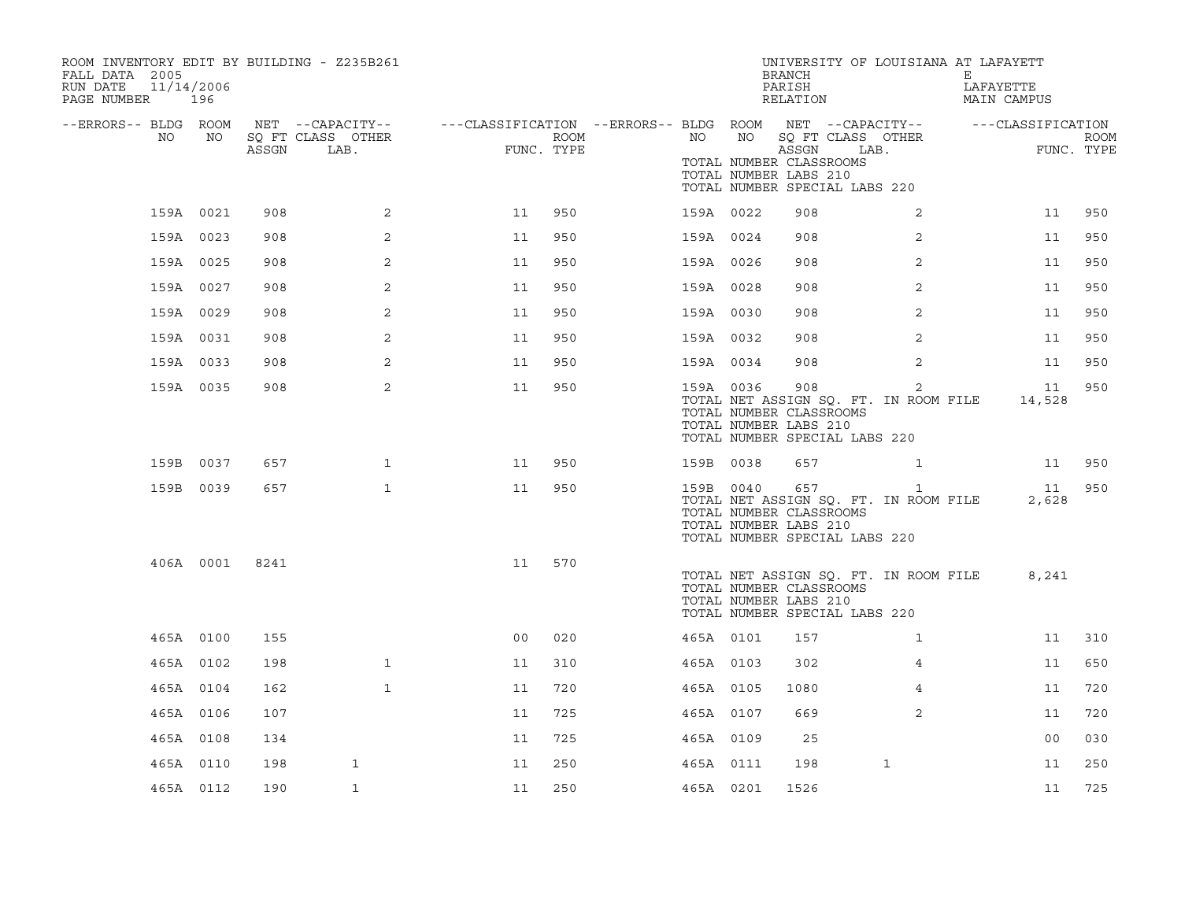ROOM INVENTORY EDIT BY BUILDING - Z235B261
FALL DATA 2005
RUN DATE 11/14/2006
PAGE NUMBER 196

UNIVERSITY OF LOUISIANA AT LAFAYETT
BRANCH E
PARISH LAFAYETTE
RELATION MAIN CAMPUS

| --ERRORS-- | BLDG NO | ROOM NO | NET SQ FT ASSGN | --CAPACITY-- CLASS | OTHER LAB. | ---CLASSIFICATION FUNC. | ROOM TYPE | --ERRORS-- | BLDG NO | ROOM NO | NET SQ FT ASSGN | --CAPACITY-- CLASS | OTHER LAB. | ---CLASSIFICATION FUNC. | ROOM TYPE |
|---|---|---|---|---|---|---|---|---|---|---|---|---|---|---|---|
| | | | | | | | | | TOTAL NUMBER CLASSROOMS | | | | | | |
| | | | | | | | | | TOTAL NUMBER LABS 210 | | | | | | |
| | | | | | | | | | TOTAL NUMBER SPECIAL LABS 220 | | | | | | |
| | 159A | 0021 | 908 | | 2 | 11 | 950 | | 159A | 0022 | 908 | | 2 | 11 | 950 |
| | 159A | 0023 | 908 | | 2 | 11 | 950 | | 159A | 0024 | 908 | | 2 | 11 | 950 |
| | 159A | 0025 | 908 | | 2 | 11 | 950 | | 159A | 0026 | 908 | | 2 | 11 | 950 |
| | 159A | 0027 | 908 | | 2 | 11 | 950 | | 159A | 0028 | 908 | | 2 | 11 | 950 |
| | 159A | 0029 | 908 | | 2 | 11 | 950 | | 159A | 0030 | 908 | | 2 | 11 | 950 |
| | 159A | 0031 | 908 | | 2 | 11 | 950 | | 159A | 0032 | 908 | | 2 | 11 | 950 |
| | 159A | 0033 | 908 | | 2 | 11 | 950 | | 159A | 0034 | 908 | | 2 | 11 | 950 |
| | 159A | 0035 | 908 | | 2 | 11 | 950 | | 159A | 0036 | 908 | | 2 | 11 | 950 |
| | | | | | | | | | TOTAL NET ASSIGN SQ. FT. IN ROOM FILE | | | | | 14,528 | |
| | | | | | | | | | TOTAL NUMBER CLASSROOMS | | | | | | |
| | | | | | | | | | TOTAL NUMBER LABS 210 | | | | | | |
| | | | | | | | | | TOTAL NUMBER SPECIAL LABS 220 | | | | | | |
| | 159B | 0037 | 657 | | 1 | 11 | 950 | | 159B | 0038 | 657 | | 1 | 11 | 950 |
| | 159B | 0039 | 657 | | 1 | 11 | 950 | | 159B | 0040 | 657 | | 1 | 11 | 950 |
| | | | | | | | | | TOTAL NET ASSIGN SQ. FT. IN ROOM FILE | | | | | 2,628 | |
| | | | | | | | | | TOTAL NUMBER CLASSROOMS | | | | | | |
| | | | | | | | | | TOTAL NUMBER LABS 210 | | | | | | |
| | | | | | | | | | TOTAL NUMBER SPECIAL LABS 220 | | | | | | |
| | 406A | 0001 | 8241 | | | 11 | 570 | | | | | | | | |
| | | | | | | | | | TOTAL NET ASSIGN SQ. FT. IN ROOM FILE | | | | | 8,241 | |
| | | | | | | | | | TOTAL NUMBER CLASSROOMS | | | | | | |
| | | | | | | | | | TOTAL NUMBER LABS 210 | | | | | | |
| | | | | | | | | | TOTAL NUMBER SPECIAL LABS 220 | | | | | | |
| | 465A | 0100 | 155 | | | 00 | 020 | | 465A | 0101 | 157 | | 1 | 11 | 310 |
| | 465A | 0102 | 198 | | 1 | 11 | 310 | | 465A | 0103 | 302 | | 4 | 11 | 650 |
| | 465A | 0104 | 162 | | 1 | 11 | 720 | | 465A | 0105 | 1080 | | 4 | 11 | 720 |
| | 465A | 0106 | 107 | | | 11 | 725 | | 465A | 0107 | 669 | | 2 | 11 | 720 |
| | 465A | 0108 | 134 | | | 11 | 725 | | 465A | 0109 | 25 | | | 00 | 030 |
| | 465A | 0110 | 198 | 1 | | 11 | 250 | | 465A | 0111 | 198 | 1 | | 11 | 250 |
| | 465A | 0112 | 190 | 1 | | 11 | 250 | | 465A | 0201 | 1526 | | | 11 | 725 |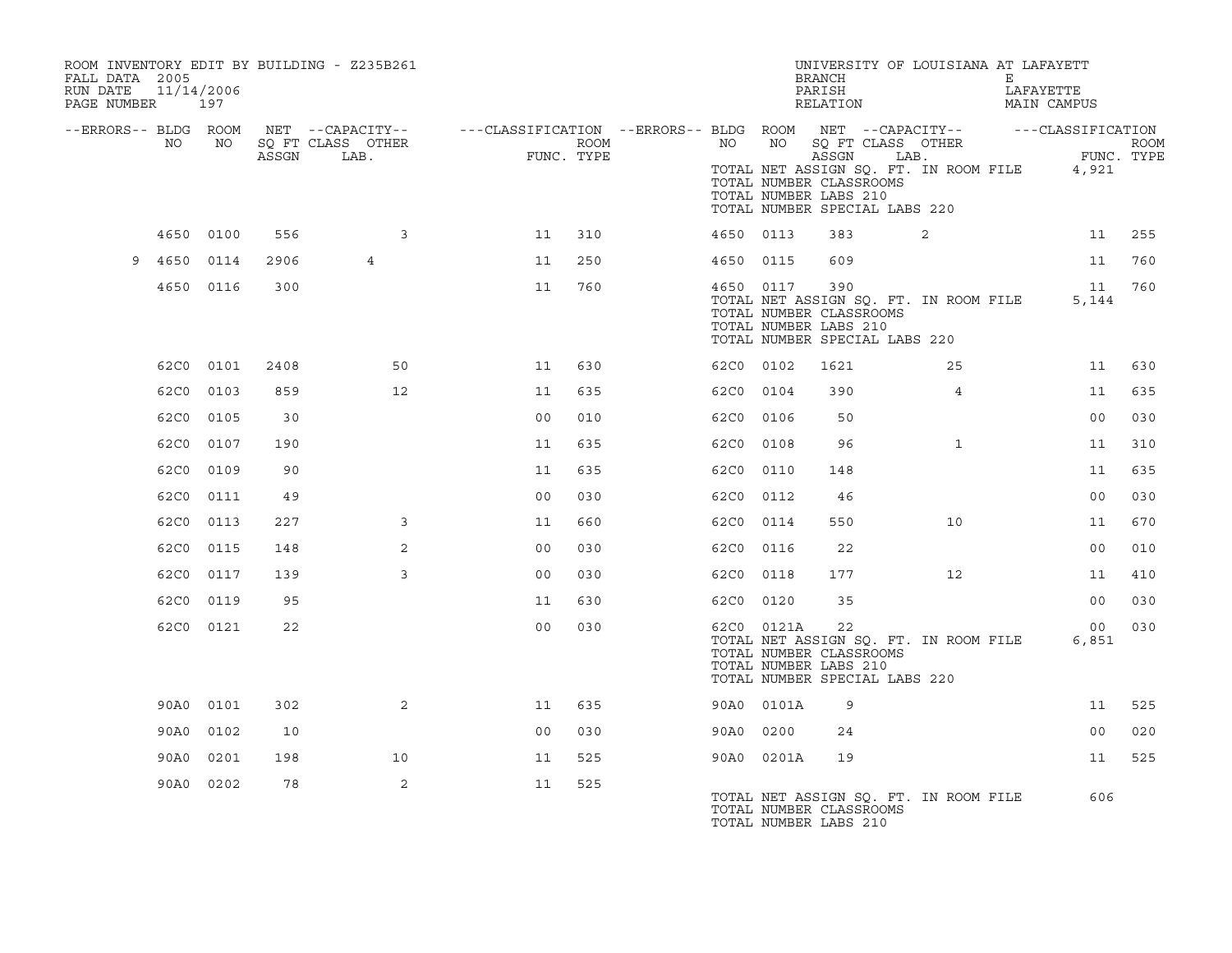ROOM INVENTORY EDIT BY BUILDING - Z235B261
FALL DATA 2005
RUN DATE 11/14/2006
PAGE NUMBER 197

UNIVERSITY OF LOUISIANA AT LAFAYETT
BRANCH E
PARISH LAFAYETTE
RELATION MAIN CAMPUS

| --ERRORS-- | BLDG NO | ROOM NO | NET SQ FT ASSGN | --CAPACITY-- CLASS | OTHER LAB. | ---CLASSIFICATION FUNC. | ROOM TYPE | --ERRORS-- | BLDG NO | ROOM NO | NET SQ FT ASSGN | --CAPACITY-- CLASS | OTHER LAB. | ---CLASSIFICATION FUNC. | ROOM TYPE |
|---|---|---|---|---|---|---|---|---|---|---|---|---|---|---|---|
| | | | | | | | | | TOTAL NET ASSIGN SQ. FT. IN ROOM FILE | | | | | 4,921 | |
| | | | | | | | | | TOTAL NUMBER CLASSROOMS | | | | | | |
| | | | | | | | | | TOTAL NUMBER LABS 210 | | | | | | |
| | | | | | | | | | TOTAL NUMBER SPECIAL LABS 220 | | | | | | |
| | 4650 | 0100 | 556 | | 3 | 11 | 310 | | 4650 | 0113 | 383 | 2 | | 11 | 255 |
| 9 | 4650 | 0114 | 2906 | 4 | | 11 | 250 | | 4650 | 0115 | 609 | | | 11 | 760 |
| | 4650 | 0116 | 300 | | | 11 | 760 | | 4650 | 0117 | 390 | | | 11 | 760 |
| | | | | | | | | | TOTAL NET ASSIGN SQ. FT. IN ROOM FILE | | | | | 5,144 | |
| | | | | | | | | | TOTAL NUMBER CLASSROOMS | | | | | | |
| | | | | | | | | | TOTAL NUMBER LABS 210 | | | | | | |
| | | | | | | | | | TOTAL NUMBER SPECIAL LABS 220 | | | | | | |
| | 62C0 | 0101 | 2408 | | 50 | 11 | 630 | | 62C0 | 0102 | 1621 | | 25 | 11 | 630 |
| | 62C0 | 0103 | 859 | | 12 | 11 | 635 | | 62C0 | 0104 | 390 | | 4 | 11 | 635 |
| | 62C0 | 0105 | 30 | | | 00 | 010 | | 62C0 | 0106 | 50 | | | 00 | 030 |
| | 62C0 | 0107 | 190 | | | 11 | 635 | | 62C0 | 0108 | 96 | | 1 | 11 | 310 |
| | 62C0 | 0109 | 90 | | | 11 | 635 | | 62C0 | 0110 | 148 | | | 11 | 635 |
| | 62C0 | 0111 | 49 | | | 00 | 030 | | 62C0 | 0112 | 46 | | | 00 | 030 |
| | 62C0 | 0113 | 227 | | 3 | 11 | 660 | | 62C0 | 0114 | 550 | | 10 | 11 | 670 |
| | 62C0 | 0115 | 148 | | 2 | 00 | 030 | | 62C0 | 0116 | 22 | | | 00 | 010 |
| | 62C0 | 0117 | 139 | | 3 | 00 | 030 | | 62C0 | 0118 | 177 | | 12 | 11 | 410 |
| | 62C0 | 0119 | 95 | | | 11 | 630 | | 62C0 | 0120 | 35 | | | 00 | 030 |
| | 62C0 | 0121 | 22 | | | 00 | 030 | | 62C0 | 0121A | 22 | | | 00 | 030 |
| | | | | | | | | | TOTAL NET ASSIGN SQ. FT. IN ROOM FILE | | | | | 6,851 | |
| | | | | | | | | | TOTAL NUMBER CLASSROOMS | | | | | | |
| | | | | | | | | | TOTAL NUMBER LABS 210 | | | | | | |
| | | | | | | | | | TOTAL NUMBER SPECIAL LABS 220 | | | | | | |
| | 90A0 | 0101 | 302 | | 2 | 11 | 635 | | 90A0 | 0101A | 9 | | | 11 | 525 |
| | 90A0 | 0102 | 10 | | | 00 | 030 | | 90A0 | 0200 | 24 | | | 00 | 020 |
| | 90A0 | 0201 | 198 | | 10 | 11 | 525 | | 90A0 | 0201A | 19 | | | 11 | 525 |
| | 90A0 | 0202 | 78 | | 2 | 11 | 525 | | | | | | | | |
| | | | | | | | | | TOTAL NET ASSIGN SQ. FT. IN ROOM FILE | | | | | 606 | |
| | | | | | | | | | TOTAL NUMBER CLASSROOMS | | | | | | |
| | | | | | | | | | TOTAL NUMBER LABS 210 | | | | | | |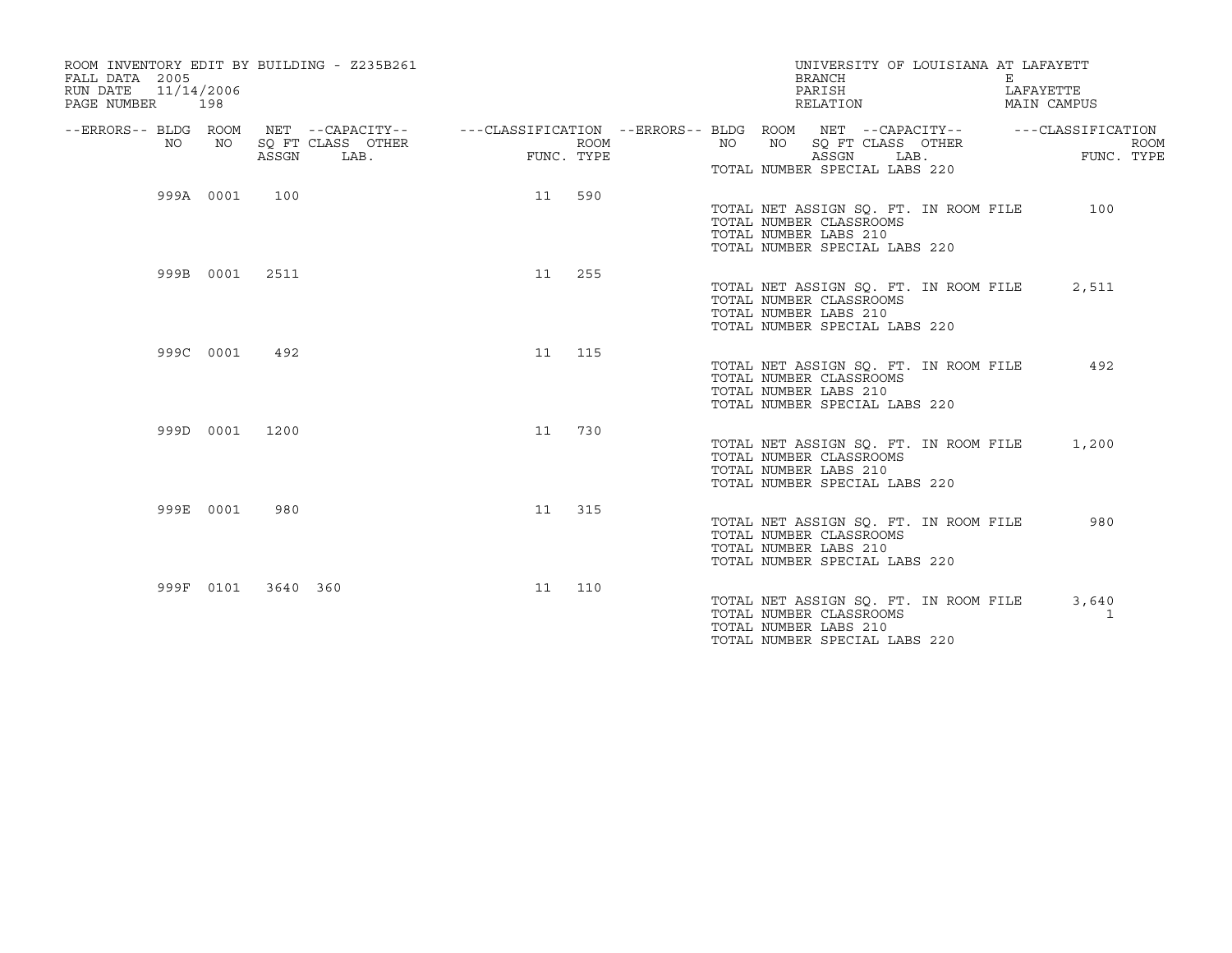ROOM INVENTORY EDIT BY BUILDING - Z235B261
FALL DATA 2005
RUN DATE 11/14/2006

UNIVERSITY OF LOUISIANA AT LAFAYETT
BRANCH E
PARISH LAFAYETTE
RELATION MAIN CAMPUS

| --ERRORS-- | BLDG NO | ROOM NO | NET SQ FT ASSGN | --CAPACITY-- CLASS | OTHER LAB. | ---CLASSIFICATION FUNC. | ROOM TYPE |
|---|---|---|---|---|---|---|---|
| | | | | | | | |

TOTAL NUMBER SPECIAL LABS 220

| --ERRORS-- | BLDG NO | ROOM NO | NET SQ FT ASSGN | CLASS | OTHER LAB. | FUNC. | ROOM TYPE |
|---|---|---|---|---|---|---|---|
| | 999A | 0001 | 100 | | | 11 | 590 |

TOTAL NET ASSIGN SQ. FT. IN ROOM FILE 100
TOTAL NUMBER CLASSROOMS
TOTAL NUMBER LABS 210
TOTAL NUMBER SPECIAL LABS 220

| --ERRORS-- | BLDG NO | ROOM NO | NET SQ FT ASSGN | CLASS | OTHER LAB. | FUNC. | ROOM TYPE |
|---|---|---|---|---|---|---|---|
| | 999B | 0001 | 2511 | | | 11 | 255 |

TOTAL NET ASSIGN SQ. FT. IN ROOM FILE 2,511
TOTAL NUMBER CLASSROOMS
TOTAL NUMBER LABS 210
TOTAL NUMBER SPECIAL LABS 220

| --ERRORS-- | BLDG NO | ROOM NO | NET SQ FT ASSGN | CLASS | OTHER LAB. | FUNC. | ROOM TYPE |
|---|---|---|---|---|---|---|---|
| | 999C | 0001 | 492 | | | 11 | 115 |

TOTAL NET ASSIGN SQ. FT. IN ROOM FILE 492
TOTAL NUMBER CLASSROOMS
TOTAL NUMBER LABS 210
TOTAL NUMBER SPECIAL LABS 220

| --ERRORS-- | BLDG NO | ROOM NO | NET SQ FT ASSGN | CLASS | OTHER LAB. | FUNC. | ROOM TYPE |
|---|---|---|---|---|---|---|---|
| | 999D | 0001 | 1200 | | | 11 | 730 |

TOTAL NET ASSIGN SQ. FT. IN ROOM FILE 1,200
TOTAL NUMBER CLASSROOMS
TOTAL NUMBER LABS 210
TOTAL NUMBER SPECIAL LABS 220

| --ERRORS-- | BLDG NO | ROOM NO | NET SQ FT ASSGN | CLASS | OTHER LAB. | FUNC. | ROOM TYPE |
|---|---|---|---|---|---|---|---|
| | 999E | 0001 | 980 | | | 11 | 315 |

TOTAL NET ASSIGN SQ. FT. IN ROOM FILE 980
TOTAL NUMBER CLASSROOMS
TOTAL NUMBER LABS 210
TOTAL NUMBER SPECIAL LABS 220

| --ERRORS-- | BLDG NO | ROOM NO | NET SQ FT ASSGN | CLASS | OTHER LAB. | FUNC. | ROOM TYPE |
|---|---|---|---|---|---|---|---|
| | 999F | 0101 | 3640 | 360 | | 11 | 110 |

TOTAL NET ASSIGN SQ. FT. IN ROOM FILE 3,640
TOTAL NUMBER CLASSROOMS 1
TOTAL NUMBER LABS 210
TOTAL NUMBER SPECIAL LABS 220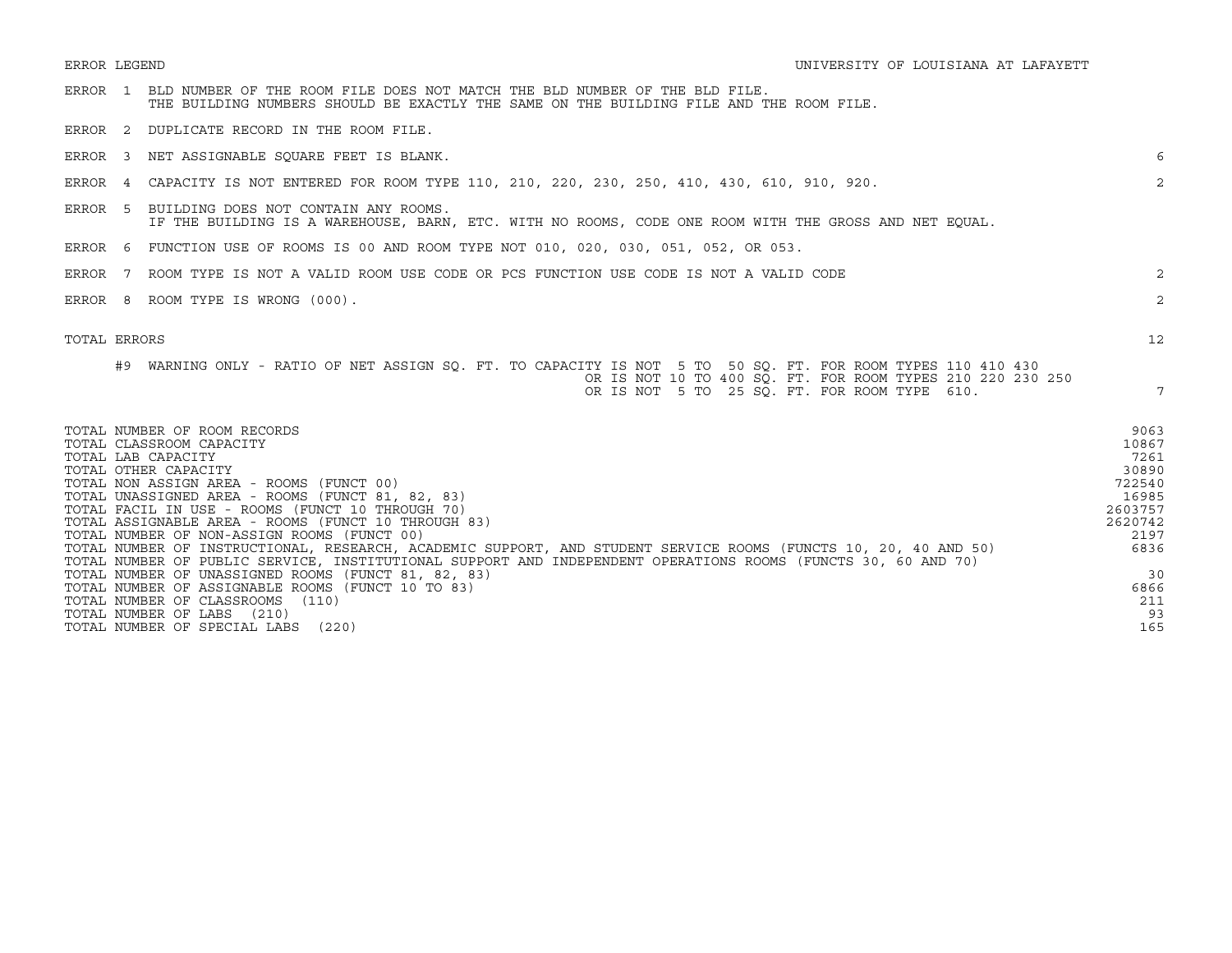ERROR LEGEND

UNIVERSITY OF LOUISIANA AT LAFAYETT

| | | |
|---|---|---|
| ERROR 1 | BLD NUMBER OF THE ROOM FILE DOES NOT MATCH THE BLD NUMBER OF THE BLD FILE. THE BUILDING NUMBERS SHOULD BE EXACTLY THE SAME ON THE BUILDING FILE AND THE ROOM FILE. | |
| ERROR 2 | DUPLICATE RECORD IN THE ROOM FILE. | |
| ERROR 3 | NET ASSIGNABLE SQUARE FEET IS BLANK. | 6 |
| ERROR 4 | CAPACITY IS NOT ENTERED FOR ROOM TYPE 110, 210, 220, 230, 250, 410, 430, 610, 910, 920. | 2 |
| ERROR 5 | BUILDING DOES NOT CONTAIN ANY ROOMS. IF THE BUILDING IS A WAREHOUSE, BARN, ETC. WITH NO ROOMS, CODE ONE ROOM WITH THE GROSS AND NET EQUAL. | |
| ERROR 6 | FUNCTION USE OF ROOMS IS 00 AND ROOM TYPE NOT 010, 020, 030, 051, 052, OR 053. | |
| ERROR 7 | ROOM TYPE IS NOT A VALID ROOM USE CODE OR PCS FUNCTION USE CODE IS NOT A VALID CODE | 2 |
| ERROR 8 | ROOM TYPE IS WRONG (000). | 2 |
| TOTAL ERRORS | | 12 |

#9 WARNING ONLY - RATIO OF NET ASSIGN SQ. FT. TO CAPACITY IS NOT 5 TO 50 SQ. FT. FOR ROOM TYPES 110 410 430
OR IS NOT 10 TO 400 SQ. FT. FOR ROOM TYPES 210 220 230 250
OR IS NOT 5 TO 25 SQ. FT. FOR ROOM TYPE 610. 7

| | |
|---|---|
| TOTAL NUMBER OF ROOM RECORDS | 9063 |
| TOTAL CLASSROOM CAPACITY | 10867 |
| TOTAL LAB CAPACITY | 7261 |
| TOTAL OTHER CAPACITY | 30890 |
| TOTAL NON ASSIGN AREA - ROOMS (FUNCT 00) | 722540 |
| TOTAL UNASSIGNED AREA - ROOMS (FUNCT 81, 82, 83) | 16985 |
| TOTAL FACIL IN USE - ROOMS (FUNCT 10 THROUGH 70) | 2603757 |
| TOTAL ASSIGNABLE AREA - ROOMS (FUNCT 10 THROUGH 83) | 2620742 |
| TOTAL NUMBER OF NON-ASSIGN ROOMS (FUNCT 00) | 2197 |
| TOTAL NUMBER OF INSTRUCTIONAL, RESEARCH, ACADEMIC SUPPORT, AND STUDENT SERVICE ROOMS (FUNCTS 10, 20, 40 AND 50) | 6836 |
| TOTAL NUMBER OF PUBLIC SERVICE, INSTITUTIONAL SUPPORT AND INDEPENDENT OPERATIONS ROOMS (FUNCTS 30, 60 AND 70) | |
| TOTAL NUMBER OF UNASSIGNED ROOMS (FUNCT 81, 82, 83) | 30 |
| TOTAL NUMBER OF ASSIGNABLE ROOMS (FUNCT 10 TO 83) | 6866 |
| TOTAL NUMBER OF CLASSROOMS (110) | 211 |
| TOTAL NUMBER OF LABS (210) | 93 |
| TOTAL NUMBER OF SPECIAL LABS (220) | 165 |